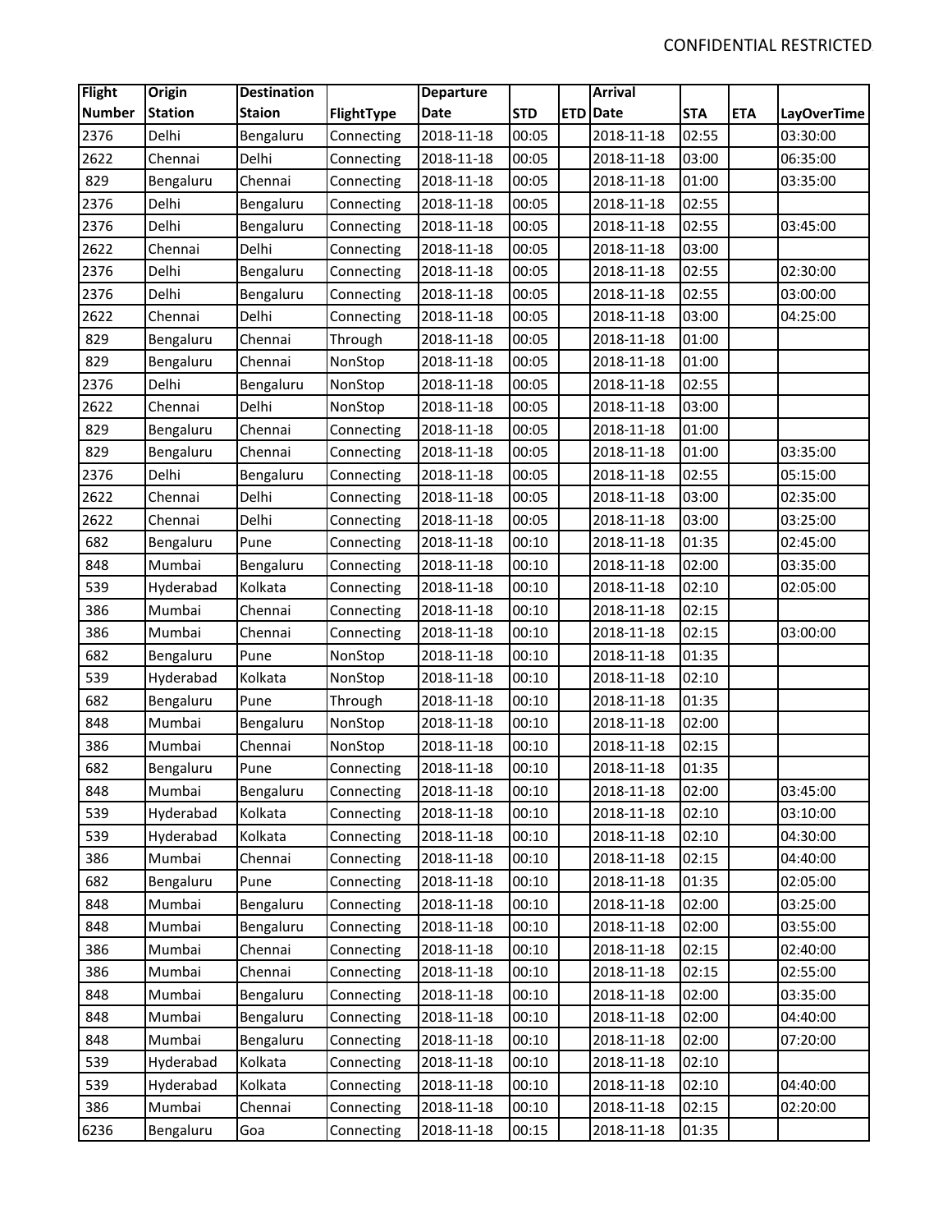| Flight Number | Origin Station | Destination Staion | FlightType | Departure Date | STD | ETD | Arrival Date | STA | ETA | LayOverTime |
|---|---|---|---|---|---|---|---|---|---|---|
| 2376 | Delhi | Bengaluru | Connecting | 2018-11-18 | 00:05 | | 2018-11-18 | 02:55 | | 03:30:00 |
| 2622 | Chennai | Delhi | Connecting | 2018-11-18 | 00:05 | | 2018-11-18 | 03:00 | | 06:35:00 |
| 829 | Bengaluru | Chennai | Connecting | 2018-11-18 | 00:05 | | 2018-11-18 | 01:00 | | 03:35:00 |
| 2376 | Delhi | Bengaluru | Connecting | 2018-11-18 | 00:05 | | 2018-11-18 | 02:55 | | |
| 2376 | Delhi | Bengaluru | Connecting | 2018-11-18 | 00:05 | | 2018-11-18 | 02:55 | | 03:45:00 |
| 2622 | Chennai | Delhi | Connecting | 2018-11-18 | 00:05 | | 2018-11-18 | 03:00 | | |
| 2376 | Delhi | Bengaluru | Connecting | 2018-11-18 | 00:05 | | 2018-11-18 | 02:55 | | 02:30:00 |
| 2376 | Delhi | Bengaluru | Connecting | 2018-11-18 | 00:05 | | 2018-11-18 | 02:55 | | 03:00:00 |
| 2622 | Chennai | Delhi | Connecting | 2018-11-18 | 00:05 | | 2018-11-18 | 03:00 | | 04:25:00 |
| 829 | Bengaluru | Chennai | Through | 2018-11-18 | 00:05 | | 2018-11-18 | 01:00 | | |
| 829 | Bengaluru | Chennai | NonStop | 2018-11-18 | 00:05 | | 2018-11-18 | 01:00 | | |
| 2376 | Delhi | Bengaluru | NonStop | 2018-11-18 | 00:05 | | 2018-11-18 | 02:55 | | |
| 2622 | Chennai | Delhi | NonStop | 2018-11-18 | 00:05 | | 2018-11-18 | 03:00 | | |
| 829 | Bengaluru | Chennai | Connecting | 2018-11-18 | 00:05 | | 2018-11-18 | 01:00 | | |
| 829 | Bengaluru | Chennai | Connecting | 2018-11-18 | 00:05 | | 2018-11-18 | 01:00 | | 03:35:00 |
| 2376 | Delhi | Bengaluru | Connecting | 2018-11-18 | 00:05 | | 2018-11-18 | 02:55 | | 05:15:00 |
| 2622 | Chennai | Delhi | Connecting | 2018-11-18 | 00:05 | | 2018-11-18 | 03:00 | | 02:35:00 |
| 2622 | Chennai | Delhi | Connecting | 2018-11-18 | 00:05 | | 2018-11-18 | 03:00 | | 03:25:00 |
| 682 | Bengaluru | Pune | Connecting | 2018-11-18 | 00:10 | | 2018-11-18 | 01:35 | | 02:45:00 |
| 848 | Mumbai | Bengaluru | Connecting | 2018-11-18 | 00:10 | | 2018-11-18 | 02:00 | | 03:35:00 |
| 539 | Hyderabad | Kolkata | Connecting | 2018-11-18 | 00:10 | | 2018-11-18 | 02:10 | | 02:05:00 |
| 386 | Mumbai | Chennai | Connecting | 2018-11-18 | 00:10 | | 2018-11-18 | 02:15 | | |
| 386 | Mumbai | Chennai | Connecting | 2018-11-18 | 00:10 | | 2018-11-18 | 02:15 | | 03:00:00 |
| 682 | Bengaluru | Pune | NonStop | 2018-11-18 | 00:10 | | 2018-11-18 | 01:35 | | |
| 539 | Hyderabad | Kolkata | NonStop | 2018-11-18 | 00:10 | | 2018-11-18 | 02:10 | | |
| 682 | Bengaluru | Pune | Through | 2018-11-18 | 00:10 | | 2018-11-18 | 01:35 | | |
| 848 | Mumbai | Bengaluru | NonStop | 2018-11-18 | 00:10 | | 2018-11-18 | 02:00 | | |
| 386 | Mumbai | Chennai | NonStop | 2018-11-18 | 00:10 | | 2018-11-18 | 02:15 | | |
| 682 | Bengaluru | Pune | Connecting | 2018-11-18 | 00:10 | | 2018-11-18 | 01:35 | | |
| 848 | Mumbai | Bengaluru | Connecting | 2018-11-18 | 00:10 | | 2018-11-18 | 02:00 | | 03:45:00 |
| 539 | Hyderabad | Kolkata | Connecting | 2018-11-18 | 00:10 | | 2018-11-18 | 02:10 | | 03:10:00 |
| 539 | Hyderabad | Kolkata | Connecting | 2018-11-18 | 00:10 | | 2018-11-18 | 02:10 | | 04:30:00 |
| 386 | Mumbai | Chennai | Connecting | 2018-11-18 | 00:10 | | 2018-11-18 | 02:15 | | 04:40:00 |
| 682 | Bengaluru | Pune | Connecting | 2018-11-18 | 00:10 | | 2018-11-18 | 01:35 | | 02:05:00 |
| 848 | Mumbai | Bengaluru | Connecting | 2018-11-18 | 00:10 | | 2018-11-18 | 02:00 | | 03:25:00 |
| 848 | Mumbai | Bengaluru | Connecting | 2018-11-18 | 00:10 | | 2018-11-18 | 02:00 | | 03:55:00 |
| 386 | Mumbai | Chennai | Connecting | 2018-11-18 | 00:10 | | 2018-11-18 | 02:15 | | 02:40:00 |
| 386 | Mumbai | Chennai | Connecting | 2018-11-18 | 00:10 | | 2018-11-18 | 02:15 | | 02:55:00 |
| 848 | Mumbai | Bengaluru | Connecting | 2018-11-18 | 00:10 | | 2018-11-18 | 02:00 | | 03:35:00 |
| 848 | Mumbai | Bengaluru | Connecting | 2018-11-18 | 00:10 | | 2018-11-18 | 02:00 | | 04:40:00 |
| 848 | Mumbai | Bengaluru | Connecting | 2018-11-18 | 00:10 | | 2018-11-18 | 02:00 | | 07:20:00 |
| 539 | Hyderabad | Kolkata | Connecting | 2018-11-18 | 00:10 | | 2018-11-18 | 02:10 | | |
| 539 | Hyderabad | Kolkata | Connecting | 2018-11-18 | 00:10 | | 2018-11-18 | 02:10 | | 04:40:00 |
| 386 | Mumbai | Chennai | Connecting | 2018-11-18 | 00:10 | | 2018-11-18 | 02:15 | | 02:20:00 |
| 6236 | Bengaluru | Goa | Connecting | 2018-11-18 | 00:15 | | 2018-11-18 | 01:35 | | |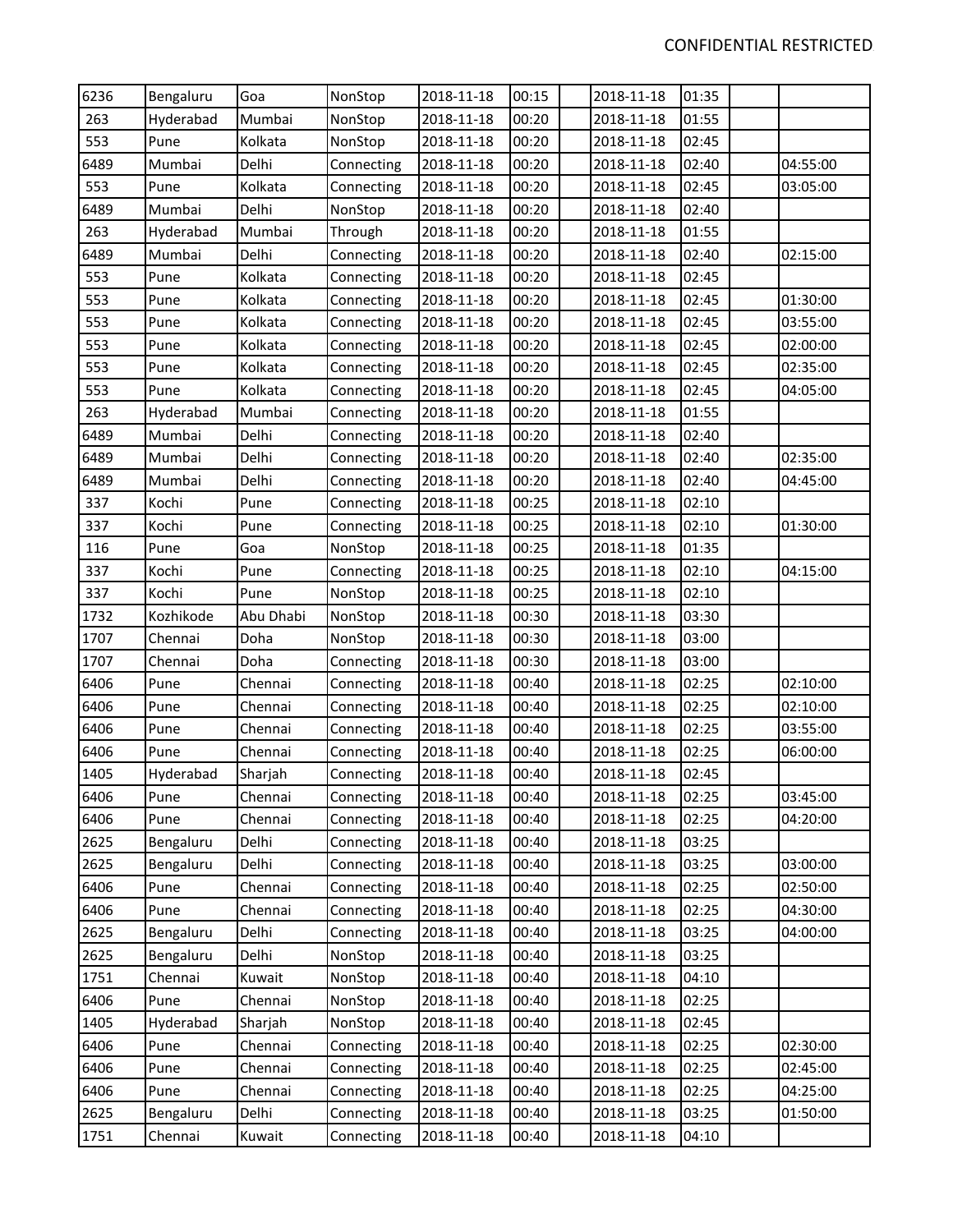| | | | | | | | | | | |
|---|---|---|---|---|---|---|---|---|---|---|
| 6236 | Bengaluru | Goa | NonStop | 2018-11-18 | 00:15 | | 2018-11-18 | 01:35 | | |
| 263 | Hyderabad | Mumbai | NonStop | 2018-11-18 | 00:20 | | 2018-11-18 | 01:55 | | |
| 553 | Pune | Kolkata | NonStop | 2018-11-18 | 00:20 | | 2018-11-18 | 02:45 | | |
| 6489 | Mumbai | Delhi | Connecting | 2018-11-18 | 00:20 | | 2018-11-18 | 02:40 | | 04:55:00 |
| 553 | Pune | Kolkata | Connecting | 2018-11-18 | 00:20 | | 2018-11-18 | 02:45 | | 03:05:00 |
| 6489 | Mumbai | Delhi | NonStop | 2018-11-18 | 00:20 | | 2018-11-18 | 02:40 | | |
| 263 | Hyderabad | Mumbai | Through | 2018-11-18 | 00:20 | | 2018-11-18 | 01:55 | | |
| 6489 | Mumbai | Delhi | Connecting | 2018-11-18 | 00:20 | | 2018-11-18 | 02:40 | | 02:15:00 |
| 553 | Pune | Kolkata | Connecting | 2018-11-18 | 00:20 | | 2018-11-18 | 02:45 | | |
| 553 | Pune | Kolkata | Connecting | 2018-11-18 | 00:20 | | 2018-11-18 | 02:45 | | 01:30:00 |
| 553 | Pune | Kolkata | Connecting | 2018-11-18 | 00:20 | | 2018-11-18 | 02:45 | | 03:55:00 |
| 553 | Pune | Kolkata | Connecting | 2018-11-18 | 00:20 | | 2018-11-18 | 02:45 | | 02:00:00 |
| 553 | Pune | Kolkata | Connecting | 2018-11-18 | 00:20 | | 2018-11-18 | 02:45 | | 02:35:00 |
| 553 | Pune | Kolkata | Connecting | 2018-11-18 | 00:20 | | 2018-11-18 | 02:45 | | 04:05:00 |
| 263 | Hyderabad | Mumbai | Connecting | 2018-11-18 | 00:20 | | 2018-11-18 | 01:55 | | |
| 6489 | Mumbai | Delhi | Connecting | 2018-11-18 | 00:20 | | 2018-11-18 | 02:40 | | |
| 6489 | Mumbai | Delhi | Connecting | 2018-11-18 | 00:20 | | 2018-11-18 | 02:40 | | 02:35:00 |
| 6489 | Mumbai | Delhi | Connecting | 2018-11-18 | 00:20 | | 2018-11-18 | 02:40 | | 04:45:00 |
| 337 | Kochi | Pune | Connecting | 2018-11-18 | 00:25 | | 2018-11-18 | 02:10 | | |
| 337 | Kochi | Pune | Connecting | 2018-11-18 | 00:25 | | 2018-11-18 | 02:10 | | 01:30:00 |
| 116 | Pune | Goa | NonStop | 2018-11-18 | 00:25 | | 2018-11-18 | 01:35 | | |
| 337 | Kochi | Pune | Connecting | 2018-11-18 | 00:25 | | 2018-11-18 | 02:10 | | 04:15:00 |
| 337 | Kochi | Pune | NonStop | 2018-11-18 | 00:25 | | 2018-11-18 | 02:10 | | |
| 1732 | Kozhikode | Abu Dhabi | NonStop | 2018-11-18 | 00:30 | | 2018-11-18 | 03:30 | | |
| 1707 | Chennai | Doha | NonStop | 2018-11-18 | 00:30 | | 2018-11-18 | 03:00 | | |
| 1707 | Chennai | Doha | Connecting | 2018-11-18 | 00:30 | | 2018-11-18 | 03:00 | | |
| 6406 | Pune | Chennai | Connecting | 2018-11-18 | 00:40 | | 2018-11-18 | 02:25 | | 02:10:00 |
| 6406 | Pune | Chennai | Connecting | 2018-11-18 | 00:40 | | 2018-11-18 | 02:25 | | 02:10:00 |
| 6406 | Pune | Chennai | Connecting | 2018-11-18 | 00:40 | | 2018-11-18 | 02:25 | | 03:55:00 |
| 6406 | Pune | Chennai | Connecting | 2018-11-18 | 00:40 | | 2018-11-18 | 02:25 | | 06:00:00 |
| 1405 | Hyderabad | Sharjah | Connecting | 2018-11-18 | 00:40 | | 2018-11-18 | 02:45 | | |
| 6406 | Pune | Chennai | Connecting | 2018-11-18 | 00:40 | | 2018-11-18 | 02:25 | | 03:45:00 |
| 6406 | Pune | Chennai | Connecting | 2018-11-18 | 00:40 | | 2018-11-18 | 02:25 | | 04:20:00 |
| 2625 | Bengaluru | Delhi | Connecting | 2018-11-18 | 00:40 | | 2018-11-18 | 03:25 | | |
| 2625 | Bengaluru | Delhi | Connecting | 2018-11-18 | 00:40 | | 2018-11-18 | 03:25 | | 03:00:00 |
| 6406 | Pune | Chennai | Connecting | 2018-11-18 | 00:40 | | 2018-11-18 | 02:25 | | 02:50:00 |
| 6406 | Pune | Chennai | Connecting | 2018-11-18 | 00:40 | | 2018-11-18 | 02:25 | | 04:30:00 |
| 2625 | Bengaluru | Delhi | Connecting | 2018-11-18 | 00:40 | | 2018-11-18 | 03:25 | | 04:00:00 |
| 2625 | Bengaluru | Delhi | NonStop | 2018-11-18 | 00:40 | | 2018-11-18 | 03:25 | | |
| 1751 | Chennai | Kuwait | NonStop | 2018-11-18 | 00:40 | | 2018-11-18 | 04:10 | | |
| 6406 | Pune | Chennai | NonStop | 2018-11-18 | 00:40 | | 2018-11-18 | 02:25 | | |
| 1405 | Hyderabad | Sharjah | NonStop | 2018-11-18 | 00:40 | | 2018-11-18 | 02:45 | | |
| 6406 | Pune | Chennai | Connecting | 2018-11-18 | 00:40 | | 2018-11-18 | 02:25 | | 02:30:00 |
| 6406 | Pune | Chennai | Connecting | 2018-11-18 | 00:40 | | 2018-11-18 | 02:25 | | 02:45:00 |
| 6406 | Pune | Chennai | Connecting | 2018-11-18 | 00:40 | | 2018-11-18 | 02:25 | | 04:25:00 |
| 2625 | Bengaluru | Delhi | Connecting | 2018-11-18 | 00:40 | | 2018-11-18 | 03:25 | | 01:50:00 |
| 1751 | Chennai | Kuwait | Connecting | 2018-11-18 | 00:40 | | 2018-11-18 | 04:10 | | |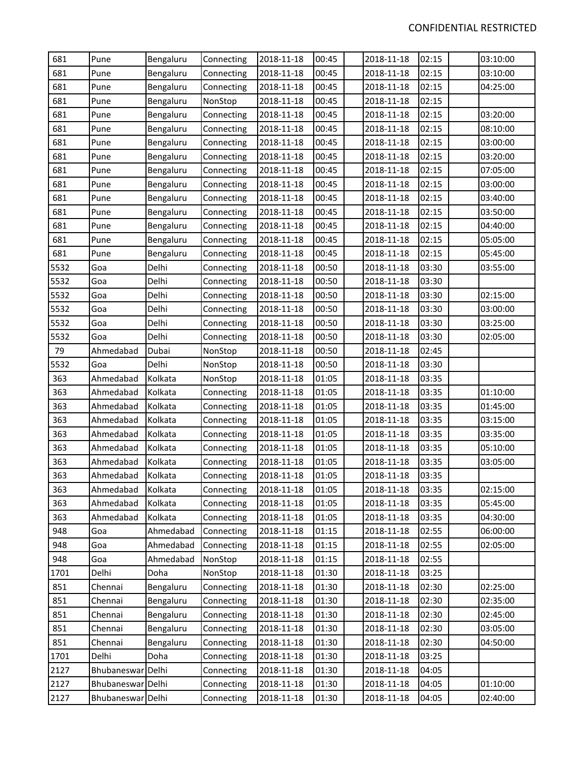| | | | | | | | | | | |
|---|---|---|---|---|---|---|---|---|---|---|
| 681 | Pune | Bengaluru | Connecting | 2018-11-18 | 00:45 | | 2018-11-18 | 02:15 | | 03:10:00 |
| 681 | Pune | Bengaluru | Connecting | 2018-11-18 | 00:45 | | 2018-11-18 | 02:15 | | 03:10:00 |
| 681 | Pune | Bengaluru | Connecting | 2018-11-18 | 00:45 | | 2018-11-18 | 02:15 | | 04:25:00 |
| 681 | Pune | Bengaluru | NonStop | 2018-11-18 | 00:45 | | 2018-11-18 | 02:15 | | |
| 681 | Pune | Bengaluru | Connecting | 2018-11-18 | 00:45 | | 2018-11-18 | 02:15 | | 03:20:00 |
| 681 | Pune | Bengaluru | Connecting | 2018-11-18 | 00:45 | | 2018-11-18 | 02:15 | | 08:10:00 |
| 681 | Pune | Bengaluru | Connecting | 2018-11-18 | 00:45 | | 2018-11-18 | 02:15 | | 03:00:00 |
| 681 | Pune | Bengaluru | Connecting | 2018-11-18 | 00:45 | | 2018-11-18 | 02:15 | | 03:20:00 |
| 681 | Pune | Bengaluru | Connecting | 2018-11-18 | 00:45 | | 2018-11-18 | 02:15 | | 07:05:00 |
| 681 | Pune | Bengaluru | Connecting | 2018-11-18 | 00:45 | | 2018-11-18 | 02:15 | | 03:00:00 |
| 681 | Pune | Bengaluru | Connecting | 2018-11-18 | 00:45 | | 2018-11-18 | 02:15 | | 03:40:00 |
| 681 | Pune | Bengaluru | Connecting | 2018-11-18 | 00:45 | | 2018-11-18 | 02:15 | | 03:50:00 |
| 681 | Pune | Bengaluru | Connecting | 2018-11-18 | 00:45 | | 2018-11-18 | 02:15 | | 04:40:00 |
| 681 | Pune | Bengaluru | Connecting | 2018-11-18 | 00:45 | | 2018-11-18 | 02:15 | | 05:05:00 |
| 681 | Pune | Bengaluru | Connecting | 2018-11-18 | 00:45 | | 2018-11-18 | 02:15 | | 05:45:00 |
| 5532 | Goa | Delhi | Connecting | 2018-11-18 | 00:50 | | 2018-11-18 | 03:30 | | 03:55:00 |
| 5532 | Goa | Delhi | Connecting | 2018-11-18 | 00:50 | | 2018-11-18 | 03:30 | | |
| 5532 | Goa | Delhi | Connecting | 2018-11-18 | 00:50 | | 2018-11-18 | 03:30 | | 02:15:00 |
| 5532 | Goa | Delhi | Connecting | 2018-11-18 | 00:50 | | 2018-11-18 | 03:30 | | 03:00:00 |
| 5532 | Goa | Delhi | Connecting | 2018-11-18 | 00:50 | | 2018-11-18 | 03:30 | | 03:25:00 |
| 5532 | Goa | Delhi | Connecting | 2018-11-18 | 00:50 | | 2018-11-18 | 03:30 | | 02:05:00 |
| 79 | Ahmedabad | Dubai | NonStop | 2018-11-18 | 00:50 | | 2018-11-18 | 02:45 | | |
| 5532 | Goa | Delhi | NonStop | 2018-11-18 | 00:50 | | 2018-11-18 | 03:30 | | |
| 363 | Ahmedabad | Kolkata | NonStop | 2018-11-18 | 01:05 | | 2018-11-18 | 03:35 | | |
| 363 | Ahmedabad | Kolkata | Connecting | 2018-11-18 | 01:05 | | 2018-11-18 | 03:35 | | 01:10:00 |
| 363 | Ahmedabad | Kolkata | Connecting | 2018-11-18 | 01:05 | | 2018-11-18 | 03:35 | | 01:45:00 |
| 363 | Ahmedabad | Kolkata | Connecting | 2018-11-18 | 01:05 | | 2018-11-18 | 03:35 | | 03:15:00 |
| 363 | Ahmedabad | Kolkata | Connecting | 2018-11-18 | 01:05 | | 2018-11-18 | 03:35 | | 03:35:00 |
| 363 | Ahmedabad | Kolkata | Connecting | 2018-11-18 | 01:05 | | 2018-11-18 | 03:35 | | 05:10:00 |
| 363 | Ahmedabad | Kolkata | Connecting | 2018-11-18 | 01:05 | | 2018-11-18 | 03:35 | | 03:05:00 |
| 363 | Ahmedabad | Kolkata | Connecting | 2018-11-18 | 01:05 | | 2018-11-18 | 03:35 | | |
| 363 | Ahmedabad | Kolkata | Connecting | 2018-11-18 | 01:05 | | 2018-11-18 | 03:35 | | 02:15:00 |
| 363 | Ahmedabad | Kolkata | Connecting | 2018-11-18 | 01:05 | | 2018-11-18 | 03:35 | | 05:45:00 |
| 363 | Ahmedabad | Kolkata | Connecting | 2018-11-18 | 01:05 | | 2018-11-18 | 03:35 | | 04:30:00 |
| 948 | Goa | Ahmedabad | Connecting | 2018-11-18 | 01:15 | | 2018-11-18 | 02:55 | | 06:00:00 |
| 948 | Goa | Ahmedabad | Connecting | 2018-11-18 | 01:15 | | 2018-11-18 | 02:55 | | 02:05:00 |
| 948 | Goa | Ahmedabad | NonStop | 2018-11-18 | 01:15 | | 2018-11-18 | 02:55 | | |
| 1701 | Delhi | Doha | NonStop | 2018-11-18 | 01:30 | | 2018-11-18 | 03:25 | | |
| 851 | Chennai | Bengaluru | Connecting | 2018-11-18 | 01:30 | | 2018-11-18 | 02:30 | | 02:25:00 |
| 851 | Chennai | Bengaluru | Connecting | 2018-11-18 | 01:30 | | 2018-11-18 | 02:30 | | 02:35:00 |
| 851 | Chennai | Bengaluru | Connecting | 2018-11-18 | 01:30 | | 2018-11-18 | 02:30 | | 02:45:00 |
| 851 | Chennai | Bengaluru | Connecting | 2018-11-18 | 01:30 | | 2018-11-18 | 02:30 | | 03:05:00 |
| 851 | Chennai | Bengaluru | Connecting | 2018-11-18 | 01:30 | | 2018-11-18 | 02:30 | | 04:50:00 |
| 1701 | Delhi | Doha | Connecting | 2018-11-18 | 01:30 | | 2018-11-18 | 03:25 | | |
| 2127 | Bhubaneswar | Delhi | Connecting | 2018-11-18 | 01:30 | | 2018-11-18 | 04:05 | | |
| 2127 | Bhubaneswar | Delhi | Connecting | 2018-11-18 | 01:30 | | 2018-11-18 | 04:05 | | 01:10:00 |
| 2127 | Bhubaneswar | Delhi | Connecting | 2018-11-18 | 01:30 | | 2018-11-18 | 04:05 | | 02:40:00 |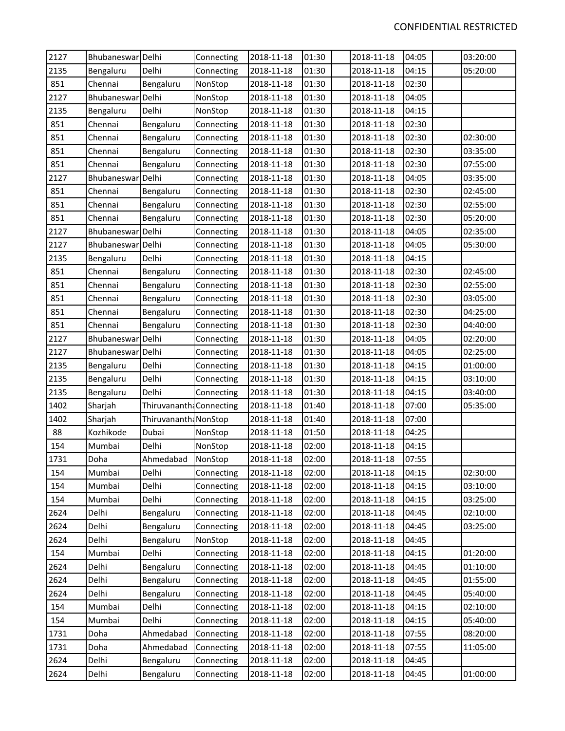| | | | | | | | | | | |
|---|---|---|---|---|---|---|---|---|---|---|
| 2127 | Bhubaneswar | Delhi | Connecting | 2018-11-18 | 01:30 | | 2018-11-18 | 04:05 | | 03:20:00 |
| 2135 | Bengaluru | Delhi | Connecting | 2018-11-18 | 01:30 | | 2018-11-18 | 04:15 | | 05:20:00 |
| 851 | Chennai | Bengaluru | NonStop | 2018-11-18 | 01:30 | | 2018-11-18 | 02:30 | | |
| 2127 | Bhubaneswar | Delhi | NonStop | 2018-11-18 | 01:30 | | 2018-11-18 | 04:05 | | |
| 2135 | Bengaluru | Delhi | NonStop | 2018-11-18 | 01:30 | | 2018-11-18 | 04:15 | | |
| 851 | Chennai | Bengaluru | Connecting | 2018-11-18 | 01:30 | | 2018-11-18 | 02:30 | | |
| 851 | Chennai | Bengaluru | Connecting | 2018-11-18 | 01:30 | | 2018-11-18 | 02:30 | | 02:30:00 |
| 851 | Chennai | Bengaluru | Connecting | 2018-11-18 | 01:30 | | 2018-11-18 | 02:30 | | 03:35:00 |
| 851 | Chennai | Bengaluru | Connecting | 2018-11-18 | 01:30 | | 2018-11-18 | 02:30 | | 07:55:00 |
| 2127 | Bhubaneswar | Delhi | Connecting | 2018-11-18 | 01:30 | | 2018-11-18 | 04:05 | | 03:35:00 |
| 851 | Chennai | Bengaluru | Connecting | 2018-11-18 | 01:30 | | 2018-11-18 | 02:30 | | 02:45:00 |
| 851 | Chennai | Bengaluru | Connecting | 2018-11-18 | 01:30 | | 2018-11-18 | 02:30 | | 02:55:00 |
| 851 | Chennai | Bengaluru | Connecting | 2018-11-18 | 01:30 | | 2018-11-18 | 02:30 | | 05:20:00 |
| 2127 | Bhubaneswar | Delhi | Connecting | 2018-11-18 | 01:30 | | 2018-11-18 | 04:05 | | 02:35:00 |
| 2127 | Bhubaneswar | Delhi | Connecting | 2018-11-18 | 01:30 | | 2018-11-18 | 04:05 | | 05:30:00 |
| 2135 | Bengaluru | Delhi | Connecting | 2018-11-18 | 01:30 | | 2018-11-18 | 04:15 | | |
| 851 | Chennai | Bengaluru | Connecting | 2018-11-18 | 01:30 | | 2018-11-18 | 02:30 | | 02:45:00 |
| 851 | Chennai | Bengaluru | Connecting | 2018-11-18 | 01:30 | | 2018-11-18 | 02:30 | | 02:55:00 |
| 851 | Chennai | Bengaluru | Connecting | 2018-11-18 | 01:30 | | 2018-11-18 | 02:30 | | 03:05:00 |
| 851 | Chennai | Bengaluru | Connecting | 2018-11-18 | 01:30 | | 2018-11-18 | 02:30 | | 04:25:00 |
| 851 | Chennai | Bengaluru | Connecting | 2018-11-18 | 01:30 | | 2018-11-18 | 02:30 | | 04:40:00 |
| 2127 | Bhubaneswar | Delhi | Connecting | 2018-11-18 | 01:30 | | 2018-11-18 | 04:05 | | 02:20:00 |
| 2127 | Bhubaneswar | Delhi | Connecting | 2018-11-18 | 01:30 | | 2018-11-18 | 04:05 | | 02:25:00 |
| 2135 | Bengaluru | Delhi | Connecting | 2018-11-18 | 01:30 | | 2018-11-18 | 04:15 | | 01:00:00 |
| 2135 | Bengaluru | Delhi | Connecting | 2018-11-18 | 01:30 | | 2018-11-18 | 04:15 | | 03:10:00 |
| 2135 | Bengaluru | Delhi | Connecting | 2018-11-18 | 01:30 | | 2018-11-18 | 04:15 | | 03:40:00 |
| 1402 | Sharjah | Thiruvananth | Connecting | 2018-11-18 | 01:40 | | 2018-11-18 | 07:00 | | 05:35:00 |
| 1402 | Sharjah | Thiruvananth | NonStop | 2018-11-18 | 01:40 | | 2018-11-18 | 07:00 | | |
| 88 | Kozhikode | Dubai | NonStop | 2018-11-18 | 01:50 | | 2018-11-18 | 04:25 | | |
| 154 | Mumbai | Delhi | NonStop | 2018-11-18 | 02:00 | | 2018-11-18 | 04:15 | | |
| 1731 | Doha | Ahmedabad | NonStop | 2018-11-18 | 02:00 | | 2018-11-18 | 07:55 | | |
| 154 | Mumbai | Delhi | Connecting | 2018-11-18 | 02:00 | | 2018-11-18 | 04:15 | | 02:30:00 |
| 154 | Mumbai | Delhi | Connecting | 2018-11-18 | 02:00 | | 2018-11-18 | 04:15 | | 03:10:00 |
| 154 | Mumbai | Delhi | Connecting | 2018-11-18 | 02:00 | | 2018-11-18 | 04:15 | | 03:25:00 |
| 2624 | Delhi | Bengaluru | Connecting | 2018-11-18 | 02:00 | | 2018-11-18 | 04:45 | | 02:10:00 |
| 2624 | Delhi | Bengaluru | Connecting | 2018-11-18 | 02:00 | | 2018-11-18 | 04:45 | | 03:25:00 |
| 2624 | Delhi | Bengaluru | NonStop | 2018-11-18 | 02:00 | | 2018-11-18 | 04:45 | | |
| 154 | Mumbai | Delhi | Connecting | 2018-11-18 | 02:00 | | 2018-11-18 | 04:15 | | 01:20:00 |
| 2624 | Delhi | Bengaluru | Connecting | 2018-11-18 | 02:00 | | 2018-11-18 | 04:45 | | 01:10:00 |
| 2624 | Delhi | Bengaluru | Connecting | 2018-11-18 | 02:00 | | 2018-11-18 | 04:45 | | 01:55:00 |
| 2624 | Delhi | Bengaluru | Connecting | 2018-11-18 | 02:00 | | 2018-11-18 | 04:45 | | 05:40:00 |
| 154 | Mumbai | Delhi | Connecting | 2018-11-18 | 02:00 | | 2018-11-18 | 04:15 | | 02:10:00 |
| 154 | Mumbai | Delhi | Connecting | 2018-11-18 | 02:00 | | 2018-11-18 | 04:15 | | 05:40:00 |
| 1731 | Doha | Ahmedabad | Connecting | 2018-11-18 | 02:00 | | 2018-11-18 | 07:55 | | 08:20:00 |
| 1731 | Doha | Ahmedabad | Connecting | 2018-11-18 | 02:00 | | 2018-11-18 | 07:55 | | 11:05:00 |
| 2624 | Delhi | Bengaluru | Connecting | 2018-11-18 | 02:00 | | 2018-11-18 | 04:45 | | |
| 2624 | Delhi | Bengaluru | Connecting | 2018-11-18 | 02:00 | | 2018-11-18 | 04:45 | | 01:00:00 |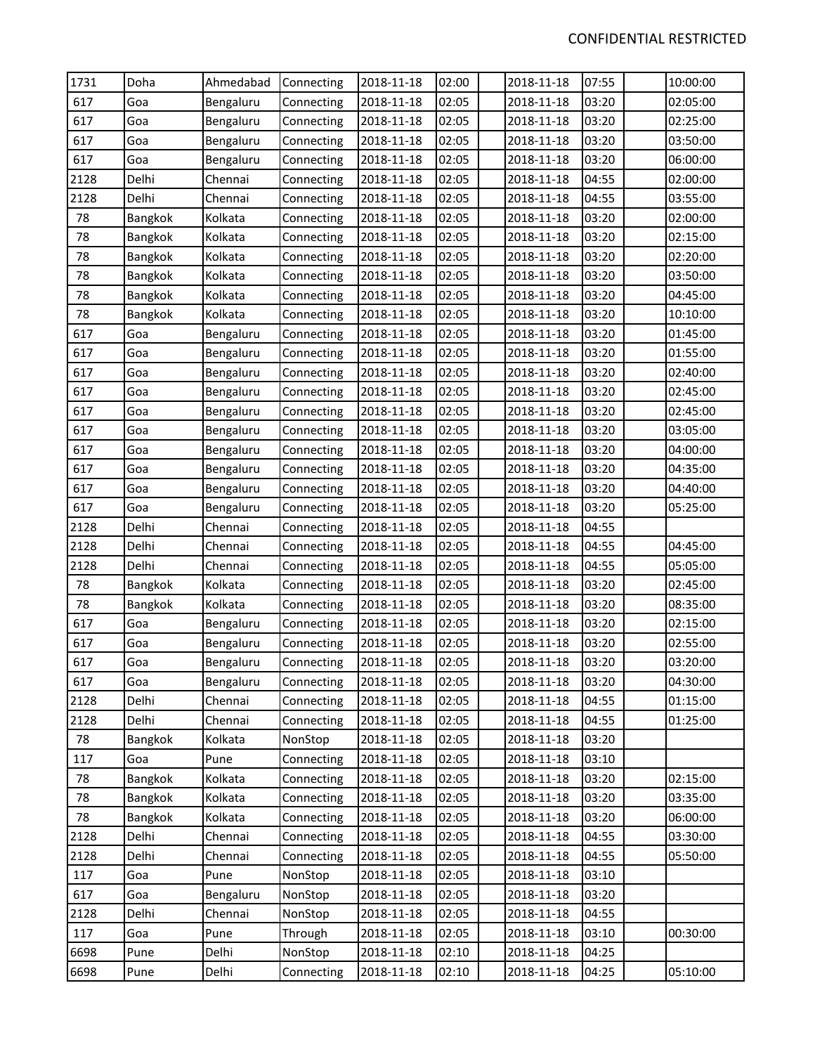| | | | | | | | | | |
|---|---|---|---|---|---|---|---|---|---|
| 1731 | Doha | Ahmedabad | Connecting | 2018-11-18 | 02:00 | | 2018-11-18 | 07:55 | | 10:00:00 |
| 617 | Goa | Bengaluru | Connecting | 2018-11-18 | 02:05 | | 2018-11-18 | 03:20 | | 02:05:00 |
| 617 | Goa | Bengaluru | Connecting | 2018-11-18 | 02:05 | | 2018-11-18 | 03:20 | | 02:25:00 |
| 617 | Goa | Bengaluru | Connecting | 2018-11-18 | 02:05 | | 2018-11-18 | 03:20 | | 03:50:00 |
| 617 | Goa | Bengaluru | Connecting | 2018-11-18 | 02:05 | | 2018-11-18 | 03:20 | | 06:00:00 |
| 2128 | Delhi | Chennai | Connecting | 2018-11-18 | 02:05 | | 2018-11-18 | 04:55 | | 02:00:00 |
| 2128 | Delhi | Chennai | Connecting | 2018-11-18 | 02:05 | | 2018-11-18 | 04:55 | | 03:55:00 |
| 78 | Bangkok | Kolkata | Connecting | 2018-11-18 | 02:05 | | 2018-11-18 | 03:20 | | 02:00:00 |
| 78 | Bangkok | Kolkata | Connecting | 2018-11-18 | 02:05 | | 2018-11-18 | 03:20 | | 02:15:00 |
| 78 | Bangkok | Kolkata | Connecting | 2018-11-18 | 02:05 | | 2018-11-18 | 03:20 | | 02:20:00 |
| 78 | Bangkok | Kolkata | Connecting | 2018-11-18 | 02:05 | | 2018-11-18 | 03:20 | | 03:50:00 |
| 78 | Bangkok | Kolkata | Connecting | 2018-11-18 | 02:05 | | 2018-11-18 | 03:20 | | 04:45:00 |
| 78 | Bangkok | Kolkata | Connecting | 2018-11-18 | 02:05 | | 2018-11-18 | 03:20 | | 10:10:00 |
| 617 | Goa | Bengaluru | Connecting | 2018-11-18 | 02:05 | | 2018-11-18 | 03:20 | | 01:45:00 |
| 617 | Goa | Bengaluru | Connecting | 2018-11-18 | 02:05 | | 2018-11-18 | 03:20 | | 01:55:00 |
| 617 | Goa | Bengaluru | Connecting | 2018-11-18 | 02:05 | | 2018-11-18 | 03:20 | | 02:40:00 |
| 617 | Goa | Bengaluru | Connecting | 2018-11-18 | 02:05 | | 2018-11-18 | 03:20 | | 02:45:00 |
| 617 | Goa | Bengaluru | Connecting | 2018-11-18 | 02:05 | | 2018-11-18 | 03:20 | | 02:45:00 |
| 617 | Goa | Bengaluru | Connecting | 2018-11-18 | 02:05 | | 2018-11-18 | 03:20 | | 03:05:00 |
| 617 | Goa | Bengaluru | Connecting | 2018-11-18 | 02:05 | | 2018-11-18 | 03:20 | | 04:00:00 |
| 617 | Goa | Bengaluru | Connecting | 2018-11-18 | 02:05 | | 2018-11-18 | 03:20 | | 04:35:00 |
| 617 | Goa | Bengaluru | Connecting | 2018-11-18 | 02:05 | | 2018-11-18 | 03:20 | | 04:40:00 |
| 617 | Goa | Bengaluru | Connecting | 2018-11-18 | 02:05 | | 2018-11-18 | 03:20 | | 05:25:00 |
| 2128 | Delhi | Chennai | Connecting | 2018-11-18 | 02:05 | | 2018-11-18 | 04:55 | | |
| 2128 | Delhi | Chennai | Connecting | 2018-11-18 | 02:05 | | 2018-11-18 | 04:55 | | 04:45:00 |
| 2128 | Delhi | Chennai | Connecting | 2018-11-18 | 02:05 | | 2018-11-18 | 04:55 | | 05:05:00 |
| 78 | Bangkok | Kolkata | Connecting | 2018-11-18 | 02:05 | | 2018-11-18 | 03:20 | | 02:45:00 |
| 78 | Bangkok | Kolkata | Connecting | 2018-11-18 | 02:05 | | 2018-11-18 | 03:20 | | 08:35:00 |
| 617 | Goa | Bengaluru | Connecting | 2018-11-18 | 02:05 | | 2018-11-18 | 03:20 | | 02:15:00 |
| 617 | Goa | Bengaluru | Connecting | 2018-11-18 | 02:05 | | 2018-11-18 | 03:20 | | 02:55:00 |
| 617 | Goa | Bengaluru | Connecting | 2018-11-18 | 02:05 | | 2018-11-18 | 03:20 | | 03:20:00 |
| 617 | Goa | Bengaluru | Connecting | 2018-11-18 | 02:05 | | 2018-11-18 | 03:20 | | 04:30:00 |
| 2128 | Delhi | Chennai | Connecting | 2018-11-18 | 02:05 | | 2018-11-18 | 04:55 | | 01:15:00 |
| 2128 | Delhi | Chennai | Connecting | 2018-11-18 | 02:05 | | 2018-11-18 | 04:55 | | 01:25:00 |
| 78 | Bangkok | Kolkata | NonStop | 2018-11-18 | 02:05 | | 2018-11-18 | 03:20 | | |
| 117 | Goa | Pune | Connecting | 2018-11-18 | 02:05 | | 2018-11-18 | 03:10 | | |
| 78 | Bangkok | Kolkata | Connecting | 2018-11-18 | 02:05 | | 2018-11-18 | 03:20 | | 02:15:00 |
| 78 | Bangkok | Kolkata | Connecting | 2018-11-18 | 02:05 | | 2018-11-18 | 03:20 | | 03:35:00 |
| 78 | Bangkok | Kolkata | Connecting | 2018-11-18 | 02:05 | | 2018-11-18 | 03:20 | | 06:00:00 |
| 2128 | Delhi | Chennai | Connecting | 2018-11-18 | 02:05 | | 2018-11-18 | 04:55 | | 03:30:00 |
| 2128 | Delhi | Chennai | Connecting | 2018-11-18 | 02:05 | | 2018-11-18 | 04:55 | | 05:50:00 |
| 117 | Goa | Pune | NonStop | 2018-11-18 | 02:05 | | 2018-11-18 | 03:10 | | |
| 617 | Goa | Bengaluru | NonStop | 2018-11-18 | 02:05 | | 2018-11-18 | 03:20 | | |
| 2128 | Delhi | Chennai | NonStop | 2018-11-18 | 02:05 | | 2018-11-18 | 04:55 | | |
| 117 | Goa | Pune | Through | 2018-11-18 | 02:05 | | 2018-11-18 | 03:10 | | 00:30:00 |
| 6698 | Pune | Delhi | NonStop | 2018-11-18 | 02:10 | | 2018-11-18 | 04:25 | | |
| 6698 | Pune | Delhi | Connecting | 2018-11-18 | 02:10 | | 2018-11-18 | 04:25 | | 05:10:00 |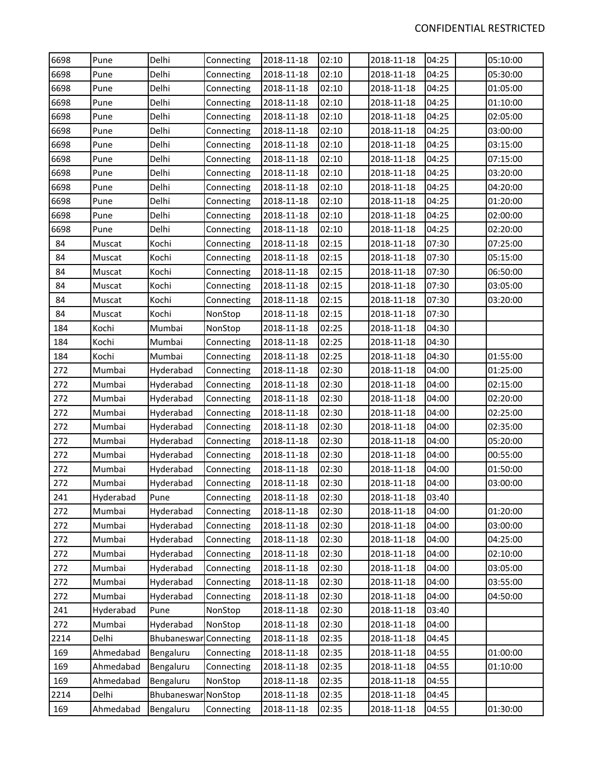| 6698 | Pune | Delhi | Connecting | 2018-11-18 | 02:10 | | 2018-11-18 | 04:25 | | 05:10:00 |
|---|---|---|---|---|---|---|---|---|---|---|
| 6698 | Pune | Delhi | Connecting | 2018-11-18 | 02:10 | | 2018-11-18 | 04:25 | | 05:30:00 |
| 6698 | Pune | Delhi | Connecting | 2018-11-18 | 02:10 | | 2018-11-18 | 04:25 | | 01:05:00 |
| 6698 | Pune | Delhi | Connecting | 2018-11-18 | 02:10 | | 2018-11-18 | 04:25 | | 01:10:00 |
| 6698 | Pune | Delhi | Connecting | 2018-11-18 | 02:10 | | 2018-11-18 | 04:25 | | 02:05:00 |
| 6698 | Pune | Delhi | Connecting | 2018-11-18 | 02:10 | | 2018-11-18 | 04:25 | | 03:00:00 |
| 6698 | Pune | Delhi | Connecting | 2018-11-18 | 02:10 | | 2018-11-18 | 04:25 | | 03:15:00 |
| 6698 | Pune | Delhi | Connecting | 2018-11-18 | 02:10 | | 2018-11-18 | 04:25 | | 07:15:00 |
| 6698 | Pune | Delhi | Connecting | 2018-11-18 | 02:10 | | 2018-11-18 | 04:25 | | 03:20:00 |
| 6698 | Pune | Delhi | Connecting | 2018-11-18 | 02:10 | | 2018-11-18 | 04:25 | | 04:20:00 |
| 6698 | Pune | Delhi | Connecting | 2018-11-18 | 02:10 | | 2018-11-18 | 04:25 | | 01:20:00 |
| 6698 | Pune | Delhi | Connecting | 2018-11-18 | 02:10 | | 2018-11-18 | 04:25 | | 02:00:00 |
| 6698 | Pune | Delhi | Connecting | 2018-11-18 | 02:10 | | 2018-11-18 | 04:25 | | 02:20:00 |
| 84 | Muscat | Kochi | Connecting | 2018-11-18 | 02:15 | | 2018-11-18 | 07:30 | | 07:25:00 |
| 84 | Muscat | Kochi | Connecting | 2018-11-18 | 02:15 | | 2018-11-18 | 07:30 | | 05:15:00 |
| 84 | Muscat | Kochi | Connecting | 2018-11-18 | 02:15 | | 2018-11-18 | 07:30 | | 06:50:00 |
| 84 | Muscat | Kochi | Connecting | 2018-11-18 | 02:15 | | 2018-11-18 | 07:30 | | 03:05:00 |
| 84 | Muscat | Kochi | Connecting | 2018-11-18 | 02:15 | | 2018-11-18 | 07:30 | | 03:20:00 |
| 84 | Muscat | Kochi | NonStop | 2018-11-18 | 02:15 | | 2018-11-18 | 07:30 | | |
| 184 | Kochi | Mumbai | NonStop | 2018-11-18 | 02:25 | | 2018-11-18 | 04:30 | | |
| 184 | Kochi | Mumbai | Connecting | 2018-11-18 | 02:25 | | 2018-11-18 | 04:30 | | |
| 184 | Kochi | Mumbai | Connecting | 2018-11-18 | 02:25 | | 2018-11-18 | 04:30 | | 01:55:00 |
| 272 | Mumbai | Hyderabad | Connecting | 2018-11-18 | 02:30 | | 2018-11-18 | 04:00 | | 01:25:00 |
| 272 | Mumbai | Hyderabad | Connecting | 2018-11-18 | 02:30 | | 2018-11-18 | 04:00 | | 02:15:00 |
| 272 | Mumbai | Hyderabad | Connecting | 2018-11-18 | 02:30 | | 2018-11-18 | 04:00 | | 02:20:00 |
| 272 | Mumbai | Hyderabad | Connecting | 2018-11-18 | 02:30 | | 2018-11-18 | 04:00 | | 02:25:00 |
| 272 | Mumbai | Hyderabad | Connecting | 2018-11-18 | 02:30 | | 2018-11-18 | 04:00 | | 02:35:00 |
| 272 | Mumbai | Hyderabad | Connecting | 2018-11-18 | 02:30 | | 2018-11-18 | 04:00 | | 05:20:00 |
| 272 | Mumbai | Hyderabad | Connecting | 2018-11-18 | 02:30 | | 2018-11-18 | 04:00 | | 00:55:00 |
| 272 | Mumbai | Hyderabad | Connecting | 2018-11-18 | 02:30 | | 2018-11-18 | 04:00 | | 01:50:00 |
| 272 | Mumbai | Hyderabad | Connecting | 2018-11-18 | 02:30 | | 2018-11-18 | 04:00 | | 03:00:00 |
| 241 | Hyderabad | Pune | Connecting | 2018-11-18 | 02:30 | | 2018-11-18 | 03:40 | | |
| 272 | Mumbai | Hyderabad | Connecting | 2018-11-18 | 02:30 | | 2018-11-18 | 04:00 | | 01:20:00 |
| 272 | Mumbai | Hyderabad | Connecting | 2018-11-18 | 02:30 | | 2018-11-18 | 04:00 | | 03:00:00 |
| 272 | Mumbai | Hyderabad | Connecting | 2018-11-18 | 02:30 | | 2018-11-18 | 04:00 | | 04:25:00 |
| 272 | Mumbai | Hyderabad | Connecting | 2018-11-18 | 02:30 | | 2018-11-18 | 04:00 | | 02:10:00 |
| 272 | Mumbai | Hyderabad | Connecting | 2018-11-18 | 02:30 | | 2018-11-18 | 04:00 | | 03:05:00 |
| 272 | Mumbai | Hyderabad | Connecting | 2018-11-18 | 02:30 | | 2018-11-18 | 04:00 | | 03:55:00 |
| 272 | Mumbai | Hyderabad | Connecting | 2018-11-18 | 02:30 | | 2018-11-18 | 04:00 | | 04:50:00 |
| 241 | Hyderabad | Pune | NonStop | 2018-11-18 | 02:30 | | 2018-11-18 | 03:40 | | |
| 272 | Mumbai | Hyderabad | NonStop | 2018-11-18 | 02:30 | | 2018-11-18 | 04:00 | | |
| 2214 | Delhi | Bhubaneswar | Connecting | 2018-11-18 | 02:35 | | 2018-11-18 | 04:45 | | |
| 169 | Ahmedabad | Bengaluru | Connecting | 2018-11-18 | 02:35 | | 2018-11-18 | 04:55 | | 01:00:00 |
| 169 | Ahmedabad | Bengaluru | Connecting | 2018-11-18 | 02:35 | | 2018-11-18 | 04:55 | | 01:10:00 |
| 169 | Ahmedabad | Bengaluru | NonStop | 2018-11-18 | 02:35 | | 2018-11-18 | 04:55 | | |
| 2214 | Delhi | Bhubaneswar | NonStop | 2018-11-18 | 02:35 | | 2018-11-18 | 04:45 | | |
| 169 | Ahmedabad | Bengaluru | Connecting | 2018-11-18 | 02:35 | | 2018-11-18 | 04:55 | | 01:30:00 |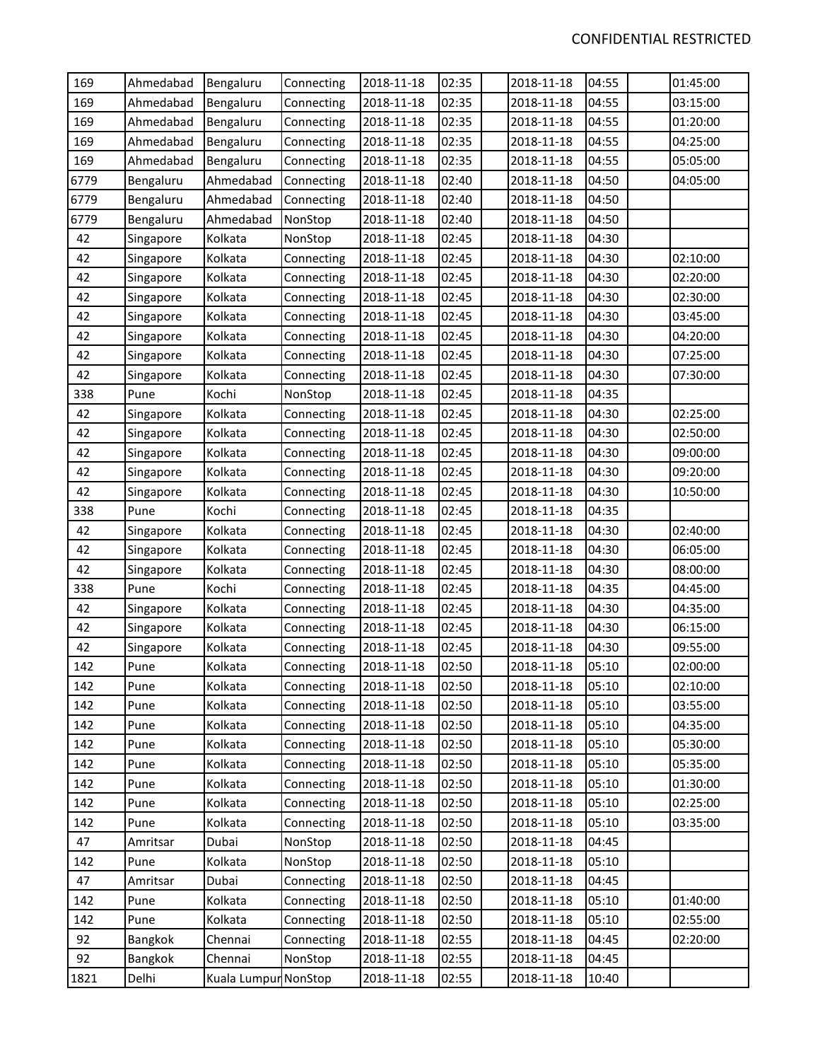| | | | | | | | | | |
|---|---|---|---|---|---|---|---|---|---|
| 169 | Ahmedabad | Bengaluru | Connecting | 2018-11-18 | 02:35 | | 2018-11-18 | 04:55 | | 01:45:00 |
| 169 | Ahmedabad | Bengaluru | Connecting | 2018-11-18 | 02:35 | | 2018-11-18 | 04:55 | | 03:15:00 |
| 169 | Ahmedabad | Bengaluru | Connecting | 2018-11-18 | 02:35 | | 2018-11-18 | 04:55 | | 01:20:00 |
| 169 | Ahmedabad | Bengaluru | Connecting | 2018-11-18 | 02:35 | | 2018-11-18 | 04:55 | | 04:25:00 |
| 169 | Ahmedabad | Bengaluru | Connecting | 2018-11-18 | 02:35 | | 2018-11-18 | 04:55 | | 05:05:00 |
| 6779 | Bengaluru | Ahmedabad | Connecting | 2018-11-18 | 02:40 | | 2018-11-18 | 04:50 | | 04:05:00 |
| 6779 | Bengaluru | Ahmedabad | Connecting | 2018-11-18 | 02:40 | | 2018-11-18 | 04:50 | | |
| 6779 | Bengaluru | Ahmedabad | NonStop | 2018-11-18 | 02:40 | | 2018-11-18 | 04:50 | | |
| 42 | Singapore | Kolkata | NonStop | 2018-11-18 | 02:45 | | 2018-11-18 | 04:30 | | |
| 42 | Singapore | Kolkata | Connecting | 2018-11-18 | 02:45 | | 2018-11-18 | 04:30 | | 02:10:00 |
| 42 | Singapore | Kolkata | Connecting | 2018-11-18 | 02:45 | | 2018-11-18 | 04:30 | | 02:20:00 |
| 42 | Singapore | Kolkata | Connecting | 2018-11-18 | 02:45 | | 2018-11-18 | 04:30 | | 02:30:00 |
| 42 | Singapore | Kolkata | Connecting | 2018-11-18 | 02:45 | | 2018-11-18 | 04:30 | | 03:45:00 |
| 42 | Singapore | Kolkata | Connecting | 2018-11-18 | 02:45 | | 2018-11-18 | 04:30 | | 04:20:00 |
| 42 | Singapore | Kolkata | Connecting | 2018-11-18 | 02:45 | | 2018-11-18 | 04:30 | | 07:25:00 |
| 42 | Singapore | Kolkata | Connecting | 2018-11-18 | 02:45 | | 2018-11-18 | 04:30 | | 07:30:00 |
| 338 | Pune | Kochi | NonStop | 2018-11-18 | 02:45 | | 2018-11-18 | 04:35 | | |
| 42 | Singapore | Kolkata | Connecting | 2018-11-18 | 02:45 | | 2018-11-18 | 04:30 | | 02:25:00 |
| 42 | Singapore | Kolkata | Connecting | 2018-11-18 | 02:45 | | 2018-11-18 | 04:30 | | 02:50:00 |
| 42 | Singapore | Kolkata | Connecting | 2018-11-18 | 02:45 | | 2018-11-18 | 04:30 | | 09:00:00 |
| 42 | Singapore | Kolkata | Connecting | 2018-11-18 | 02:45 | | 2018-11-18 | 04:30 | | 09:20:00 |
| 42 | Singapore | Kolkata | Connecting | 2018-11-18 | 02:45 | | 2018-11-18 | 04:30 | | 10:50:00 |
| 338 | Pune | Kochi | Connecting | 2018-11-18 | 02:45 | | 2018-11-18 | 04:35 | | |
| 42 | Singapore | Kolkata | Connecting | 2018-11-18 | 02:45 | | 2018-11-18 | 04:30 | | 02:40:00 |
| 42 | Singapore | Kolkata | Connecting | 2018-11-18 | 02:45 | | 2018-11-18 | 04:30 | | 06:05:00 |
| 42 | Singapore | Kolkata | Connecting | 2018-11-18 | 02:45 | | 2018-11-18 | 04:30 | | 08:00:00 |
| 338 | Pune | Kochi | Connecting | 2018-11-18 | 02:45 | | 2018-11-18 | 04:35 | | 04:45:00 |
| 42 | Singapore | Kolkata | Connecting | 2018-11-18 | 02:45 | | 2018-11-18 | 04:30 | | 04:35:00 |
| 42 | Singapore | Kolkata | Connecting | 2018-11-18 | 02:45 | | 2018-11-18 | 04:30 | | 06:15:00 |
| 42 | Singapore | Kolkata | Connecting | 2018-11-18 | 02:45 | | 2018-11-18 | 04:30 | | 09:55:00 |
| 142 | Pune | Kolkata | Connecting | 2018-11-18 | 02:50 | | 2018-11-18 | 05:10 | | 02:00:00 |
| 142 | Pune | Kolkata | Connecting | 2018-11-18 | 02:50 | | 2018-11-18 | 05:10 | | 02:10:00 |
| 142 | Pune | Kolkata | Connecting | 2018-11-18 | 02:50 | | 2018-11-18 | 05:10 | | 03:55:00 |
| 142 | Pune | Kolkata | Connecting | 2018-11-18 | 02:50 | | 2018-11-18 | 05:10 | | 04:35:00 |
| 142 | Pune | Kolkata | Connecting | 2018-11-18 | 02:50 | | 2018-11-18 | 05:10 | | 05:30:00 |
| 142 | Pune | Kolkata | Connecting | 2018-11-18 | 02:50 | | 2018-11-18 | 05:10 | | 05:35:00 |
| 142 | Pune | Kolkata | Connecting | 2018-11-18 | 02:50 | | 2018-11-18 | 05:10 | | 01:30:00 |
| 142 | Pune | Kolkata | Connecting | 2018-11-18 | 02:50 | | 2018-11-18 | 05:10 | | 02:25:00 |
| 142 | Pune | Kolkata | Connecting | 2018-11-18 | 02:50 | | 2018-11-18 | 05:10 | | 03:35:00 |
| 47 | Amritsar | Dubai | NonStop | 2018-11-18 | 02:50 | | 2018-11-18 | 04:45 | | |
| 142 | Pune | Kolkata | NonStop | 2018-11-18 | 02:50 | | 2018-11-18 | 05:10 | | |
| 47 | Amritsar | Dubai | Connecting | 2018-11-18 | 02:50 | | 2018-11-18 | 04:45 | | |
| 142 | Pune | Kolkata | Connecting | 2018-11-18 | 02:50 | | 2018-11-18 | 05:10 | | 01:40:00 |
| 142 | Pune | Kolkata | Connecting | 2018-11-18 | 02:50 | | 2018-11-18 | 05:10 | | 02:55:00 |
| 92 | Bangkok | Chennai | Connecting | 2018-11-18 | 02:55 | | 2018-11-18 | 04:45 | | 02:20:00 |
| 92 | Bangkok | Chennai | NonStop | 2018-11-18 | 02:55 | | 2018-11-18 | 04:45 | | |
| 1821 | Delhi | Kuala Lumpur | NonStop | 2018-11-18 | 02:55 | | 2018-11-18 | 10:40 | | |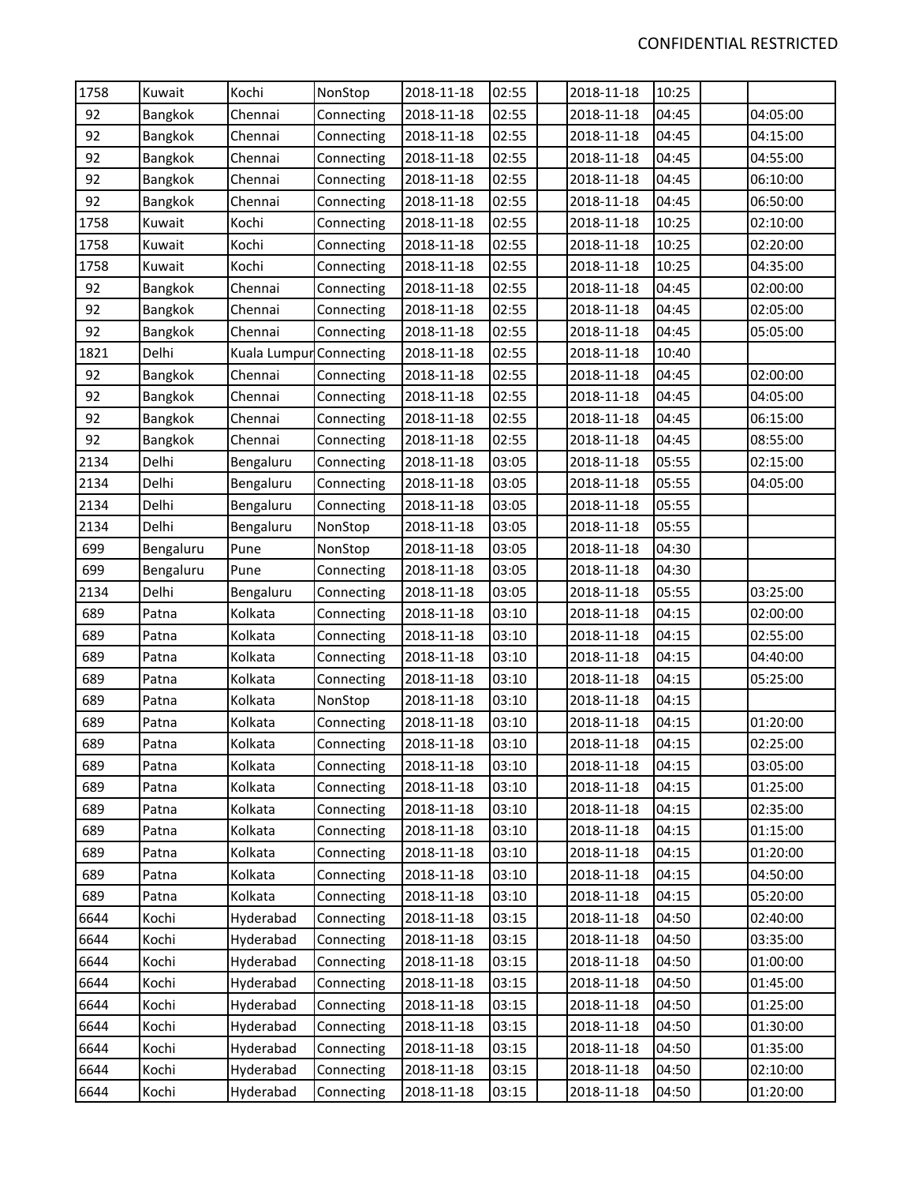| | | | | | | | | | |
|---|---|---|---|---|---|---|---|---|---|
| 1758 | Kuwait | Kochi | NonStop | 2018-11-18 | 02:55 | | 2018-11-18 | 10:25 | | |
| 92 | Bangkok | Chennai | Connecting | 2018-11-18 | 02:55 | | 2018-11-18 | 04:45 | | 04:05:00 |
| 92 | Bangkok | Chennai | Connecting | 2018-11-18 | 02:55 | | 2018-11-18 | 04:45 | | 04:15:00 |
| 92 | Bangkok | Chennai | Connecting | 2018-11-18 | 02:55 | | 2018-11-18 | 04:45 | | 04:55:00 |
| 92 | Bangkok | Chennai | Connecting | 2018-11-18 | 02:55 | | 2018-11-18 | 04:45 | | 06:10:00 |
| 92 | Bangkok | Chennai | Connecting | 2018-11-18 | 02:55 | | 2018-11-18 | 04:45 | | 06:50:00 |
| 1758 | Kuwait | Kochi | Connecting | 2018-11-18 | 02:55 | | 2018-11-18 | 10:25 | | 02:10:00 |
| 1758 | Kuwait | Kochi | Connecting | 2018-11-18 | 02:55 | | 2018-11-18 | 10:25 | | 02:20:00 |
| 1758 | Kuwait | Kochi | Connecting | 2018-11-18 | 02:55 | | 2018-11-18 | 10:25 | | 04:35:00 |
| 92 | Bangkok | Chennai | Connecting | 2018-11-18 | 02:55 | | 2018-11-18 | 04:45 | | 02:00:00 |
| 92 | Bangkok | Chennai | Connecting | 2018-11-18 | 02:55 | | 2018-11-18 | 04:45 | | 02:05:00 |
| 92 | Bangkok | Chennai | Connecting | 2018-11-18 | 02:55 | | 2018-11-18 | 04:45 | | 05:05:00 |
| 1821 | Delhi | Kuala Lumpur | Connecting | 2018-11-18 | 02:55 | | 2018-11-18 | 10:40 | | |
| 92 | Bangkok | Chennai | Connecting | 2018-11-18 | 02:55 | | 2018-11-18 | 04:45 | | 02:00:00 |
| 92 | Bangkok | Chennai | Connecting | 2018-11-18 | 02:55 | | 2018-11-18 | 04:45 | | 04:05:00 |
| 92 | Bangkok | Chennai | Connecting | 2018-11-18 | 02:55 | | 2018-11-18 | 04:45 | | 06:15:00 |
| 92 | Bangkok | Chennai | Connecting | 2018-11-18 | 02:55 | | 2018-11-18 | 04:45 | | 08:55:00 |
| 2134 | Delhi | Bengaluru | Connecting | 2018-11-18 | 03:05 | | 2018-11-18 | 05:55 | | 02:15:00 |
| 2134 | Delhi | Bengaluru | Connecting | 2018-11-18 | 03:05 | | 2018-11-18 | 05:55 | | 04:05:00 |
| 2134 | Delhi | Bengaluru | Connecting | 2018-11-18 | 03:05 | | 2018-11-18 | 05:55 | | |
| 2134 | Delhi | Bengaluru | NonStop | 2018-11-18 | 03:05 | | 2018-11-18 | 05:55 | | |
| 699 | Bengaluru | Pune | NonStop | 2018-11-18 | 03:05 | | 2018-11-18 | 04:30 | | |
| 699 | Bengaluru | Pune | Connecting | 2018-11-18 | 03:05 | | 2018-11-18 | 04:30 | | |
| 2134 | Delhi | Bengaluru | Connecting | 2018-11-18 | 03:05 | | 2018-11-18 | 05:55 | | 03:25:00 |
| 689 | Patna | Kolkata | Connecting | 2018-11-18 | 03:10 | | 2018-11-18 | 04:15 | | 02:00:00 |
| 689 | Patna | Kolkata | Connecting | 2018-11-18 | 03:10 | | 2018-11-18 | 04:15 | | 02:55:00 |
| 689 | Patna | Kolkata | Connecting | 2018-11-18 | 03:10 | | 2018-11-18 | 04:15 | | 04:40:00 |
| 689 | Patna | Kolkata | Connecting | 2018-11-18 | 03:10 | | 2018-11-18 | 04:15 | | 05:25:00 |
| 689 | Patna | Kolkata | NonStop | 2018-11-18 | 03:10 | | 2018-11-18 | 04:15 | | |
| 689 | Patna | Kolkata | Connecting | 2018-11-18 | 03:10 | | 2018-11-18 | 04:15 | | 01:20:00 |
| 689 | Patna | Kolkata | Connecting | 2018-11-18 | 03:10 | | 2018-11-18 | 04:15 | | 02:25:00 |
| 689 | Patna | Kolkata | Connecting | 2018-11-18 | 03:10 | | 2018-11-18 | 04:15 | | 03:05:00 |
| 689 | Patna | Kolkata | Connecting | 2018-11-18 | 03:10 | | 2018-11-18 | 04:15 | | 01:25:00 |
| 689 | Patna | Kolkata | Connecting | 2018-11-18 | 03:10 | | 2018-11-18 | 04:15 | | 02:35:00 |
| 689 | Patna | Kolkata | Connecting | 2018-11-18 | 03:10 | | 2018-11-18 | 04:15 | | 01:15:00 |
| 689 | Patna | Kolkata | Connecting | 2018-11-18 | 03:10 | | 2018-11-18 | 04:15 | | 01:20:00 |
| 689 | Patna | Kolkata | Connecting | 2018-11-18 | 03:10 | | 2018-11-18 | 04:15 | | 04:50:00 |
| 689 | Patna | Kolkata | Connecting | 2018-11-18 | 03:10 | | 2018-11-18 | 04:15 | | 05:20:00 |
| 6644 | Kochi | Hyderabad | Connecting | 2018-11-18 | 03:15 | | 2018-11-18 | 04:50 | | 02:40:00 |
| 6644 | Kochi | Hyderabad | Connecting | 2018-11-18 | 03:15 | | 2018-11-18 | 04:50 | | 03:35:00 |
| 6644 | Kochi | Hyderabad | Connecting | 2018-11-18 | 03:15 | | 2018-11-18 | 04:50 | | 01:00:00 |
| 6644 | Kochi | Hyderabad | Connecting | 2018-11-18 | 03:15 | | 2018-11-18 | 04:50 | | 01:45:00 |
| 6644 | Kochi | Hyderabad | Connecting | 2018-11-18 | 03:15 | | 2018-11-18 | 04:50 | | 01:25:00 |
| 6644 | Kochi | Hyderabad | Connecting | 2018-11-18 | 03:15 | | 2018-11-18 | 04:50 | | 01:30:00 |
| 6644 | Kochi | Hyderabad | Connecting | 2018-11-18 | 03:15 | | 2018-11-18 | 04:50 | | 01:35:00 |
| 6644 | Kochi | Hyderabad | Connecting | 2018-11-18 | 03:15 | | 2018-11-18 | 04:50 | | 02:10:00 |
| 6644 | Kochi | Hyderabad | Connecting | 2018-11-18 | 03:15 | | 2018-11-18 | 04:50 | | 01:20:00 |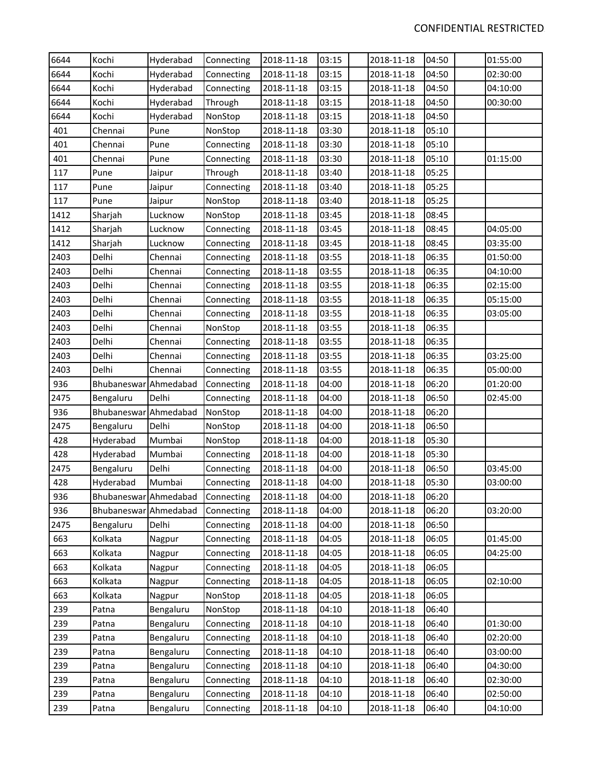| | | | | | | | | | | |
|---|---|---|---|---|---|---|---|---|---|---|
| 6644 | Kochi | Hyderabad | Connecting | 2018-11-18 | 03:15 | | 2018-11-18 | 04:50 | | 01:55:00 |
| 6644 | Kochi | Hyderabad | Connecting | 2018-11-18 | 03:15 | | 2018-11-18 | 04:50 | | 02:30:00 |
| 6644 | Kochi | Hyderabad | Connecting | 2018-11-18 | 03:15 | | 2018-11-18 | 04:50 | | 04:10:00 |
| 6644 | Kochi | Hyderabad | Through | 2018-11-18 | 03:15 | | 2018-11-18 | 04:50 | | 00:30:00 |
| 6644 | Kochi | Hyderabad | NonStop | 2018-11-18 | 03:15 | | 2018-11-18 | 04:50 | | |
| 401 | Chennai | Pune | NonStop | 2018-11-18 | 03:30 | | 2018-11-18 | 05:10 | | |
| 401 | Chennai | Pune | Connecting | 2018-11-18 | 03:30 | | 2018-11-18 | 05:10 | | |
| 401 | Chennai | Pune | Connecting | 2018-11-18 | 03:30 | | 2018-11-18 | 05:10 | | 01:15:00 |
| 117 | Pune | Jaipur | Through | 2018-11-18 | 03:40 | | 2018-11-18 | 05:25 | | |
| 117 | Pune | Jaipur | Connecting | 2018-11-18 | 03:40 | | 2018-11-18 | 05:25 | | |
| 117 | Pune | Jaipur | NonStop | 2018-11-18 | 03:40 | | 2018-11-18 | 05:25 | | |
| 1412 | Sharjah | Lucknow | NonStop | 2018-11-18 | 03:45 | | 2018-11-18 | 08:45 | | |
| 1412 | Sharjah | Lucknow | Connecting | 2018-11-18 | 03:45 | | 2018-11-18 | 08:45 | | 04:05:00 |
| 1412 | Sharjah | Lucknow | Connecting | 2018-11-18 | 03:45 | | 2018-11-18 | 08:45 | | 03:35:00 |
| 2403 | Delhi | Chennai | Connecting | 2018-11-18 | 03:55 | | 2018-11-18 | 06:35 | | 01:50:00 |
| 2403 | Delhi | Chennai | Connecting | 2018-11-18 | 03:55 | | 2018-11-18 | 06:35 | | 04:10:00 |
| 2403 | Delhi | Chennai | Connecting | 2018-11-18 | 03:55 | | 2018-11-18 | 06:35 | | 02:15:00 |
| 2403 | Delhi | Chennai | Connecting | 2018-11-18 | 03:55 | | 2018-11-18 | 06:35 | | 05:15:00 |
| 2403 | Delhi | Chennai | Connecting | 2018-11-18 | 03:55 | | 2018-11-18 | 06:35 | | 03:05:00 |
| 2403 | Delhi | Chennai | NonStop | 2018-11-18 | 03:55 | | 2018-11-18 | 06:35 | | |
| 2403 | Delhi | Chennai | Connecting | 2018-11-18 | 03:55 | | 2018-11-18 | 06:35 | | |
| 2403 | Delhi | Chennai | Connecting | 2018-11-18 | 03:55 | | 2018-11-18 | 06:35 | | 03:25:00 |
| 2403 | Delhi | Chennai | Connecting | 2018-11-18 | 03:55 | | 2018-11-18 | 06:35 | | 05:00:00 |
| 936 | Bhubaneswar | Ahmedabad | Connecting | 2018-11-18 | 04:00 | | 2018-11-18 | 06:20 | | 01:20:00 |
| 2475 | Bengaluru | Delhi | Connecting | 2018-11-18 | 04:00 | | 2018-11-18 | 06:50 | | 02:45:00 |
| 936 | Bhubaneswar | Ahmedabad | NonStop | 2018-11-18 | 04:00 | | 2018-11-18 | 06:20 | | |
| 2475 | Bengaluru | Delhi | NonStop | 2018-11-18 | 04:00 | | 2018-11-18 | 06:50 | | |
| 428 | Hyderabad | Mumbai | NonStop | 2018-11-18 | 04:00 | | 2018-11-18 | 05:30 | | |
| 428 | Hyderabad | Mumbai | Connecting | 2018-11-18 | 04:00 | | 2018-11-18 | 05:30 | | |
| 2475 | Bengaluru | Delhi | Connecting | 2018-11-18 | 04:00 | | 2018-11-18 | 06:50 | | 03:45:00 |
| 428 | Hyderabad | Mumbai | Connecting | 2018-11-18 | 04:00 | | 2018-11-18 | 05:30 | | 03:00:00 |
| 936 | Bhubaneswar | Ahmedabad | Connecting | 2018-11-18 | 04:00 | | 2018-11-18 | 06:20 | | |
| 936 | Bhubaneswar | Ahmedabad | Connecting | 2018-11-18 | 04:00 | | 2018-11-18 | 06:20 | | 03:20:00 |
| 2475 | Bengaluru | Delhi | Connecting | 2018-11-18 | 04:00 | | 2018-11-18 | 06:50 | | |
| 663 | Kolkata | Nagpur | Connecting | 2018-11-18 | 04:05 | | 2018-11-18 | 06:05 | | 01:45:00 |
| 663 | Kolkata | Nagpur | Connecting | 2018-11-18 | 04:05 | | 2018-11-18 | 06:05 | | 04:25:00 |
| 663 | Kolkata | Nagpur | Connecting | 2018-11-18 | 04:05 | | 2018-11-18 | 06:05 | | |
| 663 | Kolkata | Nagpur | Connecting | 2018-11-18 | 04:05 | | 2018-11-18 | 06:05 | | 02:10:00 |
| 663 | Kolkata | Nagpur | NonStop | 2018-11-18 | 04:05 | | 2018-11-18 | 06:05 | | |
| 239 | Patna | Bengaluru | NonStop | 2018-11-18 | 04:10 | | 2018-11-18 | 06:40 | | |
| 239 | Patna | Bengaluru | Connecting | 2018-11-18 | 04:10 | | 2018-11-18 | 06:40 | | 01:30:00 |
| 239 | Patna | Bengaluru | Connecting | 2018-11-18 | 04:10 | | 2018-11-18 | 06:40 | | 02:20:00 |
| 239 | Patna | Bengaluru | Connecting | 2018-11-18 | 04:10 | | 2018-11-18 | 06:40 | | 03:00:00 |
| 239 | Patna | Bengaluru | Connecting | 2018-11-18 | 04:10 | | 2018-11-18 | 06:40 | | 04:30:00 |
| 239 | Patna | Bengaluru | Connecting | 2018-11-18 | 04:10 | | 2018-11-18 | 06:40 | | 02:30:00 |
| 239 | Patna | Bengaluru | Connecting | 2018-11-18 | 04:10 | | 2018-11-18 | 06:40 | | 02:50:00 |
| 239 | Patna | Bengaluru | Connecting | 2018-11-18 | 04:10 | | 2018-11-18 | 06:40 | | 04:10:00 |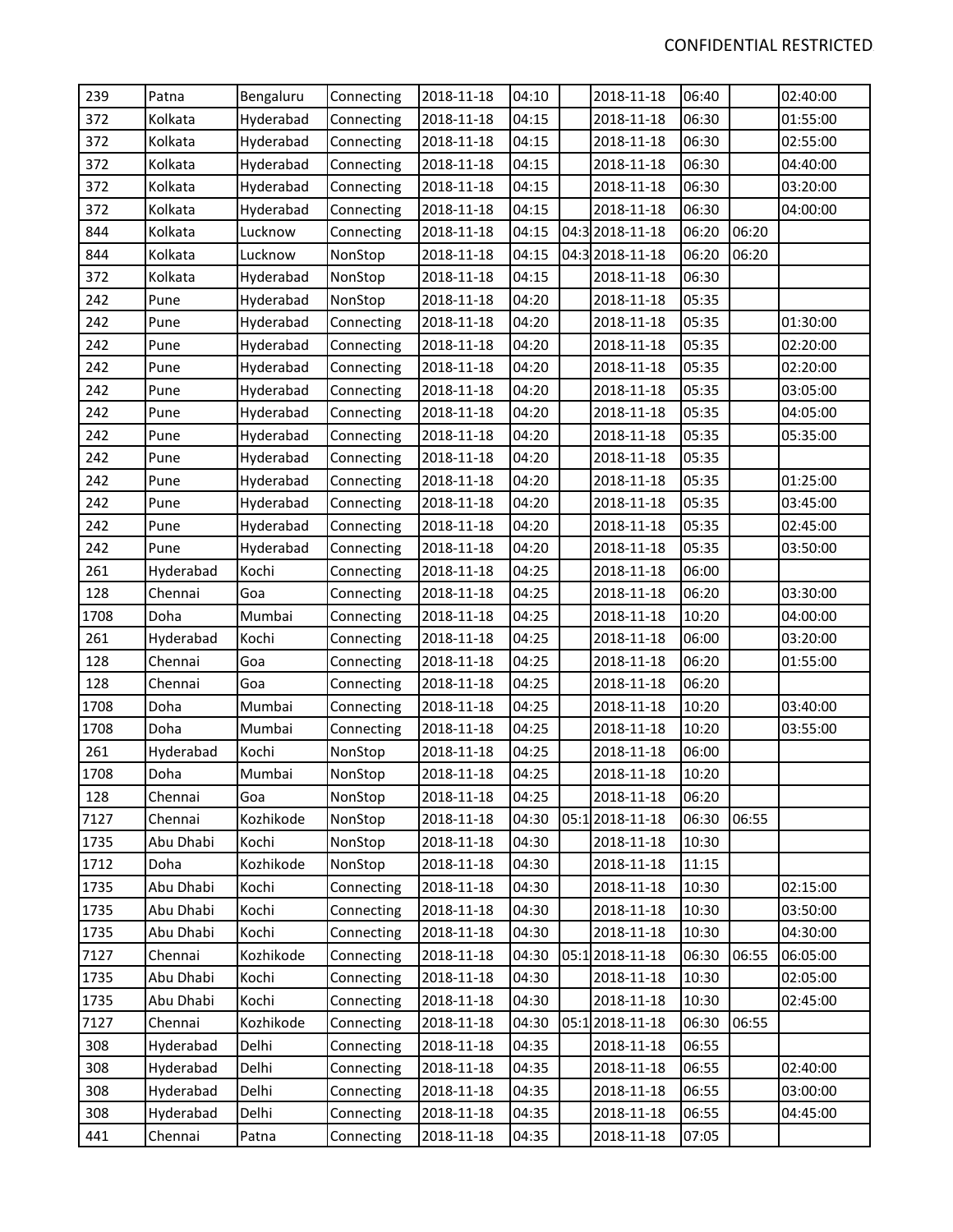CONFIDENTIAL RESTRICTED

| 239 | Patna | Bengaluru | Connecting | 2018-11-18 | 04:10 | | 2018-11-18 | 06:40 | | 02:40:00 |
|---|---|---|---|---|---|---|---|---|---|---|
| 372 | Kolkata | Hyderabad | Connecting | 2018-11-18 | 04:15 | | 2018-11-18 | 06:30 | | 01:55:00 |
| 372 | Kolkata | Hyderabad | Connecting | 2018-11-18 | 04:15 | | 2018-11-18 | 06:30 | | 02:55:00 |
| 372 | Kolkata | Hyderabad | Connecting | 2018-11-18 | 04:15 | | 2018-11-18 | 06:30 | | 04:40:00 |
| 372 | Kolkata | Hyderabad | Connecting | 2018-11-18 | 04:15 | | 2018-11-18 | 06:30 | | 03:20:00 |
| 372 | Kolkata | Hyderabad | Connecting | 2018-11-18 | 04:15 | | 2018-11-18 | 06:30 | | 04:00:00 |
| 844 | Kolkata | Lucknow | Connecting | 2018-11-18 | 04:15 | 04:3 | 2018-11-18 | 06:20 | 06:20 | |
| 844 | Kolkata | Lucknow | NonStop | 2018-11-18 | 04:15 | 04:3 | 2018-11-18 | 06:20 | 06:20 | |
| 372 | Kolkata | Hyderabad | NonStop | 2018-11-18 | 04:15 | | 2018-11-18 | 06:30 | | |
| 242 | Pune | Hyderabad | NonStop | 2018-11-18 | 04:20 | | 2018-11-18 | 05:35 | | |
| 242 | Pune | Hyderabad | Connecting | 2018-11-18 | 04:20 | | 2018-11-18 | 05:35 | | 01:30:00 |
| 242 | Pune | Hyderabad | Connecting | 2018-11-18 | 04:20 | | 2018-11-18 | 05:35 | | 02:20:00 |
| 242 | Pune | Hyderabad | Connecting | 2018-11-18 | 04:20 | | 2018-11-18 | 05:35 | | 02:20:00 |
| 242 | Pune | Hyderabad | Connecting | 2018-11-18 | 04:20 | | 2018-11-18 | 05:35 | | 03:05:00 |
| 242 | Pune | Hyderabad | Connecting | 2018-11-18 | 04:20 | | 2018-11-18 | 05:35 | | 04:05:00 |
| 242 | Pune | Hyderabad | Connecting | 2018-11-18 | 04:20 | | 2018-11-18 | 05:35 | | 05:35:00 |
| 242 | Pune | Hyderabad | Connecting | 2018-11-18 | 04:20 | | 2018-11-18 | 05:35 | | |
| 242 | Pune | Hyderabad | Connecting | 2018-11-18 | 04:20 | | 2018-11-18 | 05:35 | | 01:25:00 |
| 242 | Pune | Hyderabad | Connecting | 2018-11-18 | 04:20 | | 2018-11-18 | 05:35 | | 03:45:00 |
| 242 | Pune | Hyderabad | Connecting | 2018-11-18 | 04:20 | | 2018-11-18 | 05:35 | | 02:45:00 |
| 242 | Pune | Hyderabad | Connecting | 2018-11-18 | 04:20 | | 2018-11-18 | 05:35 | | 03:50:00 |
| 261 | Hyderabad | Kochi | Connecting | 2018-11-18 | 04:25 | | 2018-11-18 | 06:00 | | |
| 128 | Chennai | Goa | Connecting | 2018-11-18 | 04:25 | | 2018-11-18 | 06:20 | | 03:30:00 |
| 1708 | Doha | Mumbai | Connecting | 2018-11-18 | 04:25 | | 2018-11-18 | 10:20 | | 04:00:00 |
| 261 | Hyderabad | Kochi | Connecting | 2018-11-18 | 04:25 | | 2018-11-18 | 06:00 | | 03:20:00 |
| 128 | Chennai | Goa | Connecting | 2018-11-18 | 04:25 | | 2018-11-18 | 06:20 | | 01:55:00 |
| 128 | Chennai | Goa | Connecting | 2018-11-18 | 04:25 | | 2018-11-18 | 06:20 | | |
| 1708 | Doha | Mumbai | Connecting | 2018-11-18 | 04:25 | | 2018-11-18 | 10:20 | | 03:40:00 |
| 1708 | Doha | Mumbai | Connecting | 2018-11-18 | 04:25 | | 2018-11-18 | 10:20 | | 03:55:00 |
| 261 | Hyderabad | Kochi | NonStop | 2018-11-18 | 04:25 | | 2018-11-18 | 06:00 | | |
| 1708 | Doha | Mumbai | NonStop | 2018-11-18 | 04:25 | | 2018-11-18 | 10:20 | | |
| 128 | Chennai | Goa | NonStop | 2018-11-18 | 04:25 | | 2018-11-18 | 06:20 | | |
| 7127 | Chennai | Kozhikode | NonStop | 2018-11-18 | 04:30 | 05:1 | 2018-11-18 | 06:30 | 06:55 | |
| 1735 | Abu Dhabi | Kochi | NonStop | 2018-11-18 | 04:30 | | 2018-11-18 | 10:30 | | |
| 1712 | Doha | Kozhikode | NonStop | 2018-11-18 | 04:30 | | 2018-11-18 | 11:15 | | |
| 1735 | Abu Dhabi | Kochi | Connecting | 2018-11-18 | 04:30 | | 2018-11-18 | 10:30 | | 02:15:00 |
| 1735 | Abu Dhabi | Kochi | Connecting | 2018-11-18 | 04:30 | | 2018-11-18 | 10:30 | | 03:50:00 |
| 1735 | Abu Dhabi | Kochi | Connecting | 2018-11-18 | 04:30 | | 2018-11-18 | 10:30 | | 04:30:00 |
| 7127 | Chennai | Kozhikode | Connecting | 2018-11-18 | 04:30 | 05:1 | 2018-11-18 | 06:30 | 06:55 | 06:05:00 |
| 1735 | Abu Dhabi | Kochi | Connecting | 2018-11-18 | 04:30 | | 2018-11-18 | 10:30 | | 02:05:00 |
| 1735 | Abu Dhabi | Kochi | Connecting | 2018-11-18 | 04:30 | | 2018-11-18 | 10:30 | | 02:45:00 |
| 7127 | Chennai | Kozhikode | Connecting | 2018-11-18 | 04:30 | 05:1 | 2018-11-18 | 06:30 | 06:55 | |
| 308 | Hyderabad | Delhi | Connecting | 2018-11-18 | 04:35 | | 2018-11-18 | 06:55 | | |
| 308 | Hyderabad | Delhi | Connecting | 2018-11-18 | 04:35 | | 2018-11-18 | 06:55 | | 02:40:00 |
| 308 | Hyderabad | Delhi | Connecting | 2018-11-18 | 04:35 | | 2018-11-18 | 06:55 | | 03:00:00 |
| 308 | Hyderabad | Delhi | Connecting | 2018-11-18 | 04:35 | | 2018-11-18 | 06:55 | | 04:45:00 |
| 441 | Chennai | Patna | Connecting | 2018-11-18 | 04:35 | | 2018-11-18 | 07:05 | | |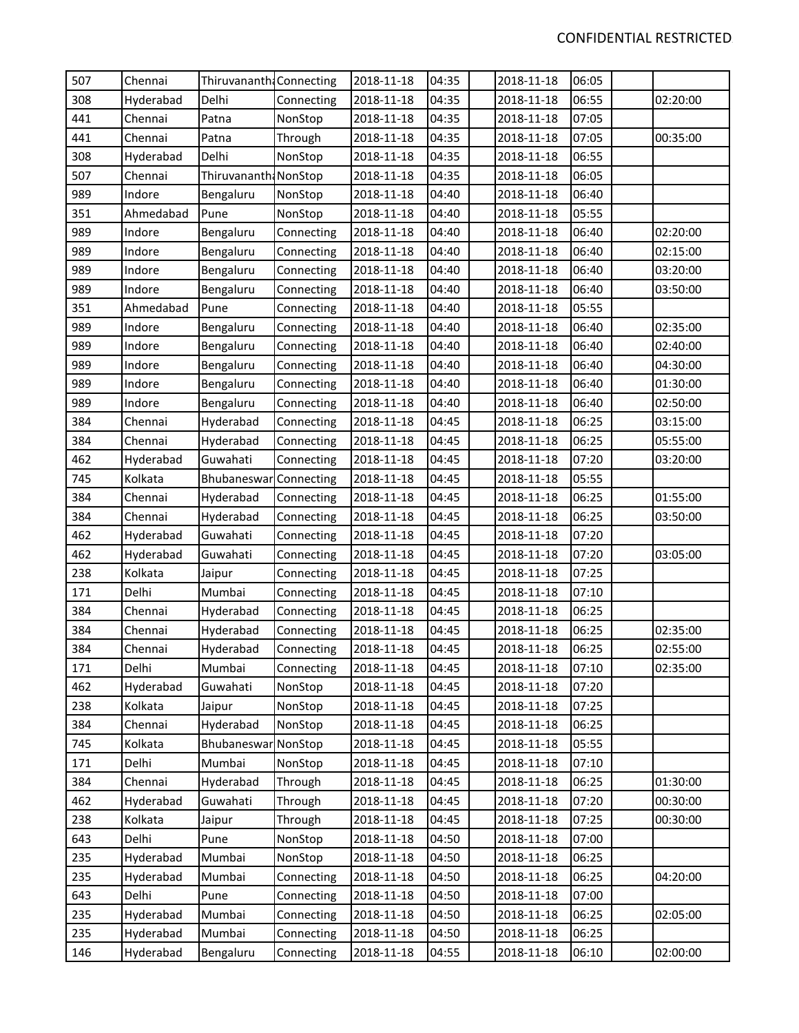| | | | | | | | | | |
|---|---|---|---|---|---|---|---|---|---|
| 507 | Chennai | Thiruvananth | Connecting | 2018-11-18 | 04:35 | | 2018-11-18 | 06:05 | | |
| 308 | Hyderabad | Delhi | Connecting | 2018-11-18 | 04:35 | | 2018-11-18 | 06:55 | | 02:20:00 |
| 441 | Chennai | Patna | NonStop | 2018-11-18 | 04:35 | | 2018-11-18 | 07:05 | | |
| 441 | Chennai | Patna | Through | 2018-11-18 | 04:35 | | 2018-11-18 | 07:05 | | 00:35:00 |
| 308 | Hyderabad | Delhi | NonStop | 2018-11-18 | 04:35 | | 2018-11-18 | 06:55 | | |
| 507 | Chennai | Thiruvananth | NonStop | 2018-11-18 | 04:35 | | 2018-11-18 | 06:05 | | |
| 989 | Indore | Bengaluru | NonStop | 2018-11-18 | 04:40 | | 2018-11-18 | 06:40 | | |
| 351 | Ahmedabad | Pune | NonStop | 2018-11-18 | 04:40 | | 2018-11-18 | 05:55 | | |
| 989 | Indore | Bengaluru | Connecting | 2018-11-18 | 04:40 | | 2018-11-18 | 06:40 | | 02:20:00 |
| 989 | Indore | Bengaluru | Connecting | 2018-11-18 | 04:40 | | 2018-11-18 | 06:40 | | 02:15:00 |
| 989 | Indore | Bengaluru | Connecting | 2018-11-18 | 04:40 | | 2018-11-18 | 06:40 | | 03:20:00 |
| 989 | Indore | Bengaluru | Connecting | 2018-11-18 | 04:40 | | 2018-11-18 | 06:40 | | 03:50:00 |
| 351 | Ahmedabad | Pune | Connecting | 2018-11-18 | 04:40 | | 2018-11-18 | 05:55 | | |
| 989 | Indore | Bengaluru | Connecting | 2018-11-18 | 04:40 | | 2018-11-18 | 06:40 | | 02:35:00 |
| 989 | Indore | Bengaluru | Connecting | 2018-11-18 | 04:40 | | 2018-11-18 | 06:40 | | 02:40:00 |
| 989 | Indore | Bengaluru | Connecting | 2018-11-18 | 04:40 | | 2018-11-18 | 06:40 | | 04:30:00 |
| 989 | Indore | Bengaluru | Connecting | 2018-11-18 | 04:40 | | 2018-11-18 | 06:40 | | 01:30:00 |
| 989 | Indore | Bengaluru | Connecting | 2018-11-18 | 04:40 | | 2018-11-18 | 06:40 | | 02:50:00 |
| 384 | Chennai | Hyderabad | Connecting | 2018-11-18 | 04:45 | | 2018-11-18 | 06:25 | | 03:15:00 |
| 384 | Chennai | Hyderabad | Connecting | 2018-11-18 | 04:45 | | 2018-11-18 | 06:25 | | 05:55:00 |
| 462 | Hyderabad | Guwahati | Connecting | 2018-11-18 | 04:45 | | 2018-11-18 | 07:20 | | 03:20:00 |
| 745 | Kolkata | Bhubaneswar | Connecting | 2018-11-18 | 04:45 | | 2018-11-18 | 05:55 | | |
| 384 | Chennai | Hyderabad | Connecting | 2018-11-18 | 04:45 | | 2018-11-18 | 06:25 | | 01:55:00 |
| 384 | Chennai | Hyderabad | Connecting | 2018-11-18 | 04:45 | | 2018-11-18 | 06:25 | | 03:50:00 |
| 462 | Hyderabad | Guwahati | Connecting | 2018-11-18 | 04:45 | | 2018-11-18 | 07:20 | | |
| 462 | Hyderabad | Guwahati | Connecting | 2018-11-18 | 04:45 | | 2018-11-18 | 07:20 | | 03:05:00 |
| 238 | Kolkata | Jaipur | Connecting | 2018-11-18 | 04:45 | | 2018-11-18 | 07:25 | | |
| 171 | Delhi | Mumbai | Connecting | 2018-11-18 | 04:45 | | 2018-11-18 | 07:10 | | |
| 384 | Chennai | Hyderabad | Connecting | 2018-11-18 | 04:45 | | 2018-11-18 | 06:25 | | |
| 384 | Chennai | Hyderabad | Connecting | 2018-11-18 | 04:45 | | 2018-11-18 | 06:25 | | 02:35:00 |
| 384 | Chennai | Hyderabad | Connecting | 2018-11-18 | 04:45 | | 2018-11-18 | 06:25 | | 02:55:00 |
| 171 | Delhi | Mumbai | Connecting | 2018-11-18 | 04:45 | | 2018-11-18 | 07:10 | | 02:35:00 |
| 462 | Hyderabad | Guwahati | NonStop | 2018-11-18 | 04:45 | | 2018-11-18 | 07:20 | | |
| 238 | Kolkata | Jaipur | NonStop | 2018-11-18 | 04:45 | | 2018-11-18 | 07:25 | | |
| 384 | Chennai | Hyderabad | NonStop | 2018-11-18 | 04:45 | | 2018-11-18 | 06:25 | | |
| 745 | Kolkata | Bhubaneswar | NonStop | 2018-11-18 | 04:45 | | 2018-11-18 | 05:55 | | |
| 171 | Delhi | Mumbai | NonStop | 2018-11-18 | 04:45 | | 2018-11-18 | 07:10 | | |
| 384 | Chennai | Hyderabad | Through | 2018-11-18 | 04:45 | | 2018-11-18 | 06:25 | | 01:30:00 |
| 462 | Hyderabad | Guwahati | Through | 2018-11-18 | 04:45 | | 2018-11-18 | 07:20 | | 00:30:00 |
| 238 | Kolkata | Jaipur | Through | 2018-11-18 | 04:45 | | 2018-11-18 | 07:25 | | 00:30:00 |
| 643 | Delhi | Pune | NonStop | 2018-11-18 | 04:50 | | 2018-11-18 | 07:00 | | |
| 235 | Hyderabad | Mumbai | NonStop | 2018-11-18 | 04:50 | | 2018-11-18 | 06:25 | | |
| 235 | Hyderabad | Mumbai | Connecting | 2018-11-18 | 04:50 | | 2018-11-18 | 06:25 | | 04:20:00 |
| 643 | Delhi | Pune | Connecting | 2018-11-18 | 04:50 | | 2018-11-18 | 07:00 | | |
| 235 | Hyderabad | Mumbai | Connecting | 2018-11-18 | 04:50 | | 2018-11-18 | 06:25 | | 02:05:00 |
| 235 | Hyderabad | Mumbai | Connecting | 2018-11-18 | 04:50 | | 2018-11-18 | 06:25 | | |
| 146 | Hyderabad | Bengaluru | Connecting | 2018-11-18 | 04:55 | | 2018-11-18 | 06:10 | | 02:00:00 |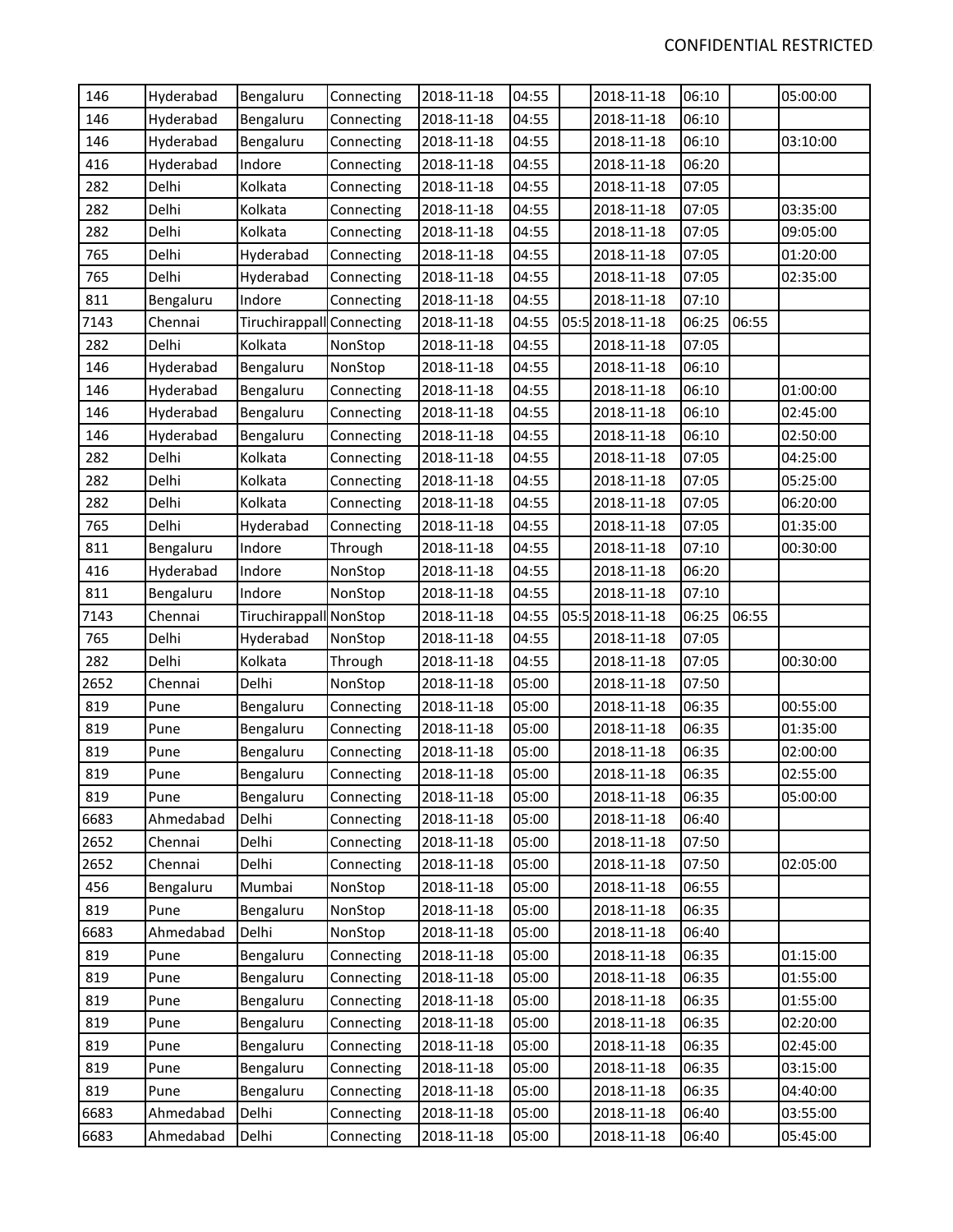| 146 | Hyderabad | Bengaluru | Connecting | 2018-11-18 | 04:55 | | 2018-11-18 | 06:10 | | 05:00:00 |
|---|---|---|---|---|---|---|---|---|---|---|
| 146 | Hyderabad | Bengaluru | Connecting | 2018-11-18 | 04:55 | | 2018-11-18 | 06:10 | | |
| 146 | Hyderabad | Bengaluru | Connecting | 2018-11-18 | 04:55 | | 2018-11-18 | 06:10 | | 03:10:00 |
| 416 | Hyderabad | Indore | Connecting | 2018-11-18 | 04:55 | | 2018-11-18 | 06:20 | | |
| 282 | Delhi | Kolkata | Connecting | 2018-11-18 | 04:55 | | 2018-11-18 | 07:05 | | |
| 282 | Delhi | Kolkata | Connecting | 2018-11-18 | 04:55 | | 2018-11-18 | 07:05 | | 03:35:00 |
| 282 | Delhi | Kolkata | Connecting | 2018-11-18 | 04:55 | | 2018-11-18 | 07:05 | | 09:05:00 |
| 765 | Delhi | Hyderabad | Connecting | 2018-11-18 | 04:55 | | 2018-11-18 | 07:05 | | 01:20:00 |
| 765 | Delhi | Hyderabad | Connecting | 2018-11-18 | 04:55 | | 2018-11-18 | 07:05 | | 02:35:00 |
| 811 | Bengaluru | Indore | Connecting | 2018-11-18 | 04:55 | | 2018-11-18 | 07:10 | | |
| 7143 | Chennai | Tiruchirappall | Connecting | 2018-11-18 | 04:55 | 05:5 | 2018-11-18 | 06:25 | 06:55 | |
| 282 | Delhi | Kolkata | NonStop | 2018-11-18 | 04:55 | | 2018-11-18 | 07:05 | | |
| 146 | Hyderabad | Bengaluru | NonStop | 2018-11-18 | 04:55 | | 2018-11-18 | 06:10 | | |
| 146 | Hyderabad | Bengaluru | Connecting | 2018-11-18 | 04:55 | | 2018-11-18 | 06:10 | | 01:00:00 |
| 146 | Hyderabad | Bengaluru | Connecting | 2018-11-18 | 04:55 | | 2018-11-18 | 06:10 | | 02:45:00 |
| 146 | Hyderabad | Bengaluru | Connecting | 2018-11-18 | 04:55 | | 2018-11-18 | 06:10 | | 02:50:00 |
| 282 | Delhi | Kolkata | Connecting | 2018-11-18 | 04:55 | | 2018-11-18 | 07:05 | | 04:25:00 |
| 282 | Delhi | Kolkata | Connecting | 2018-11-18 | 04:55 | | 2018-11-18 | 07:05 | | 05:25:00 |
| 282 | Delhi | Kolkata | Connecting | 2018-11-18 | 04:55 | | 2018-11-18 | 07:05 | | 06:20:00 |
| 765 | Delhi | Hyderabad | Connecting | 2018-11-18 | 04:55 | | 2018-11-18 | 07:05 | | 01:35:00 |
| 811 | Bengaluru | Indore | Through | 2018-11-18 | 04:55 | | 2018-11-18 | 07:10 | | 00:30:00 |
| 416 | Hyderabad | Indore | NonStop | 2018-11-18 | 04:55 | | 2018-11-18 | 06:20 | | |
| 811 | Bengaluru | Indore | NonStop | 2018-11-18 | 04:55 | | 2018-11-18 | 07:10 | | |
| 7143 | Chennai | Tiruchirappall | NonStop | 2018-11-18 | 04:55 | 05:5 | 2018-11-18 | 06:25 | 06:55 | |
| 765 | Delhi | Hyderabad | NonStop | 2018-11-18 | 04:55 | | 2018-11-18 | 07:05 | | |
| 282 | Delhi | Kolkata | Through | 2018-11-18 | 04:55 | | 2018-11-18 | 07:05 | | 00:30:00 |
| 2652 | Chennai | Delhi | NonStop | 2018-11-18 | 05:00 | | 2018-11-18 | 07:50 | | |
| 819 | Pune | Bengaluru | Connecting | 2018-11-18 | 05:00 | | 2018-11-18 | 06:35 | | 00:55:00 |
| 819 | Pune | Bengaluru | Connecting | 2018-11-18 | 05:00 | | 2018-11-18 | 06:35 | | 01:35:00 |
| 819 | Pune | Bengaluru | Connecting | 2018-11-18 | 05:00 | | 2018-11-18 | 06:35 | | 02:00:00 |
| 819 | Pune | Bengaluru | Connecting | 2018-11-18 | 05:00 | | 2018-11-18 | 06:35 | | 02:55:00 |
| 819 | Pune | Bengaluru | Connecting | 2018-11-18 | 05:00 | | 2018-11-18 | 06:35 | | 05:00:00 |
| 6683 | Ahmedabad | Delhi | Connecting | 2018-11-18 | 05:00 | | 2018-11-18 | 06:40 | | |
| 2652 | Chennai | Delhi | Connecting | 2018-11-18 | 05:00 | | 2018-11-18 | 07:50 | | |
| 2652 | Chennai | Delhi | Connecting | 2018-11-18 | 05:00 | | 2018-11-18 | 07:50 | | 02:05:00 |
| 456 | Bengaluru | Mumbai | NonStop | 2018-11-18 | 05:00 | | 2018-11-18 | 06:55 | | |
| 819 | Pune | Bengaluru | NonStop | 2018-11-18 | 05:00 | | 2018-11-18 | 06:35 | | |
| 6683 | Ahmedabad | Delhi | NonStop | 2018-11-18 | 05:00 | | 2018-11-18 | 06:40 | | |
| 819 | Pune | Bengaluru | Connecting | 2018-11-18 | 05:00 | | 2018-11-18 | 06:35 | | 01:15:00 |
| 819 | Pune | Bengaluru | Connecting | 2018-11-18 | 05:00 | | 2018-11-18 | 06:35 | | 01:55:00 |
| 819 | Pune | Bengaluru | Connecting | 2018-11-18 | 05:00 | | 2018-11-18 | 06:35 | | 01:55:00 |
| 819 | Pune | Bengaluru | Connecting | 2018-11-18 | 05:00 | | 2018-11-18 | 06:35 | | 02:20:00 |
| 819 | Pune | Bengaluru | Connecting | 2018-11-18 | 05:00 | | 2018-11-18 | 06:35 | | 02:45:00 |
| 819 | Pune | Bengaluru | Connecting | 2018-11-18 | 05:00 | | 2018-11-18 | 06:35 | | 03:15:00 |
| 819 | Pune | Bengaluru | Connecting | 2018-11-18 | 05:00 | | 2018-11-18 | 06:35 | | 04:40:00 |
| 6683 | Ahmedabad | Delhi | Connecting | 2018-11-18 | 05:00 | | 2018-11-18 | 06:40 | | 03:55:00 |
| 6683 | Ahmedabad | Delhi | Connecting | 2018-11-18 | 05:00 | | 2018-11-18 | 06:40 | | 05:45:00 |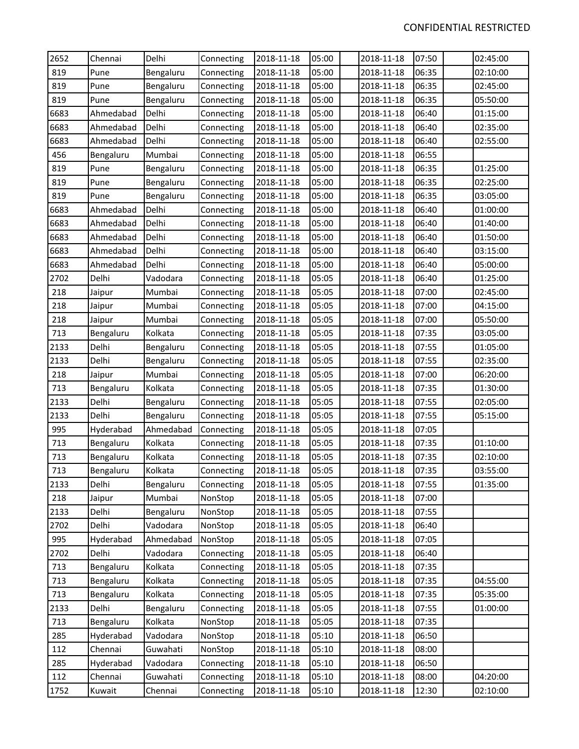| 2652 | Chennai | Delhi | Connecting | 2018-11-18 | 05:00 | | 2018-11-18 | 07:50 | | 02:45:00 |
|---|---|---|---|---|---|---|---|---|---|---|
| 819 | Pune | Bengaluru | Connecting | 2018-11-18 | 05:00 | | 2018-11-18 | 06:35 | | 02:10:00 |
| 819 | Pune | Bengaluru | Connecting | 2018-11-18 | 05:00 | | 2018-11-18 | 06:35 | | 02:45:00 |
| 819 | Pune | Bengaluru | Connecting | 2018-11-18 | 05:00 | | 2018-11-18 | 06:35 | | 05:50:00 |
| 6683 | Ahmedabad | Delhi | Connecting | 2018-11-18 | 05:00 | | 2018-11-18 | 06:40 | | 01:15:00 |
| 6683 | Ahmedabad | Delhi | Connecting | 2018-11-18 | 05:00 | | 2018-11-18 | 06:40 | | 02:35:00 |
| 6683 | Ahmedabad | Delhi | Connecting | 2018-11-18 | 05:00 | | 2018-11-18 | 06:40 | | 02:55:00 |
| 456 | Bengaluru | Mumbai | Connecting | 2018-11-18 | 05:00 | | 2018-11-18 | 06:55 | | |
| 819 | Pune | Bengaluru | Connecting | 2018-11-18 | 05:00 | | 2018-11-18 | 06:35 | | 01:25:00 |
| 819 | Pune | Bengaluru | Connecting | 2018-11-18 | 05:00 | | 2018-11-18 | 06:35 | | 02:25:00 |
| 819 | Pune | Bengaluru | Connecting | 2018-11-18 | 05:00 | | 2018-11-18 | 06:35 | | 03:05:00 |
| 6683 | Ahmedabad | Delhi | Connecting | 2018-11-18 | 05:00 | | 2018-11-18 | 06:40 | | 01:00:00 |
| 6683 | Ahmedabad | Delhi | Connecting | 2018-11-18 | 05:00 | | 2018-11-18 | 06:40 | | 01:40:00 |
| 6683 | Ahmedabad | Delhi | Connecting | 2018-11-18 | 05:00 | | 2018-11-18 | 06:40 | | 01:50:00 |
| 6683 | Ahmedabad | Delhi | Connecting | 2018-11-18 | 05:00 | | 2018-11-18 | 06:40 | | 03:15:00 |
| 6683 | Ahmedabad | Delhi | Connecting | 2018-11-18 | 05:00 | | 2018-11-18 | 06:40 | | 05:00:00 |
| 2702 | Delhi | Vadodara | Connecting | 2018-11-18 | 05:05 | | 2018-11-18 | 06:40 | | 01:25:00 |
| 218 | Jaipur | Mumbai | Connecting | 2018-11-18 | 05:05 | | 2018-11-18 | 07:00 | | 02:45:00 |
| 218 | Jaipur | Mumbai | Connecting | 2018-11-18 | 05:05 | | 2018-11-18 | 07:00 | | 04:15:00 |
| 218 | Jaipur | Mumbai | Connecting | 2018-11-18 | 05:05 | | 2018-11-18 | 07:00 | | 05:50:00 |
| 713 | Bengaluru | Kolkata | Connecting | 2018-11-18 | 05:05 | | 2018-11-18 | 07:35 | | 03:05:00 |
| 2133 | Delhi | Bengaluru | Connecting | 2018-11-18 | 05:05 | | 2018-11-18 | 07:55 | | 01:05:00 |
| 2133 | Delhi | Bengaluru | Connecting | 2018-11-18 | 05:05 | | 2018-11-18 | 07:55 | | 02:35:00 |
| 218 | Jaipur | Mumbai | Connecting | 2018-11-18 | 05:05 | | 2018-11-18 | 07:00 | | 06:20:00 |
| 713 | Bengaluru | Kolkata | Connecting | 2018-11-18 | 05:05 | | 2018-11-18 | 07:35 | | 01:30:00 |
| 2133 | Delhi | Bengaluru | Connecting | 2018-11-18 | 05:05 | | 2018-11-18 | 07:55 | | 02:05:00 |
| 2133 | Delhi | Bengaluru | Connecting | 2018-11-18 | 05:05 | | 2018-11-18 | 07:55 | | 05:15:00 |
| 995 | Hyderabad | Ahmedabad | Connecting | 2018-11-18 | 05:05 | | 2018-11-18 | 07:05 | | |
| 713 | Bengaluru | Kolkata | Connecting | 2018-11-18 | 05:05 | | 2018-11-18 | 07:35 | | 01:10:00 |
| 713 | Bengaluru | Kolkata | Connecting | 2018-11-18 | 05:05 | | 2018-11-18 | 07:35 | | 02:10:00 |
| 713 | Bengaluru | Kolkata | Connecting | 2018-11-18 | 05:05 | | 2018-11-18 | 07:35 | | 03:55:00 |
| 2133 | Delhi | Bengaluru | Connecting | 2018-11-18 | 05:05 | | 2018-11-18 | 07:55 | | 01:35:00 |
| 218 | Jaipur | Mumbai | NonStop | 2018-11-18 | 05:05 | | 2018-11-18 | 07:00 | | |
| 2133 | Delhi | Bengaluru | NonStop | 2018-11-18 | 05:05 | | 2018-11-18 | 07:55 | | |
| 2702 | Delhi | Vadodara | NonStop | 2018-11-18 | 05:05 | | 2018-11-18 | 06:40 | | |
| 995 | Hyderabad | Ahmedabad | NonStop | 2018-11-18 | 05:05 | | 2018-11-18 | 07:05 | | |
| 2702 | Delhi | Vadodara | Connecting | 2018-11-18 | 05:05 | | 2018-11-18 | 06:40 | | |
| 713 | Bengaluru | Kolkata | Connecting | 2018-11-18 | 05:05 | | 2018-11-18 | 07:35 | | |
| 713 | Bengaluru | Kolkata | Connecting | 2018-11-18 | 05:05 | | 2018-11-18 | 07:35 | | 04:55:00 |
| 713 | Bengaluru | Kolkata | Connecting | 2018-11-18 | 05:05 | | 2018-11-18 | 07:35 | | 05:35:00 |
| 2133 | Delhi | Bengaluru | Connecting | 2018-11-18 | 05:05 | | 2018-11-18 | 07:55 | | 01:00:00 |
| 713 | Bengaluru | Kolkata | NonStop | 2018-11-18 | 05:05 | | 2018-11-18 | 07:35 | | |
| 285 | Hyderabad | Vadodara | NonStop | 2018-11-18 | 05:10 | | 2018-11-18 | 06:50 | | |
| 112 | Chennai | Guwahati | NonStop | 2018-11-18 | 05:10 | | 2018-11-18 | 08:00 | | |
| 285 | Hyderabad | Vadodara | Connecting | 2018-11-18 | 05:10 | | 2018-11-18 | 06:50 | | |
| 112 | Chennai | Guwahati | Connecting | 2018-11-18 | 05:10 | | 2018-11-18 | 08:00 | | 04:20:00 |
| 1752 | Kuwait | Chennai | Connecting | 2018-11-18 | 05:10 | | 2018-11-18 | 12:30 | | 02:10:00 |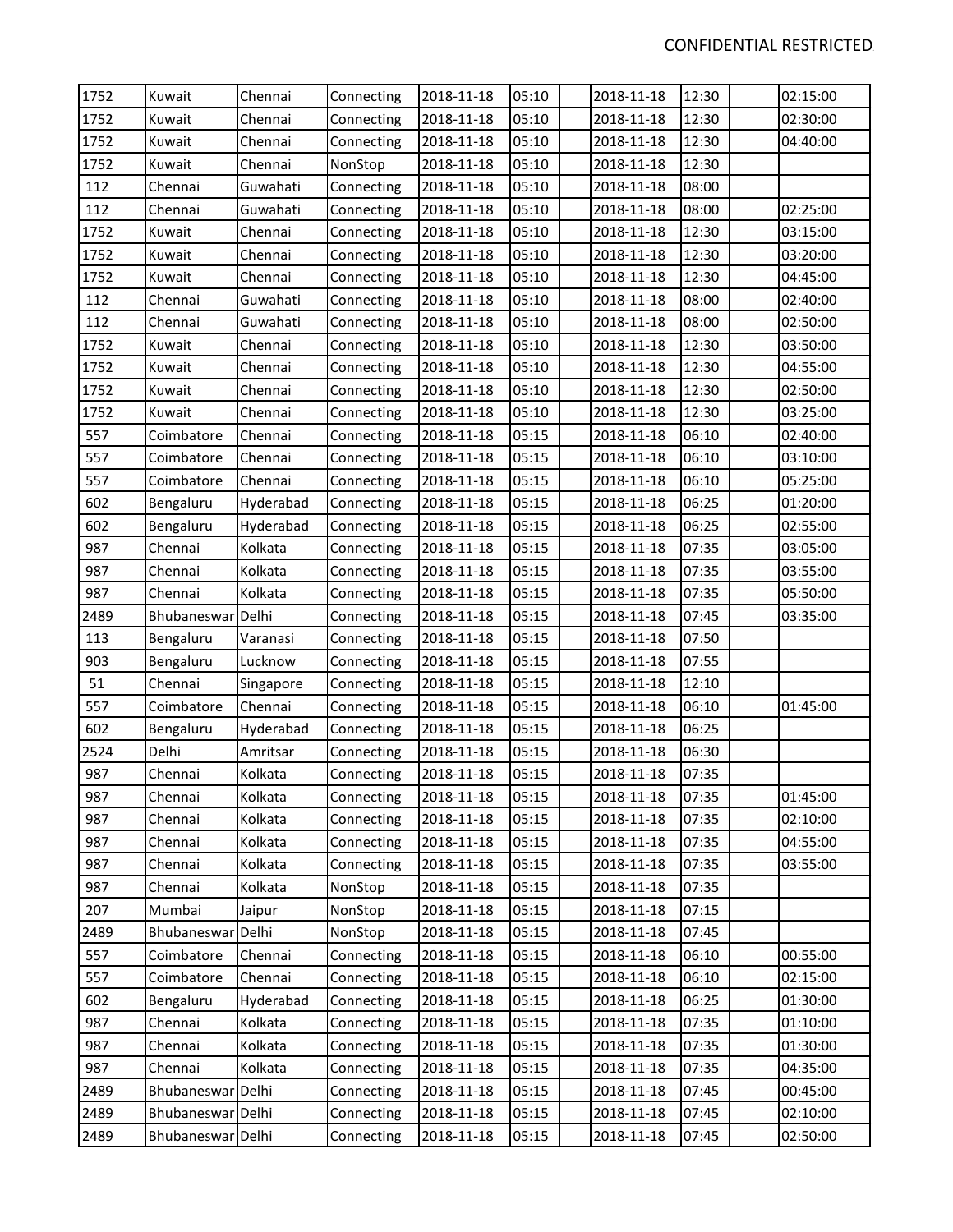| | | | | | | | | | | |
|---|---|---|---|---|---|---|---|---|---|---|
| 1752 | Kuwait | Chennai | Connecting | 2018-11-18 | 05:10 | | 2018-11-18 | 12:30 | | 02:15:00 |
| 1752 | Kuwait | Chennai | Connecting | 2018-11-18 | 05:10 | | 2018-11-18 | 12:30 | | 02:30:00 |
| 1752 | Kuwait | Chennai | Connecting | 2018-11-18 | 05:10 | | 2018-11-18 | 12:30 | | 04:40:00 |
| 1752 | Kuwait | Chennai | NonStop | 2018-11-18 | 05:10 | | 2018-11-18 | 12:30 | | |
| 112 | Chennai | Guwahati | Connecting | 2018-11-18 | 05:10 | | 2018-11-18 | 08:00 | | |
| 112 | Chennai | Guwahati | Connecting | 2018-11-18 | 05:10 | | 2018-11-18 | 08:00 | | 02:25:00 |
| 1752 | Kuwait | Chennai | Connecting | 2018-11-18 | 05:10 | | 2018-11-18 | 12:30 | | 03:15:00 |
| 1752 | Kuwait | Chennai | Connecting | 2018-11-18 | 05:10 | | 2018-11-18 | 12:30 | | 03:20:00 |
| 1752 | Kuwait | Chennai | Connecting | 2018-11-18 | 05:10 | | 2018-11-18 | 12:30 | | 04:45:00 |
| 112 | Chennai | Guwahati | Connecting | 2018-11-18 | 05:10 | | 2018-11-18 | 08:00 | | 02:40:00 |
| 112 | Chennai | Guwahati | Connecting | 2018-11-18 | 05:10 | | 2018-11-18 | 08:00 | | 02:50:00 |
| 1752 | Kuwait | Chennai | Connecting | 2018-11-18 | 05:10 | | 2018-11-18 | 12:30 | | 03:50:00 |
| 1752 | Kuwait | Chennai | Connecting | 2018-11-18 | 05:10 | | 2018-11-18 | 12:30 | | 04:55:00 |
| 1752 | Kuwait | Chennai | Connecting | 2018-11-18 | 05:10 | | 2018-11-18 | 12:30 | | 02:50:00 |
| 1752 | Kuwait | Chennai | Connecting | 2018-11-18 | 05:10 | | 2018-11-18 | 12:30 | | 03:25:00 |
| 557 | Coimbatore | Chennai | Connecting | 2018-11-18 | 05:15 | | 2018-11-18 | 06:10 | | 02:40:00 |
| 557 | Coimbatore | Chennai | Connecting | 2018-11-18 | 05:15 | | 2018-11-18 | 06:10 | | 03:10:00 |
| 557 | Coimbatore | Chennai | Connecting | 2018-11-18 | 05:15 | | 2018-11-18 | 06:10 | | 05:25:00 |
| 602 | Bengaluru | Hyderabad | Connecting | 2018-11-18 | 05:15 | | 2018-11-18 | 06:25 | | 01:20:00 |
| 602 | Bengaluru | Hyderabad | Connecting | 2018-11-18 | 05:15 | | 2018-11-18 | 06:25 | | 02:55:00 |
| 987 | Chennai | Kolkata | Connecting | 2018-11-18 | 05:15 | | 2018-11-18 | 07:35 | | 03:05:00 |
| 987 | Chennai | Kolkata | Connecting | 2018-11-18 | 05:15 | | 2018-11-18 | 07:35 | | 03:55:00 |
| 987 | Chennai | Kolkata | Connecting | 2018-11-18 | 05:15 | | 2018-11-18 | 07:35 | | 05:50:00 |
| 2489 | Bhubaneswar | Delhi | Connecting | 2018-11-18 | 05:15 | | 2018-11-18 | 07:45 | | 03:35:00 |
| 113 | Bengaluru | Varanasi | Connecting | 2018-11-18 | 05:15 | | 2018-11-18 | 07:50 | | |
| 903 | Bengaluru | Lucknow | Connecting | 2018-11-18 | 05:15 | | 2018-11-18 | 07:55 | | |
| 51 | Chennai | Singapore | Connecting | 2018-11-18 | 05:15 | | 2018-11-18 | 12:10 | | |
| 557 | Coimbatore | Chennai | Connecting | 2018-11-18 | 05:15 | | 2018-11-18 | 06:10 | | 01:45:00 |
| 602 | Bengaluru | Hyderabad | Connecting | 2018-11-18 | 05:15 | | 2018-11-18 | 06:25 | | |
| 2524 | Delhi | Amritsar | Connecting | 2018-11-18 | 05:15 | | 2018-11-18 | 06:30 | | |
| 987 | Chennai | Kolkata | Connecting | 2018-11-18 | 05:15 | | 2018-11-18 | 07:35 | | |
| 987 | Chennai | Kolkata | Connecting | 2018-11-18 | 05:15 | | 2018-11-18 | 07:35 | | 01:45:00 |
| 987 | Chennai | Kolkata | Connecting | 2018-11-18 | 05:15 | | 2018-11-18 | 07:35 | | 02:10:00 |
| 987 | Chennai | Kolkata | Connecting | 2018-11-18 | 05:15 | | 2018-11-18 | 07:35 | | 04:55:00 |
| 987 | Chennai | Kolkata | Connecting | 2018-11-18 | 05:15 | | 2018-11-18 | 07:35 | | 03:55:00 |
| 987 | Chennai | Kolkata | NonStop | 2018-11-18 | 05:15 | | 2018-11-18 | 07:35 | | |
| 207 | Mumbai | Jaipur | NonStop | 2018-11-18 | 05:15 | | 2018-11-18 | 07:15 | | |
| 2489 | Bhubaneswar | Delhi | NonStop | 2018-11-18 | 05:15 | | 2018-11-18 | 07:45 | | |
| 557 | Coimbatore | Chennai | Connecting | 2018-11-18 | 05:15 | | 2018-11-18 | 06:10 | | 00:55:00 |
| 557 | Coimbatore | Chennai | Connecting | 2018-11-18 | 05:15 | | 2018-11-18 | 06:10 | | 02:15:00 |
| 602 | Bengaluru | Hyderabad | Connecting | 2018-11-18 | 05:15 | | 2018-11-18 | 06:25 | | 01:30:00 |
| 987 | Chennai | Kolkata | Connecting | 2018-11-18 | 05:15 | | 2018-11-18 | 07:35 | | 01:10:00 |
| 987 | Chennai | Kolkata | Connecting | 2018-11-18 | 05:15 | | 2018-11-18 | 07:35 | | 01:30:00 |
| 987 | Chennai | Kolkata | Connecting | 2018-11-18 | 05:15 | | 2018-11-18 | 07:35 | | 04:35:00 |
| 2489 | Bhubaneswar | Delhi | Connecting | 2018-11-18 | 05:15 | | 2018-11-18 | 07:45 | | 00:45:00 |
| 2489 | Bhubaneswar | Delhi | Connecting | 2018-11-18 | 05:15 | | 2018-11-18 | 07:45 | | 02:10:00 |
| 2489 | Bhubaneswar | Delhi | Connecting | 2018-11-18 | 05:15 | | 2018-11-18 | 07:45 | | 02:50:00 |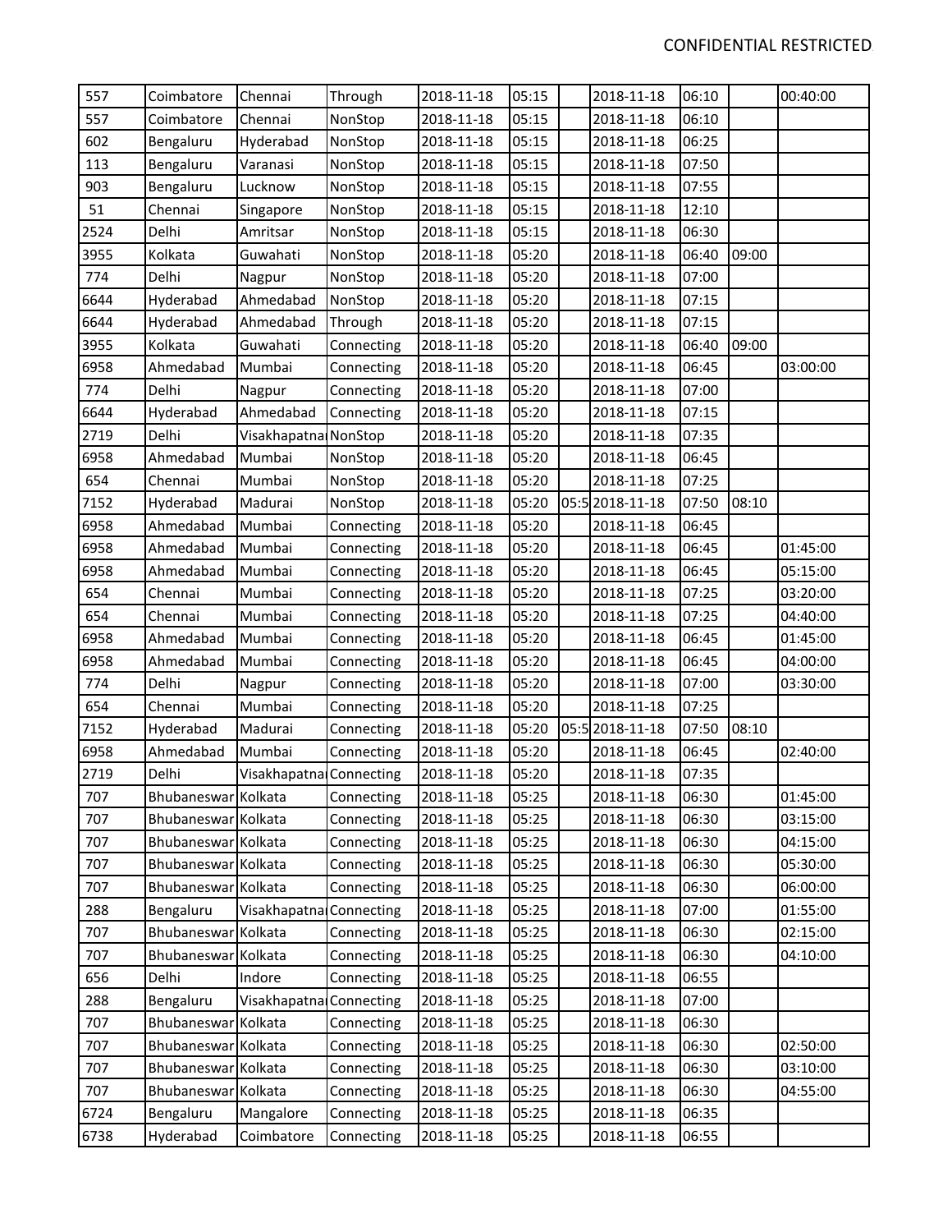| | | | | | | | | | | |
|---|---|---|---|---|---|---|---|---|---|---|
| 557 | Coimbatore | Chennai | Through | 2018-11-18 | 05:15 | | 2018-11-18 | 06:10 | | 00:40:00 |
| 557 | Coimbatore | Chennai | NonStop | 2018-11-18 | 05:15 | | 2018-11-18 | 06:10 | | |
| 602 | Bengaluru | Hyderabad | NonStop | 2018-11-18 | 05:15 | | 2018-11-18 | 06:25 | | |
| 113 | Bengaluru | Varanasi | NonStop | 2018-11-18 | 05:15 | | 2018-11-18 | 07:50 | | |
| 903 | Bengaluru | Lucknow | NonStop | 2018-11-18 | 05:15 | | 2018-11-18 | 07:55 | | |
| 51 | Chennai | Singapore | NonStop | 2018-11-18 | 05:15 | | 2018-11-18 | 12:10 | | |
| 2524 | Delhi | Amritsar | NonStop | 2018-11-18 | 05:15 | | 2018-11-18 | 06:30 | | |
| 3955 | Kolkata | Guwahati | NonStop | 2018-11-18 | 05:20 | | 2018-11-18 | 06:40 | 09:00 | |
| 774 | Delhi | Nagpur | NonStop | 2018-11-18 | 05:20 | | 2018-11-18 | 07:00 | | |
| 6644 | Hyderabad | Ahmedabad | NonStop | 2018-11-18 | 05:20 | | 2018-11-18 | 07:15 | | |
| 6644 | Hyderabad | Ahmedabad | Through | 2018-11-18 | 05:20 | | 2018-11-18 | 07:15 | | |
| 3955 | Kolkata | Guwahati | Connecting | 2018-11-18 | 05:20 | | 2018-11-18 | 06:40 | 09:00 | |
| 6958 | Ahmedabad | Mumbai | Connecting | 2018-11-18 | 05:20 | | 2018-11-18 | 06:45 | | 03:00:00 |
| 774 | Delhi | Nagpur | Connecting | 2018-11-18 | 05:20 | | 2018-11-18 | 07:00 | | |
| 6644 | Hyderabad | Ahmedabad | Connecting | 2018-11-18 | 05:20 | | 2018-11-18 | 07:15 | | |
| 2719 | Delhi | Visakhapatna | NonStop | 2018-11-18 | 05:20 | | 2018-11-18 | 07:35 | | |
| 6958 | Ahmedabad | Mumbai | NonStop | 2018-11-18 | 05:20 | | 2018-11-18 | 06:45 | | |
| 654 | Chennai | Mumbai | NonStop | 2018-11-18 | 05:20 | | 2018-11-18 | 07:25 | | |
| 7152 | Hyderabad | Madurai | NonStop | 2018-11-18 | 05:20 | 05:5 | 2018-11-18 | 07:50 | 08:10 | |
| 6958 | Ahmedabad | Mumbai | Connecting | 2018-11-18 | 05:20 | | 2018-11-18 | 06:45 | | |
| 6958 | Ahmedabad | Mumbai | Connecting | 2018-11-18 | 05:20 | | 2018-11-18 | 06:45 | | 01:45:00 |
| 6958 | Ahmedabad | Mumbai | Connecting | 2018-11-18 | 05:20 | | 2018-11-18 | 06:45 | | 05:15:00 |
| 654 | Chennai | Mumbai | Connecting | 2018-11-18 | 05:20 | | 2018-11-18 | 07:25 | | 03:20:00 |
| 654 | Chennai | Mumbai | Connecting | 2018-11-18 | 05:20 | | 2018-11-18 | 07:25 | | 04:40:00 |
| 6958 | Ahmedabad | Mumbai | Connecting | 2018-11-18 | 05:20 | | 2018-11-18 | 06:45 | | 01:45:00 |
| 6958 | Ahmedabad | Mumbai | Connecting | 2018-11-18 | 05:20 | | 2018-11-18 | 06:45 | | 04:00:00 |
| 774 | Delhi | Nagpur | Connecting | 2018-11-18 | 05:20 | | 2018-11-18 | 07:00 | | 03:30:00 |
| 654 | Chennai | Mumbai | Connecting | 2018-11-18 | 05:20 | | 2018-11-18 | 07:25 | | |
| 7152 | Hyderabad | Madurai | Connecting | 2018-11-18 | 05:20 | 05:5 | 2018-11-18 | 07:50 | 08:10 | |
| 6958 | Ahmedabad | Mumbai | Connecting | 2018-11-18 | 05:20 | | 2018-11-18 | 06:45 | | 02:40:00 |
| 2719 | Delhi | Visakhapatna | Connecting | 2018-11-18 | 05:20 | | 2018-11-18 | 07:35 | | |
| 707 | Bhubaneswar | Kolkata | Connecting | 2018-11-18 | 05:25 | | 2018-11-18 | 06:30 | | 01:45:00 |
| 707 | Bhubaneswar | Kolkata | Connecting | 2018-11-18 | 05:25 | | 2018-11-18 | 06:30 | | 03:15:00 |
| 707 | Bhubaneswar | Kolkata | Connecting | 2018-11-18 | 05:25 | | 2018-11-18 | 06:30 | | 04:15:00 |
| 707 | Bhubaneswar | Kolkata | Connecting | 2018-11-18 | 05:25 | | 2018-11-18 | 06:30 | | 05:30:00 |
| 707 | Bhubaneswar | Kolkata | Connecting | 2018-11-18 | 05:25 | | 2018-11-18 | 06:30 | | 06:00:00 |
| 288 | Bengaluru | Visakhapatna | Connecting | 2018-11-18 | 05:25 | | 2018-11-18 | 07:00 | | 01:55:00 |
| 707 | Bhubaneswar | Kolkata | Connecting | 2018-11-18 | 05:25 | | 2018-11-18 | 06:30 | | 02:15:00 |
| 707 | Bhubaneswar | Kolkata | Connecting | 2018-11-18 | 05:25 | | 2018-11-18 | 06:30 | | 04:10:00 |
| 656 | Delhi | Indore | Connecting | 2018-11-18 | 05:25 | | 2018-11-18 | 06:55 | | |
| 288 | Bengaluru | Visakhapatna | Connecting | 2018-11-18 | 05:25 | | 2018-11-18 | 07:00 | | |
| 707 | Bhubaneswar | Kolkata | Connecting | 2018-11-18 | 05:25 | | 2018-11-18 | 06:30 | | |
| 707 | Bhubaneswar | Kolkata | Connecting | 2018-11-18 | 05:25 | | 2018-11-18 | 06:30 | | 02:50:00 |
| 707 | Bhubaneswar | Kolkata | Connecting | 2018-11-18 | 05:25 | | 2018-11-18 | 06:30 | | 03:10:00 |
| 707 | Bhubaneswar | Kolkata | Connecting | 2018-11-18 | 05:25 | | 2018-11-18 | 06:30 | | 04:55:00 |
| 6724 | Bengaluru | Mangalore | Connecting | 2018-11-18 | 05:25 | | 2018-11-18 | 06:35 | | |
| 6738 | Hyderabad | Coimbatore | Connecting | 2018-11-18 | 05:25 | | 2018-11-18 | 06:55 | | |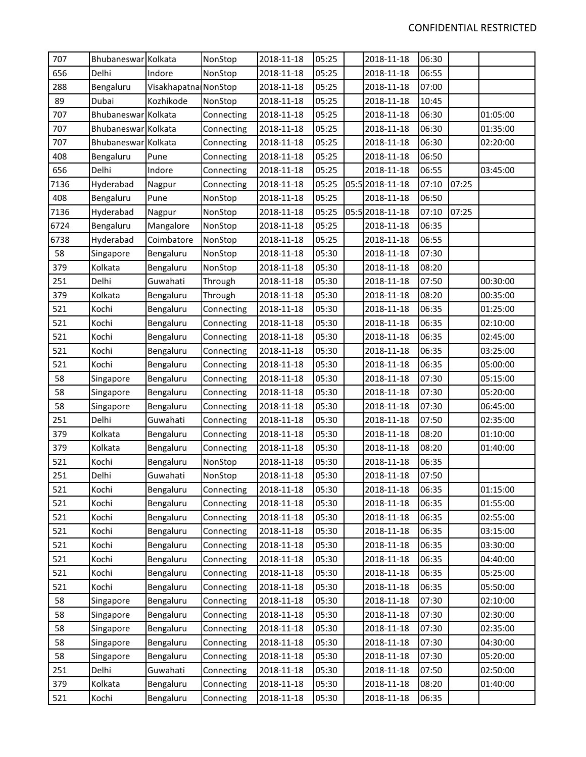| | | | | | | | | | |
|---|---|---|---|---|---|---|---|---|---|
| 707 | Bhubaneswar | Kolkata | NonStop | 2018-11-18 | 05:25 | | 2018-11-18 | 06:30 | | |
| 656 | Delhi | Indore | NonStop | 2018-11-18 | 05:25 | | 2018-11-18 | 06:55 | | |
| 288 | Bengaluru | Visakhapatna | NonStop | 2018-11-18 | 05:25 | | 2018-11-18 | 07:00 | | |
| 89 | Dubai | Kozhikode | NonStop | 2018-11-18 | 05:25 | | 2018-11-18 | 10:45 | | |
| 707 | Bhubaneswar | Kolkata | Connecting | 2018-11-18 | 05:25 | | 2018-11-18 | 06:30 | | 01:05:00 |
| 707 | Bhubaneswar | Kolkata | Connecting | 2018-11-18 | 05:25 | | 2018-11-18 | 06:30 | | 01:35:00 |
| 707 | Bhubaneswar | Kolkata | Connecting | 2018-11-18 | 05:25 | | 2018-11-18 | 06:30 | | 02:20:00 |
| 408 | Bengaluru | Pune | Connecting | 2018-11-18 | 05:25 | | 2018-11-18 | 06:50 | | |
| 656 | Delhi | Indore | Connecting | 2018-11-18 | 05:25 | | 2018-11-18 | 06:55 | | 03:45:00 |
| 7136 | Hyderabad | Nagpur | Connecting | 2018-11-18 | 05:25 | 05:5 | 2018-11-18 | 07:10 | 07:25 | |
| 408 | Bengaluru | Pune | NonStop | 2018-11-18 | 05:25 | | 2018-11-18 | 06:50 | | |
| 7136 | Hyderabad | Nagpur | NonStop | 2018-11-18 | 05:25 | 05:5 | 2018-11-18 | 07:10 | 07:25 | |
| 6724 | Bengaluru | Mangalore | NonStop | 2018-11-18 | 05:25 | | 2018-11-18 | 06:35 | | |
| 6738 | Hyderabad | Coimbatore | NonStop | 2018-11-18 | 05:25 | | 2018-11-18 | 06:55 | | |
| 58 | Singapore | Bengaluru | NonStop | 2018-11-18 | 05:30 | | 2018-11-18 | 07:30 | | |
| 379 | Kolkata | Bengaluru | NonStop | 2018-11-18 | 05:30 | | 2018-11-18 | 08:20 | | |
| 251 | Delhi | Guwahati | Through | 2018-11-18 | 05:30 | | 2018-11-18 | 07:50 | | 00:30:00 |
| 379 | Kolkata | Bengaluru | Through | 2018-11-18 | 05:30 | | 2018-11-18 | 08:20 | | 00:35:00 |
| 521 | Kochi | Bengaluru | Connecting | 2018-11-18 | 05:30 | | 2018-11-18 | 06:35 | | 01:25:00 |
| 521 | Kochi | Bengaluru | Connecting | 2018-11-18 | 05:30 | | 2018-11-18 | 06:35 | | 02:10:00 |
| 521 | Kochi | Bengaluru | Connecting | 2018-11-18 | 05:30 | | 2018-11-18 | 06:35 | | 02:45:00 |
| 521 | Kochi | Bengaluru | Connecting | 2018-11-18 | 05:30 | | 2018-11-18 | 06:35 | | 03:25:00 |
| 521 | Kochi | Bengaluru | Connecting | 2018-11-18 | 05:30 | | 2018-11-18 | 06:35 | | 05:00:00 |
| 58 | Singapore | Bengaluru | Connecting | 2018-11-18 | 05:30 | | 2018-11-18 | 07:30 | | 05:15:00 |
| 58 | Singapore | Bengaluru | Connecting | 2018-11-18 | 05:30 | | 2018-11-18 | 07:30 | | 05:20:00 |
| 58 | Singapore | Bengaluru | Connecting | 2018-11-18 | 05:30 | | 2018-11-18 | 07:30 | | 06:45:00 |
| 251 | Delhi | Guwahati | Connecting | 2018-11-18 | 05:30 | | 2018-11-18 | 07:50 | | 02:35:00 |
| 379 | Kolkata | Bengaluru | Connecting | 2018-11-18 | 05:30 | | 2018-11-18 | 08:20 | | 01:10:00 |
| 379 | Kolkata | Bengaluru | Connecting | 2018-11-18 | 05:30 | | 2018-11-18 | 08:20 | | 01:40:00 |
| 521 | Kochi | Bengaluru | NonStop | 2018-11-18 | 05:30 | | 2018-11-18 | 06:35 | | |
| 251 | Delhi | Guwahati | NonStop | 2018-11-18 | 05:30 | | 2018-11-18 | 07:50 | | |
| 521 | Kochi | Bengaluru | Connecting | 2018-11-18 | 05:30 | | 2018-11-18 | 06:35 | | 01:15:00 |
| 521 | Kochi | Bengaluru | Connecting | 2018-11-18 | 05:30 | | 2018-11-18 | 06:35 | | 01:55:00 |
| 521 | Kochi | Bengaluru | Connecting | 2018-11-18 | 05:30 | | 2018-11-18 | 06:35 | | 02:55:00 |
| 521 | Kochi | Bengaluru | Connecting | 2018-11-18 | 05:30 | | 2018-11-18 | 06:35 | | 03:15:00 |
| 521 | Kochi | Bengaluru | Connecting | 2018-11-18 | 05:30 | | 2018-11-18 | 06:35 | | 03:30:00 |
| 521 | Kochi | Bengaluru | Connecting | 2018-11-18 | 05:30 | | 2018-11-18 | 06:35 | | 04:40:00 |
| 521 | Kochi | Bengaluru | Connecting | 2018-11-18 | 05:30 | | 2018-11-18 | 06:35 | | 05:25:00 |
| 521 | Kochi | Bengaluru | Connecting | 2018-11-18 | 05:30 | | 2018-11-18 | 06:35 | | 05:50:00 |
| 58 | Singapore | Bengaluru | Connecting | 2018-11-18 | 05:30 | | 2018-11-18 | 07:30 | | 02:10:00 |
| 58 | Singapore | Bengaluru | Connecting | 2018-11-18 | 05:30 | | 2018-11-18 | 07:30 | | 02:30:00 |
| 58 | Singapore | Bengaluru | Connecting | 2018-11-18 | 05:30 | | 2018-11-18 | 07:30 | | 02:35:00 |
| 58 | Singapore | Bengaluru | Connecting | 2018-11-18 | 05:30 | | 2018-11-18 | 07:30 | | 04:30:00 |
| 58 | Singapore | Bengaluru | Connecting | 2018-11-18 | 05:30 | | 2018-11-18 | 07:30 | | 05:20:00 |
| 251 | Delhi | Guwahati | Connecting | 2018-11-18 | 05:30 | | 2018-11-18 | 07:50 | | 02:50:00 |
| 379 | Kolkata | Bengaluru | Connecting | 2018-11-18 | 05:30 | | 2018-11-18 | 08:20 | | 01:40:00 |
| 521 | Kochi | Bengaluru | Connecting | 2018-11-18 | 05:30 | | 2018-11-18 | 06:35 | | |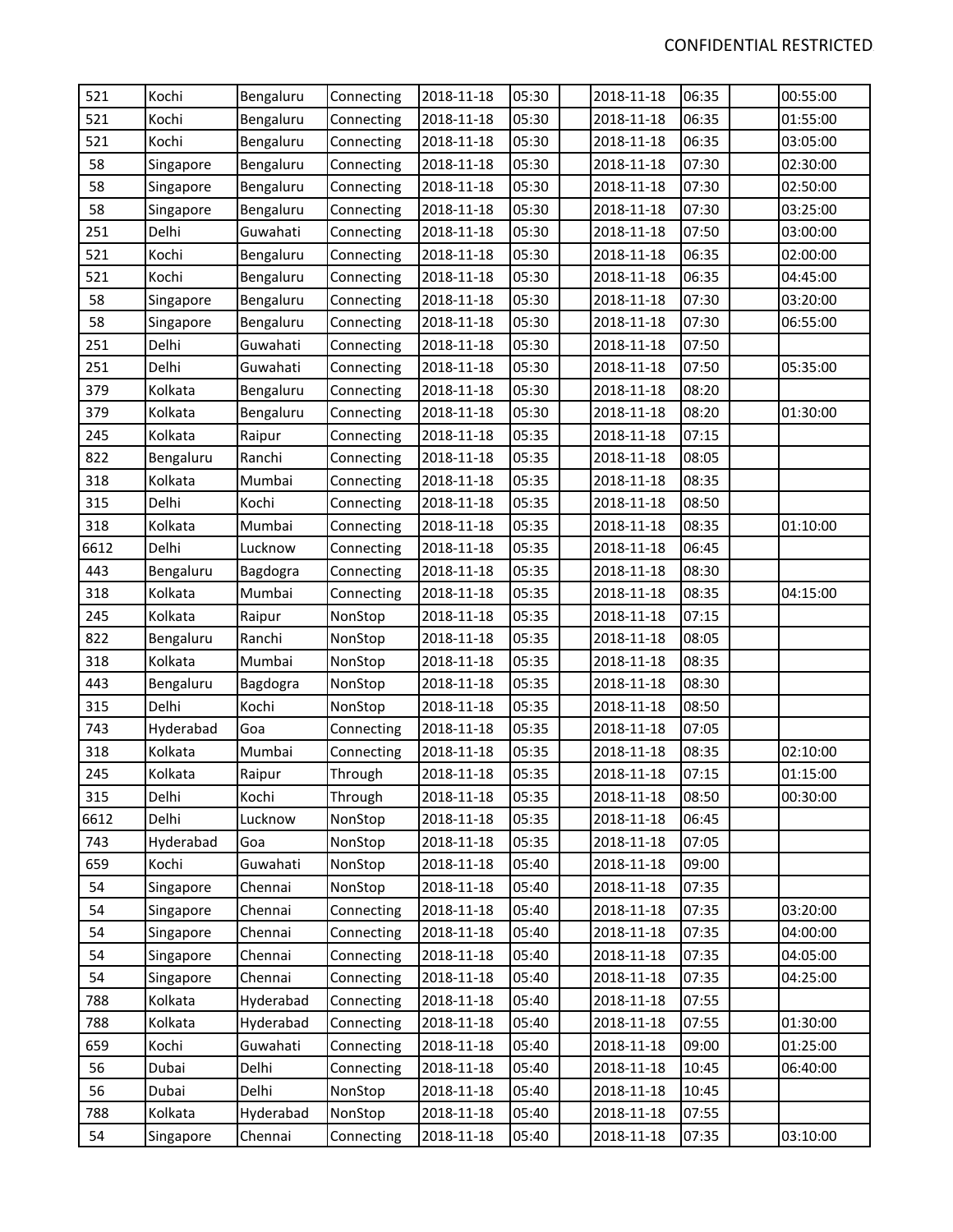| 521 | Kochi | Bengaluru | Connecting | 2018-11-18 | 05:30 | | 2018-11-18 | 06:35 | | 00:55:00 |
|---|---|---|---|---|---|---|---|---|---|---|
| 521 | Kochi | Bengaluru | Connecting | 2018-11-18 | 05:30 | | 2018-11-18 | 06:35 | | 01:55:00 |
| 521 | Kochi | Bengaluru | Connecting | 2018-11-18 | 05:30 | | 2018-11-18 | 06:35 | | 03:05:00 |
| 58 | Singapore | Bengaluru | Connecting | 2018-11-18 | 05:30 | | 2018-11-18 | 07:30 | | 02:30:00 |
| 58 | Singapore | Bengaluru | Connecting | 2018-11-18 | 05:30 | | 2018-11-18 | 07:30 | | 02:50:00 |
| 58 | Singapore | Bengaluru | Connecting | 2018-11-18 | 05:30 | | 2018-11-18 | 07:30 | | 03:25:00 |
| 251 | Delhi | Guwahati | Connecting | 2018-11-18 | 05:30 | | 2018-11-18 | 07:50 | | 03:00:00 |
| 521 | Kochi | Bengaluru | Connecting | 2018-11-18 | 05:30 | | 2018-11-18 | 06:35 | | 02:00:00 |
| 521 | Kochi | Bengaluru | Connecting | 2018-11-18 | 05:30 | | 2018-11-18 | 06:35 | | 04:45:00 |
| 58 | Singapore | Bengaluru | Connecting | 2018-11-18 | 05:30 | | 2018-11-18 | 07:30 | | 03:20:00 |
| 58 | Singapore | Bengaluru | Connecting | 2018-11-18 | 05:30 | | 2018-11-18 | 07:30 | | 06:55:00 |
| 251 | Delhi | Guwahati | Connecting | 2018-11-18 | 05:30 | | 2018-11-18 | 07:50 | | |
| 251 | Delhi | Guwahati | Connecting | 2018-11-18 | 05:30 | | 2018-11-18 | 07:50 | | 05:35:00 |
| 379 | Kolkata | Bengaluru | Connecting | 2018-11-18 | 05:30 | | 2018-11-18 | 08:20 | | |
| 379 | Kolkata | Bengaluru | Connecting | 2018-11-18 | 05:30 | | 2018-11-18 | 08:20 | | 01:30:00 |
| 245 | Kolkata | Raipur | Connecting | 2018-11-18 | 05:35 | | 2018-11-18 | 07:15 | | |
| 822 | Bengaluru | Ranchi | Connecting | 2018-11-18 | 05:35 | | 2018-11-18 | 08:05 | | |
| 318 | Kolkata | Mumbai | Connecting | 2018-11-18 | 05:35 | | 2018-11-18 | 08:35 | | |
| 315 | Delhi | Kochi | Connecting | 2018-11-18 | 05:35 | | 2018-11-18 | 08:50 | | |
| 318 | Kolkata | Mumbai | Connecting | 2018-11-18 | 05:35 | | 2018-11-18 | 08:35 | | 01:10:00 |
| 6612 | Delhi | Lucknow | Connecting | 2018-11-18 | 05:35 | | 2018-11-18 | 06:45 | | |
| 443 | Bengaluru | Bagdogra | Connecting | 2018-11-18 | 05:35 | | 2018-11-18 | 08:30 | | |
| 318 | Kolkata | Mumbai | Connecting | 2018-11-18 | 05:35 | | 2018-11-18 | 08:35 | | 04:15:00 |
| 245 | Kolkata | Raipur | NonStop | 2018-11-18 | 05:35 | | 2018-11-18 | 07:15 | | |
| 822 | Bengaluru | Ranchi | NonStop | 2018-11-18 | 05:35 | | 2018-11-18 | 08:05 | | |
| 318 | Kolkata | Mumbai | NonStop | 2018-11-18 | 05:35 | | 2018-11-18 | 08:35 | | |
| 443 | Bengaluru | Bagdogra | NonStop | 2018-11-18 | 05:35 | | 2018-11-18 | 08:30 | | |
| 315 | Delhi | Kochi | NonStop | 2018-11-18 | 05:35 | | 2018-11-18 | 08:50 | | |
| 743 | Hyderabad | Goa | Connecting | 2018-11-18 | 05:35 | | 2018-11-18 | 07:05 | | |
| 318 | Kolkata | Mumbai | Connecting | 2018-11-18 | 05:35 | | 2018-11-18 | 08:35 | | 02:10:00 |
| 245 | Kolkata | Raipur | Through | 2018-11-18 | 05:35 | | 2018-11-18 | 07:15 | | 01:15:00 |
| 315 | Delhi | Kochi | Through | 2018-11-18 | 05:35 | | 2018-11-18 | 08:50 | | 00:30:00 |
| 6612 | Delhi | Lucknow | NonStop | 2018-11-18 | 05:35 | | 2018-11-18 | 06:45 | | |
| 743 | Hyderabad | Goa | NonStop | 2018-11-18 | 05:35 | | 2018-11-18 | 07:05 | | |
| 659 | Kochi | Guwahati | NonStop | 2018-11-18 | 05:40 | | 2018-11-18 | 09:00 | | |
| 54 | Singapore | Chennai | NonStop | 2018-11-18 | 05:40 | | 2018-11-18 | 07:35 | | |
| 54 | Singapore | Chennai | Connecting | 2018-11-18 | 05:40 | | 2018-11-18 | 07:35 | | 03:20:00 |
| 54 | Singapore | Chennai | Connecting | 2018-11-18 | 05:40 | | 2018-11-18 | 07:35 | | 04:00:00 |
| 54 | Singapore | Chennai | Connecting | 2018-11-18 | 05:40 | | 2018-11-18 | 07:35 | | 04:05:00 |
| 54 | Singapore | Chennai | Connecting | 2018-11-18 | 05:40 | | 2018-11-18 | 07:35 | | 04:25:00 |
| 788 | Kolkata | Hyderabad | Connecting | 2018-11-18 | 05:40 | | 2018-11-18 | 07:55 | | |
| 788 | Kolkata | Hyderabad | Connecting | 2018-11-18 | 05:40 | | 2018-11-18 | 07:55 | | 01:30:00 |
| 659 | Kochi | Guwahati | Connecting | 2018-11-18 | 05:40 | | 2018-11-18 | 09:00 | | 01:25:00 |
| 56 | Dubai | Delhi | Connecting | 2018-11-18 | 05:40 | | 2018-11-18 | 10:45 | | 06:40:00 |
| 56 | Dubai | Delhi | NonStop | 2018-11-18 | 05:40 | | 2018-11-18 | 10:45 | | |
| 788 | Kolkata | Hyderabad | NonStop | 2018-11-18 | 05:40 | | 2018-11-18 | 07:55 | | |
| 54 | Singapore | Chennai | Connecting | 2018-11-18 | 05:40 | | 2018-11-18 | 07:35 | | 03:10:00 |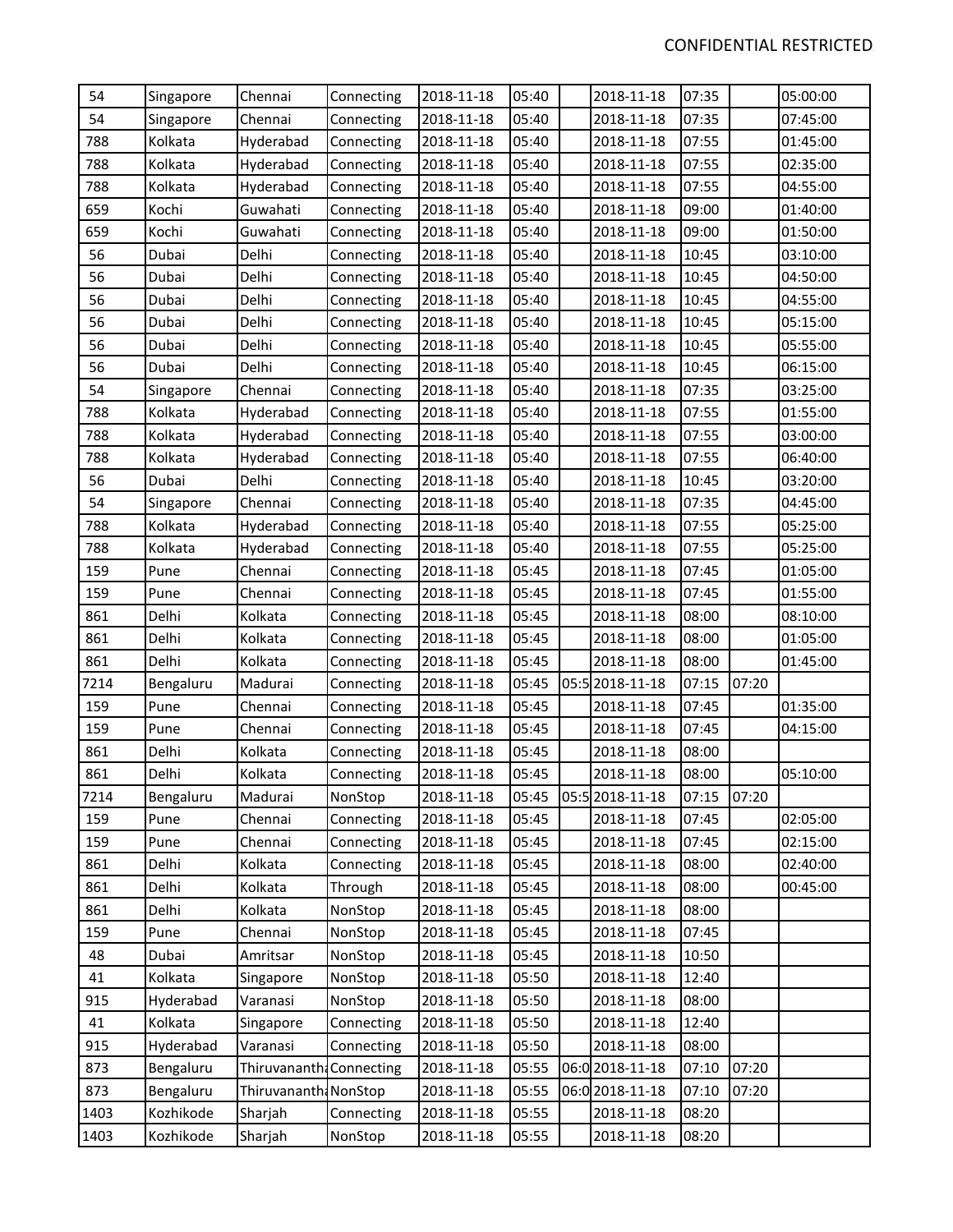CONFIDENTIAL RESTRICTED

| | | | | | | | | | | |
|---|---|---|---|---|---|---|---|---|---|---|
| 54 | Singapore | Chennai | Connecting | 2018-11-18 | 05:40 | | 2018-11-18 | 07:35 | | 05:00:00 |
| 54 | Singapore | Chennai | Connecting | 2018-11-18 | 05:40 | | 2018-11-18 | 07:35 | | 07:45:00 |
| 788 | Kolkata | Hyderabad | Connecting | 2018-11-18 | 05:40 | | 2018-11-18 | 07:55 | | 01:45:00 |
| 788 | Kolkata | Hyderabad | Connecting | 2018-11-18 | 05:40 | | 2018-11-18 | 07:55 | | 02:35:00 |
| 788 | Kolkata | Hyderabad | Connecting | 2018-11-18 | 05:40 | | 2018-11-18 | 07:55 | | 04:55:00 |
| 659 | Kochi | Guwahati | Connecting | 2018-11-18 | 05:40 | | 2018-11-18 | 09:00 | | 01:40:00 |
| 659 | Kochi | Guwahati | Connecting | 2018-11-18 | 05:40 | | 2018-11-18 | 09:00 | | 01:50:00 |
| 56 | Dubai | Delhi | Connecting | 2018-11-18 | 05:40 | | 2018-11-18 | 10:45 | | 03:10:00 |
| 56 | Dubai | Delhi | Connecting | 2018-11-18 | 05:40 | | 2018-11-18 | 10:45 | | 04:50:00 |
| 56 | Dubai | Delhi | Connecting | 2018-11-18 | 05:40 | | 2018-11-18 | 10:45 | | 04:55:00 |
| 56 | Dubai | Delhi | Connecting | 2018-11-18 | 05:40 | | 2018-11-18 | 10:45 | | 05:15:00 |
| 56 | Dubai | Delhi | Connecting | 2018-11-18 | 05:40 | | 2018-11-18 | 10:45 | | 05:55:00 |
| 56 | Dubai | Delhi | Connecting | 2018-11-18 | 05:40 | | 2018-11-18 | 10:45 | | 06:15:00 |
| 54 | Singapore | Chennai | Connecting | 2018-11-18 | 05:40 | | 2018-11-18 | 07:35 | | 03:25:00 |
| 788 | Kolkata | Hyderabad | Connecting | 2018-11-18 | 05:40 | | 2018-11-18 | 07:55 | | 01:55:00 |
| 788 | Kolkata | Hyderabad | Connecting | 2018-11-18 | 05:40 | | 2018-11-18 | 07:55 | | 03:00:00 |
| 788 | Kolkata | Hyderabad | Connecting | 2018-11-18 | 05:40 | | 2018-11-18 | 07:55 | | 06:40:00 |
| 56 | Dubai | Delhi | Connecting | 2018-11-18 | 05:40 | | 2018-11-18 | 10:45 | | 03:20:00 |
| 54 | Singapore | Chennai | Connecting | 2018-11-18 | 05:40 | | 2018-11-18 | 07:35 | | 04:45:00 |
| 788 | Kolkata | Hyderabad | Connecting | 2018-11-18 | 05:40 | | 2018-11-18 | 07:55 | | 05:25:00 |
| 788 | Kolkata | Hyderabad | Connecting | 2018-11-18 | 05:40 | | 2018-11-18 | 07:55 | | 05:25:00 |
| 159 | Pune | Chennai | Connecting | 2018-11-18 | 05:45 | | 2018-11-18 | 07:45 | | 01:05:00 |
| 159 | Pune | Chennai | Connecting | 2018-11-18 | 05:45 | | 2018-11-18 | 07:45 | | 01:55:00 |
| 861 | Delhi | Kolkata | Connecting | 2018-11-18 | 05:45 | | 2018-11-18 | 08:00 | | 08:10:00 |
| 861 | Delhi | Kolkata | Connecting | 2018-11-18 | 05:45 | | 2018-11-18 | 08:00 | | 01:05:00 |
| 861 | Delhi | Kolkata | Connecting | 2018-11-18 | 05:45 | | 2018-11-18 | 08:00 | | 01:45:00 |
| 7214 | Bengaluru | Madurai | Connecting | 2018-11-18 | 05:45 | 05:5 | 2018-11-18 | 07:15 | 07:20 | |
| 159 | Pune | Chennai | Connecting | 2018-11-18 | 05:45 | | 2018-11-18 | 07:45 | | 01:35:00 |
| 159 | Pune | Chennai | Connecting | 2018-11-18 | 05:45 | | 2018-11-18 | 07:45 | | 04:15:00 |
| 861 | Delhi | Kolkata | Connecting | 2018-11-18 | 05:45 | | 2018-11-18 | 08:00 | | |
| 861 | Delhi | Kolkata | Connecting | 2018-11-18 | 05:45 | | 2018-11-18 | 08:00 | | 05:10:00 |
| 7214 | Bengaluru | Madurai | NonStop | 2018-11-18 | 05:45 | 05:5 | 2018-11-18 | 07:15 | 07:20 | |
| 159 | Pune | Chennai | Connecting | 2018-11-18 | 05:45 | | 2018-11-18 | 07:45 | | 02:05:00 |
| 159 | Pune | Chennai | Connecting | 2018-11-18 | 05:45 | | 2018-11-18 | 07:45 | | 02:15:00 |
| 861 | Delhi | Kolkata | Connecting | 2018-11-18 | 05:45 | | 2018-11-18 | 08:00 | | 02:40:00 |
| 861 | Delhi | Kolkata | Through | 2018-11-18 | 05:45 | | 2018-11-18 | 08:00 | | 00:45:00 |
| 861 | Delhi | Kolkata | NonStop | 2018-11-18 | 05:45 | | 2018-11-18 | 08:00 | | |
| 159 | Pune | Chennai | NonStop | 2018-11-18 | 05:45 | | 2018-11-18 | 07:45 | | |
| 48 | Dubai | Amritsar | NonStop | 2018-11-18 | 05:45 | | 2018-11-18 | 10:50 | | |
| 41 | Kolkata | Singapore | NonStop | 2018-11-18 | 05:50 | | 2018-11-18 | 12:40 | | |
| 915 | Hyderabad | Varanasi | NonStop | 2018-11-18 | 05:50 | | 2018-11-18 | 08:00 | | |
| 41 | Kolkata | Singapore | Connecting | 2018-11-18 | 05:50 | | 2018-11-18 | 12:40 | | |
| 915 | Hyderabad | Varanasi | Connecting | 2018-11-18 | 05:50 | | 2018-11-18 | 08:00 | | |
| 873 | Bengaluru | Thiruvananth | Connecting | 2018-11-18 | 05:55 | 06:0 | 2018-11-18 | 07:10 | 07:20 | |
| 873 | Bengaluru | Thiruvananth | NonStop | 2018-11-18 | 05:55 | 06:0 | 2018-11-18 | 07:10 | 07:20 | |
| 1403 | Kozhikode | Sharjah | Connecting | 2018-11-18 | 05:55 | | 2018-11-18 | 08:20 | | |
| 1403 | Kozhikode | Sharjah | NonStop | 2018-11-18 | 05:55 | | 2018-11-18 | 08:20 | | |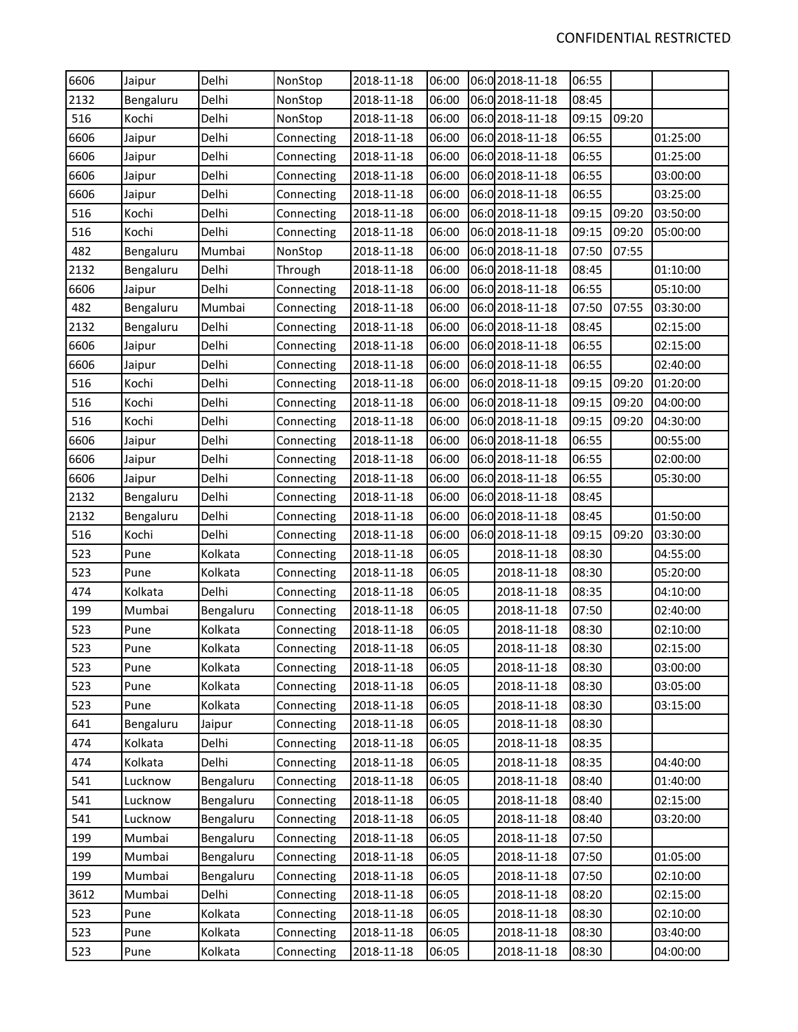| 6606 | Jaipur | Delhi | NonStop | 2018-11-18 | 06:00 | 06:0 | 2018-11-18 | 06:55 | | |
|---|---|---|---|---|---|---|---|---|---|---|
| 2132 | Bengaluru | Delhi | NonStop | 2018-11-18 | 06:00 | 06:0 | 2018-11-18 | 08:45 | | |
| 516 | Kochi | Delhi | NonStop | 2018-11-18 | 06:00 | 06:0 | 2018-11-18 | 09:15 | 09:20 | |
| 6606 | Jaipur | Delhi | Connecting | 2018-11-18 | 06:00 | 06:0 | 2018-11-18 | 06:55 | | 01:25:00 |
| 6606 | Jaipur | Delhi | Connecting | 2018-11-18 | 06:00 | 06:0 | 2018-11-18 | 06:55 | | 01:25:00 |
| 6606 | Jaipur | Delhi | Connecting | 2018-11-18 | 06:00 | 06:0 | 2018-11-18 | 06:55 | | 03:00:00 |
| 6606 | Jaipur | Delhi | Connecting | 2018-11-18 | 06:00 | 06:0 | 2018-11-18 | 06:55 | | 03:25:00 |
| 516 | Kochi | Delhi | Connecting | 2018-11-18 | 06:00 | 06:0 | 2018-11-18 | 09:15 | 09:20 | 03:50:00 |
| 516 | Kochi | Delhi | Connecting | 2018-11-18 | 06:00 | 06:0 | 2018-11-18 | 09:15 | 09:20 | 05:00:00 |
| 482 | Bengaluru | Mumbai | NonStop | 2018-11-18 | 06:00 | 06:0 | 2018-11-18 | 07:50 | 07:55 | |
| 2132 | Bengaluru | Delhi | Through | 2018-11-18 | 06:00 | 06:0 | 2018-11-18 | 08:45 | | 01:10:00 |
| 6606 | Jaipur | Delhi | Connecting | 2018-11-18 | 06:00 | 06:0 | 2018-11-18 | 06:55 | | 05:10:00 |
| 482 | Bengaluru | Mumbai | Connecting | 2018-11-18 | 06:00 | 06:0 | 2018-11-18 | 07:50 | 07:55 | 03:30:00 |
| 2132 | Bengaluru | Delhi | Connecting | 2018-11-18 | 06:00 | 06:0 | 2018-11-18 | 08:45 | | 02:15:00 |
| 6606 | Jaipur | Delhi | Connecting | 2018-11-18 | 06:00 | 06:0 | 2018-11-18 | 06:55 | | 02:15:00 |
| 6606 | Jaipur | Delhi | Connecting | 2018-11-18 | 06:00 | 06:0 | 2018-11-18 | 06:55 | | 02:40:00 |
| 516 | Kochi | Delhi | Connecting | 2018-11-18 | 06:00 | 06:0 | 2018-11-18 | 09:15 | 09:20 | 01:20:00 |
| 516 | Kochi | Delhi | Connecting | 2018-11-18 | 06:00 | 06:0 | 2018-11-18 | 09:15 | 09:20 | 04:00:00 |
| 516 | Kochi | Delhi | Connecting | 2018-11-18 | 06:00 | 06:0 | 2018-11-18 | 09:15 | 09:20 | 04:30:00 |
| 6606 | Jaipur | Delhi | Connecting | 2018-11-18 | 06:00 | 06:0 | 2018-11-18 | 06:55 | | 00:55:00 |
| 6606 | Jaipur | Delhi | Connecting | 2018-11-18 | 06:00 | 06:0 | 2018-11-18 | 06:55 | | 02:00:00 |
| 6606 | Jaipur | Delhi | Connecting | 2018-11-18 | 06:00 | 06:0 | 2018-11-18 | 06:55 | | 05:30:00 |
| 2132 | Bengaluru | Delhi | Connecting | 2018-11-18 | 06:00 | 06:0 | 2018-11-18 | 08:45 | | |
| 2132 | Bengaluru | Delhi | Connecting | 2018-11-18 | 06:00 | 06:0 | 2018-11-18 | 08:45 | | 01:50:00 |
| 516 | Kochi | Delhi | Connecting | 2018-11-18 | 06:00 | 06:0 | 2018-11-18 | 09:15 | 09:20 | 03:30:00 |
| 523 | Pune | Kolkata | Connecting | 2018-11-18 | 06:05 | | 2018-11-18 | 08:30 | | 04:55:00 |
| 523 | Pune | Kolkata | Connecting | 2018-11-18 | 06:05 | | 2018-11-18 | 08:30 | | 05:20:00 |
| 474 | Kolkata | Delhi | Connecting | 2018-11-18 | 06:05 | | 2018-11-18 | 08:35 | | 04:10:00 |
| 199 | Mumbai | Bengaluru | Connecting | 2018-11-18 | 06:05 | | 2018-11-18 | 07:50 | | 02:40:00 |
| 523 | Pune | Kolkata | Connecting | 2018-11-18 | 06:05 | | 2018-11-18 | 08:30 | | 02:10:00 |
| 523 | Pune | Kolkata | Connecting | 2018-11-18 | 06:05 | | 2018-11-18 | 08:30 | | 02:15:00 |
| 523 | Pune | Kolkata | Connecting | 2018-11-18 | 06:05 | | 2018-11-18 | 08:30 | | 03:00:00 |
| 523 | Pune | Kolkata | Connecting | 2018-11-18 | 06:05 | | 2018-11-18 | 08:30 | | 03:05:00 |
| 523 | Pune | Kolkata | Connecting | 2018-11-18 | 06:05 | | 2018-11-18 | 08:30 | | 03:15:00 |
| 641 | Bengaluru | Jaipur | Connecting | 2018-11-18 | 06:05 | | 2018-11-18 | 08:30 | | |
| 474 | Kolkata | Delhi | Connecting | 2018-11-18 | 06:05 | | 2018-11-18 | 08:35 | | |
| 474 | Kolkata | Delhi | Connecting | 2018-11-18 | 06:05 | | 2018-11-18 | 08:35 | | 04:40:00 |
| 541 | Lucknow | Bengaluru | Connecting | 2018-11-18 | 06:05 | | 2018-11-18 | 08:40 | | 01:40:00 |
| 541 | Lucknow | Bengaluru | Connecting | 2018-11-18 | 06:05 | | 2018-11-18 | 08:40 | | 02:15:00 |
| 541 | Lucknow | Bengaluru | Connecting | 2018-11-18 | 06:05 | | 2018-11-18 | 08:40 | | 03:20:00 |
| 199 | Mumbai | Bengaluru | Connecting | 2018-11-18 | 06:05 | | 2018-11-18 | 07:50 | | |
| 199 | Mumbai | Bengaluru | Connecting | 2018-11-18 | 06:05 | | 2018-11-18 | 07:50 | | 01:05:00 |
| 199 | Mumbai | Bengaluru | Connecting | 2018-11-18 | 06:05 | | 2018-11-18 | 07:50 | | 02:10:00 |
| 3612 | Mumbai | Delhi | Connecting | 2018-11-18 | 06:05 | | 2018-11-18 | 08:20 | | 02:15:00 |
| 523 | Pune | Kolkata | Connecting | 2018-11-18 | 06:05 | | 2018-11-18 | 08:30 | | 02:10:00 |
| 523 | Pune | Kolkata | Connecting | 2018-11-18 | 06:05 | | 2018-11-18 | 08:30 | | 03:40:00 |
| 523 | Pune | Kolkata | Connecting | 2018-11-18 | 06:05 | | 2018-11-18 | 08:30 | | 04:00:00 |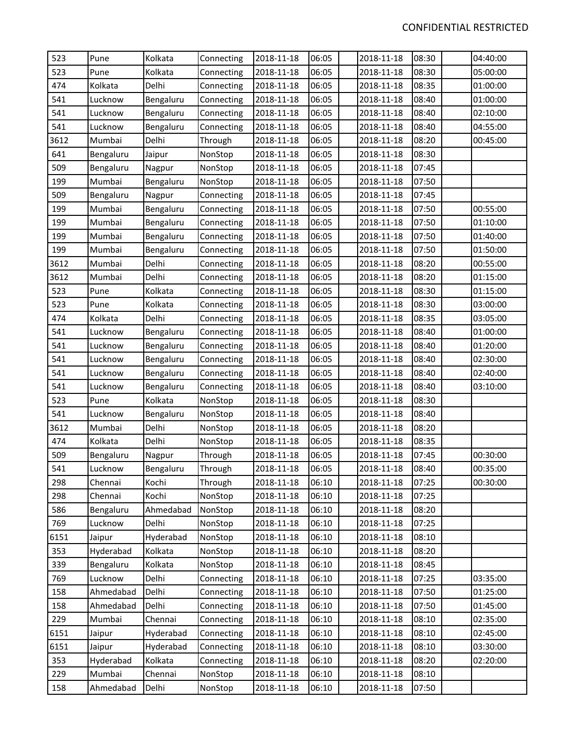| | | | | | | | | | | |
|---|---|---|---|---|---|---|---|---|---|---|
| 523 | Pune | Kolkata | Connecting | 2018-11-18 | 06:05 | | 2018-11-18 | 08:30 | | 04:40:00 |
| 523 | Pune | Kolkata | Connecting | 2018-11-18 | 06:05 | | 2018-11-18 | 08:30 | | 05:00:00 |
| 474 | Kolkata | Delhi | Connecting | 2018-11-18 | 06:05 | | 2018-11-18 | 08:35 | | 01:00:00 |
| 541 | Lucknow | Bengaluru | Connecting | 2018-11-18 | 06:05 | | 2018-11-18 | 08:40 | | 01:00:00 |
| 541 | Lucknow | Bengaluru | Connecting | 2018-11-18 | 06:05 | | 2018-11-18 | 08:40 | | 02:10:00 |
| 541 | Lucknow | Bengaluru | Connecting | 2018-11-18 | 06:05 | | 2018-11-18 | 08:40 | | 04:55:00 |
| 3612 | Mumbai | Delhi | Through | 2018-11-18 | 06:05 | | 2018-11-18 | 08:20 | | 00:45:00 |
| 641 | Bengaluru | Jaipur | NonStop | 2018-11-18 | 06:05 | | 2018-11-18 | 08:30 | | |
| 509 | Bengaluru | Nagpur | NonStop | 2018-11-18 | 06:05 | | 2018-11-18 | 07:45 | | |
| 199 | Mumbai | Bengaluru | NonStop | 2018-11-18 | 06:05 | | 2018-11-18 | 07:50 | | |
| 509 | Bengaluru | Nagpur | Connecting | 2018-11-18 | 06:05 | | 2018-11-18 | 07:45 | | |
| 199 | Mumbai | Bengaluru | Connecting | 2018-11-18 | 06:05 | | 2018-11-18 | 07:50 | | 00:55:00 |
| 199 | Mumbai | Bengaluru | Connecting | 2018-11-18 | 06:05 | | 2018-11-18 | 07:50 | | 01:10:00 |
| 199 | Mumbai | Bengaluru | Connecting | 2018-11-18 | 06:05 | | 2018-11-18 | 07:50 | | 01:40:00 |
| 199 | Mumbai | Bengaluru | Connecting | 2018-11-18 | 06:05 | | 2018-11-18 | 07:50 | | 01:50:00 |
| 3612 | Mumbai | Delhi | Connecting | 2018-11-18 | 06:05 | | 2018-11-18 | 08:20 | | 00:55:00 |
| 3612 | Mumbai | Delhi | Connecting | 2018-11-18 | 06:05 | | 2018-11-18 | 08:20 | | 01:15:00 |
| 523 | Pune | Kolkata | Connecting | 2018-11-18 | 06:05 | | 2018-11-18 | 08:30 | | 01:15:00 |
| 523 | Pune | Kolkata | Connecting | 2018-11-18 | 06:05 | | 2018-11-18 | 08:30 | | 03:00:00 |
| 474 | Kolkata | Delhi | Connecting | 2018-11-18 | 06:05 | | 2018-11-18 | 08:35 | | 03:05:00 |
| 541 | Lucknow | Bengaluru | Connecting | 2018-11-18 | 06:05 | | 2018-11-18 | 08:40 | | 01:00:00 |
| 541 | Lucknow | Bengaluru | Connecting | 2018-11-18 | 06:05 | | 2018-11-18 | 08:40 | | 01:20:00 |
| 541 | Lucknow | Bengaluru | Connecting | 2018-11-18 | 06:05 | | 2018-11-18 | 08:40 | | 02:30:00 |
| 541 | Lucknow | Bengaluru | Connecting | 2018-11-18 | 06:05 | | 2018-11-18 | 08:40 | | 02:40:00 |
| 541 | Lucknow | Bengaluru | Connecting | 2018-11-18 | 06:05 | | 2018-11-18 | 08:40 | | 03:10:00 |
| 523 | Pune | Kolkata | NonStop | 2018-11-18 | 06:05 | | 2018-11-18 | 08:30 | | |
| 541 | Lucknow | Bengaluru | NonStop | 2018-11-18 | 06:05 | | 2018-11-18 | 08:40 | | |
| 3612 | Mumbai | Delhi | NonStop | 2018-11-18 | 06:05 | | 2018-11-18 | 08:20 | | |
| 474 | Kolkata | Delhi | NonStop | 2018-11-18 | 06:05 | | 2018-11-18 | 08:35 | | |
| 509 | Bengaluru | Nagpur | Through | 2018-11-18 | 06:05 | | 2018-11-18 | 07:45 | | 00:30:00 |
| 541 | Lucknow | Bengaluru | Through | 2018-11-18 | 06:05 | | 2018-11-18 | 08:40 | | 00:35:00 |
| 298 | Chennai | Kochi | Through | 2018-11-18 | 06:10 | | 2018-11-18 | 07:25 | | 00:30:00 |
| 298 | Chennai | Kochi | NonStop | 2018-11-18 | 06:10 | | 2018-11-18 | 07:25 | | |
| 586 | Bengaluru | Ahmedabad | NonStop | 2018-11-18 | 06:10 | | 2018-11-18 | 08:20 | | |
| 769 | Lucknow | Delhi | NonStop | 2018-11-18 | 06:10 | | 2018-11-18 | 07:25 | | |
| 6151 | Jaipur | Hyderabad | NonStop | 2018-11-18 | 06:10 | | 2018-11-18 | 08:10 | | |
| 353 | Hyderabad | Kolkata | NonStop | 2018-11-18 | 06:10 | | 2018-11-18 | 08:20 | | |
| 339 | Bengaluru | Kolkata | NonStop | 2018-11-18 | 06:10 | | 2018-11-18 | 08:45 | | |
| 769 | Lucknow | Delhi | Connecting | 2018-11-18 | 06:10 | | 2018-11-18 | 07:25 | | 03:35:00 |
| 158 | Ahmedabad | Delhi | Connecting | 2018-11-18 | 06:10 | | 2018-11-18 | 07:50 | | 01:25:00 |
| 158 | Ahmedabad | Delhi | Connecting | 2018-11-18 | 06:10 | | 2018-11-18 | 07:50 | | 01:45:00 |
| 229 | Mumbai | Chennai | Connecting | 2018-11-18 | 06:10 | | 2018-11-18 | 08:10 | | 02:35:00 |
| 6151 | Jaipur | Hyderabad | Connecting | 2018-11-18 | 06:10 | | 2018-11-18 | 08:10 | | 02:45:00 |
| 6151 | Jaipur | Hyderabad | Connecting | 2018-11-18 | 06:10 | | 2018-11-18 | 08:10 | | 03:30:00 |
| 353 | Hyderabad | Kolkata | Connecting | 2018-11-18 | 06:10 | | 2018-11-18 | 08:20 | | 02:20:00 |
| 229 | Mumbai | Chennai | NonStop | 2018-11-18 | 06:10 | | 2018-11-18 | 08:10 | | |
| 158 | Ahmedabad | Delhi | NonStop | 2018-11-18 | 06:10 | | 2018-11-18 | 07:50 | | |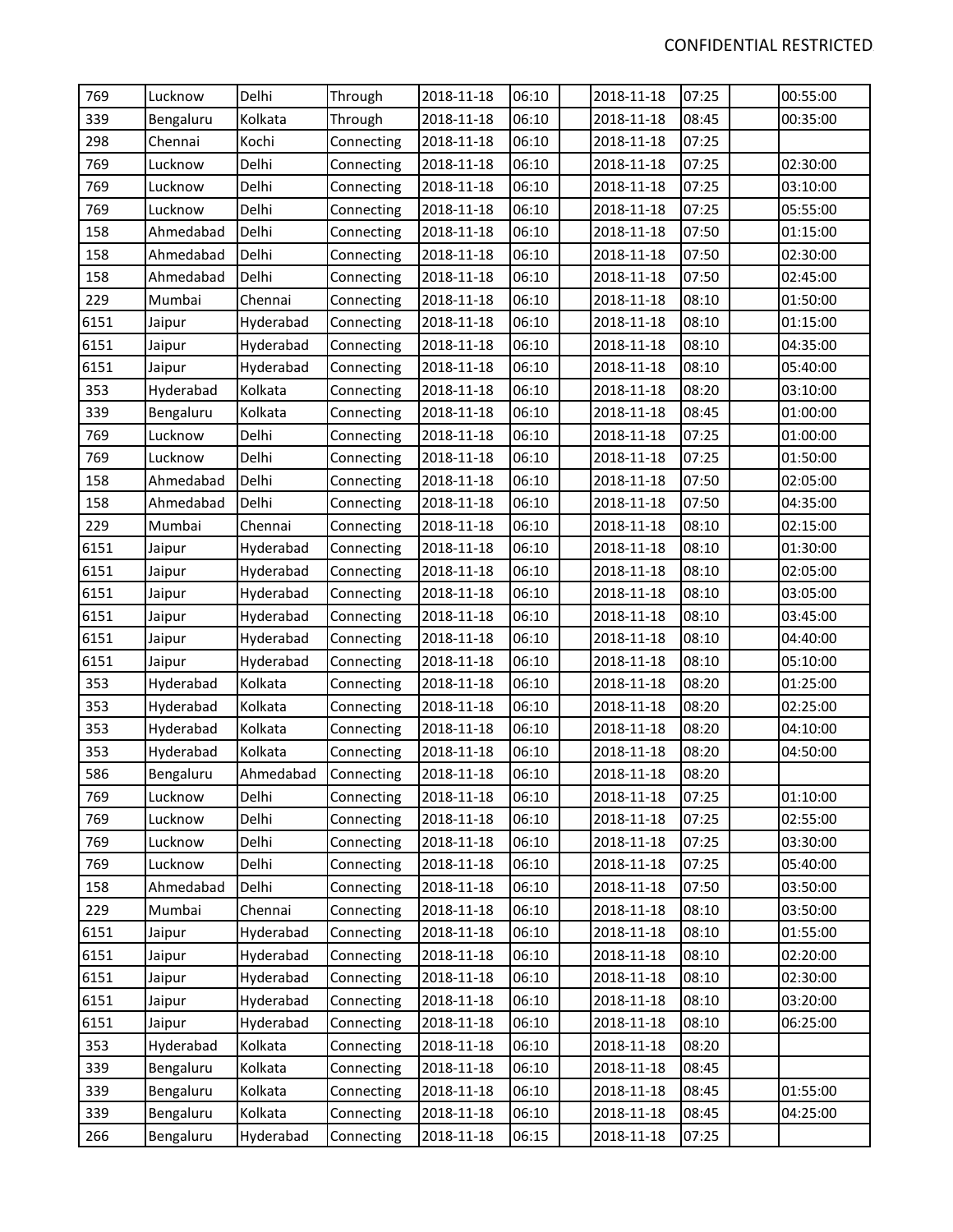| | | | | | | | | | |
|---|---|---|---|---|---|---|---|---|---|
| 769 | Lucknow | Delhi | Through | 2018-11-18 | 06:10 | | 2018-11-18 | 07:25 | | 00:55:00 |
| 339 | Bengaluru | Kolkata | Through | 2018-11-18 | 06:10 | | 2018-11-18 | 08:45 | | 00:35:00 |
| 298 | Chennai | Kochi | Connecting | 2018-11-18 | 06:10 | | 2018-11-18 | 07:25 | | |
| 769 | Lucknow | Delhi | Connecting | 2018-11-18 | 06:10 | | 2018-11-18 | 07:25 | | 02:30:00 |
| 769 | Lucknow | Delhi | Connecting | 2018-11-18 | 06:10 | | 2018-11-18 | 07:25 | | 03:10:00 |
| 769 | Lucknow | Delhi | Connecting | 2018-11-18 | 06:10 | | 2018-11-18 | 07:25 | | 05:55:00 |
| 158 | Ahmedabad | Delhi | Connecting | 2018-11-18 | 06:10 | | 2018-11-18 | 07:50 | | 01:15:00 |
| 158 | Ahmedabad | Delhi | Connecting | 2018-11-18 | 06:10 | | 2018-11-18 | 07:50 | | 02:30:00 |
| 158 | Ahmedabad | Delhi | Connecting | 2018-11-18 | 06:10 | | 2018-11-18 | 07:50 | | 02:45:00 |
| 229 | Mumbai | Chennai | Connecting | 2018-11-18 | 06:10 | | 2018-11-18 | 08:10 | | 01:50:00 |
| 6151 | Jaipur | Hyderabad | Connecting | 2018-11-18 | 06:10 | | 2018-11-18 | 08:10 | | 01:15:00 |
| 6151 | Jaipur | Hyderabad | Connecting | 2018-11-18 | 06:10 | | 2018-11-18 | 08:10 | | 04:35:00 |
| 6151 | Jaipur | Hyderabad | Connecting | 2018-11-18 | 06:10 | | 2018-11-18 | 08:10 | | 05:40:00 |
| 353 | Hyderabad | Kolkata | Connecting | 2018-11-18 | 06:10 | | 2018-11-18 | 08:20 | | 03:10:00 |
| 339 | Bengaluru | Kolkata | Connecting | 2018-11-18 | 06:10 | | 2018-11-18 | 08:45 | | 01:00:00 |
| 769 | Lucknow | Delhi | Connecting | 2018-11-18 | 06:10 | | 2018-11-18 | 07:25 | | 01:00:00 |
| 769 | Lucknow | Delhi | Connecting | 2018-11-18 | 06:10 | | 2018-11-18 | 07:25 | | 01:50:00 |
| 158 | Ahmedabad | Delhi | Connecting | 2018-11-18 | 06:10 | | 2018-11-18 | 07:50 | | 02:05:00 |
| 158 | Ahmedabad | Delhi | Connecting | 2018-11-18 | 06:10 | | 2018-11-18 | 07:50 | | 04:35:00 |
| 229 | Mumbai | Chennai | Connecting | 2018-11-18 | 06:10 | | 2018-11-18 | 08:10 | | 02:15:00 |
| 6151 | Jaipur | Hyderabad | Connecting | 2018-11-18 | 06:10 | | 2018-11-18 | 08:10 | | 01:30:00 |
| 6151 | Jaipur | Hyderabad | Connecting | 2018-11-18 | 06:10 | | 2018-11-18 | 08:10 | | 02:05:00 |
| 6151 | Jaipur | Hyderabad | Connecting | 2018-11-18 | 06:10 | | 2018-11-18 | 08:10 | | 03:05:00 |
| 6151 | Jaipur | Hyderabad | Connecting | 2018-11-18 | 06:10 | | 2018-11-18 | 08:10 | | 03:45:00 |
| 6151 | Jaipur | Hyderabad | Connecting | 2018-11-18 | 06:10 | | 2018-11-18 | 08:10 | | 04:40:00 |
| 6151 | Jaipur | Hyderabad | Connecting | 2018-11-18 | 06:10 | | 2018-11-18 | 08:10 | | 05:10:00 |
| 353 | Hyderabad | Kolkata | Connecting | 2018-11-18 | 06:10 | | 2018-11-18 | 08:20 | | 01:25:00 |
| 353 | Hyderabad | Kolkata | Connecting | 2018-11-18 | 06:10 | | 2018-11-18 | 08:20 | | 02:25:00 |
| 353 | Hyderabad | Kolkata | Connecting | 2018-11-18 | 06:10 | | 2018-11-18 | 08:20 | | 04:10:00 |
| 353 | Hyderabad | Kolkata | Connecting | 2018-11-18 | 06:10 | | 2018-11-18 | 08:20 | | 04:50:00 |
| 586 | Bengaluru | Ahmedabad | Connecting | 2018-11-18 | 06:10 | | 2018-11-18 | 08:20 | | |
| 769 | Lucknow | Delhi | Connecting | 2018-11-18 | 06:10 | | 2018-11-18 | 07:25 | | 01:10:00 |
| 769 | Lucknow | Delhi | Connecting | 2018-11-18 | 06:10 | | 2018-11-18 | 07:25 | | 02:55:00 |
| 769 | Lucknow | Delhi | Connecting | 2018-11-18 | 06:10 | | 2018-11-18 | 07:25 | | 03:30:00 |
| 769 | Lucknow | Delhi | Connecting | 2018-11-18 | 06:10 | | 2018-11-18 | 07:25 | | 05:40:00 |
| 158 | Ahmedabad | Delhi | Connecting | 2018-11-18 | 06:10 | | 2018-11-18 | 07:50 | | 03:50:00 |
| 229 | Mumbai | Chennai | Connecting | 2018-11-18 | 06:10 | | 2018-11-18 | 08:10 | | 03:50:00 |
| 6151 | Jaipur | Hyderabad | Connecting | 2018-11-18 | 06:10 | | 2018-11-18 | 08:10 | | 01:55:00 |
| 6151 | Jaipur | Hyderabad | Connecting | 2018-11-18 | 06:10 | | 2018-11-18 | 08:10 | | 02:20:00 |
| 6151 | Jaipur | Hyderabad | Connecting | 2018-11-18 | 06:10 | | 2018-11-18 | 08:10 | | 02:30:00 |
| 6151 | Jaipur | Hyderabad | Connecting | 2018-11-18 | 06:10 | | 2018-11-18 | 08:10 | | 03:20:00 |
| 6151 | Jaipur | Hyderabad | Connecting | 2018-11-18 | 06:10 | | 2018-11-18 | 08:10 | | 06:25:00 |
| 353 | Hyderabad | Kolkata | Connecting | 2018-11-18 | 06:10 | | 2018-11-18 | 08:20 | | |
| 339 | Bengaluru | Kolkata | Connecting | 2018-11-18 | 06:10 | | 2018-11-18 | 08:45 | | |
| 339 | Bengaluru | Kolkata | Connecting | 2018-11-18 | 06:10 | | 2018-11-18 | 08:45 | | 01:55:00 |
| 339 | Bengaluru | Kolkata | Connecting | 2018-11-18 | 06:10 | | 2018-11-18 | 08:45 | | 04:25:00 |
| 266 | Bengaluru | Hyderabad | Connecting | 2018-11-18 | 06:15 | | 2018-11-18 | 07:25 | | |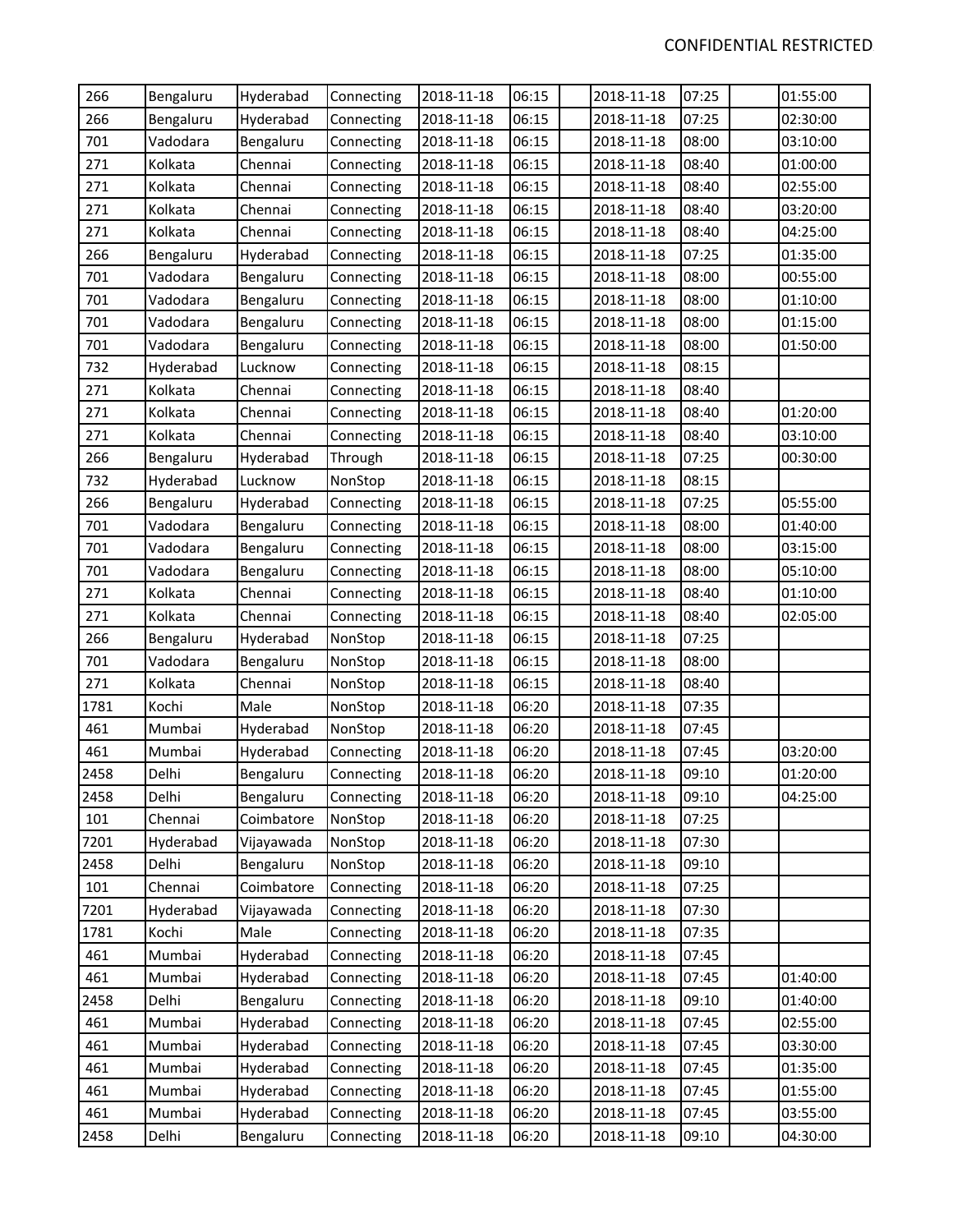| | | | | | | | | | | |
|---|---|---|---|---|---|---|---|---|---|---|
| 266 | Bengaluru | Hyderabad | Connecting | 2018-11-18 | 06:15 | | 2018-11-18 | 07:25 | | 01:55:00 |
| 266 | Bengaluru | Hyderabad | Connecting | 2018-11-18 | 06:15 | | 2018-11-18 | 07:25 | | 02:30:00 |
| 701 | Vadodara | Bengaluru | Connecting | 2018-11-18 | 06:15 | | 2018-11-18 | 08:00 | | 03:10:00 |
| 271 | Kolkata | Chennai | Connecting | 2018-11-18 | 06:15 | | 2018-11-18 | 08:40 | | 01:00:00 |
| 271 | Kolkata | Chennai | Connecting | 2018-11-18 | 06:15 | | 2018-11-18 | 08:40 | | 02:55:00 |
| 271 | Kolkata | Chennai | Connecting | 2018-11-18 | 06:15 | | 2018-11-18 | 08:40 | | 03:20:00 |
| 271 | Kolkata | Chennai | Connecting | 2018-11-18 | 06:15 | | 2018-11-18 | 08:40 | | 04:25:00 |
| 266 | Bengaluru | Hyderabad | Connecting | 2018-11-18 | 06:15 | | 2018-11-18 | 07:25 | | 01:35:00 |
| 701 | Vadodara | Bengaluru | Connecting | 2018-11-18 | 06:15 | | 2018-11-18 | 08:00 | | 00:55:00 |
| 701 | Vadodara | Bengaluru | Connecting | 2018-11-18 | 06:15 | | 2018-11-18 | 08:00 | | 01:10:00 |
| 701 | Vadodara | Bengaluru | Connecting | 2018-11-18 | 06:15 | | 2018-11-18 | 08:00 | | 01:15:00 |
| 701 | Vadodara | Bengaluru | Connecting | 2018-11-18 | 06:15 | | 2018-11-18 | 08:00 | | 01:50:00 |
| 732 | Hyderabad | Lucknow | Connecting | 2018-11-18 | 06:15 | | 2018-11-18 | 08:15 | | |
| 271 | Kolkata | Chennai | Connecting | 2018-11-18 | 06:15 | | 2018-11-18 | 08:40 | | |
| 271 | Kolkata | Chennai | Connecting | 2018-11-18 | 06:15 | | 2018-11-18 | 08:40 | | 01:20:00 |
| 271 | Kolkata | Chennai | Connecting | 2018-11-18 | 06:15 | | 2018-11-18 | 08:40 | | 03:10:00 |
| 266 | Bengaluru | Hyderabad | Through | 2018-11-18 | 06:15 | | 2018-11-18 | 07:25 | | 00:30:00 |
| 732 | Hyderabad | Lucknow | NonStop | 2018-11-18 | 06:15 | | 2018-11-18 | 08:15 | | |
| 266 | Bengaluru | Hyderabad | Connecting | 2018-11-18 | 06:15 | | 2018-11-18 | 07:25 | | 05:55:00 |
| 701 | Vadodara | Bengaluru | Connecting | 2018-11-18 | 06:15 | | 2018-11-18 | 08:00 | | 01:40:00 |
| 701 | Vadodara | Bengaluru | Connecting | 2018-11-18 | 06:15 | | 2018-11-18 | 08:00 | | 03:15:00 |
| 701 | Vadodara | Bengaluru | Connecting | 2018-11-18 | 06:15 | | 2018-11-18 | 08:00 | | 05:10:00 |
| 271 | Kolkata | Chennai | Connecting | 2018-11-18 | 06:15 | | 2018-11-18 | 08:40 | | 01:10:00 |
| 271 | Kolkata | Chennai | Connecting | 2018-11-18 | 06:15 | | 2018-11-18 | 08:40 | | 02:05:00 |
| 266 | Bengaluru | Hyderabad | NonStop | 2018-11-18 | 06:15 | | 2018-11-18 | 07:25 | | |
| 701 | Vadodara | Bengaluru | NonStop | 2018-11-18 | 06:15 | | 2018-11-18 | 08:00 | | |
| 271 | Kolkata | Chennai | NonStop | 2018-11-18 | 06:15 | | 2018-11-18 | 08:40 | | |
| 1781 | Kochi | Male | NonStop | 2018-11-18 | 06:20 | | 2018-11-18 | 07:35 | | |
| 461 | Mumbai | Hyderabad | NonStop | 2018-11-18 | 06:20 | | 2018-11-18 | 07:45 | | |
| 461 | Mumbai | Hyderabad | Connecting | 2018-11-18 | 06:20 | | 2018-11-18 | 07:45 | | 03:20:00 |
| 2458 | Delhi | Bengaluru | Connecting | 2018-11-18 | 06:20 | | 2018-11-18 | 09:10 | | 01:20:00 |
| 2458 | Delhi | Bengaluru | Connecting | 2018-11-18 | 06:20 | | 2018-11-18 | 09:10 | | 04:25:00 |
| 101 | Chennai | Coimbatore | NonStop | 2018-11-18 | 06:20 | | 2018-11-18 | 07:25 | | |
| 7201 | Hyderabad | Vijayawada | NonStop | 2018-11-18 | 06:20 | | 2018-11-18 | 07:30 | | |
| 2458 | Delhi | Bengaluru | NonStop | 2018-11-18 | 06:20 | | 2018-11-18 | 09:10 | | |
| 101 | Chennai | Coimbatore | Connecting | 2018-11-18 | 06:20 | | 2018-11-18 | 07:25 | | |
| 7201 | Hyderabad | Vijayawada | Connecting | 2018-11-18 | 06:20 | | 2018-11-18 | 07:30 | | |
| 1781 | Kochi | Male | Connecting | 2018-11-18 | 06:20 | | 2018-11-18 | 07:35 | | |
| 461 | Mumbai | Hyderabad | Connecting | 2018-11-18 | 06:20 | | 2018-11-18 | 07:45 | | |
| 461 | Mumbai | Hyderabad | Connecting | 2018-11-18 | 06:20 | | 2018-11-18 | 07:45 | | 01:40:00 |
| 2458 | Delhi | Bengaluru | Connecting | 2018-11-18 | 06:20 | | 2018-11-18 | 09:10 | | 01:40:00 |
| 461 | Mumbai | Hyderabad | Connecting | 2018-11-18 | 06:20 | | 2018-11-18 | 07:45 | | 02:55:00 |
| 461 | Mumbai | Hyderabad | Connecting | 2018-11-18 | 06:20 | | 2018-11-18 | 07:45 | | 03:30:00 |
| 461 | Mumbai | Hyderabad | Connecting | 2018-11-18 | 06:20 | | 2018-11-18 | 07:45 | | 01:35:00 |
| 461 | Mumbai | Hyderabad | Connecting | 2018-11-18 | 06:20 | | 2018-11-18 | 07:45 | | 01:55:00 |
| 461 | Mumbai | Hyderabad | Connecting | 2018-11-18 | 06:20 | | 2018-11-18 | 07:45 | | 03:55:00 |
| 2458 | Delhi | Bengaluru | Connecting | 2018-11-18 | 06:20 | | 2018-11-18 | 09:10 | | 04:30:00 |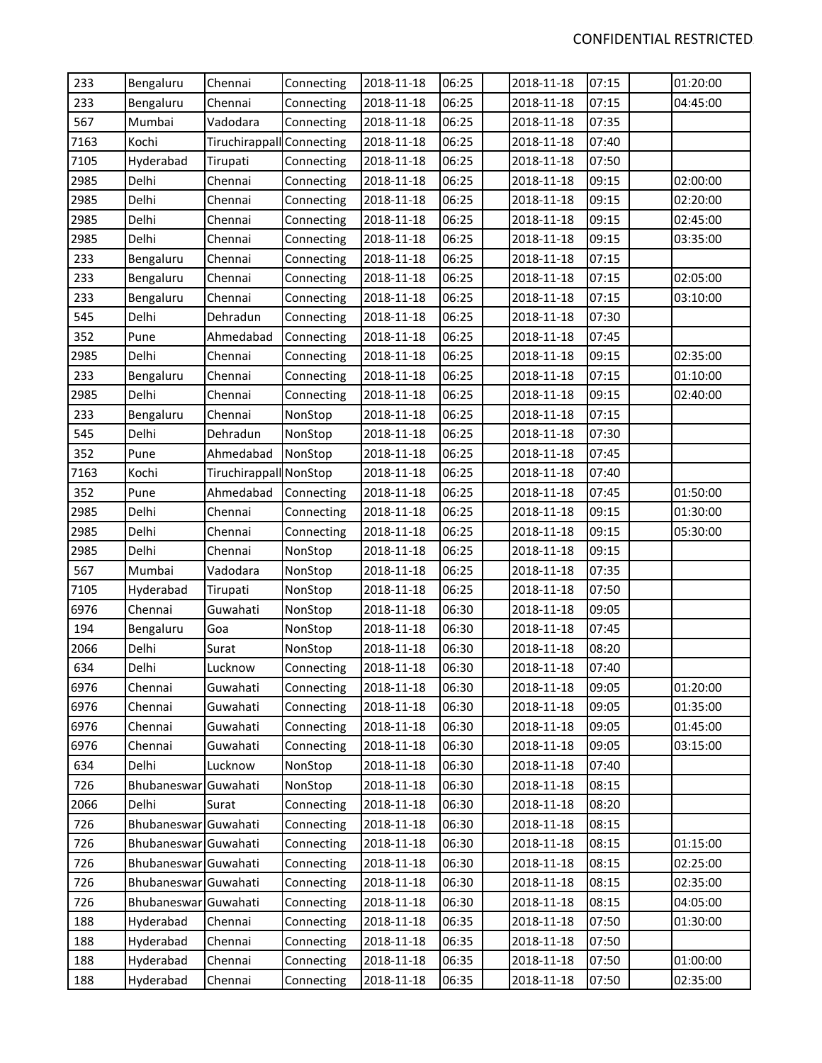| | | | | | | | | | | |
|---|---|---|---|---|---|---|---|---|---|---|
| 233 | Bengaluru | Chennai | Connecting | 2018-11-18 | 06:25 | | 2018-11-18 | 07:15 | | 01:20:00 |
| 233 | Bengaluru | Chennai | Connecting | 2018-11-18 | 06:25 | | 2018-11-18 | 07:15 | | 04:45:00 |
| 567 | Mumbai | Vadodara | Connecting | 2018-11-18 | 06:25 | | 2018-11-18 | 07:35 | | |
| 7163 | Kochi | Tiruchirappall | Connecting | 2018-11-18 | 06:25 | | 2018-11-18 | 07:40 | | |
| 7105 | Hyderabad | Tirupati | Connecting | 2018-11-18 | 06:25 | | 2018-11-18 | 07:50 | | |
| 2985 | Delhi | Chennai | Connecting | 2018-11-18 | 06:25 | | 2018-11-18 | 09:15 | | 02:00:00 |
| 2985 | Delhi | Chennai | Connecting | 2018-11-18 | 06:25 | | 2018-11-18 | 09:15 | | 02:20:00 |
| 2985 | Delhi | Chennai | Connecting | 2018-11-18 | 06:25 | | 2018-11-18 | 09:15 | | 02:45:00 |
| 2985 | Delhi | Chennai | Connecting | 2018-11-18 | 06:25 | | 2018-11-18 | 09:15 | | 03:35:00 |
| 233 | Bengaluru | Chennai | Connecting | 2018-11-18 | 06:25 | | 2018-11-18 | 07:15 | | |
| 233 | Bengaluru | Chennai | Connecting | 2018-11-18 | 06:25 | | 2018-11-18 | 07:15 | | 02:05:00 |
| 233 | Bengaluru | Chennai | Connecting | 2018-11-18 | 06:25 | | 2018-11-18 | 07:15 | | 03:10:00 |
| 545 | Delhi | Dehradun | Connecting | 2018-11-18 | 06:25 | | 2018-11-18 | 07:30 | | |
| 352 | Pune | Ahmedabad | Connecting | 2018-11-18 | 06:25 | | 2018-11-18 | 07:45 | | |
| 2985 | Delhi | Chennai | Connecting | 2018-11-18 | 06:25 | | 2018-11-18 | 09:15 | | 02:35:00 |
| 233 | Bengaluru | Chennai | Connecting | 2018-11-18 | 06:25 | | 2018-11-18 | 07:15 | | 01:10:00 |
| 2985 | Delhi | Chennai | Connecting | 2018-11-18 | 06:25 | | 2018-11-18 | 09:15 | | 02:40:00 |
| 233 | Bengaluru | Chennai | NonStop | 2018-11-18 | 06:25 | | 2018-11-18 | 07:15 | | |
| 545 | Delhi | Dehradun | NonStop | 2018-11-18 | 06:25 | | 2018-11-18 | 07:30 | | |
| 352 | Pune | Ahmedabad | NonStop | 2018-11-18 | 06:25 | | 2018-11-18 | 07:45 | | |
| 7163 | Kochi | Tiruchirappall | NonStop | 2018-11-18 | 06:25 | | 2018-11-18 | 07:40 | | |
| 352 | Pune | Ahmedabad | Connecting | 2018-11-18 | 06:25 | | 2018-11-18 | 07:45 | | 01:50:00 |
| 2985 | Delhi | Chennai | Connecting | 2018-11-18 | 06:25 | | 2018-11-18 | 09:15 | | 01:30:00 |
| 2985 | Delhi | Chennai | Connecting | 2018-11-18 | 06:25 | | 2018-11-18 | 09:15 | | 05:30:00 |
| 2985 | Delhi | Chennai | NonStop | 2018-11-18 | 06:25 | | 2018-11-18 | 09:15 | | |
| 567 | Mumbai | Vadodara | NonStop | 2018-11-18 | 06:25 | | 2018-11-18 | 07:35 | | |
| 7105 | Hyderabad | Tirupati | NonStop | 2018-11-18 | 06:25 | | 2018-11-18 | 07:50 | | |
| 6976 | Chennai | Guwahati | NonStop | 2018-11-18 | 06:30 | | 2018-11-18 | 09:05 | | |
| 194 | Bengaluru | Goa | NonStop | 2018-11-18 | 06:30 | | 2018-11-18 | 07:45 | | |
| 2066 | Delhi | Surat | NonStop | 2018-11-18 | 06:30 | | 2018-11-18 | 08:20 | | |
| 634 | Delhi | Lucknow | Connecting | 2018-11-18 | 06:30 | | 2018-11-18 | 07:40 | | |
| 6976 | Chennai | Guwahati | Connecting | 2018-11-18 | 06:30 | | 2018-11-18 | 09:05 | | 01:20:00 |
| 6976 | Chennai | Guwahati | Connecting | 2018-11-18 | 06:30 | | 2018-11-18 | 09:05 | | 01:35:00 |
| 6976 | Chennai | Guwahati | Connecting | 2018-11-18 | 06:30 | | 2018-11-18 | 09:05 | | 01:45:00 |
| 6976 | Chennai | Guwahati | Connecting | 2018-11-18 | 06:30 | | 2018-11-18 | 09:05 | | 03:15:00 |
| 634 | Delhi | Lucknow | NonStop | 2018-11-18 | 06:30 | | 2018-11-18 | 07:40 | | |
| 726 | Bhubaneswar | Guwahati | NonStop | 2018-11-18 | 06:30 | | 2018-11-18 | 08:15 | | |
| 2066 | Delhi | Surat | Connecting | 2018-11-18 | 06:30 | | 2018-11-18 | 08:20 | | |
| 726 | Bhubaneswar | Guwahati | Connecting | 2018-11-18 | 06:30 | | 2018-11-18 | 08:15 | | |
| 726 | Bhubaneswar | Guwahati | Connecting | 2018-11-18 | 06:30 | | 2018-11-18 | 08:15 | | 01:15:00 |
| 726 | Bhubaneswar | Guwahati | Connecting | 2018-11-18 | 06:30 | | 2018-11-18 | 08:15 | | 02:25:00 |
| 726 | Bhubaneswar | Guwahati | Connecting | 2018-11-18 | 06:30 | | 2018-11-18 | 08:15 | | 02:35:00 |
| 726 | Bhubaneswar | Guwahati | Connecting | 2018-11-18 | 06:30 | | 2018-11-18 | 08:15 | | 04:05:00 |
| 188 | Hyderabad | Chennai | Connecting | 2018-11-18 | 06:35 | | 2018-11-18 | 07:50 | | 01:30:00 |
| 188 | Hyderabad | Chennai | Connecting | 2018-11-18 | 06:35 | | 2018-11-18 | 07:50 | | |
| 188 | Hyderabad | Chennai | Connecting | 2018-11-18 | 06:35 | | 2018-11-18 | 07:50 | | 01:00:00 |
| 188 | Hyderabad | Chennai | Connecting | 2018-11-18 | 06:35 | | 2018-11-18 | 07:50 | | 02:35:00 |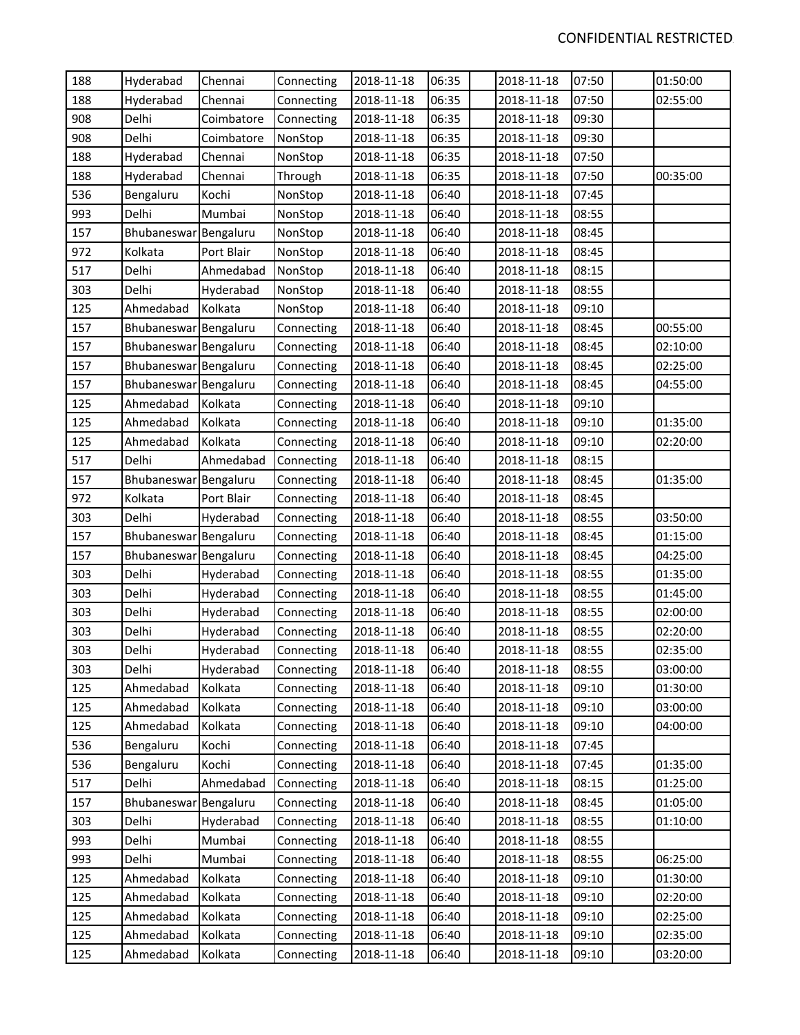| | | | | | | | | | | |
|---|---|---|---|---|---|---|---|---|---|---|
| 188 | Hyderabad | Chennai | Connecting | 2018-11-18 | 06:35 | | 2018-11-18 | 07:50 | | 01:50:00 |
| 188 | Hyderabad | Chennai | Connecting | 2018-11-18 | 06:35 | | 2018-11-18 | 07:50 | | 02:55:00 |
| 908 | Delhi | Coimbatore | Connecting | 2018-11-18 | 06:35 | | 2018-11-18 | 09:30 | | |
| 908 | Delhi | Coimbatore | NonStop | 2018-11-18 | 06:35 | | 2018-11-18 | 09:30 | | |
| 188 | Hyderabad | Chennai | NonStop | 2018-11-18 | 06:35 | | 2018-11-18 | 07:50 | | |
| 188 | Hyderabad | Chennai | Through | 2018-11-18 | 06:35 | | 2018-11-18 | 07:50 | | 00:35:00 |
| 536 | Bengaluru | Kochi | NonStop | 2018-11-18 | 06:40 | | 2018-11-18 | 07:45 | | |
| 993 | Delhi | Mumbai | NonStop | 2018-11-18 | 06:40 | | 2018-11-18 | 08:55 | | |
| 157 | Bhubaneswar | Bengaluru | NonStop | 2018-11-18 | 06:40 | | 2018-11-18 | 08:45 | | |
| 972 | Kolkata | Port Blair | NonStop | 2018-11-18 | 06:40 | | 2018-11-18 | 08:45 | | |
| 517 | Delhi | Ahmedabad | NonStop | 2018-11-18 | 06:40 | | 2018-11-18 | 08:15 | | |
| 303 | Delhi | Hyderabad | NonStop | 2018-11-18 | 06:40 | | 2018-11-18 | 08:55 | | |
| 125 | Ahmedabad | Kolkata | NonStop | 2018-11-18 | 06:40 | | 2018-11-18 | 09:10 | | |
| 157 | Bhubaneswar | Bengaluru | Connecting | 2018-11-18 | 06:40 | | 2018-11-18 | 08:45 | | 00:55:00 |
| 157 | Bhubaneswar | Bengaluru | Connecting | 2018-11-18 | 06:40 | | 2018-11-18 | 08:45 | | 02:10:00 |
| 157 | Bhubaneswar | Bengaluru | Connecting | 2018-11-18 | 06:40 | | 2018-11-18 | 08:45 | | 02:25:00 |
| 157 | Bhubaneswar | Bengaluru | Connecting | 2018-11-18 | 06:40 | | 2018-11-18 | 08:45 | | 04:55:00 |
| 125 | Ahmedabad | Kolkata | Connecting | 2018-11-18 | 06:40 | | 2018-11-18 | 09:10 | | |
| 125 | Ahmedabad | Kolkata | Connecting | 2018-11-18 | 06:40 | | 2018-11-18 | 09:10 | | 01:35:00 |
| 125 | Ahmedabad | Kolkata | Connecting | 2018-11-18 | 06:40 | | 2018-11-18 | 09:10 | | 02:20:00 |
| 517 | Delhi | Ahmedabad | Connecting | 2018-11-18 | 06:40 | | 2018-11-18 | 08:15 | | |
| 157 | Bhubaneswar | Bengaluru | Connecting | 2018-11-18 | 06:40 | | 2018-11-18 | 08:45 | | 01:35:00 |
| 972 | Kolkata | Port Blair | Connecting | 2018-11-18 | 06:40 | | 2018-11-18 | 08:45 | | |
| 303 | Delhi | Hyderabad | Connecting | 2018-11-18 | 06:40 | | 2018-11-18 | 08:55 | | 03:50:00 |
| 157 | Bhubaneswar | Bengaluru | Connecting | 2018-11-18 | 06:40 | | 2018-11-18 | 08:45 | | 01:15:00 |
| 157 | Bhubaneswar | Bengaluru | Connecting | 2018-11-18 | 06:40 | | 2018-11-18 | 08:45 | | 04:25:00 |
| 303 | Delhi | Hyderabad | Connecting | 2018-11-18 | 06:40 | | 2018-11-18 | 08:55 | | 01:35:00 |
| 303 | Delhi | Hyderabad | Connecting | 2018-11-18 | 06:40 | | 2018-11-18 | 08:55 | | 01:45:00 |
| 303 | Delhi | Hyderabad | Connecting | 2018-11-18 | 06:40 | | 2018-11-18 | 08:55 | | 02:00:00 |
| 303 | Delhi | Hyderabad | Connecting | 2018-11-18 | 06:40 | | 2018-11-18 | 08:55 | | 02:20:00 |
| 303 | Delhi | Hyderabad | Connecting | 2018-11-18 | 06:40 | | 2018-11-18 | 08:55 | | 02:35:00 |
| 303 | Delhi | Hyderabad | Connecting | 2018-11-18 | 06:40 | | 2018-11-18 | 08:55 | | 03:00:00 |
| 125 | Ahmedabad | Kolkata | Connecting | 2018-11-18 | 06:40 | | 2018-11-18 | 09:10 | | 01:30:00 |
| 125 | Ahmedabad | Kolkata | Connecting | 2018-11-18 | 06:40 | | 2018-11-18 | 09:10 | | 03:00:00 |
| 125 | Ahmedabad | Kolkata | Connecting | 2018-11-18 | 06:40 | | 2018-11-18 | 09:10 | | 04:00:00 |
| 536 | Bengaluru | Kochi | Connecting | 2018-11-18 | 06:40 | | 2018-11-18 | 07:45 | | |
| 536 | Bengaluru | Kochi | Connecting | 2018-11-18 | 06:40 | | 2018-11-18 | 07:45 | | 01:35:00 |
| 517 | Delhi | Ahmedabad | Connecting | 2018-11-18 | 06:40 | | 2018-11-18 | 08:15 | | 01:25:00 |
| 157 | Bhubaneswar | Bengaluru | Connecting | 2018-11-18 | 06:40 | | 2018-11-18 | 08:45 | | 01:05:00 |
| 303 | Delhi | Hyderabad | Connecting | 2018-11-18 | 06:40 | | 2018-11-18 | 08:55 | | 01:10:00 |
| 993 | Delhi | Mumbai | Connecting | 2018-11-18 | 06:40 | | 2018-11-18 | 08:55 | | |
| 993 | Delhi | Mumbai | Connecting | 2018-11-18 | 06:40 | | 2018-11-18 | 08:55 | | 06:25:00 |
| 125 | Ahmedabad | Kolkata | Connecting | 2018-11-18 | 06:40 | | 2018-11-18 | 09:10 | | 01:30:00 |
| 125 | Ahmedabad | Kolkata | Connecting | 2018-11-18 | 06:40 | | 2018-11-18 | 09:10 | | 02:20:00 |
| 125 | Ahmedabad | Kolkata | Connecting | 2018-11-18 | 06:40 | | 2018-11-18 | 09:10 | | 02:25:00 |
| 125 | Ahmedabad | Kolkata | Connecting | 2018-11-18 | 06:40 | | 2018-11-18 | 09:10 | | 02:35:00 |
| 125 | Ahmedabad | Kolkata | Connecting | 2018-11-18 | 06:40 | | 2018-11-18 | 09:10 | | 03:20:00 |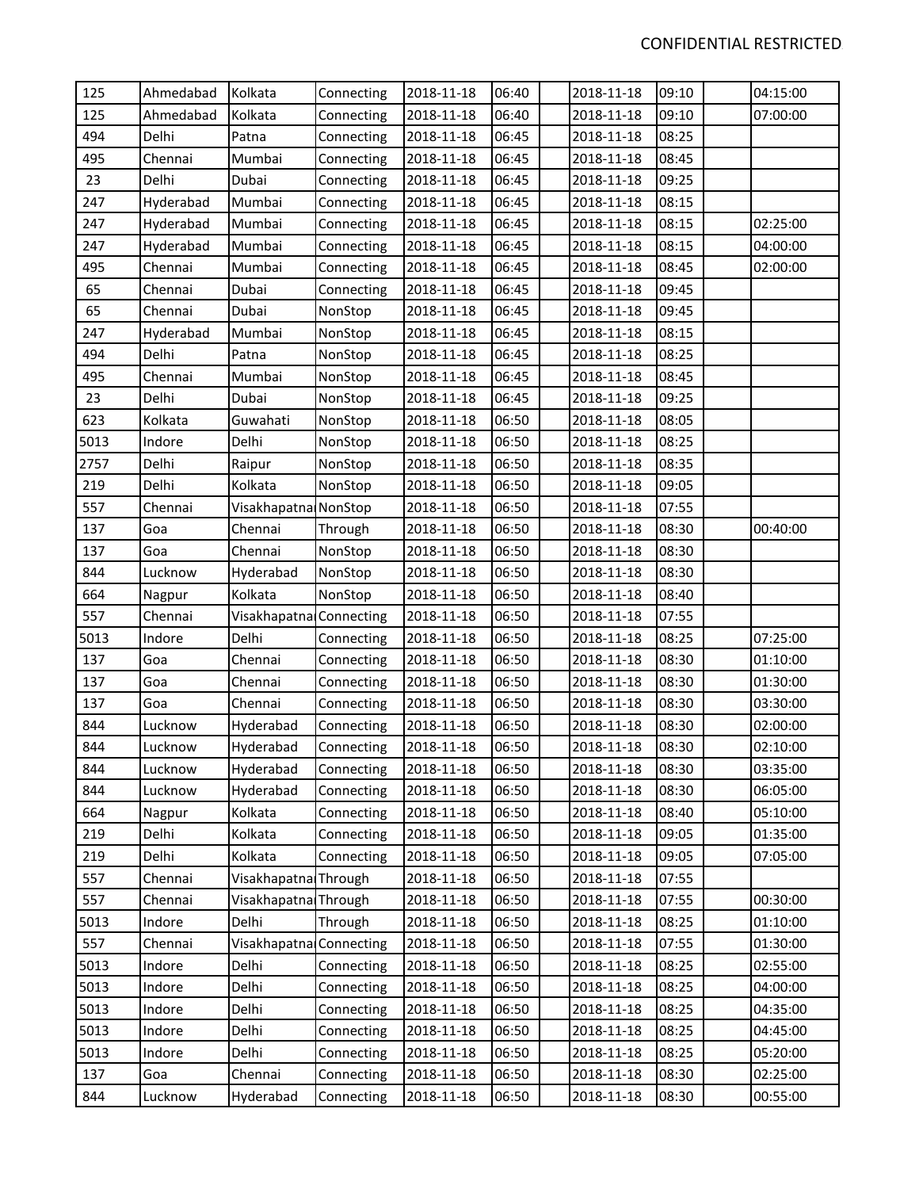| | | | | | | | | | |
|---|---|---|---|---|---|---|---|---|---|
| 125 | Ahmedabad | Kolkata | Connecting | 2018-11-18 | 06:40 | | 2018-11-18 | 09:10 | | 04:15:00 |
| 125 | Ahmedabad | Kolkata | Connecting | 2018-11-18 | 06:40 | | 2018-11-18 | 09:10 | | 07:00:00 |
| 494 | Delhi | Patna | Connecting | 2018-11-18 | 06:45 | | 2018-11-18 | 08:25 | | |
| 495 | Chennai | Mumbai | Connecting | 2018-11-18 | 06:45 | | 2018-11-18 | 08:45 | | |
| 23 | Delhi | Dubai | Connecting | 2018-11-18 | 06:45 | | 2018-11-18 | 09:25 | | |
| 247 | Hyderabad | Mumbai | Connecting | 2018-11-18 | 06:45 | | 2018-11-18 | 08:15 | | |
| 247 | Hyderabad | Mumbai | Connecting | 2018-11-18 | 06:45 | | 2018-11-18 | 08:15 | | 02:25:00 |
| 247 | Hyderabad | Mumbai | Connecting | 2018-11-18 | 06:45 | | 2018-11-18 | 08:15 | | 04:00:00 |
| 495 | Chennai | Mumbai | Connecting | 2018-11-18 | 06:45 | | 2018-11-18 | 08:45 | | 02:00:00 |
| 65 | Chennai | Dubai | Connecting | 2018-11-18 | 06:45 | | 2018-11-18 | 09:45 | | |
| 65 | Chennai | Dubai | NonStop | 2018-11-18 | 06:45 | | 2018-11-18 | 09:45 | | |
| 247 | Hyderabad | Mumbai | NonStop | 2018-11-18 | 06:45 | | 2018-11-18 | 08:15 | | |
| 494 | Delhi | Patna | NonStop | 2018-11-18 | 06:45 | | 2018-11-18 | 08:25 | | |
| 495 | Chennai | Mumbai | NonStop | 2018-11-18 | 06:45 | | 2018-11-18 | 08:45 | | |
| 23 | Delhi | Dubai | NonStop | 2018-11-18 | 06:45 | | 2018-11-18 | 09:25 | | |
| 623 | Kolkata | Guwahati | NonStop | 2018-11-18 | 06:50 | | 2018-11-18 | 08:05 | | |
| 5013 | Indore | Delhi | NonStop | 2018-11-18 | 06:50 | | 2018-11-18 | 08:25 | | |
| 2757 | Delhi | Raipur | NonStop | 2018-11-18 | 06:50 | | 2018-11-18 | 08:35 | | |
| 219 | Delhi | Kolkata | NonStop | 2018-11-18 | 06:50 | | 2018-11-18 | 09:05 | | |
| 557 | Chennai | Visakhapatnam | NonStop | 2018-11-18 | 06:50 | | 2018-11-18 | 07:55 | | |
| 137 | Goa | Chennai | Through | 2018-11-18 | 06:50 | | 2018-11-18 | 08:30 | | 00:40:00 |
| 137 | Goa | Chennai | NonStop | 2018-11-18 | 06:50 | | 2018-11-18 | 08:30 | | |
| 844 | Lucknow | Hyderabad | NonStop | 2018-11-18 | 06:50 | | 2018-11-18 | 08:30 | | |
| 664 | Nagpur | Kolkata | NonStop | 2018-11-18 | 06:50 | | 2018-11-18 | 08:40 | | |
| 557 | Chennai | Visakhapatnam | Connecting | 2018-11-18 | 06:50 | | 2018-11-18 | 07:55 | | |
| 5013 | Indore | Delhi | Connecting | 2018-11-18 | 06:50 | | 2018-11-18 | 08:25 | | 07:25:00 |
| 137 | Goa | Chennai | Connecting | 2018-11-18 | 06:50 | | 2018-11-18 | 08:30 | | 01:10:00 |
| 137 | Goa | Chennai | Connecting | 2018-11-18 | 06:50 | | 2018-11-18 | 08:30 | | 01:30:00 |
| 137 | Goa | Chennai | Connecting | 2018-11-18 | 06:50 | | 2018-11-18 | 08:30 | | 03:30:00 |
| 844 | Lucknow | Hyderabad | Connecting | 2018-11-18 | 06:50 | | 2018-11-18 | 08:30 | | 02:00:00 |
| 844 | Lucknow | Hyderabad | Connecting | 2018-11-18 | 06:50 | | 2018-11-18 | 08:30 | | 02:10:00 |
| 844 | Lucknow | Hyderabad | Connecting | 2018-11-18 | 06:50 | | 2018-11-18 | 08:30 | | 03:35:00 |
| 844 | Lucknow | Hyderabad | Connecting | 2018-11-18 | 06:50 | | 2018-11-18 | 08:30 | | 06:05:00 |
| 664 | Nagpur | Kolkata | Connecting | 2018-11-18 | 06:50 | | 2018-11-18 | 08:40 | | 05:10:00 |
| 219 | Delhi | Kolkata | Connecting | 2018-11-18 | 06:50 | | 2018-11-18 | 09:05 | | 01:35:00 |
| 219 | Delhi | Kolkata | Connecting | 2018-11-18 | 06:50 | | 2018-11-18 | 09:05 | | 07:05:00 |
| 557 | Chennai | Visakhapatnam | Through | 2018-11-18 | 06:50 | | 2018-11-18 | 07:55 | | |
| 557 | Chennai | Visakhapatnam | Through | 2018-11-18 | 06:50 | | 2018-11-18 | 07:55 | | 00:30:00 |
| 5013 | Indore | Delhi | Through | 2018-11-18 | 06:50 | | 2018-11-18 | 08:25 | | 01:10:00 |
| 557 | Chennai | Visakhapatnam | Connecting | 2018-11-18 | 06:50 | | 2018-11-18 | 07:55 | | 01:30:00 |
| 5013 | Indore | Delhi | Connecting | 2018-11-18 | 06:50 | | 2018-11-18 | 08:25 | | 02:55:00 |
| 5013 | Indore | Delhi | Connecting | 2018-11-18 | 06:50 | | 2018-11-18 | 08:25 | | 04:00:00 |
| 5013 | Indore | Delhi | Connecting | 2018-11-18 | 06:50 | | 2018-11-18 | 08:25 | | 04:35:00 |
| 5013 | Indore | Delhi | Connecting | 2018-11-18 | 06:50 | | 2018-11-18 | 08:25 | | 04:45:00 |
| 5013 | Indore | Delhi | Connecting | 2018-11-18 | 06:50 | | 2018-11-18 | 08:25 | | 05:20:00 |
| 137 | Goa | Chennai | Connecting | 2018-11-18 | 06:50 | | 2018-11-18 | 08:30 | | 02:25:00 |
| 844 | Lucknow | Hyderabad | Connecting | 2018-11-18 | 06:50 | | 2018-11-18 | 08:30 | | 00:55:00 |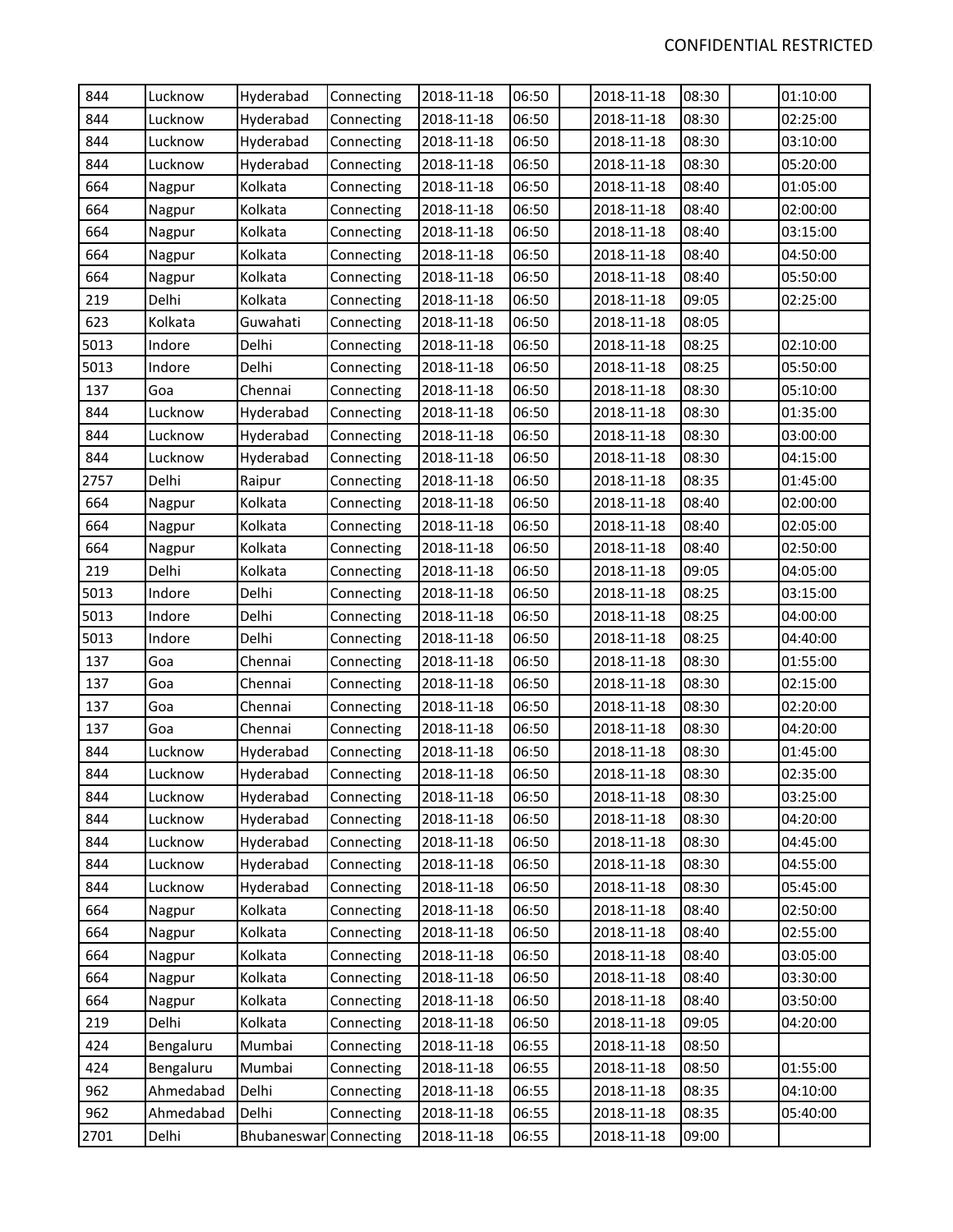| | | | | | | | | | |
|---|---|---|---|---|---|---|---|---|---|
| 844 | Lucknow | Hyderabad | Connecting | 2018-11-18 | 06:50 | | 2018-11-18 | 08:30 | | 01:10:00 |
| 844 | Lucknow | Hyderabad | Connecting | 2018-11-18 | 06:50 | | 2018-11-18 | 08:30 | | 02:25:00 |
| 844 | Lucknow | Hyderabad | Connecting | 2018-11-18 | 06:50 | | 2018-11-18 | 08:30 | | 03:10:00 |
| 844 | Lucknow | Hyderabad | Connecting | 2018-11-18 | 06:50 | | 2018-11-18 | 08:30 | | 05:20:00 |
| 664 | Nagpur | Kolkata | Connecting | 2018-11-18 | 06:50 | | 2018-11-18 | 08:40 | | 01:05:00 |
| 664 | Nagpur | Kolkata | Connecting | 2018-11-18 | 06:50 | | 2018-11-18 | 08:40 | | 02:00:00 |
| 664 | Nagpur | Kolkata | Connecting | 2018-11-18 | 06:50 | | 2018-11-18 | 08:40 | | 03:15:00 |
| 664 | Nagpur | Kolkata | Connecting | 2018-11-18 | 06:50 | | 2018-11-18 | 08:40 | | 04:50:00 |
| 664 | Nagpur | Kolkata | Connecting | 2018-11-18 | 06:50 | | 2018-11-18 | 08:40 | | 05:50:00 |
| 219 | Delhi | Kolkata | Connecting | 2018-11-18 | 06:50 | | 2018-11-18 | 09:05 | | 02:25:00 |
| 623 | Kolkata | Guwahati | Connecting | 2018-11-18 | 06:50 | | 2018-11-18 | 08:05 | | |
| 5013 | Indore | Delhi | Connecting | 2018-11-18 | 06:50 | | 2018-11-18 | 08:25 | | 02:10:00 |
| 5013 | Indore | Delhi | Connecting | 2018-11-18 | 06:50 | | 2018-11-18 | 08:25 | | 05:50:00 |
| 137 | Goa | Chennai | Connecting | 2018-11-18 | 06:50 | | 2018-11-18 | 08:30 | | 05:10:00 |
| 844 | Lucknow | Hyderabad | Connecting | 2018-11-18 | 06:50 | | 2018-11-18 | 08:30 | | 01:35:00 |
| 844 | Lucknow | Hyderabad | Connecting | 2018-11-18 | 06:50 | | 2018-11-18 | 08:30 | | 03:00:00 |
| 844 | Lucknow | Hyderabad | Connecting | 2018-11-18 | 06:50 | | 2018-11-18 | 08:30 | | 04:15:00 |
| 2757 | Delhi | Raipur | Connecting | 2018-11-18 | 06:50 | | 2018-11-18 | 08:35 | | 01:45:00 |
| 664 | Nagpur | Kolkata | Connecting | 2018-11-18 | 06:50 | | 2018-11-18 | 08:40 | | 02:00:00 |
| 664 | Nagpur | Kolkata | Connecting | 2018-11-18 | 06:50 | | 2018-11-18 | 08:40 | | 02:05:00 |
| 664 | Nagpur | Kolkata | Connecting | 2018-11-18 | 06:50 | | 2018-11-18 | 08:40 | | 02:50:00 |
| 219 | Delhi | Kolkata | Connecting | 2018-11-18 | 06:50 | | 2018-11-18 | 09:05 | | 04:05:00 |
| 5013 | Indore | Delhi | Connecting | 2018-11-18 | 06:50 | | 2018-11-18 | 08:25 | | 03:15:00 |
| 5013 | Indore | Delhi | Connecting | 2018-11-18 | 06:50 | | 2018-11-18 | 08:25 | | 04:00:00 |
| 5013 | Indore | Delhi | Connecting | 2018-11-18 | 06:50 | | 2018-11-18 | 08:25 | | 04:40:00 |
| 137 | Goa | Chennai | Connecting | 2018-11-18 | 06:50 | | 2018-11-18 | 08:30 | | 01:55:00 |
| 137 | Goa | Chennai | Connecting | 2018-11-18 | 06:50 | | 2018-11-18 | 08:30 | | 02:15:00 |
| 137 | Goa | Chennai | Connecting | 2018-11-18 | 06:50 | | 2018-11-18 | 08:30 | | 02:20:00 |
| 137 | Goa | Chennai | Connecting | 2018-11-18 | 06:50 | | 2018-11-18 | 08:30 | | 04:20:00 |
| 844 | Lucknow | Hyderabad | Connecting | 2018-11-18 | 06:50 | | 2018-11-18 | 08:30 | | 01:45:00 |
| 844 | Lucknow | Hyderabad | Connecting | 2018-11-18 | 06:50 | | 2018-11-18 | 08:30 | | 02:35:00 |
| 844 | Lucknow | Hyderabad | Connecting | 2018-11-18 | 06:50 | | 2018-11-18 | 08:30 | | 03:25:00 |
| 844 | Lucknow | Hyderabad | Connecting | 2018-11-18 | 06:50 | | 2018-11-18 | 08:30 | | 04:20:00 |
| 844 | Lucknow | Hyderabad | Connecting | 2018-11-18 | 06:50 | | 2018-11-18 | 08:30 | | 04:45:00 |
| 844 | Lucknow | Hyderabad | Connecting | 2018-11-18 | 06:50 | | 2018-11-18 | 08:30 | | 04:55:00 |
| 844 | Lucknow | Hyderabad | Connecting | 2018-11-18 | 06:50 | | 2018-11-18 | 08:30 | | 05:45:00 |
| 664 | Nagpur | Kolkata | Connecting | 2018-11-18 | 06:50 | | 2018-11-18 | 08:40 | | 02:50:00 |
| 664 | Nagpur | Kolkata | Connecting | 2018-11-18 | 06:50 | | 2018-11-18 | 08:40 | | 02:55:00 |
| 664 | Nagpur | Kolkata | Connecting | 2018-11-18 | 06:50 | | 2018-11-18 | 08:40 | | 03:05:00 |
| 664 | Nagpur | Kolkata | Connecting | 2018-11-18 | 06:50 | | 2018-11-18 | 08:40 | | 03:30:00 |
| 664 | Nagpur | Kolkata | Connecting | 2018-11-18 | 06:50 | | 2018-11-18 | 08:40 | | 03:50:00 |
| 219 | Delhi | Kolkata | Connecting | 2018-11-18 | 06:50 | | 2018-11-18 | 09:05 | | 04:20:00 |
| 424 | Bengaluru | Mumbai | Connecting | 2018-11-18 | 06:55 | | 2018-11-18 | 08:50 | | |
| 424 | Bengaluru | Mumbai | Connecting | 2018-11-18 | 06:55 | | 2018-11-18 | 08:50 | | 01:55:00 |
| 962 | Ahmedabad | Delhi | Connecting | 2018-11-18 | 06:55 | | 2018-11-18 | 08:35 | | 04:10:00 |
| 962 | Ahmedabad | Delhi | Connecting | 2018-11-18 | 06:55 | | 2018-11-18 | 08:35 | | 05:40:00 |
| 2701 | Delhi | Bhubaneswar | Connecting | 2018-11-18 | 06:55 | | 2018-11-18 | 09:00 | | |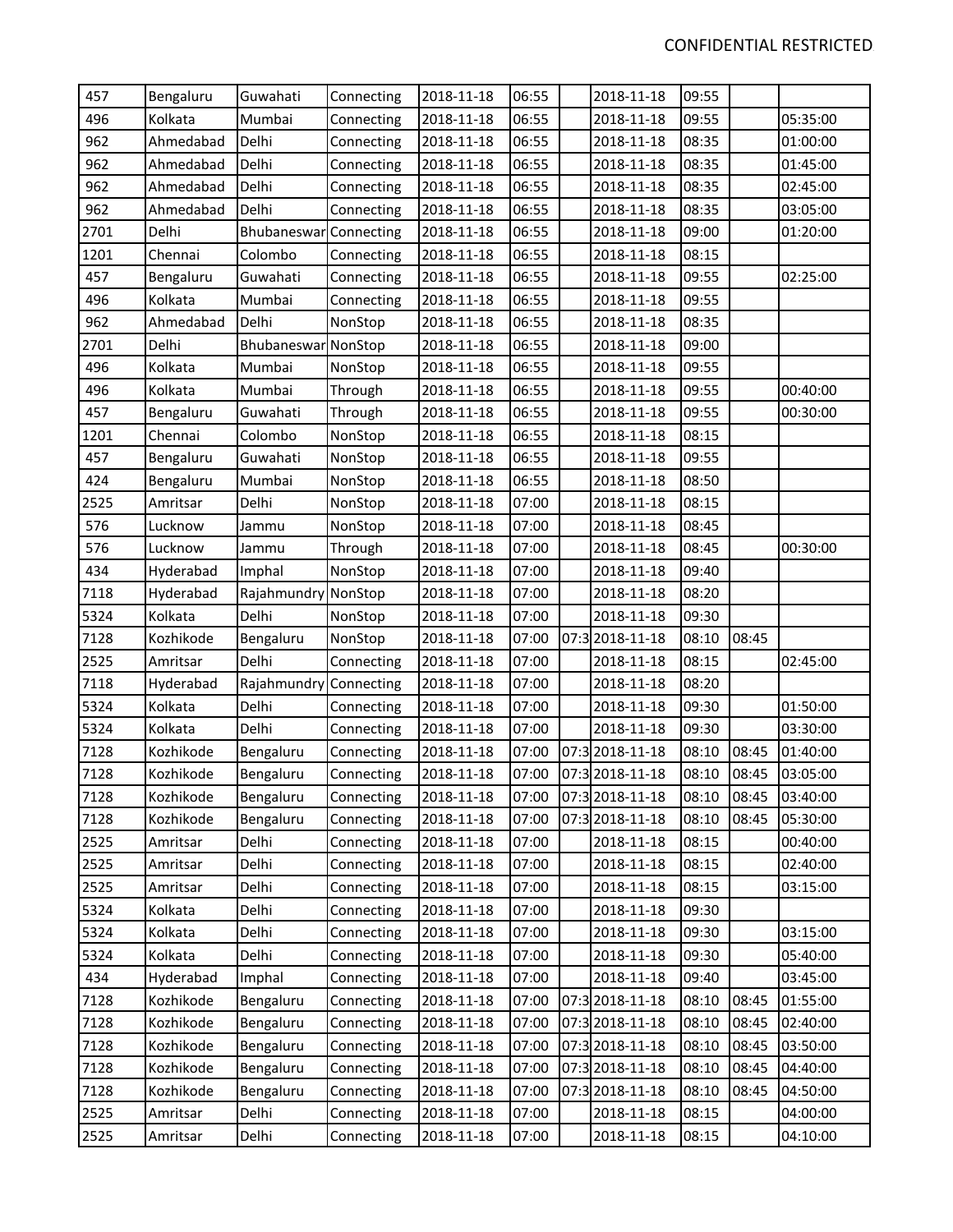CONFIDENTIAL RESTRICTED

| | | | | | | | | | | |
|---|---|---|---|---|---|---|---|---|---|---|
| 457 | Bengaluru | Guwahati | Connecting | 2018-11-18 | 06:55 | | 2018-11-18 | 09:55 | | |
| 496 | Kolkata | Mumbai | Connecting | 2018-11-18 | 06:55 | | 2018-11-18 | 09:55 | | 05:35:00 |
| 962 | Ahmedabad | Delhi | Connecting | 2018-11-18 | 06:55 | | 2018-11-18 | 08:35 | | 01:00:00 |
| 962 | Ahmedabad | Delhi | Connecting | 2018-11-18 | 06:55 | | 2018-11-18 | 08:35 | | 01:45:00 |
| 962 | Ahmedabad | Delhi | Connecting | 2018-11-18 | 06:55 | | 2018-11-18 | 08:35 | | 02:45:00 |
| 962 | Ahmedabad | Delhi | Connecting | 2018-11-18 | 06:55 | | 2018-11-18 | 08:35 | | 03:05:00 |
| 2701 | Delhi | Bhubaneswar | Connecting | 2018-11-18 | 06:55 | | 2018-11-18 | 09:00 | | 01:20:00 |
| 1201 | Chennai | Colombo | Connecting | 2018-11-18 | 06:55 | | 2018-11-18 | 08:15 | | |
| 457 | Bengaluru | Guwahati | Connecting | 2018-11-18 | 06:55 | | 2018-11-18 | 09:55 | | 02:25:00 |
| 496 | Kolkata | Mumbai | Connecting | 2018-11-18 | 06:55 | | 2018-11-18 | 09:55 | | |
| 962 | Ahmedabad | Delhi | NonStop | 2018-11-18 | 06:55 | | 2018-11-18 | 08:35 | | |
| 2701 | Delhi | Bhubaneswar | NonStop | 2018-11-18 | 06:55 | | 2018-11-18 | 09:00 | | |
| 496 | Kolkata | Mumbai | NonStop | 2018-11-18 | 06:55 | | 2018-11-18 | 09:55 | | |
| 496 | Kolkata | Mumbai | Through | 2018-11-18 | 06:55 | | 2018-11-18 | 09:55 | | 00:40:00 |
| 457 | Bengaluru | Guwahati | Through | 2018-11-18 | 06:55 | | 2018-11-18 | 09:55 | | 00:30:00 |
| 1201 | Chennai | Colombo | NonStop | 2018-11-18 | 06:55 | | 2018-11-18 | 08:15 | | |
| 457 | Bengaluru | Guwahati | NonStop | 2018-11-18 | 06:55 | | 2018-11-18 | 09:55 | | |
| 424 | Bengaluru | Mumbai | NonStop | 2018-11-18 | 06:55 | | 2018-11-18 | 08:50 | | |
| 2525 | Amritsar | Delhi | NonStop | 2018-11-18 | 07:00 | | 2018-11-18 | 08:15 | | |
| 576 | Lucknow | Jammu | NonStop | 2018-11-18 | 07:00 | | 2018-11-18 | 08:45 | | |
| 576 | Lucknow | Jammu | Through | 2018-11-18 | 07:00 | | 2018-11-18 | 08:45 | | 00:30:00 |
| 434 | Hyderabad | Imphal | NonStop | 2018-11-18 | 07:00 | | 2018-11-18 | 09:40 | | |
| 7118 | Hyderabad | Rajahmundry | NonStop | 2018-11-18 | 07:00 | | 2018-11-18 | 08:20 | | |
| 5324 | Kolkata | Delhi | NonStop | 2018-11-18 | 07:00 | | 2018-11-18 | 09:30 | | |
| 7128 | Kozhikode | Bengaluru | NonStop | 2018-11-18 | 07:00 | 07:3 | 2018-11-18 | 08:10 | 08:45 | |
| 2525 | Amritsar | Delhi | Connecting | 2018-11-18 | 07:00 | | 2018-11-18 | 08:15 | | 02:45:00 |
| 7118 | Hyderabad | Rajahmundry | Connecting | 2018-11-18 | 07:00 | | 2018-11-18 | 08:20 | | |
| 5324 | Kolkata | Delhi | Connecting | 2018-11-18 | 07:00 | | 2018-11-18 | 09:30 | | 01:50:00 |
| 5324 | Kolkata | Delhi | Connecting | 2018-11-18 | 07:00 | | 2018-11-18 | 09:30 | | 03:30:00 |
| 7128 | Kozhikode | Bengaluru | Connecting | 2018-11-18 | 07:00 | 07:3 | 2018-11-18 | 08:10 | 08:45 | 01:40:00 |
| 7128 | Kozhikode | Bengaluru | Connecting | 2018-11-18 | 07:00 | 07:3 | 2018-11-18 | 08:10 | 08:45 | 03:05:00 |
| 7128 | Kozhikode | Bengaluru | Connecting | 2018-11-18 | 07:00 | 07:3 | 2018-11-18 | 08:10 | 08:45 | 03:40:00 |
| 7128 | Kozhikode | Bengaluru | Connecting | 2018-11-18 | 07:00 | 07:3 | 2018-11-18 | 08:10 | 08:45 | 05:30:00 |
| 2525 | Amritsar | Delhi | Connecting | 2018-11-18 | 07:00 | | 2018-11-18 | 08:15 | | 00:40:00 |
| 2525 | Amritsar | Delhi | Connecting | 2018-11-18 | 07:00 | | 2018-11-18 | 08:15 | | 02:40:00 |
| 2525 | Amritsar | Delhi | Connecting | 2018-11-18 | 07:00 | | 2018-11-18 | 08:15 | | 03:15:00 |
| 5324 | Kolkata | Delhi | Connecting | 2018-11-18 | 07:00 | | 2018-11-18 | 09:30 | | |
| 5324 | Kolkata | Delhi | Connecting | 2018-11-18 | 07:00 | | 2018-11-18 | 09:30 | | 03:15:00 |
| 5324 | Kolkata | Delhi | Connecting | 2018-11-18 | 07:00 | | 2018-11-18 | 09:30 | | 05:40:00 |
| 434 | Hyderabad | Imphal | Connecting | 2018-11-18 | 07:00 | | 2018-11-18 | 09:40 | | 03:45:00 |
| 7128 | Kozhikode | Bengaluru | Connecting | 2018-11-18 | 07:00 | 07:3 | 2018-11-18 | 08:10 | 08:45 | 01:55:00 |
| 7128 | Kozhikode | Bengaluru | Connecting | 2018-11-18 | 07:00 | 07:3 | 2018-11-18 | 08:10 | 08:45 | 02:40:00 |
| 7128 | Kozhikode | Bengaluru | Connecting | 2018-11-18 | 07:00 | 07:3 | 2018-11-18 | 08:10 | 08:45 | 03:50:00 |
| 7128 | Kozhikode | Bengaluru | Connecting | 2018-11-18 | 07:00 | 07:3 | 2018-11-18 | 08:10 | 08:45 | 04:40:00 |
| 7128 | Kozhikode | Bengaluru | Connecting | 2018-11-18 | 07:00 | 07:3 | 2018-11-18 | 08:10 | 08:45 | 04:50:00 |
| 2525 | Amritsar | Delhi | Connecting | 2018-11-18 | 07:00 | | 2018-11-18 | 08:15 | | 04:00:00 |
| 2525 | Amritsar | Delhi | Connecting | 2018-11-18 | 07:00 | | 2018-11-18 | 08:15 | | 04:10:00 |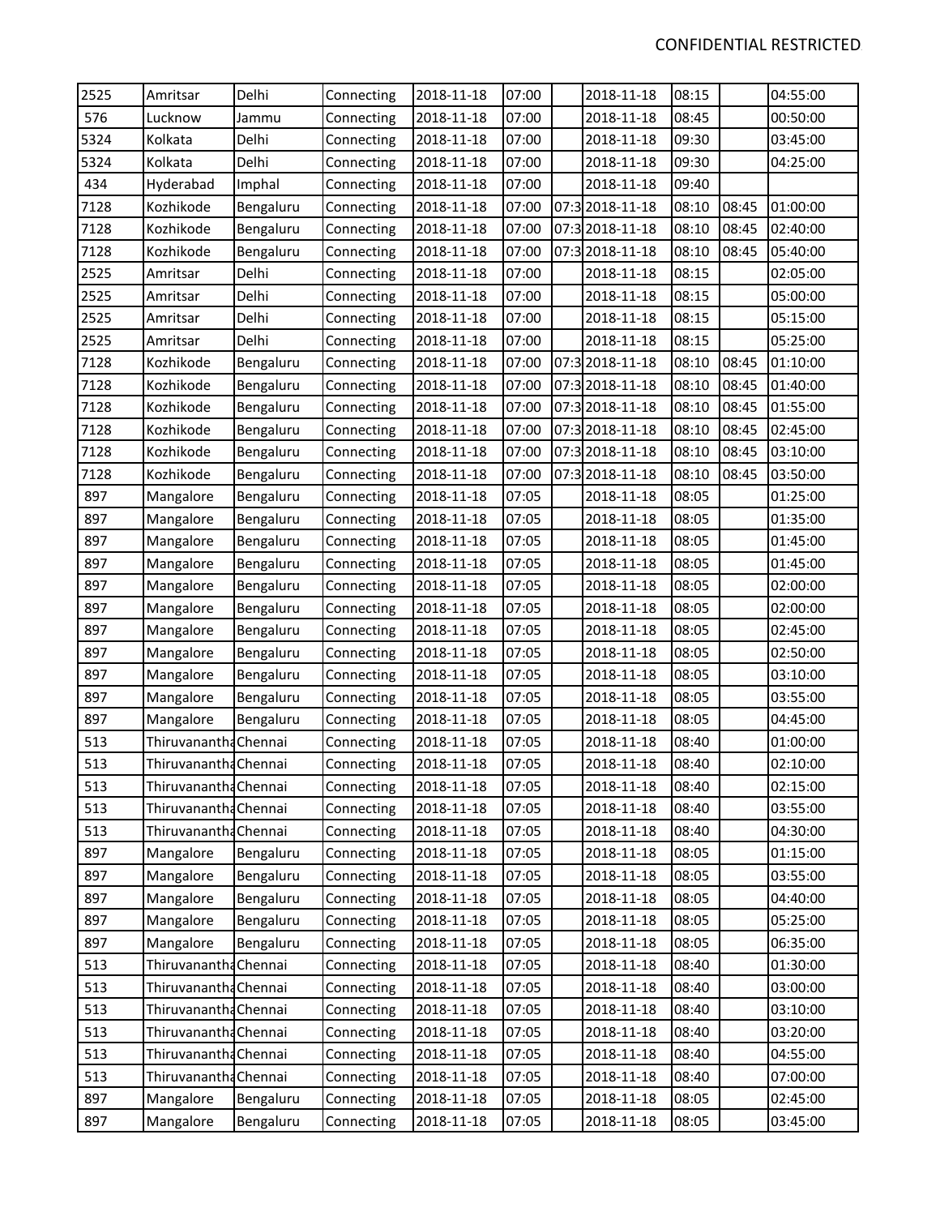CONFIDENTIAL RESTRICTED

| | | | | | | | | | | |
|---|---|---|---|---|---|---|---|---|---|---|
| 2525 | Amritsar | Delhi | Connecting | 2018-11-18 | 07:00 | | 2018-11-18 | 08:15 | | 04:55:00 |
| 576 | Lucknow | Jammu | Connecting | 2018-11-18 | 07:00 | | 2018-11-18 | 08:45 | | 00:50:00 |
| 5324 | Kolkata | Delhi | Connecting | 2018-11-18 | 07:00 | | 2018-11-18 | 09:30 | | 03:45:00 |
| 5324 | Kolkata | Delhi | Connecting | 2018-11-18 | 07:00 | | 2018-11-18 | 09:30 | | 04:25:00 |
| 434 | Hyderabad | Imphal | Connecting | 2018-11-18 | 07:00 | | 2018-11-18 | 09:40 | | |
| 7128 | Kozhikode | Bengaluru | Connecting | 2018-11-18 | 07:00 | 07:3 | 2018-11-18 | 08:10 | 08:45 | 01:00:00 |
| 7128 | Kozhikode | Bengaluru | Connecting | 2018-11-18 | 07:00 | 07:3 | 2018-11-18 | 08:10 | 08:45 | 02:40:00 |
| 7128 | Kozhikode | Bengaluru | Connecting | 2018-11-18 | 07:00 | 07:3 | 2018-11-18 | 08:10 | 08:45 | 05:40:00 |
| 2525 | Amritsar | Delhi | Connecting | 2018-11-18 | 07:00 | | 2018-11-18 | 08:15 | | 02:05:00 |
| 2525 | Amritsar | Delhi | Connecting | 2018-11-18 | 07:00 | | 2018-11-18 | 08:15 | | 05:00:00 |
| 2525 | Amritsar | Delhi | Connecting | 2018-11-18 | 07:00 | | 2018-11-18 | 08:15 | | 05:15:00 |
| 2525 | Amritsar | Delhi | Connecting | 2018-11-18 | 07:00 | | 2018-11-18 | 08:15 | | 05:25:00 |
| 7128 | Kozhikode | Bengaluru | Connecting | 2018-11-18 | 07:00 | 07:3 | 2018-11-18 | 08:10 | 08:45 | 01:10:00 |
| 7128 | Kozhikode | Bengaluru | Connecting | 2018-11-18 | 07:00 | 07:3 | 2018-11-18 | 08:10 | 08:45 | 01:40:00 |
| 7128 | Kozhikode | Bengaluru | Connecting | 2018-11-18 | 07:00 | 07:3 | 2018-11-18 | 08:10 | 08:45 | 01:55:00 |
| 7128 | Kozhikode | Bengaluru | Connecting | 2018-11-18 | 07:00 | 07:3 | 2018-11-18 | 08:10 | 08:45 | 02:45:00 |
| 7128 | Kozhikode | Bengaluru | Connecting | 2018-11-18 | 07:00 | 07:3 | 2018-11-18 | 08:10 | 08:45 | 03:10:00 |
| 7128 | Kozhikode | Bengaluru | Connecting | 2018-11-18 | 07:00 | 07:3 | 2018-11-18 | 08:10 | 08:45 | 03:50:00 |
| 897 | Mangalore | Bengaluru | Connecting | 2018-11-18 | 07:05 | | 2018-11-18 | 08:05 | | 01:25:00 |
| 897 | Mangalore | Bengaluru | Connecting | 2018-11-18 | 07:05 | | 2018-11-18 | 08:05 | | 01:35:00 |
| 897 | Mangalore | Bengaluru | Connecting | 2018-11-18 | 07:05 | | 2018-11-18 | 08:05 | | 01:45:00 |
| 897 | Mangalore | Bengaluru | Connecting | 2018-11-18 | 07:05 | | 2018-11-18 | 08:05 | | 01:45:00 |
| 897 | Mangalore | Bengaluru | Connecting | 2018-11-18 | 07:05 | | 2018-11-18 | 08:05 | | 02:00:00 |
| 897 | Mangalore | Bengaluru | Connecting | 2018-11-18 | 07:05 | | 2018-11-18 | 08:05 | | 02:00:00 |
| 897 | Mangalore | Bengaluru | Connecting | 2018-11-18 | 07:05 | | 2018-11-18 | 08:05 | | 02:45:00 |
| 897 | Mangalore | Bengaluru | Connecting | 2018-11-18 | 07:05 | | 2018-11-18 | 08:05 | | 02:50:00 |
| 897 | Mangalore | Bengaluru | Connecting | 2018-11-18 | 07:05 | | 2018-11-18 | 08:05 | | 03:10:00 |
| 897 | Mangalore | Bengaluru | Connecting | 2018-11-18 | 07:05 | | 2018-11-18 | 08:05 | | 03:55:00 |
| 897 | Mangalore | Bengaluru | Connecting | 2018-11-18 | 07:05 | | 2018-11-18 | 08:05 | | 04:45:00 |
| 513 | Thiruvanantha | Chennai | Connecting | 2018-11-18 | 07:05 | | 2018-11-18 | 08:40 | | 01:00:00 |
| 513 | Thiruvanantha | Chennai | Connecting | 2018-11-18 | 07:05 | | 2018-11-18 | 08:40 | | 02:10:00 |
| 513 | Thiruvanantha | Chennai | Connecting | 2018-11-18 | 07:05 | | 2018-11-18 | 08:40 | | 02:15:00 |
| 513 | Thiruvanantha | Chennai | Connecting | 2018-11-18 | 07:05 | | 2018-11-18 | 08:40 | | 03:55:00 |
| 513 | Thiruvanantha | Chennai | Connecting | 2018-11-18 | 07:05 | | 2018-11-18 | 08:40 | | 04:30:00 |
| 897 | Mangalore | Bengaluru | Connecting | 2018-11-18 | 07:05 | | 2018-11-18 | 08:05 | | 01:15:00 |
| 897 | Mangalore | Bengaluru | Connecting | 2018-11-18 | 07:05 | | 2018-11-18 | 08:05 | | 03:55:00 |
| 897 | Mangalore | Bengaluru | Connecting | 2018-11-18 | 07:05 | | 2018-11-18 | 08:05 | | 04:40:00 |
| 897 | Mangalore | Bengaluru | Connecting | 2018-11-18 | 07:05 | | 2018-11-18 | 08:05 | | 05:25:00 |
| 897 | Mangalore | Bengaluru | Connecting | 2018-11-18 | 07:05 | | 2018-11-18 | 08:05 | | 06:35:00 |
| 513 | Thiruvanantha | Chennai | Connecting | 2018-11-18 | 07:05 | | 2018-11-18 | 08:40 | | 01:30:00 |
| 513 | Thiruvanantha | Chennai | Connecting | 2018-11-18 | 07:05 | | 2018-11-18 | 08:40 | | 03:00:00 |
| 513 | Thiruvanantha | Chennai | Connecting | 2018-11-18 | 07:05 | | 2018-11-18 | 08:40 | | 03:10:00 |
| 513 | Thiruvanantha | Chennai | Connecting | 2018-11-18 | 07:05 | | 2018-11-18 | 08:40 | | 03:20:00 |
| 513 | Thiruvanantha | Chennai | Connecting | 2018-11-18 | 07:05 | | 2018-11-18 | 08:40 | | 04:55:00 |
| 513 | Thiruvanantha | Chennai | Connecting | 2018-11-18 | 07:05 | | 2018-11-18 | 08:40 | | 07:00:00 |
| 897 | Mangalore | Bengaluru | Connecting | 2018-11-18 | 07:05 | | 2018-11-18 | 08:05 | | 02:45:00 |
| 897 | Mangalore | Bengaluru | Connecting | 2018-11-18 | 07:05 | | 2018-11-18 | 08:05 | | 03:45:00 |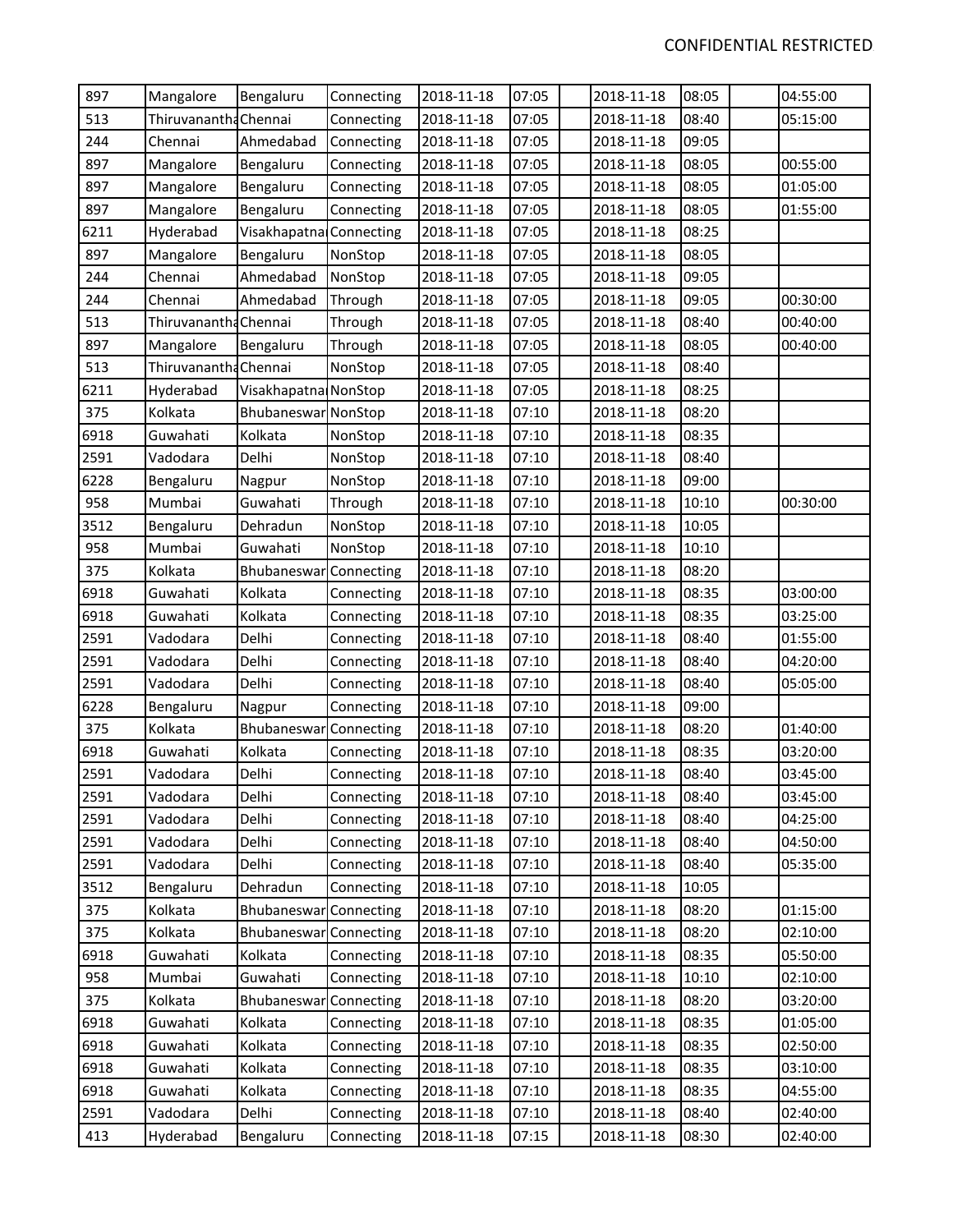| 897 | Mangalore | Bengaluru | Connecting | 2018-11-18 | 07:05 | | 2018-11-18 | 08:05 | | 04:55:00 |
|---|---|---|---|---|---|---|---|---|---|---|
| 513 | Thiruvanantha | Chennai | Connecting | 2018-11-18 | 07:05 | | 2018-11-18 | 08:40 | | 05:15:00 |
| 244 | Chennai | Ahmedabad | Connecting | 2018-11-18 | 07:05 | | 2018-11-18 | 09:05 | | |
| 897 | Mangalore | Bengaluru | Connecting | 2018-11-18 | 07:05 | | 2018-11-18 | 08:05 | | 00:55:00 |
| 897 | Mangalore | Bengaluru | Connecting | 2018-11-18 | 07:05 | | 2018-11-18 | 08:05 | | 01:05:00 |
| 897 | Mangalore | Bengaluru | Connecting | 2018-11-18 | 07:05 | | 2018-11-18 | 08:05 | | 01:55:00 |
| 6211 | Hyderabad | Visakhapatna | Connecting | 2018-11-18 | 07:05 | | 2018-11-18 | 08:25 | | |
| 897 | Mangalore | Bengaluru | NonStop | 2018-11-18 | 07:05 | | 2018-11-18 | 08:05 | | |
| 244 | Chennai | Ahmedabad | NonStop | 2018-11-18 | 07:05 | | 2018-11-18 | 09:05 | | |
| 244 | Chennai | Ahmedabad | Through | 2018-11-18 | 07:05 | | 2018-11-18 | 09:05 | | 00:30:00 |
| 513 | Thiruvanantha | Chennai | Through | 2018-11-18 | 07:05 | | 2018-11-18 | 08:40 | | 00:40:00 |
| 897 | Mangalore | Bengaluru | Through | 2018-11-18 | 07:05 | | 2018-11-18 | 08:05 | | 00:40:00 |
| 513 | Thiruvanantha | Chennai | NonStop | 2018-11-18 | 07:05 | | 2018-11-18 | 08:40 | | |
| 6211 | Hyderabad | Visakhapatna | NonStop | 2018-11-18 | 07:05 | | 2018-11-18 | 08:25 | | |
| 375 | Kolkata | Bhubaneswar | NonStop | 2018-11-18 | 07:10 | | 2018-11-18 | 08:20 | | |
| 6918 | Guwahati | Kolkata | NonStop | 2018-11-18 | 07:10 | | 2018-11-18 | 08:35 | | |
| 2591 | Vadodara | Delhi | NonStop | 2018-11-18 | 07:10 | | 2018-11-18 | 08:40 | | |
| 6228 | Bengaluru | Nagpur | NonStop | 2018-11-18 | 07:10 | | 2018-11-18 | 09:00 | | |
| 958 | Mumbai | Guwahati | Through | 2018-11-18 | 07:10 | | 2018-11-18 | 10:10 | | 00:30:00 |
| 3512 | Bengaluru | Dehradun | NonStop | 2018-11-18 | 07:10 | | 2018-11-18 | 10:05 | | |
| 958 | Mumbai | Guwahati | NonStop | 2018-11-18 | 07:10 | | 2018-11-18 | 10:10 | | |
| 375 | Kolkata | Bhubaneswar | Connecting | 2018-11-18 | 07:10 | | 2018-11-18 | 08:20 | | |
| 6918 | Guwahati | Kolkata | Connecting | 2018-11-18 | 07:10 | | 2018-11-18 | 08:35 | | 03:00:00 |
| 6918 | Guwahati | Kolkata | Connecting | 2018-11-18 | 07:10 | | 2018-11-18 | 08:35 | | 03:25:00 |
| 2591 | Vadodara | Delhi | Connecting | 2018-11-18 | 07:10 | | 2018-11-18 | 08:40 | | 01:55:00 |
| 2591 | Vadodara | Delhi | Connecting | 2018-11-18 | 07:10 | | 2018-11-18 | 08:40 | | 04:20:00 |
| 2591 | Vadodara | Delhi | Connecting | 2018-11-18 | 07:10 | | 2018-11-18 | 08:40 | | 05:05:00 |
| 6228 | Bengaluru | Nagpur | Connecting | 2018-11-18 | 07:10 | | 2018-11-18 | 09:00 | | |
| 375 | Kolkata | Bhubaneswar | Connecting | 2018-11-18 | 07:10 | | 2018-11-18 | 08:20 | | 01:40:00 |
| 6918 | Guwahati | Kolkata | Connecting | 2018-11-18 | 07:10 | | 2018-11-18 | 08:35 | | 03:20:00 |
| 2591 | Vadodara | Delhi | Connecting | 2018-11-18 | 07:10 | | 2018-11-18 | 08:40 | | 03:45:00 |
| 2591 | Vadodara | Delhi | Connecting | 2018-11-18 | 07:10 | | 2018-11-18 | 08:40 | | 03:45:00 |
| 2591 | Vadodara | Delhi | Connecting | 2018-11-18 | 07:10 | | 2018-11-18 | 08:40 | | 04:25:00 |
| 2591 | Vadodara | Delhi | Connecting | 2018-11-18 | 07:10 | | 2018-11-18 | 08:40 | | 04:50:00 |
| 2591 | Vadodara | Delhi | Connecting | 2018-11-18 | 07:10 | | 2018-11-18 | 08:40 | | 05:35:00 |
| 3512 | Bengaluru | Dehradun | Connecting | 2018-11-18 | 07:10 | | 2018-11-18 | 10:05 | | |
| 375 | Kolkata | Bhubaneswar | Connecting | 2018-11-18 | 07:10 | | 2018-11-18 | 08:20 | | 01:15:00 |
| 375 | Kolkata | Bhubaneswar | Connecting | 2018-11-18 | 07:10 | | 2018-11-18 | 08:20 | | 02:10:00 |
| 6918 | Guwahati | Kolkata | Connecting | 2018-11-18 | 07:10 | | 2018-11-18 | 08:35 | | 05:50:00 |
| 958 | Mumbai | Guwahati | Connecting | 2018-11-18 | 07:10 | | 2018-11-18 | 10:10 | | 02:10:00 |
| 375 | Kolkata | Bhubaneswar | Connecting | 2018-11-18 | 07:10 | | 2018-11-18 | 08:20 | | 03:20:00 |
| 6918 | Guwahati | Kolkata | Connecting | 2018-11-18 | 07:10 | | 2018-11-18 | 08:35 | | 01:05:00 |
| 6918 | Guwahati | Kolkata | Connecting | 2018-11-18 | 07:10 | | 2018-11-18 | 08:35 | | 02:50:00 |
| 6918 | Guwahati | Kolkata | Connecting | 2018-11-18 | 07:10 | | 2018-11-18 | 08:35 | | 03:10:00 |
| 6918 | Guwahati | Kolkata | Connecting | 2018-11-18 | 07:10 | | 2018-11-18 | 08:35 | | 04:55:00 |
| 2591 | Vadodara | Delhi | Connecting | 2018-11-18 | 07:10 | | 2018-11-18 | 08:40 | | 02:40:00 |
| 413 | Hyderabad | Bengaluru | Connecting | 2018-11-18 | 07:15 | | 2018-11-18 | 08:30 | | 02:40:00 |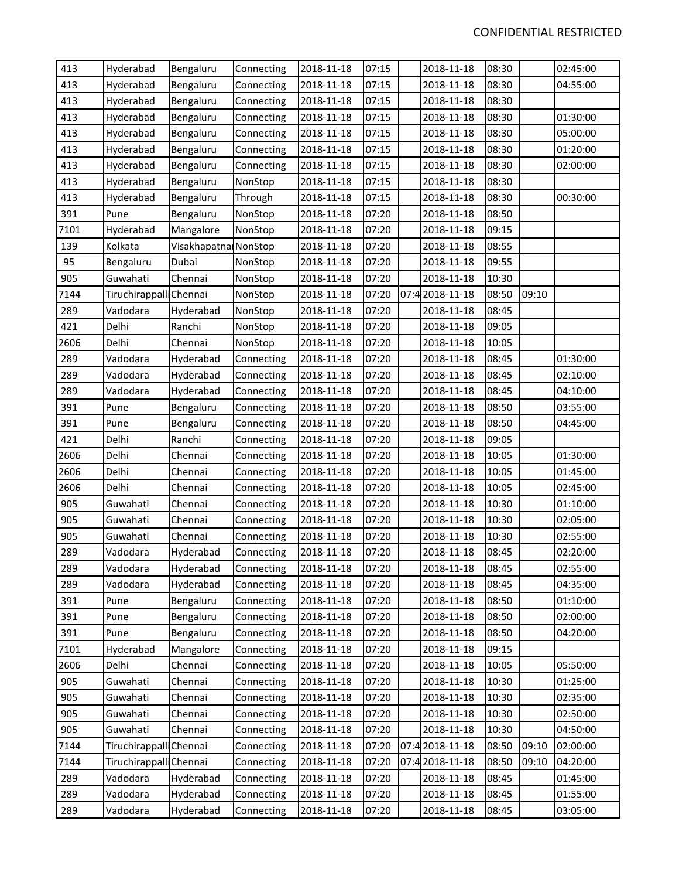| | | | | | | | | | | |
|---|---|---|---|---|---|---|---|---|---|---|
| 413 | Hyderabad | Bengaluru | Connecting | 2018-11-18 | 07:15 | | 2018-11-18 | 08:30 | | 02:45:00 |
| 413 | Hyderabad | Bengaluru | Connecting | 2018-11-18 | 07:15 | | 2018-11-18 | 08:30 | | 04:55:00 |
| 413 | Hyderabad | Bengaluru | Connecting | 2018-11-18 | 07:15 | | 2018-11-18 | 08:30 | | |
| 413 | Hyderabad | Bengaluru | Connecting | 2018-11-18 | 07:15 | | 2018-11-18 | 08:30 | | 01:30:00 |
| 413 | Hyderabad | Bengaluru | Connecting | 2018-11-18 | 07:15 | | 2018-11-18 | 08:30 | | 05:00:00 |
| 413 | Hyderabad | Bengaluru | Connecting | 2018-11-18 | 07:15 | | 2018-11-18 | 08:30 | | 01:20:00 |
| 413 | Hyderabad | Bengaluru | Connecting | 2018-11-18 | 07:15 | | 2018-11-18 | 08:30 | | 02:00:00 |
| 413 | Hyderabad | Bengaluru | NonStop | 2018-11-18 | 07:15 | | 2018-11-18 | 08:30 | | |
| 413 | Hyderabad | Bengaluru | Through | 2018-11-18 | 07:15 | | 2018-11-18 | 08:30 | | 00:30:00 |
| 391 | Pune | Bengaluru | NonStop | 2018-11-18 | 07:20 | | 2018-11-18 | 08:50 | | |
| 7101 | Hyderabad | Mangalore | NonStop | 2018-11-18 | 07:20 | | 2018-11-18 | 09:15 | | |
| 139 | Kolkata | Visakhapatna | NonStop | 2018-11-18 | 07:20 | | 2018-11-18 | 08:55 | | |
| 95 | Bengaluru | Dubai | NonStop | 2018-11-18 | 07:20 | | 2018-11-18 | 09:55 | | |
| 905 | Guwahati | Chennai | NonStop | 2018-11-18 | 07:20 | | 2018-11-18 | 10:30 | | |
| 7144 | Tiruchirappall | Chennai | NonStop | 2018-11-18 | 07:20 | 07:4 | 2018-11-18 | 08:50 | 09:10 | |
| 289 | Vadodara | Hyderabad | NonStop | 2018-11-18 | 07:20 | | 2018-11-18 | 08:45 | | |
| 421 | Delhi | Ranchi | NonStop | 2018-11-18 | 07:20 | | 2018-11-18 | 09:05 | | |
| 2606 | Delhi | Chennai | NonStop | 2018-11-18 | 07:20 | | 2018-11-18 | 10:05 | | |
| 289 | Vadodara | Hyderabad | Connecting | 2018-11-18 | 07:20 | | 2018-11-18 | 08:45 | | 01:30:00 |
| 289 | Vadodara | Hyderabad | Connecting | 2018-11-18 | 07:20 | | 2018-11-18 | 08:45 | | 02:10:00 |
| 289 | Vadodara | Hyderabad | Connecting | 2018-11-18 | 07:20 | | 2018-11-18 | 08:45 | | 04:10:00 |
| 391 | Pune | Bengaluru | Connecting | 2018-11-18 | 07:20 | | 2018-11-18 | 08:50 | | 03:55:00 |
| 391 | Pune | Bengaluru | Connecting | 2018-11-18 | 07:20 | | 2018-11-18 | 08:50 | | 04:45:00 |
| 421 | Delhi | Ranchi | Connecting | 2018-11-18 | 07:20 | | 2018-11-18 | 09:05 | | |
| 2606 | Delhi | Chennai | Connecting | 2018-11-18 | 07:20 | | 2018-11-18 | 10:05 | | 01:30:00 |
| 2606 | Delhi | Chennai | Connecting | 2018-11-18 | 07:20 | | 2018-11-18 | 10:05 | | 01:45:00 |
| 2606 | Delhi | Chennai | Connecting | 2018-11-18 | 07:20 | | 2018-11-18 | 10:05 | | 02:45:00 |
| 905 | Guwahati | Chennai | Connecting | 2018-11-18 | 07:20 | | 2018-11-18 | 10:30 | | 01:10:00 |
| 905 | Guwahati | Chennai | Connecting | 2018-11-18 | 07:20 | | 2018-11-18 | 10:30 | | 02:05:00 |
| 905 | Guwahati | Chennai | Connecting | 2018-11-18 | 07:20 | | 2018-11-18 | 10:30 | | 02:55:00 |
| 289 | Vadodara | Hyderabad | Connecting | 2018-11-18 | 07:20 | | 2018-11-18 | 08:45 | | 02:20:00 |
| 289 | Vadodara | Hyderabad | Connecting | 2018-11-18 | 07:20 | | 2018-11-18 | 08:45 | | 02:55:00 |
| 289 | Vadodara | Hyderabad | Connecting | 2018-11-18 | 07:20 | | 2018-11-18 | 08:45 | | 04:35:00 |
| 391 | Pune | Bengaluru | Connecting | 2018-11-18 | 07:20 | | 2018-11-18 | 08:50 | | 01:10:00 |
| 391 | Pune | Bengaluru | Connecting | 2018-11-18 | 07:20 | | 2018-11-18 | 08:50 | | 02:00:00 |
| 391 | Pune | Bengaluru | Connecting | 2018-11-18 | 07:20 | | 2018-11-18 | 08:50 | | 04:20:00 |
| 7101 | Hyderabad | Mangalore | Connecting | 2018-11-18 | 07:20 | | 2018-11-18 | 09:15 | | |
| 2606 | Delhi | Chennai | Connecting | 2018-11-18 | 07:20 | | 2018-11-18 | 10:05 | | 05:50:00 |
| 905 | Guwahati | Chennai | Connecting | 2018-11-18 | 07:20 | | 2018-11-18 | 10:30 | | 01:25:00 |
| 905 | Guwahati | Chennai | Connecting | 2018-11-18 | 07:20 | | 2018-11-18 | 10:30 | | 02:35:00 |
| 905 | Guwahati | Chennai | Connecting | 2018-11-18 | 07:20 | | 2018-11-18 | 10:30 | | 02:50:00 |
| 905 | Guwahati | Chennai | Connecting | 2018-11-18 | 07:20 | | 2018-11-18 | 10:30 | | 04:50:00 |
| 7144 | Tiruchirappall | Chennai | Connecting | 2018-11-18 | 07:20 | 07:4 | 2018-11-18 | 08:50 | 09:10 | 02:00:00 |
| 7144 | Tiruchirappall | Chennai | Connecting | 2018-11-18 | 07:20 | 07:4 | 2018-11-18 | 08:50 | 09:10 | 04:20:00 |
| 289 | Vadodara | Hyderabad | Connecting | 2018-11-18 | 07:20 | | 2018-11-18 | 08:45 | | 01:45:00 |
| 289 | Vadodara | Hyderabad | Connecting | 2018-11-18 | 07:20 | | 2018-11-18 | 08:45 | | 01:55:00 |
| 289 | Vadodara | Hyderabad | Connecting | 2018-11-18 | 07:20 | | 2018-11-18 | 08:45 | | 03:05:00 |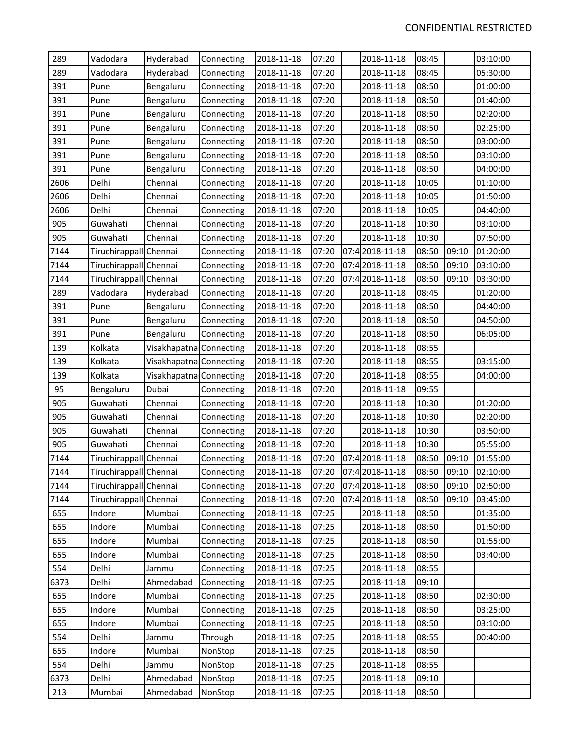CONFIDENTIAL RESTRICTED

| | | | | | | | | | | |
|---|---|---|---|---|---|---|---|---|---|---|
| 289 | Vadodara | Hyderabad | Connecting | 2018-11-18 | 07:20 | | 2018-11-18 | 08:45 | | 03:10:00 |
| 289 | Vadodara | Hyderabad | Connecting | 2018-11-18 | 07:20 | | 2018-11-18 | 08:45 | | 05:30:00 |
| 391 | Pune | Bengaluru | Connecting | 2018-11-18 | 07:20 | | 2018-11-18 | 08:50 | | 01:00:00 |
| 391 | Pune | Bengaluru | Connecting | 2018-11-18 | 07:20 | | 2018-11-18 | 08:50 | | 01:40:00 |
| 391 | Pune | Bengaluru | Connecting | 2018-11-18 | 07:20 | | 2018-11-18 | 08:50 | | 02:20:00 |
| 391 | Pune | Bengaluru | Connecting | 2018-11-18 | 07:20 | | 2018-11-18 | 08:50 | | 02:25:00 |
| 391 | Pune | Bengaluru | Connecting | 2018-11-18 | 07:20 | | 2018-11-18 | 08:50 | | 03:00:00 |
| 391 | Pune | Bengaluru | Connecting | 2018-11-18 | 07:20 | | 2018-11-18 | 08:50 | | 03:10:00 |
| 391 | Pune | Bengaluru | Connecting | 2018-11-18 | 07:20 | | 2018-11-18 | 08:50 | | 04:00:00 |
| 2606 | Delhi | Chennai | Connecting | 2018-11-18 | 07:20 | | 2018-11-18 | 10:05 | | 01:10:00 |
| 2606 | Delhi | Chennai | Connecting | 2018-11-18 | 07:20 | | 2018-11-18 | 10:05 | | 01:50:00 |
| 2606 | Delhi | Chennai | Connecting | 2018-11-18 | 07:20 | | 2018-11-18 | 10:05 | | 04:40:00 |
| 905 | Guwahati | Chennai | Connecting | 2018-11-18 | 07:20 | | 2018-11-18 | 10:30 | | 03:10:00 |
| 905 | Guwahati | Chennai | Connecting | 2018-11-18 | 07:20 | | 2018-11-18 | 10:30 | | 07:50:00 |
| 7144 | Tiruchirappall | Chennai | Connecting | 2018-11-18 | 07:20 | 07:4 | 2018-11-18 | 08:50 | 09:10 | 01:20:00 |
| 7144 | Tiruchirappall | Chennai | Connecting | 2018-11-18 | 07:20 | 07:4 | 2018-11-18 | 08:50 | 09:10 | 03:10:00 |
| 7144 | Tiruchirappall | Chennai | Connecting | 2018-11-18 | 07:20 | 07:4 | 2018-11-18 | 08:50 | 09:10 | 03:30:00 |
| 289 | Vadodara | Hyderabad | Connecting | 2018-11-18 | 07:20 | | 2018-11-18 | 08:45 | | 01:20:00 |
| 391 | Pune | Bengaluru | Connecting | 2018-11-18 | 07:20 | | 2018-11-18 | 08:50 | | 04:40:00 |
| 391 | Pune | Bengaluru | Connecting | 2018-11-18 | 07:20 | | 2018-11-18 | 08:50 | | 04:50:00 |
| 391 | Pune | Bengaluru | Connecting | 2018-11-18 | 07:20 | | 2018-11-18 | 08:50 | | 06:05:00 |
| 139 | Kolkata | Visakhapatna | Connecting | 2018-11-18 | 07:20 | | 2018-11-18 | 08:55 | | |
| 139 | Kolkata | Visakhapatna | Connecting | 2018-11-18 | 07:20 | | 2018-11-18 | 08:55 | | 03:15:00 |
| 139 | Kolkata | Visakhapatna | Connecting | 2018-11-18 | 07:20 | | 2018-11-18 | 08:55 | | 04:00:00 |
| 95 | Bengaluru | Dubai | Connecting | 2018-11-18 | 07:20 | | 2018-11-18 | 09:55 | | |
| 905 | Guwahati | Chennai | Connecting | 2018-11-18 | 07:20 | | 2018-11-18 | 10:30 | | 01:20:00 |
| 905 | Guwahati | Chennai | Connecting | 2018-11-18 | 07:20 | | 2018-11-18 | 10:30 | | 02:20:00 |
| 905 | Guwahati | Chennai | Connecting | 2018-11-18 | 07:20 | | 2018-11-18 | 10:30 | | 03:50:00 |
| 905 | Guwahati | Chennai | Connecting | 2018-11-18 | 07:20 | | 2018-11-18 | 10:30 | | 05:55:00 |
| 7144 | Tiruchirappall | Chennai | Connecting | 2018-11-18 | 07:20 | 07:4 | 2018-11-18 | 08:50 | 09:10 | 01:55:00 |
| 7144 | Tiruchirappall | Chennai | Connecting | 2018-11-18 | 07:20 | 07:4 | 2018-11-18 | 08:50 | 09:10 | 02:10:00 |
| 7144 | Tiruchirappall | Chennai | Connecting | 2018-11-18 | 07:20 | 07:4 | 2018-11-18 | 08:50 | 09:10 | 02:50:00 |
| 7144 | Tiruchirappall | Chennai | Connecting | 2018-11-18 | 07:20 | 07:4 | 2018-11-18 | 08:50 | 09:10 | 03:45:00 |
| 655 | Indore | Mumbai | Connecting | 2018-11-18 | 07:25 | | 2018-11-18 | 08:50 | | 01:35:00 |
| 655 | Indore | Mumbai | Connecting | 2018-11-18 | 07:25 | | 2018-11-18 | 08:50 | | 01:50:00 |
| 655 | Indore | Mumbai | Connecting | 2018-11-18 | 07:25 | | 2018-11-18 | 08:50 | | 01:55:00 |
| 655 | Indore | Mumbai | Connecting | 2018-11-18 | 07:25 | | 2018-11-18 | 08:50 | | 03:40:00 |
| 554 | Delhi | Jammu | Connecting | 2018-11-18 | 07:25 | | 2018-11-18 | 08:55 | | |
| 6373 | Delhi | Ahmedabad | Connecting | 2018-11-18 | 07:25 | | 2018-11-18 | 09:10 | | |
| 655 | Indore | Mumbai | Connecting | 2018-11-18 | 07:25 | | 2018-11-18 | 08:50 | | 02:30:00 |
| 655 | Indore | Mumbai | Connecting | 2018-11-18 | 07:25 | | 2018-11-18 | 08:50 | | 03:25:00 |
| 655 | Indore | Mumbai | Connecting | 2018-11-18 | 07:25 | | 2018-11-18 | 08:50 | | 03:10:00 |
| 554 | Delhi | Jammu | Through | 2018-11-18 | 07:25 | | 2018-11-18 | 08:55 | | 00:40:00 |
| 655 | Indore | Mumbai | NonStop | 2018-11-18 | 07:25 | | 2018-11-18 | 08:50 | | |
| 554 | Delhi | Jammu | NonStop | 2018-11-18 | 07:25 | | 2018-11-18 | 08:55 | | |
| 6373 | Delhi | Ahmedabad | NonStop | 2018-11-18 | 07:25 | | 2018-11-18 | 09:10 | | |
| 213 | Mumbai | Ahmedabad | NonStop | 2018-11-18 | 07:25 | | 2018-11-18 | 08:50 | | |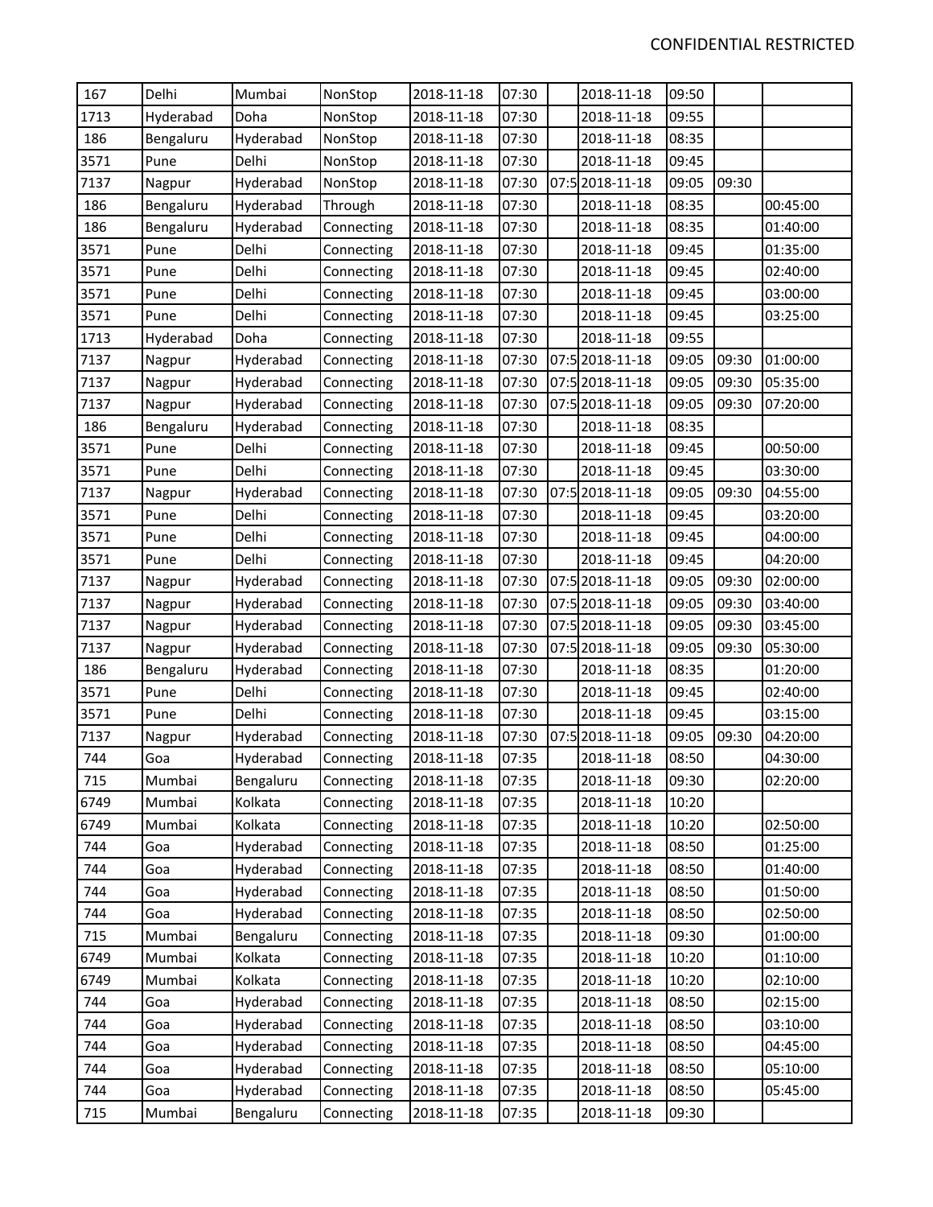| | | | | | | | | | | |
|---|---|---|---|---|---|---|---|---|---|---|
| 167 | Delhi | Mumbai | NonStop | 2018-11-18 | 07:30 | | 2018-11-18 | 09:50 | | |
| 1713 | Hyderabad | Doha | NonStop | 2018-11-18 | 07:30 | | 2018-11-18 | 09:55 | | |
| 186 | Bengaluru | Hyderabad | NonStop | 2018-11-18 | 07:30 | | 2018-11-18 | 08:35 | | |
| 3571 | Pune | Delhi | NonStop | 2018-11-18 | 07:30 | | 2018-11-18 | 09:45 | | |
| 7137 | Nagpur | Hyderabad | NonStop | 2018-11-18 | 07:30 | 07:5 | 2018-11-18 | 09:05 | 09:30 | |
| 186 | Bengaluru | Hyderabad | Through | 2018-11-18 | 07:30 | | 2018-11-18 | 08:35 | | 00:45:00 |
| 186 | Bengaluru | Hyderabad | Connecting | 2018-11-18 | 07:30 | | 2018-11-18 | 08:35 | | 01:40:00 |
| 3571 | Pune | Delhi | Connecting | 2018-11-18 | 07:30 | | 2018-11-18 | 09:45 | | 01:35:00 |
| 3571 | Pune | Delhi | Connecting | 2018-11-18 | 07:30 | | 2018-11-18 | 09:45 | | 02:40:00 |
| 3571 | Pune | Delhi | Connecting | 2018-11-18 | 07:30 | | 2018-11-18 | 09:45 | | 03:00:00 |
| 3571 | Pune | Delhi | Connecting | 2018-11-18 | 07:30 | | 2018-11-18 | 09:45 | | 03:25:00 |
| 1713 | Hyderabad | Doha | Connecting | 2018-11-18 | 07:30 | | 2018-11-18 | 09:55 | | |
| 7137 | Nagpur | Hyderabad | Connecting | 2018-11-18 | 07:30 | 07:5 | 2018-11-18 | 09:05 | 09:30 | 01:00:00 |
| 7137 | Nagpur | Hyderabad | Connecting | 2018-11-18 | 07:30 | 07:5 | 2018-11-18 | 09:05 | 09:30 | 05:35:00 |
| 7137 | Nagpur | Hyderabad | Connecting | 2018-11-18 | 07:30 | 07:5 | 2018-11-18 | 09:05 | 09:30 | 07:20:00 |
| 186 | Bengaluru | Hyderabad | Connecting | 2018-11-18 | 07:30 | | 2018-11-18 | 08:35 | | |
| 3571 | Pune | Delhi | Connecting | 2018-11-18 | 07:30 | | 2018-11-18 | 09:45 | | 00:50:00 |
| 3571 | Pune | Delhi | Connecting | 2018-11-18 | 07:30 | | 2018-11-18 | 09:45 | | 03:30:00 |
| 7137 | Nagpur | Hyderabad | Connecting | 2018-11-18 | 07:30 | 07:5 | 2018-11-18 | 09:05 | 09:30 | 04:55:00 |
| 3571 | Pune | Delhi | Connecting | 2018-11-18 | 07:30 | | 2018-11-18 | 09:45 | | 03:20:00 |
| 3571 | Pune | Delhi | Connecting | 2018-11-18 | 07:30 | | 2018-11-18 | 09:45 | | 04:00:00 |
| 3571 | Pune | Delhi | Connecting | 2018-11-18 | 07:30 | | 2018-11-18 | 09:45 | | 04:20:00 |
| 7137 | Nagpur | Hyderabad | Connecting | 2018-11-18 | 07:30 | 07:5 | 2018-11-18 | 09:05 | 09:30 | 02:00:00 |
| 7137 | Nagpur | Hyderabad | Connecting | 2018-11-18 | 07:30 | 07:5 | 2018-11-18 | 09:05 | 09:30 | 03:40:00 |
| 7137 | Nagpur | Hyderabad | Connecting | 2018-11-18 | 07:30 | 07:5 | 2018-11-18 | 09:05 | 09:30 | 03:45:00 |
| 7137 | Nagpur | Hyderabad | Connecting | 2018-11-18 | 07:30 | 07:5 | 2018-11-18 | 09:05 | 09:30 | 05:30:00 |
| 186 | Bengaluru | Hyderabad | Connecting | 2018-11-18 | 07:30 | | 2018-11-18 | 08:35 | | 01:20:00 |
| 3571 | Pune | Delhi | Connecting | 2018-11-18 | 07:30 | | 2018-11-18 | 09:45 | | 02:40:00 |
| 3571 | Pune | Delhi | Connecting | 2018-11-18 | 07:30 | | 2018-11-18 | 09:45 | | 03:15:00 |
| 7137 | Nagpur | Hyderabad | Connecting | 2018-11-18 | 07:30 | 07:5 | 2018-11-18 | 09:05 | 09:30 | 04:20:00 |
| 744 | Goa | Hyderabad | Connecting | 2018-11-18 | 07:35 | | 2018-11-18 | 08:50 | | 04:30:00 |
| 715 | Mumbai | Bengaluru | Connecting | 2018-11-18 | 07:35 | | 2018-11-18 | 09:30 | | 02:20:00 |
| 6749 | Mumbai | Kolkata | Connecting | 2018-11-18 | 07:35 | | 2018-11-18 | 10:20 | | |
| 6749 | Mumbai | Kolkata | Connecting | 2018-11-18 | 07:35 | | 2018-11-18 | 10:20 | | 02:50:00 |
| 744 | Goa | Hyderabad | Connecting | 2018-11-18 | 07:35 | | 2018-11-18 | 08:50 | | 01:25:00 |
| 744 | Goa | Hyderabad | Connecting | 2018-11-18 | 07:35 | | 2018-11-18 | 08:50 | | 01:40:00 |
| 744 | Goa | Hyderabad | Connecting | 2018-11-18 | 07:35 | | 2018-11-18 | 08:50 | | 01:50:00 |
| 744 | Goa | Hyderabad | Connecting | 2018-11-18 | 07:35 | | 2018-11-18 | 08:50 | | 02:50:00 |
| 715 | Mumbai | Bengaluru | Connecting | 2018-11-18 | 07:35 | | 2018-11-18 | 09:30 | | 01:00:00 |
| 6749 | Mumbai | Kolkata | Connecting | 2018-11-18 | 07:35 | | 2018-11-18 | 10:20 | | 01:10:00 |
| 6749 | Mumbai | Kolkata | Connecting | 2018-11-18 | 07:35 | | 2018-11-18 | 10:20 | | 02:10:00 |
| 744 | Goa | Hyderabad | Connecting | 2018-11-18 | 07:35 | | 2018-11-18 | 08:50 | | 02:15:00 |
| 744 | Goa | Hyderabad | Connecting | 2018-11-18 | 07:35 | | 2018-11-18 | 08:50 | | 03:10:00 |
| 744 | Goa | Hyderabad | Connecting | 2018-11-18 | 07:35 | | 2018-11-18 | 08:50 | | 04:45:00 |
| 744 | Goa | Hyderabad | Connecting | 2018-11-18 | 07:35 | | 2018-11-18 | 08:50 | | 05:10:00 |
| 744 | Goa | Hyderabad | Connecting | 2018-11-18 | 07:35 | | 2018-11-18 | 08:50 | | 05:45:00 |
| 715 | Mumbai | Bengaluru | Connecting | 2018-11-18 | 07:35 | | 2018-11-18 | 09:30 | | |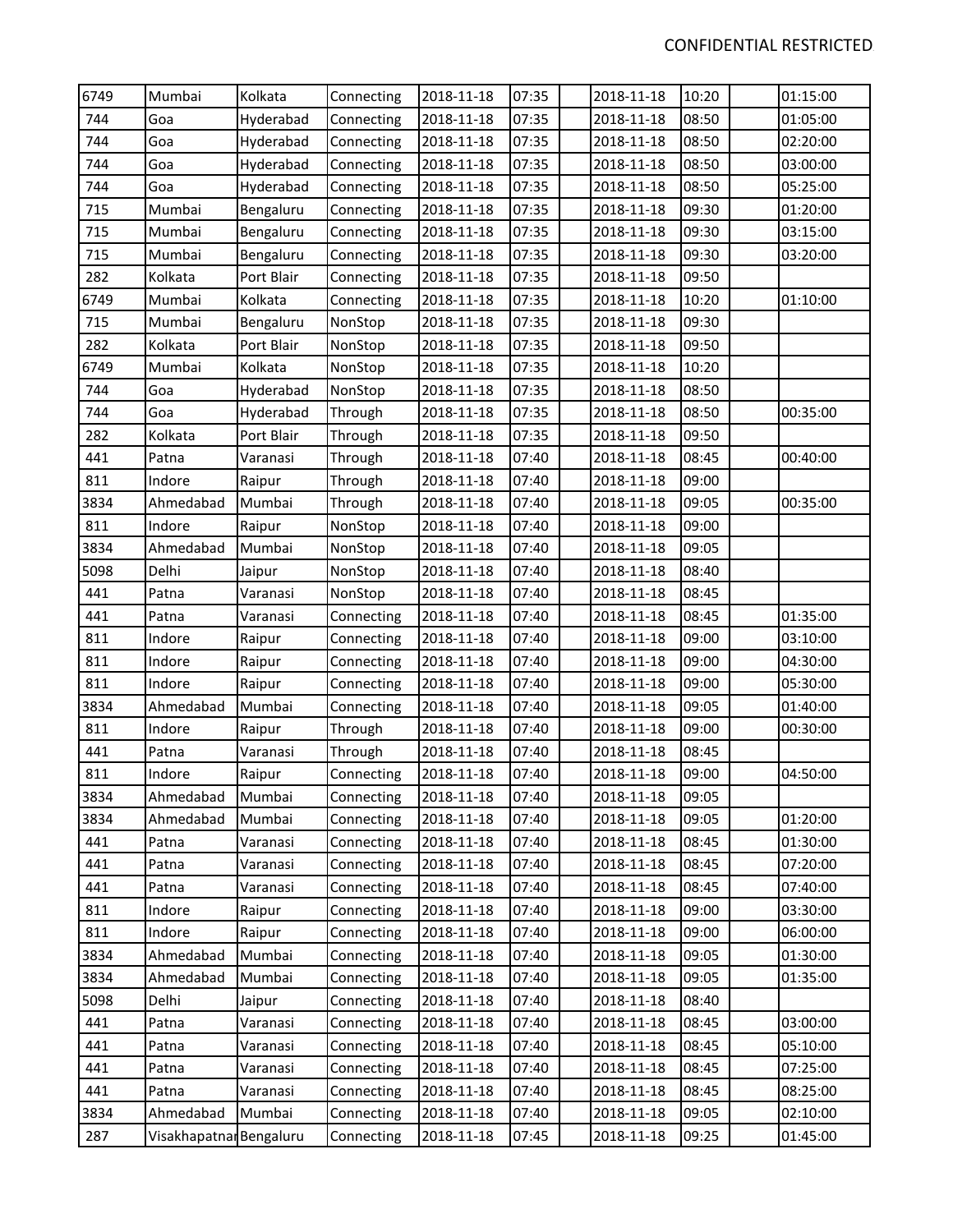| | | | | | | | | | | |
|---|---|---|---|---|---|---|---|---|---|---|
| 6749 | Mumbai | Kolkata | Connecting | 2018-11-18 | 07:35 | | 2018-11-18 | 10:20 | | 01:15:00 |
| 744 | Goa | Hyderabad | Connecting | 2018-11-18 | 07:35 | | 2018-11-18 | 08:50 | | 01:05:00 |
| 744 | Goa | Hyderabad | Connecting | 2018-11-18 | 07:35 | | 2018-11-18 | 08:50 | | 02:20:00 |
| 744 | Goa | Hyderabad | Connecting | 2018-11-18 | 07:35 | | 2018-11-18 | 08:50 | | 03:00:00 |
| 744 | Goa | Hyderabad | Connecting | 2018-11-18 | 07:35 | | 2018-11-18 | 08:50 | | 05:25:00 |
| 715 | Mumbai | Bengaluru | Connecting | 2018-11-18 | 07:35 | | 2018-11-18 | 09:30 | | 01:20:00 |
| 715 | Mumbai | Bengaluru | Connecting | 2018-11-18 | 07:35 | | 2018-11-18 | 09:30 | | 03:15:00 |
| 715 | Mumbai | Bengaluru | Connecting | 2018-11-18 | 07:35 | | 2018-11-18 | 09:30 | | 03:20:00 |
| 282 | Kolkata | Port Blair | Connecting | 2018-11-18 | 07:35 | | 2018-11-18 | 09:50 | | |
| 6749 | Mumbai | Kolkata | Connecting | 2018-11-18 | 07:35 | | 2018-11-18 | 10:20 | | 01:10:00 |
| 715 | Mumbai | Bengaluru | NonStop | 2018-11-18 | 07:35 | | 2018-11-18 | 09:30 | | |
| 282 | Kolkata | Port Blair | NonStop | 2018-11-18 | 07:35 | | 2018-11-18 | 09:50 | | |
| 6749 | Mumbai | Kolkata | NonStop | 2018-11-18 | 07:35 | | 2018-11-18 | 10:20 | | |
| 744 | Goa | Hyderabad | NonStop | 2018-11-18 | 07:35 | | 2018-11-18 | 08:50 | | |
| 744 | Goa | Hyderabad | Through | 2018-11-18 | 07:35 | | 2018-11-18 | 08:50 | | 00:35:00 |
| 282 | Kolkata | Port Blair | Through | 2018-11-18 | 07:35 | | 2018-11-18 | 09:50 | | |
| 441 | Patna | Varanasi | Through | 2018-11-18 | 07:40 | | 2018-11-18 | 08:45 | | 00:40:00 |
| 811 | Indore | Raipur | Through | 2018-11-18 | 07:40 | | 2018-11-18 | 09:00 | | |
| 3834 | Ahmedabad | Mumbai | Through | 2018-11-18 | 07:40 | | 2018-11-18 | 09:05 | | 00:35:00 |
| 811 | Indore | Raipur | NonStop | 2018-11-18 | 07:40 | | 2018-11-18 | 09:00 | | |
| 3834 | Ahmedabad | Mumbai | NonStop | 2018-11-18 | 07:40 | | 2018-11-18 | 09:05 | | |
| 5098 | Delhi | Jaipur | NonStop | 2018-11-18 | 07:40 | | 2018-11-18 | 08:40 | | |
| 441 | Patna | Varanasi | NonStop | 2018-11-18 | 07:40 | | 2018-11-18 | 08:45 | | |
| 441 | Patna | Varanasi | Connecting | 2018-11-18 | 07:40 | | 2018-11-18 | 08:45 | | 01:35:00 |
| 811 | Indore | Raipur | Connecting | 2018-11-18 | 07:40 | | 2018-11-18 | 09:00 | | 03:10:00 |
| 811 | Indore | Raipur | Connecting | 2018-11-18 | 07:40 | | 2018-11-18 | 09:00 | | 04:30:00 |
| 811 | Indore | Raipur | Connecting | 2018-11-18 | 07:40 | | 2018-11-18 | 09:00 | | 05:30:00 |
| 3834 | Ahmedabad | Mumbai | Connecting | 2018-11-18 | 07:40 | | 2018-11-18 | 09:05 | | 01:40:00 |
| 811 | Indore | Raipur | Through | 2018-11-18 | 07:40 | | 2018-11-18 | 09:00 | | 00:30:00 |
| 441 | Patna | Varanasi | Through | 2018-11-18 | 07:40 | | 2018-11-18 | 08:45 | | |
| 811 | Indore | Raipur | Connecting | 2018-11-18 | 07:40 | | 2018-11-18 | 09:00 | | 04:50:00 |
| 3834 | Ahmedabad | Mumbai | Connecting | 2018-11-18 | 07:40 | | 2018-11-18 | 09:05 | | |
| 3834 | Ahmedabad | Mumbai | Connecting | 2018-11-18 | 07:40 | | 2018-11-18 | 09:05 | | 01:20:00 |
| 441 | Patna | Varanasi | Connecting | 2018-11-18 | 07:40 | | 2018-11-18 | 08:45 | | 01:30:00 |
| 441 | Patna | Varanasi | Connecting | 2018-11-18 | 07:40 | | 2018-11-18 | 08:45 | | 07:20:00 |
| 441 | Patna | Varanasi | Connecting | 2018-11-18 | 07:40 | | 2018-11-18 | 08:45 | | 07:40:00 |
| 811 | Indore | Raipur | Connecting | 2018-11-18 | 07:40 | | 2018-11-18 | 09:00 | | 03:30:00 |
| 811 | Indore | Raipur | Connecting | 2018-11-18 | 07:40 | | 2018-11-18 | 09:00 | | 06:00:00 |
| 3834 | Ahmedabad | Mumbai | Connecting | 2018-11-18 | 07:40 | | 2018-11-18 | 09:05 | | 01:30:00 |
| 3834 | Ahmedabad | Mumbai | Connecting | 2018-11-18 | 07:40 | | 2018-11-18 | 09:05 | | 01:35:00 |
| 5098 | Delhi | Jaipur | Connecting | 2018-11-18 | 07:40 | | 2018-11-18 | 08:40 | | |
| 441 | Patna | Varanasi | Connecting | 2018-11-18 | 07:40 | | 2018-11-18 | 08:45 | | 03:00:00 |
| 441 | Patna | Varanasi | Connecting | 2018-11-18 | 07:40 | | 2018-11-18 | 08:45 | | 05:10:00 |
| 441 | Patna | Varanasi | Connecting | 2018-11-18 | 07:40 | | 2018-11-18 | 08:45 | | 07:25:00 |
| 441 | Patna | Varanasi | Connecting | 2018-11-18 | 07:40 | | 2018-11-18 | 08:45 | | 08:25:00 |
| 3834 | Ahmedabad | Mumbai | Connecting | 2018-11-18 | 07:40 | | 2018-11-18 | 09:05 | | 02:10:00 |
| 287 | Visakhapatnam | Bengaluru | Connecting | 2018-11-18 | 07:45 | | 2018-11-18 | 09:25 | | 01:45:00 |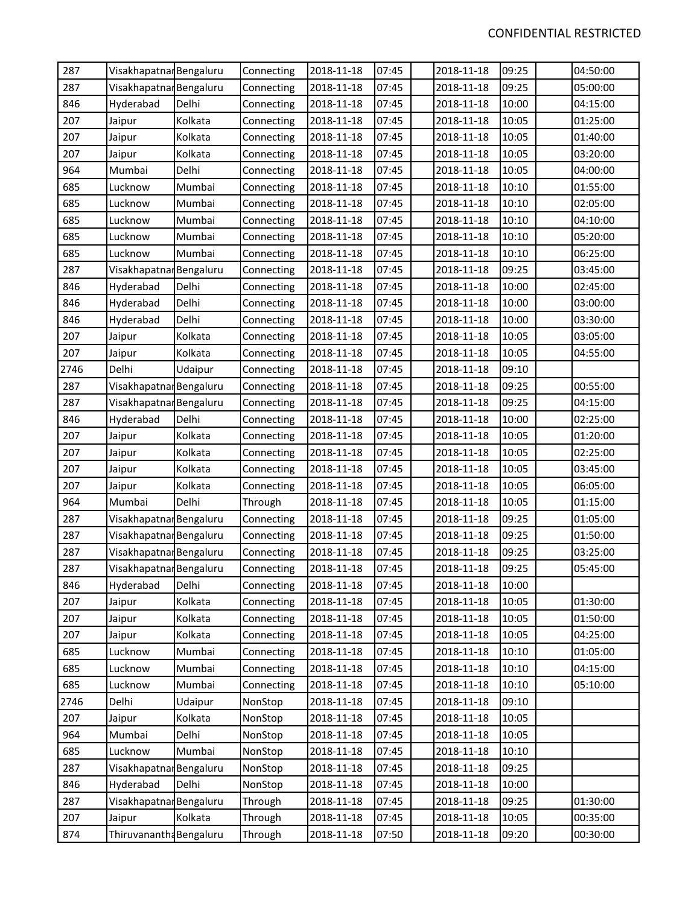| | | | | | | | | | | |
|---|---|---|---|---|---|---|---|---|---|---|
| 287 | Visakhapatnam | Bengaluru | Connecting | 2018-11-18 | 07:45 | | 2018-11-18 | 09:25 | | 04:50:00 |
| 287 | Visakhapatnam | Bengaluru | Connecting | 2018-11-18 | 07:45 | | 2018-11-18 | 09:25 | | 05:00:00 |
| 846 | Hyderabad | Delhi | Connecting | 2018-11-18 | 07:45 | | 2018-11-18 | 10:00 | | 04:15:00 |
| 207 | Jaipur | Kolkata | Connecting | 2018-11-18 | 07:45 | | 2018-11-18 | 10:05 | | 01:25:00 |
| 207 | Jaipur | Kolkata | Connecting | 2018-11-18 | 07:45 | | 2018-11-18 | 10:05 | | 01:40:00 |
| 207 | Jaipur | Kolkata | Connecting | 2018-11-18 | 07:45 | | 2018-11-18 | 10:05 | | 03:20:00 |
| 964 | Mumbai | Delhi | Connecting | 2018-11-18 | 07:45 | | 2018-11-18 | 10:05 | | 04:00:00 |
| 685 | Lucknow | Mumbai | Connecting | 2018-11-18 | 07:45 | | 2018-11-18 | 10:10 | | 01:55:00 |
| 685 | Lucknow | Mumbai | Connecting | 2018-11-18 | 07:45 | | 2018-11-18 | 10:10 | | 02:05:00 |
| 685 | Lucknow | Mumbai | Connecting | 2018-11-18 | 07:45 | | 2018-11-18 | 10:10 | | 04:10:00 |
| 685 | Lucknow | Mumbai | Connecting | 2018-11-18 | 07:45 | | 2018-11-18 | 10:10 | | 05:20:00 |
| 685 | Lucknow | Mumbai | Connecting | 2018-11-18 | 07:45 | | 2018-11-18 | 10:10 | | 06:25:00 |
| 287 | Visakhapatnam | Bengaluru | Connecting | 2018-11-18 | 07:45 | | 2018-11-18 | 09:25 | | 03:45:00 |
| 846 | Hyderabad | Delhi | Connecting | 2018-11-18 | 07:45 | | 2018-11-18 | 10:00 | | 02:45:00 |
| 846 | Hyderabad | Delhi | Connecting | 2018-11-18 | 07:45 | | 2018-11-18 | 10:00 | | 03:00:00 |
| 846 | Hyderabad | Delhi | Connecting | 2018-11-18 | 07:45 | | 2018-11-18 | 10:00 | | 03:30:00 |
| 207 | Jaipur | Kolkata | Connecting | 2018-11-18 | 07:45 | | 2018-11-18 | 10:05 | | 03:05:00 |
| 207 | Jaipur | Kolkata | Connecting | 2018-11-18 | 07:45 | | 2018-11-18 | 10:05 | | 04:55:00 |
| 2746 | Delhi | Udaipur | Connecting | 2018-11-18 | 07:45 | | 2018-11-18 | 09:10 | | |
| 287 | Visakhapatnam | Bengaluru | Connecting | 2018-11-18 | 07:45 | | 2018-11-18 | 09:25 | | 00:55:00 |
| 287 | Visakhapatnam | Bengaluru | Connecting | 2018-11-18 | 07:45 | | 2018-11-18 | 09:25 | | 04:15:00 |
| 846 | Hyderabad | Delhi | Connecting | 2018-11-18 | 07:45 | | 2018-11-18 | 10:00 | | 02:25:00 |
| 207 | Jaipur | Kolkata | Connecting | 2018-11-18 | 07:45 | | 2018-11-18 | 10:05 | | 01:20:00 |
| 207 | Jaipur | Kolkata | Connecting | 2018-11-18 | 07:45 | | 2018-11-18 | 10:05 | | 02:25:00 |
| 207 | Jaipur | Kolkata | Connecting | 2018-11-18 | 07:45 | | 2018-11-18 | 10:05 | | 03:45:00 |
| 207 | Jaipur | Kolkata | Connecting | 2018-11-18 | 07:45 | | 2018-11-18 | 10:05 | | 06:05:00 |
| 964 | Mumbai | Delhi | Through | 2018-11-18 | 07:45 | | 2018-11-18 | 10:05 | | 01:15:00 |
| 287 | Visakhapatnam | Bengaluru | Connecting | 2018-11-18 | 07:45 | | 2018-11-18 | 09:25 | | 01:05:00 |
| 287 | Visakhapatnam | Bengaluru | Connecting | 2018-11-18 | 07:45 | | 2018-11-18 | 09:25 | | 01:50:00 |
| 287 | Visakhapatnam | Bengaluru | Connecting | 2018-11-18 | 07:45 | | 2018-11-18 | 09:25 | | 03:25:00 |
| 287 | Visakhapatnam | Bengaluru | Connecting | 2018-11-18 | 07:45 | | 2018-11-18 | 09:25 | | 05:45:00 |
| 846 | Hyderabad | Delhi | Connecting | 2018-11-18 | 07:45 | | 2018-11-18 | 10:00 | | |
| 207 | Jaipur | Kolkata | Connecting | 2018-11-18 | 07:45 | | 2018-11-18 | 10:05 | | 01:30:00 |
| 207 | Jaipur | Kolkata | Connecting | 2018-11-18 | 07:45 | | 2018-11-18 | 10:05 | | 01:50:00 |
| 207 | Jaipur | Kolkata | Connecting | 2018-11-18 | 07:45 | | 2018-11-18 | 10:05 | | 04:25:00 |
| 685 | Lucknow | Mumbai | Connecting | 2018-11-18 | 07:45 | | 2018-11-18 | 10:10 | | 01:05:00 |
| 685 | Lucknow | Mumbai | Connecting | 2018-11-18 | 07:45 | | 2018-11-18 | 10:10 | | 04:15:00 |
| 685 | Lucknow | Mumbai | Connecting | 2018-11-18 | 07:45 | | 2018-11-18 | 10:10 | | 05:10:00 |
| 2746 | Delhi | Udaipur | NonStop | 2018-11-18 | 07:45 | | 2018-11-18 | 09:10 | | |
| 207 | Jaipur | Kolkata | NonStop | 2018-11-18 | 07:45 | | 2018-11-18 | 10:05 | | |
| 964 | Mumbai | Delhi | NonStop | 2018-11-18 | 07:45 | | 2018-11-18 | 10:05 | | |
| 685 | Lucknow | Mumbai | NonStop | 2018-11-18 | 07:45 | | 2018-11-18 | 10:10 | | |
| 287 | Visakhapatnam | Bengaluru | NonStop | 2018-11-18 | 07:45 | | 2018-11-18 | 09:25 | | |
| 846 | Hyderabad | Delhi | NonStop | 2018-11-18 | 07:45 | | 2018-11-18 | 10:00 | | |
| 287 | Visakhapatnam | Bengaluru | Through | 2018-11-18 | 07:45 | | 2018-11-18 | 09:25 | | 01:30:00 |
| 207 | Jaipur | Kolkata | Through | 2018-11-18 | 07:45 | | 2018-11-18 | 10:05 | | 00:35:00 |
| 874 | Thiruvanantha | Bengaluru | Through | 2018-11-18 | 07:50 | | 2018-11-18 | 09:20 | | 00:30:00 |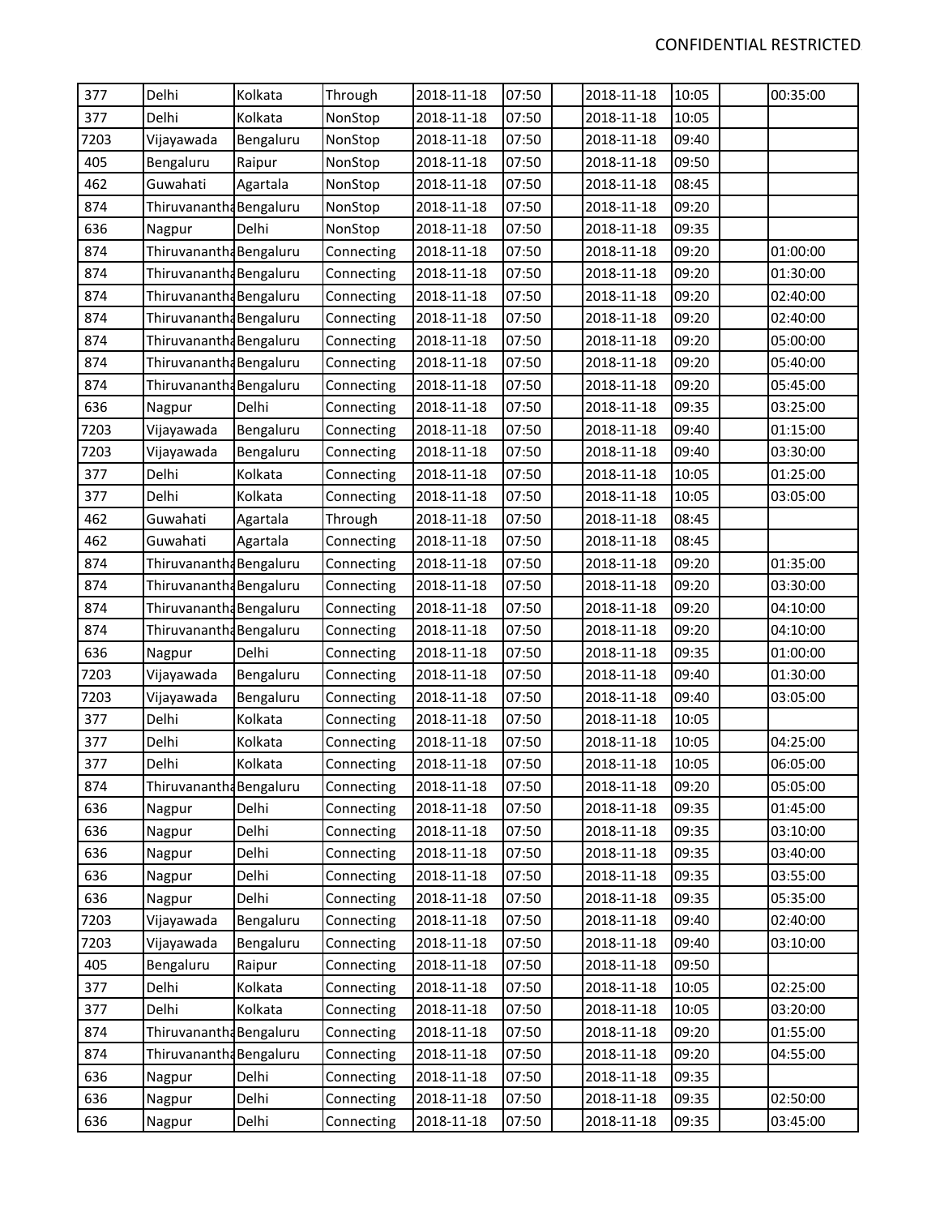| | | | | | | | | | | |
|---|---|---|---|---|---|---|---|---|---|---|
| 377 | Delhi | Kolkata | Through | 2018-11-18 | 07:50 | | 2018-11-18 | 10:05 | | 00:35:00 |
| 377 | Delhi | Kolkata | NonStop | 2018-11-18 | 07:50 | | 2018-11-18 | 10:05 | | |
| 7203 | Vijayawada | Bengaluru | NonStop | 2018-11-18 | 07:50 | | 2018-11-18 | 09:40 | | |
| 405 | Bengaluru | Raipur | NonStop | 2018-11-18 | 07:50 | | 2018-11-18 | 09:50 | | |
| 462 | Guwahati | Agartala | NonStop | 2018-11-18 | 07:50 | | 2018-11-18 | 08:45 | | |
| 874 | Thiruvanantha | Bengaluru | NonStop | 2018-11-18 | 07:50 | | 2018-11-18 | 09:20 | | |
| 636 | Nagpur | Delhi | NonStop | 2018-11-18 | 07:50 | | 2018-11-18 | 09:35 | | |
| 874 | Thiruvanantha | Bengaluru | Connecting | 2018-11-18 | 07:50 | | 2018-11-18 | 09:20 | | 01:00:00 |
| 874 | Thiruvanantha | Bengaluru | Connecting | 2018-11-18 | 07:50 | | 2018-11-18 | 09:20 | | 01:30:00 |
| 874 | Thiruvanantha | Bengaluru | Connecting | 2018-11-18 | 07:50 | | 2018-11-18 | 09:20 | | 02:40:00 |
| 874 | Thiruvanantha | Bengaluru | Connecting | 2018-11-18 | 07:50 | | 2018-11-18 | 09:20 | | 02:40:00 |
| 874 | Thiruvanantha | Bengaluru | Connecting | 2018-11-18 | 07:50 | | 2018-11-18 | 09:20 | | 05:00:00 |
| 874 | Thiruvanantha | Bengaluru | Connecting | 2018-11-18 | 07:50 | | 2018-11-18 | 09:20 | | 05:40:00 |
| 874 | Thiruvanantha | Bengaluru | Connecting | 2018-11-18 | 07:50 | | 2018-11-18 | 09:20 | | 05:45:00 |
| 636 | Nagpur | Delhi | Connecting | 2018-11-18 | 07:50 | | 2018-11-18 | 09:35 | | 03:25:00 |
| 7203 | Vijayawada | Bengaluru | Connecting | 2018-11-18 | 07:50 | | 2018-11-18 | 09:40 | | 01:15:00 |
| 7203 | Vijayawada | Bengaluru | Connecting | 2018-11-18 | 07:50 | | 2018-11-18 | 09:40 | | 03:30:00 |
| 377 | Delhi | Kolkata | Connecting | 2018-11-18 | 07:50 | | 2018-11-18 | 10:05 | | 01:25:00 |
| 377 | Delhi | Kolkata | Connecting | 2018-11-18 | 07:50 | | 2018-11-18 | 10:05 | | 03:05:00 |
| 462 | Guwahati | Agartala | Through | 2018-11-18 | 07:50 | | 2018-11-18 | 08:45 | | |
| 462 | Guwahati | Agartala | Connecting | 2018-11-18 | 07:50 | | 2018-11-18 | 08:45 | | |
| 874 | Thiruvanantha | Bengaluru | Connecting | 2018-11-18 | 07:50 | | 2018-11-18 | 09:20 | | 01:35:00 |
| 874 | Thiruvanantha | Bengaluru | Connecting | 2018-11-18 | 07:50 | | 2018-11-18 | 09:20 | | 03:30:00 |
| 874 | Thiruvanantha | Bengaluru | Connecting | 2018-11-18 | 07:50 | | 2018-11-18 | 09:20 | | 04:10:00 |
| 874 | Thiruvanantha | Bengaluru | Connecting | 2018-11-18 | 07:50 | | 2018-11-18 | 09:20 | | 04:10:00 |
| 636 | Nagpur | Delhi | Connecting | 2018-11-18 | 07:50 | | 2018-11-18 | 09:35 | | 01:00:00 |
| 7203 | Vijayawada | Bengaluru | Connecting | 2018-11-18 | 07:50 | | 2018-11-18 | 09:40 | | 01:30:00 |
| 7203 | Vijayawada | Bengaluru | Connecting | 2018-11-18 | 07:50 | | 2018-11-18 | 09:40 | | 03:05:00 |
| 377 | Delhi | Kolkata | Connecting | 2018-11-18 | 07:50 | | 2018-11-18 | 10:05 | | |
| 377 | Delhi | Kolkata | Connecting | 2018-11-18 | 07:50 | | 2018-11-18 | 10:05 | | 04:25:00 |
| 377 | Delhi | Kolkata | Connecting | 2018-11-18 | 07:50 | | 2018-11-18 | 10:05 | | 06:05:00 |
| 874 | Thiruvanantha | Bengaluru | Connecting | 2018-11-18 | 07:50 | | 2018-11-18 | 09:20 | | 05:05:00 |
| 636 | Nagpur | Delhi | Connecting | 2018-11-18 | 07:50 | | 2018-11-18 | 09:35 | | 01:45:00 |
| 636 | Nagpur | Delhi | Connecting | 2018-11-18 | 07:50 | | 2018-11-18 | 09:35 | | 03:10:00 |
| 636 | Nagpur | Delhi | Connecting | 2018-11-18 | 07:50 | | 2018-11-18 | 09:35 | | 03:40:00 |
| 636 | Nagpur | Delhi | Connecting | 2018-11-18 | 07:50 | | 2018-11-18 | 09:35 | | 03:55:00 |
| 636 | Nagpur | Delhi | Connecting | 2018-11-18 | 07:50 | | 2018-11-18 | 09:35 | | 05:35:00 |
| 7203 | Vijayawada | Bengaluru | Connecting | 2018-11-18 | 07:50 | | 2018-11-18 | 09:40 | | 02:40:00 |
| 7203 | Vijayawada | Bengaluru | Connecting | 2018-11-18 | 07:50 | | 2018-11-18 | 09:40 | | 03:10:00 |
| 405 | Bengaluru | Raipur | Connecting | 2018-11-18 | 07:50 | | 2018-11-18 | 09:50 | | |
| 377 | Delhi | Kolkata | Connecting | 2018-11-18 | 07:50 | | 2018-11-18 | 10:05 | | 02:25:00 |
| 377 | Delhi | Kolkata | Connecting | 2018-11-18 | 07:50 | | 2018-11-18 | 10:05 | | 03:20:00 |
| 874 | Thiruvanantha | Bengaluru | Connecting | 2018-11-18 | 07:50 | | 2018-11-18 | 09:20 | | 01:55:00 |
| 874 | Thiruvanantha | Bengaluru | Connecting | 2018-11-18 | 07:50 | | 2018-11-18 | 09:20 | | 04:55:00 |
| 636 | Nagpur | Delhi | Connecting | 2018-11-18 | 07:50 | | 2018-11-18 | 09:35 | | |
| 636 | Nagpur | Delhi | Connecting | 2018-11-18 | 07:50 | | 2018-11-18 | 09:35 | | 02:50:00 |
| 636 | Nagpur | Delhi | Connecting | 2018-11-18 | 07:50 | | 2018-11-18 | 09:35 | | 03:45:00 |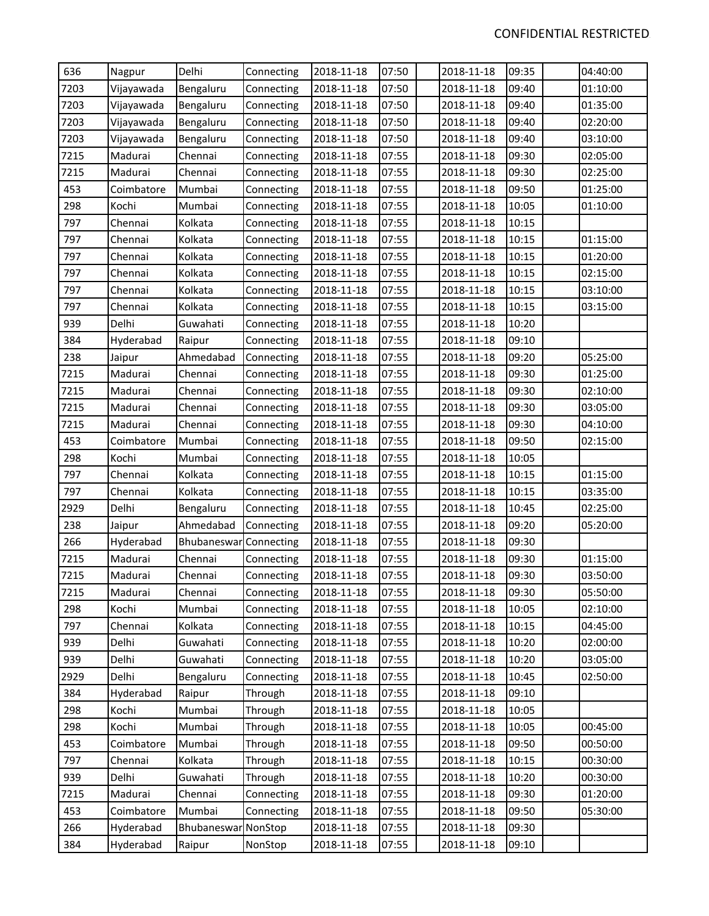| | | | | | | | | | |
|---|---|---|---|---|---|---|---|---|---|
| 636 | Nagpur | Delhi | Connecting | 2018-11-18 | 07:50 | | 2018-11-18 | 09:35 | | 04:40:00 |
| 7203 | Vijayawada | Bengaluru | Connecting | 2018-11-18 | 07:50 | | 2018-11-18 | 09:40 | | 01:10:00 |
| 7203 | Vijayawada | Bengaluru | Connecting | 2018-11-18 | 07:50 | | 2018-11-18 | 09:40 | | 01:35:00 |
| 7203 | Vijayawada | Bengaluru | Connecting | 2018-11-18 | 07:50 | | 2018-11-18 | 09:40 | | 02:20:00 |
| 7203 | Vijayawada | Bengaluru | Connecting | 2018-11-18 | 07:50 | | 2018-11-18 | 09:40 | | 03:10:00 |
| 7215 | Madurai | Chennai | Connecting | 2018-11-18 | 07:55 | | 2018-11-18 | 09:30 | | 02:05:00 |
| 7215 | Madurai | Chennai | Connecting | 2018-11-18 | 07:55 | | 2018-11-18 | 09:30 | | 02:25:00 |
| 453 | Coimbatore | Mumbai | Connecting | 2018-11-18 | 07:55 | | 2018-11-18 | 09:50 | | 01:25:00 |
| 298 | Kochi | Mumbai | Connecting | 2018-11-18 | 07:55 | | 2018-11-18 | 10:05 | | 01:10:00 |
| 797 | Chennai | Kolkata | Connecting | 2018-11-18 | 07:55 | | 2018-11-18 | 10:15 | | |
| 797 | Chennai | Kolkata | Connecting | 2018-11-18 | 07:55 | | 2018-11-18 | 10:15 | | 01:15:00 |
| 797 | Chennai | Kolkata | Connecting | 2018-11-18 | 07:55 | | 2018-11-18 | 10:15 | | 01:20:00 |
| 797 | Chennai | Kolkata | Connecting | 2018-11-18 | 07:55 | | 2018-11-18 | 10:15 | | 02:15:00 |
| 797 | Chennai | Kolkata | Connecting | 2018-11-18 | 07:55 | | 2018-11-18 | 10:15 | | 03:10:00 |
| 797 | Chennai | Kolkata | Connecting | 2018-11-18 | 07:55 | | 2018-11-18 | 10:15 | | 03:15:00 |
| 939 | Delhi | Guwahati | Connecting | 2018-11-18 | 07:55 | | 2018-11-18 | 10:20 | | |
| 384 | Hyderabad | Raipur | Connecting | 2018-11-18 | 07:55 | | 2018-11-18 | 09:10 | | |
| 238 | Jaipur | Ahmedabad | Connecting | 2018-11-18 | 07:55 | | 2018-11-18 | 09:20 | | 05:25:00 |
| 7215 | Madurai | Chennai | Connecting | 2018-11-18 | 07:55 | | 2018-11-18 | 09:30 | | 01:25:00 |
| 7215 | Madurai | Chennai | Connecting | 2018-11-18 | 07:55 | | 2018-11-18 | 09:30 | | 02:10:00 |
| 7215 | Madurai | Chennai | Connecting | 2018-11-18 | 07:55 | | 2018-11-18 | 09:30 | | 03:05:00 |
| 7215 | Madurai | Chennai | Connecting | 2018-11-18 | 07:55 | | 2018-11-18 | 09:30 | | 04:10:00 |
| 453 | Coimbatore | Mumbai | Connecting | 2018-11-18 | 07:55 | | 2018-11-18 | 09:50 | | 02:15:00 |
| 298 | Kochi | Mumbai | Connecting | 2018-11-18 | 07:55 | | 2018-11-18 | 10:05 | | |
| 797 | Chennai | Kolkata | Connecting | 2018-11-18 | 07:55 | | 2018-11-18 | 10:15 | | 01:15:00 |
| 797 | Chennai | Kolkata | Connecting | 2018-11-18 | 07:55 | | 2018-11-18 | 10:15 | | 03:35:00 |
| 2929 | Delhi | Bengaluru | Connecting | 2018-11-18 | 07:55 | | 2018-11-18 | 10:45 | | 02:25:00 |
| 238 | Jaipur | Ahmedabad | Connecting | 2018-11-18 | 07:55 | | 2018-11-18 | 09:20 | | 05:20:00 |
| 266 | Hyderabad | Bhubaneswar | Connecting | 2018-11-18 | 07:55 | | 2018-11-18 | 09:30 | | |
| 7215 | Madurai | Chennai | Connecting | 2018-11-18 | 07:55 | | 2018-11-18 | 09:30 | | 01:15:00 |
| 7215 | Madurai | Chennai | Connecting | 2018-11-18 | 07:55 | | 2018-11-18 | 09:30 | | 03:50:00 |
| 7215 | Madurai | Chennai | Connecting | 2018-11-18 | 07:55 | | 2018-11-18 | 09:30 | | 05:50:00 |
| 298 | Kochi | Mumbai | Connecting | 2018-11-18 | 07:55 | | 2018-11-18 | 10:05 | | 02:10:00 |
| 797 | Chennai | Kolkata | Connecting | 2018-11-18 | 07:55 | | 2018-11-18 | 10:15 | | 04:45:00 |
| 939 | Delhi | Guwahati | Connecting | 2018-11-18 | 07:55 | | 2018-11-18 | 10:20 | | 02:00:00 |
| 939 | Delhi | Guwahati | Connecting | 2018-11-18 | 07:55 | | 2018-11-18 | 10:20 | | 03:05:00 |
| 2929 | Delhi | Bengaluru | Connecting | 2018-11-18 | 07:55 | | 2018-11-18 | 10:45 | | 02:50:00 |
| 384 | Hyderabad | Raipur | Through | 2018-11-18 | 07:55 | | 2018-11-18 | 09:10 | | |
| 298 | Kochi | Mumbai | Through | 2018-11-18 | 07:55 | | 2018-11-18 | 10:05 | | |
| 298 | Kochi | Mumbai | Through | 2018-11-18 | 07:55 | | 2018-11-18 | 10:05 | | 00:45:00 |
| 453 | Coimbatore | Mumbai | Through | 2018-11-18 | 07:55 | | 2018-11-18 | 09:50 | | 00:50:00 |
| 797 | Chennai | Kolkata | Through | 2018-11-18 | 07:55 | | 2018-11-18 | 10:15 | | 00:30:00 |
| 939 | Delhi | Guwahati | Through | 2018-11-18 | 07:55 | | 2018-11-18 | 10:20 | | 00:30:00 |
| 7215 | Madurai | Chennai | Connecting | 2018-11-18 | 07:55 | | 2018-11-18 | 09:30 | | 01:20:00 |
| 453 | Coimbatore | Mumbai | Connecting | 2018-11-18 | 07:55 | | 2018-11-18 | 09:50 | | 05:30:00 |
| 266 | Hyderabad | Bhubaneswar | NonStop | 2018-11-18 | 07:55 | | 2018-11-18 | 09:30 | | |
| 384 | Hyderabad | Raipur | NonStop | 2018-11-18 | 07:55 | | 2018-11-18 | 09:10 | | |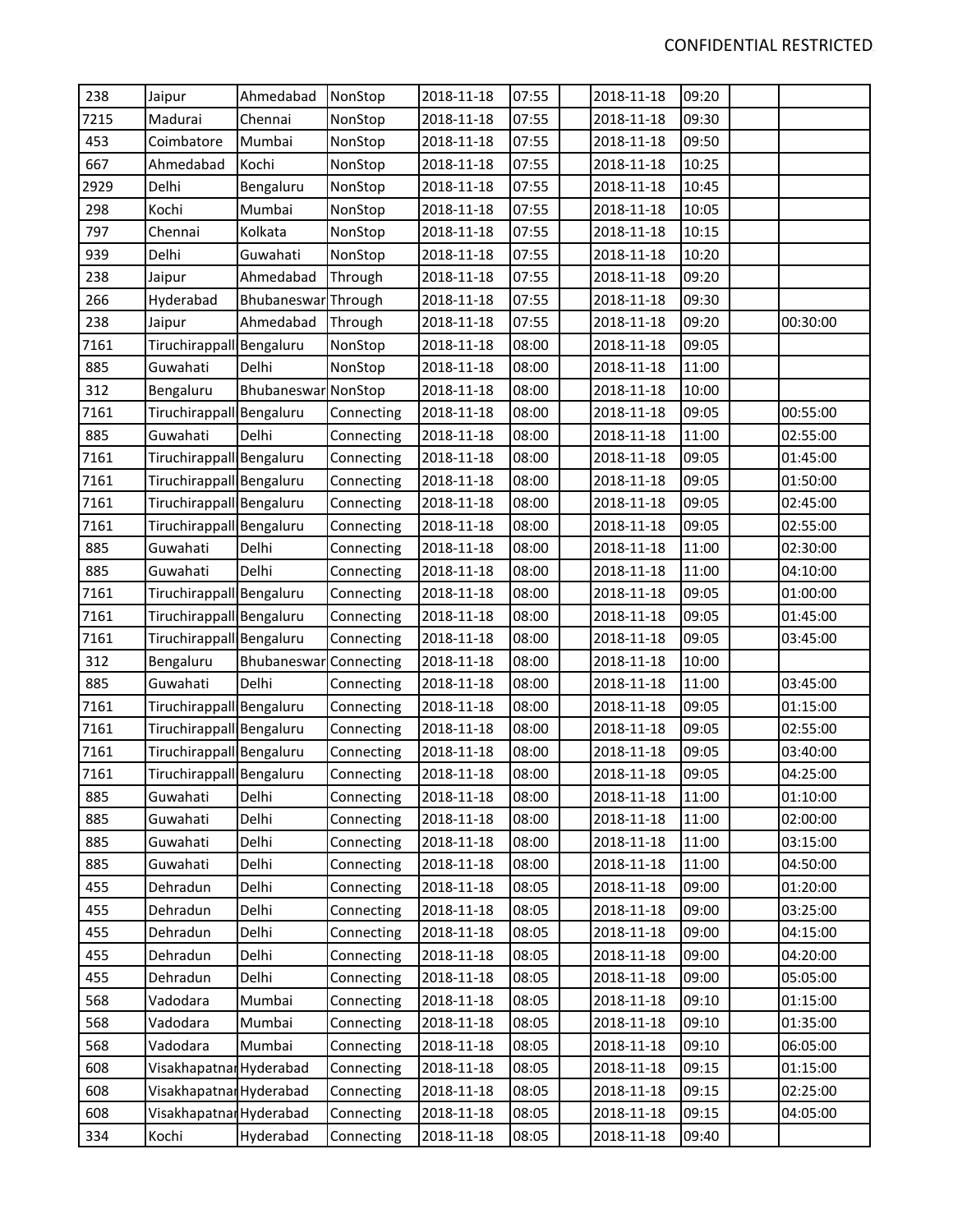CONFIDENTIAL RESTRICTED

| | | | | | | | | | | |
|---|---|---|---|---|---|---|---|---|---|---|
| 238 | Jaipur | Ahmedabad | NonStop | 2018-11-18 | 07:55 | | 2018-11-18 | 09:20 | | |
| 7215 | Madurai | Chennai | NonStop | 2018-11-18 | 07:55 | | 2018-11-18 | 09:30 | | |
| 453 | Coimbatore | Mumbai | NonStop | 2018-11-18 | 07:55 | | 2018-11-18 | 09:50 | | |
| 667 | Ahmedabad | Kochi | NonStop | 2018-11-18 | 07:55 | | 2018-11-18 | 10:25 | | |
| 2929 | Delhi | Bengaluru | NonStop | 2018-11-18 | 07:55 | | 2018-11-18 | 10:45 | | |
| 298 | Kochi | Mumbai | NonStop | 2018-11-18 | 07:55 | | 2018-11-18 | 10:05 | | |
| 797 | Chennai | Kolkata | NonStop | 2018-11-18 | 07:55 | | 2018-11-18 | 10:15 | | |
| 939 | Delhi | Guwahati | NonStop | 2018-11-18 | 07:55 | | 2018-11-18 | 10:20 | | |
| 238 | Jaipur | Ahmedabad | Through | 2018-11-18 | 07:55 | | 2018-11-18 | 09:20 | | |
| 266 | Hyderabad | Bhubaneswar | Through | 2018-11-18 | 07:55 | | 2018-11-18 | 09:30 | | |
| 238 | Jaipur | Ahmedabad | Through | 2018-11-18 | 07:55 | | 2018-11-18 | 09:20 | | 00:30:00 |
| 7161 | Tiruchirappalli | Bengaluru | NonStop | 2018-11-18 | 08:00 | | 2018-11-18 | 09:05 | | |
| 885 | Guwahati | Delhi | NonStop | 2018-11-18 | 08:00 | | 2018-11-18 | 11:00 | | |
| 312 | Bengaluru | Bhubaneswar | NonStop | 2018-11-18 | 08:00 | | 2018-11-18 | 10:00 | | |
| 7161 | Tiruchirappalli | Bengaluru | Connecting | 2018-11-18 | 08:00 | | 2018-11-18 | 09:05 | | 00:55:00 |
| 885 | Guwahati | Delhi | Connecting | 2018-11-18 | 08:00 | | 2018-11-18 | 11:00 | | 02:55:00 |
| 7161 | Tiruchirappalli | Bengaluru | Connecting | 2018-11-18 | 08:00 | | 2018-11-18 | 09:05 | | 01:45:00 |
| 7161 | Tiruchirappalli | Bengaluru | Connecting | 2018-11-18 | 08:00 | | 2018-11-18 | 09:05 | | 01:50:00 |
| 7161 | Tiruchirappalli | Bengaluru | Connecting | 2018-11-18 | 08:00 | | 2018-11-18 | 09:05 | | 02:45:00 |
| 7161 | Tiruchirappalli | Bengaluru | Connecting | 2018-11-18 | 08:00 | | 2018-11-18 | 09:05 | | 02:55:00 |
| 885 | Guwahati | Delhi | Connecting | 2018-11-18 | 08:00 | | 2018-11-18 | 11:00 | | 02:30:00 |
| 885 | Guwahati | Delhi | Connecting | 2018-11-18 | 08:00 | | 2018-11-18 | 11:00 | | 04:10:00 |
| 7161 | Tiruchirappalli | Bengaluru | Connecting | 2018-11-18 | 08:00 | | 2018-11-18 | 09:05 | | 01:00:00 |
| 7161 | Tiruchirappalli | Bengaluru | Connecting | 2018-11-18 | 08:00 | | 2018-11-18 | 09:05 | | 01:45:00 |
| 7161 | Tiruchirappalli | Bengaluru | Connecting | 2018-11-18 | 08:00 | | 2018-11-18 | 09:05 | | 03:45:00 |
| 312 | Bengaluru | Bhubaneswar | Connecting | 2018-11-18 | 08:00 | | 2018-11-18 | 10:00 | | |
| 885 | Guwahati | Delhi | Connecting | 2018-11-18 | 08:00 | | 2018-11-18 | 11:00 | | 03:45:00 |
| 7161 | Tiruchirappalli | Bengaluru | Connecting | 2018-11-18 | 08:00 | | 2018-11-18 | 09:05 | | 01:15:00 |
| 7161 | Tiruchirappalli | Bengaluru | Connecting | 2018-11-18 | 08:00 | | 2018-11-18 | 09:05 | | 02:55:00 |
| 7161 | Tiruchirappalli | Bengaluru | Connecting | 2018-11-18 | 08:00 | | 2018-11-18 | 09:05 | | 03:40:00 |
| 7161 | Tiruchirappalli | Bengaluru | Connecting | 2018-11-18 | 08:00 | | 2018-11-18 | 09:05 | | 04:25:00 |
| 885 | Guwahati | Delhi | Connecting | 2018-11-18 | 08:00 | | 2018-11-18 | 11:00 | | 01:10:00 |
| 885 | Guwahati | Delhi | Connecting | 2018-11-18 | 08:00 | | 2018-11-18 | 11:00 | | 02:00:00 |
| 885 | Guwahati | Delhi | Connecting | 2018-11-18 | 08:00 | | 2018-11-18 | 11:00 | | 03:15:00 |
| 885 | Guwahati | Delhi | Connecting | 2018-11-18 | 08:00 | | 2018-11-18 | 11:00 | | 04:50:00 |
| 455 | Dehradun | Delhi | Connecting | 2018-11-18 | 08:05 | | 2018-11-18 | 09:00 | | 01:20:00 |
| 455 | Dehradun | Delhi | Connecting | 2018-11-18 | 08:05 | | 2018-11-18 | 09:00 | | 03:25:00 |
| 455 | Dehradun | Delhi | Connecting | 2018-11-18 | 08:05 | | 2018-11-18 | 09:00 | | 04:15:00 |
| 455 | Dehradun | Delhi | Connecting | 2018-11-18 | 08:05 | | 2018-11-18 | 09:00 | | 04:20:00 |
| 455 | Dehradun | Delhi | Connecting | 2018-11-18 | 08:05 | | 2018-11-18 | 09:00 | | 05:05:00 |
| 568 | Vadodara | Mumbai | Connecting | 2018-11-18 | 08:05 | | 2018-11-18 | 09:10 | | 01:15:00 |
| 568 | Vadodara | Mumbai | Connecting | 2018-11-18 | 08:05 | | 2018-11-18 | 09:10 | | 01:35:00 |
| 568 | Vadodara | Mumbai | Connecting | 2018-11-18 | 08:05 | | 2018-11-18 | 09:10 | | 06:05:00 |
| 608 | Visakhapatnam | Hyderabad | Connecting | 2018-11-18 | 08:05 | | 2018-11-18 | 09:15 | | 01:15:00 |
| 608 | Visakhapatnam | Hyderabad | Connecting | 2018-11-18 | 08:05 | | 2018-11-18 | 09:15 | | 02:25:00 |
| 608 | Visakhapatnam | Hyderabad | Connecting | 2018-11-18 | 08:05 | | 2018-11-18 | 09:15 | | 04:05:00 |
| 334 | Kochi | Hyderabad | Connecting | 2018-11-18 | 08:05 | | 2018-11-18 | 09:40 | | |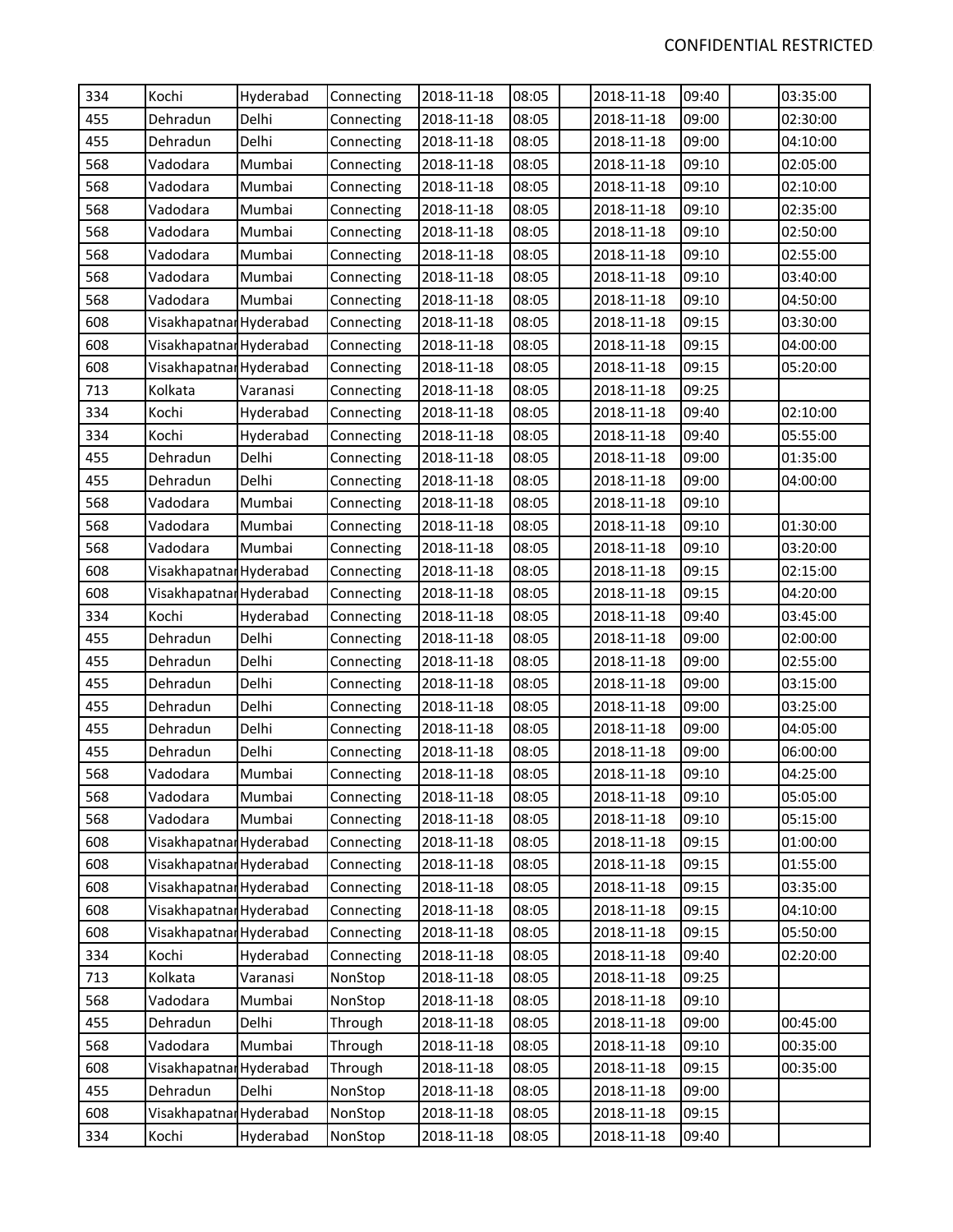| 334 | Kochi | Hyderabad | Connecting | 2018-11-18 | 08:05 | | 2018-11-18 | 09:40 | | 03:35:00 |
|---|---|---|---|---|---|---|---|---|---|---|
| 455 | Dehradun | Delhi | Connecting | 2018-11-18 | 08:05 | | 2018-11-18 | 09:00 | | 02:30:00 |
| 455 | Dehradun | Delhi | Connecting | 2018-11-18 | 08:05 | | 2018-11-18 | 09:00 | | 04:10:00 |
| 568 | Vadodara | Mumbai | Connecting | 2018-11-18 | 08:05 | | 2018-11-18 | 09:10 | | 02:05:00 |
| 568 | Vadodara | Mumbai | Connecting | 2018-11-18 | 08:05 | | 2018-11-18 | 09:10 | | 02:10:00 |
| 568 | Vadodara | Mumbai | Connecting | 2018-11-18 | 08:05 | | 2018-11-18 | 09:10 | | 02:35:00 |
| 568 | Vadodara | Mumbai | Connecting | 2018-11-18 | 08:05 | | 2018-11-18 | 09:10 | | 02:50:00 |
| 568 | Vadodara | Mumbai | Connecting | 2018-11-18 | 08:05 | | 2018-11-18 | 09:10 | | 02:55:00 |
| 568 | Vadodara | Mumbai | Connecting | 2018-11-18 | 08:05 | | 2018-11-18 | 09:10 | | 03:40:00 |
| 568 | Vadodara | Mumbai | Connecting | 2018-11-18 | 08:05 | | 2018-11-18 | 09:10 | | 04:50:00 |
| 608 | Visakhapatnam | Hyderabad | Connecting | 2018-11-18 | 08:05 | | 2018-11-18 | 09:15 | | 03:30:00 |
| 608 | Visakhapatnam | Hyderabad | Connecting | 2018-11-18 | 08:05 | | 2018-11-18 | 09:15 | | 04:00:00 |
| 608 | Visakhapatnam | Hyderabad | Connecting | 2018-11-18 | 08:05 | | 2018-11-18 | 09:15 | | 05:20:00 |
| 713 | Kolkata | Varanasi | Connecting | 2018-11-18 | 08:05 | | 2018-11-18 | 09:25 | | |
| 334 | Kochi | Hyderabad | Connecting | 2018-11-18 | 08:05 | | 2018-11-18 | 09:40 | | 02:10:00 |
| 334 | Kochi | Hyderabad | Connecting | 2018-11-18 | 08:05 | | 2018-11-18 | 09:40 | | 05:55:00 |
| 455 | Dehradun | Delhi | Connecting | 2018-11-18 | 08:05 | | 2018-11-18 | 09:00 | | 01:35:00 |
| 455 | Dehradun | Delhi | Connecting | 2018-11-18 | 08:05 | | 2018-11-18 | 09:00 | | 04:00:00 |
| 568 | Vadodara | Mumbai | Connecting | 2018-11-18 | 08:05 | | 2018-11-18 | 09:10 | | |
| 568 | Vadodara | Mumbai | Connecting | 2018-11-18 | 08:05 | | 2018-11-18 | 09:10 | | 01:30:00 |
| 568 | Vadodara | Mumbai | Connecting | 2018-11-18 | 08:05 | | 2018-11-18 | 09:10 | | 03:20:00 |
| 608 | Visakhapatnam | Hyderabad | Connecting | 2018-11-18 | 08:05 | | 2018-11-18 | 09:15 | | 02:15:00 |
| 608 | Visakhapatnam | Hyderabad | Connecting | 2018-11-18 | 08:05 | | 2018-11-18 | 09:15 | | 04:20:00 |
| 334 | Kochi | Hyderabad | Connecting | 2018-11-18 | 08:05 | | 2018-11-18 | 09:40 | | 03:45:00 |
| 455 | Dehradun | Delhi | Connecting | 2018-11-18 | 08:05 | | 2018-11-18 | 09:00 | | 02:00:00 |
| 455 | Dehradun | Delhi | Connecting | 2018-11-18 | 08:05 | | 2018-11-18 | 09:00 | | 02:55:00 |
| 455 | Dehradun | Delhi | Connecting | 2018-11-18 | 08:05 | | 2018-11-18 | 09:00 | | 03:15:00 |
| 455 | Dehradun | Delhi | Connecting | 2018-11-18 | 08:05 | | 2018-11-18 | 09:00 | | 03:25:00 |
| 455 | Dehradun | Delhi | Connecting | 2018-11-18 | 08:05 | | 2018-11-18 | 09:00 | | 04:05:00 |
| 455 | Dehradun | Delhi | Connecting | 2018-11-18 | 08:05 | | 2018-11-18 | 09:00 | | 06:00:00 |
| 568 | Vadodara | Mumbai | Connecting | 2018-11-18 | 08:05 | | 2018-11-18 | 09:10 | | 04:25:00 |
| 568 | Vadodara | Mumbai | Connecting | 2018-11-18 | 08:05 | | 2018-11-18 | 09:10 | | 05:05:00 |
| 568 | Vadodara | Mumbai | Connecting | 2018-11-18 | 08:05 | | 2018-11-18 | 09:10 | | 05:15:00 |
| 608 | Visakhapatnam | Hyderabad | Connecting | 2018-11-18 | 08:05 | | 2018-11-18 | 09:15 | | 01:00:00 |
| 608 | Visakhapatnam | Hyderabad | Connecting | 2018-11-18 | 08:05 | | 2018-11-18 | 09:15 | | 01:55:00 |
| 608 | Visakhapatnam | Hyderabad | Connecting | 2018-11-18 | 08:05 | | 2018-11-18 | 09:15 | | 03:35:00 |
| 608 | Visakhapatnam | Hyderabad | Connecting | 2018-11-18 | 08:05 | | 2018-11-18 | 09:15 | | 04:10:00 |
| 608 | Visakhapatnam | Hyderabad | Connecting | 2018-11-18 | 08:05 | | 2018-11-18 | 09:15 | | 05:50:00 |
| 334 | Kochi | Hyderabad | Connecting | 2018-11-18 | 08:05 | | 2018-11-18 | 09:40 | | 02:20:00 |
| 713 | Kolkata | Varanasi | NonStop | 2018-11-18 | 08:05 | | 2018-11-18 | 09:25 | | |
| 568 | Vadodara | Mumbai | NonStop | 2018-11-18 | 08:05 | | 2018-11-18 | 09:10 | | |
| 455 | Dehradun | Delhi | Through | 2018-11-18 | 08:05 | | 2018-11-18 | 09:00 | | 00:45:00 |
| 568 | Vadodara | Mumbai | Through | 2018-11-18 | 08:05 | | 2018-11-18 | 09:10 | | 00:35:00 |
| 608 | Visakhapatnam | Hyderabad | Through | 2018-11-18 | 08:05 | | 2018-11-18 | 09:15 | | 00:35:00 |
| 455 | Dehradun | Delhi | NonStop | 2018-11-18 | 08:05 | | 2018-11-18 | 09:00 | | |
| 608 | Visakhapatnam | Hyderabad | NonStop | 2018-11-18 | 08:05 | | 2018-11-18 | 09:15 | | |
| 334 | Kochi | Hyderabad | NonStop | 2018-11-18 | 08:05 | | 2018-11-18 | 09:40 | | |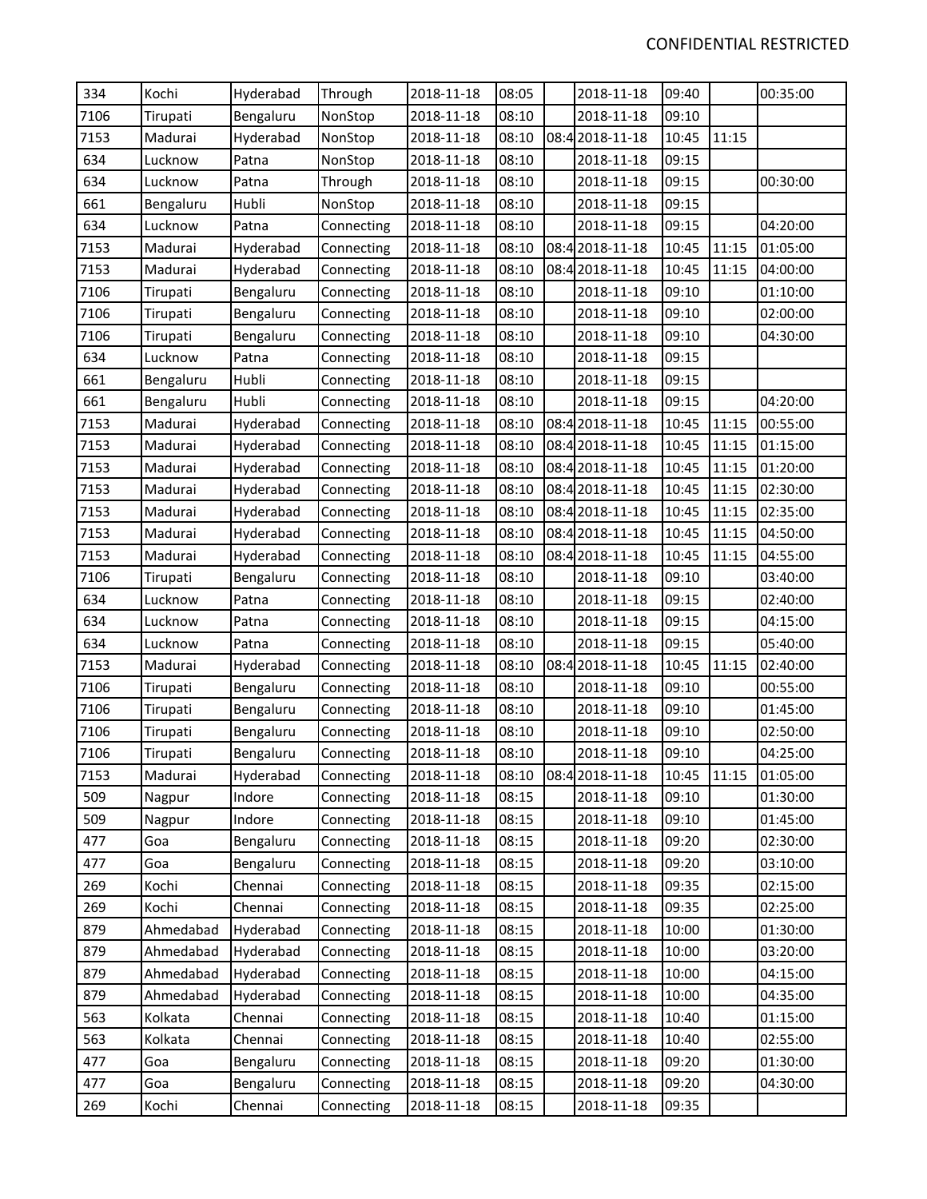| | | | | | | | | | | |
|---|---|---|---|---|---|---|---|---|---|---|
| 334 | Kochi | Hyderabad | Through | 2018-11-18 | 08:05 | | 2018-11-18 | 09:40 | | 00:35:00 |
| 7106 | Tirupati | Bengaluru | NonStop | 2018-11-18 | 08:10 | | 2018-11-18 | 09:10 | | |
| 7153 | Madurai | Hyderabad | NonStop | 2018-11-18 | 08:10 | 08:4 | 2018-11-18 | 10:45 | 11:15 | |
| 634 | Lucknow | Patna | NonStop | 2018-11-18 | 08:10 | | 2018-11-18 | 09:15 | | |
| 634 | Lucknow | Patna | Through | 2018-11-18 | 08:10 | | 2018-11-18 | 09:15 | | 00:30:00 |
| 661 | Bengaluru | Hubli | NonStop | 2018-11-18 | 08:10 | | 2018-11-18 | 09:15 | | |
| 634 | Lucknow | Patna | Connecting | 2018-11-18 | 08:10 | | 2018-11-18 | 09:15 | | 04:20:00 |
| 7153 | Madurai | Hyderabad | Connecting | 2018-11-18 | 08:10 | 08:4 | 2018-11-18 | 10:45 | 11:15 | 01:05:00 |
| 7153 | Madurai | Hyderabad | Connecting | 2018-11-18 | 08:10 | 08:4 | 2018-11-18 | 10:45 | 11:15 | 04:00:00 |
| 7106 | Tirupati | Bengaluru | Connecting | 2018-11-18 | 08:10 | | 2018-11-18 | 09:10 | | 01:10:00 |
| 7106 | Tirupati | Bengaluru | Connecting | 2018-11-18 | 08:10 | | 2018-11-18 | 09:10 | | 02:00:00 |
| 7106 | Tirupati | Bengaluru | Connecting | 2018-11-18 | 08:10 | | 2018-11-18 | 09:10 | | 04:30:00 |
| 634 | Lucknow | Patna | Connecting | 2018-11-18 | 08:10 | | 2018-11-18 | 09:15 | | |
| 661 | Bengaluru | Hubli | Connecting | 2018-11-18 | 08:10 | | 2018-11-18 | 09:15 | | |
| 661 | Bengaluru | Hubli | Connecting | 2018-11-18 | 08:10 | | 2018-11-18 | 09:15 | | 04:20:00 |
| 7153 | Madurai | Hyderabad | Connecting | 2018-11-18 | 08:10 | 08:4 | 2018-11-18 | 10:45 | 11:15 | 00:55:00 |
| 7153 | Madurai | Hyderabad | Connecting | 2018-11-18 | 08:10 | 08:4 | 2018-11-18 | 10:45 | 11:15 | 01:15:00 |
| 7153 | Madurai | Hyderabad | Connecting | 2018-11-18 | 08:10 | 08:4 | 2018-11-18 | 10:45 | 11:15 | 01:20:00 |
| 7153 | Madurai | Hyderabad | Connecting | 2018-11-18 | 08:10 | 08:4 | 2018-11-18 | 10:45 | 11:15 | 02:30:00 |
| 7153 | Madurai | Hyderabad | Connecting | 2018-11-18 | 08:10 | 08:4 | 2018-11-18 | 10:45 | 11:15 | 02:35:00 |
| 7153 | Madurai | Hyderabad | Connecting | 2018-11-18 | 08:10 | 08:4 | 2018-11-18 | 10:45 | 11:15 | 04:50:00 |
| 7153 | Madurai | Hyderabad | Connecting | 2018-11-18 | 08:10 | 08:4 | 2018-11-18 | 10:45 | 11:15 | 04:55:00 |
| 7106 | Tirupati | Bengaluru | Connecting | 2018-11-18 | 08:10 | | 2018-11-18 | 09:10 | | 03:40:00 |
| 634 | Lucknow | Patna | Connecting | 2018-11-18 | 08:10 | | 2018-11-18 | 09:15 | | 02:40:00 |
| 634 | Lucknow | Patna | Connecting | 2018-11-18 | 08:10 | | 2018-11-18 | 09:15 | | 04:15:00 |
| 634 | Lucknow | Patna | Connecting | 2018-11-18 | 08:10 | | 2018-11-18 | 09:15 | | 05:40:00 |
| 7153 | Madurai | Hyderabad | Connecting | 2018-11-18 | 08:10 | 08:4 | 2018-11-18 | 10:45 | 11:15 | 02:40:00 |
| 7106 | Tirupati | Bengaluru | Connecting | 2018-11-18 | 08:10 | | 2018-11-18 | 09:10 | | 00:55:00 |
| 7106 | Tirupati | Bengaluru | Connecting | 2018-11-18 | 08:10 | | 2018-11-18 | 09:10 | | 01:45:00 |
| 7106 | Tirupati | Bengaluru | Connecting | 2018-11-18 | 08:10 | | 2018-11-18 | 09:10 | | 02:50:00 |
| 7106 | Tirupati | Bengaluru | Connecting | 2018-11-18 | 08:10 | | 2018-11-18 | 09:10 | | 04:25:00 |
| 7153 | Madurai | Hyderabad | Connecting | 2018-11-18 | 08:10 | 08:4 | 2018-11-18 | 10:45 | 11:15 | 01:05:00 |
| 509 | Nagpur | Indore | Connecting | 2018-11-18 | 08:15 | | 2018-11-18 | 09:10 | | 01:30:00 |
| 509 | Nagpur | Indore | Connecting | 2018-11-18 | 08:15 | | 2018-11-18 | 09:10 | | 01:45:00 |
| 477 | Goa | Bengaluru | Connecting | 2018-11-18 | 08:15 | | 2018-11-18 | 09:20 | | 02:30:00 |
| 477 | Goa | Bengaluru | Connecting | 2018-11-18 | 08:15 | | 2018-11-18 | 09:20 | | 03:10:00 |
| 269 | Kochi | Chennai | Connecting | 2018-11-18 | 08:15 | | 2018-11-18 | 09:35 | | 02:15:00 |
| 269 | Kochi | Chennai | Connecting | 2018-11-18 | 08:15 | | 2018-11-18 | 09:35 | | 02:25:00 |
| 879 | Ahmedabad | Hyderabad | Connecting | 2018-11-18 | 08:15 | | 2018-11-18 | 10:00 | | 01:30:00 |
| 879 | Ahmedabad | Hyderabad | Connecting | 2018-11-18 | 08:15 | | 2018-11-18 | 10:00 | | 03:20:00 |
| 879 | Ahmedabad | Hyderabad | Connecting | 2018-11-18 | 08:15 | | 2018-11-18 | 10:00 | | 04:15:00 |
| 879 | Ahmedabad | Hyderabad | Connecting | 2018-11-18 | 08:15 | | 2018-11-18 | 10:00 | | 04:35:00 |
| 563 | Kolkata | Chennai | Connecting | 2018-11-18 | 08:15 | | 2018-11-18 | 10:40 | | 01:15:00 |
| 563 | Kolkata | Chennai | Connecting | 2018-11-18 | 08:15 | | 2018-11-18 | 10:40 | | 02:55:00 |
| 477 | Goa | Bengaluru | Connecting | 2018-11-18 | 08:15 | | 2018-11-18 | 09:20 | | 01:30:00 |
| 477 | Goa | Bengaluru | Connecting | 2018-11-18 | 08:15 | | 2018-11-18 | 09:20 | | 04:30:00 |
| 269 | Kochi | Chennai | Connecting | 2018-11-18 | 08:15 | | 2018-11-18 | 09:35 | | |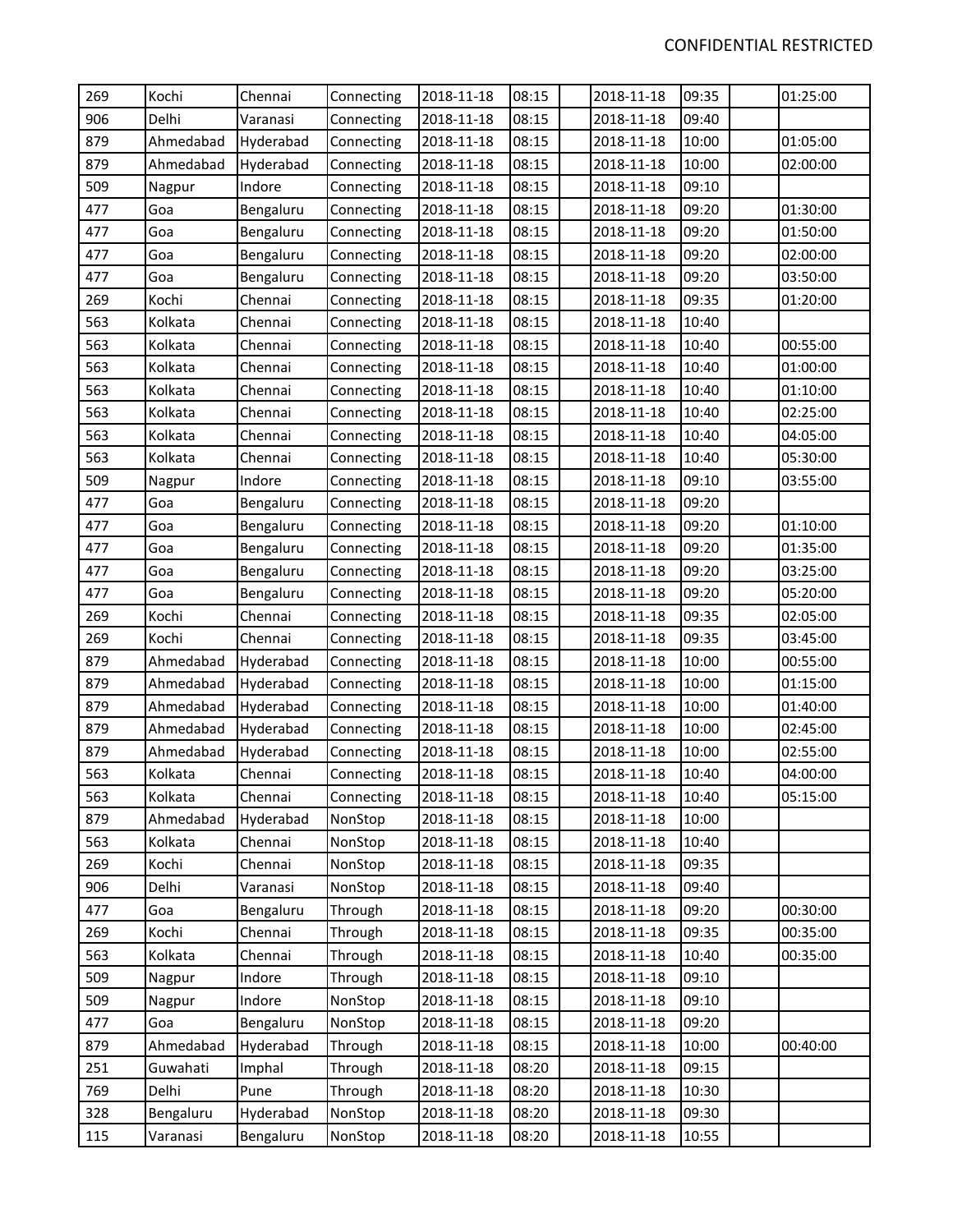CONFIDENTIAL RESTRICTED

| | | | | | | | | | | |
|---|---|---|---|---|---|---|---|---|---|---|
| 269 | Kochi | Chennai | Connecting | 2018-11-18 | 08:15 | | 2018-11-18 | 09:35 | | 01:25:00 |
| 906 | Delhi | Varanasi | Connecting | 2018-11-18 | 08:15 | | 2018-11-18 | 09:40 | | |
| 879 | Ahmedabad | Hyderabad | Connecting | 2018-11-18 | 08:15 | | 2018-11-18 | 10:00 | | 01:05:00 |
| 879 | Ahmedabad | Hyderabad | Connecting | 2018-11-18 | 08:15 | | 2018-11-18 | 10:00 | | 02:00:00 |
| 509 | Nagpur | Indore | Connecting | 2018-11-18 | 08:15 | | 2018-11-18 | 09:10 | | |
| 477 | Goa | Bengaluru | Connecting | 2018-11-18 | 08:15 | | 2018-11-18 | 09:20 | | 01:30:00 |
| 477 | Goa | Bengaluru | Connecting | 2018-11-18 | 08:15 | | 2018-11-18 | 09:20 | | 01:50:00 |
| 477 | Goa | Bengaluru | Connecting | 2018-11-18 | 08:15 | | 2018-11-18 | 09:20 | | 02:00:00 |
| 477 | Goa | Bengaluru | Connecting | 2018-11-18 | 08:15 | | 2018-11-18 | 09:20 | | 03:50:00 |
| 269 | Kochi | Chennai | Connecting | 2018-11-18 | 08:15 | | 2018-11-18 | 09:35 | | 01:20:00 |
| 563 | Kolkata | Chennai | Connecting | 2018-11-18 | 08:15 | | 2018-11-18 | 10:40 | | |
| 563 | Kolkata | Chennai | Connecting | 2018-11-18 | 08:15 | | 2018-11-18 | 10:40 | | 00:55:00 |
| 563 | Kolkata | Chennai | Connecting | 2018-11-18 | 08:15 | | 2018-11-18 | 10:40 | | 01:00:00 |
| 563 | Kolkata | Chennai | Connecting | 2018-11-18 | 08:15 | | 2018-11-18 | 10:40 | | 01:10:00 |
| 563 | Kolkata | Chennai | Connecting | 2018-11-18 | 08:15 | | 2018-11-18 | 10:40 | | 02:25:00 |
| 563 | Kolkata | Chennai | Connecting | 2018-11-18 | 08:15 | | 2018-11-18 | 10:40 | | 04:05:00 |
| 563 | Kolkata | Chennai | Connecting | 2018-11-18 | 08:15 | | 2018-11-18 | 10:40 | | 05:30:00 |
| 509 | Nagpur | Indore | Connecting | 2018-11-18 | 08:15 | | 2018-11-18 | 09:10 | | 03:55:00 |
| 477 | Goa | Bengaluru | Connecting | 2018-11-18 | 08:15 | | 2018-11-18 | 09:20 | | |
| 477 | Goa | Bengaluru | Connecting | 2018-11-18 | 08:15 | | 2018-11-18 | 09:20 | | 01:10:00 |
| 477 | Goa | Bengaluru | Connecting | 2018-11-18 | 08:15 | | 2018-11-18 | 09:20 | | 01:35:00 |
| 477 | Goa | Bengaluru | Connecting | 2018-11-18 | 08:15 | | 2018-11-18 | 09:20 | | 03:25:00 |
| 477 | Goa | Bengaluru | Connecting | 2018-11-18 | 08:15 | | 2018-11-18 | 09:20 | | 05:20:00 |
| 269 | Kochi | Chennai | Connecting | 2018-11-18 | 08:15 | | 2018-11-18 | 09:35 | | 02:05:00 |
| 269 | Kochi | Chennai | Connecting | 2018-11-18 | 08:15 | | 2018-11-18 | 09:35 | | 03:45:00 |
| 879 | Ahmedabad | Hyderabad | Connecting | 2018-11-18 | 08:15 | | 2018-11-18 | 10:00 | | 00:55:00 |
| 879 | Ahmedabad | Hyderabad | Connecting | 2018-11-18 | 08:15 | | 2018-11-18 | 10:00 | | 01:15:00 |
| 879 | Ahmedabad | Hyderabad | Connecting | 2018-11-18 | 08:15 | | 2018-11-18 | 10:00 | | 01:40:00 |
| 879 | Ahmedabad | Hyderabad | Connecting | 2018-11-18 | 08:15 | | 2018-11-18 | 10:00 | | 02:45:00 |
| 879 | Ahmedabad | Hyderabad | Connecting | 2018-11-18 | 08:15 | | 2018-11-18 | 10:00 | | 02:55:00 |
| 563 | Kolkata | Chennai | Connecting | 2018-11-18 | 08:15 | | 2018-11-18 | 10:40 | | 04:00:00 |
| 563 | Kolkata | Chennai | Connecting | 2018-11-18 | 08:15 | | 2018-11-18 | 10:40 | | 05:15:00 |
| 879 | Ahmedabad | Hyderabad | NonStop | 2018-11-18 | 08:15 | | 2018-11-18 | 10:00 | | |
| 563 | Kolkata | Chennai | NonStop | 2018-11-18 | 08:15 | | 2018-11-18 | 10:40 | | |
| 269 | Kochi | Chennai | NonStop | 2018-11-18 | 08:15 | | 2018-11-18 | 09:35 | | |
| 906 | Delhi | Varanasi | NonStop | 2018-11-18 | 08:15 | | 2018-11-18 | 09:40 | | |
| 477 | Goa | Bengaluru | Through | 2018-11-18 | 08:15 | | 2018-11-18 | 09:20 | | 00:30:00 |
| 269 | Kochi | Chennai | Through | 2018-11-18 | 08:15 | | 2018-11-18 | 09:35 | | 00:35:00 |
| 563 | Kolkata | Chennai | Through | 2018-11-18 | 08:15 | | 2018-11-18 | 10:40 | | 00:35:00 |
| 509 | Nagpur | Indore | Through | 2018-11-18 | 08:15 | | 2018-11-18 | 09:10 | | |
| 509 | Nagpur | Indore | NonStop | 2018-11-18 | 08:15 | | 2018-11-18 | 09:10 | | |
| 477 | Goa | Bengaluru | NonStop | 2018-11-18 | 08:15 | | 2018-11-18 | 09:20 | | |
| 879 | Ahmedabad | Hyderabad | Through | 2018-11-18 | 08:15 | | 2018-11-18 | 10:00 | | 00:40:00 |
| 251 | Guwahati | Imphal | Through | 2018-11-18 | 08:20 | | 2018-11-18 | 09:15 | | |
| 769 | Delhi | Pune | Through | 2018-11-18 | 08:20 | | 2018-11-18 | 10:30 | | |
| 328 | Bengaluru | Hyderabad | NonStop | 2018-11-18 | 08:20 | | 2018-11-18 | 09:30 | | |
| 115 | Varanasi | Bengaluru | NonStop | 2018-11-18 | 08:20 | | 2018-11-18 | 10:55 | | |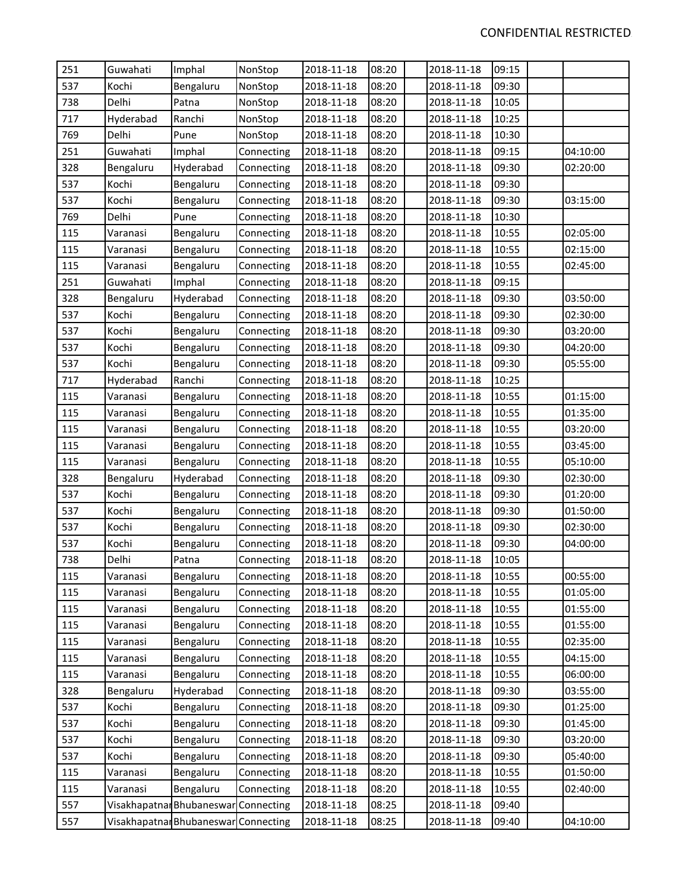| | | | | | | | | | |
|---|---|---|---|---|---|---|---|---|---|
| 251 | Guwahati | Imphal | NonStop | 2018-11-18 | 08:20 | | 2018-11-18 | 09:15 | | |
| 537 | Kochi | Bengaluru | NonStop | 2018-11-18 | 08:20 | | 2018-11-18 | 09:30 | | |
| 738 | Delhi | Patna | NonStop | 2018-11-18 | 08:20 | | 2018-11-18 | 10:05 | | |
| 717 | Hyderabad | Ranchi | NonStop | 2018-11-18 | 08:20 | | 2018-11-18 | 10:25 | | |
| 769 | Delhi | Pune | NonStop | 2018-11-18 | 08:20 | | 2018-11-18 | 10:30 | | |
| 251 | Guwahati | Imphal | Connecting | 2018-11-18 | 08:20 | | 2018-11-18 | 09:15 | | 04:10:00 |
| 328 | Bengaluru | Hyderabad | Connecting | 2018-11-18 | 08:20 | | 2018-11-18 | 09:30 | | 02:20:00 |
| 537 | Kochi | Bengaluru | Connecting | 2018-11-18 | 08:20 | | 2018-11-18 | 09:30 | | |
| 537 | Kochi | Bengaluru | Connecting | 2018-11-18 | 08:20 | | 2018-11-18 | 09:30 | | 03:15:00 |
| 769 | Delhi | Pune | Connecting | 2018-11-18 | 08:20 | | 2018-11-18 | 10:30 | | |
| 115 | Varanasi | Bengaluru | Connecting | 2018-11-18 | 08:20 | | 2018-11-18 | 10:55 | | 02:05:00 |
| 115 | Varanasi | Bengaluru | Connecting | 2018-11-18 | 08:20 | | 2018-11-18 | 10:55 | | 02:15:00 |
| 115 | Varanasi | Bengaluru | Connecting | 2018-11-18 | 08:20 | | 2018-11-18 | 10:55 | | 02:45:00 |
| 251 | Guwahati | Imphal | Connecting | 2018-11-18 | 08:20 | | 2018-11-18 | 09:15 | | |
| 328 | Bengaluru | Hyderabad | Connecting | 2018-11-18 | 08:20 | | 2018-11-18 | 09:30 | | 03:50:00 |
| 537 | Kochi | Bengaluru | Connecting | 2018-11-18 | 08:20 | | 2018-11-18 | 09:30 | | 02:30:00 |
| 537 | Kochi | Bengaluru | Connecting | 2018-11-18 | 08:20 | | 2018-11-18 | 09:30 | | 03:20:00 |
| 537 | Kochi | Bengaluru | Connecting | 2018-11-18 | 08:20 | | 2018-11-18 | 09:30 | | 04:20:00 |
| 537 | Kochi | Bengaluru | Connecting | 2018-11-18 | 08:20 | | 2018-11-18 | 09:30 | | 05:55:00 |
| 717 | Hyderabad | Ranchi | Connecting | 2018-11-18 | 08:20 | | 2018-11-18 | 10:25 | | |
| 115 | Varanasi | Bengaluru | Connecting | 2018-11-18 | 08:20 | | 2018-11-18 | 10:55 | | 01:15:00 |
| 115 | Varanasi | Bengaluru | Connecting | 2018-11-18 | 08:20 | | 2018-11-18 | 10:55 | | 01:35:00 |
| 115 | Varanasi | Bengaluru | Connecting | 2018-11-18 | 08:20 | | 2018-11-18 | 10:55 | | 03:20:00 |
| 115 | Varanasi | Bengaluru | Connecting | 2018-11-18 | 08:20 | | 2018-11-18 | 10:55 | | 03:45:00 |
| 115 | Varanasi | Bengaluru | Connecting | 2018-11-18 | 08:20 | | 2018-11-18 | 10:55 | | 05:10:00 |
| 328 | Bengaluru | Hyderabad | Connecting | 2018-11-18 | 08:20 | | 2018-11-18 | 09:30 | | 02:30:00 |
| 537 | Kochi | Bengaluru | Connecting | 2018-11-18 | 08:20 | | 2018-11-18 | 09:30 | | 01:20:00 |
| 537 | Kochi | Bengaluru | Connecting | 2018-11-18 | 08:20 | | 2018-11-18 | 09:30 | | 01:50:00 |
| 537 | Kochi | Bengaluru | Connecting | 2018-11-18 | 08:20 | | 2018-11-18 | 09:30 | | 02:30:00 |
| 537 | Kochi | Bengaluru | Connecting | 2018-11-18 | 08:20 | | 2018-11-18 | 09:30 | | 04:00:00 |
| 738 | Delhi | Patna | Connecting | 2018-11-18 | 08:20 | | 2018-11-18 | 10:05 | | |
| 115 | Varanasi | Bengaluru | Connecting | 2018-11-18 | 08:20 | | 2018-11-18 | 10:55 | | 00:55:00 |
| 115 | Varanasi | Bengaluru | Connecting | 2018-11-18 | 08:20 | | 2018-11-18 | 10:55 | | 01:05:00 |
| 115 | Varanasi | Bengaluru | Connecting | 2018-11-18 | 08:20 | | 2018-11-18 | 10:55 | | 01:55:00 |
| 115 | Varanasi | Bengaluru | Connecting | 2018-11-18 | 08:20 | | 2018-11-18 | 10:55 | | 01:55:00 |
| 115 | Varanasi | Bengaluru | Connecting | 2018-11-18 | 08:20 | | 2018-11-18 | 10:55 | | 02:35:00 |
| 115 | Varanasi | Bengaluru | Connecting | 2018-11-18 | 08:20 | | 2018-11-18 | 10:55 | | 04:15:00 |
| 115 | Varanasi | Bengaluru | Connecting | 2018-11-18 | 08:20 | | 2018-11-18 | 10:55 | | 06:00:00 |
| 328 | Bengaluru | Hyderabad | Connecting | 2018-11-18 | 08:20 | | 2018-11-18 | 09:30 | | 03:55:00 |
| 537 | Kochi | Bengaluru | Connecting | 2018-11-18 | 08:20 | | 2018-11-18 | 09:30 | | 01:25:00 |
| 537 | Kochi | Bengaluru | Connecting | 2018-11-18 | 08:20 | | 2018-11-18 | 09:30 | | 01:45:00 |
| 537 | Kochi | Bengaluru | Connecting | 2018-11-18 | 08:20 | | 2018-11-18 | 09:30 | | 03:20:00 |
| 537 | Kochi | Bengaluru | Connecting | 2018-11-18 | 08:20 | | 2018-11-18 | 09:30 | | 05:40:00 |
| 115 | Varanasi | Bengaluru | Connecting | 2018-11-18 | 08:20 | | 2018-11-18 | 10:55 | | 01:50:00 |
| 115 | Varanasi | Bengaluru | Connecting | 2018-11-18 | 08:20 | | 2018-11-18 | 10:55 | | 02:40:00 |
| 557 | Visakhapatnam | Bhubaneswar | Connecting | 2018-11-18 | 08:25 | | 2018-11-18 | 09:40 | | |
| 557 | Visakhapatnam | Bhubaneswar | Connecting | 2018-11-18 | 08:25 | | 2018-11-18 | 09:40 | | 04:10:00 |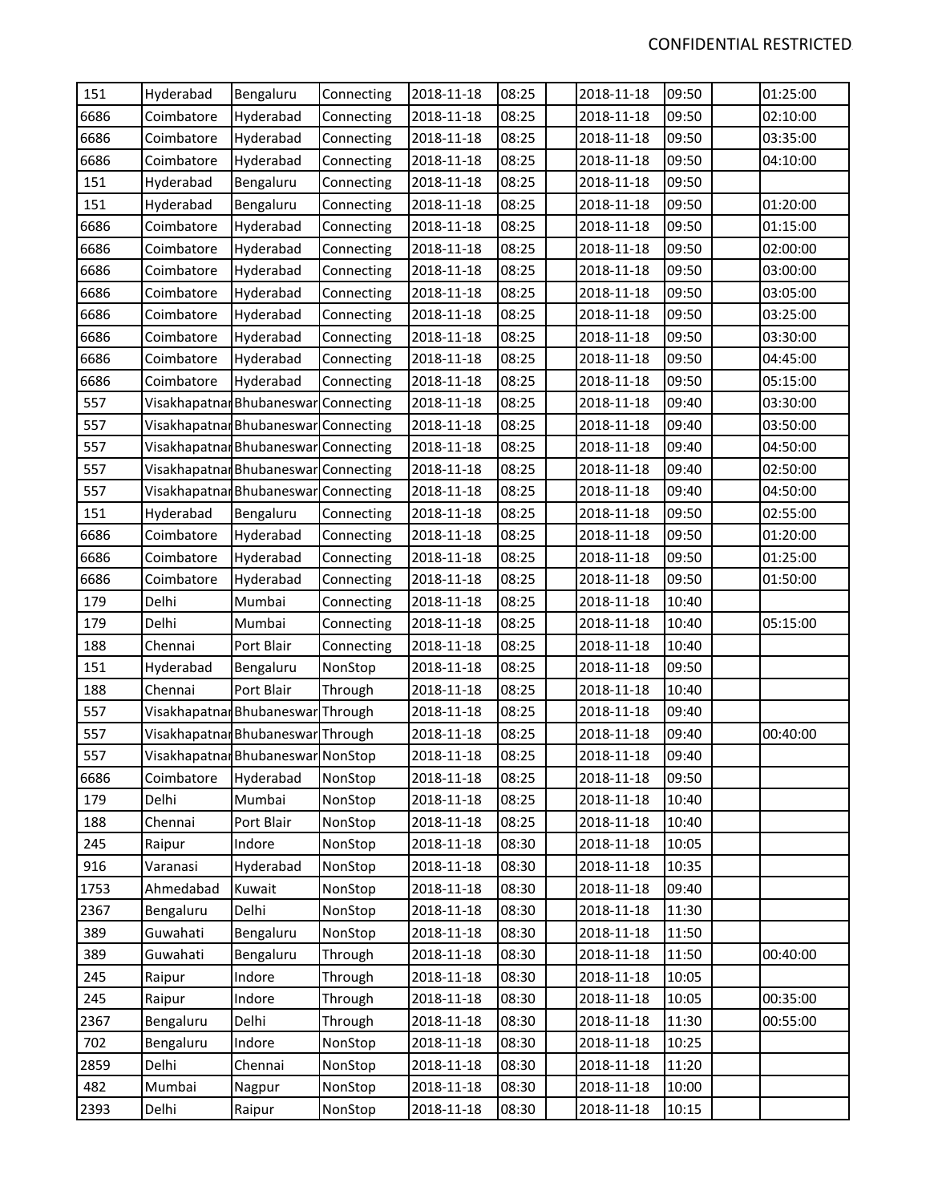| | | | | | | | | | | |
|---|---|---|---|---|---|---|---|---|---|---|
| 151 | Hyderabad | Bengaluru | Connecting | 2018-11-18 | 08:25 | | 2018-11-18 | 09:50 | | 01:25:00 |
| 6686 | Coimbatore | Hyderabad | Connecting | 2018-11-18 | 08:25 | | 2018-11-18 | 09:50 | | 02:10:00 |
| 6686 | Coimbatore | Hyderabad | Connecting | 2018-11-18 | 08:25 | | 2018-11-18 | 09:50 | | 03:35:00 |
| 6686 | Coimbatore | Hyderabad | Connecting | 2018-11-18 | 08:25 | | 2018-11-18 | 09:50 | | 04:10:00 |
| 151 | Hyderabad | Bengaluru | Connecting | 2018-11-18 | 08:25 | | 2018-11-18 | 09:50 | | |
| 151 | Hyderabad | Bengaluru | Connecting | 2018-11-18 | 08:25 | | 2018-11-18 | 09:50 | | 01:20:00 |
| 6686 | Coimbatore | Hyderabad | Connecting | 2018-11-18 | 08:25 | | 2018-11-18 | 09:50 | | 01:15:00 |
| 6686 | Coimbatore | Hyderabad | Connecting | 2018-11-18 | 08:25 | | 2018-11-18 | 09:50 | | 02:00:00 |
| 6686 | Coimbatore | Hyderabad | Connecting | 2018-11-18 | 08:25 | | 2018-11-18 | 09:50 | | 03:00:00 |
| 6686 | Coimbatore | Hyderabad | Connecting | 2018-11-18 | 08:25 | | 2018-11-18 | 09:50 | | 03:05:00 |
| 6686 | Coimbatore | Hyderabad | Connecting | 2018-11-18 | 08:25 | | 2018-11-18 | 09:50 | | 03:25:00 |
| 6686 | Coimbatore | Hyderabad | Connecting | 2018-11-18 | 08:25 | | 2018-11-18 | 09:50 | | 03:30:00 |
| 6686 | Coimbatore | Hyderabad | Connecting | 2018-11-18 | 08:25 | | 2018-11-18 | 09:50 | | 04:45:00 |
| 6686 | Coimbatore | Hyderabad | Connecting | 2018-11-18 | 08:25 | | 2018-11-18 | 09:50 | | 05:15:00 |
| 557 | Visakhapatnam | Bhubaneswar | Connecting | 2018-11-18 | 08:25 | | 2018-11-18 | 09:40 | | 03:30:00 |
| 557 | Visakhapatnam | Bhubaneswar | Connecting | 2018-11-18 | 08:25 | | 2018-11-18 | 09:40 | | 03:50:00 |
| 557 | Visakhapatnam | Bhubaneswar | Connecting | 2018-11-18 | 08:25 | | 2018-11-18 | 09:40 | | 04:50:00 |
| 557 | Visakhapatnam | Bhubaneswar | Connecting | 2018-11-18 | 08:25 | | 2018-11-18 | 09:40 | | 02:50:00 |
| 557 | Visakhapatnam | Bhubaneswar | Connecting | 2018-11-18 | 08:25 | | 2018-11-18 | 09:40 | | 04:50:00 |
| 151 | Hyderabad | Bengaluru | Connecting | 2018-11-18 | 08:25 | | 2018-11-18 | 09:50 | | 02:55:00 |
| 6686 | Coimbatore | Hyderabad | Connecting | 2018-11-18 | 08:25 | | 2018-11-18 | 09:50 | | 01:20:00 |
| 6686 | Coimbatore | Hyderabad | Connecting | 2018-11-18 | 08:25 | | 2018-11-18 | 09:50 | | 01:25:00 |
| 6686 | Coimbatore | Hyderabad | Connecting | 2018-11-18 | 08:25 | | 2018-11-18 | 09:50 | | 01:50:00 |
| 179 | Delhi | Mumbai | Connecting | 2018-11-18 | 08:25 | | 2018-11-18 | 10:40 | | |
| 179 | Delhi | Mumbai | Connecting | 2018-11-18 | 08:25 | | 2018-11-18 | 10:40 | | 05:15:00 |
| 188 | Chennai | Port Blair | Connecting | 2018-11-18 | 08:25 | | 2018-11-18 | 10:40 | | |
| 151 | Hyderabad | Bengaluru | NonStop | 2018-11-18 | 08:25 | | 2018-11-18 | 09:50 | | |
| 188 | Chennai | Port Blair | Through | 2018-11-18 | 08:25 | | 2018-11-18 | 10:40 | | |
| 557 | Visakhapatnam | Bhubaneswar | Through | 2018-11-18 | 08:25 | | 2018-11-18 | 09:40 | | |
| 557 | Visakhapatnam | Bhubaneswar | Through | 2018-11-18 | 08:25 | | 2018-11-18 | 09:40 | | 00:40:00 |
| 557 | Visakhapatnam | Bhubaneswar | NonStop | 2018-11-18 | 08:25 | | 2018-11-18 | 09:40 | | |
| 6686 | Coimbatore | Hyderabad | NonStop | 2018-11-18 | 08:25 | | 2018-11-18 | 09:50 | | |
| 179 | Delhi | Mumbai | NonStop | 2018-11-18 | 08:25 | | 2018-11-18 | 10:40 | | |
| 188 | Chennai | Port Blair | NonStop | 2018-11-18 | 08:25 | | 2018-11-18 | 10:40 | | |
| 245 | Raipur | Indore | NonStop | 2018-11-18 | 08:30 | | 2018-11-18 | 10:05 | | |
| 916 | Varanasi | Hyderabad | NonStop | 2018-11-18 | 08:30 | | 2018-11-18 | 10:35 | | |
| 1753 | Ahmedabad | Kuwait | NonStop | 2018-11-18 | 08:30 | | 2018-11-18 | 09:40 | | |
| 2367 | Bengaluru | Delhi | NonStop | 2018-11-18 | 08:30 | | 2018-11-18 | 11:30 | | |
| 389 | Guwahati | Bengaluru | NonStop | 2018-11-18 | 08:30 | | 2018-11-18 | 11:50 | | |
| 389 | Guwahati | Bengaluru | Through | 2018-11-18 | 08:30 | | 2018-11-18 | 11:50 | | 00:40:00 |
| 245 | Raipur | Indore | Through | 2018-11-18 | 08:30 | | 2018-11-18 | 10:05 | | |
| 245 | Raipur | Indore | Through | 2018-11-18 | 08:30 | | 2018-11-18 | 10:05 | | 00:35:00 |
| 2367 | Bengaluru | Delhi | Through | 2018-11-18 | 08:30 | | 2018-11-18 | 11:30 | | 00:55:00 |
| 702 | Bengaluru | Indore | NonStop | 2018-11-18 | 08:30 | | 2018-11-18 | 10:25 | | |
| 2859 | Delhi | Chennai | NonStop | 2018-11-18 | 08:30 | | 2018-11-18 | 11:20 | | |
| 482 | Mumbai | Nagpur | NonStop | 2018-11-18 | 08:30 | | 2018-11-18 | 10:00 | | |
| 2393 | Delhi | Raipur | NonStop | 2018-11-18 | 08:30 | | 2018-11-18 | 10:15 | | |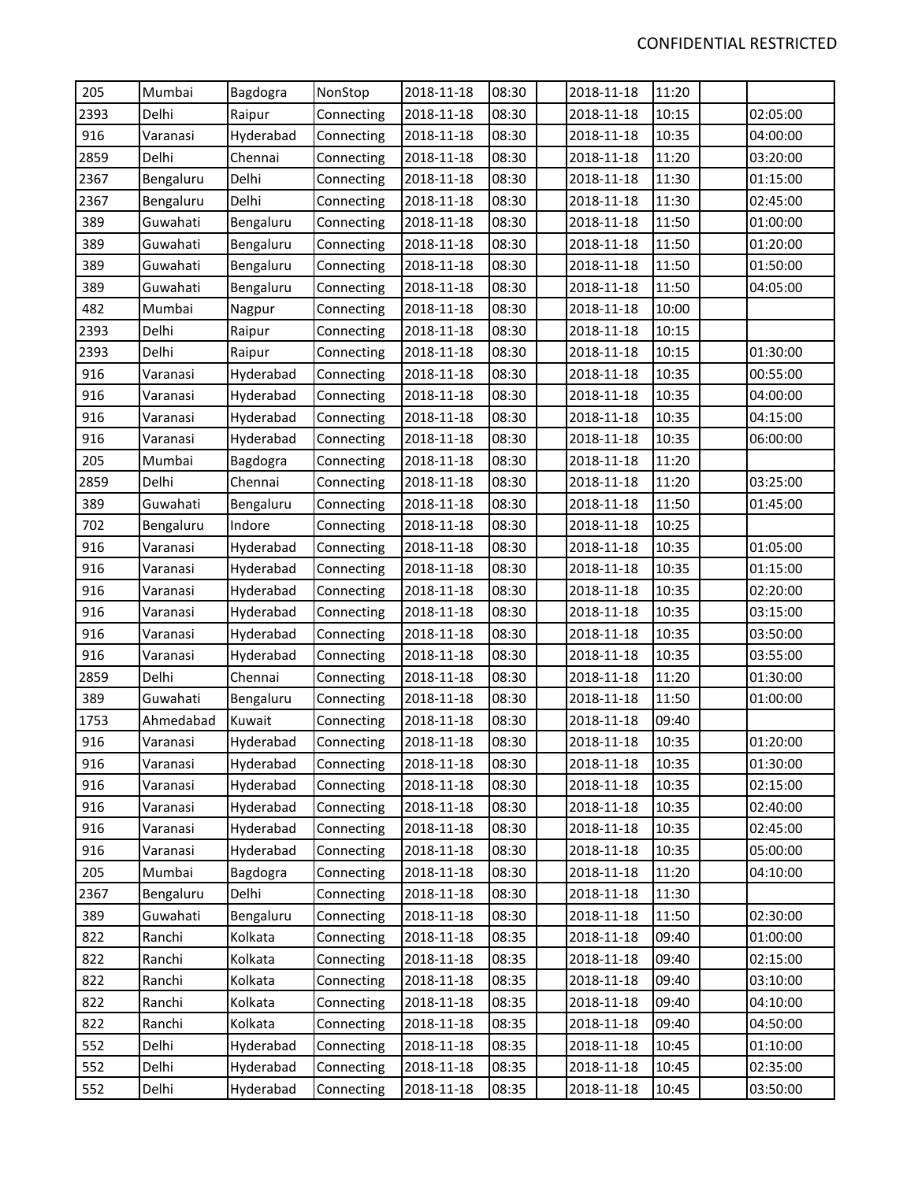| | | | | | | | | | |
|---|---|---|---|---|---|---|---|---|---|
| 205 | Mumbai | Bagdogra | NonStop | 2018-11-18 | 08:30 | | 2018-11-18 | 11:20 | | |
| 2393 | Delhi | Raipur | Connecting | 2018-11-18 | 08:30 | | 2018-11-18 | 10:15 | | 02:05:00 |
| 916 | Varanasi | Hyderabad | Connecting | 2018-11-18 | 08:30 | | 2018-11-18 | 10:35 | | 04:00:00 |
| 2859 | Delhi | Chennai | Connecting | 2018-11-18 | 08:30 | | 2018-11-18 | 11:20 | | 03:20:00 |
| 2367 | Bengaluru | Delhi | Connecting | 2018-11-18 | 08:30 | | 2018-11-18 | 11:30 | | 01:15:00 |
| 2367 | Bengaluru | Delhi | Connecting | 2018-11-18 | 08:30 | | 2018-11-18 | 11:30 | | 02:45:00 |
| 389 | Guwahati | Bengaluru | Connecting | 2018-11-18 | 08:30 | | 2018-11-18 | 11:50 | | 01:00:00 |
| 389 | Guwahati | Bengaluru | Connecting | 2018-11-18 | 08:30 | | 2018-11-18 | 11:50 | | 01:20:00 |
| 389 | Guwahati | Bengaluru | Connecting | 2018-11-18 | 08:30 | | 2018-11-18 | 11:50 | | 01:50:00 |
| 389 | Guwahati | Bengaluru | Connecting | 2018-11-18 | 08:30 | | 2018-11-18 | 11:50 | | 04:05:00 |
| 482 | Mumbai | Nagpur | Connecting | 2018-11-18 | 08:30 | | 2018-11-18 | 10:00 | | |
| 2393 | Delhi | Raipur | Connecting | 2018-11-18 | 08:30 | | 2018-11-18 | 10:15 | | |
| 2393 | Delhi | Raipur | Connecting | 2018-11-18 | 08:30 | | 2018-11-18 | 10:15 | | 01:30:00 |
| 916 | Varanasi | Hyderabad | Connecting | 2018-11-18 | 08:30 | | 2018-11-18 | 10:35 | | 00:55:00 |
| 916 | Varanasi | Hyderabad | Connecting | 2018-11-18 | 08:30 | | 2018-11-18 | 10:35 | | 04:00:00 |
| 916 | Varanasi | Hyderabad | Connecting | 2018-11-18 | 08:30 | | 2018-11-18 | 10:35 | | 04:15:00 |
| 916 | Varanasi | Hyderabad | Connecting | 2018-11-18 | 08:30 | | 2018-11-18 | 10:35 | | 06:00:00 |
| 205 | Mumbai | Bagdogra | Connecting | 2018-11-18 | 08:30 | | 2018-11-18 | 11:20 | | |
| 2859 | Delhi | Chennai | Connecting | 2018-11-18 | 08:30 | | 2018-11-18 | 11:20 | | 03:25:00 |
| 389 | Guwahati | Bengaluru | Connecting | 2018-11-18 | 08:30 | | 2018-11-18 | 11:50 | | 01:45:00 |
| 702 | Bengaluru | Indore | Connecting | 2018-11-18 | 08:30 | | 2018-11-18 | 10:25 | | |
| 916 | Varanasi | Hyderabad | Connecting | 2018-11-18 | 08:30 | | 2018-11-18 | 10:35 | | 01:05:00 |
| 916 | Varanasi | Hyderabad | Connecting | 2018-11-18 | 08:30 | | 2018-11-18 | 10:35 | | 01:15:00 |
| 916 | Varanasi | Hyderabad | Connecting | 2018-11-18 | 08:30 | | 2018-11-18 | 10:35 | | 02:20:00 |
| 916 | Varanasi | Hyderabad | Connecting | 2018-11-18 | 08:30 | | 2018-11-18 | 10:35 | | 03:15:00 |
| 916 | Varanasi | Hyderabad | Connecting | 2018-11-18 | 08:30 | | 2018-11-18 | 10:35 | | 03:50:00 |
| 916 | Varanasi | Hyderabad | Connecting | 2018-11-18 | 08:30 | | 2018-11-18 | 10:35 | | 03:55:00 |
| 2859 | Delhi | Chennai | Connecting | 2018-11-18 | 08:30 | | 2018-11-18 | 11:20 | | 01:30:00 |
| 389 | Guwahati | Bengaluru | Connecting | 2018-11-18 | 08:30 | | 2018-11-18 | 11:50 | | 01:00:00 |
| 1753 | Ahmedabad | Kuwait | Connecting | 2018-11-18 | 08:30 | | 2018-11-18 | 09:40 | | |
| 916 | Varanasi | Hyderabad | Connecting | 2018-11-18 | 08:30 | | 2018-11-18 | 10:35 | | 01:20:00 |
| 916 | Varanasi | Hyderabad | Connecting | 2018-11-18 | 08:30 | | 2018-11-18 | 10:35 | | 01:30:00 |
| 916 | Varanasi | Hyderabad | Connecting | 2018-11-18 | 08:30 | | 2018-11-18 | 10:35 | | 02:15:00 |
| 916 | Varanasi | Hyderabad | Connecting | 2018-11-18 | 08:30 | | 2018-11-18 | 10:35 | | 02:40:00 |
| 916 | Varanasi | Hyderabad | Connecting | 2018-11-18 | 08:30 | | 2018-11-18 | 10:35 | | 02:45:00 |
| 916 | Varanasi | Hyderabad | Connecting | 2018-11-18 | 08:30 | | 2018-11-18 | 10:35 | | 05:00:00 |
| 205 | Mumbai | Bagdogra | Connecting | 2018-11-18 | 08:30 | | 2018-11-18 | 11:20 | | 04:10:00 |
| 2367 | Bengaluru | Delhi | Connecting | 2018-11-18 | 08:30 | | 2018-11-18 | 11:30 | | |
| 389 | Guwahati | Bengaluru | Connecting | 2018-11-18 | 08:30 | | 2018-11-18 | 11:50 | | 02:30:00 |
| 822 | Ranchi | Kolkata | Connecting | 2018-11-18 | 08:35 | | 2018-11-18 | 09:40 | | 01:00:00 |
| 822 | Ranchi | Kolkata | Connecting | 2018-11-18 | 08:35 | | 2018-11-18 | 09:40 | | 02:15:00 |
| 822 | Ranchi | Kolkata | Connecting | 2018-11-18 | 08:35 | | 2018-11-18 | 09:40 | | 03:10:00 |
| 822 | Ranchi | Kolkata | Connecting | 2018-11-18 | 08:35 | | 2018-11-18 | 09:40 | | 04:10:00 |
| 822 | Ranchi | Kolkata | Connecting | 2018-11-18 | 08:35 | | 2018-11-18 | 09:40 | | 04:50:00 |
| 552 | Delhi | Hyderabad | Connecting | 2018-11-18 | 08:35 | | 2018-11-18 | 10:45 | | 01:10:00 |
| 552 | Delhi | Hyderabad | Connecting | 2018-11-18 | 08:35 | | 2018-11-18 | 10:45 | | 02:35:00 |
| 552 | Delhi | Hyderabad | Connecting | 2018-11-18 | 08:35 | | 2018-11-18 | 10:45 | | 03:50:00 |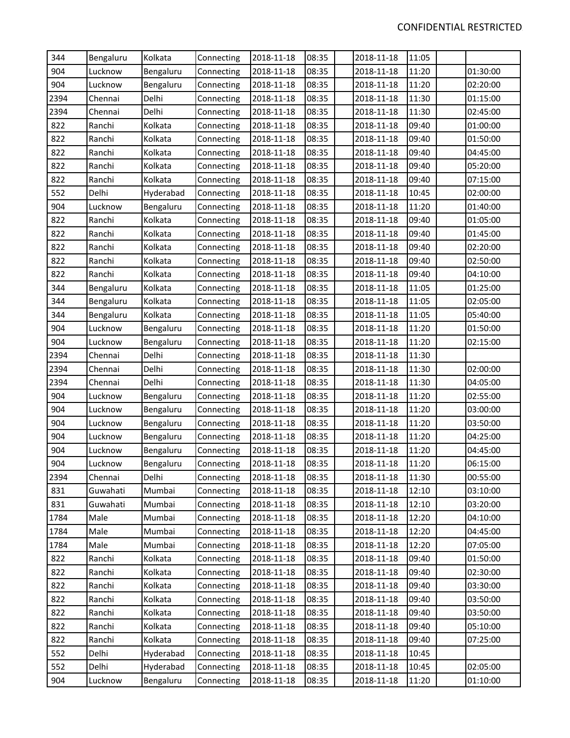CONFIDENTIAL RESTRICTED

| | | | | | | | | | | |
|---|---|---|---|---|---|---|---|---|---|---|
| 344 | Bengaluru | Kolkata | Connecting | 2018-11-18 | 08:35 | | 2018-11-18 | 11:05 | | |
| 904 | Lucknow | Bengaluru | Connecting | 2018-11-18 | 08:35 | | 2018-11-18 | 11:20 | | 01:30:00 |
| 904 | Lucknow | Bengaluru | Connecting | 2018-11-18 | 08:35 | | 2018-11-18 | 11:20 | | 02:20:00 |
| 2394 | Chennai | Delhi | Connecting | 2018-11-18 | 08:35 | | 2018-11-18 | 11:30 | | 01:15:00 |
| 2394 | Chennai | Delhi | Connecting | 2018-11-18 | 08:35 | | 2018-11-18 | 11:30 | | 02:45:00 |
| 822 | Ranchi | Kolkata | Connecting | 2018-11-18 | 08:35 | | 2018-11-18 | 09:40 | | 01:00:00 |
| 822 | Ranchi | Kolkata | Connecting | 2018-11-18 | 08:35 | | 2018-11-18 | 09:40 | | 01:50:00 |
| 822 | Ranchi | Kolkata | Connecting | 2018-11-18 | 08:35 | | 2018-11-18 | 09:40 | | 04:45:00 |
| 822 | Ranchi | Kolkata | Connecting | 2018-11-18 | 08:35 | | 2018-11-18 | 09:40 | | 05:20:00 |
| 822 | Ranchi | Kolkata | Connecting | 2018-11-18 | 08:35 | | 2018-11-18 | 09:40 | | 07:15:00 |
| 552 | Delhi | Hyderabad | Connecting | 2018-11-18 | 08:35 | | 2018-11-18 | 10:45 | | 02:00:00 |
| 904 | Lucknow | Bengaluru | Connecting | 2018-11-18 | 08:35 | | 2018-11-18 | 11:20 | | 01:40:00 |
| 822 | Ranchi | Kolkata | Connecting | 2018-11-18 | 08:35 | | 2018-11-18 | 09:40 | | 01:05:00 |
| 822 | Ranchi | Kolkata | Connecting | 2018-11-18 | 08:35 | | 2018-11-18 | 09:40 | | 01:45:00 |
| 822 | Ranchi | Kolkata | Connecting | 2018-11-18 | 08:35 | | 2018-11-18 | 09:40 | | 02:20:00 |
| 822 | Ranchi | Kolkata | Connecting | 2018-11-18 | 08:35 | | 2018-11-18 | 09:40 | | 02:50:00 |
| 822 | Ranchi | Kolkata | Connecting | 2018-11-18 | 08:35 | | 2018-11-18 | 09:40 | | 04:10:00 |
| 344 | Bengaluru | Kolkata | Connecting | 2018-11-18 | 08:35 | | 2018-11-18 | 11:05 | | 01:25:00 |
| 344 | Bengaluru | Kolkata | Connecting | 2018-11-18 | 08:35 | | 2018-11-18 | 11:05 | | 02:05:00 |
| 344 | Bengaluru | Kolkata | Connecting | 2018-11-18 | 08:35 | | 2018-11-18 | 11:05 | | 05:40:00 |
| 904 | Lucknow | Bengaluru | Connecting | 2018-11-18 | 08:35 | | 2018-11-18 | 11:20 | | 01:50:00 |
| 904 | Lucknow | Bengaluru | Connecting | 2018-11-18 | 08:35 | | 2018-11-18 | 11:20 | | 02:15:00 |
| 2394 | Chennai | Delhi | Connecting | 2018-11-18 | 08:35 | | 2018-11-18 | 11:30 | | |
| 2394 | Chennai | Delhi | Connecting | 2018-11-18 | 08:35 | | 2018-11-18 | 11:30 | | 02:00:00 |
| 2394 | Chennai | Delhi | Connecting | 2018-11-18 | 08:35 | | 2018-11-18 | 11:30 | | 04:05:00 |
| 904 | Lucknow | Bengaluru | Connecting | 2018-11-18 | 08:35 | | 2018-11-18 | 11:20 | | 02:55:00 |
| 904 | Lucknow | Bengaluru | Connecting | 2018-11-18 | 08:35 | | 2018-11-18 | 11:20 | | 03:00:00 |
| 904 | Lucknow | Bengaluru | Connecting | 2018-11-18 | 08:35 | | 2018-11-18 | 11:20 | | 03:50:00 |
| 904 | Lucknow | Bengaluru | Connecting | 2018-11-18 | 08:35 | | 2018-11-18 | 11:20 | | 04:25:00 |
| 904 | Lucknow | Bengaluru | Connecting | 2018-11-18 | 08:35 | | 2018-11-18 | 11:20 | | 04:45:00 |
| 904 | Lucknow | Bengaluru | Connecting | 2018-11-18 | 08:35 | | 2018-11-18 | 11:20 | | 06:15:00 |
| 2394 | Chennai | Delhi | Connecting | 2018-11-18 | 08:35 | | 2018-11-18 | 11:30 | | 00:55:00 |
| 831 | Guwahati | Mumbai | Connecting | 2018-11-18 | 08:35 | | 2018-11-18 | 12:10 | | 03:10:00 |
| 831 | Guwahati | Mumbai | Connecting | 2018-11-18 | 08:35 | | 2018-11-18 | 12:10 | | 03:20:00 |
| 1784 | Male | Mumbai | Connecting | 2018-11-18 | 08:35 | | 2018-11-18 | 12:20 | | 04:10:00 |
| 1784 | Male | Mumbai | Connecting | 2018-11-18 | 08:35 | | 2018-11-18 | 12:20 | | 04:45:00 |
| 1784 | Male | Mumbai | Connecting | 2018-11-18 | 08:35 | | 2018-11-18 | 12:20 | | 07:05:00 |
| 822 | Ranchi | Kolkata | Connecting | 2018-11-18 | 08:35 | | 2018-11-18 | 09:40 | | 01:50:00 |
| 822 | Ranchi | Kolkata | Connecting | 2018-11-18 | 08:35 | | 2018-11-18 | 09:40 | | 02:30:00 |
| 822 | Ranchi | Kolkata | Connecting | 2018-11-18 | 08:35 | | 2018-11-18 | 09:40 | | 03:30:00 |
| 822 | Ranchi | Kolkata | Connecting | 2018-11-18 | 08:35 | | 2018-11-18 | 09:40 | | 03:50:00 |
| 822 | Ranchi | Kolkata | Connecting | 2018-11-18 | 08:35 | | 2018-11-18 | 09:40 | | 03:50:00 |
| 822 | Ranchi | Kolkata | Connecting | 2018-11-18 | 08:35 | | 2018-11-18 | 09:40 | | 05:10:00 |
| 822 | Ranchi | Kolkata | Connecting | 2018-11-18 | 08:35 | | 2018-11-18 | 09:40 | | 07:25:00 |
| 552 | Delhi | Hyderabad | Connecting | 2018-11-18 | 08:35 | | 2018-11-18 | 10:45 | | |
| 552 | Delhi | Hyderabad | Connecting | 2018-11-18 | 08:35 | | 2018-11-18 | 10:45 | | 02:05:00 |
| 904 | Lucknow | Bengaluru | Connecting | 2018-11-18 | 08:35 | | 2018-11-18 | 11:20 | | 01:10:00 |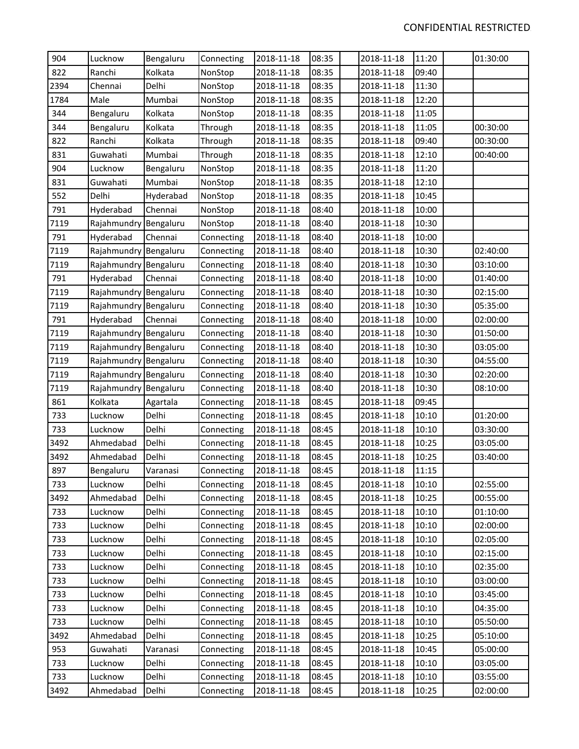| 904 | Lucknow | Bengaluru | Connecting | 2018-11-18 | 08:35 | | 2018-11-18 | 11:20 | | 01:30:00 |
|---|---|---|---|---|---|---|---|---|---|---|
| 822 | Ranchi | Kolkata | NonStop | 2018-11-18 | 08:35 | | 2018-11-18 | 09:40 | | |
| 2394 | Chennai | Delhi | NonStop | 2018-11-18 | 08:35 | | 2018-11-18 | 11:30 | | |
| 1784 | Male | Mumbai | NonStop | 2018-11-18 | 08:35 | | 2018-11-18 | 12:20 | | |
| 344 | Bengaluru | Kolkata | NonStop | 2018-11-18 | 08:35 | | 2018-11-18 | 11:05 | | |
| 344 | Bengaluru | Kolkata | Through | 2018-11-18 | 08:35 | | 2018-11-18 | 11:05 | | 00:30:00 |
| 822 | Ranchi | Kolkata | Through | 2018-11-18 | 08:35 | | 2018-11-18 | 09:40 | | 00:30:00 |
| 831 | Guwahati | Mumbai | Through | 2018-11-18 | 08:35 | | 2018-11-18 | 12:10 | | 00:40:00 |
| 904 | Lucknow | Bengaluru | NonStop | 2018-11-18 | 08:35 | | 2018-11-18 | 11:20 | | |
| 831 | Guwahati | Mumbai | NonStop | 2018-11-18 | 08:35 | | 2018-11-18 | 12:10 | | |
| 552 | Delhi | Hyderabad | NonStop | 2018-11-18 | 08:35 | | 2018-11-18 | 10:45 | | |
| 791 | Hyderabad | Chennai | NonStop | 2018-11-18 | 08:40 | | 2018-11-18 | 10:00 | | |
| 7119 | Rajahmundry | Bengaluru | NonStop | 2018-11-18 | 08:40 | | 2018-11-18 | 10:30 | | |
| 791 | Hyderabad | Chennai | Connecting | 2018-11-18 | 08:40 | | 2018-11-18 | 10:00 | | |
| 7119 | Rajahmundry | Bengaluru | Connecting | 2018-11-18 | 08:40 | | 2018-11-18 | 10:30 | | 02:40:00 |
| 7119 | Rajahmundry | Bengaluru | Connecting | 2018-11-18 | 08:40 | | 2018-11-18 | 10:30 | | 03:10:00 |
| 791 | Hyderabad | Chennai | Connecting | 2018-11-18 | 08:40 | | 2018-11-18 | 10:00 | | 01:40:00 |
| 7119 | Rajahmundry | Bengaluru | Connecting | 2018-11-18 | 08:40 | | 2018-11-18 | 10:30 | | 02:15:00 |
| 7119 | Rajahmundry | Bengaluru | Connecting | 2018-11-18 | 08:40 | | 2018-11-18 | 10:30 | | 05:35:00 |
| 791 | Hyderabad | Chennai | Connecting | 2018-11-18 | 08:40 | | 2018-11-18 | 10:00 | | 02:00:00 |
| 7119 | Rajahmundry | Bengaluru | Connecting | 2018-11-18 | 08:40 | | 2018-11-18 | 10:30 | | 01:50:00 |
| 7119 | Rajahmundry | Bengaluru | Connecting | 2018-11-18 | 08:40 | | 2018-11-18 | 10:30 | | 03:05:00 |
| 7119 | Rajahmundry | Bengaluru | Connecting | 2018-11-18 | 08:40 | | 2018-11-18 | 10:30 | | 04:55:00 |
| 7119 | Rajahmundry | Bengaluru | Connecting | 2018-11-18 | 08:40 | | 2018-11-18 | 10:30 | | 02:20:00 |
| 7119 | Rajahmundry | Bengaluru | Connecting | 2018-11-18 | 08:40 | | 2018-11-18 | 10:30 | | 08:10:00 |
| 861 | Kolkata | Agartala | Connecting | 2018-11-18 | 08:45 | | 2018-11-18 | 09:45 | | |
| 733 | Lucknow | Delhi | Connecting | 2018-11-18 | 08:45 | | 2018-11-18 | 10:10 | | 01:20:00 |
| 733 | Lucknow | Delhi | Connecting | 2018-11-18 | 08:45 | | 2018-11-18 | 10:10 | | 03:30:00 |
| 3492 | Ahmedabad | Delhi | Connecting | 2018-11-18 | 08:45 | | 2018-11-18 | 10:25 | | 03:05:00 |
| 3492 | Ahmedabad | Delhi | Connecting | 2018-11-18 | 08:45 | | 2018-11-18 | 10:25 | | 03:40:00 |
| 897 | Bengaluru | Varanasi | Connecting | 2018-11-18 | 08:45 | | 2018-11-18 | 11:15 | | |
| 733 | Lucknow | Delhi | Connecting | 2018-11-18 | 08:45 | | 2018-11-18 | 10:10 | | 02:55:00 |
| 3492 | Ahmedabad | Delhi | Connecting | 2018-11-18 | 08:45 | | 2018-11-18 | 10:25 | | 00:55:00 |
| 733 | Lucknow | Delhi | Connecting | 2018-11-18 | 08:45 | | 2018-11-18 | 10:10 | | 01:10:00 |
| 733 | Lucknow | Delhi | Connecting | 2018-11-18 | 08:45 | | 2018-11-18 | 10:10 | | 02:00:00 |
| 733 | Lucknow | Delhi | Connecting | 2018-11-18 | 08:45 | | 2018-11-18 | 10:10 | | 02:05:00 |
| 733 | Lucknow | Delhi | Connecting | 2018-11-18 | 08:45 | | 2018-11-18 | 10:10 | | 02:15:00 |
| 733 | Lucknow | Delhi | Connecting | 2018-11-18 | 08:45 | | 2018-11-18 | 10:10 | | 02:35:00 |
| 733 | Lucknow | Delhi | Connecting | 2018-11-18 | 08:45 | | 2018-11-18 | 10:10 | | 03:00:00 |
| 733 | Lucknow | Delhi | Connecting | 2018-11-18 | 08:45 | | 2018-11-18 | 10:10 | | 03:45:00 |
| 733 | Lucknow | Delhi | Connecting | 2018-11-18 | 08:45 | | 2018-11-18 | 10:10 | | 04:35:00 |
| 733 | Lucknow | Delhi | Connecting | 2018-11-18 | 08:45 | | 2018-11-18 | 10:10 | | 05:50:00 |
| 3492 | Ahmedabad | Delhi | Connecting | 2018-11-18 | 08:45 | | 2018-11-18 | 10:25 | | 05:10:00 |
| 953 | Guwahati | Varanasi | Connecting | 2018-11-18 | 08:45 | | 2018-11-18 | 10:45 | | 05:00:00 |
| 733 | Lucknow | Delhi | Connecting | 2018-11-18 | 08:45 | | 2018-11-18 | 10:10 | | 03:05:00 |
| 733 | Lucknow | Delhi | Connecting | 2018-11-18 | 08:45 | | 2018-11-18 | 10:10 | | 03:55:00 |
| 3492 | Ahmedabad | Delhi | Connecting | 2018-11-18 | 08:45 | | 2018-11-18 | 10:25 | | 02:00:00 |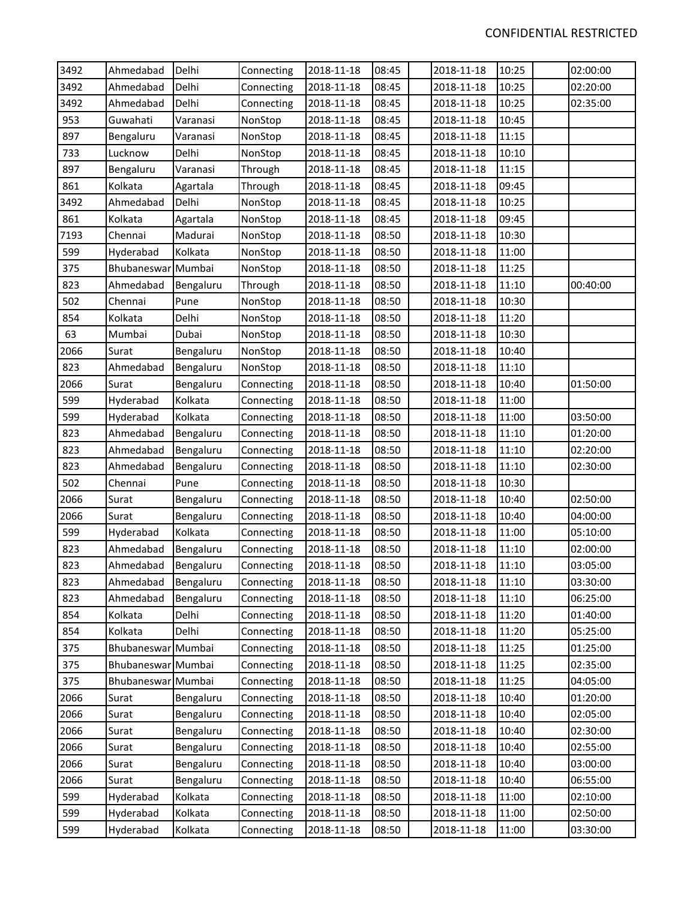| | | | | | | | | | | |
|---|---|---|---|---|---|---|---|---|---|---|
| 3492 | Ahmedabad | Delhi | Connecting | 2018-11-18 | 08:45 | | 2018-11-18 | 10:25 | | 02:00:00 |
| 3492 | Ahmedabad | Delhi | Connecting | 2018-11-18 | 08:45 | | 2018-11-18 | 10:25 | | 02:20:00 |
| 3492 | Ahmedabad | Delhi | Connecting | 2018-11-18 | 08:45 | | 2018-11-18 | 10:25 | | 02:35:00 |
| 953 | Guwahati | Varanasi | NonStop | 2018-11-18 | 08:45 | | 2018-11-18 | 10:45 | | |
| 897 | Bengaluru | Varanasi | NonStop | 2018-11-18 | 08:45 | | 2018-11-18 | 11:15 | | |
| 733 | Lucknow | Delhi | NonStop | 2018-11-18 | 08:45 | | 2018-11-18 | 10:10 | | |
| 897 | Bengaluru | Varanasi | Through | 2018-11-18 | 08:45 | | 2018-11-18 | 11:15 | | |
| 861 | Kolkata | Agartala | Through | 2018-11-18 | 08:45 | | 2018-11-18 | 09:45 | | |
| 3492 | Ahmedabad | Delhi | NonStop | 2018-11-18 | 08:45 | | 2018-11-18 | 10:25 | | |
| 861 | Kolkata | Agartala | NonStop | 2018-11-18 | 08:45 | | 2018-11-18 | 09:45 | | |
| 7193 | Chennai | Madurai | NonStop | 2018-11-18 | 08:50 | | 2018-11-18 | 10:30 | | |
| 599 | Hyderabad | Kolkata | NonStop | 2018-11-18 | 08:50 | | 2018-11-18 | 11:00 | | |
| 375 | Bhubaneswar | Mumbai | NonStop | 2018-11-18 | 08:50 | | 2018-11-18 | 11:25 | | |
| 823 | Ahmedabad | Bengaluru | Through | 2018-11-18 | 08:50 | | 2018-11-18 | 11:10 | | 00:40:00 |
| 502 | Chennai | Pune | NonStop | 2018-11-18 | 08:50 | | 2018-11-18 | 10:30 | | |
| 854 | Kolkata | Delhi | NonStop | 2018-11-18 | 08:50 | | 2018-11-18 | 11:20 | | |
| 63 | Mumbai | Dubai | NonStop | 2018-11-18 | 08:50 | | 2018-11-18 | 10:30 | | |
| 2066 | Surat | Bengaluru | NonStop | 2018-11-18 | 08:50 | | 2018-11-18 | 10:40 | | |
| 823 | Ahmedabad | Bengaluru | NonStop | 2018-11-18 | 08:50 | | 2018-11-18 | 11:10 | | |
| 2066 | Surat | Bengaluru | Connecting | 2018-11-18 | 08:50 | | 2018-11-18 | 10:40 | | 01:50:00 |
| 599 | Hyderabad | Kolkata | Connecting | 2018-11-18 | 08:50 | | 2018-11-18 | 11:00 | | |
| 599 | Hyderabad | Kolkata | Connecting | 2018-11-18 | 08:50 | | 2018-11-18 | 11:00 | | 03:50:00 |
| 823 | Ahmedabad | Bengaluru | Connecting | 2018-11-18 | 08:50 | | 2018-11-18 | 11:10 | | 01:20:00 |
| 823 | Ahmedabad | Bengaluru | Connecting | 2018-11-18 | 08:50 | | 2018-11-18 | 11:10 | | 02:20:00 |
| 823 | Ahmedabad | Bengaluru | Connecting | 2018-11-18 | 08:50 | | 2018-11-18 | 11:10 | | 02:30:00 |
| 502 | Chennai | Pune | Connecting | 2018-11-18 | 08:50 | | 2018-11-18 | 10:30 | | |
| 2066 | Surat | Bengaluru | Connecting | 2018-11-18 | 08:50 | | 2018-11-18 | 10:40 | | 02:50:00 |
| 2066 | Surat | Bengaluru | Connecting | 2018-11-18 | 08:50 | | 2018-11-18 | 10:40 | | 04:00:00 |
| 599 | Hyderabad | Kolkata | Connecting | 2018-11-18 | 08:50 | | 2018-11-18 | 11:00 | | 05:10:00 |
| 823 | Ahmedabad | Bengaluru | Connecting | 2018-11-18 | 08:50 | | 2018-11-18 | 11:10 | | 02:00:00 |
| 823 | Ahmedabad | Bengaluru | Connecting | 2018-11-18 | 08:50 | | 2018-11-18 | 11:10 | | 03:05:00 |
| 823 | Ahmedabad | Bengaluru | Connecting | 2018-11-18 | 08:50 | | 2018-11-18 | 11:10 | | 03:30:00 |
| 823 | Ahmedabad | Bengaluru | Connecting | 2018-11-18 | 08:50 | | 2018-11-18 | 11:10 | | 06:25:00 |
| 854 | Kolkata | Delhi | Connecting | 2018-11-18 | 08:50 | | 2018-11-18 | 11:20 | | 01:40:00 |
| 854 | Kolkata | Delhi | Connecting | 2018-11-18 | 08:50 | | 2018-11-18 | 11:20 | | 05:25:00 |
| 375 | Bhubaneswar | Mumbai | Connecting | 2018-11-18 | 08:50 | | 2018-11-18 | 11:25 | | 01:25:00 |
| 375 | Bhubaneswar | Mumbai | Connecting | 2018-11-18 | 08:50 | | 2018-11-18 | 11:25 | | 02:35:00 |
| 375 | Bhubaneswar | Mumbai | Connecting | 2018-11-18 | 08:50 | | 2018-11-18 | 11:25 | | 04:05:00 |
| 2066 | Surat | Bengaluru | Connecting | 2018-11-18 | 08:50 | | 2018-11-18 | 10:40 | | 01:20:00 |
| 2066 | Surat | Bengaluru | Connecting | 2018-11-18 | 08:50 | | 2018-11-18 | 10:40 | | 02:05:00 |
| 2066 | Surat | Bengaluru | Connecting | 2018-11-18 | 08:50 | | 2018-11-18 | 10:40 | | 02:30:00 |
| 2066 | Surat | Bengaluru | Connecting | 2018-11-18 | 08:50 | | 2018-11-18 | 10:40 | | 02:55:00 |
| 2066 | Surat | Bengaluru | Connecting | 2018-11-18 | 08:50 | | 2018-11-18 | 10:40 | | 03:00:00 |
| 2066 | Surat | Bengaluru | Connecting | 2018-11-18 | 08:50 | | 2018-11-18 | 10:40 | | 06:55:00 |
| 599 | Hyderabad | Kolkata | Connecting | 2018-11-18 | 08:50 | | 2018-11-18 | 11:00 | | 02:10:00 |
| 599 | Hyderabad | Kolkata | Connecting | 2018-11-18 | 08:50 | | 2018-11-18 | 11:00 | | 02:50:00 |
| 599 | Hyderabad | Kolkata | Connecting | 2018-11-18 | 08:50 | | 2018-11-18 | 11:00 | | 03:30:00 |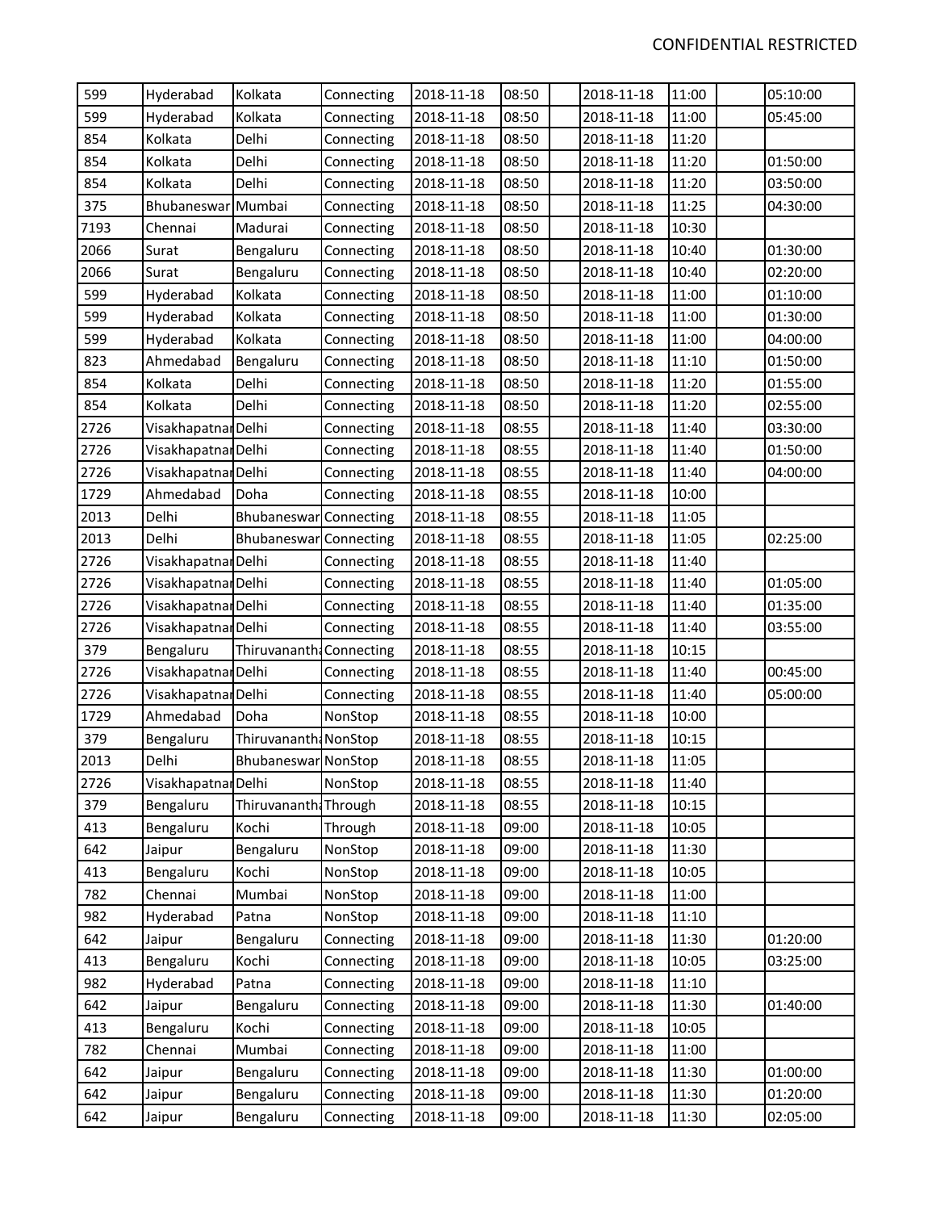| 599 | Hyderabad | Kolkata | Connecting | 2018-11-18 | 08:50 | | 2018-11-18 | 11:00 | | 05:10:00 |
|---|---|---|---|---|---|---|---|---|---|---|
| 599 | Hyderabad | Kolkata | Connecting | 2018-11-18 | 08:50 | | 2018-11-18 | 11:00 | | 05:45:00 |
| 854 | Kolkata | Delhi | Connecting | 2018-11-18 | 08:50 | | 2018-11-18 | 11:20 | | |
| 854 | Kolkata | Delhi | Connecting | 2018-11-18 | 08:50 | | 2018-11-18 | 11:20 | | 01:50:00 |
| 854 | Kolkata | Delhi | Connecting | 2018-11-18 | 08:50 | | 2018-11-18 | 11:20 | | 03:50:00 |
| 375 | Bhubaneswar | Mumbai | Connecting | 2018-11-18 | 08:50 | | 2018-11-18 | 11:25 | | 04:30:00 |
| 7193 | Chennai | Madurai | Connecting | 2018-11-18 | 08:50 | | 2018-11-18 | 10:30 | | |
| 2066 | Surat | Bengaluru | Connecting | 2018-11-18 | 08:50 | | 2018-11-18 | 10:40 | | 01:30:00 |
| 2066 | Surat | Bengaluru | Connecting | 2018-11-18 | 08:50 | | 2018-11-18 | 10:40 | | 02:20:00 |
| 599 | Hyderabad | Kolkata | Connecting | 2018-11-18 | 08:50 | | 2018-11-18 | 11:00 | | 01:10:00 |
| 599 | Hyderabad | Kolkata | Connecting | 2018-11-18 | 08:50 | | 2018-11-18 | 11:00 | | 01:30:00 |
| 599 | Hyderabad | Kolkata | Connecting | 2018-11-18 | 08:50 | | 2018-11-18 | 11:00 | | 04:00:00 |
| 823 | Ahmedabad | Bengaluru | Connecting | 2018-11-18 | 08:50 | | 2018-11-18 | 11:10 | | 01:50:00 |
| 854 | Kolkata | Delhi | Connecting | 2018-11-18 | 08:50 | | 2018-11-18 | 11:20 | | 01:55:00 |
| 854 | Kolkata | Delhi | Connecting | 2018-11-18 | 08:50 | | 2018-11-18 | 11:20 | | 02:55:00 |
| 2726 | Visakhapatnam | Delhi | Connecting | 2018-11-18 | 08:55 | | 2018-11-18 | 11:40 | | 03:30:00 |
| 2726 | Visakhapatnam | Delhi | Connecting | 2018-11-18 | 08:55 | | 2018-11-18 | 11:40 | | 01:50:00 |
| 2726 | Visakhapatnam | Delhi | Connecting | 2018-11-18 | 08:55 | | 2018-11-18 | 11:40 | | 04:00:00 |
| 1729 | Ahmedabad | Doha | Connecting | 2018-11-18 | 08:55 | | 2018-11-18 | 10:00 | | |
| 2013 | Delhi | Bhubaneswar | Connecting | 2018-11-18 | 08:55 | | 2018-11-18 | 11:05 | | |
| 2013 | Delhi | Bhubaneswar | Connecting | 2018-11-18 | 08:55 | | 2018-11-18 | 11:05 | | 02:25:00 |
| 2726 | Visakhapatnam | Delhi | Connecting | 2018-11-18 | 08:55 | | 2018-11-18 | 11:40 | | |
| 2726 | Visakhapatnam | Delhi | Connecting | 2018-11-18 | 08:55 | | 2018-11-18 | 11:40 | | 01:05:00 |
| 2726 | Visakhapatnam | Delhi | Connecting | 2018-11-18 | 08:55 | | 2018-11-18 | 11:40 | | 01:35:00 |
| 2726 | Visakhapatnam | Delhi | Connecting | 2018-11-18 | 08:55 | | 2018-11-18 | 11:40 | | 03:55:00 |
| 379 | Bengaluru | Thiruvananthapuram | Connecting | 2018-11-18 | 08:55 | | 2018-11-18 | 10:15 | | |
| 2726 | Visakhapatnam | Delhi | Connecting | 2018-11-18 | 08:55 | | 2018-11-18 | 11:40 | | 00:45:00 |
| 2726 | Visakhapatnam | Delhi | Connecting | 2018-11-18 | 08:55 | | 2018-11-18 | 11:40 | | 05:00:00 |
| 1729 | Ahmedabad | Doha | NonStop | 2018-11-18 | 08:55 | | 2018-11-18 | 10:00 | | |
| 379 | Bengaluru | Thiruvananthapuram | NonStop | 2018-11-18 | 08:55 | | 2018-11-18 | 10:15 | | |
| 2013 | Delhi | Bhubaneswar | NonStop | 2018-11-18 | 08:55 | | 2018-11-18 | 11:05 | | |
| 2726 | Visakhapatnam | Delhi | NonStop | 2018-11-18 | 08:55 | | 2018-11-18 | 11:40 | | |
| 379 | Bengaluru | Thiruvananthapuram | Through | 2018-11-18 | 08:55 | | 2018-11-18 | 10:15 | | |
| 413 | Bengaluru | Kochi | Through | 2018-11-18 | 09:00 | | 2018-11-18 | 10:05 | | |
| 642 | Jaipur | Bengaluru | NonStop | 2018-11-18 | 09:00 | | 2018-11-18 | 11:30 | | |
| 413 | Bengaluru | Kochi | NonStop | 2018-11-18 | 09:00 | | 2018-11-18 | 10:05 | | |
| 782 | Chennai | Mumbai | NonStop | 2018-11-18 | 09:00 | | 2018-11-18 | 11:00 | | |
| 982 | Hyderabad | Patna | NonStop | 2018-11-18 | 09:00 | | 2018-11-18 | 11:10 | | |
| 642 | Jaipur | Bengaluru | Connecting | 2018-11-18 | 09:00 | | 2018-11-18 | 11:30 | | 01:20:00 |
| 413 | Bengaluru | Kochi | Connecting | 2018-11-18 | 09:00 | | 2018-11-18 | 10:05 | | 03:25:00 |
| 982 | Hyderabad | Patna | Connecting | 2018-11-18 | 09:00 | | 2018-11-18 | 11:10 | | |
| 642 | Jaipur | Bengaluru | Connecting | 2018-11-18 | 09:00 | | 2018-11-18 | 11:30 | | 01:40:00 |
| 413 | Bengaluru | Kochi | Connecting | 2018-11-18 | 09:00 | | 2018-11-18 | 10:05 | | |
| 782 | Chennai | Mumbai | Connecting | 2018-11-18 | 09:00 | | 2018-11-18 | 11:00 | | |
| 642 | Jaipur | Bengaluru | Connecting | 2018-11-18 | 09:00 | | 2018-11-18 | 11:30 | | 01:00:00 |
| 642 | Jaipur | Bengaluru | Connecting | 2018-11-18 | 09:00 | | 2018-11-18 | 11:30 | | 01:20:00 |
| 642 | Jaipur | Bengaluru | Connecting | 2018-11-18 | 09:00 | | 2018-11-18 | 11:30 | | 02:05:00 |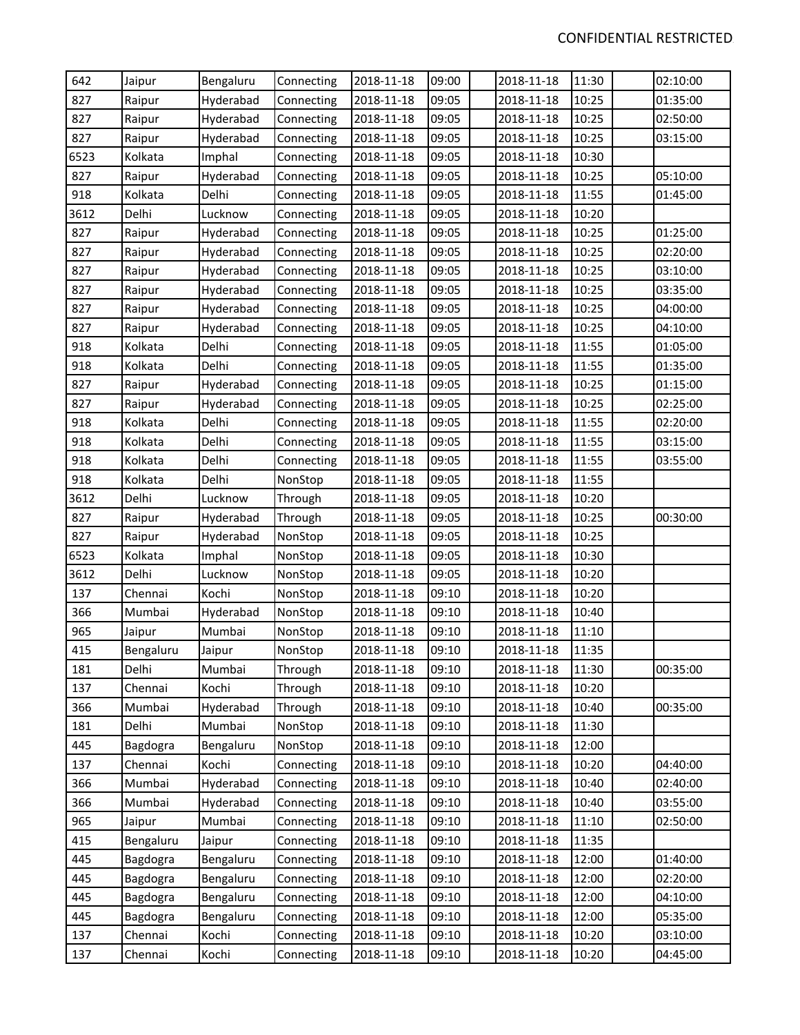| | | | | | | | | | |
|---|---|---|---|---|---|---|---|---|---|
| 642 | Jaipur | Bengaluru | Connecting | 2018-11-18 | 09:00 | | 2018-11-18 | 11:30 | | 02:10:00 |
| 827 | Raipur | Hyderabad | Connecting | 2018-11-18 | 09:05 | | 2018-11-18 | 10:25 | | 01:35:00 |
| 827 | Raipur | Hyderabad | Connecting | 2018-11-18 | 09:05 | | 2018-11-18 | 10:25 | | 02:50:00 |
| 827 | Raipur | Hyderabad | Connecting | 2018-11-18 | 09:05 | | 2018-11-18 | 10:25 | | 03:15:00 |
| 6523 | Kolkata | Imphal | Connecting | 2018-11-18 | 09:05 | | 2018-11-18 | 10:30 | | |
| 827 | Raipur | Hyderabad | Connecting | 2018-11-18 | 09:05 | | 2018-11-18 | 10:25 | | 05:10:00 |
| 918 | Kolkata | Delhi | Connecting | 2018-11-18 | 09:05 | | 2018-11-18 | 11:55 | | 01:45:00 |
| 3612 | Delhi | Lucknow | Connecting | 2018-11-18 | 09:05 | | 2018-11-18 | 10:20 | | |
| 827 | Raipur | Hyderabad | Connecting | 2018-11-18 | 09:05 | | 2018-11-18 | 10:25 | | 01:25:00 |
| 827 | Raipur | Hyderabad | Connecting | 2018-11-18 | 09:05 | | 2018-11-18 | 10:25 | | 02:20:00 |
| 827 | Raipur | Hyderabad | Connecting | 2018-11-18 | 09:05 | | 2018-11-18 | 10:25 | | 03:10:00 |
| 827 | Raipur | Hyderabad | Connecting | 2018-11-18 | 09:05 | | 2018-11-18 | 10:25 | | 03:35:00 |
| 827 | Raipur | Hyderabad | Connecting | 2018-11-18 | 09:05 | | 2018-11-18 | 10:25 | | 04:00:00 |
| 827 | Raipur | Hyderabad | Connecting | 2018-11-18 | 09:05 | | 2018-11-18 | 10:25 | | 04:10:00 |
| 918 | Kolkata | Delhi | Connecting | 2018-11-18 | 09:05 | | 2018-11-18 | 11:55 | | 01:05:00 |
| 918 | Kolkata | Delhi | Connecting | 2018-11-18 | 09:05 | | 2018-11-18 | 11:55 | | 01:35:00 |
| 827 | Raipur | Hyderabad | Connecting | 2018-11-18 | 09:05 | | 2018-11-18 | 10:25 | | 01:15:00 |
| 827 | Raipur | Hyderabad | Connecting | 2018-11-18 | 09:05 | | 2018-11-18 | 10:25 | | 02:25:00 |
| 918 | Kolkata | Delhi | Connecting | 2018-11-18 | 09:05 | | 2018-11-18 | 11:55 | | 02:20:00 |
| 918 | Kolkata | Delhi | Connecting | 2018-11-18 | 09:05 | | 2018-11-18 | 11:55 | | 03:15:00 |
| 918 | Kolkata | Delhi | Connecting | 2018-11-18 | 09:05 | | 2018-11-18 | 11:55 | | 03:55:00 |
| 918 | Kolkata | Delhi | NonStop | 2018-11-18 | 09:05 | | 2018-11-18 | 11:55 | | |
| 3612 | Delhi | Lucknow | Through | 2018-11-18 | 09:05 | | 2018-11-18 | 10:20 | | |
| 827 | Raipur | Hyderabad | Through | 2018-11-18 | 09:05 | | 2018-11-18 | 10:25 | | 00:30:00 |
| 827 | Raipur | Hyderabad | NonStop | 2018-11-18 | 09:05 | | 2018-11-18 | 10:25 | | |
| 6523 | Kolkata | Imphal | NonStop | 2018-11-18 | 09:05 | | 2018-11-18 | 10:30 | | |
| 3612 | Delhi | Lucknow | NonStop | 2018-11-18 | 09:05 | | 2018-11-18 | 10:20 | | |
| 137 | Chennai | Kochi | NonStop | 2018-11-18 | 09:10 | | 2018-11-18 | 10:20 | | |
| 366 | Mumbai | Hyderabad | NonStop | 2018-11-18 | 09:10 | | 2018-11-18 | 10:40 | | |
| 965 | Jaipur | Mumbai | NonStop | 2018-11-18 | 09:10 | | 2018-11-18 | 11:10 | | |
| 415 | Bengaluru | Jaipur | NonStop | 2018-11-18 | 09:10 | | 2018-11-18 | 11:35 | | |
| 181 | Delhi | Mumbai | Through | 2018-11-18 | 09:10 | | 2018-11-18 | 11:30 | | 00:35:00 |
| 137 | Chennai | Kochi | Through | 2018-11-18 | 09:10 | | 2018-11-18 | 10:20 | | |
| 366 | Mumbai | Hyderabad | Through | 2018-11-18 | 09:10 | | 2018-11-18 | 10:40 | | 00:35:00 |
| 181 | Delhi | Mumbai | NonStop | 2018-11-18 | 09:10 | | 2018-11-18 | 11:30 | | |
| 445 | Bagdogra | Bengaluru | NonStop | 2018-11-18 | 09:10 | | 2018-11-18 | 12:00 | | |
| 137 | Chennai | Kochi | Connecting | 2018-11-18 | 09:10 | | 2018-11-18 | 10:20 | | 04:40:00 |
| 366 | Mumbai | Hyderabad | Connecting | 2018-11-18 | 09:10 | | 2018-11-18 | 10:40 | | 02:40:00 |
| 366 | Mumbai | Hyderabad | Connecting | 2018-11-18 | 09:10 | | 2018-11-18 | 10:40 | | 03:55:00 |
| 965 | Jaipur | Mumbai | Connecting | 2018-11-18 | 09:10 | | 2018-11-18 | 11:10 | | 02:50:00 |
| 415 | Bengaluru | Jaipur | Connecting | 2018-11-18 | 09:10 | | 2018-11-18 | 11:35 | | |
| 445 | Bagdogra | Bengaluru | Connecting | 2018-11-18 | 09:10 | | 2018-11-18 | 12:00 | | 01:40:00 |
| 445 | Bagdogra | Bengaluru | Connecting | 2018-11-18 | 09:10 | | 2018-11-18 | 12:00 | | 02:20:00 |
| 445 | Bagdogra | Bengaluru | Connecting | 2018-11-18 | 09:10 | | 2018-11-18 | 12:00 | | 04:10:00 |
| 445 | Bagdogra | Bengaluru | Connecting | 2018-11-18 | 09:10 | | 2018-11-18 | 12:00 | | 05:35:00 |
| 137 | Chennai | Kochi | Connecting | 2018-11-18 | 09:10 | | 2018-11-18 | 10:20 | | 03:10:00 |
| 137 | Chennai | Kochi | Connecting | 2018-11-18 | 09:10 | | 2018-11-18 | 10:20 | | 04:45:00 |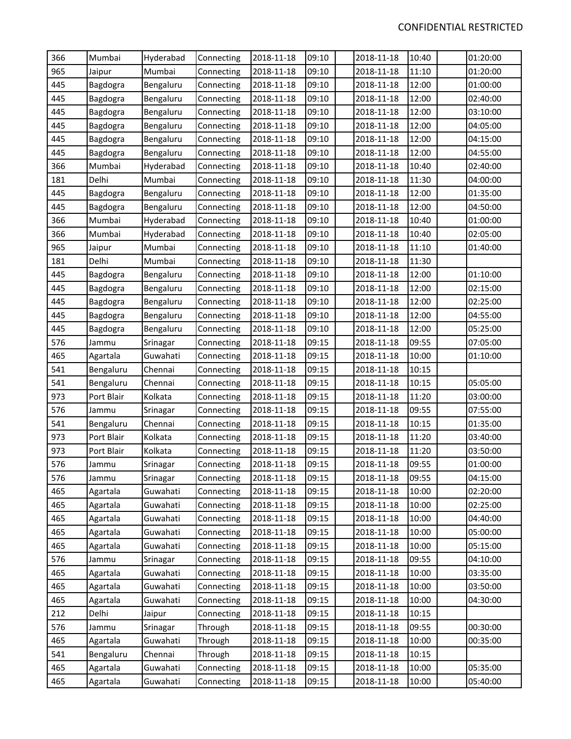CONFIDENTIAL RESTRICTED

| | | | | | | | | | | |
|---|---|---|---|---|---|---|---|---|---|---|
| 366 | Mumbai | Hyderabad | Connecting | 2018-11-18 | 09:10 | | 2018-11-18 | 10:40 | | 01:20:00 |
| 965 | Jaipur | Mumbai | Connecting | 2018-11-18 | 09:10 | | 2018-11-18 | 11:10 | | 01:20:00 |
| 445 | Bagdogra | Bengaluru | Connecting | 2018-11-18 | 09:10 | | 2018-11-18 | 12:00 | | 01:00:00 |
| 445 | Bagdogra | Bengaluru | Connecting | 2018-11-18 | 09:10 | | 2018-11-18 | 12:00 | | 02:40:00 |
| 445 | Bagdogra | Bengaluru | Connecting | 2018-11-18 | 09:10 | | 2018-11-18 | 12:00 | | 03:10:00 |
| 445 | Bagdogra | Bengaluru | Connecting | 2018-11-18 | 09:10 | | 2018-11-18 | 12:00 | | 04:05:00 |
| 445 | Bagdogra | Bengaluru | Connecting | 2018-11-18 | 09:10 | | 2018-11-18 | 12:00 | | 04:15:00 |
| 445 | Bagdogra | Bengaluru | Connecting | 2018-11-18 | 09:10 | | 2018-11-18 | 12:00 | | 04:55:00 |
| 366 | Mumbai | Hyderabad | Connecting | 2018-11-18 | 09:10 | | 2018-11-18 | 10:40 | | 02:40:00 |
| 181 | Delhi | Mumbai | Connecting | 2018-11-18 | 09:10 | | 2018-11-18 | 11:30 | | 04:00:00 |
| 445 | Bagdogra | Bengaluru | Connecting | 2018-11-18 | 09:10 | | 2018-11-18 | 12:00 | | 01:35:00 |
| 445 | Bagdogra | Bengaluru | Connecting | 2018-11-18 | 09:10 | | 2018-11-18 | 12:00 | | 04:50:00 |
| 366 | Mumbai | Hyderabad | Connecting | 2018-11-18 | 09:10 | | 2018-11-18 | 10:40 | | 01:00:00 |
| 366 | Mumbai | Hyderabad | Connecting | 2018-11-18 | 09:10 | | 2018-11-18 | 10:40 | | 02:05:00 |
| 965 | Jaipur | Mumbai | Connecting | 2018-11-18 | 09:10 | | 2018-11-18 | 11:10 | | 01:40:00 |
| 181 | Delhi | Mumbai | Connecting | 2018-11-18 | 09:10 | | 2018-11-18 | 11:30 | | |
| 445 | Bagdogra | Bengaluru | Connecting | 2018-11-18 | 09:10 | | 2018-11-18 | 12:00 | | 01:10:00 |
| 445 | Bagdogra | Bengaluru | Connecting | 2018-11-18 | 09:10 | | 2018-11-18 | 12:00 | | 02:15:00 |
| 445 | Bagdogra | Bengaluru | Connecting | 2018-11-18 | 09:10 | | 2018-11-18 | 12:00 | | 02:25:00 |
| 445 | Bagdogra | Bengaluru | Connecting | 2018-11-18 | 09:10 | | 2018-11-18 | 12:00 | | 04:55:00 |
| 445 | Bagdogra | Bengaluru | Connecting | 2018-11-18 | 09:10 | | 2018-11-18 | 12:00 | | 05:25:00 |
| 576 | Jammu | Srinagar | Connecting | 2018-11-18 | 09:15 | | 2018-11-18 | 09:55 | | 07:05:00 |
| 465 | Agartala | Guwahati | Connecting | 2018-11-18 | 09:15 | | 2018-11-18 | 10:00 | | 01:10:00 |
| 541 | Bengaluru | Chennai | Connecting | 2018-11-18 | 09:15 | | 2018-11-18 | 10:15 | | |
| 541 | Bengaluru | Chennai | Connecting | 2018-11-18 | 09:15 | | 2018-11-18 | 10:15 | | 05:05:00 |
| 973 | Port Blair | Kolkata | Connecting | 2018-11-18 | 09:15 | | 2018-11-18 | 11:20 | | 03:00:00 |
| 576 | Jammu | Srinagar | Connecting | 2018-11-18 | 09:15 | | 2018-11-18 | 09:55 | | 07:55:00 |
| 541 | Bengaluru | Chennai | Connecting | 2018-11-18 | 09:15 | | 2018-11-18 | 10:15 | | 01:35:00 |
| 973 | Port Blair | Kolkata | Connecting | 2018-11-18 | 09:15 | | 2018-11-18 | 11:20 | | 03:40:00 |
| 973 | Port Blair | Kolkata | Connecting | 2018-11-18 | 09:15 | | 2018-11-18 | 11:20 | | 03:50:00 |
| 576 | Jammu | Srinagar | Connecting | 2018-11-18 | 09:15 | | 2018-11-18 | 09:55 | | 01:00:00 |
| 576 | Jammu | Srinagar | Connecting | 2018-11-18 | 09:15 | | 2018-11-18 | 09:55 | | 04:15:00 |
| 465 | Agartala | Guwahati | Connecting | 2018-11-18 | 09:15 | | 2018-11-18 | 10:00 | | 02:20:00 |
| 465 | Agartala | Guwahati | Connecting | 2018-11-18 | 09:15 | | 2018-11-18 | 10:00 | | 02:25:00 |
| 465 | Agartala | Guwahati | Connecting | 2018-11-18 | 09:15 | | 2018-11-18 | 10:00 | | 04:40:00 |
| 465 | Agartala | Guwahati | Connecting | 2018-11-18 | 09:15 | | 2018-11-18 | 10:00 | | 05:00:00 |
| 465 | Agartala | Guwahati | Connecting | 2018-11-18 | 09:15 | | 2018-11-18 | 10:00 | | 05:15:00 |
| 576 | Jammu | Srinagar | Connecting | 2018-11-18 | 09:15 | | 2018-11-18 | 09:55 | | 04:10:00 |
| 465 | Agartala | Guwahati | Connecting | 2018-11-18 | 09:15 | | 2018-11-18 | 10:00 | | 03:35:00 |
| 465 | Agartala | Guwahati | Connecting | 2018-11-18 | 09:15 | | 2018-11-18 | 10:00 | | 03:50:00 |
| 465 | Agartala | Guwahati | Connecting | 2018-11-18 | 09:15 | | 2018-11-18 | 10:00 | | 04:30:00 |
| 212 | Delhi | Jaipur | Connecting | 2018-11-18 | 09:15 | | 2018-11-18 | 10:15 | | |
| 576 | Jammu | Srinagar | Through | 2018-11-18 | 09:15 | | 2018-11-18 | 09:55 | | 00:30:00 |
| 465 | Agartala | Guwahati | Through | 2018-11-18 | 09:15 | | 2018-11-18 | 10:00 | | 00:35:00 |
| 541 | Bengaluru | Chennai | Through | 2018-11-18 | 09:15 | | 2018-11-18 | 10:15 | | |
| 465 | Agartala | Guwahati | Connecting | 2018-11-18 | 09:15 | | 2018-11-18 | 10:00 | | 05:35:00 |
| 465 | Agartala | Guwahati | Connecting | 2018-11-18 | 09:15 | | 2018-11-18 | 10:00 | | 05:40:00 |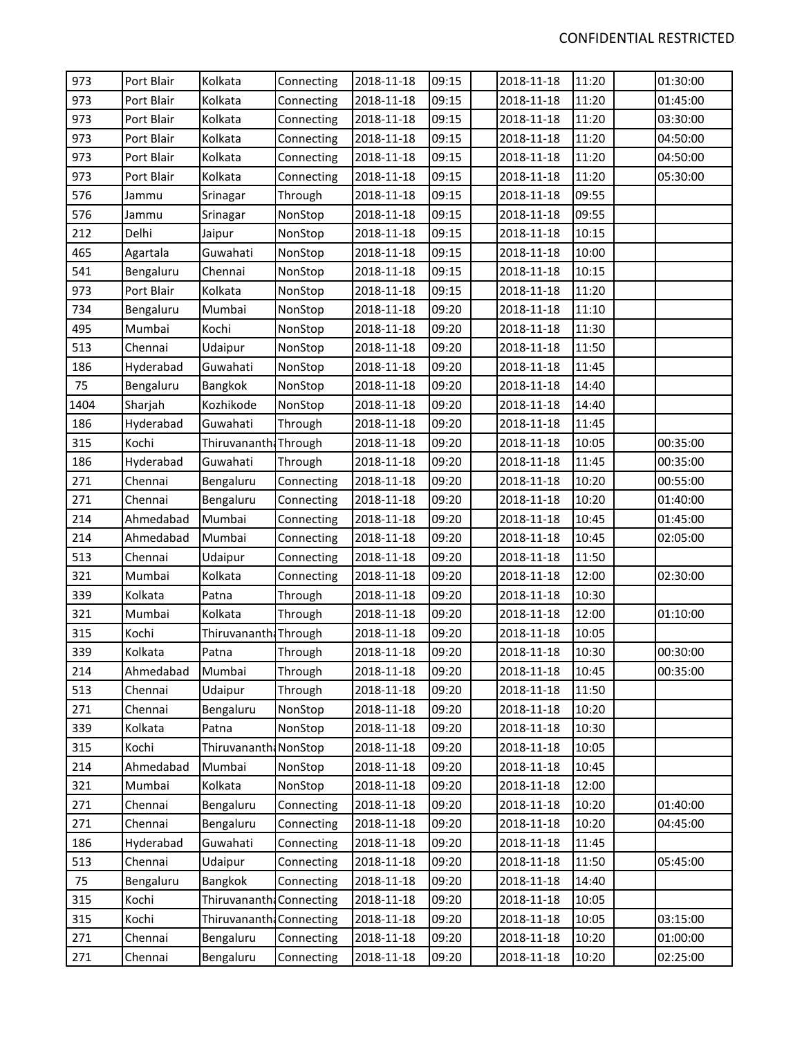| | | | | | | | | | | |
|---|---|---|---|---|---|---|---|---|---|---|
| 973 | Port Blair | Kolkata | Connecting | 2018-11-18 | 09:15 | | 2018-11-18 | 11:20 | | 01:30:00 |
| 973 | Port Blair | Kolkata | Connecting | 2018-11-18 | 09:15 | | 2018-11-18 | 11:20 | | 01:45:00 |
| 973 | Port Blair | Kolkata | Connecting | 2018-11-18 | 09:15 | | 2018-11-18 | 11:20 | | 03:30:00 |
| 973 | Port Blair | Kolkata | Connecting | 2018-11-18 | 09:15 | | 2018-11-18 | 11:20 | | 04:50:00 |
| 973 | Port Blair | Kolkata | Connecting | 2018-11-18 | 09:15 | | 2018-11-18 | 11:20 | | 04:50:00 |
| 973 | Port Blair | Kolkata | Connecting | 2018-11-18 | 09:15 | | 2018-11-18 | 11:20 | | 05:30:00 |
| 576 | Jammu | Srinagar | Through | 2018-11-18 | 09:15 | | 2018-11-18 | 09:55 | | |
| 576 | Jammu | Srinagar | NonStop | 2018-11-18 | 09:15 | | 2018-11-18 | 09:55 | | |
| 212 | Delhi | Jaipur | NonStop | 2018-11-18 | 09:15 | | 2018-11-18 | 10:15 | | |
| 465 | Agartala | Guwahati | NonStop | 2018-11-18 | 09:15 | | 2018-11-18 | 10:00 | | |
| 541 | Bengaluru | Chennai | NonStop | 2018-11-18 | 09:15 | | 2018-11-18 | 10:15 | | |
| 973 | Port Blair | Kolkata | NonStop | 2018-11-18 | 09:15 | | 2018-11-18 | 11:20 | | |
| 734 | Bengaluru | Mumbai | NonStop | 2018-11-18 | 09:20 | | 2018-11-18 | 11:10 | | |
| 495 | Mumbai | Kochi | NonStop | 2018-11-18 | 09:20 | | 2018-11-18 | 11:30 | | |
| 513 | Chennai | Udaipur | NonStop | 2018-11-18 | 09:20 | | 2018-11-18 | 11:50 | | |
| 186 | Hyderabad | Guwahati | NonStop | 2018-11-18 | 09:20 | | 2018-11-18 | 11:45 | | |
| 75 | Bengaluru | Bangkok | NonStop | 2018-11-18 | 09:20 | | 2018-11-18 | 14:40 | | |
| 1404 | Sharjah | Kozhikode | NonStop | 2018-11-18 | 09:20 | | 2018-11-18 | 14:40 | | |
| 186 | Hyderabad | Guwahati | Through | 2018-11-18 | 09:20 | | 2018-11-18 | 11:45 | | |
| 315 | Kochi | Thiruvanantha | Through | 2018-11-18 | 09:20 | | 2018-11-18 | 10:05 | | 00:35:00 |
| 186 | Hyderabad | Guwahati | Through | 2018-11-18 | 09:20 | | 2018-11-18 | 11:45 | | 00:35:00 |
| 271 | Chennai | Bengaluru | Connecting | 2018-11-18 | 09:20 | | 2018-11-18 | 10:20 | | 00:55:00 |
| 271 | Chennai | Bengaluru | Connecting | 2018-11-18 | 09:20 | | 2018-11-18 | 10:20 | | 01:40:00 |
| 214 | Ahmedabad | Mumbai | Connecting | 2018-11-18 | 09:20 | | 2018-11-18 | 10:45 | | 01:45:00 |
| 214 | Ahmedabad | Mumbai | Connecting | 2018-11-18 | 09:20 | | 2018-11-18 | 10:45 | | 02:05:00 |
| 513 | Chennai | Udaipur | Connecting | 2018-11-18 | 09:20 | | 2018-11-18 | 11:50 | | |
| 321 | Mumbai | Kolkata | Connecting | 2018-11-18 | 09:20 | | 2018-11-18 | 12:00 | | 02:30:00 |
| 339 | Kolkata | Patna | Through | 2018-11-18 | 09:20 | | 2018-11-18 | 10:30 | | |
| 321 | Mumbai | Kolkata | Through | 2018-11-18 | 09:20 | | 2018-11-18 | 12:00 | | 01:10:00 |
| 315 | Kochi | Thiruvanantha | Through | 2018-11-18 | 09:20 | | 2018-11-18 | 10:05 | | |
| 339 | Kolkata | Patna | Through | 2018-11-18 | 09:20 | | 2018-11-18 | 10:30 | | 00:30:00 |
| 214 | Ahmedabad | Mumbai | Through | 2018-11-18 | 09:20 | | 2018-11-18 | 10:45 | | 00:35:00 |
| 513 | Chennai | Udaipur | Through | 2018-11-18 | 09:20 | | 2018-11-18 | 11:50 | | |
| 271 | Chennai | Bengaluru | NonStop | 2018-11-18 | 09:20 | | 2018-11-18 | 10:20 | | |
| 339 | Kolkata | Patna | NonStop | 2018-11-18 | 09:20 | | 2018-11-18 | 10:30 | | |
| 315 | Kochi | Thiruvanantha | NonStop | 2018-11-18 | 09:20 | | 2018-11-18 | 10:05 | | |
| 214 | Ahmedabad | Mumbai | NonStop | 2018-11-18 | 09:20 | | 2018-11-18 | 10:45 | | |
| 321 | Mumbai | Kolkata | NonStop | 2018-11-18 | 09:20 | | 2018-11-18 | 12:00 | | |
| 271 | Chennai | Bengaluru | Connecting | 2018-11-18 | 09:20 | | 2018-11-18 | 10:20 | | 01:40:00 |
| 271 | Chennai | Bengaluru | Connecting | 2018-11-18 | 09:20 | | 2018-11-18 | 10:20 | | 04:45:00 |
| 186 | Hyderabad | Guwahati | Connecting | 2018-11-18 | 09:20 | | 2018-11-18 | 11:45 | | |
| 513 | Chennai | Udaipur | Connecting | 2018-11-18 | 09:20 | | 2018-11-18 | 11:50 | | 05:45:00 |
| 75 | Bengaluru | Bangkok | Connecting | 2018-11-18 | 09:20 | | 2018-11-18 | 14:40 | | |
| 315 | Kochi | Thiruvanantha | Connecting | 2018-11-18 | 09:20 | | 2018-11-18 | 10:05 | | |
| 315 | Kochi | Thiruvanantha | Connecting | 2018-11-18 | 09:20 | | 2018-11-18 | 10:05 | | 03:15:00 |
| 271 | Chennai | Bengaluru | Connecting | 2018-11-18 | 09:20 | | 2018-11-18 | 10:20 | | 01:00:00 |
| 271 | Chennai | Bengaluru | Connecting | 2018-11-18 | 09:20 | | 2018-11-18 | 10:20 | | 02:25:00 |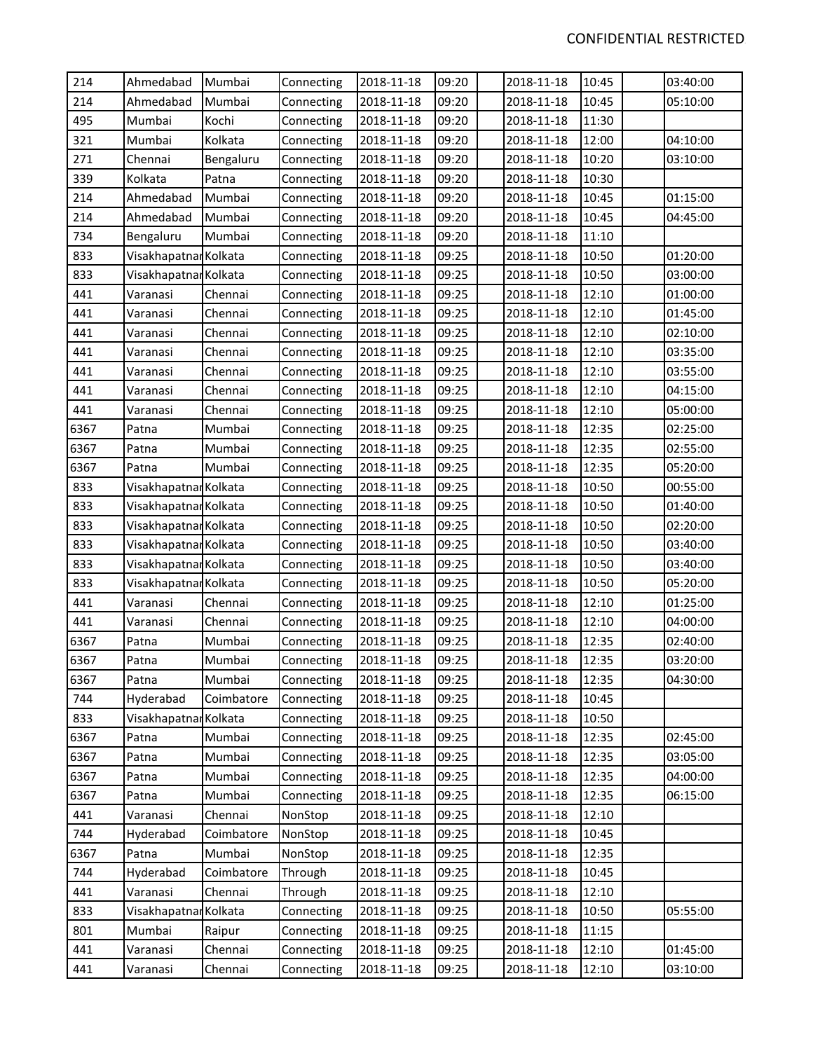| | | | | | | | | | | |
|---|---|---|---|---|---|---|---|---|---|---|
| 214 | Ahmedabad | Mumbai | Connecting | 2018-11-18 | 09:20 | | 2018-11-18 | 10:45 | | 03:40:00 |
| 214 | Ahmedabad | Mumbai | Connecting | 2018-11-18 | 09:20 | | 2018-11-18 | 10:45 | | 05:10:00 |
| 495 | Mumbai | Kochi | Connecting | 2018-11-18 | 09:20 | | 2018-11-18 | 11:30 | | |
| 321 | Mumbai | Kolkata | Connecting | 2018-11-18 | 09:20 | | 2018-11-18 | 12:00 | | 04:10:00 |
| 271 | Chennai | Bengaluru | Connecting | 2018-11-18 | 09:20 | | 2018-11-18 | 10:20 | | 03:10:00 |
| 339 | Kolkata | Patna | Connecting | 2018-11-18 | 09:20 | | 2018-11-18 | 10:30 | | |
| 214 | Ahmedabad | Mumbai | Connecting | 2018-11-18 | 09:20 | | 2018-11-18 | 10:45 | | 01:15:00 |
| 214 | Ahmedabad | Mumbai | Connecting | 2018-11-18 | 09:20 | | 2018-11-18 | 10:45 | | 04:45:00 |
| 734 | Bengaluru | Mumbai | Connecting | 2018-11-18 | 09:20 | | 2018-11-18 | 11:10 | | |
| 833 | Visakhapatnam | Kolkata | Connecting | 2018-11-18 | 09:25 | | 2018-11-18 | 10:50 | | 01:20:00 |
| 833 | Visakhapatnam | Kolkata | Connecting | 2018-11-18 | 09:25 | | 2018-11-18 | 10:50 | | 03:00:00 |
| 441 | Varanasi | Chennai | Connecting | 2018-11-18 | 09:25 | | 2018-11-18 | 12:10 | | 01:00:00 |
| 441 | Varanasi | Chennai | Connecting | 2018-11-18 | 09:25 | | 2018-11-18 | 12:10 | | 01:45:00 |
| 441 | Varanasi | Chennai | Connecting | 2018-11-18 | 09:25 | | 2018-11-18 | 12:10 | | 02:10:00 |
| 441 | Varanasi | Chennai | Connecting | 2018-11-18 | 09:25 | | 2018-11-18 | 12:10 | | 03:35:00 |
| 441 | Varanasi | Chennai | Connecting | 2018-11-18 | 09:25 | | 2018-11-18 | 12:10 | | 03:55:00 |
| 441 | Varanasi | Chennai | Connecting | 2018-11-18 | 09:25 | | 2018-11-18 | 12:10 | | 04:15:00 |
| 441 | Varanasi | Chennai | Connecting | 2018-11-18 | 09:25 | | 2018-11-18 | 12:10 | | 05:00:00 |
| 6367 | Patna | Mumbai | Connecting | 2018-11-18 | 09:25 | | 2018-11-18 | 12:35 | | 02:25:00 |
| 6367 | Patna | Mumbai | Connecting | 2018-11-18 | 09:25 | | 2018-11-18 | 12:35 | | 02:55:00 |
| 6367 | Patna | Mumbai | Connecting | 2018-11-18 | 09:25 | | 2018-11-18 | 12:35 | | 05:20:00 |
| 833 | Visakhapatnam | Kolkata | Connecting | 2018-11-18 | 09:25 | | 2018-11-18 | 10:50 | | 00:55:00 |
| 833 | Visakhapatnam | Kolkata | Connecting | 2018-11-18 | 09:25 | | 2018-11-18 | 10:50 | | 01:40:00 |
| 833 | Visakhapatnam | Kolkata | Connecting | 2018-11-18 | 09:25 | | 2018-11-18 | 10:50 | | 02:20:00 |
| 833 | Visakhapatnam | Kolkata | Connecting | 2018-11-18 | 09:25 | | 2018-11-18 | 10:50 | | 03:40:00 |
| 833 | Visakhapatnam | Kolkata | Connecting | 2018-11-18 | 09:25 | | 2018-11-18 | 10:50 | | 03:40:00 |
| 833 | Visakhapatnam | Kolkata | Connecting | 2018-11-18 | 09:25 | | 2018-11-18 | 10:50 | | 05:20:00 |
| 441 | Varanasi | Chennai | Connecting | 2018-11-18 | 09:25 | | 2018-11-18 | 12:10 | | 01:25:00 |
| 441 | Varanasi | Chennai | Connecting | 2018-11-18 | 09:25 | | 2018-11-18 | 12:10 | | 04:00:00 |
| 6367 | Patna | Mumbai | Connecting | 2018-11-18 | 09:25 | | 2018-11-18 | 12:35 | | 02:40:00 |
| 6367 | Patna | Mumbai | Connecting | 2018-11-18 | 09:25 | | 2018-11-18 | 12:35 | | 03:20:00 |
| 6367 | Patna | Mumbai | Connecting | 2018-11-18 | 09:25 | | 2018-11-18 | 12:35 | | 04:30:00 |
| 744 | Hyderabad | Coimbatore | Connecting | 2018-11-18 | 09:25 | | 2018-11-18 | 10:45 | | |
| 833 | Visakhapatnam | Kolkata | Connecting | 2018-11-18 | 09:25 | | 2018-11-18 | 10:50 | | |
| 6367 | Patna | Mumbai | Connecting | 2018-11-18 | 09:25 | | 2018-11-18 | 12:35 | | 02:45:00 |
| 6367 | Patna | Mumbai | Connecting | 2018-11-18 | 09:25 | | 2018-11-18 | 12:35 | | 03:05:00 |
| 6367 | Patna | Mumbai | Connecting | 2018-11-18 | 09:25 | | 2018-11-18 | 12:35 | | 04:00:00 |
| 6367 | Patna | Mumbai | Connecting | 2018-11-18 | 09:25 | | 2018-11-18 | 12:35 | | 06:15:00 |
| 441 | Varanasi | Chennai | NonStop | 2018-11-18 | 09:25 | | 2018-11-18 | 12:10 | | |
| 744 | Hyderabad | Coimbatore | NonStop | 2018-11-18 | 09:25 | | 2018-11-18 | 10:45 | | |
| 6367 | Patna | Mumbai | NonStop | 2018-11-18 | 09:25 | | 2018-11-18 | 12:35 | | |
| 744 | Hyderabad | Coimbatore | Through | 2018-11-18 | 09:25 | | 2018-11-18 | 10:45 | | |
| 441 | Varanasi | Chennai | Through | 2018-11-18 | 09:25 | | 2018-11-18 | 12:10 | | |
| 833 | Visakhapatnam | Kolkata | Connecting | 2018-11-18 | 09:25 | | 2018-11-18 | 10:50 | | 05:55:00 |
| 801 | Mumbai | Raipur | Connecting | 2018-11-18 | 09:25 | | 2018-11-18 | 11:15 | | |
| 441 | Varanasi | Chennai | Connecting | 2018-11-18 | 09:25 | | 2018-11-18 | 12:10 | | 01:45:00 |
| 441 | Varanasi | Chennai | Connecting | 2018-11-18 | 09:25 | | 2018-11-18 | 12:10 | | 03:10:00 |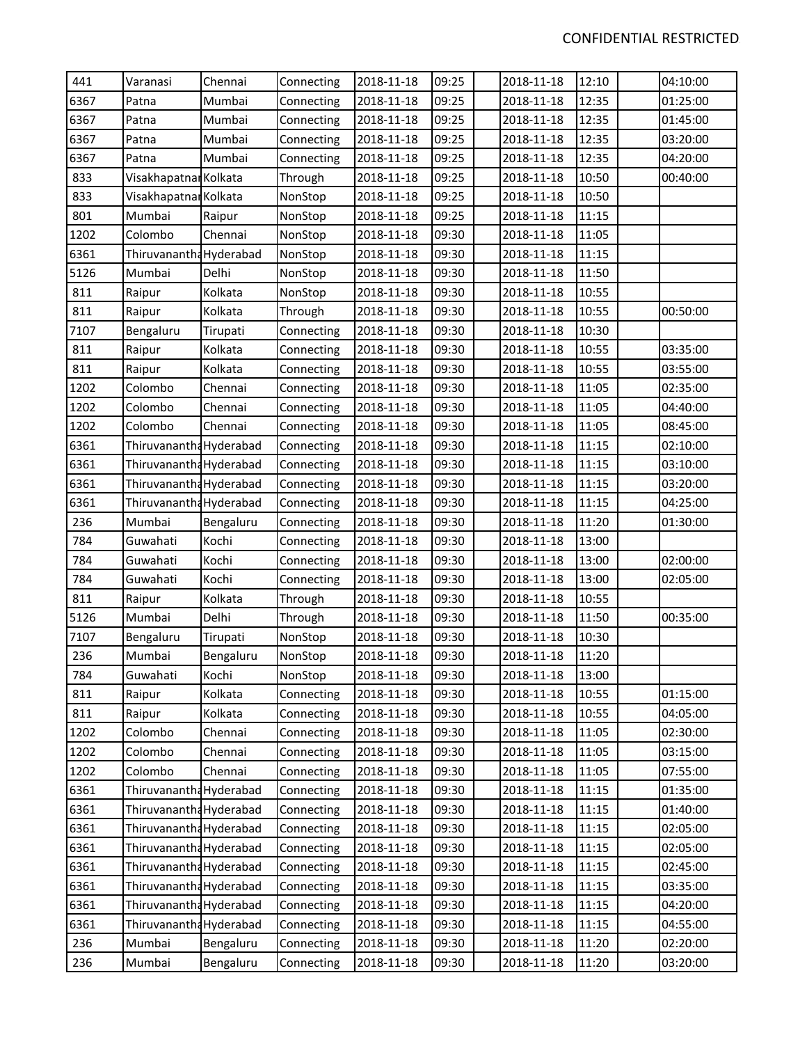| 441 | Varanasi | Chennai | Connecting | 2018-11-18 | 09:25 | | 2018-11-18 | 12:10 | | 04:10:00 |
|---|---|---|---|---|---|---|---|---|---|---|
| 6367 | Patna | Mumbai | Connecting | 2018-11-18 | 09:25 | | 2018-11-18 | 12:35 | | 01:25:00 |
| 6367 | Patna | Mumbai | Connecting | 2018-11-18 | 09:25 | | 2018-11-18 | 12:35 | | 01:45:00 |
| 6367 | Patna | Mumbai | Connecting | 2018-11-18 | 09:25 | | 2018-11-18 | 12:35 | | 03:20:00 |
| 6367 | Patna | Mumbai | Connecting | 2018-11-18 | 09:25 | | 2018-11-18 | 12:35 | | 04:20:00 |
| 833 | Visakhapatnar | Kolkata | Through | 2018-11-18 | 09:25 | | 2018-11-18 | 10:50 | | 00:40:00 |
| 833 | Visakhapatnar | Kolkata | NonStop | 2018-11-18 | 09:25 | | 2018-11-18 | 10:50 | | |
| 801 | Mumbai | Raipur | NonStop | 2018-11-18 | 09:25 | | 2018-11-18 | 11:15 | | |
| 1202 | Colombo | Chennai | NonStop | 2018-11-18 | 09:30 | | 2018-11-18 | 11:05 | | |
| 6361 | Thiruvanantha | Hyderabad | NonStop | 2018-11-18 | 09:30 | | 2018-11-18 | 11:15 | | |
| 5126 | Mumbai | Delhi | NonStop | 2018-11-18 | 09:30 | | 2018-11-18 | 11:50 | | |
| 811 | Raipur | Kolkata | NonStop | 2018-11-18 | 09:30 | | 2018-11-18 | 10:55 | | |
| 811 | Raipur | Kolkata | Through | 2018-11-18 | 09:30 | | 2018-11-18 | 10:55 | | 00:50:00 |
| 7107 | Bengaluru | Tirupati | Connecting | 2018-11-18 | 09:30 | | 2018-11-18 | 10:30 | | |
| 811 | Raipur | Kolkata | Connecting | 2018-11-18 | 09:30 | | 2018-11-18 | 10:55 | | 03:35:00 |
| 811 | Raipur | Kolkata | Connecting | 2018-11-18 | 09:30 | | 2018-11-18 | 10:55 | | 03:55:00 |
| 1202 | Colombo | Chennai | Connecting | 2018-11-18 | 09:30 | | 2018-11-18 | 11:05 | | 02:35:00 |
| 1202 | Colombo | Chennai | Connecting | 2018-11-18 | 09:30 | | 2018-11-18 | 11:05 | | 04:40:00 |
| 1202 | Colombo | Chennai | Connecting | 2018-11-18 | 09:30 | | 2018-11-18 | 11:05 | | 08:45:00 |
| 6361 | Thiruvanantha | Hyderabad | Connecting | 2018-11-18 | 09:30 | | 2018-11-18 | 11:15 | | 02:10:00 |
| 6361 | Thiruvanantha | Hyderabad | Connecting | 2018-11-18 | 09:30 | | 2018-11-18 | 11:15 | | 03:10:00 |
| 6361 | Thiruvanantha | Hyderabad | Connecting | 2018-11-18 | 09:30 | | 2018-11-18 | 11:15 | | 03:20:00 |
| 6361 | Thiruvanantha | Hyderabad | Connecting | 2018-11-18 | 09:30 | | 2018-11-18 | 11:15 | | 04:25:00 |
| 236 | Mumbai | Bengaluru | Connecting | 2018-11-18 | 09:30 | | 2018-11-18 | 11:20 | | 01:30:00 |
| 784 | Guwahati | Kochi | Connecting | 2018-11-18 | 09:30 | | 2018-11-18 | 13:00 | | |
| 784 | Guwahati | Kochi | Connecting | 2018-11-18 | 09:30 | | 2018-11-18 | 13:00 | | 02:00:00 |
| 784 | Guwahati | Kochi | Connecting | 2018-11-18 | 09:30 | | 2018-11-18 | 13:00 | | 02:05:00 |
| 811 | Raipur | Kolkata | Through | 2018-11-18 | 09:30 | | 2018-11-18 | 10:55 | | |
| 5126 | Mumbai | Delhi | Through | 2018-11-18 | 09:30 | | 2018-11-18 | 11:50 | | 00:35:00 |
| 7107 | Bengaluru | Tirupati | NonStop | 2018-11-18 | 09:30 | | 2018-11-18 | 10:30 | | |
| 236 | Mumbai | Bengaluru | NonStop | 2018-11-18 | 09:30 | | 2018-11-18 | 11:20 | | |
| 784 | Guwahati | Kochi | NonStop | 2018-11-18 | 09:30 | | 2018-11-18 | 13:00 | | |
| 811 | Raipur | Kolkata | Connecting | 2018-11-18 | 09:30 | | 2018-11-18 | 10:55 | | 01:15:00 |
| 811 | Raipur | Kolkata | Connecting | 2018-11-18 | 09:30 | | 2018-11-18 | 10:55 | | 04:05:00 |
| 1202 | Colombo | Chennai | Connecting | 2018-11-18 | 09:30 | | 2018-11-18 | 11:05 | | 02:30:00 |
| 1202 | Colombo | Chennai | Connecting | 2018-11-18 | 09:30 | | 2018-11-18 | 11:05 | | 03:15:00 |
| 1202 | Colombo | Chennai | Connecting | 2018-11-18 | 09:30 | | 2018-11-18 | 11:05 | | 07:55:00 |
| 6361 | Thiruvanantha | Hyderabad | Connecting | 2018-11-18 | 09:30 | | 2018-11-18 | 11:15 | | 01:35:00 |
| 6361 | Thiruvanantha | Hyderabad | Connecting | 2018-11-18 | 09:30 | | 2018-11-18 | 11:15 | | 01:40:00 |
| 6361 | Thiruvanantha | Hyderabad | Connecting | 2018-11-18 | 09:30 | | 2018-11-18 | 11:15 | | 02:05:00 |
| 6361 | Thiruvanantha | Hyderabad | Connecting | 2018-11-18 | 09:30 | | 2018-11-18 | 11:15 | | 02:05:00 |
| 6361 | Thiruvanantha | Hyderabad | Connecting | 2018-11-18 | 09:30 | | 2018-11-18 | 11:15 | | 02:45:00 |
| 6361 | Thiruvanantha | Hyderabad | Connecting | 2018-11-18 | 09:30 | | 2018-11-18 | 11:15 | | 03:35:00 |
| 6361 | Thiruvanantha | Hyderabad | Connecting | 2018-11-18 | 09:30 | | 2018-11-18 | 11:15 | | 04:20:00 |
| 6361 | Thiruvanantha | Hyderabad | Connecting | 2018-11-18 | 09:30 | | 2018-11-18 | 11:15 | | 04:55:00 |
| 236 | Mumbai | Bengaluru | Connecting | 2018-11-18 | 09:30 | | 2018-11-18 | 11:20 | | 02:20:00 |
| 236 | Mumbai | Bengaluru | Connecting | 2018-11-18 | 09:30 | | 2018-11-18 | 11:20 | | 03:20:00 |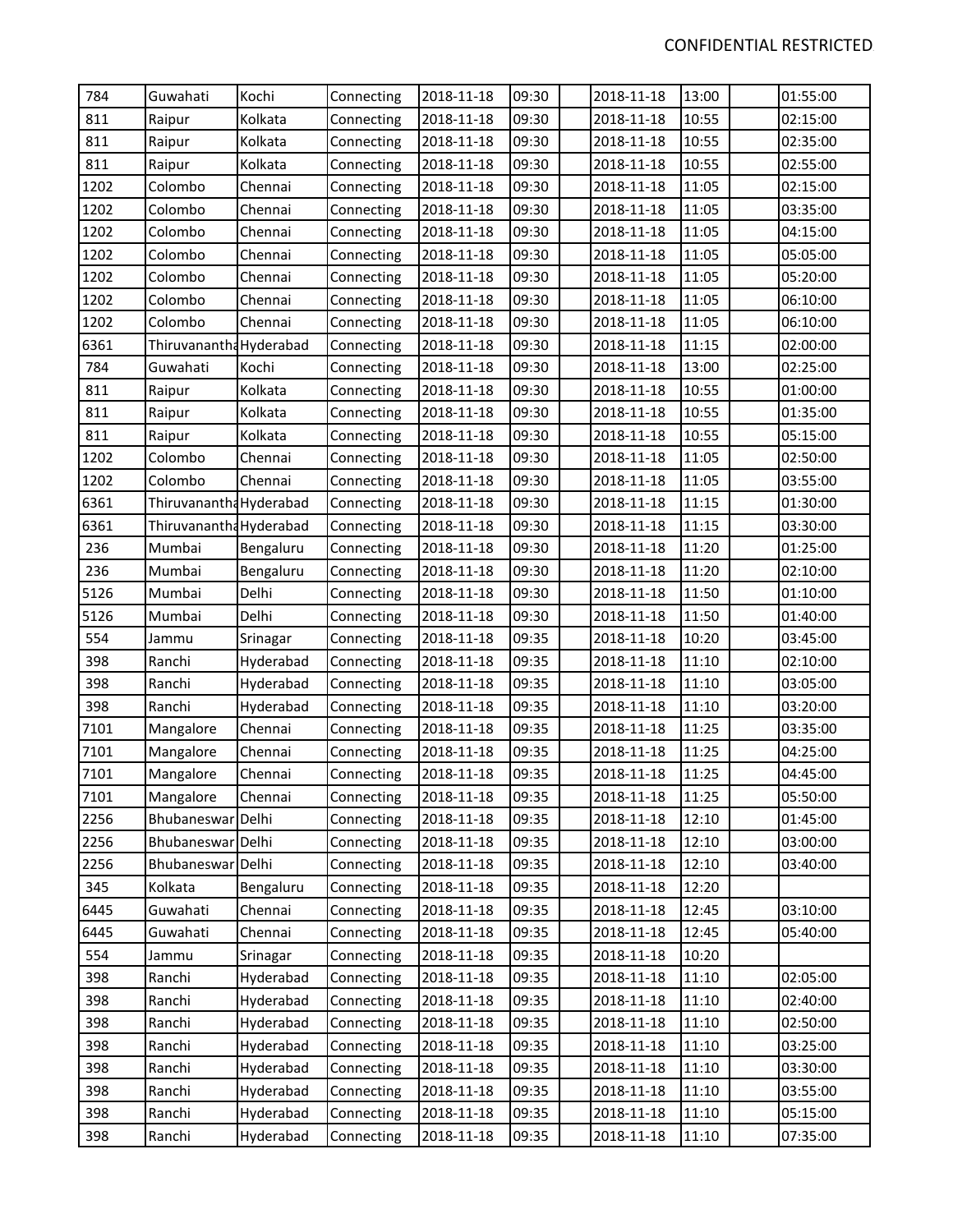CONFIDENTIAL RESTRICTED

| | | | | | | | | | | |
|---|---|---|---|---|---|---|---|---|---|---|
| 784 | Guwahati | Kochi | Connecting | 2018-11-18 | 09:30 | | 2018-11-18 | 13:00 | | 01:55:00 |
| 811 | Raipur | Kolkata | Connecting | 2018-11-18 | 09:30 | | 2018-11-18 | 10:55 | | 02:15:00 |
| 811 | Raipur | Kolkata | Connecting | 2018-11-18 | 09:30 | | 2018-11-18 | 10:55 | | 02:35:00 |
| 811 | Raipur | Kolkata | Connecting | 2018-11-18 | 09:30 | | 2018-11-18 | 10:55 | | 02:55:00 |
| 1202 | Colombo | Chennai | Connecting | 2018-11-18 | 09:30 | | 2018-11-18 | 11:05 | | 02:15:00 |
| 1202 | Colombo | Chennai | Connecting | 2018-11-18 | 09:30 | | 2018-11-18 | 11:05 | | 03:35:00 |
| 1202 | Colombo | Chennai | Connecting | 2018-11-18 | 09:30 | | 2018-11-18 | 11:05 | | 04:15:00 |
| 1202 | Colombo | Chennai | Connecting | 2018-11-18 | 09:30 | | 2018-11-18 | 11:05 | | 05:05:00 |
| 1202 | Colombo | Chennai | Connecting | 2018-11-18 | 09:30 | | 2018-11-18 | 11:05 | | 05:20:00 |
| 1202 | Colombo | Chennai | Connecting | 2018-11-18 | 09:30 | | 2018-11-18 | 11:05 | | 06:10:00 |
| 1202 | Colombo | Chennai | Connecting | 2018-11-18 | 09:30 | | 2018-11-18 | 11:05 | | 06:10:00 |
| 6361 | Thiruvanantha | Hyderabad | Connecting | 2018-11-18 | 09:30 | | 2018-11-18 | 11:15 | | 02:00:00 |
| 784 | Guwahati | Kochi | Connecting | 2018-11-18 | 09:30 | | 2018-11-18 | 13:00 | | 02:25:00 |
| 811 | Raipur | Kolkata | Connecting | 2018-11-18 | 09:30 | | 2018-11-18 | 10:55 | | 01:00:00 |
| 811 | Raipur | Kolkata | Connecting | 2018-11-18 | 09:30 | | 2018-11-18 | 10:55 | | 01:35:00 |
| 811 | Raipur | Kolkata | Connecting | 2018-11-18 | 09:30 | | 2018-11-18 | 10:55 | | 05:15:00 |
| 1202 | Colombo | Chennai | Connecting | 2018-11-18 | 09:30 | | 2018-11-18 | 11:05 | | 02:50:00 |
| 1202 | Colombo | Chennai | Connecting | 2018-11-18 | 09:30 | | 2018-11-18 | 11:05 | | 03:55:00 |
| 6361 | Thiruvanantha | Hyderabad | Connecting | 2018-11-18 | 09:30 | | 2018-11-18 | 11:15 | | 01:30:00 |
| 6361 | Thiruvanantha | Hyderabad | Connecting | 2018-11-18 | 09:30 | | 2018-11-18 | 11:15 | | 03:30:00 |
| 236 | Mumbai | Bengaluru | Connecting | 2018-11-18 | 09:30 | | 2018-11-18 | 11:20 | | 01:25:00 |
| 236 | Mumbai | Bengaluru | Connecting | 2018-11-18 | 09:30 | | 2018-11-18 | 11:20 | | 02:10:00 |
| 5126 | Mumbai | Delhi | Connecting | 2018-11-18 | 09:30 | | 2018-11-18 | 11:50 | | 01:10:00 |
| 5126 | Mumbai | Delhi | Connecting | 2018-11-18 | 09:30 | | 2018-11-18 | 11:50 | | 01:40:00 |
| 554 | Jammu | Srinagar | Connecting | 2018-11-18 | 09:35 | | 2018-11-18 | 10:20 | | 03:45:00 |
| 398 | Ranchi | Hyderabad | Connecting | 2018-11-18 | 09:35 | | 2018-11-18 | 11:10 | | 02:10:00 |
| 398 | Ranchi | Hyderabad | Connecting | 2018-11-18 | 09:35 | | 2018-11-18 | 11:10 | | 03:05:00 |
| 398 | Ranchi | Hyderabad | Connecting | 2018-11-18 | 09:35 | | 2018-11-18 | 11:10 | | 03:20:00 |
| 7101 | Mangalore | Chennai | Connecting | 2018-11-18 | 09:35 | | 2018-11-18 | 11:25 | | 03:35:00 |
| 7101 | Mangalore | Chennai | Connecting | 2018-11-18 | 09:35 | | 2018-11-18 | 11:25 | | 04:25:00 |
| 7101 | Mangalore | Chennai | Connecting | 2018-11-18 | 09:35 | | 2018-11-18 | 11:25 | | 04:45:00 |
| 7101 | Mangalore | Chennai | Connecting | 2018-11-18 | 09:35 | | 2018-11-18 | 11:25 | | 05:50:00 |
| 2256 | Bhubaneswar | Delhi | Connecting | 2018-11-18 | 09:35 | | 2018-11-18 | 12:10 | | 01:45:00 |
| 2256 | Bhubaneswar | Delhi | Connecting | 2018-11-18 | 09:35 | | 2018-11-18 | 12:10 | | 03:00:00 |
| 2256 | Bhubaneswar | Delhi | Connecting | 2018-11-18 | 09:35 | | 2018-11-18 | 12:10 | | 03:40:00 |
| 345 | Kolkata | Bengaluru | Connecting | 2018-11-18 | 09:35 | | 2018-11-18 | 12:20 | | |
| 6445 | Guwahati | Chennai | Connecting | 2018-11-18 | 09:35 | | 2018-11-18 | 12:45 | | 03:10:00 |
| 6445 | Guwahati | Chennai | Connecting | 2018-11-18 | 09:35 | | 2018-11-18 | 12:45 | | 05:40:00 |
| 554 | Jammu | Srinagar | Connecting | 2018-11-18 | 09:35 | | 2018-11-18 | 10:20 | | |
| 398 | Ranchi | Hyderabad | Connecting | 2018-11-18 | 09:35 | | 2018-11-18 | 11:10 | | 02:05:00 |
| 398 | Ranchi | Hyderabad | Connecting | 2018-11-18 | 09:35 | | 2018-11-18 | 11:10 | | 02:40:00 |
| 398 | Ranchi | Hyderabad | Connecting | 2018-11-18 | 09:35 | | 2018-11-18 | 11:10 | | 02:50:00 |
| 398 | Ranchi | Hyderabad | Connecting | 2018-11-18 | 09:35 | | 2018-11-18 | 11:10 | | 03:25:00 |
| 398 | Ranchi | Hyderabad | Connecting | 2018-11-18 | 09:35 | | 2018-11-18 | 11:10 | | 03:30:00 |
| 398 | Ranchi | Hyderabad | Connecting | 2018-11-18 | 09:35 | | 2018-11-18 | 11:10 | | 03:55:00 |
| 398 | Ranchi | Hyderabad | Connecting | 2018-11-18 | 09:35 | | 2018-11-18 | 11:10 | | 05:15:00 |
| 398 | Ranchi | Hyderabad | Connecting | 2018-11-18 | 09:35 | | 2018-11-18 | 11:10 | | 07:35:00 |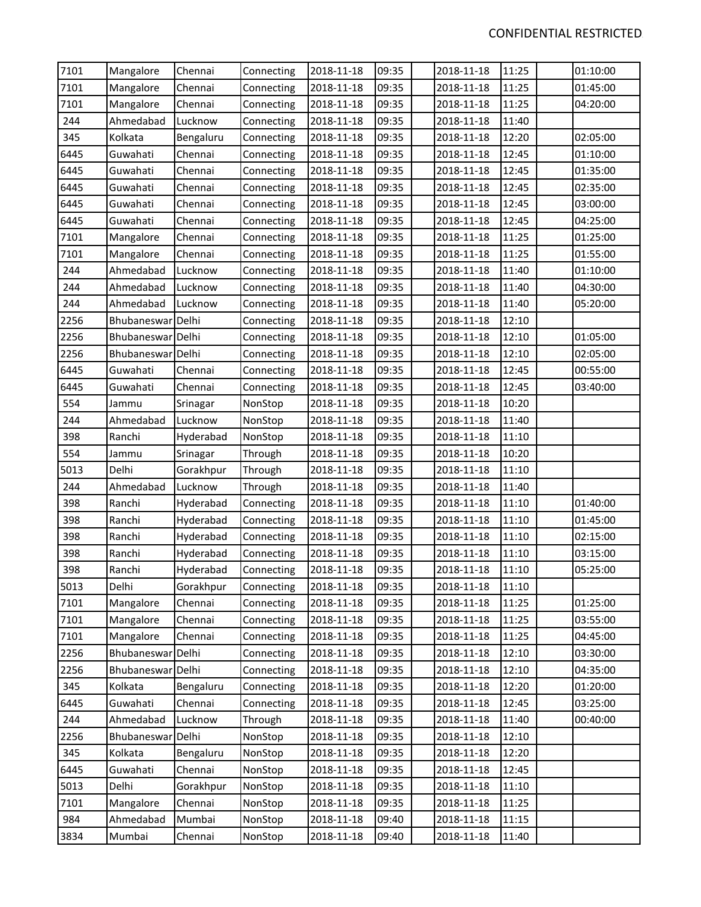| | | | | | | | | | | |
|---|---|---|---|---|---|---|---|---|---|---|
| 7101 | Mangalore | Chennai | Connecting | 2018-11-18 | 09:35 | | 2018-11-18 | 11:25 | | 01:10:00 |
| 7101 | Mangalore | Chennai | Connecting | 2018-11-18 | 09:35 | | 2018-11-18 | 11:25 | | 01:45:00 |
| 7101 | Mangalore | Chennai | Connecting | 2018-11-18 | 09:35 | | 2018-11-18 | 11:25 | | 04:20:00 |
| 244 | Ahmedabad | Lucknow | Connecting | 2018-11-18 | 09:35 | | 2018-11-18 | 11:40 | | |
| 345 | Kolkata | Bengaluru | Connecting | 2018-11-18 | 09:35 | | 2018-11-18 | 12:20 | | 02:05:00 |
| 6445 | Guwahati | Chennai | Connecting | 2018-11-18 | 09:35 | | 2018-11-18 | 12:45 | | 01:10:00 |
| 6445 | Guwahati | Chennai | Connecting | 2018-11-18 | 09:35 | | 2018-11-18 | 12:45 | | 01:35:00 |
| 6445 | Guwahati | Chennai | Connecting | 2018-11-18 | 09:35 | | 2018-11-18 | 12:45 | | 02:35:00 |
| 6445 | Guwahati | Chennai | Connecting | 2018-11-18 | 09:35 | | 2018-11-18 | 12:45 | | 03:00:00 |
| 6445 | Guwahati | Chennai | Connecting | 2018-11-18 | 09:35 | | 2018-11-18 | 12:45 | | 04:25:00 |
| 7101 | Mangalore | Chennai | Connecting | 2018-11-18 | 09:35 | | 2018-11-18 | 11:25 | | 01:25:00 |
| 7101 | Mangalore | Chennai | Connecting | 2018-11-18 | 09:35 | | 2018-11-18 | 11:25 | | 01:55:00 |
| 244 | Ahmedabad | Lucknow | Connecting | 2018-11-18 | 09:35 | | 2018-11-18 | 11:40 | | 01:10:00 |
| 244 | Ahmedabad | Lucknow | Connecting | 2018-11-18 | 09:35 | | 2018-11-18 | 11:40 | | 04:30:00 |
| 244 | Ahmedabad | Lucknow | Connecting | 2018-11-18 | 09:35 | | 2018-11-18 | 11:40 | | 05:20:00 |
| 2256 | Bhubaneswar | Delhi | Connecting | 2018-11-18 | 09:35 | | 2018-11-18 | 12:10 | | |
| 2256 | Bhubaneswar | Delhi | Connecting | 2018-11-18 | 09:35 | | 2018-11-18 | 12:10 | | 01:05:00 |
| 2256 | Bhubaneswar | Delhi | Connecting | 2018-11-18 | 09:35 | | 2018-11-18 | 12:10 | | 02:05:00 |
| 6445 | Guwahati | Chennai | Connecting | 2018-11-18 | 09:35 | | 2018-11-18 | 12:45 | | 00:55:00 |
| 6445 | Guwahati | Chennai | Connecting | 2018-11-18 | 09:35 | | 2018-11-18 | 12:45 | | 03:40:00 |
| 554 | Jammu | Srinagar | NonStop | 2018-11-18 | 09:35 | | 2018-11-18 | 10:20 | | |
| 244 | Ahmedabad | Lucknow | NonStop | 2018-11-18 | 09:35 | | 2018-11-18 | 11:40 | | |
| 398 | Ranchi | Hyderabad | NonStop | 2018-11-18 | 09:35 | | 2018-11-18 | 11:10 | | |
| 554 | Jammu | Srinagar | Through | 2018-11-18 | 09:35 | | 2018-11-18 | 10:20 | | |
| 5013 | Delhi | Gorakhpur | Through | 2018-11-18 | 09:35 | | 2018-11-18 | 11:10 | | |
| 244 | Ahmedabad | Lucknow | Through | 2018-11-18 | 09:35 | | 2018-11-18 | 11:40 | | |
| 398 | Ranchi | Hyderabad | Connecting | 2018-11-18 | 09:35 | | 2018-11-18 | 11:10 | | 01:40:00 |
| 398 | Ranchi | Hyderabad | Connecting | 2018-11-18 | 09:35 | | 2018-11-18 | 11:10 | | 01:45:00 |
| 398 | Ranchi | Hyderabad | Connecting | 2018-11-18 | 09:35 | | 2018-11-18 | 11:10 | | 02:15:00 |
| 398 | Ranchi | Hyderabad | Connecting | 2018-11-18 | 09:35 | | 2018-11-18 | 11:10 | | 03:15:00 |
| 398 | Ranchi | Hyderabad | Connecting | 2018-11-18 | 09:35 | | 2018-11-18 | 11:10 | | 05:25:00 |
| 5013 | Delhi | Gorakhpur | Connecting | 2018-11-18 | 09:35 | | 2018-11-18 | 11:10 | | |
| 7101 | Mangalore | Chennai | Connecting | 2018-11-18 | 09:35 | | 2018-11-18 | 11:25 | | 01:25:00 |
| 7101 | Mangalore | Chennai | Connecting | 2018-11-18 | 09:35 | | 2018-11-18 | 11:25 | | 03:55:00 |
| 7101 | Mangalore | Chennai | Connecting | 2018-11-18 | 09:35 | | 2018-11-18 | 11:25 | | 04:45:00 |
| 2256 | Bhubaneswar | Delhi | Connecting | 2018-11-18 | 09:35 | | 2018-11-18 | 12:10 | | 03:30:00 |
| 2256 | Bhubaneswar | Delhi | Connecting | 2018-11-18 | 09:35 | | 2018-11-18 | 12:10 | | 04:35:00 |
| 345 | Kolkata | Bengaluru | Connecting | 2018-11-18 | 09:35 | | 2018-11-18 | 12:20 | | 01:20:00 |
| 6445 | Guwahati | Chennai | Connecting | 2018-11-18 | 09:35 | | 2018-11-18 | 12:45 | | 03:25:00 |
| 244 | Ahmedabad | Lucknow | Through | 2018-11-18 | 09:35 | | 2018-11-18 | 11:40 | | 00:40:00 |
| 2256 | Bhubaneswar | Delhi | NonStop | 2018-11-18 | 09:35 | | 2018-11-18 | 12:10 | | |
| 345 | Kolkata | Bengaluru | NonStop | 2018-11-18 | 09:35 | | 2018-11-18 | 12:20 | | |
| 6445 | Guwahati | Chennai | NonStop | 2018-11-18 | 09:35 | | 2018-11-18 | 12:45 | | |
| 5013 | Delhi | Gorakhpur | NonStop | 2018-11-18 | 09:35 | | 2018-11-18 | 11:10 | | |
| 7101 | Mangalore | Chennai | NonStop | 2018-11-18 | 09:35 | | 2018-11-18 | 11:25 | | |
| 984 | Ahmedabad | Mumbai | NonStop | 2018-11-18 | 09:40 | | 2018-11-18 | 11:15 | | |
| 3834 | Mumbai | Chennai | NonStop | 2018-11-18 | 09:40 | | 2018-11-18 | 11:40 | | |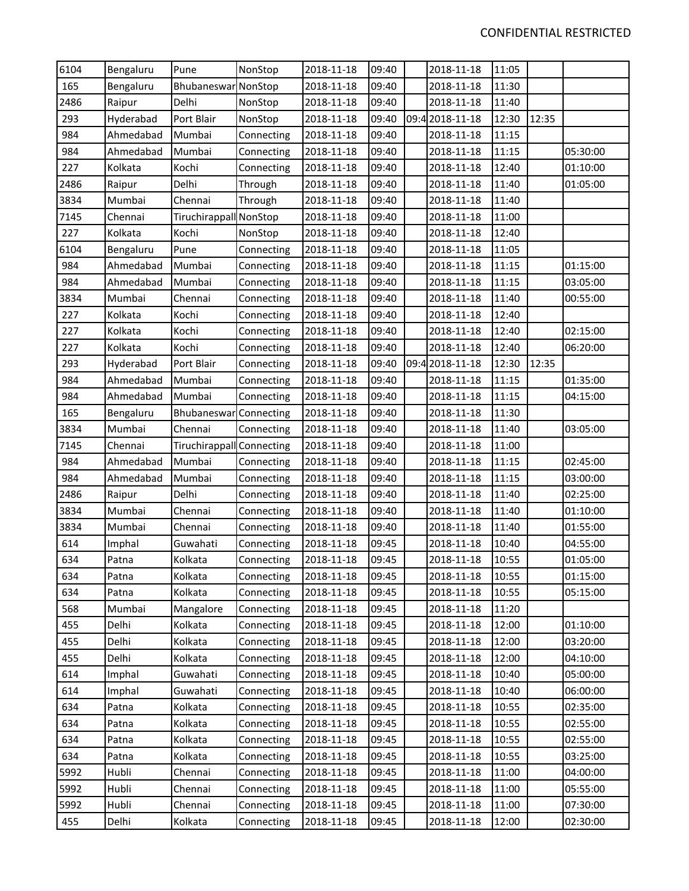| 6104 | Bengaluru | Pune | NonStop | 2018-11-18 | 09:40 | | 2018-11-18 | 11:05 | | |
|---|---|---|---|---|---|---|---|---|---|---|
| 165 | Bengaluru | Bhubaneswar | NonStop | 2018-11-18 | 09:40 | | 2018-11-18 | 11:30 | | |
| 2486 | Raipur | Delhi | NonStop | 2018-11-18 | 09:40 | | 2018-11-18 | 11:40 | | |
| 293 | Hyderabad | Port Blair | NonStop | 2018-11-18 | 09:40 | 09:4 | 2018-11-18 | 12:30 | 12:35 | |
| 984 | Ahmedabad | Mumbai | Connecting | 2018-11-18 | 09:40 | | 2018-11-18 | 11:15 | | |
| 984 | Ahmedabad | Mumbai | Connecting | 2018-11-18 | 09:40 | | 2018-11-18 | 11:15 | | 05:30:00 |
| 227 | Kolkata | Kochi | Connecting | 2018-11-18 | 09:40 | | 2018-11-18 | 12:40 | | 01:10:00 |
| 2486 | Raipur | Delhi | Through | 2018-11-18 | 09:40 | | 2018-11-18 | 11:40 | | 01:05:00 |
| 3834 | Mumbai | Chennai | Through | 2018-11-18 | 09:40 | | 2018-11-18 | 11:40 | | |
| 7145 | Chennai | Tiruchirappall | NonStop | 2018-11-18 | 09:40 | | 2018-11-18 | 11:00 | | |
| 227 | Kolkata | Kochi | NonStop | 2018-11-18 | 09:40 | | 2018-11-18 | 12:40 | | |
| 6104 | Bengaluru | Pune | Connecting | 2018-11-18 | 09:40 | | 2018-11-18 | 11:05 | | |
| 984 | Ahmedabad | Mumbai | Connecting | 2018-11-18 | 09:40 | | 2018-11-18 | 11:15 | | 01:15:00 |
| 984 | Ahmedabad | Mumbai | Connecting | 2018-11-18 | 09:40 | | 2018-11-18 | 11:15 | | 03:05:00 |
| 3834 | Mumbai | Chennai | Connecting | 2018-11-18 | 09:40 | | 2018-11-18 | 11:40 | | 00:55:00 |
| 227 | Kolkata | Kochi | Connecting | 2018-11-18 | 09:40 | | 2018-11-18 | 12:40 | | |
| 227 | Kolkata | Kochi | Connecting | 2018-11-18 | 09:40 | | 2018-11-18 | 12:40 | | 02:15:00 |
| 227 | Kolkata | Kochi | Connecting | 2018-11-18 | 09:40 | | 2018-11-18 | 12:40 | | 06:20:00 |
| 293 | Hyderabad | Port Blair | Connecting | 2018-11-18 | 09:40 | 09:4 | 2018-11-18 | 12:30 | 12:35 | |
| 984 | Ahmedabad | Mumbai | Connecting | 2018-11-18 | 09:40 | | 2018-11-18 | 11:15 | | 01:35:00 |
| 984 | Ahmedabad | Mumbai | Connecting | 2018-11-18 | 09:40 | | 2018-11-18 | 11:15 | | 04:15:00 |
| 165 | Bengaluru | Bhubaneswar | Connecting | 2018-11-18 | 09:40 | | 2018-11-18 | 11:30 | | |
| 3834 | Mumbai | Chennai | Connecting | 2018-11-18 | 09:40 | | 2018-11-18 | 11:40 | | 03:05:00 |
| 7145 | Chennai | Tiruchirappall | Connecting | 2018-11-18 | 09:40 | | 2018-11-18 | 11:00 | | |
| 984 | Ahmedabad | Mumbai | Connecting | 2018-11-18 | 09:40 | | 2018-11-18 | 11:15 | | 02:45:00 |
| 984 | Ahmedabad | Mumbai | Connecting | 2018-11-18 | 09:40 | | 2018-11-18 | 11:15 | | 03:00:00 |
| 2486 | Raipur | Delhi | Connecting | 2018-11-18 | 09:40 | | 2018-11-18 | 11:40 | | 02:25:00 |
| 3834 | Mumbai | Chennai | Connecting | 2018-11-18 | 09:40 | | 2018-11-18 | 11:40 | | 01:10:00 |
| 3834 | Mumbai | Chennai | Connecting | 2018-11-18 | 09:40 | | 2018-11-18 | 11:40 | | 01:55:00 |
| 614 | Imphal | Guwahati | Connecting | 2018-11-18 | 09:45 | | 2018-11-18 | 10:40 | | 04:55:00 |
| 634 | Patna | Kolkata | Connecting | 2018-11-18 | 09:45 | | 2018-11-18 | 10:55 | | 01:05:00 |
| 634 | Patna | Kolkata | Connecting | 2018-11-18 | 09:45 | | 2018-11-18 | 10:55 | | 01:15:00 |
| 634 | Patna | Kolkata | Connecting | 2018-11-18 | 09:45 | | 2018-11-18 | 10:55 | | 05:15:00 |
| 568 | Mumbai | Mangalore | Connecting | 2018-11-18 | 09:45 | | 2018-11-18 | 11:20 | | |
| 455 | Delhi | Kolkata | Connecting | 2018-11-18 | 09:45 | | 2018-11-18 | 12:00 | | 01:10:00 |
| 455 | Delhi | Kolkata | Connecting | 2018-11-18 | 09:45 | | 2018-11-18 | 12:00 | | 03:20:00 |
| 455 | Delhi | Kolkata | Connecting | 2018-11-18 | 09:45 | | 2018-11-18 | 12:00 | | 04:10:00 |
| 614 | Imphal | Guwahati | Connecting | 2018-11-18 | 09:45 | | 2018-11-18 | 10:40 | | 05:00:00 |
| 614 | Imphal | Guwahati | Connecting | 2018-11-18 | 09:45 | | 2018-11-18 | 10:40 | | 06:00:00 |
| 634 | Patna | Kolkata | Connecting | 2018-11-18 | 09:45 | | 2018-11-18 | 10:55 | | 02:35:00 |
| 634 | Patna | Kolkata | Connecting | 2018-11-18 | 09:45 | | 2018-11-18 | 10:55 | | 02:55:00 |
| 634 | Patna | Kolkata | Connecting | 2018-11-18 | 09:45 | | 2018-11-18 | 10:55 | | 02:55:00 |
| 634 | Patna | Kolkata | Connecting | 2018-11-18 | 09:45 | | 2018-11-18 | 10:55 | | 03:25:00 |
| 5992 | Hubli | Chennai | Connecting | 2018-11-18 | 09:45 | | 2018-11-18 | 11:00 | | 04:00:00 |
| 5992 | Hubli | Chennai | Connecting | 2018-11-18 | 09:45 | | 2018-11-18 | 11:00 | | 05:55:00 |
| 5992 | Hubli | Chennai | Connecting | 2018-11-18 | 09:45 | | 2018-11-18 | 11:00 | | 07:30:00 |
| 455 | Delhi | Kolkata | Connecting | 2018-11-18 | 09:45 | | 2018-11-18 | 12:00 | | 02:30:00 |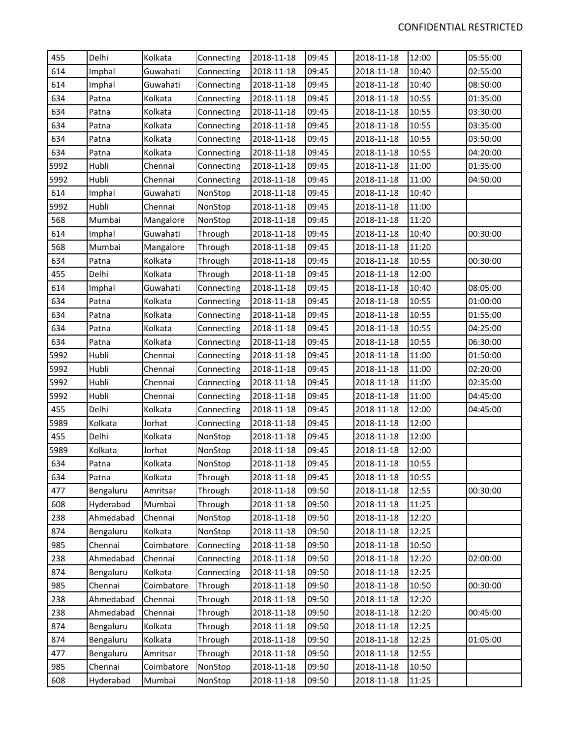| 455 | Delhi | Kolkata | Connecting | 2018-11-18 | 09:45 | | 2018-11-18 | 12:00 | | 05:55:00 |
|---|---|---|---|---|---|---|---|---|---|---|
| 614 | Imphal | Guwahati | Connecting | 2018-11-18 | 09:45 | | 2018-11-18 | 10:40 | | 02:55:00 |
| 614 | Imphal | Guwahati | Connecting | 2018-11-18 | 09:45 | | 2018-11-18 | 10:40 | | 08:50:00 |
| 634 | Patna | Kolkata | Connecting | 2018-11-18 | 09:45 | | 2018-11-18 | 10:55 | | 01:35:00 |
| 634 | Patna | Kolkata | Connecting | 2018-11-18 | 09:45 | | 2018-11-18 | 10:55 | | 03:30:00 |
| 634 | Patna | Kolkata | Connecting | 2018-11-18 | 09:45 | | 2018-11-18 | 10:55 | | 03:35:00 |
| 634 | Patna | Kolkata | Connecting | 2018-11-18 | 09:45 | | 2018-11-18 | 10:55 | | 03:50:00 |
| 634 | Patna | Kolkata | Connecting | 2018-11-18 | 09:45 | | 2018-11-18 | 10:55 | | 04:20:00 |
| 5992 | Hubli | Chennai | Connecting | 2018-11-18 | 09:45 | | 2018-11-18 | 11:00 | | 01:35:00 |
| 5992 | Hubli | Chennai | Connecting | 2018-11-18 | 09:45 | | 2018-11-18 | 11:00 | | 04:50:00 |
| 614 | Imphal | Guwahati | NonStop | 2018-11-18 | 09:45 | | 2018-11-18 | 10:40 | | |
| 5992 | Hubli | Chennai | NonStop | 2018-11-18 | 09:45 | | 2018-11-18 | 11:00 | | |
| 568 | Mumbai | Mangalore | NonStop | 2018-11-18 | 09:45 | | 2018-11-18 | 11:20 | | |
| 614 | Imphal | Guwahati | Through | 2018-11-18 | 09:45 | | 2018-11-18 | 10:40 | | 00:30:00 |
| 568 | Mumbai | Mangalore | Through | 2018-11-18 | 09:45 | | 2018-11-18 | 11:20 | | |
| 634 | Patna | Kolkata | Through | 2018-11-18 | 09:45 | | 2018-11-18 | 10:55 | | 00:30:00 |
| 455 | Delhi | Kolkata | Through | 2018-11-18 | 09:45 | | 2018-11-18 | 12:00 | | |
| 614 | Imphal | Guwahati | Connecting | 2018-11-18 | 09:45 | | 2018-11-18 | 10:40 | | 08:05:00 |
| 634 | Patna | Kolkata | Connecting | 2018-11-18 | 09:45 | | 2018-11-18 | 10:55 | | 01:00:00 |
| 634 | Patna | Kolkata | Connecting | 2018-11-18 | 09:45 | | 2018-11-18 | 10:55 | | 01:55:00 |
| 634 | Patna | Kolkata | Connecting | 2018-11-18 | 09:45 | | 2018-11-18 | 10:55 | | 04:25:00 |
| 634 | Patna | Kolkata | Connecting | 2018-11-18 | 09:45 | | 2018-11-18 | 10:55 | | 06:30:00 |
| 5992 | Hubli | Chennai | Connecting | 2018-11-18 | 09:45 | | 2018-11-18 | 11:00 | | 01:50:00 |
| 5992 | Hubli | Chennai | Connecting | 2018-11-18 | 09:45 | | 2018-11-18 | 11:00 | | 02:20:00 |
| 5992 | Hubli | Chennai | Connecting | 2018-11-18 | 09:45 | | 2018-11-18 | 11:00 | | 02:35:00 |
| 5992 | Hubli | Chennai | Connecting | 2018-11-18 | 09:45 | | 2018-11-18 | 11:00 | | 04:45:00 |
| 455 | Delhi | Kolkata | Connecting | 2018-11-18 | 09:45 | | 2018-11-18 | 12:00 | | 04:45:00 |
| 5989 | Kolkata | Jorhat | Connecting | 2018-11-18 | 09:45 | | 2018-11-18 | 12:00 | | |
| 455 | Delhi | Kolkata | NonStop | 2018-11-18 | 09:45 | | 2018-11-18 | 12:00 | | |
| 5989 | Kolkata | Jorhat | NonStop | 2018-11-18 | 09:45 | | 2018-11-18 | 12:00 | | |
| 634 | Patna | Kolkata | NonStop | 2018-11-18 | 09:45 | | 2018-11-18 | 10:55 | | |
| 634 | Patna | Kolkata | Through | 2018-11-18 | 09:45 | | 2018-11-18 | 10:55 | | |
| 477 | Bengaluru | Amritsar | Through | 2018-11-18 | 09:50 | | 2018-11-18 | 12:55 | | 00:30:00 |
| 608 | Hyderabad | Mumbai | Through | 2018-11-18 | 09:50 | | 2018-11-18 | 11:25 | | |
| 238 | Ahmedabad | Chennai | NonStop | 2018-11-18 | 09:50 | | 2018-11-18 | 12:20 | | |
| 874 | Bengaluru | Kolkata | NonStop | 2018-11-18 | 09:50 | | 2018-11-18 | 12:25 | | |
| 985 | Chennai | Coimbatore | Connecting | 2018-11-18 | 09:50 | | 2018-11-18 | 10:50 | | |
| 238 | Ahmedabad | Chennai | Connecting | 2018-11-18 | 09:50 | | 2018-11-18 | 12:20 | | 02:00:00 |
| 874 | Bengaluru | Kolkata | Connecting | 2018-11-18 | 09:50 | | 2018-11-18 | 12:25 | | |
| 985 | Chennai | Coimbatore | Through | 2018-11-18 | 09:50 | | 2018-11-18 | 10:50 | | 00:30:00 |
| 238 | Ahmedabad | Chennai | Through | 2018-11-18 | 09:50 | | 2018-11-18 | 12:20 | | |
| 238 | Ahmedabad | Chennai | Through | 2018-11-18 | 09:50 | | 2018-11-18 | 12:20 | | 00:45:00 |
| 874 | Bengaluru | Kolkata | Through | 2018-11-18 | 09:50 | | 2018-11-18 | 12:25 | | |
| 874 | Bengaluru | Kolkata | Through | 2018-11-18 | 09:50 | | 2018-11-18 | 12:25 | | 01:05:00 |
| 477 | Bengaluru | Amritsar | Through | 2018-11-18 | 09:50 | | 2018-11-18 | 12:55 | | |
| 985 | Chennai | Coimbatore | NonStop | 2018-11-18 | 09:50 | | 2018-11-18 | 10:50 | | |
| 608 | Hyderabad | Mumbai | NonStop | 2018-11-18 | 09:50 | | 2018-11-18 | 11:25 | | |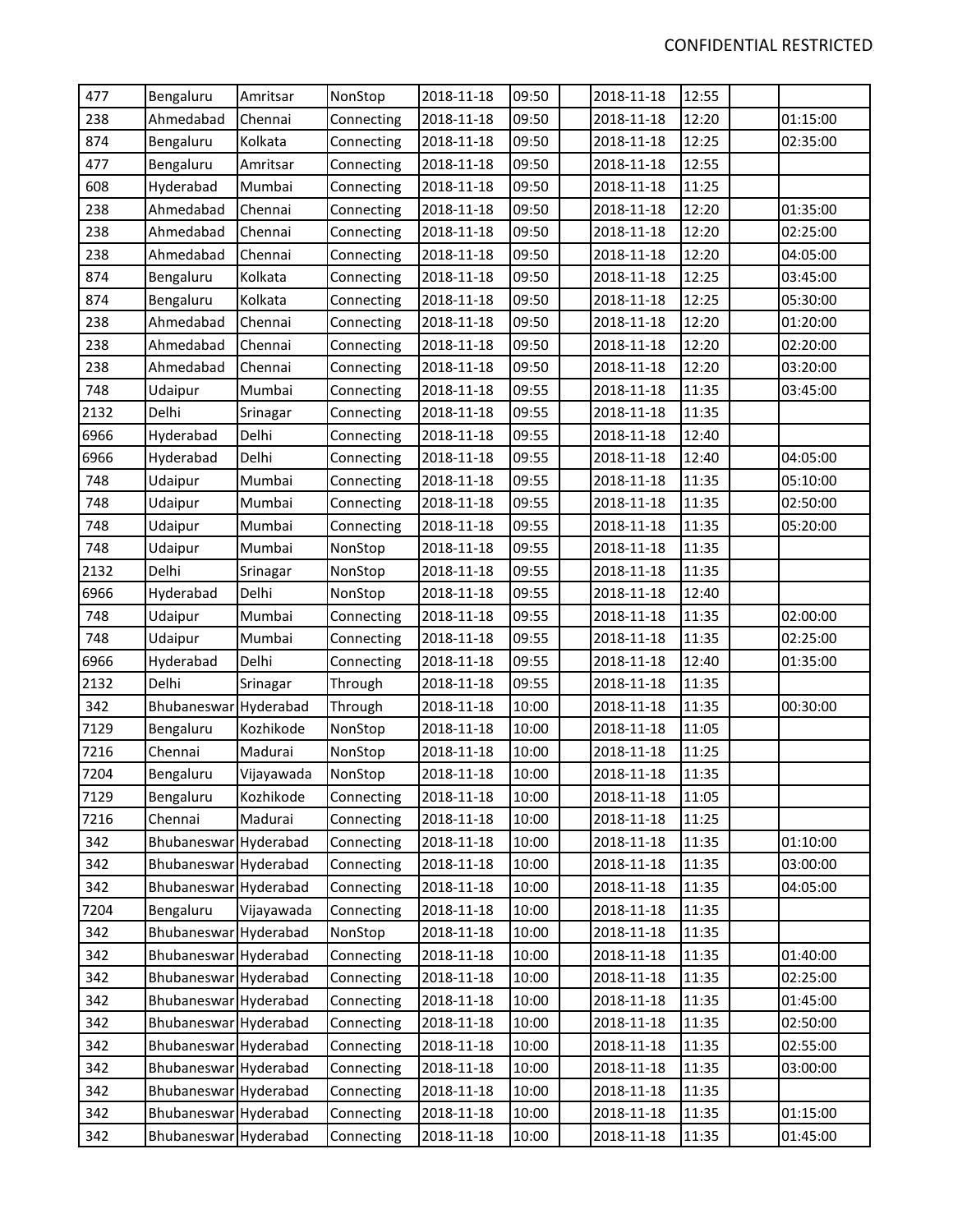| | | | | | | | | | |
|---|---|---|---|---|---|---|---|---|---|
| 477 | Bengaluru | Amritsar | NonStop | 2018-11-18 | 09:50 | | 2018-11-18 | 12:55 | | |
| 238 | Ahmedabad | Chennai | Connecting | 2018-11-18 | 09:50 | | 2018-11-18 | 12:20 | | 01:15:00 |
| 874 | Bengaluru | Kolkata | Connecting | 2018-11-18 | 09:50 | | 2018-11-18 | 12:25 | | 02:35:00 |
| 477 | Bengaluru | Amritsar | Connecting | 2018-11-18 | 09:50 | | 2018-11-18 | 12:55 | | |
| 608 | Hyderabad | Mumbai | Connecting | 2018-11-18 | 09:50 | | 2018-11-18 | 11:25 | | |
| 238 | Ahmedabad | Chennai | Connecting | 2018-11-18 | 09:50 | | 2018-11-18 | 12:20 | | 01:35:00 |
| 238 | Ahmedabad | Chennai | Connecting | 2018-11-18 | 09:50 | | 2018-11-18 | 12:20 | | 02:25:00 |
| 238 | Ahmedabad | Chennai | Connecting | 2018-11-18 | 09:50 | | 2018-11-18 | 12:20 | | 04:05:00 |
| 874 | Bengaluru | Kolkata | Connecting | 2018-11-18 | 09:50 | | 2018-11-18 | 12:25 | | 03:45:00 |
| 874 | Bengaluru | Kolkata | Connecting | 2018-11-18 | 09:50 | | 2018-11-18 | 12:25 | | 05:30:00 |
| 238 | Ahmedabad | Chennai | Connecting | 2018-11-18 | 09:50 | | 2018-11-18 | 12:20 | | 01:20:00 |
| 238 | Ahmedabad | Chennai | Connecting | 2018-11-18 | 09:50 | | 2018-11-18 | 12:20 | | 02:20:00 |
| 238 | Ahmedabad | Chennai | Connecting | 2018-11-18 | 09:50 | | 2018-11-18 | 12:20 | | 03:20:00 |
| 748 | Udaipur | Mumbai | Connecting | 2018-11-18 | 09:55 | | 2018-11-18 | 11:35 | | 03:45:00 |
| 2132 | Delhi | Srinagar | Connecting | 2018-11-18 | 09:55 | | 2018-11-18 | 11:35 | | |
| 6966 | Hyderabad | Delhi | Connecting | 2018-11-18 | 09:55 | | 2018-11-18 | 12:40 | | |
| 6966 | Hyderabad | Delhi | Connecting | 2018-11-18 | 09:55 | | 2018-11-18 | 12:40 | | 04:05:00 |
| 748 | Udaipur | Mumbai | Connecting | 2018-11-18 | 09:55 | | 2018-11-18 | 11:35 | | 05:10:00 |
| 748 | Udaipur | Mumbai | Connecting | 2018-11-18 | 09:55 | | 2018-11-18 | 11:35 | | 02:50:00 |
| 748 | Udaipur | Mumbai | Connecting | 2018-11-18 | 09:55 | | 2018-11-18 | 11:35 | | 05:20:00 |
| 748 | Udaipur | Mumbai | NonStop | 2018-11-18 | 09:55 | | 2018-11-18 | 11:35 | | |
| 2132 | Delhi | Srinagar | NonStop | 2018-11-18 | 09:55 | | 2018-11-18 | 11:35 | | |
| 6966 | Hyderabad | Delhi | NonStop | 2018-11-18 | 09:55 | | 2018-11-18 | 12:40 | | |
| 748 | Udaipur | Mumbai | Connecting | 2018-11-18 | 09:55 | | 2018-11-18 | 11:35 | | 02:00:00 |
| 748 | Udaipur | Mumbai | Connecting | 2018-11-18 | 09:55 | | 2018-11-18 | 11:35 | | 02:25:00 |
| 6966 | Hyderabad | Delhi | Connecting | 2018-11-18 | 09:55 | | 2018-11-18 | 12:40 | | 01:35:00 |
| 2132 | Delhi | Srinagar | Through | 2018-11-18 | 09:55 | | 2018-11-18 | 11:35 | | |
| 342 | Bhubaneswar | Hyderabad | Through | 2018-11-18 | 10:00 | | 2018-11-18 | 11:35 | | 00:30:00 |
| 7129 | Bengaluru | Kozhikode | NonStop | 2018-11-18 | 10:00 | | 2018-11-18 | 11:05 | | |
| 7216 | Chennai | Madurai | NonStop | 2018-11-18 | 10:00 | | 2018-11-18 | 11:25 | | |
| 7204 | Bengaluru | Vijayawada | NonStop | 2018-11-18 | 10:00 | | 2018-11-18 | 11:35 | | |
| 7129 | Bengaluru | Kozhikode | Connecting | 2018-11-18 | 10:00 | | 2018-11-18 | 11:05 | | |
| 7216 | Chennai | Madurai | Connecting | 2018-11-18 | 10:00 | | 2018-11-18 | 11:25 | | |
| 342 | Bhubaneswar | Hyderabad | Connecting | 2018-11-18 | 10:00 | | 2018-11-18 | 11:35 | | 01:10:00 |
| 342 | Bhubaneswar | Hyderabad | Connecting | 2018-11-18 | 10:00 | | 2018-11-18 | 11:35 | | 03:00:00 |
| 342 | Bhubaneswar | Hyderabad | Connecting | 2018-11-18 | 10:00 | | 2018-11-18 | 11:35 | | 04:05:00 |
| 7204 | Bengaluru | Vijayawada | Connecting | 2018-11-18 | 10:00 | | 2018-11-18 | 11:35 | | |
| 342 | Bhubaneswar | Hyderabad | NonStop | 2018-11-18 | 10:00 | | 2018-11-18 | 11:35 | | |
| 342 | Bhubaneswar | Hyderabad | Connecting | 2018-11-18 | 10:00 | | 2018-11-18 | 11:35 | | 01:40:00 |
| 342 | Bhubaneswar | Hyderabad | Connecting | 2018-11-18 | 10:00 | | 2018-11-18 | 11:35 | | 02:25:00 |
| 342 | Bhubaneswar | Hyderabad | Connecting | 2018-11-18 | 10:00 | | 2018-11-18 | 11:35 | | 01:45:00 |
| 342 | Bhubaneswar | Hyderabad | Connecting | 2018-11-18 | 10:00 | | 2018-11-18 | 11:35 | | 02:50:00 |
| 342 | Bhubaneswar | Hyderabad | Connecting | 2018-11-18 | 10:00 | | 2018-11-18 | 11:35 | | 02:55:00 |
| 342 | Bhubaneswar | Hyderabad | Connecting | 2018-11-18 | 10:00 | | 2018-11-18 | 11:35 | | 03:00:00 |
| 342 | Bhubaneswar | Hyderabad | Connecting | 2018-11-18 | 10:00 | | 2018-11-18 | 11:35 | | |
| 342 | Bhubaneswar | Hyderabad | Connecting | 2018-11-18 | 10:00 | | 2018-11-18 | 11:35 | | 01:15:00 |
| 342 | Bhubaneswar | Hyderabad | Connecting | 2018-11-18 | 10:00 | | 2018-11-18 | 11:35 | | 01:45:00 |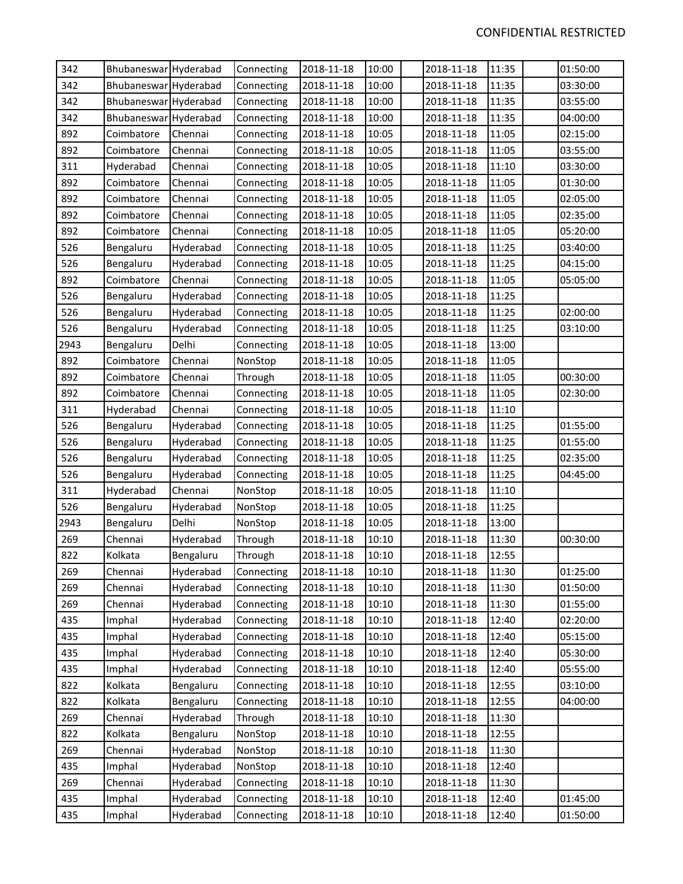| 342 | Bhubaneswar | Hyderabad | Connecting | 2018-11-18 | 10:00 | | 2018-11-18 | 11:35 | | 01:50:00 |
|---|---|---|---|---|---|---|---|---|---|---|
| 342 | Bhubaneswar | Hyderabad | Connecting | 2018-11-18 | 10:00 | | 2018-11-18 | 11:35 | | 03:30:00 |
| 342 | Bhubaneswar | Hyderabad | Connecting | 2018-11-18 | 10:00 | | 2018-11-18 | 11:35 | | 03:55:00 |
| 342 | Bhubaneswar | Hyderabad | Connecting | 2018-11-18 | 10:00 | | 2018-11-18 | 11:35 | | 04:00:00 |
| 892 | Coimbatore | Chennai | Connecting | 2018-11-18 | 10:05 | | 2018-11-18 | 11:05 | | 02:15:00 |
| 892 | Coimbatore | Chennai | Connecting | 2018-11-18 | 10:05 | | 2018-11-18 | 11:05 | | 03:55:00 |
| 311 | Hyderabad | Chennai | Connecting | 2018-11-18 | 10:05 | | 2018-11-18 | 11:10 | | 03:30:00 |
| 892 | Coimbatore | Chennai | Connecting | 2018-11-18 | 10:05 | | 2018-11-18 | 11:05 | | 01:30:00 |
| 892 | Coimbatore | Chennai | Connecting | 2018-11-18 | 10:05 | | 2018-11-18 | 11:05 | | 02:05:00 |
| 892 | Coimbatore | Chennai | Connecting | 2018-11-18 | 10:05 | | 2018-11-18 | 11:05 | | 02:35:00 |
| 892 | Coimbatore | Chennai | Connecting | 2018-11-18 | 10:05 | | 2018-11-18 | 11:05 | | 05:20:00 |
| 526 | Bengaluru | Hyderabad | Connecting | 2018-11-18 | 10:05 | | 2018-11-18 | 11:25 | | 03:40:00 |
| 526 | Bengaluru | Hyderabad | Connecting | 2018-11-18 | 10:05 | | 2018-11-18 | 11:25 | | 04:15:00 |
| 892 | Coimbatore | Chennai | Connecting | 2018-11-18 | 10:05 | | 2018-11-18 | 11:05 | | 05:05:00 |
| 526 | Bengaluru | Hyderabad | Connecting | 2018-11-18 | 10:05 | | 2018-11-18 | 11:25 | | |
| 526 | Bengaluru | Hyderabad | Connecting | 2018-11-18 | 10:05 | | 2018-11-18 | 11:25 | | 02:00:00 |
| 526 | Bengaluru | Hyderabad | Connecting | 2018-11-18 | 10:05 | | 2018-11-18 | 11:25 | | 03:10:00 |
| 2943 | Bengaluru | Delhi | Connecting | 2018-11-18 | 10:05 | | 2018-11-18 | 13:00 | | |
| 892 | Coimbatore | Chennai | NonStop | 2018-11-18 | 10:05 | | 2018-11-18 | 11:05 | | |
| 892 | Coimbatore | Chennai | Through | 2018-11-18 | 10:05 | | 2018-11-18 | 11:05 | | 00:30:00 |
| 892 | Coimbatore | Chennai | Connecting | 2018-11-18 | 10:05 | | 2018-11-18 | 11:05 | | 02:30:00 |
| 311 | Hyderabad | Chennai | Connecting | 2018-11-18 | 10:05 | | 2018-11-18 | 11:10 | | |
| 526 | Bengaluru | Hyderabad | Connecting | 2018-11-18 | 10:05 | | 2018-11-18 | 11:25 | | 01:55:00 |
| 526 | Bengaluru | Hyderabad | Connecting | 2018-11-18 | 10:05 | | 2018-11-18 | 11:25 | | 01:55:00 |
| 526 | Bengaluru | Hyderabad | Connecting | 2018-11-18 | 10:05 | | 2018-11-18 | 11:25 | | 02:35:00 |
| 526 | Bengaluru | Hyderabad | Connecting | 2018-11-18 | 10:05 | | 2018-11-18 | 11:25 | | 04:45:00 |
| 311 | Hyderabad | Chennai | NonStop | 2018-11-18 | 10:05 | | 2018-11-18 | 11:10 | | |
| 526 | Bengaluru | Hyderabad | NonStop | 2018-11-18 | 10:05 | | 2018-11-18 | 11:25 | | |
| 2943 | Bengaluru | Delhi | NonStop | 2018-11-18 | 10:05 | | 2018-11-18 | 13:00 | | |
| 269 | Chennai | Hyderabad | Through | 2018-11-18 | 10:10 | | 2018-11-18 | 11:30 | | 00:30:00 |
| 822 | Kolkata | Bengaluru | Through | 2018-11-18 | 10:10 | | 2018-11-18 | 12:55 | | |
| 269 | Chennai | Hyderabad | Connecting | 2018-11-18 | 10:10 | | 2018-11-18 | 11:30 | | 01:25:00 |
| 269 | Chennai | Hyderabad | Connecting | 2018-11-18 | 10:10 | | 2018-11-18 | 11:30 | | 01:50:00 |
| 269 | Chennai | Hyderabad | Connecting | 2018-11-18 | 10:10 | | 2018-11-18 | 11:30 | | 01:55:00 |
| 435 | Imphal | Hyderabad | Connecting | 2018-11-18 | 10:10 | | 2018-11-18 | 12:40 | | 02:20:00 |
| 435 | Imphal | Hyderabad | Connecting | 2018-11-18 | 10:10 | | 2018-11-18 | 12:40 | | 05:15:00 |
| 435 | Imphal | Hyderabad | Connecting | 2018-11-18 | 10:10 | | 2018-11-18 | 12:40 | | 05:30:00 |
| 435 | Imphal | Hyderabad | Connecting | 2018-11-18 | 10:10 | | 2018-11-18 | 12:40 | | 05:55:00 |
| 822 | Kolkata | Bengaluru | Connecting | 2018-11-18 | 10:10 | | 2018-11-18 | 12:55 | | 03:10:00 |
| 822 | Kolkata | Bengaluru | Connecting | 2018-11-18 | 10:10 | | 2018-11-18 | 12:55 | | 04:00:00 |
| 269 | Chennai | Hyderabad | Through | 2018-11-18 | 10:10 | | 2018-11-18 | 11:30 | | |
| 822 | Kolkata | Bengaluru | NonStop | 2018-11-18 | 10:10 | | 2018-11-18 | 12:55 | | |
| 269 | Chennai | Hyderabad | NonStop | 2018-11-18 | 10:10 | | 2018-11-18 | 11:30 | | |
| 435 | Imphal | Hyderabad | NonStop | 2018-11-18 | 10:10 | | 2018-11-18 | 12:40 | | |
| 269 | Chennai | Hyderabad | Connecting | 2018-11-18 | 10:10 | | 2018-11-18 | 11:30 | | |
| 435 | Imphal | Hyderabad | Connecting | 2018-11-18 | 10:10 | | 2018-11-18 | 12:40 | | 01:45:00 |
| 435 | Imphal | Hyderabad | Connecting | 2018-11-18 | 10:10 | | 2018-11-18 | 12:40 | | 01:50:00 |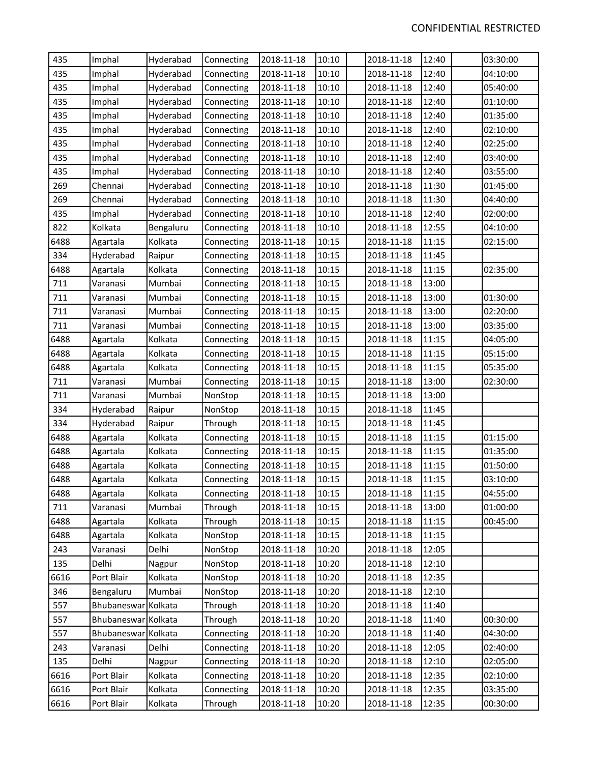| | | | | | | | | | | |
|---|---|---|---|---|---|---|---|---|---|---|
| 435 | Imphal | Hyderabad | Connecting | 2018-11-18 | 10:10 | | 2018-11-18 | 12:40 | | 03:30:00 |
| 435 | Imphal | Hyderabad | Connecting | 2018-11-18 | 10:10 | | 2018-11-18 | 12:40 | | 04:10:00 |
| 435 | Imphal | Hyderabad | Connecting | 2018-11-18 | 10:10 | | 2018-11-18 | 12:40 | | 05:40:00 |
| 435 | Imphal | Hyderabad | Connecting | 2018-11-18 | 10:10 | | 2018-11-18 | 12:40 | | 01:10:00 |
| 435 | Imphal | Hyderabad | Connecting | 2018-11-18 | 10:10 | | 2018-11-18 | 12:40 | | 01:35:00 |
| 435 | Imphal | Hyderabad | Connecting | 2018-11-18 | 10:10 | | 2018-11-18 | 12:40 | | 02:10:00 |
| 435 | Imphal | Hyderabad | Connecting | 2018-11-18 | 10:10 | | 2018-11-18 | 12:40 | | 02:25:00 |
| 435 | Imphal | Hyderabad | Connecting | 2018-11-18 | 10:10 | | 2018-11-18 | 12:40 | | 03:40:00 |
| 435 | Imphal | Hyderabad | Connecting | 2018-11-18 | 10:10 | | 2018-11-18 | 12:40 | | 03:55:00 |
| 269 | Chennai | Hyderabad | Connecting | 2018-11-18 | 10:10 | | 2018-11-18 | 11:30 | | 01:45:00 |
| 269 | Chennai | Hyderabad | Connecting | 2018-11-18 | 10:10 | | 2018-11-18 | 11:30 | | 04:40:00 |
| 435 | Imphal | Hyderabad | Connecting | 2018-11-18 | 10:10 | | 2018-11-18 | 12:40 | | 02:00:00 |
| 822 | Kolkata | Bengaluru | Connecting | 2018-11-18 | 10:10 | | 2018-11-18 | 12:55 | | 04:10:00 |
| 6488 | Agartala | Kolkata | Connecting | 2018-11-18 | 10:15 | | 2018-11-18 | 11:15 | | 02:15:00 |
| 334 | Hyderabad | Raipur | Connecting | 2018-11-18 | 10:15 | | 2018-11-18 | 11:45 | | |
| 6488 | Agartala | Kolkata | Connecting | 2018-11-18 | 10:15 | | 2018-11-18 | 11:15 | | 02:35:00 |
| 711 | Varanasi | Mumbai | Connecting | 2018-11-18 | 10:15 | | 2018-11-18 | 13:00 | | |
| 711 | Varanasi | Mumbai | Connecting | 2018-11-18 | 10:15 | | 2018-11-18 | 13:00 | | 01:30:00 |
| 711 | Varanasi | Mumbai | Connecting | 2018-11-18 | 10:15 | | 2018-11-18 | 13:00 | | 02:20:00 |
| 711 | Varanasi | Mumbai | Connecting | 2018-11-18 | 10:15 | | 2018-11-18 | 13:00 | | 03:35:00 |
| 6488 | Agartala | Kolkata | Connecting | 2018-11-18 | 10:15 | | 2018-11-18 | 11:15 | | 04:05:00 |
| 6488 | Agartala | Kolkata | Connecting | 2018-11-18 | 10:15 | | 2018-11-18 | 11:15 | | 05:15:00 |
| 6488 | Agartala | Kolkata | Connecting | 2018-11-18 | 10:15 | | 2018-11-18 | 11:15 | | 05:35:00 |
| 711 | Varanasi | Mumbai | Connecting | 2018-11-18 | 10:15 | | 2018-11-18 | 13:00 | | 02:30:00 |
| 711 | Varanasi | Mumbai | NonStop | 2018-11-18 | 10:15 | | 2018-11-18 | 13:00 | | |
| 334 | Hyderabad | Raipur | NonStop | 2018-11-18 | 10:15 | | 2018-11-18 | 11:45 | | |
| 334 | Hyderabad | Raipur | Through | 2018-11-18 | 10:15 | | 2018-11-18 | 11:45 | | |
| 6488 | Agartala | Kolkata | Connecting | 2018-11-18 | 10:15 | | 2018-11-18 | 11:15 | | 01:15:00 |
| 6488 | Agartala | Kolkata | Connecting | 2018-11-18 | 10:15 | | 2018-11-18 | 11:15 | | 01:35:00 |
| 6488 | Agartala | Kolkata | Connecting | 2018-11-18 | 10:15 | | 2018-11-18 | 11:15 | | 01:50:00 |
| 6488 | Agartala | Kolkata | Connecting | 2018-11-18 | 10:15 | | 2018-11-18 | 11:15 | | 03:10:00 |
| 6488 | Agartala | Kolkata | Connecting | 2018-11-18 | 10:15 | | 2018-11-18 | 11:15 | | 04:55:00 |
| 711 | Varanasi | Mumbai | Through | 2018-11-18 | 10:15 | | 2018-11-18 | 13:00 | | 01:00:00 |
| 6488 | Agartala | Kolkata | Through | 2018-11-18 | 10:15 | | 2018-11-18 | 11:15 | | 00:45:00 |
| 6488 | Agartala | Kolkata | NonStop | 2018-11-18 | 10:15 | | 2018-11-18 | 11:15 | | |
| 243 | Varanasi | Delhi | NonStop | 2018-11-18 | 10:20 | | 2018-11-18 | 12:05 | | |
| 135 | Delhi | Nagpur | NonStop | 2018-11-18 | 10:20 | | 2018-11-18 | 12:10 | | |
| 6616 | Port Blair | Kolkata | NonStop | 2018-11-18 | 10:20 | | 2018-11-18 | 12:35 | | |
| 346 | Bengaluru | Mumbai | NonStop | 2018-11-18 | 10:20 | | 2018-11-18 | 12:10 | | |
| 557 | Bhubaneswar | Kolkata | Through | 2018-11-18 | 10:20 | | 2018-11-18 | 11:40 | | |
| 557 | Bhubaneswar | Kolkata | Through | 2018-11-18 | 10:20 | | 2018-11-18 | 11:40 | | 00:30:00 |
| 557 | Bhubaneswar | Kolkata | Connecting | 2018-11-18 | 10:20 | | 2018-11-18 | 11:40 | | 04:30:00 |
| 243 | Varanasi | Delhi | Connecting | 2018-11-18 | 10:20 | | 2018-11-18 | 12:05 | | 02:40:00 |
| 135 | Delhi | Nagpur | Connecting | 2018-11-18 | 10:20 | | 2018-11-18 | 12:10 | | 02:05:00 |
| 6616 | Port Blair | Kolkata | Connecting | 2018-11-18 | 10:20 | | 2018-11-18 | 12:35 | | 02:10:00 |
| 6616 | Port Blair | Kolkata | Connecting | 2018-11-18 | 10:20 | | 2018-11-18 | 12:35 | | 03:35:00 |
| 6616 | Port Blair | Kolkata | Through | 2018-11-18 | 10:20 | | 2018-11-18 | 12:35 | | 00:30:00 |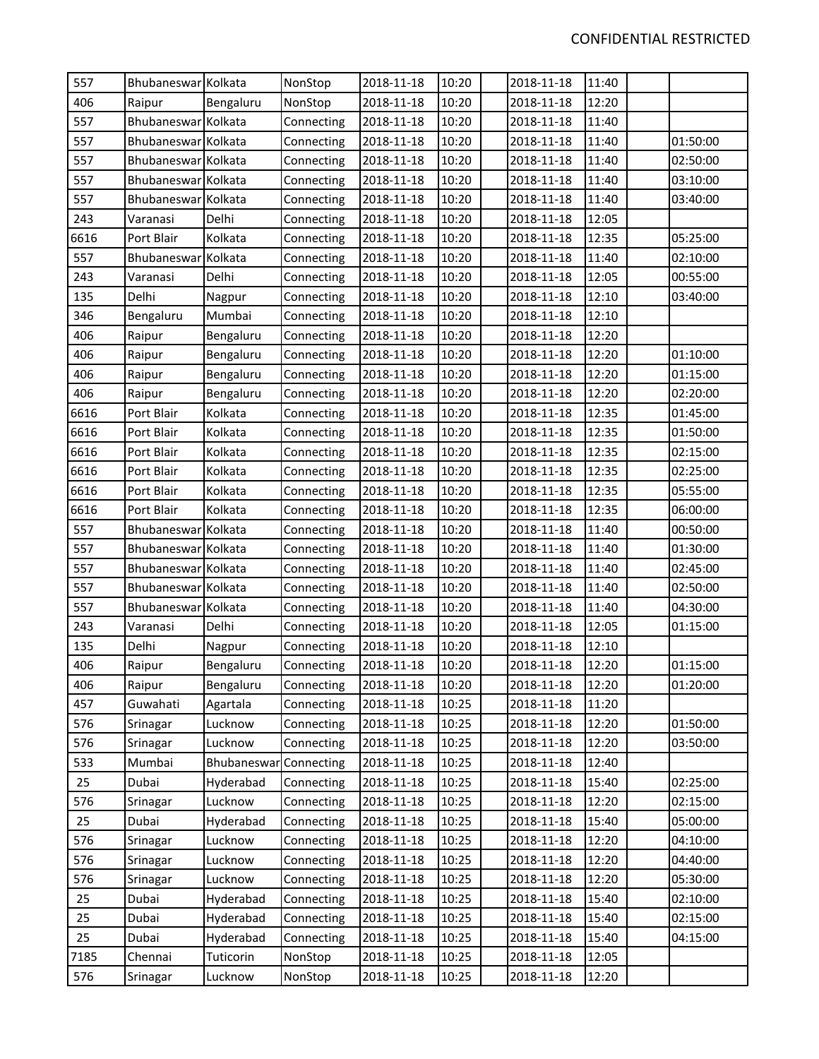CONFIDENTIAL RESTRICTED

| | | | | | | | | | | |
|---|---|---|---|---|---|---|---|---|---|---|
| 557 | Bhubaneswar | Kolkata | NonStop | 2018-11-18 | 10:20 | | 2018-11-18 | 11:40 | | |
| 406 | Raipur | Bengaluru | NonStop | 2018-11-18 | 10:20 | | 2018-11-18 | 12:20 | | |
| 557 | Bhubaneswar | Kolkata | Connecting | 2018-11-18 | 10:20 | | 2018-11-18 | 11:40 | | |
| 557 | Bhubaneswar | Kolkata | Connecting | 2018-11-18 | 10:20 | | 2018-11-18 | 11:40 | | 01:50:00 |
| 557 | Bhubaneswar | Kolkata | Connecting | 2018-11-18 | 10:20 | | 2018-11-18 | 11:40 | | 02:50:00 |
| 557 | Bhubaneswar | Kolkata | Connecting | 2018-11-18 | 10:20 | | 2018-11-18 | 11:40 | | 03:10:00 |
| 557 | Bhubaneswar | Kolkata | Connecting | 2018-11-18 | 10:20 | | 2018-11-18 | 11:40 | | 03:40:00 |
| 243 | Varanasi | Delhi | Connecting | 2018-11-18 | 10:20 | | 2018-11-18 | 12:05 | | |
| 6616 | Port Blair | Kolkata | Connecting | 2018-11-18 | 10:20 | | 2018-11-18 | 12:35 | | 05:25:00 |
| 557 | Bhubaneswar | Kolkata | Connecting | 2018-11-18 | 10:20 | | 2018-11-18 | 11:40 | | 02:10:00 |
| 243 | Varanasi | Delhi | Connecting | 2018-11-18 | 10:20 | | 2018-11-18 | 12:05 | | 00:55:00 |
| 135 | Delhi | Nagpur | Connecting | 2018-11-18 | 10:20 | | 2018-11-18 | 12:10 | | 03:40:00 |
| 346 | Bengaluru | Mumbai | Connecting | 2018-11-18 | 10:20 | | 2018-11-18 | 12:10 | | |
| 406 | Raipur | Bengaluru | Connecting | 2018-11-18 | 10:20 | | 2018-11-18 | 12:20 | | |
| 406 | Raipur | Bengaluru | Connecting | 2018-11-18 | 10:20 | | 2018-11-18 | 12:20 | | 01:10:00 |
| 406 | Raipur | Bengaluru | Connecting | 2018-11-18 | 10:20 | | 2018-11-18 | 12:20 | | 01:15:00 |
| 406 | Raipur | Bengaluru | Connecting | 2018-11-18 | 10:20 | | 2018-11-18 | 12:20 | | 02:20:00 |
| 6616 | Port Blair | Kolkata | Connecting | 2018-11-18 | 10:20 | | 2018-11-18 | 12:35 | | 01:45:00 |
| 6616 | Port Blair | Kolkata | Connecting | 2018-11-18 | 10:20 | | 2018-11-18 | 12:35 | | 01:50:00 |
| 6616 | Port Blair | Kolkata | Connecting | 2018-11-18 | 10:20 | | 2018-11-18 | 12:35 | | 02:15:00 |
| 6616 | Port Blair | Kolkata | Connecting | 2018-11-18 | 10:20 | | 2018-11-18 | 12:35 | | 02:25:00 |
| 6616 | Port Blair | Kolkata | Connecting | 2018-11-18 | 10:20 | | 2018-11-18 | 12:35 | | 05:55:00 |
| 6616 | Port Blair | Kolkata | Connecting | 2018-11-18 | 10:20 | | 2018-11-18 | 12:35 | | 06:00:00 |
| 557 | Bhubaneswar | Kolkata | Connecting | 2018-11-18 | 10:20 | | 2018-11-18 | 11:40 | | 00:50:00 |
| 557 | Bhubaneswar | Kolkata | Connecting | 2018-11-18 | 10:20 | | 2018-11-18 | 11:40 | | 01:30:00 |
| 557 | Bhubaneswar | Kolkata | Connecting | 2018-11-18 | 10:20 | | 2018-11-18 | 11:40 | | 02:45:00 |
| 557 | Bhubaneswar | Kolkata | Connecting | 2018-11-18 | 10:20 | | 2018-11-18 | 11:40 | | 02:50:00 |
| 557 | Bhubaneswar | Kolkata | Connecting | 2018-11-18 | 10:20 | | 2018-11-18 | 11:40 | | 04:30:00 |
| 243 | Varanasi | Delhi | Connecting | 2018-11-18 | 10:20 | | 2018-11-18 | 12:05 | | 01:15:00 |
| 135 | Delhi | Nagpur | Connecting | 2018-11-18 | 10:20 | | 2018-11-18 | 12:10 | | |
| 406 | Raipur | Bengaluru | Connecting | 2018-11-18 | 10:20 | | 2018-11-18 | 12:20 | | 01:15:00 |
| 406 | Raipur | Bengaluru | Connecting | 2018-11-18 | 10:20 | | 2018-11-18 | 12:20 | | 01:20:00 |
| 457 | Guwahati | Agartala | Connecting | 2018-11-18 | 10:25 | | 2018-11-18 | 11:20 | | |
| 576 | Srinagar | Lucknow | Connecting | 2018-11-18 | 10:25 | | 2018-11-18 | 12:20 | | 01:50:00 |
| 576 | Srinagar | Lucknow | Connecting | 2018-11-18 | 10:25 | | 2018-11-18 | 12:20 | | 03:50:00 |
| 533 | Mumbai | Bhubaneswar | Connecting | 2018-11-18 | 10:25 | | 2018-11-18 | 12:40 | | |
| 25 | Dubai | Hyderabad | Connecting | 2018-11-18 | 10:25 | | 2018-11-18 | 15:40 | | 02:25:00 |
| 576 | Srinagar | Lucknow | Connecting | 2018-11-18 | 10:25 | | 2018-11-18 | 12:20 | | 02:15:00 |
| 25 | Dubai | Hyderabad | Connecting | 2018-11-18 | 10:25 | | 2018-11-18 | 15:40 | | 05:00:00 |
| 576 | Srinagar | Lucknow | Connecting | 2018-11-18 | 10:25 | | 2018-11-18 | 12:20 | | 04:10:00 |
| 576 | Srinagar | Lucknow | Connecting | 2018-11-18 | 10:25 | | 2018-11-18 | 12:20 | | 04:40:00 |
| 576 | Srinagar | Lucknow | Connecting | 2018-11-18 | 10:25 | | 2018-11-18 | 12:20 | | 05:30:00 |
| 25 | Dubai | Hyderabad | Connecting | 2018-11-18 | 10:25 | | 2018-11-18 | 15:40 | | 02:10:00 |
| 25 | Dubai | Hyderabad | Connecting | 2018-11-18 | 10:25 | | 2018-11-18 | 15:40 | | 02:15:00 |
| 25 | Dubai | Hyderabad | Connecting | 2018-11-18 | 10:25 | | 2018-11-18 | 15:40 | | 04:15:00 |
| 7185 | Chennai | Tuticorin | NonStop | 2018-11-18 | 10:25 | | 2018-11-18 | 12:05 | | |
| 576 | Srinagar | Lucknow | NonStop | 2018-11-18 | 10:25 | | 2018-11-18 | 12:20 | | |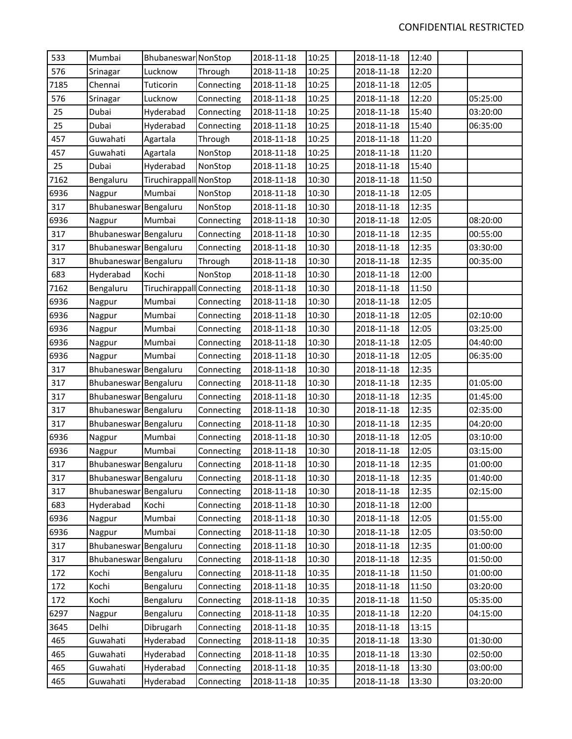| | | | | | | | | | | |
|---|---|---|---|---|---|---|---|---|---|---|
| 533 | Mumbai | Bhubaneswar | NonStop | 2018-11-18 | 10:25 | | 2018-11-18 | 12:40 | | |
| 576 | Srinagar | Lucknow | Through | 2018-11-18 | 10:25 | | 2018-11-18 | 12:20 | | |
| 7185 | Chennai | Tuticorin | Connecting | 2018-11-18 | 10:25 | | 2018-11-18 | 12:05 | | |
| 576 | Srinagar | Lucknow | Connecting | 2018-11-18 | 10:25 | | 2018-11-18 | 12:20 | | 05:25:00 |
| 25 | Dubai | Hyderabad | Connecting | 2018-11-18 | 10:25 | | 2018-11-18 | 15:40 | | 03:20:00 |
| 25 | Dubai | Hyderabad | Connecting | 2018-11-18 | 10:25 | | 2018-11-18 | 15:40 | | 06:35:00 |
| 457 | Guwahati | Agartala | Through | 2018-11-18 | 10:25 | | 2018-11-18 | 11:20 | | |
| 457 | Guwahati | Agartala | NonStop | 2018-11-18 | 10:25 | | 2018-11-18 | 11:20 | | |
| 25 | Dubai | Hyderabad | NonStop | 2018-11-18 | 10:25 | | 2018-11-18 | 15:40 | | |
| 7162 | Bengaluru | Tiruchirappall | NonStop | 2018-11-18 | 10:30 | | 2018-11-18 | 11:50 | | |
| 6936 | Nagpur | Mumbai | NonStop | 2018-11-18 | 10:30 | | 2018-11-18 | 12:05 | | |
| 317 | Bhubaneswar | Bengaluru | NonStop | 2018-11-18 | 10:30 | | 2018-11-18 | 12:35 | | |
| 6936 | Nagpur | Mumbai | Connecting | 2018-11-18 | 10:30 | | 2018-11-18 | 12:05 | | 08:20:00 |
| 317 | Bhubaneswar | Bengaluru | Connecting | 2018-11-18 | 10:30 | | 2018-11-18 | 12:35 | | 00:55:00 |
| 317 | Bhubaneswar | Bengaluru | Connecting | 2018-11-18 | 10:30 | | 2018-11-18 | 12:35 | | 03:30:00 |
| 317 | Bhubaneswar | Bengaluru | Through | 2018-11-18 | 10:30 | | 2018-11-18 | 12:35 | | 00:35:00 |
| 683 | Hyderabad | Kochi | NonStop | 2018-11-18 | 10:30 | | 2018-11-18 | 12:00 | | |
| 7162 | Bengaluru | Tiruchirappall | Connecting | 2018-11-18 | 10:30 | | 2018-11-18 | 11:50 | | |
| 6936 | Nagpur | Mumbai | Connecting | 2018-11-18 | 10:30 | | 2018-11-18 | 12:05 | | |
| 6936 | Nagpur | Mumbai | Connecting | 2018-11-18 | 10:30 | | 2018-11-18 | 12:05 | | 02:10:00 |
| 6936 | Nagpur | Mumbai | Connecting | 2018-11-18 | 10:30 | | 2018-11-18 | 12:05 | | 03:25:00 |
| 6936 | Nagpur | Mumbai | Connecting | 2018-11-18 | 10:30 | | 2018-11-18 | 12:05 | | 04:40:00 |
| 6936 | Nagpur | Mumbai | Connecting | 2018-11-18 | 10:30 | | 2018-11-18 | 12:05 | | 06:35:00 |
| 317 | Bhubaneswar | Bengaluru | Connecting | 2018-11-18 | 10:30 | | 2018-11-18 | 12:35 | | |
| 317 | Bhubaneswar | Bengaluru | Connecting | 2018-11-18 | 10:30 | | 2018-11-18 | 12:35 | | 01:05:00 |
| 317 | Bhubaneswar | Bengaluru | Connecting | 2018-11-18 | 10:30 | | 2018-11-18 | 12:35 | | 01:45:00 |
| 317 | Bhubaneswar | Bengaluru | Connecting | 2018-11-18 | 10:30 | | 2018-11-18 | 12:35 | | 02:35:00 |
| 317 | Bhubaneswar | Bengaluru | Connecting | 2018-11-18 | 10:30 | | 2018-11-18 | 12:35 | | 04:20:00 |
| 6936 | Nagpur | Mumbai | Connecting | 2018-11-18 | 10:30 | | 2018-11-18 | 12:05 | | 03:10:00 |
| 6936 | Nagpur | Mumbai | Connecting | 2018-11-18 | 10:30 | | 2018-11-18 | 12:05 | | 03:15:00 |
| 317 | Bhubaneswar | Bengaluru | Connecting | 2018-11-18 | 10:30 | | 2018-11-18 | 12:35 | | 01:00:00 |
| 317 | Bhubaneswar | Bengaluru | Connecting | 2018-11-18 | 10:30 | | 2018-11-18 | 12:35 | | 01:40:00 |
| 317 | Bhubaneswar | Bengaluru | Connecting | 2018-11-18 | 10:30 | | 2018-11-18 | 12:35 | | 02:15:00 |
| 683 | Hyderabad | Kochi | Connecting | 2018-11-18 | 10:30 | | 2018-11-18 | 12:00 | | |
| 6936 | Nagpur | Mumbai | Connecting | 2018-11-18 | 10:30 | | 2018-11-18 | 12:05 | | 01:55:00 |
| 6936 | Nagpur | Mumbai | Connecting | 2018-11-18 | 10:30 | | 2018-11-18 | 12:05 | | 03:50:00 |
| 317 | Bhubaneswar | Bengaluru | Connecting | 2018-11-18 | 10:30 | | 2018-11-18 | 12:35 | | 01:00:00 |
| 317 | Bhubaneswar | Bengaluru | Connecting | 2018-11-18 | 10:30 | | 2018-11-18 | 12:35 | | 01:50:00 |
| 172 | Kochi | Bengaluru | Connecting | 2018-11-18 | 10:35 | | 2018-11-18 | 11:50 | | 01:00:00 |
| 172 | Kochi | Bengaluru | Connecting | 2018-11-18 | 10:35 | | 2018-11-18 | 11:50 | | 03:20:00 |
| 172 | Kochi | Bengaluru | Connecting | 2018-11-18 | 10:35 | | 2018-11-18 | 11:50 | | 05:35:00 |
| 6297 | Nagpur | Bengaluru | Connecting | 2018-11-18 | 10:35 | | 2018-11-18 | 12:20 | | 04:15:00 |
| 3645 | Delhi | Dibrugarh | Connecting | 2018-11-18 | 10:35 | | 2018-11-18 | 13:15 | | |
| 465 | Guwahati | Hyderabad | Connecting | 2018-11-18 | 10:35 | | 2018-11-18 | 13:30 | | 01:30:00 |
| 465 | Guwahati | Hyderabad | Connecting | 2018-11-18 | 10:35 | | 2018-11-18 | 13:30 | | 02:50:00 |
| 465 | Guwahati | Hyderabad | Connecting | 2018-11-18 | 10:35 | | 2018-11-18 | 13:30 | | 03:00:00 |
| 465 | Guwahati | Hyderabad | Connecting | 2018-11-18 | 10:35 | | 2018-11-18 | 13:30 | | 03:20:00 |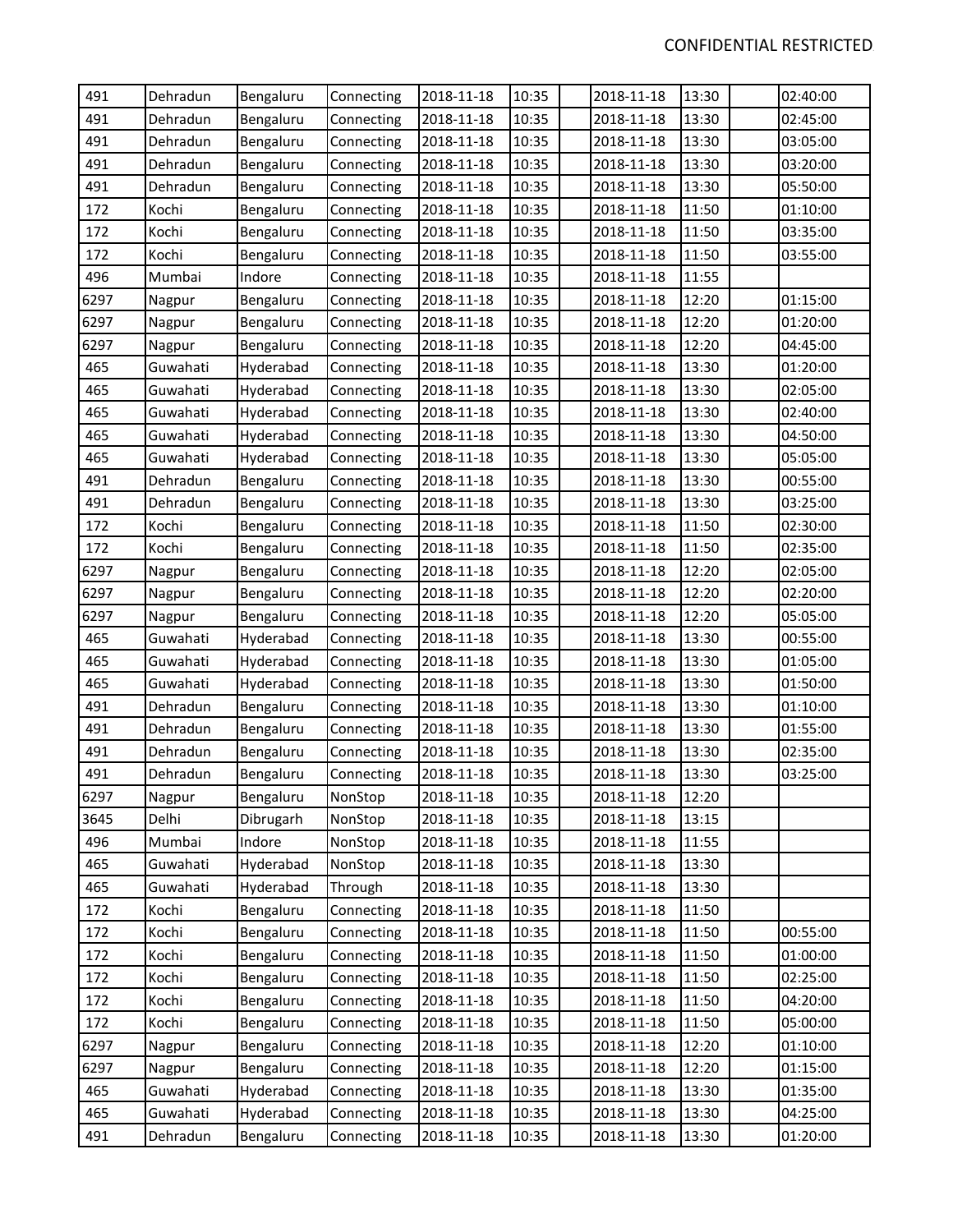CONFIDENTIAL RESTRICTED

| | | | | | | | | | | |
|---|---|---|---|---|---|---|---|---|---|---|
| 491 | Dehradun | Bengaluru | Connecting | 2018-11-18 | 10:35 | | 2018-11-18 | 13:30 | | 02:40:00 |
| 491 | Dehradun | Bengaluru | Connecting | 2018-11-18 | 10:35 | | 2018-11-18 | 13:30 | | 02:45:00 |
| 491 | Dehradun | Bengaluru | Connecting | 2018-11-18 | 10:35 | | 2018-11-18 | 13:30 | | 03:05:00 |
| 491 | Dehradun | Bengaluru | Connecting | 2018-11-18 | 10:35 | | 2018-11-18 | 13:30 | | 03:20:00 |
| 491 | Dehradun | Bengaluru | Connecting | 2018-11-18 | 10:35 | | 2018-11-18 | 13:30 | | 05:50:00 |
| 172 | Kochi | Bengaluru | Connecting | 2018-11-18 | 10:35 | | 2018-11-18 | 11:50 | | 01:10:00 |
| 172 | Kochi | Bengaluru | Connecting | 2018-11-18 | 10:35 | | 2018-11-18 | 11:50 | | 03:35:00 |
| 172 | Kochi | Bengaluru | Connecting | 2018-11-18 | 10:35 | | 2018-11-18 | 11:50 | | 03:55:00 |
| 496 | Mumbai | Indore | Connecting | 2018-11-18 | 10:35 | | 2018-11-18 | 11:55 | | |
| 6297 | Nagpur | Bengaluru | Connecting | 2018-11-18 | 10:35 | | 2018-11-18 | 12:20 | | 01:15:00 |
| 6297 | Nagpur | Bengaluru | Connecting | 2018-11-18 | 10:35 | | 2018-11-18 | 12:20 | | 01:20:00 |
| 6297 | Nagpur | Bengaluru | Connecting | 2018-11-18 | 10:35 | | 2018-11-18 | 12:20 | | 04:45:00 |
| 465 | Guwahati | Hyderabad | Connecting | 2018-11-18 | 10:35 | | 2018-11-18 | 13:30 | | 01:20:00 |
| 465 | Guwahati | Hyderabad | Connecting | 2018-11-18 | 10:35 | | 2018-11-18 | 13:30 | | 02:05:00 |
| 465 | Guwahati | Hyderabad | Connecting | 2018-11-18 | 10:35 | | 2018-11-18 | 13:30 | | 02:40:00 |
| 465 | Guwahati | Hyderabad | Connecting | 2018-11-18 | 10:35 | | 2018-11-18 | 13:30 | | 04:50:00 |
| 465 | Guwahati | Hyderabad | Connecting | 2018-11-18 | 10:35 | | 2018-11-18 | 13:30 | | 05:05:00 |
| 491 | Dehradun | Bengaluru | Connecting | 2018-11-18 | 10:35 | | 2018-11-18 | 13:30 | | 00:55:00 |
| 491 | Dehradun | Bengaluru | Connecting | 2018-11-18 | 10:35 | | 2018-11-18 | 13:30 | | 03:25:00 |
| 172 | Kochi | Bengaluru | Connecting | 2018-11-18 | 10:35 | | 2018-11-18 | 11:50 | | 02:30:00 |
| 172 | Kochi | Bengaluru | Connecting | 2018-11-18 | 10:35 | | 2018-11-18 | 11:50 | | 02:35:00 |
| 6297 | Nagpur | Bengaluru | Connecting | 2018-11-18 | 10:35 | | 2018-11-18 | 12:20 | | 02:05:00 |
| 6297 | Nagpur | Bengaluru | Connecting | 2018-11-18 | 10:35 | | 2018-11-18 | 12:20 | | 02:20:00 |
| 6297 | Nagpur | Bengaluru | Connecting | 2018-11-18 | 10:35 | | 2018-11-18 | 12:20 | | 05:05:00 |
| 465 | Guwahati | Hyderabad | Connecting | 2018-11-18 | 10:35 | | 2018-11-18 | 13:30 | | 00:55:00 |
| 465 | Guwahati | Hyderabad | Connecting | 2018-11-18 | 10:35 | | 2018-11-18 | 13:30 | | 01:05:00 |
| 465 | Guwahati | Hyderabad | Connecting | 2018-11-18 | 10:35 | | 2018-11-18 | 13:30 | | 01:50:00 |
| 491 | Dehradun | Bengaluru | Connecting | 2018-11-18 | 10:35 | | 2018-11-18 | 13:30 | | 01:10:00 |
| 491 | Dehradun | Bengaluru | Connecting | 2018-11-18 | 10:35 | | 2018-11-18 | 13:30 | | 01:55:00 |
| 491 | Dehradun | Bengaluru | Connecting | 2018-11-18 | 10:35 | | 2018-11-18 | 13:30 | | 02:35:00 |
| 491 | Dehradun | Bengaluru | Connecting | 2018-11-18 | 10:35 | | 2018-11-18 | 13:30 | | 03:25:00 |
| 6297 | Nagpur | Bengaluru | NonStop | 2018-11-18 | 10:35 | | 2018-11-18 | 12:20 | | |
| 3645 | Delhi | Dibrugarh | NonStop | 2018-11-18 | 10:35 | | 2018-11-18 | 13:15 | | |
| 496 | Mumbai | Indore | NonStop | 2018-11-18 | 10:35 | | 2018-11-18 | 11:55 | | |
| 465 | Guwahati | Hyderabad | NonStop | 2018-11-18 | 10:35 | | 2018-11-18 | 13:30 | | |
| 465 | Guwahati | Hyderabad | Through | 2018-11-18 | 10:35 | | 2018-11-18 | 13:30 | | |
| 172 | Kochi | Bengaluru | Connecting | 2018-11-18 | 10:35 | | 2018-11-18 | 11:50 | | |
| 172 | Kochi | Bengaluru | Connecting | 2018-11-18 | 10:35 | | 2018-11-18 | 11:50 | | 00:55:00 |
| 172 | Kochi | Bengaluru | Connecting | 2018-11-18 | 10:35 | | 2018-11-18 | 11:50 | | 01:00:00 |
| 172 | Kochi | Bengaluru | Connecting | 2018-11-18 | 10:35 | | 2018-11-18 | 11:50 | | 02:25:00 |
| 172 | Kochi | Bengaluru | Connecting | 2018-11-18 | 10:35 | | 2018-11-18 | 11:50 | | 04:20:00 |
| 172 | Kochi | Bengaluru | Connecting | 2018-11-18 | 10:35 | | 2018-11-18 | 11:50 | | 05:00:00 |
| 6297 | Nagpur | Bengaluru | Connecting | 2018-11-18 | 10:35 | | 2018-11-18 | 12:20 | | 01:10:00 |
| 6297 | Nagpur | Bengaluru | Connecting | 2018-11-18 | 10:35 | | 2018-11-18 | 12:20 | | 01:15:00 |
| 465 | Guwahati | Hyderabad | Connecting | 2018-11-18 | 10:35 | | 2018-11-18 | 13:30 | | 01:35:00 |
| 465 | Guwahati | Hyderabad | Connecting | 2018-11-18 | 10:35 | | 2018-11-18 | 13:30 | | 04:25:00 |
| 491 | Dehradun | Bengaluru | Connecting | 2018-11-18 | 10:35 | | 2018-11-18 | 13:30 | | 01:20:00 |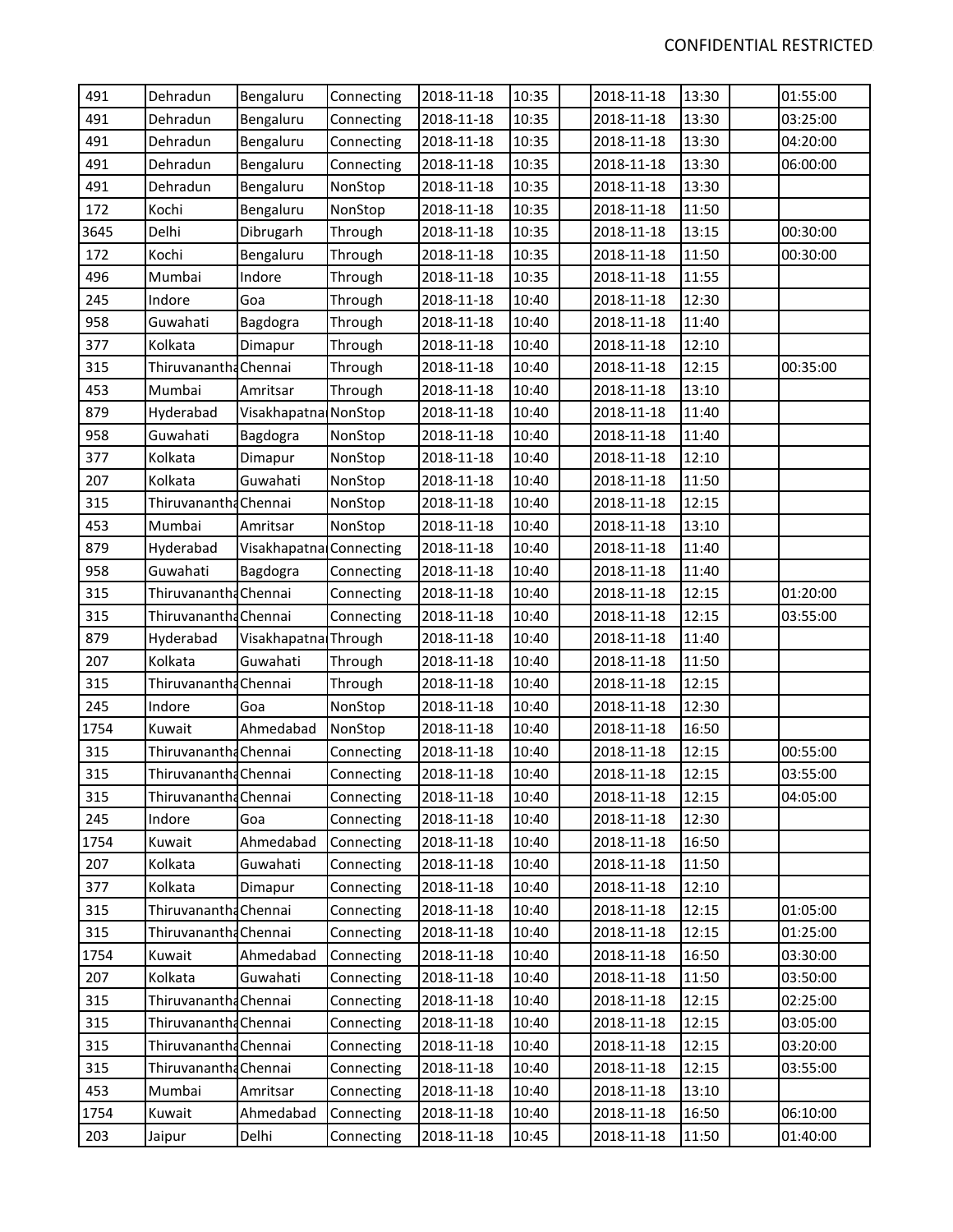| | | | | | | | | | |
|---|---|---|---|---|---|---|---|---|---|
| 491 | Dehradun | Bengaluru | Connecting | 2018-11-18 | 10:35 | | 2018-11-18 | 13:30 | | 01:55:00 |
| 491 | Dehradun | Bengaluru | Connecting | 2018-11-18 | 10:35 | | 2018-11-18 | 13:30 | | 03:25:00 |
| 491 | Dehradun | Bengaluru | Connecting | 2018-11-18 | 10:35 | | 2018-11-18 | 13:30 | | 04:20:00 |
| 491 | Dehradun | Bengaluru | Connecting | 2018-11-18 | 10:35 | | 2018-11-18 | 13:30 | | 06:00:00 |
| 491 | Dehradun | Bengaluru | NonStop | 2018-11-18 | 10:35 | | 2018-11-18 | 13:30 | | |
| 172 | Kochi | Bengaluru | NonStop | 2018-11-18 | 10:35 | | 2018-11-18 | 11:50 | | |
| 3645 | Delhi | Dibrugarh | Through | 2018-11-18 | 10:35 | | 2018-11-18 | 13:15 | | 00:30:00 |
| 172 | Kochi | Bengaluru | Through | 2018-11-18 | 10:35 | | 2018-11-18 | 11:50 | | 00:30:00 |
| 496 | Mumbai | Indore | Through | 2018-11-18 | 10:35 | | 2018-11-18 | 11:55 | | |
| 245 | Indore | Goa | Through | 2018-11-18 | 10:40 | | 2018-11-18 | 12:30 | | |
| 958 | Guwahati | Bagdogra | Through | 2018-11-18 | 10:40 | | 2018-11-18 | 11:40 | | |
| 377 | Kolkata | Dimapur | Through | 2018-11-18 | 10:40 | | 2018-11-18 | 12:10 | | |
| 315 | Thiruvanantha | Chennai | Through | 2018-11-18 | 10:40 | | 2018-11-18 | 12:15 | | 00:35:00 |
| 453 | Mumbai | Amritsar | Through | 2018-11-18 | 10:40 | | 2018-11-18 | 13:10 | | |
| 879 | Hyderabad | Visakhapatna | NonStop | 2018-11-18 | 10:40 | | 2018-11-18 | 11:40 | | |
| 958 | Guwahati | Bagdogra | NonStop | 2018-11-18 | 10:40 | | 2018-11-18 | 11:40 | | |
| 377 | Kolkata | Dimapur | NonStop | 2018-11-18 | 10:40 | | 2018-11-18 | 12:10 | | |
| 207 | Kolkata | Guwahati | NonStop | 2018-11-18 | 10:40 | | 2018-11-18 | 11:50 | | |
| 315 | Thiruvanantha | Chennai | NonStop | 2018-11-18 | 10:40 | | 2018-11-18 | 12:15 | | |
| 453 | Mumbai | Amritsar | NonStop | 2018-11-18 | 10:40 | | 2018-11-18 | 13:10 | | |
| 879 | Hyderabad | Visakhapatna | Connecting | 2018-11-18 | 10:40 | | 2018-11-18 | 11:40 | | |
| 958 | Guwahati | Bagdogra | Connecting | 2018-11-18 | 10:40 | | 2018-11-18 | 11:40 | | |
| 315 | Thiruvanantha | Chennai | Connecting | 2018-11-18 | 10:40 | | 2018-11-18 | 12:15 | | 01:20:00 |
| 315 | Thiruvanantha | Chennai | Connecting | 2018-11-18 | 10:40 | | 2018-11-18 | 12:15 | | 03:55:00 |
| 879 | Hyderabad | Visakhapatna | Through | 2018-11-18 | 10:40 | | 2018-11-18 | 11:40 | | |
| 207 | Kolkata | Guwahati | Through | 2018-11-18 | 10:40 | | 2018-11-18 | 11:50 | | |
| 315 | Thiruvanantha | Chennai | Through | 2018-11-18 | 10:40 | | 2018-11-18 | 12:15 | | |
| 245 | Indore | Goa | NonStop | 2018-11-18 | 10:40 | | 2018-11-18 | 12:30 | | |
| 1754 | Kuwait | Ahmedabad | NonStop | 2018-11-18 | 10:40 | | 2018-11-18 | 16:50 | | |
| 315 | Thiruvanantha | Chennai | Connecting | 2018-11-18 | 10:40 | | 2018-11-18 | 12:15 | | 00:55:00 |
| 315 | Thiruvanantha | Chennai | Connecting | 2018-11-18 | 10:40 | | 2018-11-18 | 12:15 | | 03:55:00 |
| 315 | Thiruvanantha | Chennai | Connecting | 2018-11-18 | 10:40 | | 2018-11-18 | 12:15 | | 04:05:00 |
| 245 | Indore | Goa | Connecting | 2018-11-18 | 10:40 | | 2018-11-18 | 12:30 | | |
| 1754 | Kuwait | Ahmedabad | Connecting | 2018-11-18 | 10:40 | | 2018-11-18 | 16:50 | | |
| 207 | Kolkata | Guwahati | Connecting | 2018-11-18 | 10:40 | | 2018-11-18 | 11:50 | | |
| 377 | Kolkata | Dimapur | Connecting | 2018-11-18 | 10:40 | | 2018-11-18 | 12:10 | | |
| 315 | Thiruvanantha | Chennai | Connecting | 2018-11-18 | 10:40 | | 2018-11-18 | 12:15 | | 01:05:00 |
| 315 | Thiruvanantha | Chennai | Connecting | 2018-11-18 | 10:40 | | 2018-11-18 | 12:15 | | 01:25:00 |
| 1754 | Kuwait | Ahmedabad | Connecting | 2018-11-18 | 10:40 | | 2018-11-18 | 16:50 | | 03:30:00 |
| 207 | Kolkata | Guwahati | Connecting | 2018-11-18 | 10:40 | | 2018-11-18 | 11:50 | | 03:50:00 |
| 315 | Thiruvanantha | Chennai | Connecting | 2018-11-18 | 10:40 | | 2018-11-18 | 12:15 | | 02:25:00 |
| 315 | Thiruvanantha | Chennai | Connecting | 2018-11-18 | 10:40 | | 2018-11-18 | 12:15 | | 03:05:00 |
| 315 | Thiruvanantha | Chennai | Connecting | 2018-11-18 | 10:40 | | 2018-11-18 | 12:15 | | 03:20:00 |
| 315 | Thiruvanantha | Chennai | Connecting | 2018-11-18 | 10:40 | | 2018-11-18 | 12:15 | | 03:55:00 |
| 453 | Mumbai | Amritsar | Connecting | 2018-11-18 | 10:40 | | 2018-11-18 | 13:10 | | |
| 1754 | Kuwait | Ahmedabad | Connecting | 2018-11-18 | 10:40 | | 2018-11-18 | 16:50 | | 06:10:00 |
| 203 | Jaipur | Delhi | Connecting | 2018-11-18 | 10:45 | | 2018-11-18 | 11:50 | | 01:40:00 |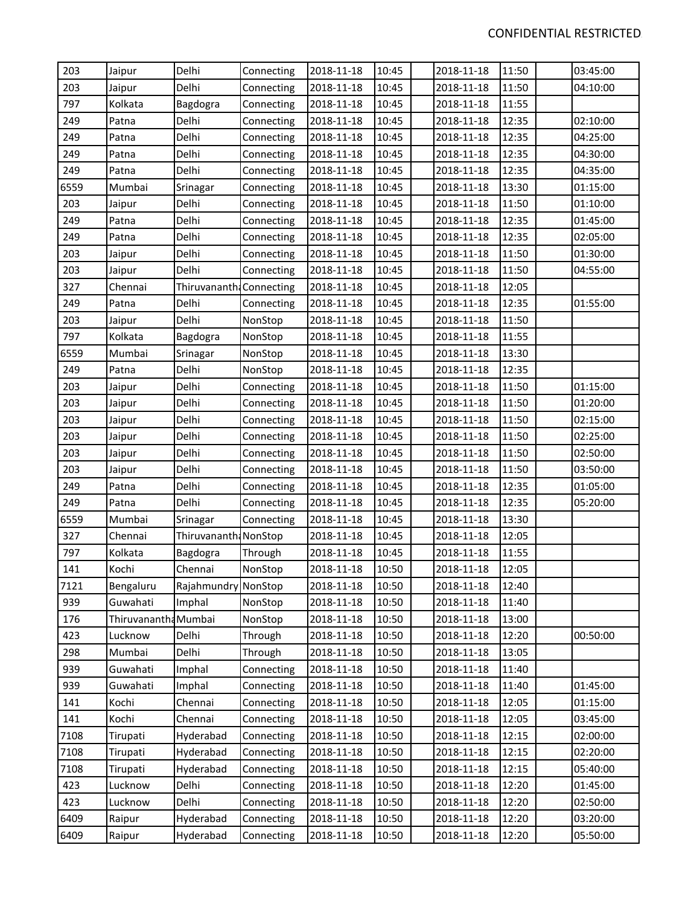| | | | | | | | | | | |
|---|---|---|---|---|---|---|---|---|---|---|
| 203 | Jaipur | Delhi | Connecting | 2018-11-18 | 10:45 | | 2018-11-18 | 11:50 | | 03:45:00 |
| 203 | Jaipur | Delhi | Connecting | 2018-11-18 | 10:45 | | 2018-11-18 | 11:50 | | 04:10:00 |
| 797 | Kolkata | Bagdogra | Connecting | 2018-11-18 | 10:45 | | 2018-11-18 | 11:55 | | |
| 249 | Patna | Delhi | Connecting | 2018-11-18 | 10:45 | | 2018-11-18 | 12:35 | | 02:10:00 |
| 249 | Patna | Delhi | Connecting | 2018-11-18 | 10:45 | | 2018-11-18 | 12:35 | | 04:25:00 |
| 249 | Patna | Delhi | Connecting | 2018-11-18 | 10:45 | | 2018-11-18 | 12:35 | | 04:30:00 |
| 249 | Patna | Delhi | Connecting | 2018-11-18 | 10:45 | | 2018-11-18 | 12:35 | | 04:35:00 |
| 6559 | Mumbai | Srinagar | Connecting | 2018-11-18 | 10:45 | | 2018-11-18 | 13:30 | | 01:15:00 |
| 203 | Jaipur | Delhi | Connecting | 2018-11-18 | 10:45 | | 2018-11-18 | 11:50 | | 01:10:00 |
| 249 | Patna | Delhi | Connecting | 2018-11-18 | 10:45 | | 2018-11-18 | 12:35 | | 01:45:00 |
| 249 | Patna | Delhi | Connecting | 2018-11-18 | 10:45 | | 2018-11-18 | 12:35 | | 02:05:00 |
| 203 | Jaipur | Delhi | Connecting | 2018-11-18 | 10:45 | | 2018-11-18 | 11:50 | | 01:30:00 |
| 203 | Jaipur | Delhi | Connecting | 2018-11-18 | 10:45 | | 2018-11-18 | 11:50 | | 04:55:00 |
| 327 | Chennai | Thiruvanantha | Connecting | 2018-11-18 | 10:45 | | 2018-11-18 | 12:05 | | |
| 249 | Patna | Delhi | Connecting | 2018-11-18 | 10:45 | | 2018-11-18 | 12:35 | | 01:55:00 |
| 203 | Jaipur | Delhi | NonStop | 2018-11-18 | 10:45 | | 2018-11-18 | 11:50 | | |
| 797 | Kolkata | Bagdogra | NonStop | 2018-11-18 | 10:45 | | 2018-11-18 | 11:55 | | |
| 6559 | Mumbai | Srinagar | NonStop | 2018-11-18 | 10:45 | | 2018-11-18 | 13:30 | | |
| 249 | Patna | Delhi | NonStop | 2018-11-18 | 10:45 | | 2018-11-18 | 12:35 | | |
| 203 | Jaipur | Delhi | Connecting | 2018-11-18 | 10:45 | | 2018-11-18 | 11:50 | | 01:15:00 |
| 203 | Jaipur | Delhi | Connecting | 2018-11-18 | 10:45 | | 2018-11-18 | 11:50 | | 01:20:00 |
| 203 | Jaipur | Delhi | Connecting | 2018-11-18 | 10:45 | | 2018-11-18 | 11:50 | | 02:15:00 |
| 203 | Jaipur | Delhi | Connecting | 2018-11-18 | 10:45 | | 2018-11-18 | 11:50 | | 02:25:00 |
| 203 | Jaipur | Delhi | Connecting | 2018-11-18 | 10:45 | | 2018-11-18 | 11:50 | | 02:50:00 |
| 203 | Jaipur | Delhi | Connecting | 2018-11-18 | 10:45 | | 2018-11-18 | 11:50 | | 03:50:00 |
| 249 | Patna | Delhi | Connecting | 2018-11-18 | 10:45 | | 2018-11-18 | 12:35 | | 01:05:00 |
| 249 | Patna | Delhi | Connecting | 2018-11-18 | 10:45 | | 2018-11-18 | 12:35 | | 05:20:00 |
| 6559 | Mumbai | Srinagar | Connecting | 2018-11-18 | 10:45 | | 2018-11-18 | 13:30 | | |
| 327 | Chennai | Thiruvanantha | NonStop | 2018-11-18 | 10:45 | | 2018-11-18 | 12:05 | | |
| 797 | Kolkata | Bagdogra | Through | 2018-11-18 | 10:45 | | 2018-11-18 | 11:55 | | |
| 141 | Kochi | Chennai | NonStop | 2018-11-18 | 10:50 | | 2018-11-18 | 12:05 | | |
| 7121 | Bengaluru | Rajahmundry | NonStop | 2018-11-18 | 10:50 | | 2018-11-18 | 12:40 | | |
| 939 | Guwahati | Imphal | NonStop | 2018-11-18 | 10:50 | | 2018-11-18 | 11:40 | | |
| 176 | Thiruvanantha | Mumbai | NonStop | 2018-11-18 | 10:50 | | 2018-11-18 | 13:00 | | |
| 423 | Lucknow | Delhi | Through | 2018-11-18 | 10:50 | | 2018-11-18 | 12:20 | | 00:50:00 |
| 298 | Mumbai | Delhi | Through | 2018-11-18 | 10:50 | | 2018-11-18 | 13:05 | | |
| 939 | Guwahati | Imphal | Connecting | 2018-11-18 | 10:50 | | 2018-11-18 | 11:40 | | |
| 939 | Guwahati | Imphal | Connecting | 2018-11-18 | 10:50 | | 2018-11-18 | 11:40 | | 01:45:00 |
| 141 | Kochi | Chennai | Connecting | 2018-11-18 | 10:50 | | 2018-11-18 | 12:05 | | 01:15:00 |
| 141 | Kochi | Chennai | Connecting | 2018-11-18 | 10:50 | | 2018-11-18 | 12:05 | | 03:45:00 |
| 7108 | Tirupati | Hyderabad | Connecting | 2018-11-18 | 10:50 | | 2018-11-18 | 12:15 | | 02:00:00 |
| 7108 | Tirupati | Hyderabad | Connecting | 2018-11-18 | 10:50 | | 2018-11-18 | 12:15 | | 02:20:00 |
| 7108 | Tirupati | Hyderabad | Connecting | 2018-11-18 | 10:50 | | 2018-11-18 | 12:15 | | 05:40:00 |
| 423 | Lucknow | Delhi | Connecting | 2018-11-18 | 10:50 | | 2018-11-18 | 12:20 | | 01:45:00 |
| 423 | Lucknow | Delhi | Connecting | 2018-11-18 | 10:50 | | 2018-11-18 | 12:20 | | 02:50:00 |
| 6409 | Raipur | Hyderabad | Connecting | 2018-11-18 | 10:50 | | 2018-11-18 | 12:20 | | 03:20:00 |
| 6409 | Raipur | Hyderabad | Connecting | 2018-11-18 | 10:50 | | 2018-11-18 | 12:20 | | 05:50:00 |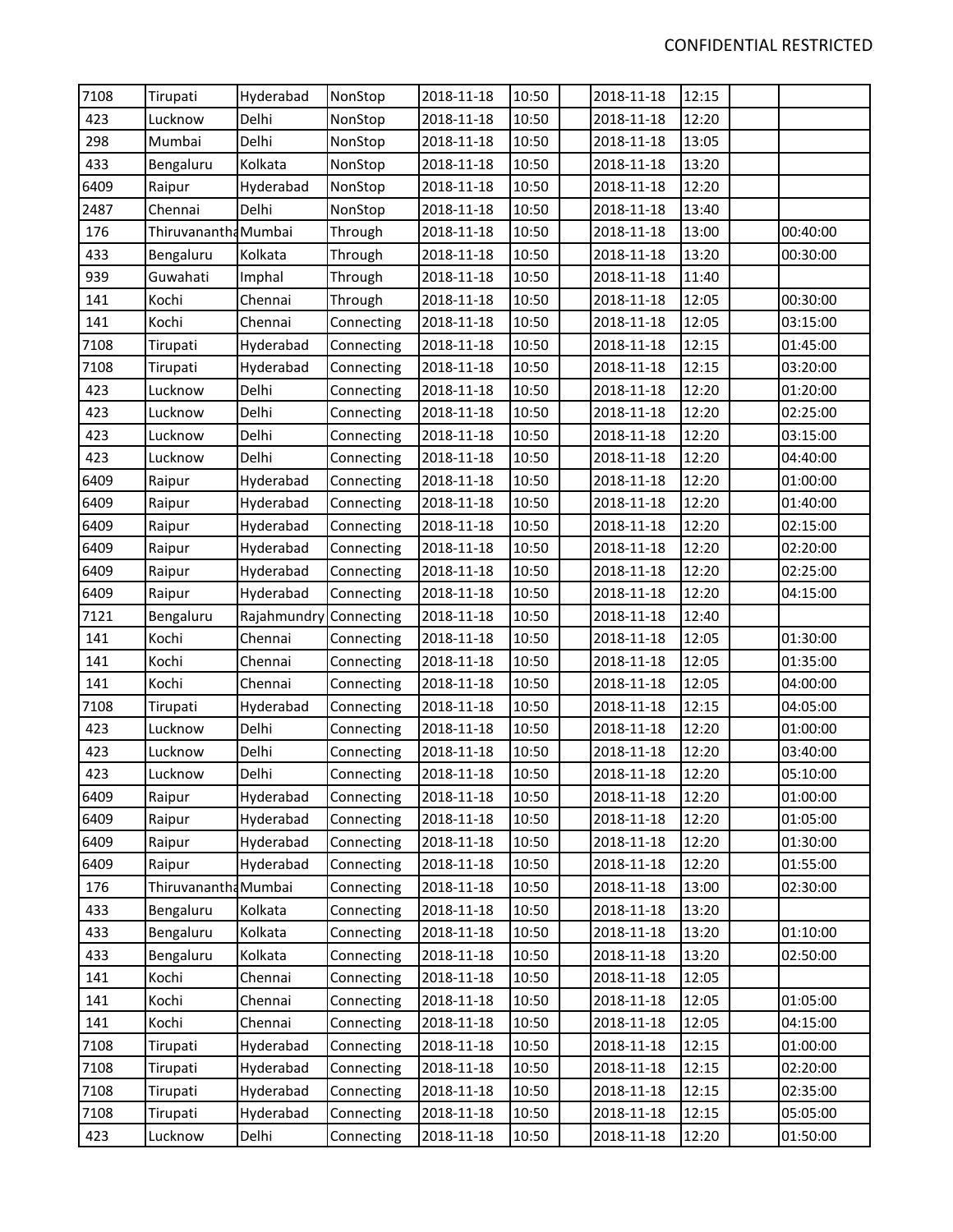| | | | | | | | | | | |
|---|---|---|---|---|---|---|---|---|---|---|
| 7108 | Tirupati | Hyderabad | NonStop | 2018-11-18 | 10:50 | | 2018-11-18 | 12:15 | | |
| 423 | Lucknow | Delhi | NonStop | 2018-11-18 | 10:50 | | 2018-11-18 | 12:20 | | |
| 298 | Mumbai | Delhi | NonStop | 2018-11-18 | 10:50 | | 2018-11-18 | 13:05 | | |
| 433 | Bengaluru | Kolkata | NonStop | 2018-11-18 | 10:50 | | 2018-11-18 | 13:20 | | |
| 6409 | Raipur | Hyderabad | NonStop | 2018-11-18 | 10:50 | | 2018-11-18 | 12:20 | | |
| 2487 | Chennai | Delhi | NonStop | 2018-11-18 | 10:50 | | 2018-11-18 | 13:40 | | |
| 176 | Thiruvanantha | Mumbai | Through | 2018-11-18 | 10:50 | | 2018-11-18 | 13:00 | | 00:40:00 |
| 433 | Bengaluru | Kolkata | Through | 2018-11-18 | 10:50 | | 2018-11-18 | 13:20 | | 00:30:00 |
| 939 | Guwahati | Imphal | Through | 2018-11-18 | 10:50 | | 2018-11-18 | 11:40 | | |
| 141 | Kochi | Chennai | Through | 2018-11-18 | 10:50 | | 2018-11-18 | 12:05 | | 00:30:00 |
| 141 | Kochi | Chennai | Connecting | 2018-11-18 | 10:50 | | 2018-11-18 | 12:05 | | 03:15:00 |
| 7108 | Tirupati | Hyderabad | Connecting | 2018-11-18 | 10:50 | | 2018-11-18 | 12:15 | | 01:45:00 |
| 7108 | Tirupati | Hyderabad | Connecting | 2018-11-18 | 10:50 | | 2018-11-18 | 12:15 | | 03:20:00 |
| 423 | Lucknow | Delhi | Connecting | 2018-11-18 | 10:50 | | 2018-11-18 | 12:20 | | 01:20:00 |
| 423 | Lucknow | Delhi | Connecting | 2018-11-18 | 10:50 | | 2018-11-18 | 12:20 | | 02:25:00 |
| 423 | Lucknow | Delhi | Connecting | 2018-11-18 | 10:50 | | 2018-11-18 | 12:20 | | 03:15:00 |
| 423 | Lucknow | Delhi | Connecting | 2018-11-18 | 10:50 | | 2018-11-18 | 12:20 | | 04:40:00 |
| 6409 | Raipur | Hyderabad | Connecting | 2018-11-18 | 10:50 | | 2018-11-18 | 12:20 | | 01:00:00 |
| 6409 | Raipur | Hyderabad | Connecting | 2018-11-18 | 10:50 | | 2018-11-18 | 12:20 | | 01:40:00 |
| 6409 | Raipur | Hyderabad | Connecting | 2018-11-18 | 10:50 | | 2018-11-18 | 12:20 | | 02:15:00 |
| 6409 | Raipur | Hyderabad | Connecting | 2018-11-18 | 10:50 | | 2018-11-18 | 12:20 | | 02:20:00 |
| 6409 | Raipur | Hyderabad | Connecting | 2018-11-18 | 10:50 | | 2018-11-18 | 12:20 | | 02:25:00 |
| 6409 | Raipur | Hyderabad | Connecting | 2018-11-18 | 10:50 | | 2018-11-18 | 12:20 | | 04:15:00 |
| 7121 | Bengaluru | Rajahmundry | Connecting | 2018-11-18 | 10:50 | | 2018-11-18 | 12:40 | | |
| 141 | Kochi | Chennai | Connecting | 2018-11-18 | 10:50 | | 2018-11-18 | 12:05 | | 01:30:00 |
| 141 | Kochi | Chennai | Connecting | 2018-11-18 | 10:50 | | 2018-11-18 | 12:05 | | 01:35:00 |
| 141 | Kochi | Chennai | Connecting | 2018-11-18 | 10:50 | | 2018-11-18 | 12:05 | | 04:00:00 |
| 7108 | Tirupati | Hyderabad | Connecting | 2018-11-18 | 10:50 | | 2018-11-18 | 12:15 | | 04:05:00 |
| 423 | Lucknow | Delhi | Connecting | 2018-11-18 | 10:50 | | 2018-11-18 | 12:20 | | 01:00:00 |
| 423 | Lucknow | Delhi | Connecting | 2018-11-18 | 10:50 | | 2018-11-18 | 12:20 | | 03:40:00 |
| 423 | Lucknow | Delhi | Connecting | 2018-11-18 | 10:50 | | 2018-11-18 | 12:20 | | 05:10:00 |
| 6409 | Raipur | Hyderabad | Connecting | 2018-11-18 | 10:50 | | 2018-11-18 | 12:20 | | 01:00:00 |
| 6409 | Raipur | Hyderabad | Connecting | 2018-11-18 | 10:50 | | 2018-11-18 | 12:20 | | 01:05:00 |
| 6409 | Raipur | Hyderabad | Connecting | 2018-11-18 | 10:50 | | 2018-11-18 | 12:20 | | 01:30:00 |
| 6409 | Raipur | Hyderabad | Connecting | 2018-11-18 | 10:50 | | 2018-11-18 | 12:20 | | 01:55:00 |
| 176 | Thiruvanantha | Mumbai | Connecting | 2018-11-18 | 10:50 | | 2018-11-18 | 13:00 | | 02:30:00 |
| 433 | Bengaluru | Kolkata | Connecting | 2018-11-18 | 10:50 | | 2018-11-18 | 13:20 | | |
| 433 | Bengaluru | Kolkata | Connecting | 2018-11-18 | 10:50 | | 2018-11-18 | 13:20 | | 01:10:00 |
| 433 | Bengaluru | Kolkata | Connecting | 2018-11-18 | 10:50 | | 2018-11-18 | 13:20 | | 02:50:00 |
| 141 | Kochi | Chennai | Connecting | 2018-11-18 | 10:50 | | 2018-11-18 | 12:05 | | |
| 141 | Kochi | Chennai | Connecting | 2018-11-18 | 10:50 | | 2018-11-18 | 12:05 | | 01:05:00 |
| 141 | Kochi | Chennai | Connecting | 2018-11-18 | 10:50 | | 2018-11-18 | 12:05 | | 04:15:00 |
| 7108 | Tirupati | Hyderabad | Connecting | 2018-11-18 | 10:50 | | 2018-11-18 | 12:15 | | 01:00:00 |
| 7108 | Tirupati | Hyderabad | Connecting | 2018-11-18 | 10:50 | | 2018-11-18 | 12:15 | | 02:20:00 |
| 7108 | Tirupati | Hyderabad | Connecting | 2018-11-18 | 10:50 | | 2018-11-18 | 12:15 | | 02:35:00 |
| 7108 | Tirupati | Hyderabad | Connecting | 2018-11-18 | 10:50 | | 2018-11-18 | 12:15 | | 05:05:00 |
| 423 | Lucknow | Delhi | Connecting | 2018-11-18 | 10:50 | | 2018-11-18 | 12:20 | | 01:50:00 |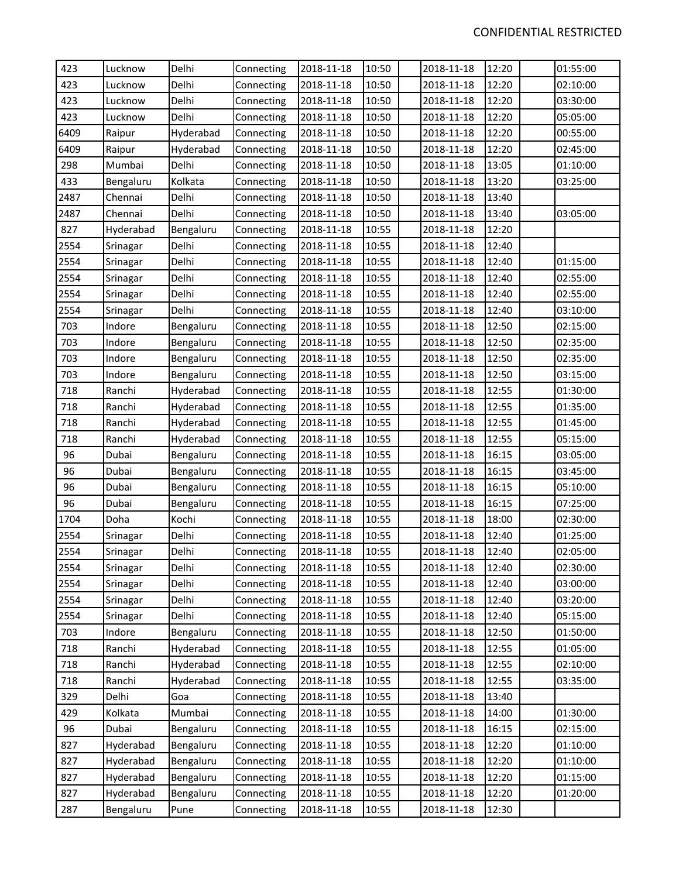| 423 | Lucknow | Delhi | Connecting | 2018-11-18 | 10:50 | | 2018-11-18 | 12:20 | | 01:55:00 |
|---|---|---|---|---|---|---|---|---|---|---|
| 423 | Lucknow | Delhi | Connecting | 2018-11-18 | 10:50 | | 2018-11-18 | 12:20 | | 02:10:00 |
| 423 | Lucknow | Delhi | Connecting | 2018-11-18 | 10:50 | | 2018-11-18 | 12:20 | | 03:30:00 |
| 423 | Lucknow | Delhi | Connecting | 2018-11-18 | 10:50 | | 2018-11-18 | 12:20 | | 05:05:00 |
| 6409 | Raipur | Hyderabad | Connecting | 2018-11-18 | 10:50 | | 2018-11-18 | 12:20 | | 00:55:00 |
| 6409 | Raipur | Hyderabad | Connecting | 2018-11-18 | 10:50 | | 2018-11-18 | 12:20 | | 02:45:00 |
| 298 | Mumbai | Delhi | Connecting | 2018-11-18 | 10:50 | | 2018-11-18 | 13:05 | | 01:10:00 |
| 433 | Bengaluru | Kolkata | Connecting | 2018-11-18 | 10:50 | | 2018-11-18 | 13:20 | | 03:25:00 |
| 2487 | Chennai | Delhi | Connecting | 2018-11-18 | 10:50 | | 2018-11-18 | 13:40 | | |
| 2487 | Chennai | Delhi | Connecting | 2018-11-18 | 10:50 | | 2018-11-18 | 13:40 | | 03:05:00 |
| 827 | Hyderabad | Bengaluru | Connecting | 2018-11-18 | 10:55 | | 2018-11-18 | 12:20 | | |
| 2554 | Srinagar | Delhi | Connecting | 2018-11-18 | 10:55 | | 2018-11-18 | 12:40 | | |
| 2554 | Srinagar | Delhi | Connecting | 2018-11-18 | 10:55 | | 2018-11-18 | 12:40 | | 01:15:00 |
| 2554 | Srinagar | Delhi | Connecting | 2018-11-18 | 10:55 | | 2018-11-18 | 12:40 | | 02:55:00 |
| 2554 | Srinagar | Delhi | Connecting | 2018-11-18 | 10:55 | | 2018-11-18 | 12:40 | | 02:55:00 |
| 2554 | Srinagar | Delhi | Connecting | 2018-11-18 | 10:55 | | 2018-11-18 | 12:40 | | 03:10:00 |
| 703 | Indore | Bengaluru | Connecting | 2018-11-18 | 10:55 | | 2018-11-18 | 12:50 | | 02:15:00 |
| 703 | Indore | Bengaluru | Connecting | 2018-11-18 | 10:55 | | 2018-11-18 | 12:50 | | 02:35:00 |
| 703 | Indore | Bengaluru | Connecting | 2018-11-18 | 10:55 | | 2018-11-18 | 12:50 | | 02:35:00 |
| 703 | Indore | Bengaluru | Connecting | 2018-11-18 | 10:55 | | 2018-11-18 | 12:50 | | 03:15:00 |
| 718 | Ranchi | Hyderabad | Connecting | 2018-11-18 | 10:55 | | 2018-11-18 | 12:55 | | 01:30:00 |
| 718 | Ranchi | Hyderabad | Connecting | 2018-11-18 | 10:55 | | 2018-11-18 | 12:55 | | 01:35:00 |
| 718 | Ranchi | Hyderabad | Connecting | 2018-11-18 | 10:55 | | 2018-11-18 | 12:55 | | 01:45:00 |
| 718 | Ranchi | Hyderabad | Connecting | 2018-11-18 | 10:55 | | 2018-11-18 | 12:55 | | 05:15:00 |
| 96 | Dubai | Bengaluru | Connecting | 2018-11-18 | 10:55 | | 2018-11-18 | 16:15 | | 03:05:00 |
| 96 | Dubai | Bengaluru | Connecting | 2018-11-18 | 10:55 | | 2018-11-18 | 16:15 | | 03:45:00 |
| 96 | Dubai | Bengaluru | Connecting | 2018-11-18 | 10:55 | | 2018-11-18 | 16:15 | | 05:10:00 |
| 96 | Dubai | Bengaluru | Connecting | 2018-11-18 | 10:55 | | 2018-11-18 | 16:15 | | 07:25:00 |
| 1704 | Doha | Kochi | Connecting | 2018-11-18 | 10:55 | | 2018-11-18 | 18:00 | | 02:30:00 |
| 2554 | Srinagar | Delhi | Connecting | 2018-11-18 | 10:55 | | 2018-11-18 | 12:40 | | 01:25:00 |
| 2554 | Srinagar | Delhi | Connecting | 2018-11-18 | 10:55 | | 2018-11-18 | 12:40 | | 02:05:00 |
| 2554 | Srinagar | Delhi | Connecting | 2018-11-18 | 10:55 | | 2018-11-18 | 12:40 | | 02:30:00 |
| 2554 | Srinagar | Delhi | Connecting | 2018-11-18 | 10:55 | | 2018-11-18 | 12:40 | | 03:00:00 |
| 2554 | Srinagar | Delhi | Connecting | 2018-11-18 | 10:55 | | 2018-11-18 | 12:40 | | 03:20:00 |
| 2554 | Srinagar | Delhi | Connecting | 2018-11-18 | 10:55 | | 2018-11-18 | 12:40 | | 05:15:00 |
| 703 | Indore | Bengaluru | Connecting | 2018-11-18 | 10:55 | | 2018-11-18 | 12:50 | | 01:50:00 |
| 718 | Ranchi | Hyderabad | Connecting | 2018-11-18 | 10:55 | | 2018-11-18 | 12:55 | | 01:05:00 |
| 718 | Ranchi | Hyderabad | Connecting | 2018-11-18 | 10:55 | | 2018-11-18 | 12:55 | | 02:10:00 |
| 718 | Ranchi | Hyderabad | Connecting | 2018-11-18 | 10:55 | | 2018-11-18 | 12:55 | | 03:35:00 |
| 329 | Delhi | Goa | Connecting | 2018-11-18 | 10:55 | | 2018-11-18 | 13:40 | | |
| 429 | Kolkata | Mumbai | Connecting | 2018-11-18 | 10:55 | | 2018-11-18 | 14:00 | | 01:30:00 |
| 96 | Dubai | Bengaluru | Connecting | 2018-11-18 | 10:55 | | 2018-11-18 | 16:15 | | 02:15:00 |
| 827 | Hyderabad | Bengaluru | Connecting | 2018-11-18 | 10:55 | | 2018-11-18 | 12:20 | | 01:10:00 |
| 827 | Hyderabad | Bengaluru | Connecting | 2018-11-18 | 10:55 | | 2018-11-18 | 12:20 | | 01:10:00 |
| 827 | Hyderabad | Bengaluru | Connecting | 2018-11-18 | 10:55 | | 2018-11-18 | 12:20 | | 01:15:00 |
| 827 | Hyderabad | Bengaluru | Connecting | 2018-11-18 | 10:55 | | 2018-11-18 | 12:20 | | 01:20:00 |
| 287 | Bengaluru | Pune | Connecting | 2018-11-18 | 10:55 | | 2018-11-18 | 12:30 | | |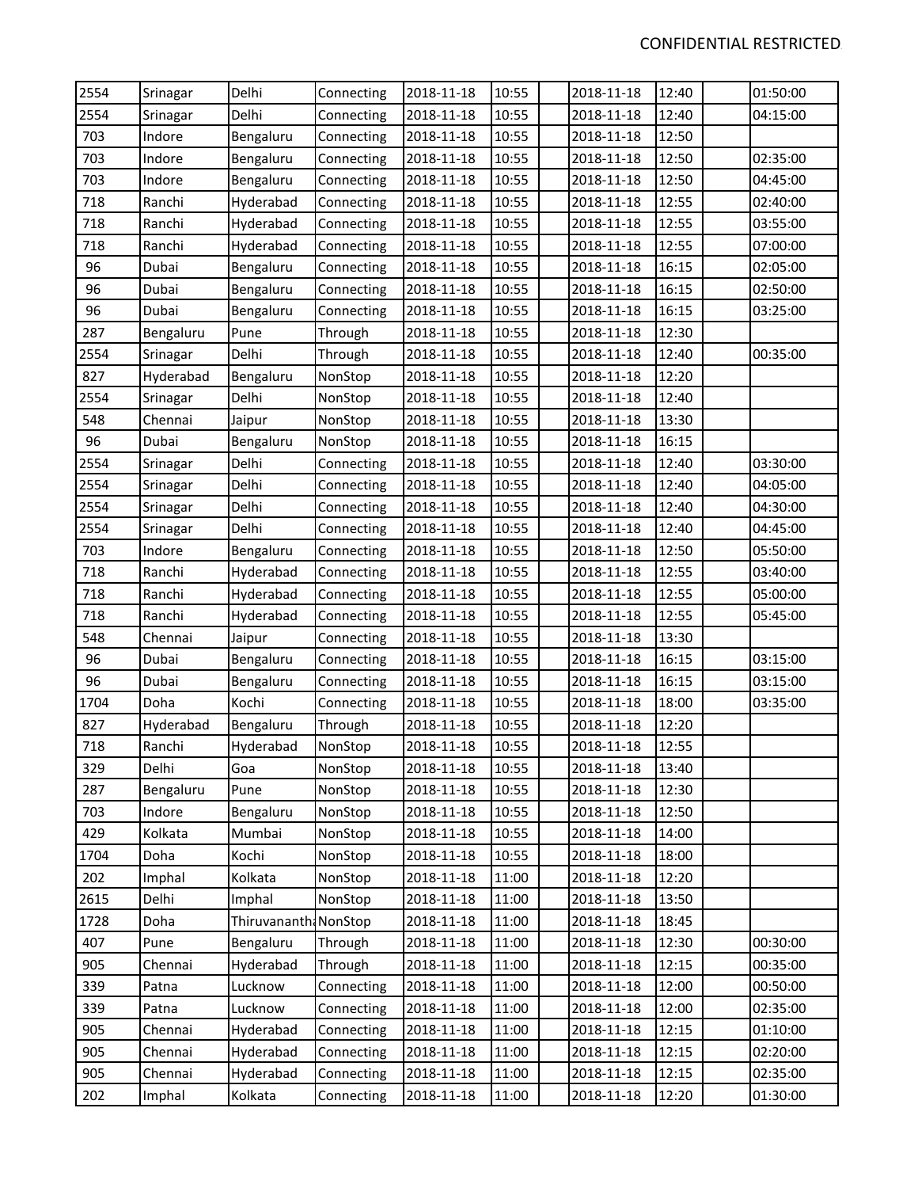| | | | | | | | | | |
|---|---|---|---|---|---|---|---|---|---|
| 2554 | Srinagar | Delhi | Connecting | 2018-11-18 | 10:55 | | 2018-11-18 | 12:40 | | 01:50:00 |
| 2554 | Srinagar | Delhi | Connecting | 2018-11-18 | 10:55 | | 2018-11-18 | 12:40 | | 04:15:00 |
| 703 | Indore | Bengaluru | Connecting | 2018-11-18 | 10:55 | | 2018-11-18 | 12:50 | | |
| 703 | Indore | Bengaluru | Connecting | 2018-11-18 | 10:55 | | 2018-11-18 | 12:50 | | 02:35:00 |
| 703 | Indore | Bengaluru | Connecting | 2018-11-18 | 10:55 | | 2018-11-18 | 12:50 | | 04:45:00 |
| 718 | Ranchi | Hyderabad | Connecting | 2018-11-18 | 10:55 | | 2018-11-18 | 12:55 | | 02:40:00 |
| 718 | Ranchi | Hyderabad | Connecting | 2018-11-18 | 10:55 | | 2018-11-18 | 12:55 | | 03:55:00 |
| 718 | Ranchi | Hyderabad | Connecting | 2018-11-18 | 10:55 | | 2018-11-18 | 12:55 | | 07:00:00 |
| 96 | Dubai | Bengaluru | Connecting | 2018-11-18 | 10:55 | | 2018-11-18 | 16:15 | | 02:05:00 |
| 96 | Dubai | Bengaluru | Connecting | 2018-11-18 | 10:55 | | 2018-11-18 | 16:15 | | 02:50:00 |
| 96 | Dubai | Bengaluru | Connecting | 2018-11-18 | 10:55 | | 2018-11-18 | 16:15 | | 03:25:00 |
| 287 | Bengaluru | Pune | Through | 2018-11-18 | 10:55 | | 2018-11-18 | 12:30 | | |
| 2554 | Srinagar | Delhi | Through | 2018-11-18 | 10:55 | | 2018-11-18 | 12:40 | | 00:35:00 |
| 827 | Hyderabad | Bengaluru | NonStop | 2018-11-18 | 10:55 | | 2018-11-18 | 12:20 | | |
| 2554 | Srinagar | Delhi | NonStop | 2018-11-18 | 10:55 | | 2018-11-18 | 12:40 | | |
| 548 | Chennai | Jaipur | NonStop | 2018-11-18 | 10:55 | | 2018-11-18 | 13:30 | | |
| 96 | Dubai | Bengaluru | NonStop | 2018-11-18 | 10:55 | | 2018-11-18 | 16:15 | | |
| 2554 | Srinagar | Delhi | Connecting | 2018-11-18 | 10:55 | | 2018-11-18 | 12:40 | | 03:30:00 |
| 2554 | Srinagar | Delhi | Connecting | 2018-11-18 | 10:55 | | 2018-11-18 | 12:40 | | 04:05:00 |
| 2554 | Srinagar | Delhi | Connecting | 2018-11-18 | 10:55 | | 2018-11-18 | 12:40 | | 04:30:00 |
| 2554 | Srinagar | Delhi | Connecting | 2018-11-18 | 10:55 | | 2018-11-18 | 12:40 | | 04:45:00 |
| 703 | Indore | Bengaluru | Connecting | 2018-11-18 | 10:55 | | 2018-11-18 | 12:50 | | 05:50:00 |
| 718 | Ranchi | Hyderabad | Connecting | 2018-11-18 | 10:55 | | 2018-11-18 | 12:55 | | 03:40:00 |
| 718 | Ranchi | Hyderabad | Connecting | 2018-11-18 | 10:55 | | 2018-11-18 | 12:55 | | 05:00:00 |
| 718 | Ranchi | Hyderabad | Connecting | 2018-11-18 | 10:55 | | 2018-11-18 | 12:55 | | 05:45:00 |
| 548 | Chennai | Jaipur | Connecting | 2018-11-18 | 10:55 | | 2018-11-18 | 13:30 | | |
| 96 | Dubai | Bengaluru | Connecting | 2018-11-18 | 10:55 | | 2018-11-18 | 16:15 | | 03:15:00 |
| 96 | Dubai | Bengaluru | Connecting | 2018-11-18 | 10:55 | | 2018-11-18 | 16:15 | | 03:15:00 |
| 1704 | Doha | Kochi | Connecting | 2018-11-18 | 10:55 | | 2018-11-18 | 18:00 | | 03:35:00 |
| 827 | Hyderabad | Bengaluru | Through | 2018-11-18 | 10:55 | | 2018-11-18 | 12:20 | | |
| 718 | Ranchi | Hyderabad | NonStop | 2018-11-18 | 10:55 | | 2018-11-18 | 12:55 | | |
| 329 | Delhi | Goa | NonStop | 2018-11-18 | 10:55 | | 2018-11-18 | 13:40 | | |
| 287 | Bengaluru | Pune | NonStop | 2018-11-18 | 10:55 | | 2018-11-18 | 12:30 | | |
| 703 | Indore | Bengaluru | NonStop | 2018-11-18 | 10:55 | | 2018-11-18 | 12:50 | | |
| 429 | Kolkata | Mumbai | NonStop | 2018-11-18 | 10:55 | | 2018-11-18 | 14:00 | | |
| 1704 | Doha | Kochi | NonStop | 2018-11-18 | 10:55 | | 2018-11-18 | 18:00 | | |
| 202 | Imphal | Kolkata | NonStop | 2018-11-18 | 11:00 | | 2018-11-18 | 12:20 | | |
| 2615 | Delhi | Imphal | NonStop | 2018-11-18 | 11:00 | | 2018-11-18 | 13:50 | | |
| 1728 | Doha | Thiruvananth | NonStop | 2018-11-18 | 11:00 | | 2018-11-18 | 18:45 | | |
| 407 | Pune | Bengaluru | Through | 2018-11-18 | 11:00 | | 2018-11-18 | 12:30 | | 00:30:00 |
| 905 | Chennai | Hyderabad | Through | 2018-11-18 | 11:00 | | 2018-11-18 | 12:15 | | 00:35:00 |
| 339 | Patna | Lucknow | Connecting | 2018-11-18 | 11:00 | | 2018-11-18 | 12:00 | | 00:50:00 |
| 339 | Patna | Lucknow | Connecting | 2018-11-18 | 11:00 | | 2018-11-18 | 12:00 | | 02:35:00 |
| 905 | Chennai | Hyderabad | Connecting | 2018-11-18 | 11:00 | | 2018-11-18 | 12:15 | | 01:10:00 |
| 905 | Chennai | Hyderabad | Connecting | 2018-11-18 | 11:00 | | 2018-11-18 | 12:15 | | 02:20:00 |
| 905 | Chennai | Hyderabad | Connecting | 2018-11-18 | 11:00 | | 2018-11-18 | 12:15 | | 02:35:00 |
| 202 | Imphal | Kolkata | Connecting | 2018-11-18 | 11:00 | | 2018-11-18 | 12:20 | | 01:30:00 |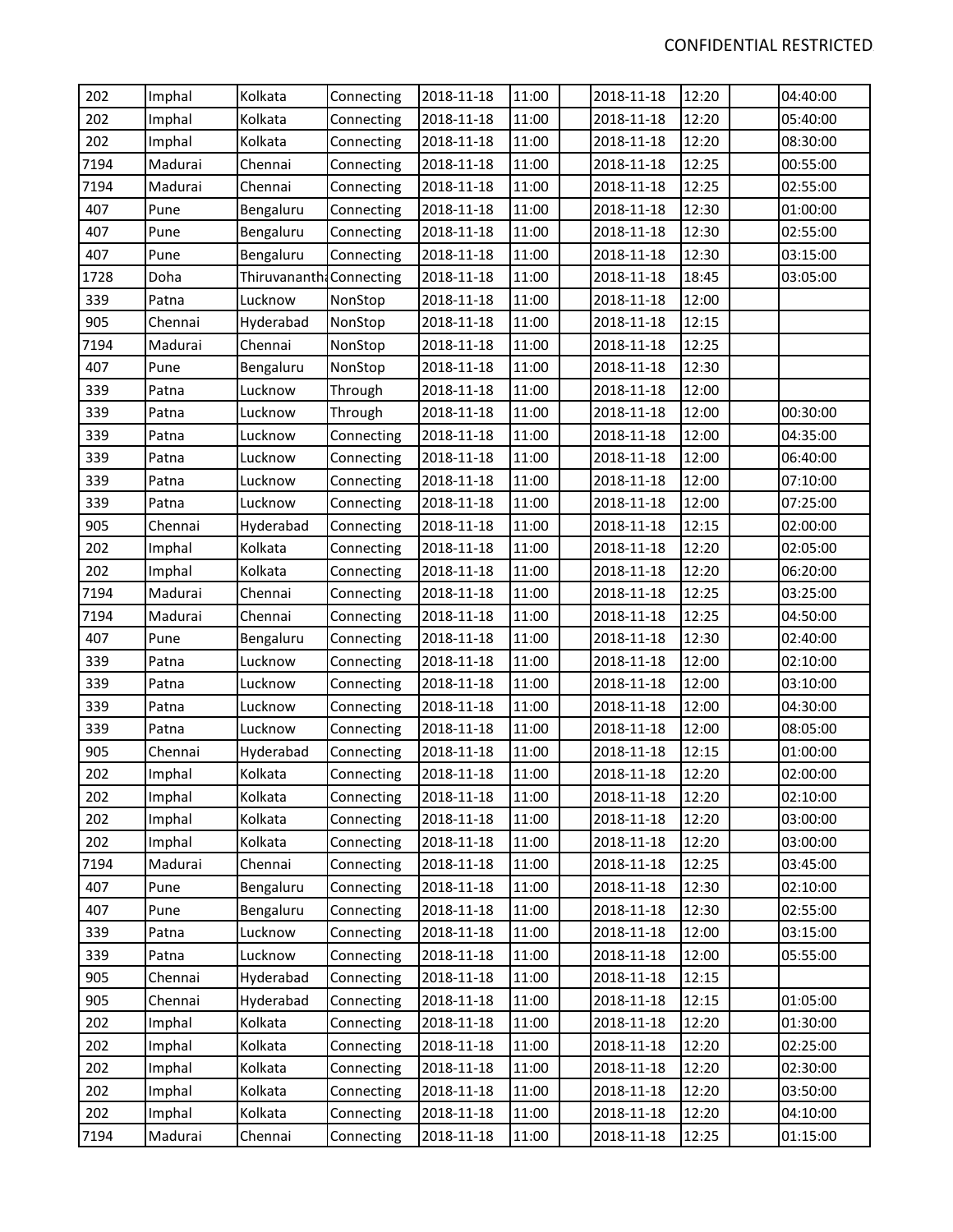| | | | | | | | | | | |
|---|---|---|---|---|---|---|---|---|---|---|
| 202 | Imphal | Kolkata | Connecting | 2018-11-18 | 11:00 | | 2018-11-18 | 12:20 | | 04:40:00 |
| 202 | Imphal | Kolkata | Connecting | 2018-11-18 | 11:00 | | 2018-11-18 | 12:20 | | 05:40:00 |
| 202 | Imphal | Kolkata | Connecting | 2018-11-18 | 11:00 | | 2018-11-18 | 12:20 | | 08:30:00 |
| 7194 | Madurai | Chennai | Connecting | 2018-11-18 | 11:00 | | 2018-11-18 | 12:25 | | 00:55:00 |
| 7194 | Madurai | Chennai | Connecting | 2018-11-18 | 11:00 | | 2018-11-18 | 12:25 | | 02:55:00 |
| 407 | Pune | Bengaluru | Connecting | 2018-11-18 | 11:00 | | 2018-11-18 | 12:30 | | 01:00:00 |
| 407 | Pune | Bengaluru | Connecting | 2018-11-18 | 11:00 | | 2018-11-18 | 12:30 | | 02:55:00 |
| 407 | Pune | Bengaluru | Connecting | 2018-11-18 | 11:00 | | 2018-11-18 | 12:30 | | 03:15:00 |
| 1728 | Doha | Thiruvananth | Connecting | 2018-11-18 | 11:00 | | 2018-11-18 | 18:45 | | 03:05:00 |
| 339 | Patna | Lucknow | NonStop | 2018-11-18 | 11:00 | | 2018-11-18 | 12:00 | | |
| 905 | Chennai | Hyderabad | NonStop | 2018-11-18 | 11:00 | | 2018-11-18 | 12:15 | | |
| 7194 | Madurai | Chennai | NonStop | 2018-11-18 | 11:00 | | 2018-11-18 | 12:25 | | |
| 407 | Pune | Bengaluru | NonStop | 2018-11-18 | 11:00 | | 2018-11-18 | 12:30 | | |
| 339 | Patna | Lucknow | Through | 2018-11-18 | 11:00 | | 2018-11-18 | 12:00 | | |
| 339 | Patna | Lucknow | Through | 2018-11-18 | 11:00 | | 2018-11-18 | 12:00 | | 00:30:00 |
| 339 | Patna | Lucknow | Connecting | 2018-11-18 | 11:00 | | 2018-11-18 | 12:00 | | 04:35:00 |
| 339 | Patna | Lucknow | Connecting | 2018-11-18 | 11:00 | | 2018-11-18 | 12:00 | | 06:40:00 |
| 339 | Patna | Lucknow | Connecting | 2018-11-18 | 11:00 | | 2018-11-18 | 12:00 | | 07:10:00 |
| 339 | Patna | Lucknow | Connecting | 2018-11-18 | 11:00 | | 2018-11-18 | 12:00 | | 07:25:00 |
| 905 | Chennai | Hyderabad | Connecting | 2018-11-18 | 11:00 | | 2018-11-18 | 12:15 | | 02:00:00 |
| 202 | Imphal | Kolkata | Connecting | 2018-11-18 | 11:00 | | 2018-11-18 | 12:20 | | 02:05:00 |
| 202 | Imphal | Kolkata | Connecting | 2018-11-18 | 11:00 | | 2018-11-18 | 12:20 | | 06:20:00 |
| 7194 | Madurai | Chennai | Connecting | 2018-11-18 | 11:00 | | 2018-11-18 | 12:25 | | 03:25:00 |
| 7194 | Madurai | Chennai | Connecting | 2018-11-18 | 11:00 | | 2018-11-18 | 12:25 | | 04:50:00 |
| 407 | Pune | Bengaluru | Connecting | 2018-11-18 | 11:00 | | 2018-11-18 | 12:30 | | 02:40:00 |
| 339 | Patna | Lucknow | Connecting | 2018-11-18 | 11:00 | | 2018-11-18 | 12:00 | | 02:10:00 |
| 339 | Patna | Lucknow | Connecting | 2018-11-18 | 11:00 | | 2018-11-18 | 12:00 | | 03:10:00 |
| 339 | Patna | Lucknow | Connecting | 2018-11-18 | 11:00 | | 2018-11-18 | 12:00 | | 04:30:00 |
| 339 | Patna | Lucknow | Connecting | 2018-11-18 | 11:00 | | 2018-11-18 | 12:00 | | 08:05:00 |
| 905 | Chennai | Hyderabad | Connecting | 2018-11-18 | 11:00 | | 2018-11-18 | 12:15 | | 01:00:00 |
| 202 | Imphal | Kolkata | Connecting | 2018-11-18 | 11:00 | | 2018-11-18 | 12:20 | | 02:00:00 |
| 202 | Imphal | Kolkata | Connecting | 2018-11-18 | 11:00 | | 2018-11-18 | 12:20 | | 02:10:00 |
| 202 | Imphal | Kolkata | Connecting | 2018-11-18 | 11:00 | | 2018-11-18 | 12:20 | | 03:00:00 |
| 202 | Imphal | Kolkata | Connecting | 2018-11-18 | 11:00 | | 2018-11-18 | 12:20 | | 03:00:00 |
| 7194 | Madurai | Chennai | Connecting | 2018-11-18 | 11:00 | | 2018-11-18 | 12:25 | | 03:45:00 |
| 407 | Pune | Bengaluru | Connecting | 2018-11-18 | 11:00 | | 2018-11-18 | 12:30 | | 02:10:00 |
| 407 | Pune | Bengaluru | Connecting | 2018-11-18 | 11:00 | | 2018-11-18 | 12:30 | | 02:55:00 |
| 339 | Patna | Lucknow | Connecting | 2018-11-18 | 11:00 | | 2018-11-18 | 12:00 | | 03:15:00 |
| 339 | Patna | Lucknow | Connecting | 2018-11-18 | 11:00 | | 2018-11-18 | 12:00 | | 05:55:00 |
| 905 | Chennai | Hyderabad | Connecting | 2018-11-18 | 11:00 | | 2018-11-18 | 12:15 | | |
| 905 | Chennai | Hyderabad | Connecting | 2018-11-18 | 11:00 | | 2018-11-18 | 12:15 | | 01:05:00 |
| 202 | Imphal | Kolkata | Connecting | 2018-11-18 | 11:00 | | 2018-11-18 | 12:20 | | 01:30:00 |
| 202 | Imphal | Kolkata | Connecting | 2018-11-18 | 11:00 | | 2018-11-18 | 12:20 | | 02:25:00 |
| 202 | Imphal | Kolkata | Connecting | 2018-11-18 | 11:00 | | 2018-11-18 | 12:20 | | 02:30:00 |
| 202 | Imphal | Kolkata | Connecting | 2018-11-18 | 11:00 | | 2018-11-18 | 12:20 | | 03:50:00 |
| 202 | Imphal | Kolkata | Connecting | 2018-11-18 | 11:00 | | 2018-11-18 | 12:20 | | 04:10:00 |
| 7194 | Madurai | Chennai | Connecting | 2018-11-18 | 11:00 | | 2018-11-18 | 12:25 | | 01:15:00 |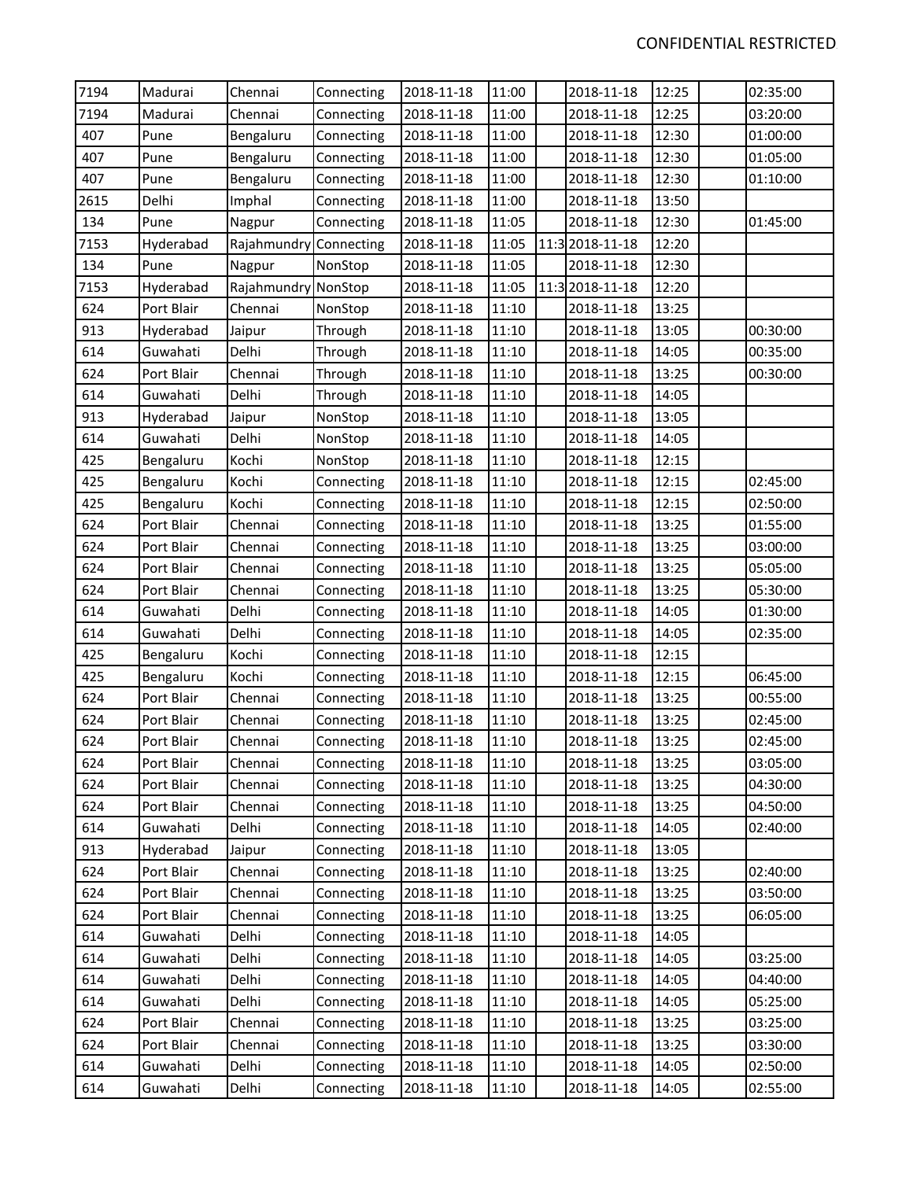| | | | | | | | | | | |
|---|---|---|---|---|---|---|---|---|---|---|
| 7194 | Madurai | Chennai | Connecting | 2018-11-18 | 11:00 | | 2018-11-18 | 12:25 | | 02:35:00 |
| 7194 | Madurai | Chennai | Connecting | 2018-11-18 | 11:00 | | 2018-11-18 | 12:25 | | 03:20:00 |
| 407 | Pune | Bengaluru | Connecting | 2018-11-18 | 11:00 | | 2018-11-18 | 12:30 | | 01:00:00 |
| 407 | Pune | Bengaluru | Connecting | 2018-11-18 | 11:00 | | 2018-11-18 | 12:30 | | 01:05:00 |
| 407 | Pune | Bengaluru | Connecting | 2018-11-18 | 11:00 | | 2018-11-18 | 12:30 | | 01:10:00 |
| 2615 | Delhi | Imphal | Connecting | 2018-11-18 | 11:00 | | 2018-11-18 | 13:50 | | |
| 134 | Pune | Nagpur | Connecting | 2018-11-18 | 11:05 | | 2018-11-18 | 12:30 | | 01:45:00 |
| 7153 | Hyderabad | Rajahmundry | Connecting | 2018-11-18 | 11:05 | 11:3 | 2018-11-18 | 12:20 | | |
| 134 | Pune | Nagpur | NonStop | 2018-11-18 | 11:05 | | 2018-11-18 | 12:30 | | |
| 7153 | Hyderabad | Rajahmundry | NonStop | 2018-11-18 | 11:05 | 11:3 | 2018-11-18 | 12:20 | | |
| 624 | Port Blair | Chennai | NonStop | 2018-11-18 | 11:10 | | 2018-11-18 | 13:25 | | |
| 913 | Hyderabad | Jaipur | Through | 2018-11-18 | 11:10 | | 2018-11-18 | 13:05 | | 00:30:00 |
| 614 | Guwahati | Delhi | Through | 2018-11-18 | 11:10 | | 2018-11-18 | 14:05 | | 00:35:00 |
| 624 | Port Blair | Chennai | Through | 2018-11-18 | 11:10 | | 2018-11-18 | 13:25 | | 00:30:00 |
| 614 | Guwahati | Delhi | Through | 2018-11-18 | 11:10 | | 2018-11-18 | 14:05 | | |
| 913 | Hyderabad | Jaipur | NonStop | 2018-11-18 | 11:10 | | 2018-11-18 | 13:05 | | |
| 614 | Guwahati | Delhi | NonStop | 2018-11-18 | 11:10 | | 2018-11-18 | 14:05 | | |
| 425 | Bengaluru | Kochi | NonStop | 2018-11-18 | 11:10 | | 2018-11-18 | 12:15 | | |
| 425 | Bengaluru | Kochi | Connecting | 2018-11-18 | 11:10 | | 2018-11-18 | 12:15 | | 02:45:00 |
| 425 | Bengaluru | Kochi | Connecting | 2018-11-18 | 11:10 | | 2018-11-18 | 12:15 | | 02:50:00 |
| 624 | Port Blair | Chennai | Connecting | 2018-11-18 | 11:10 | | 2018-11-18 | 13:25 | | 01:55:00 |
| 624 | Port Blair | Chennai | Connecting | 2018-11-18 | 11:10 | | 2018-11-18 | 13:25 | | 03:00:00 |
| 624 | Port Blair | Chennai | Connecting | 2018-11-18 | 11:10 | | 2018-11-18 | 13:25 | | 05:05:00 |
| 624 | Port Blair | Chennai | Connecting | 2018-11-18 | 11:10 | | 2018-11-18 | 13:25 | | 05:30:00 |
| 614 | Guwahati | Delhi | Connecting | 2018-11-18 | 11:10 | | 2018-11-18 | 14:05 | | 01:30:00 |
| 614 | Guwahati | Delhi | Connecting | 2018-11-18 | 11:10 | | 2018-11-18 | 14:05 | | 02:35:00 |
| 425 | Bengaluru | Kochi | Connecting | 2018-11-18 | 11:10 | | 2018-11-18 | 12:15 | | |
| 425 | Bengaluru | Kochi | Connecting | 2018-11-18 | 11:10 | | 2018-11-18 | 12:15 | | 06:45:00 |
| 624 | Port Blair | Chennai | Connecting | 2018-11-18 | 11:10 | | 2018-11-18 | 13:25 | | 00:55:00 |
| 624 | Port Blair | Chennai | Connecting | 2018-11-18 | 11:10 | | 2018-11-18 | 13:25 | | 02:45:00 |
| 624 | Port Blair | Chennai | Connecting | 2018-11-18 | 11:10 | | 2018-11-18 | 13:25 | | 02:45:00 |
| 624 | Port Blair | Chennai | Connecting | 2018-11-18 | 11:10 | | 2018-11-18 | 13:25 | | 03:05:00 |
| 624 | Port Blair | Chennai | Connecting | 2018-11-18 | 11:10 | | 2018-11-18 | 13:25 | | 04:30:00 |
| 624 | Port Blair | Chennai | Connecting | 2018-11-18 | 11:10 | | 2018-11-18 | 13:25 | | 04:50:00 |
| 614 | Guwahati | Delhi | Connecting | 2018-11-18 | 11:10 | | 2018-11-18 | 14:05 | | 02:40:00 |
| 913 | Hyderabad | Jaipur | Connecting | 2018-11-18 | 11:10 | | 2018-11-18 | 13:05 | | |
| 624 | Port Blair | Chennai | Connecting | 2018-11-18 | 11:10 | | 2018-11-18 | 13:25 | | 02:40:00 |
| 624 | Port Blair | Chennai | Connecting | 2018-11-18 | 11:10 | | 2018-11-18 | 13:25 | | 03:50:00 |
| 624 | Port Blair | Chennai | Connecting | 2018-11-18 | 11:10 | | 2018-11-18 | 13:25 | | 06:05:00 |
| 614 | Guwahati | Delhi | Connecting | 2018-11-18 | 11:10 | | 2018-11-18 | 14:05 | | |
| 614 | Guwahati | Delhi | Connecting | 2018-11-18 | 11:10 | | 2018-11-18 | 14:05 | | 03:25:00 |
| 614 | Guwahati | Delhi | Connecting | 2018-11-18 | 11:10 | | 2018-11-18 | 14:05 | | 04:40:00 |
| 614 | Guwahati | Delhi | Connecting | 2018-11-18 | 11:10 | | 2018-11-18 | 14:05 | | 05:25:00 |
| 624 | Port Blair | Chennai | Connecting | 2018-11-18 | 11:10 | | 2018-11-18 | 13:25 | | 03:25:00 |
| 624 | Port Blair | Chennai | Connecting | 2018-11-18 | 11:10 | | 2018-11-18 | 13:25 | | 03:30:00 |
| 614 | Guwahati | Delhi | Connecting | 2018-11-18 | 11:10 | | 2018-11-18 | 14:05 | | 02:50:00 |
| 614 | Guwahati | Delhi | Connecting | 2018-11-18 | 11:10 | | 2018-11-18 | 14:05 | | 02:55:00 |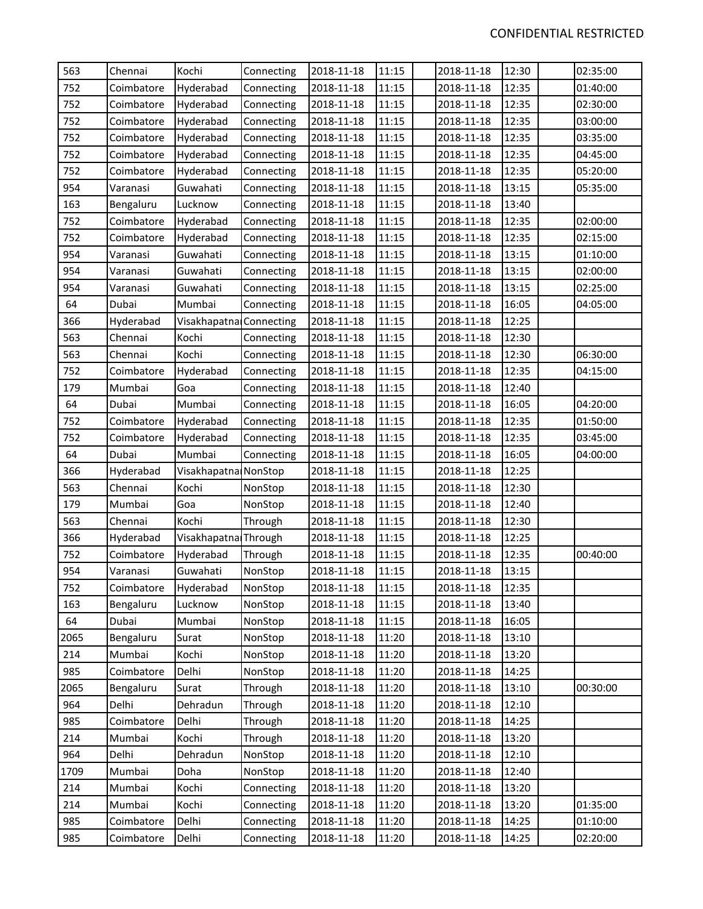| | | | | | | | | | | |
|---|---|---|---|---|---|---|---|---|---|---|
| 563 | Chennai | Kochi | Connecting | 2018-11-18 | 11:15 | | 2018-11-18 | 12:30 | | 02:35:00 |
| 752 | Coimbatore | Hyderabad | Connecting | 2018-11-18 | 11:15 | | 2018-11-18 | 12:35 | | 01:40:00 |
| 752 | Coimbatore | Hyderabad | Connecting | 2018-11-18 | 11:15 | | 2018-11-18 | 12:35 | | 02:30:00 |
| 752 | Coimbatore | Hyderabad | Connecting | 2018-11-18 | 11:15 | | 2018-11-18 | 12:35 | | 03:00:00 |
| 752 | Coimbatore | Hyderabad | Connecting | 2018-11-18 | 11:15 | | 2018-11-18 | 12:35 | | 03:35:00 |
| 752 | Coimbatore | Hyderabad | Connecting | 2018-11-18 | 11:15 | | 2018-11-18 | 12:35 | | 04:45:00 |
| 752 | Coimbatore | Hyderabad | Connecting | 2018-11-18 | 11:15 | | 2018-11-18 | 12:35 | | 05:20:00 |
| 954 | Varanasi | Guwahati | Connecting | 2018-11-18 | 11:15 | | 2018-11-18 | 13:15 | | 05:35:00 |
| 163 | Bengaluru | Lucknow | Connecting | 2018-11-18 | 11:15 | | 2018-11-18 | 13:40 | | |
| 752 | Coimbatore | Hyderabad | Connecting | 2018-11-18 | 11:15 | | 2018-11-18 | 12:35 | | 02:00:00 |
| 752 | Coimbatore | Hyderabad | Connecting | 2018-11-18 | 11:15 | | 2018-11-18 | 12:35 | | 02:15:00 |
| 954 | Varanasi | Guwahati | Connecting | 2018-11-18 | 11:15 | | 2018-11-18 | 13:15 | | 01:10:00 |
| 954 | Varanasi | Guwahati | Connecting | 2018-11-18 | 11:15 | | 2018-11-18 | 13:15 | | 02:00:00 |
| 954 | Varanasi | Guwahati | Connecting | 2018-11-18 | 11:15 | | 2018-11-18 | 13:15 | | 02:25:00 |
| 64 | Dubai | Mumbai | Connecting | 2018-11-18 | 11:15 | | 2018-11-18 | 16:05 | | 04:05:00 |
| 366 | Hyderabad | Visakhapatna | Connecting | 2018-11-18 | 11:15 | | 2018-11-18 | 12:25 | | |
| 563 | Chennai | Kochi | Connecting | 2018-11-18 | 11:15 | | 2018-11-18 | 12:30 | | |
| 563 | Chennai | Kochi | Connecting | 2018-11-18 | 11:15 | | 2018-11-18 | 12:30 | | 06:30:00 |
| 752 | Coimbatore | Hyderabad | Connecting | 2018-11-18 | 11:15 | | 2018-11-18 | 12:35 | | 04:15:00 |
| 179 | Mumbai | Goa | Connecting | 2018-11-18 | 11:15 | | 2018-11-18 | 12:40 | | |
| 64 | Dubai | Mumbai | Connecting | 2018-11-18 | 11:15 | | 2018-11-18 | 16:05 | | 04:20:00 |
| 752 | Coimbatore | Hyderabad | Connecting | 2018-11-18 | 11:15 | | 2018-11-18 | 12:35 | | 01:50:00 |
| 752 | Coimbatore | Hyderabad | Connecting | 2018-11-18 | 11:15 | | 2018-11-18 | 12:35 | | 03:45:00 |
| 64 | Dubai | Mumbai | Connecting | 2018-11-18 | 11:15 | | 2018-11-18 | 16:05 | | 04:00:00 |
| 366 | Hyderabad | Visakhapatna | NonStop | 2018-11-18 | 11:15 | | 2018-11-18 | 12:25 | | |
| 563 | Chennai | Kochi | NonStop | 2018-11-18 | 11:15 | | 2018-11-18 | 12:30 | | |
| 179 | Mumbai | Goa | NonStop | 2018-11-18 | 11:15 | | 2018-11-18 | 12:40 | | |
| 563 | Chennai | Kochi | Through | 2018-11-18 | 11:15 | | 2018-11-18 | 12:30 | | |
| 366 | Hyderabad | Visakhapatna | Through | 2018-11-18 | 11:15 | | 2018-11-18 | 12:25 | | |
| 752 | Coimbatore | Hyderabad | Through | 2018-11-18 | 11:15 | | 2018-11-18 | 12:35 | | 00:40:00 |
| 954 | Varanasi | Guwahati | NonStop | 2018-11-18 | 11:15 | | 2018-11-18 | 13:15 | | |
| 752 | Coimbatore | Hyderabad | NonStop | 2018-11-18 | 11:15 | | 2018-11-18 | 12:35 | | |
| 163 | Bengaluru | Lucknow | NonStop | 2018-11-18 | 11:15 | | 2018-11-18 | 13:40 | | |
| 64 | Dubai | Mumbai | NonStop | 2018-11-18 | 11:15 | | 2018-11-18 | 16:05 | | |
| 2065 | Bengaluru | Surat | NonStop | 2018-11-18 | 11:20 | | 2018-11-18 | 13:10 | | |
| 214 | Mumbai | Kochi | NonStop | 2018-11-18 | 11:20 | | 2018-11-18 | 13:20 | | |
| 985 | Coimbatore | Delhi | NonStop | 2018-11-18 | 11:20 | | 2018-11-18 | 14:25 | | |
| 2065 | Bengaluru | Surat | Through | 2018-11-18 | 11:20 | | 2018-11-18 | 13:10 | | 00:30:00 |
| 964 | Delhi | Dehradun | Through | 2018-11-18 | 11:20 | | 2018-11-18 | 12:10 | | |
| 985 | Coimbatore | Delhi | Through | 2018-11-18 | 11:20 | | 2018-11-18 | 14:25 | | |
| 214 | Mumbai | Kochi | Through | 2018-11-18 | 11:20 | | 2018-11-18 | 13:20 | | |
| 964 | Delhi | Dehradun | NonStop | 2018-11-18 | 11:20 | | 2018-11-18 | 12:10 | | |
| 1709 | Mumbai | Doha | NonStop | 2018-11-18 | 11:20 | | 2018-11-18 | 12:40 | | |
| 214 | Mumbai | Kochi | Connecting | 2018-11-18 | 11:20 | | 2018-11-18 | 13:20 | | |
| 214 | Mumbai | Kochi | Connecting | 2018-11-18 | 11:20 | | 2018-11-18 | 13:20 | | 01:35:00 |
| 985 | Coimbatore | Delhi | Connecting | 2018-11-18 | 11:20 | | 2018-11-18 | 14:25 | | 01:10:00 |
| 985 | Coimbatore | Delhi | Connecting | 2018-11-18 | 11:20 | | 2018-11-18 | 14:25 | | 02:20:00 |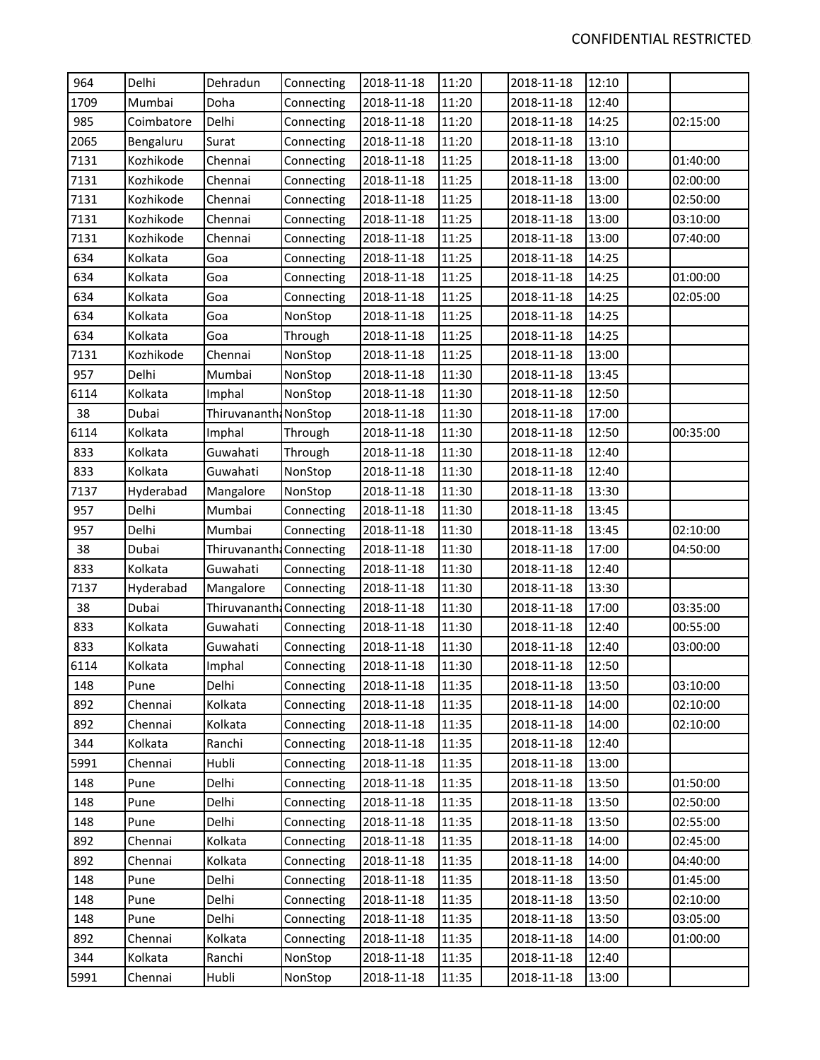CONFIDENTIAL RESTRICTED

| | | | | | | | | | | |
|---|---|---|---|---|---|---|---|---|---|---|
| 964 | Delhi | Dehradun | Connecting | 2018-11-18 | 11:20 | | 2018-11-18 | 12:10 | | |
| 1709 | Mumbai | Doha | Connecting | 2018-11-18 | 11:20 | | 2018-11-18 | 12:40 | | |
| 985 | Coimbatore | Delhi | Connecting | 2018-11-18 | 11:20 | | 2018-11-18 | 14:25 | | 02:15:00 |
| 2065 | Bengaluru | Surat | Connecting | 2018-11-18 | 11:20 | | 2018-11-18 | 13:10 | | |
| 7131 | Kozhikode | Chennai | Connecting | 2018-11-18 | 11:25 | | 2018-11-18 | 13:00 | | 01:40:00 |
| 7131 | Kozhikode | Chennai | Connecting | 2018-11-18 | 11:25 | | 2018-11-18 | 13:00 | | 02:00:00 |
| 7131 | Kozhikode | Chennai | Connecting | 2018-11-18 | 11:25 | | 2018-11-18 | 13:00 | | 02:50:00 |
| 7131 | Kozhikode | Chennai | Connecting | 2018-11-18 | 11:25 | | 2018-11-18 | 13:00 | | 03:10:00 |
| 7131 | Kozhikode | Chennai | Connecting | 2018-11-18 | 11:25 | | 2018-11-18 | 13:00 | | 07:40:00 |
| 634 | Kolkata | Goa | Connecting | 2018-11-18 | 11:25 | | 2018-11-18 | 14:25 | | |
| 634 | Kolkata | Goa | Connecting | 2018-11-18 | 11:25 | | 2018-11-18 | 14:25 | | 01:00:00 |
| 634 | Kolkata | Goa | Connecting | 2018-11-18 | 11:25 | | 2018-11-18 | 14:25 | | 02:05:00 |
| 634 | Kolkata | Goa | NonStop | 2018-11-18 | 11:25 | | 2018-11-18 | 14:25 | | |
| 634 | Kolkata | Goa | Through | 2018-11-18 | 11:25 | | 2018-11-18 | 14:25 | | |
| 7131 | Kozhikode | Chennai | NonStop | 2018-11-18 | 11:25 | | 2018-11-18 | 13:00 | | |
| 957 | Delhi | Mumbai | NonStop | 2018-11-18 | 11:30 | | 2018-11-18 | 13:45 | | |
| 6114 | Kolkata | Imphal | NonStop | 2018-11-18 | 11:30 | | 2018-11-18 | 12:50 | | |
| 38 | Dubai | Thiruvananth | NonStop | 2018-11-18 | 11:30 | | 2018-11-18 | 17:00 | | |
| 6114 | Kolkata | Imphal | Through | 2018-11-18 | 11:30 | | 2018-11-18 | 12:50 | | 00:35:00 |
| 833 | Kolkata | Guwahati | Through | 2018-11-18 | 11:30 | | 2018-11-18 | 12:40 | | |
| 833 | Kolkata | Guwahati | NonStop | 2018-11-18 | 11:30 | | 2018-11-18 | 12:40 | | |
| 7137 | Hyderabad | Mangalore | NonStop | 2018-11-18 | 11:30 | | 2018-11-18 | 13:30 | | |
| 957 | Delhi | Mumbai | Connecting | 2018-11-18 | 11:30 | | 2018-11-18 | 13:45 | | |
| 957 | Delhi | Mumbai | Connecting | 2018-11-18 | 11:30 | | 2018-11-18 | 13:45 | | 02:10:00 |
| 38 | Dubai | Thiruvananth | Connecting | 2018-11-18 | 11:30 | | 2018-11-18 | 17:00 | | 04:50:00 |
| 833 | Kolkata | Guwahati | Connecting | 2018-11-18 | 11:30 | | 2018-11-18 | 12:40 | | |
| 7137 | Hyderabad | Mangalore | Connecting | 2018-11-18 | 11:30 | | 2018-11-18 | 13:30 | | |
| 38 | Dubai | Thiruvananth | Connecting | 2018-11-18 | 11:30 | | 2018-11-18 | 17:00 | | 03:35:00 |
| 833 | Kolkata | Guwahati | Connecting | 2018-11-18 | 11:30 | | 2018-11-18 | 12:40 | | 00:55:00 |
| 833 | Kolkata | Guwahati | Connecting | 2018-11-18 | 11:30 | | 2018-11-18 | 12:40 | | 03:00:00 |
| 6114 | Kolkata | Imphal | Connecting | 2018-11-18 | 11:30 | | 2018-11-18 | 12:50 | | |
| 148 | Pune | Delhi | Connecting | 2018-11-18 | 11:35 | | 2018-11-18 | 13:50 | | 03:10:00 |
| 892 | Chennai | Kolkata | Connecting | 2018-11-18 | 11:35 | | 2018-11-18 | 14:00 | | 02:10:00 |
| 892 | Chennai | Kolkata | Connecting | 2018-11-18 | 11:35 | | 2018-11-18 | 14:00 | | 02:10:00 |
| 344 | Kolkata | Ranchi | Connecting | 2018-11-18 | 11:35 | | 2018-11-18 | 12:40 | | |
| 5991 | Chennai | Hubli | Connecting | 2018-11-18 | 11:35 | | 2018-11-18 | 13:00 | | |
| 148 | Pune | Delhi | Connecting | 2018-11-18 | 11:35 | | 2018-11-18 | 13:50 | | 01:50:00 |
| 148 | Pune | Delhi | Connecting | 2018-11-18 | 11:35 | | 2018-11-18 | 13:50 | | 02:50:00 |
| 148 | Pune | Delhi | Connecting | 2018-11-18 | 11:35 | | 2018-11-18 | 13:50 | | 02:55:00 |
| 892 | Chennai | Kolkata | Connecting | 2018-11-18 | 11:35 | | 2018-11-18 | 14:00 | | 02:45:00 |
| 892 | Chennai | Kolkata | Connecting | 2018-11-18 | 11:35 | | 2018-11-18 | 14:00 | | 04:40:00 |
| 148 | Pune | Delhi | Connecting | 2018-11-18 | 11:35 | | 2018-11-18 | 13:50 | | 01:45:00 |
| 148 | Pune | Delhi | Connecting | 2018-11-18 | 11:35 | | 2018-11-18 | 13:50 | | 02:10:00 |
| 148 | Pune | Delhi | Connecting | 2018-11-18 | 11:35 | | 2018-11-18 | 13:50 | | 03:05:00 |
| 892 | Chennai | Kolkata | Connecting | 2018-11-18 | 11:35 | | 2018-11-18 | 14:00 | | 01:00:00 |
| 344 | Kolkata | Ranchi | NonStop | 2018-11-18 | 11:35 | | 2018-11-18 | 12:40 | | |
| 5991 | Chennai | Hubli | NonStop | 2018-11-18 | 11:35 | | 2018-11-18 | 13:00 | | |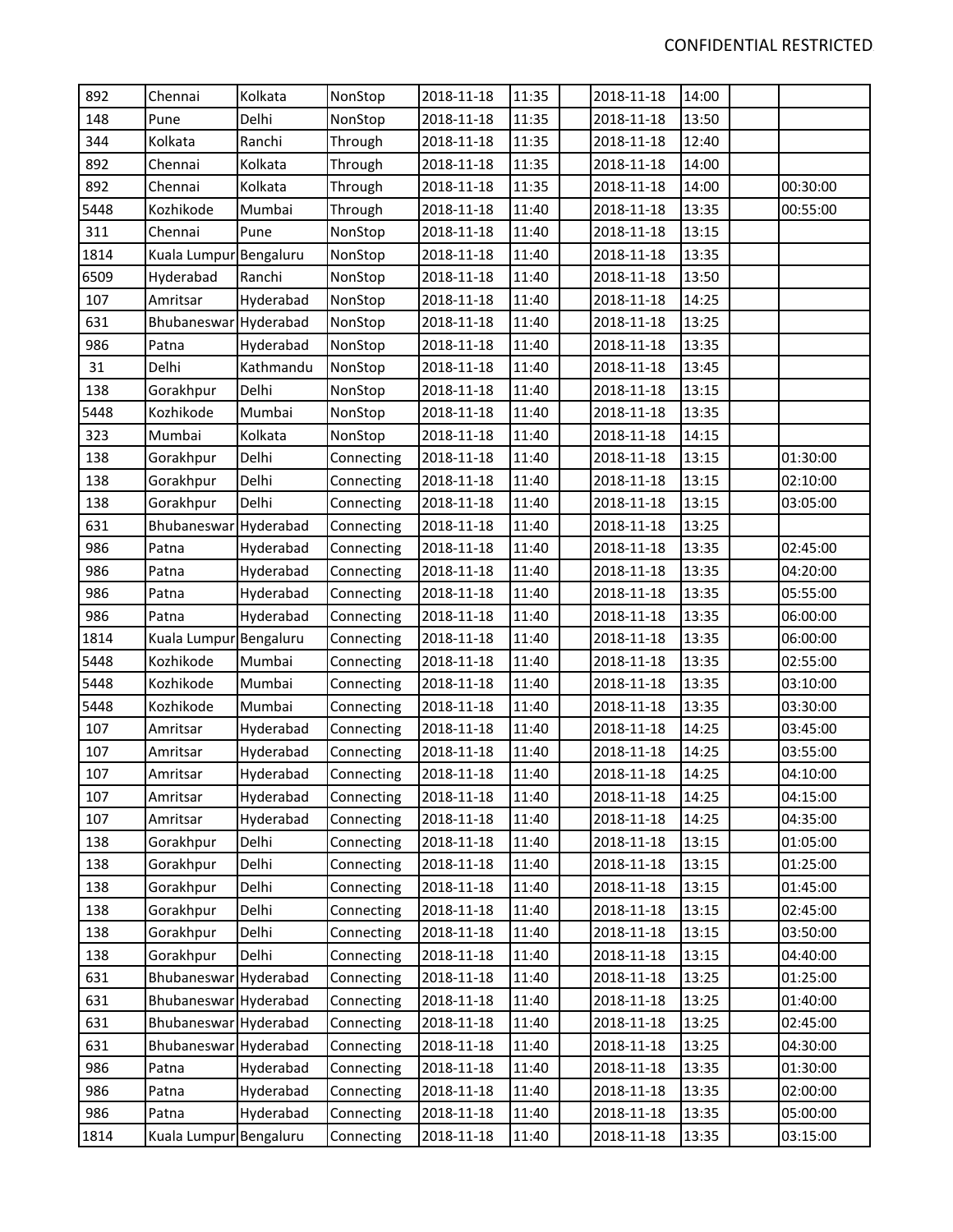CONFIDENTIAL RESTRICTED

| | | | | | | | | | |
|---|---|---|---|---|---|---|---|---|---|
| 892 | Chennai | Kolkata | NonStop | 2018-11-18 | 11:35 | | 2018-11-18 | 14:00 | | |
| 148 | Pune | Delhi | NonStop | 2018-11-18 | 11:35 | | 2018-11-18 | 13:50 | | |
| 344 | Kolkata | Ranchi | Through | 2018-11-18 | 11:35 | | 2018-11-18 | 12:40 | | |
| 892 | Chennai | Kolkata | Through | 2018-11-18 | 11:35 | | 2018-11-18 | 14:00 | | |
| 892 | Chennai | Kolkata | Through | 2018-11-18 | 11:35 | | 2018-11-18 | 14:00 | | 00:30:00 |
| 5448 | Kozhikode | Mumbai | Through | 2018-11-18 | 11:40 | | 2018-11-18 | 13:35 | | 00:55:00 |
| 311 | Chennai | Pune | NonStop | 2018-11-18 | 11:40 | | 2018-11-18 | 13:15 | | |
| 1814 | Kuala Lumpur | Bengaluru | NonStop | 2018-11-18 | 11:40 | | 2018-11-18 | 13:35 | | |
| 6509 | Hyderabad | Ranchi | NonStop | 2018-11-18 | 11:40 | | 2018-11-18 | 13:50 | | |
| 107 | Amritsar | Hyderabad | NonStop | 2018-11-18 | 11:40 | | 2018-11-18 | 14:25 | | |
| 631 | Bhubaneswar | Hyderabad | NonStop | 2018-11-18 | 11:40 | | 2018-11-18 | 13:25 | | |
| 986 | Patna | Hyderabad | NonStop | 2018-11-18 | 11:40 | | 2018-11-18 | 13:35 | | |
| 31 | Delhi | Kathmandu | NonStop | 2018-11-18 | 11:40 | | 2018-11-18 | 13:45 | | |
| 138 | Gorakhpur | Delhi | NonStop | 2018-11-18 | 11:40 | | 2018-11-18 | 13:15 | | |
| 5448 | Kozhikode | Mumbai | NonStop | 2018-11-18 | 11:40 | | 2018-11-18 | 13:35 | | |
| 323 | Mumbai | Kolkata | NonStop | 2018-11-18 | 11:40 | | 2018-11-18 | 14:15 | | |
| 138 | Gorakhpur | Delhi | Connecting | 2018-11-18 | 11:40 | | 2018-11-18 | 13:15 | | 01:30:00 |
| 138 | Gorakhpur | Delhi | Connecting | 2018-11-18 | 11:40 | | 2018-11-18 | 13:15 | | 02:10:00 |
| 138 | Gorakhpur | Delhi | Connecting | 2018-11-18 | 11:40 | | 2018-11-18 | 13:15 | | 03:05:00 |
| 631 | Bhubaneswar | Hyderabad | Connecting | 2018-11-18 | 11:40 | | 2018-11-18 | 13:25 | | |
| 986 | Patna | Hyderabad | Connecting | 2018-11-18 | 11:40 | | 2018-11-18 | 13:35 | | 02:45:00 |
| 986 | Patna | Hyderabad | Connecting | 2018-11-18 | 11:40 | | 2018-11-18 | 13:35 | | 04:20:00 |
| 986 | Patna | Hyderabad | Connecting | 2018-11-18 | 11:40 | | 2018-11-18 | 13:35 | | 05:55:00 |
| 986 | Patna | Hyderabad | Connecting | 2018-11-18 | 11:40 | | 2018-11-18 | 13:35 | | 06:00:00 |
| 1814 | Kuala Lumpur | Bengaluru | Connecting | 2018-11-18 | 11:40 | | 2018-11-18 | 13:35 | | 06:00:00 |
| 5448 | Kozhikode | Mumbai | Connecting | 2018-11-18 | 11:40 | | 2018-11-18 | 13:35 | | 02:55:00 |
| 5448 | Kozhikode | Mumbai | Connecting | 2018-11-18 | 11:40 | | 2018-11-18 | 13:35 | | 03:10:00 |
| 5448 | Kozhikode | Mumbai | Connecting | 2018-11-18 | 11:40 | | 2018-11-18 | 13:35 | | 03:30:00 |
| 107 | Amritsar | Hyderabad | Connecting | 2018-11-18 | 11:40 | | 2018-11-18 | 14:25 | | 03:45:00 |
| 107 | Amritsar | Hyderabad | Connecting | 2018-11-18 | 11:40 | | 2018-11-18 | 14:25 | | 03:55:00 |
| 107 | Amritsar | Hyderabad | Connecting | 2018-11-18 | 11:40 | | 2018-11-18 | 14:25 | | 04:10:00 |
| 107 | Amritsar | Hyderabad | Connecting | 2018-11-18 | 11:40 | | 2018-11-18 | 14:25 | | 04:15:00 |
| 107 | Amritsar | Hyderabad | Connecting | 2018-11-18 | 11:40 | | 2018-11-18 | 14:25 | | 04:35:00 |
| 138 | Gorakhpur | Delhi | Connecting | 2018-11-18 | 11:40 | | 2018-11-18 | 13:15 | | 01:05:00 |
| 138 | Gorakhpur | Delhi | Connecting | 2018-11-18 | 11:40 | | 2018-11-18 | 13:15 | | 01:25:00 |
| 138 | Gorakhpur | Delhi | Connecting | 2018-11-18 | 11:40 | | 2018-11-18 | 13:15 | | 01:45:00 |
| 138 | Gorakhpur | Delhi | Connecting | 2018-11-18 | 11:40 | | 2018-11-18 | 13:15 | | 02:45:00 |
| 138 | Gorakhpur | Delhi | Connecting | 2018-11-18 | 11:40 | | 2018-11-18 | 13:15 | | 03:50:00 |
| 138 | Gorakhpur | Delhi | Connecting | 2018-11-18 | 11:40 | | 2018-11-18 | 13:15 | | 04:40:00 |
| 631 | Bhubaneswar | Hyderabad | Connecting | 2018-11-18 | 11:40 | | 2018-11-18 | 13:25 | | 01:25:00 |
| 631 | Bhubaneswar | Hyderabad | Connecting | 2018-11-18 | 11:40 | | 2018-11-18 | 13:25 | | 01:40:00 |
| 631 | Bhubaneswar | Hyderabad | Connecting | 2018-11-18 | 11:40 | | 2018-11-18 | 13:25 | | 02:45:00 |
| 631 | Bhubaneswar | Hyderabad | Connecting | 2018-11-18 | 11:40 | | 2018-11-18 | 13:25 | | 04:30:00 |
| 986 | Patna | Hyderabad | Connecting | 2018-11-18 | 11:40 | | 2018-11-18 | 13:35 | | 01:30:00 |
| 986 | Patna | Hyderabad | Connecting | 2018-11-18 | 11:40 | | 2018-11-18 | 13:35 | | 02:00:00 |
| 986 | Patna | Hyderabad | Connecting | 2018-11-18 | 11:40 | | 2018-11-18 | 13:35 | | 05:00:00 |
| 1814 | Kuala Lumpur | Bengaluru | Connecting | 2018-11-18 | 11:40 | | 2018-11-18 | 13:35 | | 03:15:00 |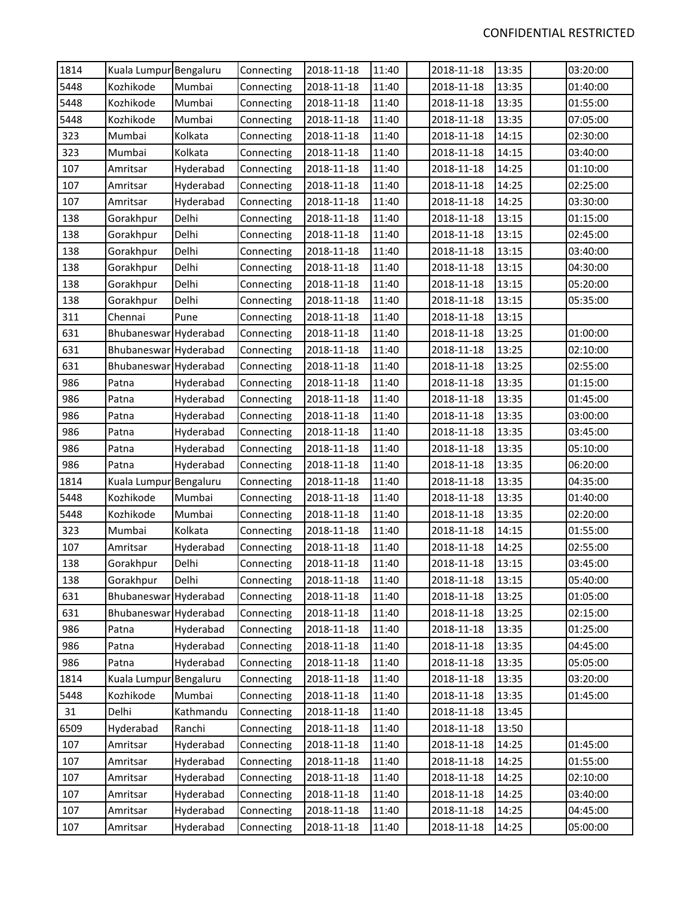| | | | | | | | | | | |
|---|---|---|---|---|---|---|---|---|---|---|
| 1814 | Kuala Lumpur | Bengaluru | Connecting | 2018-11-18 | 11:40 | | 2018-11-18 | 13:35 | | 03:20:00 |
| 5448 | Kozhikode | Mumbai | Connecting | 2018-11-18 | 11:40 | | 2018-11-18 | 13:35 | | 01:40:00 |
| 5448 | Kozhikode | Mumbai | Connecting | 2018-11-18 | 11:40 | | 2018-11-18 | 13:35 | | 01:55:00 |
| 5448 | Kozhikode | Mumbai | Connecting | 2018-11-18 | 11:40 | | 2018-11-18 | 13:35 | | 07:05:00 |
| 323 | Mumbai | Kolkata | Connecting | 2018-11-18 | 11:40 | | 2018-11-18 | 14:15 | | 02:30:00 |
| 323 | Mumbai | Kolkata | Connecting | 2018-11-18 | 11:40 | | 2018-11-18 | 14:15 | | 03:40:00 |
| 107 | Amritsar | Hyderabad | Connecting | 2018-11-18 | 11:40 | | 2018-11-18 | 14:25 | | 01:10:00 |
| 107 | Amritsar | Hyderabad | Connecting | 2018-11-18 | 11:40 | | 2018-11-18 | 14:25 | | 02:25:00 |
| 107 | Amritsar | Hyderabad | Connecting | 2018-11-18 | 11:40 | | 2018-11-18 | 14:25 | | 03:30:00 |
| 138 | Gorakhpur | Delhi | Connecting | 2018-11-18 | 11:40 | | 2018-11-18 | 13:15 | | 01:15:00 |
| 138 | Gorakhpur | Delhi | Connecting | 2018-11-18 | 11:40 | | 2018-11-18 | 13:15 | | 02:45:00 |
| 138 | Gorakhpur | Delhi | Connecting | 2018-11-18 | 11:40 | | 2018-11-18 | 13:15 | | 03:40:00 |
| 138 | Gorakhpur | Delhi | Connecting | 2018-11-18 | 11:40 | | 2018-11-18 | 13:15 | | 04:30:00 |
| 138 | Gorakhpur | Delhi | Connecting | 2018-11-18 | 11:40 | | 2018-11-18 | 13:15 | | 05:20:00 |
| 138 | Gorakhpur | Delhi | Connecting | 2018-11-18 | 11:40 | | 2018-11-18 | 13:15 | | 05:35:00 |
| 311 | Chennai | Pune | Connecting | 2018-11-18 | 11:40 | | 2018-11-18 | 13:15 | | |
| 631 | Bhubaneswar | Hyderabad | Connecting | 2018-11-18 | 11:40 | | 2018-11-18 | 13:25 | | 01:00:00 |
| 631 | Bhubaneswar | Hyderabad | Connecting | 2018-11-18 | 11:40 | | 2018-11-18 | 13:25 | | 02:10:00 |
| 631 | Bhubaneswar | Hyderabad | Connecting | 2018-11-18 | 11:40 | | 2018-11-18 | 13:25 | | 02:55:00 |
| 986 | Patna | Hyderabad | Connecting | 2018-11-18 | 11:40 | | 2018-11-18 | 13:35 | | 01:15:00 |
| 986 | Patna | Hyderabad | Connecting | 2018-11-18 | 11:40 | | 2018-11-18 | 13:35 | | 01:45:00 |
| 986 | Patna | Hyderabad | Connecting | 2018-11-18 | 11:40 | | 2018-11-18 | 13:35 | | 03:00:00 |
| 986 | Patna | Hyderabad | Connecting | 2018-11-18 | 11:40 | | 2018-11-18 | 13:35 | | 03:45:00 |
| 986 | Patna | Hyderabad | Connecting | 2018-11-18 | 11:40 | | 2018-11-18 | 13:35 | | 05:10:00 |
| 986 | Patna | Hyderabad | Connecting | 2018-11-18 | 11:40 | | 2018-11-18 | 13:35 | | 06:20:00 |
| 1814 | Kuala Lumpur | Bengaluru | Connecting | 2018-11-18 | 11:40 | | 2018-11-18 | 13:35 | | 04:35:00 |
| 5448 | Kozhikode | Mumbai | Connecting | 2018-11-18 | 11:40 | | 2018-11-18 | 13:35 | | 01:40:00 |
| 5448 | Kozhikode | Mumbai | Connecting | 2018-11-18 | 11:40 | | 2018-11-18 | 13:35 | | 02:20:00 |
| 323 | Mumbai | Kolkata | Connecting | 2018-11-18 | 11:40 | | 2018-11-18 | 14:15 | | 01:55:00 |
| 107 | Amritsar | Hyderabad | Connecting | 2018-11-18 | 11:40 | | 2018-11-18 | 14:25 | | 02:55:00 |
| 138 | Gorakhpur | Delhi | Connecting | 2018-11-18 | 11:40 | | 2018-11-18 | 13:15 | | 03:45:00 |
| 138 | Gorakhpur | Delhi | Connecting | 2018-11-18 | 11:40 | | 2018-11-18 | 13:15 | | 05:40:00 |
| 631 | Bhubaneswar | Hyderabad | Connecting | 2018-11-18 | 11:40 | | 2018-11-18 | 13:25 | | 01:05:00 |
| 631 | Bhubaneswar | Hyderabad | Connecting | 2018-11-18 | 11:40 | | 2018-11-18 | 13:25 | | 02:15:00 |
| 986 | Patna | Hyderabad | Connecting | 2018-11-18 | 11:40 | | 2018-11-18 | 13:35 | | 01:25:00 |
| 986 | Patna | Hyderabad | Connecting | 2018-11-18 | 11:40 | | 2018-11-18 | 13:35 | | 04:45:00 |
| 986 | Patna | Hyderabad | Connecting | 2018-11-18 | 11:40 | | 2018-11-18 | 13:35 | | 05:05:00 |
| 1814 | Kuala Lumpur | Bengaluru | Connecting | 2018-11-18 | 11:40 | | 2018-11-18 | 13:35 | | 03:20:00 |
| 5448 | Kozhikode | Mumbai | Connecting | 2018-11-18 | 11:40 | | 2018-11-18 | 13:35 | | 01:45:00 |
| 31 | Delhi | Kathmandu | Connecting | 2018-11-18 | 11:40 | | 2018-11-18 | 13:45 | | |
| 6509 | Hyderabad | Ranchi | Connecting | 2018-11-18 | 11:40 | | 2018-11-18 | 13:50 | | |
| 107 | Amritsar | Hyderabad | Connecting | 2018-11-18 | 11:40 | | 2018-11-18 | 14:25 | | 01:45:00 |
| 107 | Amritsar | Hyderabad | Connecting | 2018-11-18 | 11:40 | | 2018-11-18 | 14:25 | | 01:55:00 |
| 107 | Amritsar | Hyderabad | Connecting | 2018-11-18 | 11:40 | | 2018-11-18 | 14:25 | | 02:10:00 |
| 107 | Amritsar | Hyderabad | Connecting | 2018-11-18 | 11:40 | | 2018-11-18 | 14:25 | | 03:40:00 |
| 107 | Amritsar | Hyderabad | Connecting | 2018-11-18 | 11:40 | | 2018-11-18 | 14:25 | | 04:45:00 |
| 107 | Amritsar | Hyderabad | Connecting | 2018-11-18 | 11:40 | | 2018-11-18 | 14:25 | | 05:00:00 |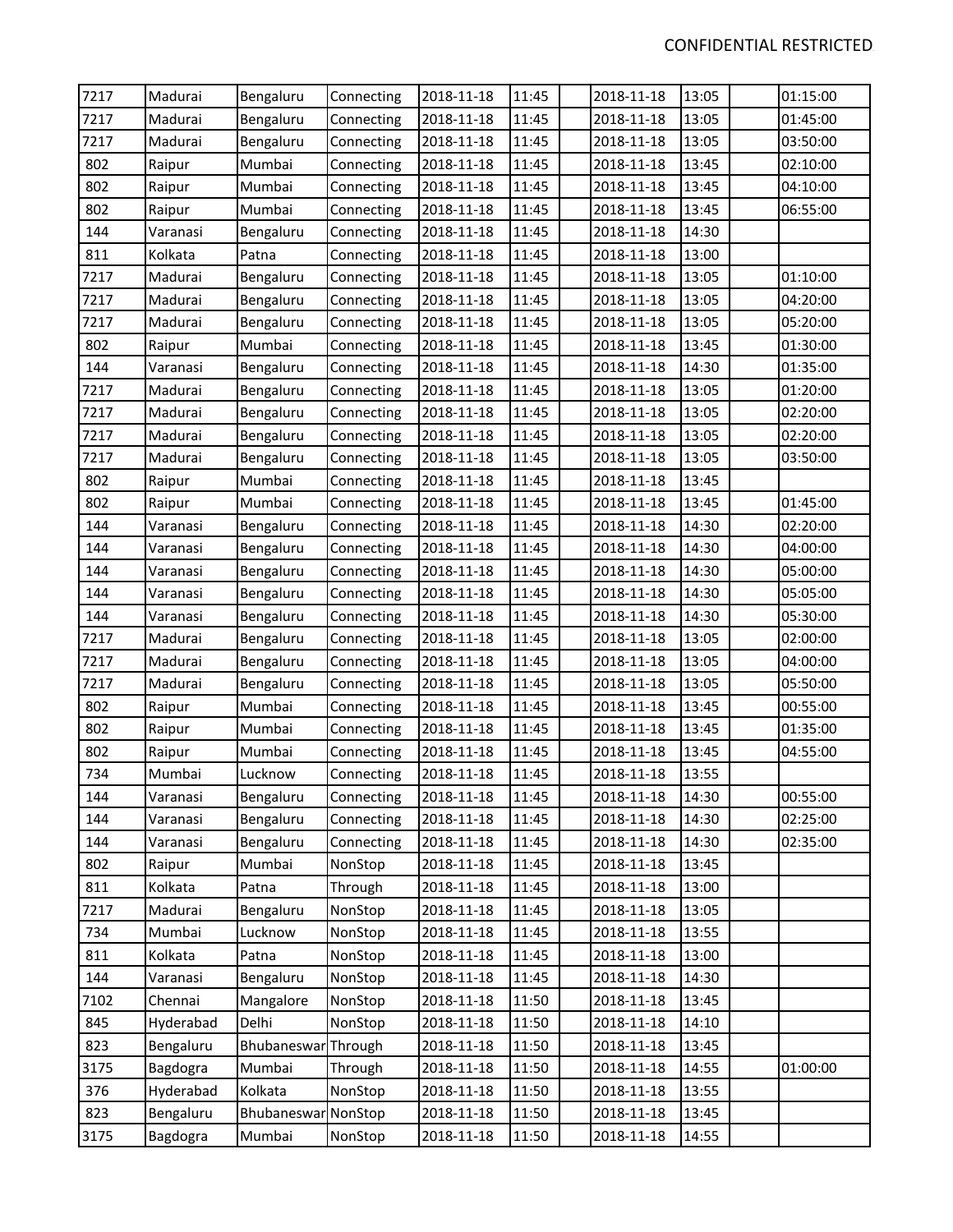| | | | | | | | | | |
|---|---|---|---|---|---|---|---|---|---|
| 7217 | Madurai | Bengaluru | Connecting | 2018-11-18 | 11:45 | | 2018-11-18 | 13:05 | | 01:15:00 |
| 7217 | Madurai | Bengaluru | Connecting | 2018-11-18 | 11:45 | | 2018-11-18 | 13:05 | | 01:45:00 |
| 7217 | Madurai | Bengaluru | Connecting | 2018-11-18 | 11:45 | | 2018-11-18 | 13:05 | | 03:50:00 |
| 802 | Raipur | Mumbai | Connecting | 2018-11-18 | 11:45 | | 2018-11-18 | 13:45 | | 02:10:00 |
| 802 | Raipur | Mumbai | Connecting | 2018-11-18 | 11:45 | | 2018-11-18 | 13:45 | | 04:10:00 |
| 802 | Raipur | Mumbai | Connecting | 2018-11-18 | 11:45 | | 2018-11-18 | 13:45 | | 06:55:00 |
| 144 | Varanasi | Bengaluru | Connecting | 2018-11-18 | 11:45 | | 2018-11-18 | 14:30 | | |
| 811 | Kolkata | Patna | Connecting | 2018-11-18 | 11:45 | | 2018-11-18 | 13:00 | | |
| 7217 | Madurai | Bengaluru | Connecting | 2018-11-18 | 11:45 | | 2018-11-18 | 13:05 | | 01:10:00 |
| 7217 | Madurai | Bengaluru | Connecting | 2018-11-18 | 11:45 | | 2018-11-18 | 13:05 | | 04:20:00 |
| 7217 | Madurai | Bengaluru | Connecting | 2018-11-18 | 11:45 | | 2018-11-18 | 13:05 | | 05:20:00 |
| 802 | Raipur | Mumbai | Connecting | 2018-11-18 | 11:45 | | 2018-11-18 | 13:45 | | 01:30:00 |
| 144 | Varanasi | Bengaluru | Connecting | 2018-11-18 | 11:45 | | 2018-11-18 | 14:30 | | 01:35:00 |
| 7217 | Madurai | Bengaluru | Connecting | 2018-11-18 | 11:45 | | 2018-11-18 | 13:05 | | 01:20:00 |
| 7217 | Madurai | Bengaluru | Connecting | 2018-11-18 | 11:45 | | 2018-11-18 | 13:05 | | 02:20:00 |
| 7217 | Madurai | Bengaluru | Connecting | 2018-11-18 | 11:45 | | 2018-11-18 | 13:05 | | 02:20:00 |
| 7217 | Madurai | Bengaluru | Connecting | 2018-11-18 | 11:45 | | 2018-11-18 | 13:05 | | 03:50:00 |
| 802 | Raipur | Mumbai | Connecting | 2018-11-18 | 11:45 | | 2018-11-18 | 13:45 | | |
| 802 | Raipur | Mumbai | Connecting | 2018-11-18 | 11:45 | | 2018-11-18 | 13:45 | | 01:45:00 |
| 144 | Varanasi | Bengaluru | Connecting | 2018-11-18 | 11:45 | | 2018-11-18 | 14:30 | | 02:20:00 |
| 144 | Varanasi | Bengaluru | Connecting | 2018-11-18 | 11:45 | | 2018-11-18 | 14:30 | | 04:00:00 |
| 144 | Varanasi | Bengaluru | Connecting | 2018-11-18 | 11:45 | | 2018-11-18 | 14:30 | | 05:00:00 |
| 144 | Varanasi | Bengaluru | Connecting | 2018-11-18 | 11:45 | | 2018-11-18 | 14:30 | | 05:05:00 |
| 144 | Varanasi | Bengaluru | Connecting | 2018-11-18 | 11:45 | | 2018-11-18 | 14:30 | | 05:30:00 |
| 7217 | Madurai | Bengaluru | Connecting | 2018-11-18 | 11:45 | | 2018-11-18 | 13:05 | | 02:00:00 |
| 7217 | Madurai | Bengaluru | Connecting | 2018-11-18 | 11:45 | | 2018-11-18 | 13:05 | | 04:00:00 |
| 7217 | Madurai | Bengaluru | Connecting | 2018-11-18 | 11:45 | | 2018-11-18 | 13:05 | | 05:50:00 |
| 802 | Raipur | Mumbai | Connecting | 2018-11-18 | 11:45 | | 2018-11-18 | 13:45 | | 00:55:00 |
| 802 | Raipur | Mumbai | Connecting | 2018-11-18 | 11:45 | | 2018-11-18 | 13:45 | | 01:35:00 |
| 802 | Raipur | Mumbai | Connecting | 2018-11-18 | 11:45 | | 2018-11-18 | 13:45 | | 04:55:00 |
| 734 | Mumbai | Lucknow | Connecting | 2018-11-18 | 11:45 | | 2018-11-18 | 13:55 | | |
| 144 | Varanasi | Bengaluru | Connecting | 2018-11-18 | 11:45 | | 2018-11-18 | 14:30 | | 00:55:00 |
| 144 | Varanasi | Bengaluru | Connecting | 2018-11-18 | 11:45 | | 2018-11-18 | 14:30 | | 02:25:00 |
| 144 | Varanasi | Bengaluru | Connecting | 2018-11-18 | 11:45 | | 2018-11-18 | 14:30 | | 02:35:00 |
| 802 | Raipur | Mumbai | NonStop | 2018-11-18 | 11:45 | | 2018-11-18 | 13:45 | | |
| 811 | Kolkata | Patna | Through | 2018-11-18 | 11:45 | | 2018-11-18 | 13:00 | | |
| 7217 | Madurai | Bengaluru | NonStop | 2018-11-18 | 11:45 | | 2018-11-18 | 13:05 | | |
| 734 | Mumbai | Lucknow | NonStop | 2018-11-18 | 11:45 | | 2018-11-18 | 13:55 | | |
| 811 | Kolkata | Patna | NonStop | 2018-11-18 | 11:45 | | 2018-11-18 | 13:00 | | |
| 144 | Varanasi | Bengaluru | NonStop | 2018-11-18 | 11:45 | | 2018-11-18 | 14:30 | | |
| 7102 | Chennai | Mangalore | NonStop | 2018-11-18 | 11:50 | | 2018-11-18 | 13:45 | | |
| 845 | Hyderabad | Delhi | NonStop | 2018-11-18 | 11:50 | | 2018-11-18 | 14:10 | | |
| 823 | Bengaluru | Bhubaneswar | Through | 2018-11-18 | 11:50 | | 2018-11-18 | 13:45 | | |
| 3175 | Bagdogra | Mumbai | Through | 2018-11-18 | 11:50 | | 2018-11-18 | 14:55 | | 01:00:00 |
| 376 | Hyderabad | Kolkata | NonStop | 2018-11-18 | 11:50 | | 2018-11-18 | 13:55 | | |
| 823 | Bengaluru | Bhubaneswar | NonStop | 2018-11-18 | 11:50 | | 2018-11-18 | 13:45 | | |
| 3175 | Bagdogra | Mumbai | NonStop | 2018-11-18 | 11:50 | | 2018-11-18 | 14:55 | | |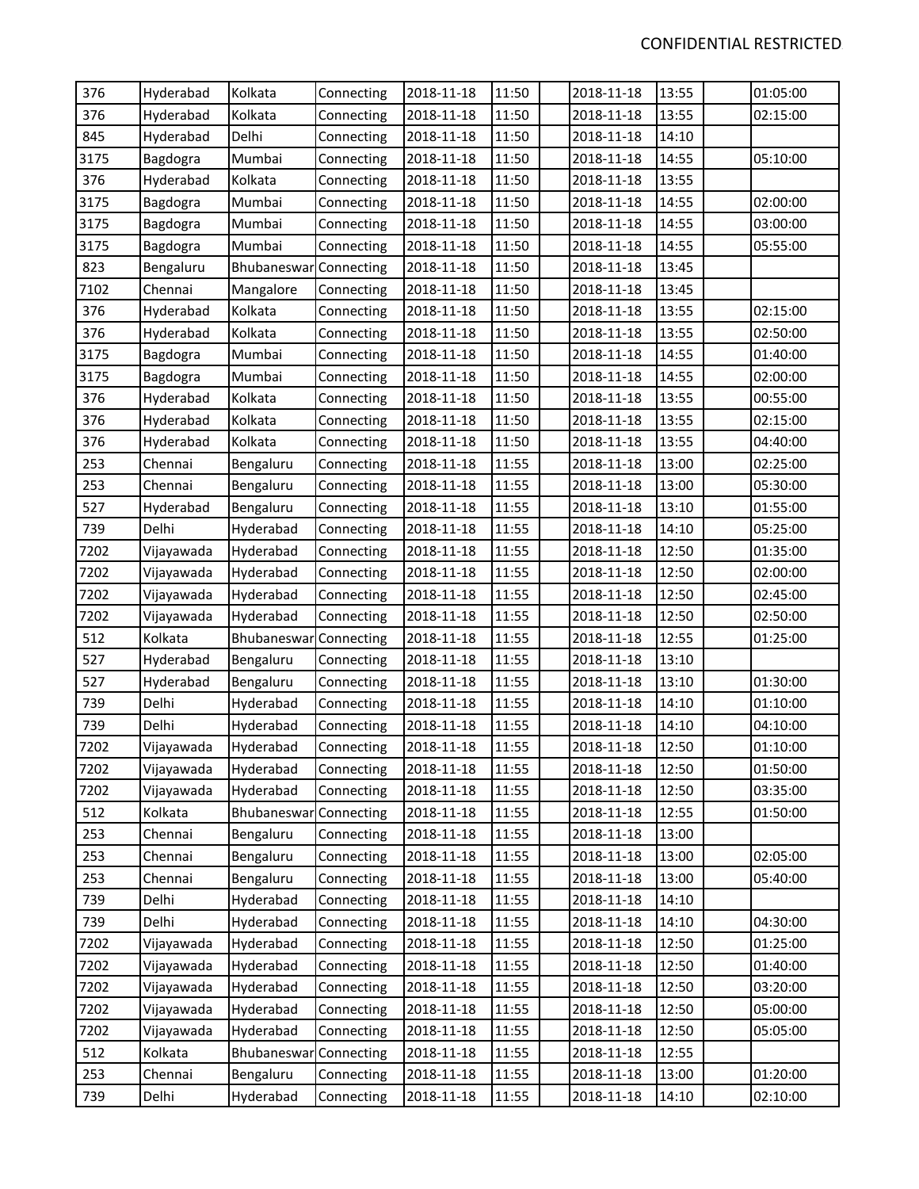| 376 | Hyderabad | Kolkata | Connecting | 2018-11-18 | 11:50 | | 2018-11-18 | 13:55 | | 01:05:00 |
|---|---|---|---|---|---|---|---|---|---|---|
| 376 | Hyderabad | Kolkata | Connecting | 2018-11-18 | 11:50 | | 2018-11-18 | 13:55 | | 02:15:00 |
| 845 | Hyderabad | Delhi | Connecting | 2018-11-18 | 11:50 | | 2018-11-18 | 14:10 | | |
| 3175 | Bagdogra | Mumbai | Connecting | 2018-11-18 | 11:50 | | 2018-11-18 | 14:55 | | 05:10:00 |
| 376 | Hyderabad | Kolkata | Connecting | 2018-11-18 | 11:50 | | 2018-11-18 | 13:55 | | |
| 3175 | Bagdogra | Mumbai | Connecting | 2018-11-18 | 11:50 | | 2018-11-18 | 14:55 | | 02:00:00 |
| 3175 | Bagdogra | Mumbai | Connecting | 2018-11-18 | 11:50 | | 2018-11-18 | 14:55 | | 03:00:00 |
| 3175 | Bagdogra | Mumbai | Connecting | 2018-11-18 | 11:50 | | 2018-11-18 | 14:55 | | 05:55:00 |
| 823 | Bengaluru | Bhubaneswar | Connecting | 2018-11-18 | 11:50 | | 2018-11-18 | 13:45 | | |
| 7102 | Chennai | Mangalore | Connecting | 2018-11-18 | 11:50 | | 2018-11-18 | 13:45 | | |
| 376 | Hyderabad | Kolkata | Connecting | 2018-11-18 | 11:50 | | 2018-11-18 | 13:55 | | 02:15:00 |
| 376 | Hyderabad | Kolkata | Connecting | 2018-11-18 | 11:50 | | 2018-11-18 | 13:55 | | 02:50:00 |
| 3175 | Bagdogra | Mumbai | Connecting | 2018-11-18 | 11:50 | | 2018-11-18 | 14:55 | | 01:40:00 |
| 3175 | Bagdogra | Mumbai | Connecting | 2018-11-18 | 11:50 | | 2018-11-18 | 14:55 | | 02:00:00 |
| 376 | Hyderabad | Kolkata | Connecting | 2018-11-18 | 11:50 | | 2018-11-18 | 13:55 | | 00:55:00 |
| 376 | Hyderabad | Kolkata | Connecting | 2018-11-18 | 11:50 | | 2018-11-18 | 13:55 | | 02:15:00 |
| 376 | Hyderabad | Kolkata | Connecting | 2018-11-18 | 11:50 | | 2018-11-18 | 13:55 | | 04:40:00 |
| 253 | Chennai | Bengaluru | Connecting | 2018-11-18 | 11:55 | | 2018-11-18 | 13:00 | | 02:25:00 |
| 253 | Chennai | Bengaluru | Connecting | 2018-11-18 | 11:55 | | 2018-11-18 | 13:00 | | 05:30:00 |
| 527 | Hyderabad | Bengaluru | Connecting | 2018-11-18 | 11:55 | | 2018-11-18 | 13:10 | | 01:55:00 |
| 739 | Delhi | Hyderabad | Connecting | 2018-11-18 | 11:55 | | 2018-11-18 | 14:10 | | 05:25:00 |
| 7202 | Vijayawada | Hyderabad | Connecting | 2018-11-18 | 11:55 | | 2018-11-18 | 12:50 | | 01:35:00 |
| 7202 | Vijayawada | Hyderabad | Connecting | 2018-11-18 | 11:55 | | 2018-11-18 | 12:50 | | 02:00:00 |
| 7202 | Vijayawada | Hyderabad | Connecting | 2018-11-18 | 11:55 | | 2018-11-18 | 12:50 | | 02:45:00 |
| 7202 | Vijayawada | Hyderabad | Connecting | 2018-11-18 | 11:55 | | 2018-11-18 | 12:50 | | 02:50:00 |
| 512 | Kolkata | Bhubaneswar | Connecting | 2018-11-18 | 11:55 | | 2018-11-18 | 12:55 | | 01:25:00 |
| 527 | Hyderabad | Bengaluru | Connecting | 2018-11-18 | 11:55 | | 2018-11-18 | 13:10 | | |
| 527 | Hyderabad | Bengaluru | Connecting | 2018-11-18 | 11:55 | | 2018-11-18 | 13:10 | | 01:30:00 |
| 739 | Delhi | Hyderabad | Connecting | 2018-11-18 | 11:55 | | 2018-11-18 | 14:10 | | 01:10:00 |
| 739 | Delhi | Hyderabad | Connecting | 2018-11-18 | 11:55 | | 2018-11-18 | 14:10 | | 04:10:00 |
| 7202 | Vijayawada | Hyderabad | Connecting | 2018-11-18 | 11:55 | | 2018-11-18 | 12:50 | | 01:10:00 |
| 7202 | Vijayawada | Hyderabad | Connecting | 2018-11-18 | 11:55 | | 2018-11-18 | 12:50 | | 01:50:00 |
| 7202 | Vijayawada | Hyderabad | Connecting | 2018-11-18 | 11:55 | | 2018-11-18 | 12:50 | | 03:35:00 |
| 512 | Kolkata | Bhubaneswar | Connecting | 2018-11-18 | 11:55 | | 2018-11-18 | 12:55 | | 01:50:00 |
| 253 | Chennai | Bengaluru | Connecting | 2018-11-18 | 11:55 | | 2018-11-18 | 13:00 | | |
| 253 | Chennai | Bengaluru | Connecting | 2018-11-18 | 11:55 | | 2018-11-18 | 13:00 | | 02:05:00 |
| 253 | Chennai | Bengaluru | Connecting | 2018-11-18 | 11:55 | | 2018-11-18 | 13:00 | | 05:40:00 |
| 739 | Delhi | Hyderabad | Connecting | 2018-11-18 | 11:55 | | 2018-11-18 | 14:10 | | |
| 739 | Delhi | Hyderabad | Connecting | 2018-11-18 | 11:55 | | 2018-11-18 | 14:10 | | 04:30:00 |
| 7202 | Vijayawada | Hyderabad | Connecting | 2018-11-18 | 11:55 | | 2018-11-18 | 12:50 | | 01:25:00 |
| 7202 | Vijayawada | Hyderabad | Connecting | 2018-11-18 | 11:55 | | 2018-11-18 | 12:50 | | 01:40:00 |
| 7202 | Vijayawada | Hyderabad | Connecting | 2018-11-18 | 11:55 | | 2018-11-18 | 12:50 | | 03:20:00 |
| 7202 | Vijayawada | Hyderabad | Connecting | 2018-11-18 | 11:55 | | 2018-11-18 | 12:50 | | 05:00:00 |
| 7202 | Vijayawada | Hyderabad | Connecting | 2018-11-18 | 11:55 | | 2018-11-18 | 12:50 | | 05:05:00 |
| 512 | Kolkata | Bhubaneswar | Connecting | 2018-11-18 | 11:55 | | 2018-11-18 | 12:55 | | |
| 253 | Chennai | Bengaluru | Connecting | 2018-11-18 | 11:55 | | 2018-11-18 | 13:00 | | 01:20:00 |
| 739 | Delhi | Hyderabad | Connecting | 2018-11-18 | 11:55 | | 2018-11-18 | 14:10 | | 02:10:00 |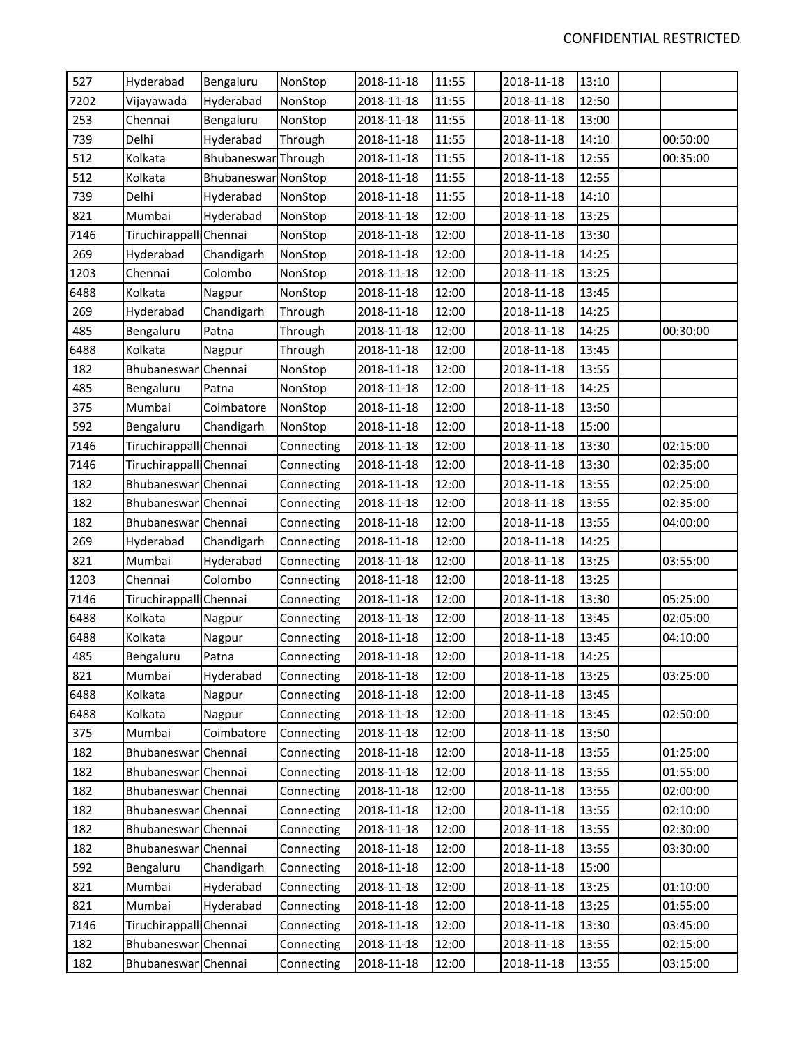| | | | | | | | | | | |
|---|---|---|---|---|---|---|---|---|---|---|
| 527 | Hyderabad | Bengaluru | NonStop | 2018-11-18 | 11:55 | | 2018-11-18 | 13:10 | | |
| 7202 | Vijayawada | Hyderabad | NonStop | 2018-11-18 | 11:55 | | 2018-11-18 | 12:50 | | |
| 253 | Chennai | Bengaluru | NonStop | 2018-11-18 | 11:55 | | 2018-11-18 | 13:00 | | |
| 739 | Delhi | Hyderabad | Through | 2018-11-18 | 11:55 | | 2018-11-18 | 14:10 | | 00:50:00 |
| 512 | Kolkata | Bhubaneswar | Through | 2018-11-18 | 11:55 | | 2018-11-18 | 12:55 | | 00:35:00 |
| 512 | Kolkata | Bhubaneswar | NonStop | 2018-11-18 | 11:55 | | 2018-11-18 | 12:55 | | |
| 739 | Delhi | Hyderabad | NonStop | 2018-11-18 | 11:55 | | 2018-11-18 | 14:10 | | |
| 821 | Mumbai | Hyderabad | NonStop | 2018-11-18 | 12:00 | | 2018-11-18 | 13:25 | | |
| 7146 | Tiruchirappall | Chennai | NonStop | 2018-11-18 | 12:00 | | 2018-11-18 | 13:30 | | |
| 269 | Hyderabad | Chandigarh | NonStop | 2018-11-18 | 12:00 | | 2018-11-18 | 14:25 | | |
| 1203 | Chennai | Colombo | NonStop | 2018-11-18 | 12:00 | | 2018-11-18 | 13:25 | | |
| 6488 | Kolkata | Nagpur | NonStop | 2018-11-18 | 12:00 | | 2018-11-18 | 13:45 | | |
| 269 | Hyderabad | Chandigarh | Through | 2018-11-18 | 12:00 | | 2018-11-18 | 14:25 | | |
| 485 | Bengaluru | Patna | Through | 2018-11-18 | 12:00 | | 2018-11-18 | 14:25 | | 00:30:00 |
| 6488 | Kolkata | Nagpur | Through | 2018-11-18 | 12:00 | | 2018-11-18 | 13:45 | | |
| 182 | Bhubaneswar | Chennai | NonStop | 2018-11-18 | 12:00 | | 2018-11-18 | 13:55 | | |
| 485 | Bengaluru | Patna | NonStop | 2018-11-18 | 12:00 | | 2018-11-18 | 14:25 | | |
| 375 | Mumbai | Coimbatore | NonStop | 2018-11-18 | 12:00 | | 2018-11-18 | 13:50 | | |
| 592 | Bengaluru | Chandigarh | NonStop | 2018-11-18 | 12:00 | | 2018-11-18 | 15:00 | | |
| 7146 | Tiruchirappall | Chennai | Connecting | 2018-11-18 | 12:00 | | 2018-11-18 | 13:30 | | 02:15:00 |
| 7146 | Tiruchirappall | Chennai | Connecting | 2018-11-18 | 12:00 | | 2018-11-18 | 13:30 | | 02:35:00 |
| 182 | Bhubaneswar | Chennai | Connecting | 2018-11-18 | 12:00 | | 2018-11-18 | 13:55 | | 02:25:00 |
| 182 | Bhubaneswar | Chennai | Connecting | 2018-11-18 | 12:00 | | 2018-11-18 | 13:55 | | 02:35:00 |
| 182 | Bhubaneswar | Chennai | Connecting | 2018-11-18 | 12:00 | | 2018-11-18 | 13:55 | | 04:00:00 |
| 269 | Hyderabad | Chandigarh | Connecting | 2018-11-18 | 12:00 | | 2018-11-18 | 14:25 | | |
| 821 | Mumbai | Hyderabad | Connecting | 2018-11-18 | 12:00 | | 2018-11-18 | 13:25 | | 03:55:00 |
| 1203 | Chennai | Colombo | Connecting | 2018-11-18 | 12:00 | | 2018-11-18 | 13:25 | | |
| 7146 | Tiruchirappall | Chennai | Connecting | 2018-11-18 | 12:00 | | 2018-11-18 | 13:30 | | 05:25:00 |
| 6488 | Kolkata | Nagpur | Connecting | 2018-11-18 | 12:00 | | 2018-11-18 | 13:45 | | 02:05:00 |
| 6488 | Kolkata | Nagpur | Connecting | 2018-11-18 | 12:00 | | 2018-11-18 | 13:45 | | 04:10:00 |
| 485 | Bengaluru | Patna | Connecting | 2018-11-18 | 12:00 | | 2018-11-18 | 14:25 | | |
| 821 | Mumbai | Hyderabad | Connecting | 2018-11-18 | 12:00 | | 2018-11-18 | 13:25 | | 03:25:00 |
| 6488 | Kolkata | Nagpur | Connecting | 2018-11-18 | 12:00 | | 2018-11-18 | 13:45 | | |
| 6488 | Kolkata | Nagpur | Connecting | 2018-11-18 | 12:00 | | 2018-11-18 | 13:45 | | 02:50:00 |
| 375 | Mumbai | Coimbatore | Connecting | 2018-11-18 | 12:00 | | 2018-11-18 | 13:50 | | |
| 182 | Bhubaneswar | Chennai | Connecting | 2018-11-18 | 12:00 | | 2018-11-18 | 13:55 | | 01:25:00 |
| 182 | Bhubaneswar | Chennai | Connecting | 2018-11-18 | 12:00 | | 2018-11-18 | 13:55 | | 01:55:00 |
| 182 | Bhubaneswar | Chennai | Connecting | 2018-11-18 | 12:00 | | 2018-11-18 | 13:55 | | 02:00:00 |
| 182 | Bhubaneswar | Chennai | Connecting | 2018-11-18 | 12:00 | | 2018-11-18 | 13:55 | | 02:10:00 |
| 182 | Bhubaneswar | Chennai | Connecting | 2018-11-18 | 12:00 | | 2018-11-18 | 13:55 | | 02:30:00 |
| 182 | Bhubaneswar | Chennai | Connecting | 2018-11-18 | 12:00 | | 2018-11-18 | 13:55 | | 03:30:00 |
| 592 | Bengaluru | Chandigarh | Connecting | 2018-11-18 | 12:00 | | 2018-11-18 | 15:00 | | |
| 821 | Mumbai | Hyderabad | Connecting | 2018-11-18 | 12:00 | | 2018-11-18 | 13:25 | | 01:10:00 |
| 821 | Mumbai | Hyderabad | Connecting | 2018-11-18 | 12:00 | | 2018-11-18 | 13:25 | | 01:55:00 |
| 7146 | Tiruchirappall | Chennai | Connecting | 2018-11-18 | 12:00 | | 2018-11-18 | 13:30 | | 03:45:00 |
| 182 | Bhubaneswar | Chennai | Connecting | 2018-11-18 | 12:00 | | 2018-11-18 | 13:55 | | 02:15:00 |
| 182 | Bhubaneswar | Chennai | Connecting | 2018-11-18 | 12:00 | | 2018-11-18 | 13:55 | | 03:15:00 |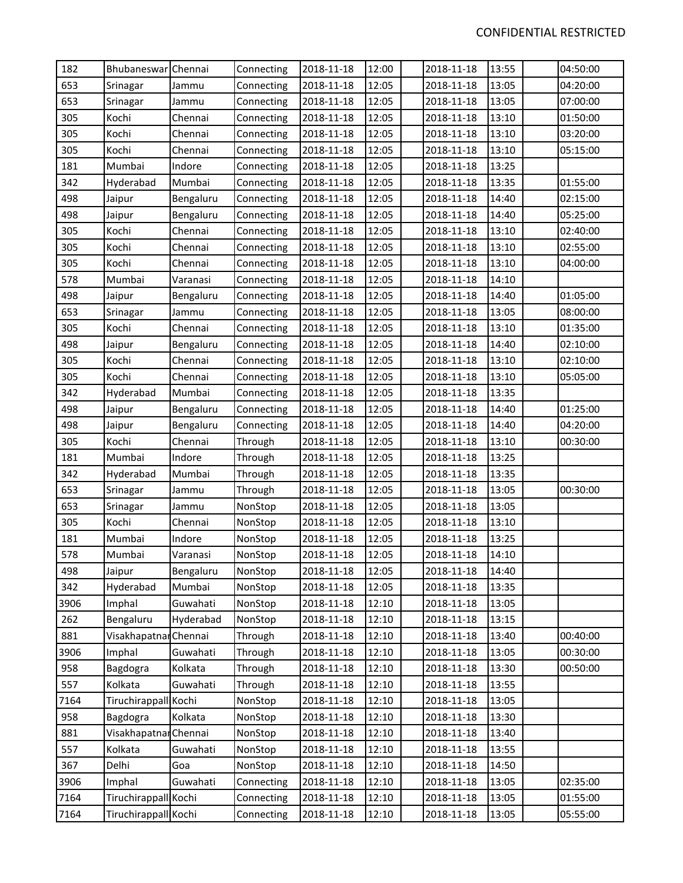| | | | | | | | | | |
|---|---|---|---|---|---|---|---|---|---|
| 182 | Bhubaneswar | Chennai | Connecting | 2018-11-18 | 12:00 | | 2018-11-18 | 13:55 | | 04:50:00 |
| 653 | Srinagar | Jammu | Connecting | 2018-11-18 | 12:05 | | 2018-11-18 | 13:05 | | 04:20:00 |
| 653 | Srinagar | Jammu | Connecting | 2018-11-18 | 12:05 | | 2018-11-18 | 13:05 | | 07:00:00 |
| 305 | Kochi | Chennai | Connecting | 2018-11-18 | 12:05 | | 2018-11-18 | 13:10 | | 01:50:00 |
| 305 | Kochi | Chennai | Connecting | 2018-11-18 | 12:05 | | 2018-11-18 | 13:10 | | 03:20:00 |
| 305 | Kochi | Chennai | Connecting | 2018-11-18 | 12:05 | | 2018-11-18 | 13:10 | | 05:15:00 |
| 181 | Mumbai | Indore | Connecting | 2018-11-18 | 12:05 | | 2018-11-18 | 13:25 | | |
| 342 | Hyderabad | Mumbai | Connecting | 2018-11-18 | 12:05 | | 2018-11-18 | 13:35 | | 01:55:00 |
| 498 | Jaipur | Bengaluru | Connecting | 2018-11-18 | 12:05 | | 2018-11-18 | 14:40 | | 02:15:00 |
| 498 | Jaipur | Bengaluru | Connecting | 2018-11-18 | 12:05 | | 2018-11-18 | 14:40 | | 05:25:00 |
| 305 | Kochi | Chennai | Connecting | 2018-11-18 | 12:05 | | 2018-11-18 | 13:10 | | 02:40:00 |
| 305 | Kochi | Chennai | Connecting | 2018-11-18 | 12:05 | | 2018-11-18 | 13:10 | | 02:55:00 |
| 305 | Kochi | Chennai | Connecting | 2018-11-18 | 12:05 | | 2018-11-18 | 13:10 | | 04:00:00 |
| 578 | Mumbai | Varanasi | Connecting | 2018-11-18 | 12:05 | | 2018-11-18 | 14:10 | | |
| 498 | Jaipur | Bengaluru | Connecting | 2018-11-18 | 12:05 | | 2018-11-18 | 14:40 | | 01:05:00 |
| 653 | Srinagar | Jammu | Connecting | 2018-11-18 | 12:05 | | 2018-11-18 | 13:05 | | 08:00:00 |
| 305 | Kochi | Chennai | Connecting | 2018-11-18 | 12:05 | | 2018-11-18 | 13:10 | | 01:35:00 |
| 498 | Jaipur | Bengaluru | Connecting | 2018-11-18 | 12:05 | | 2018-11-18 | 14:40 | | 02:10:00 |
| 305 | Kochi | Chennai | Connecting | 2018-11-18 | 12:05 | | 2018-11-18 | 13:10 | | 02:10:00 |
| 305 | Kochi | Chennai | Connecting | 2018-11-18 | 12:05 | | 2018-11-18 | 13:10 | | 05:05:00 |
| 342 | Hyderabad | Mumbai | Connecting | 2018-11-18 | 12:05 | | 2018-11-18 | 13:35 | | |
| 498 | Jaipur | Bengaluru | Connecting | 2018-11-18 | 12:05 | | 2018-11-18 | 14:40 | | 01:25:00 |
| 498 | Jaipur | Bengaluru | Connecting | 2018-11-18 | 12:05 | | 2018-11-18 | 14:40 | | 04:20:00 |
| 305 | Kochi | Chennai | Through | 2018-11-18 | 12:05 | | 2018-11-18 | 13:10 | | 00:30:00 |
| 181 | Mumbai | Indore | Through | 2018-11-18 | 12:05 | | 2018-11-18 | 13:25 | | |
| 342 | Hyderabad | Mumbai | Through | 2018-11-18 | 12:05 | | 2018-11-18 | 13:35 | | |
| 653 | Srinagar | Jammu | Through | 2018-11-18 | 12:05 | | 2018-11-18 | 13:05 | | 00:30:00 |
| 653 | Srinagar | Jammu | NonStop | 2018-11-18 | 12:05 | | 2018-11-18 | 13:05 | | |
| 305 | Kochi | Chennai | NonStop | 2018-11-18 | 12:05 | | 2018-11-18 | 13:10 | | |
| 181 | Mumbai | Indore | NonStop | 2018-11-18 | 12:05 | | 2018-11-18 | 13:25 | | |
| 578 | Mumbai | Varanasi | NonStop | 2018-11-18 | 12:05 | | 2018-11-18 | 14:10 | | |
| 498 | Jaipur | Bengaluru | NonStop | 2018-11-18 | 12:05 | | 2018-11-18 | 14:40 | | |
| 342 | Hyderabad | Mumbai | NonStop | 2018-11-18 | 12:05 | | 2018-11-18 | 13:35 | | |
| 3906 | Imphal | Guwahati | NonStop | 2018-11-18 | 12:10 | | 2018-11-18 | 13:05 | | |
| 262 | Bengaluru | Hyderabad | NonStop | 2018-11-18 | 12:10 | | 2018-11-18 | 13:15 | | |
| 881 | Visakhapatnam | Chennai | Through | 2018-11-18 | 12:10 | | 2018-11-18 | 13:40 | | 00:40:00 |
| 3906 | Imphal | Guwahati | Through | 2018-11-18 | 12:10 | | 2018-11-18 | 13:05 | | 00:30:00 |
| 958 | Bagdogra | Kolkata | Through | 2018-11-18 | 12:10 | | 2018-11-18 | 13:30 | | 00:50:00 |
| 557 | Kolkata | Guwahati | Through | 2018-11-18 | 12:10 | | 2018-11-18 | 13:55 | | |
| 7164 | Tiruchirappalli | Kochi | NonStop | 2018-11-18 | 12:10 | | 2018-11-18 | 13:05 | | |
| 958 | Bagdogra | Kolkata | NonStop | 2018-11-18 | 12:10 | | 2018-11-18 | 13:30 | | |
| 881 | Visakhapatnam | Chennai | NonStop | 2018-11-18 | 12:10 | | 2018-11-18 | 13:40 | | |
| 557 | Kolkata | Guwahati | NonStop | 2018-11-18 | 12:10 | | 2018-11-18 | 13:55 | | |
| 367 | Delhi | Goa | NonStop | 2018-11-18 | 12:10 | | 2018-11-18 | 14:50 | | |
| 3906 | Imphal | Guwahati | Connecting | 2018-11-18 | 12:10 | | 2018-11-18 | 13:05 | | 02:35:00 |
| 7164 | Tiruchirappalli | Kochi | Connecting | 2018-11-18 | 12:10 | | 2018-11-18 | 13:05 | | 01:55:00 |
| 7164 | Tiruchirappalli | Kochi | Connecting | 2018-11-18 | 12:10 | | 2018-11-18 | 13:05 | | 05:55:00 |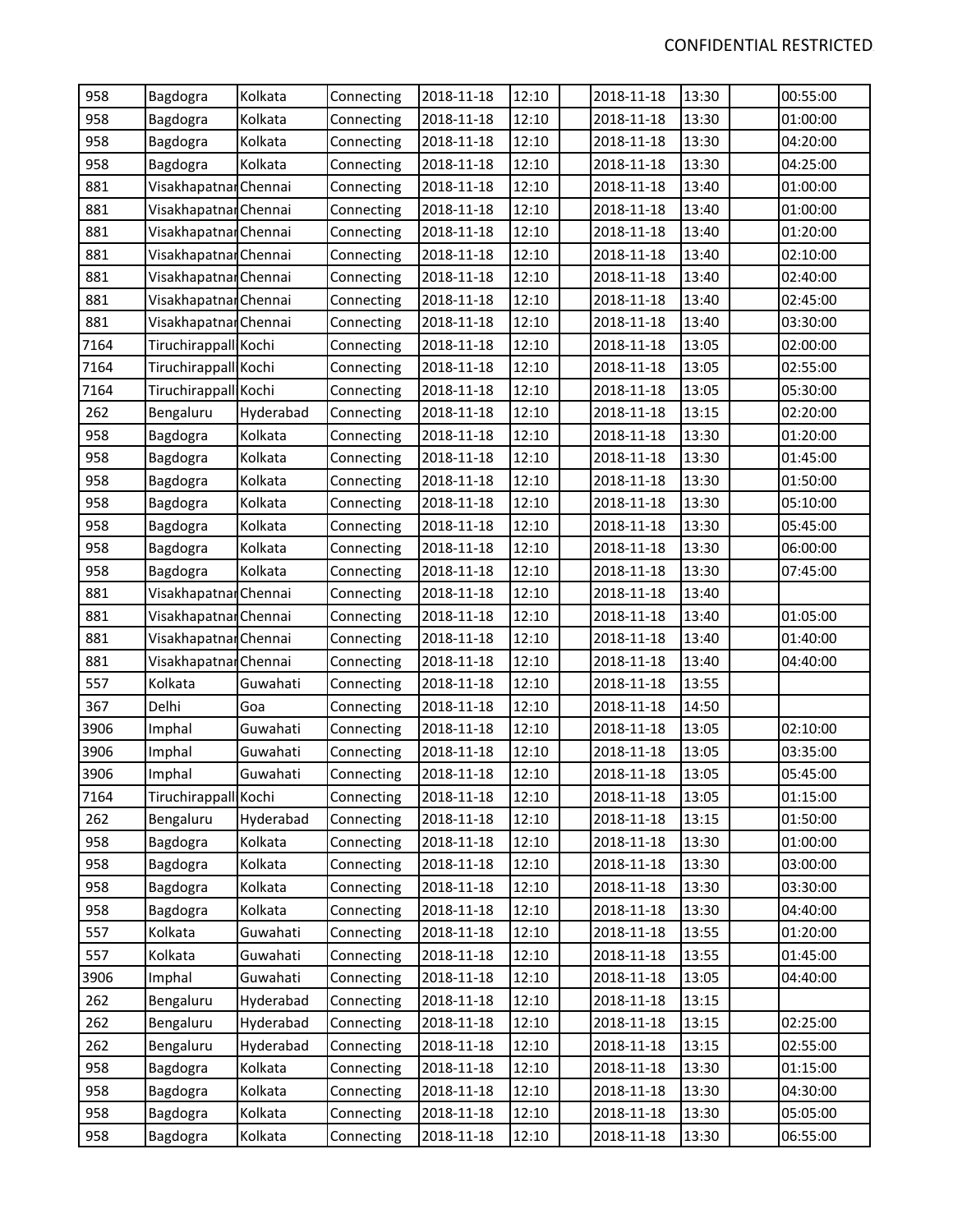| | | | | | | | | | |
|---|---|---|---|---|---|---|---|---|---|
| 958 | Bagdogra | Kolkata | Connecting | 2018-11-18 | 12:10 | | 2018-11-18 | 13:30 | | 00:55:00 |
| 958 | Bagdogra | Kolkata | Connecting | 2018-11-18 | 12:10 | | 2018-11-18 | 13:30 | | 01:00:00 |
| 958 | Bagdogra | Kolkata | Connecting | 2018-11-18 | 12:10 | | 2018-11-18 | 13:30 | | 04:20:00 |
| 958 | Bagdogra | Kolkata | Connecting | 2018-11-18 | 12:10 | | 2018-11-18 | 13:30 | | 04:25:00 |
| 881 | Visakhapatnam | Chennai | Connecting | 2018-11-18 | 12:10 | | 2018-11-18 | 13:40 | | 01:00:00 |
| 881 | Visakhapatnam | Chennai | Connecting | 2018-11-18 | 12:10 | | 2018-11-18 | 13:40 | | 01:00:00 |
| 881 | Visakhapatnam | Chennai | Connecting | 2018-11-18 | 12:10 | | 2018-11-18 | 13:40 | | 01:20:00 |
| 881 | Visakhapatnam | Chennai | Connecting | 2018-11-18 | 12:10 | | 2018-11-18 | 13:40 | | 02:10:00 |
| 881 | Visakhapatnam | Chennai | Connecting | 2018-11-18 | 12:10 | | 2018-11-18 | 13:40 | | 02:40:00 |
| 881 | Visakhapatnam | Chennai | Connecting | 2018-11-18 | 12:10 | | 2018-11-18 | 13:40 | | 02:45:00 |
| 881 | Visakhapatnam | Chennai | Connecting | 2018-11-18 | 12:10 | | 2018-11-18 | 13:40 | | 03:30:00 |
| 7164 | Tiruchirappalli | Kochi | Connecting | 2018-11-18 | 12:10 | | 2018-11-18 | 13:05 | | 02:00:00 |
| 7164 | Tiruchirappalli | Kochi | Connecting | 2018-11-18 | 12:10 | | 2018-11-18 | 13:05 | | 02:55:00 |
| 7164 | Tiruchirappalli | Kochi | Connecting | 2018-11-18 | 12:10 | | 2018-11-18 | 13:05 | | 05:30:00 |
| 262 | Bengaluru | Hyderabad | Connecting | 2018-11-18 | 12:10 | | 2018-11-18 | 13:15 | | 02:20:00 |
| 958 | Bagdogra | Kolkata | Connecting | 2018-11-18 | 12:10 | | 2018-11-18 | 13:30 | | 01:20:00 |
| 958 | Bagdogra | Kolkata | Connecting | 2018-11-18 | 12:10 | | 2018-11-18 | 13:30 | | 01:45:00 |
| 958 | Bagdogra | Kolkata | Connecting | 2018-11-18 | 12:10 | | 2018-11-18 | 13:30 | | 01:50:00 |
| 958 | Bagdogra | Kolkata | Connecting | 2018-11-18 | 12:10 | | 2018-11-18 | 13:30 | | 05:10:00 |
| 958 | Bagdogra | Kolkata | Connecting | 2018-11-18 | 12:10 | | 2018-11-18 | 13:30 | | 05:45:00 |
| 958 | Bagdogra | Kolkata | Connecting | 2018-11-18 | 12:10 | | 2018-11-18 | 13:30 | | 06:00:00 |
| 958 | Bagdogra | Kolkata | Connecting | 2018-11-18 | 12:10 | | 2018-11-18 | 13:30 | | 07:45:00 |
| 881 | Visakhapatnam | Chennai | Connecting | 2018-11-18 | 12:10 | | 2018-11-18 | 13:40 | | |
| 881 | Visakhapatnam | Chennai | Connecting | 2018-11-18 | 12:10 | | 2018-11-18 | 13:40 | | 01:05:00 |
| 881 | Visakhapatnam | Chennai | Connecting | 2018-11-18 | 12:10 | | 2018-11-18 | 13:40 | | 01:40:00 |
| 881 | Visakhapatnam | Chennai | Connecting | 2018-11-18 | 12:10 | | 2018-11-18 | 13:40 | | 04:40:00 |
| 557 | Kolkata | Guwahati | Connecting | 2018-11-18 | 12:10 | | 2018-11-18 | 13:55 | | |
| 367 | Delhi | Goa | Connecting | 2018-11-18 | 12:10 | | 2018-11-18 | 14:50 | | |
| 3906 | Imphal | Guwahati | Connecting | 2018-11-18 | 12:10 | | 2018-11-18 | 13:05 | | 02:10:00 |
| 3906 | Imphal | Guwahati | Connecting | 2018-11-18 | 12:10 | | 2018-11-18 | 13:05 | | 03:35:00 |
| 3906 | Imphal | Guwahati | Connecting | 2018-11-18 | 12:10 | | 2018-11-18 | 13:05 | | 05:45:00 |
| 7164 | Tiruchirappalli | Kochi | Connecting | 2018-11-18 | 12:10 | | 2018-11-18 | 13:05 | | 01:15:00 |
| 262 | Bengaluru | Hyderabad | Connecting | 2018-11-18 | 12:10 | | 2018-11-18 | 13:15 | | 01:50:00 |
| 958 | Bagdogra | Kolkata | Connecting | 2018-11-18 | 12:10 | | 2018-11-18 | 13:30 | | 01:00:00 |
| 958 | Bagdogra | Kolkata | Connecting | 2018-11-18 | 12:10 | | 2018-11-18 | 13:30 | | 03:00:00 |
| 958 | Bagdogra | Kolkata | Connecting | 2018-11-18 | 12:10 | | 2018-11-18 | 13:30 | | 03:30:00 |
| 958 | Bagdogra | Kolkata | Connecting | 2018-11-18 | 12:10 | | 2018-11-18 | 13:30 | | 04:40:00 |
| 557 | Kolkata | Guwahati | Connecting | 2018-11-18 | 12:10 | | 2018-11-18 | 13:55 | | 01:20:00 |
| 557 | Kolkata | Guwahati | Connecting | 2018-11-18 | 12:10 | | 2018-11-18 | 13:55 | | 01:45:00 |
| 3906 | Imphal | Guwahati | Connecting | 2018-11-18 | 12:10 | | 2018-11-18 | 13:05 | | 04:40:00 |
| 262 | Bengaluru | Hyderabad | Connecting | 2018-11-18 | 12:10 | | 2018-11-18 | 13:15 | | |
| 262 | Bengaluru | Hyderabad | Connecting | 2018-11-18 | 12:10 | | 2018-11-18 | 13:15 | | 02:25:00 |
| 262 | Bengaluru | Hyderabad | Connecting | 2018-11-18 | 12:10 | | 2018-11-18 | 13:15 | | 02:55:00 |
| 958 | Bagdogra | Kolkata | Connecting | 2018-11-18 | 12:10 | | 2018-11-18 | 13:30 | | 01:15:00 |
| 958 | Bagdogra | Kolkata | Connecting | 2018-11-18 | 12:10 | | 2018-11-18 | 13:30 | | 04:30:00 |
| 958 | Bagdogra | Kolkata | Connecting | 2018-11-18 | 12:10 | | 2018-11-18 | 13:30 | | 05:05:00 |
| 958 | Bagdogra | Kolkata | Connecting | 2018-11-18 | 12:10 | | 2018-11-18 | 13:30 | | 06:55:00 |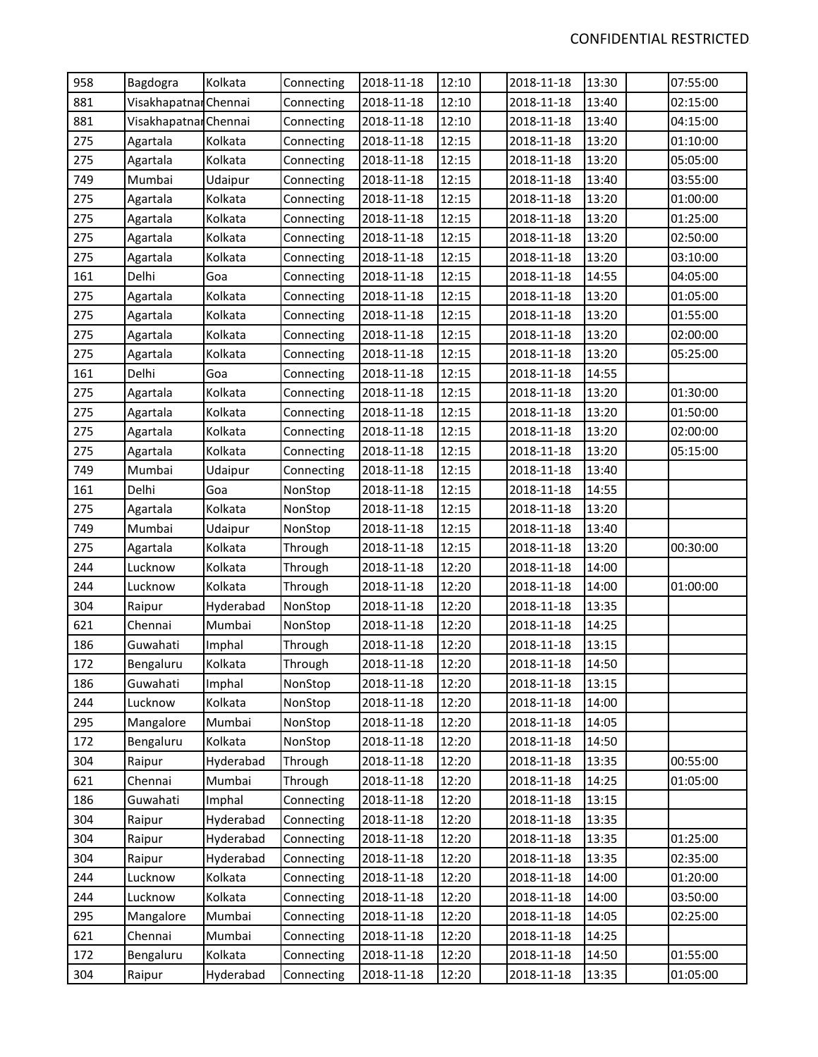| | | | | | | | | | |
|---|---|---|---|---|---|---|---|---|---|
| 958 | Bagdogra | Kolkata | Connecting | 2018-11-18 | 12:10 | | 2018-11-18 | 13:30 | | 07:55:00 |
| 881 | Visakhapatnam | Chennai | Connecting | 2018-11-18 | 12:10 | | 2018-11-18 | 13:40 | | 02:15:00 |
| 881 | Visakhapatnam | Chennai | Connecting | 2018-11-18 | 12:10 | | 2018-11-18 | 13:40 | | 04:15:00 |
| 275 | Agartala | Kolkata | Connecting | 2018-11-18 | 12:15 | | 2018-11-18 | 13:20 | | 01:10:00 |
| 275 | Agartala | Kolkata | Connecting | 2018-11-18 | 12:15 | | 2018-11-18 | 13:20 | | 05:05:00 |
| 749 | Mumbai | Udaipur | Connecting | 2018-11-18 | 12:15 | | 2018-11-18 | 13:40 | | 03:55:00 |
| 275 | Agartala | Kolkata | Connecting | 2018-11-18 | 12:15 | | 2018-11-18 | 13:20 | | 01:00:00 |
| 275 | Agartala | Kolkata | Connecting | 2018-11-18 | 12:15 | | 2018-11-18 | 13:20 | | 01:25:00 |
| 275 | Agartala | Kolkata | Connecting | 2018-11-18 | 12:15 | | 2018-11-18 | 13:20 | | 02:50:00 |
| 275 | Agartala | Kolkata | Connecting | 2018-11-18 | 12:15 | | 2018-11-18 | 13:20 | | 03:10:00 |
| 161 | Delhi | Goa | Connecting | 2018-11-18 | 12:15 | | 2018-11-18 | 14:55 | | 04:05:00 |
| 275 | Agartala | Kolkata | Connecting | 2018-11-18 | 12:15 | | 2018-11-18 | 13:20 | | 01:05:00 |
| 275 | Agartala | Kolkata | Connecting | 2018-11-18 | 12:15 | | 2018-11-18 | 13:20 | | 01:55:00 |
| 275 | Agartala | Kolkata | Connecting | 2018-11-18 | 12:15 | | 2018-11-18 | 13:20 | | 02:00:00 |
| 275 | Agartala | Kolkata | Connecting | 2018-11-18 | 12:15 | | 2018-11-18 | 13:20 | | 05:25:00 |
| 161 | Delhi | Goa | Connecting | 2018-11-18 | 12:15 | | 2018-11-18 | 14:55 | | |
| 275 | Agartala | Kolkata | Connecting | 2018-11-18 | 12:15 | | 2018-11-18 | 13:20 | | 01:30:00 |
| 275 | Agartala | Kolkata | Connecting | 2018-11-18 | 12:15 | | 2018-11-18 | 13:20 | | 01:50:00 |
| 275 | Agartala | Kolkata | Connecting | 2018-11-18 | 12:15 | | 2018-11-18 | 13:20 | | 02:00:00 |
| 275 | Agartala | Kolkata | Connecting | 2018-11-18 | 12:15 | | 2018-11-18 | 13:20 | | 05:15:00 |
| 749 | Mumbai | Udaipur | Connecting | 2018-11-18 | 12:15 | | 2018-11-18 | 13:40 | | |
| 161 | Delhi | Goa | NonStop | 2018-11-18 | 12:15 | | 2018-11-18 | 14:55 | | |
| 275 | Agartala | Kolkata | NonStop | 2018-11-18 | 12:15 | | 2018-11-18 | 13:20 | | |
| 749 | Mumbai | Udaipur | NonStop | 2018-11-18 | 12:15 | | 2018-11-18 | 13:40 | | |
| 275 | Agartala | Kolkata | Through | 2018-11-18 | 12:15 | | 2018-11-18 | 13:20 | | 00:30:00 |
| 244 | Lucknow | Kolkata | Through | 2018-11-18 | 12:20 | | 2018-11-18 | 14:00 | | |
| 244 | Lucknow | Kolkata | Through | 2018-11-18 | 12:20 | | 2018-11-18 | 14:00 | | 01:00:00 |
| 304 | Raipur | Hyderabad | NonStop | 2018-11-18 | 12:20 | | 2018-11-18 | 13:35 | | |
| 621 | Chennai | Mumbai | NonStop | 2018-11-18 | 12:20 | | 2018-11-18 | 14:25 | | |
| 186 | Guwahati | Imphal | Through | 2018-11-18 | 12:20 | | 2018-11-18 | 13:15 | | |
| 172 | Bengaluru | Kolkata | Through | 2018-11-18 | 12:20 | | 2018-11-18 | 14:50 | | |
| 186 | Guwahati | Imphal | NonStop | 2018-11-18 | 12:20 | | 2018-11-18 | 13:15 | | |
| 244 | Lucknow | Kolkata | NonStop | 2018-11-18 | 12:20 | | 2018-11-18 | 14:00 | | |
| 295 | Mangalore | Mumbai | NonStop | 2018-11-18 | 12:20 | | 2018-11-18 | 14:05 | | |
| 172 | Bengaluru | Kolkata | NonStop | 2018-11-18 | 12:20 | | 2018-11-18 | 14:50 | | |
| 304 | Raipur | Hyderabad | Through | 2018-11-18 | 12:20 | | 2018-11-18 | 13:35 | | 00:55:00 |
| 621 | Chennai | Mumbai | Through | 2018-11-18 | 12:20 | | 2018-11-18 | 14:25 | | 01:05:00 |
| 186 | Guwahati | Imphal | Connecting | 2018-11-18 | 12:20 | | 2018-11-18 | 13:15 | | |
| 304 | Raipur | Hyderabad | Connecting | 2018-11-18 | 12:20 | | 2018-11-18 | 13:35 | | |
| 304 | Raipur | Hyderabad | Connecting | 2018-11-18 | 12:20 | | 2018-11-18 | 13:35 | | 01:25:00 |
| 304 | Raipur | Hyderabad | Connecting | 2018-11-18 | 12:20 | | 2018-11-18 | 13:35 | | 02:35:00 |
| 244 | Lucknow | Kolkata | Connecting | 2018-11-18 | 12:20 | | 2018-11-18 | 14:00 | | 01:20:00 |
| 244 | Lucknow | Kolkata | Connecting | 2018-11-18 | 12:20 | | 2018-11-18 | 14:00 | | 03:50:00 |
| 295 | Mangalore | Mumbai | Connecting | 2018-11-18 | 12:20 | | 2018-11-18 | 14:05 | | 02:25:00 |
| 621 | Chennai | Mumbai | Connecting | 2018-11-18 | 12:20 | | 2018-11-18 | 14:25 | | |
| 172 | Bengaluru | Kolkata | Connecting | 2018-11-18 | 12:20 | | 2018-11-18 | 14:50 | | 01:55:00 |
| 304 | Raipur | Hyderabad | Connecting | 2018-11-18 | 12:20 | | 2018-11-18 | 13:35 | | 01:05:00 |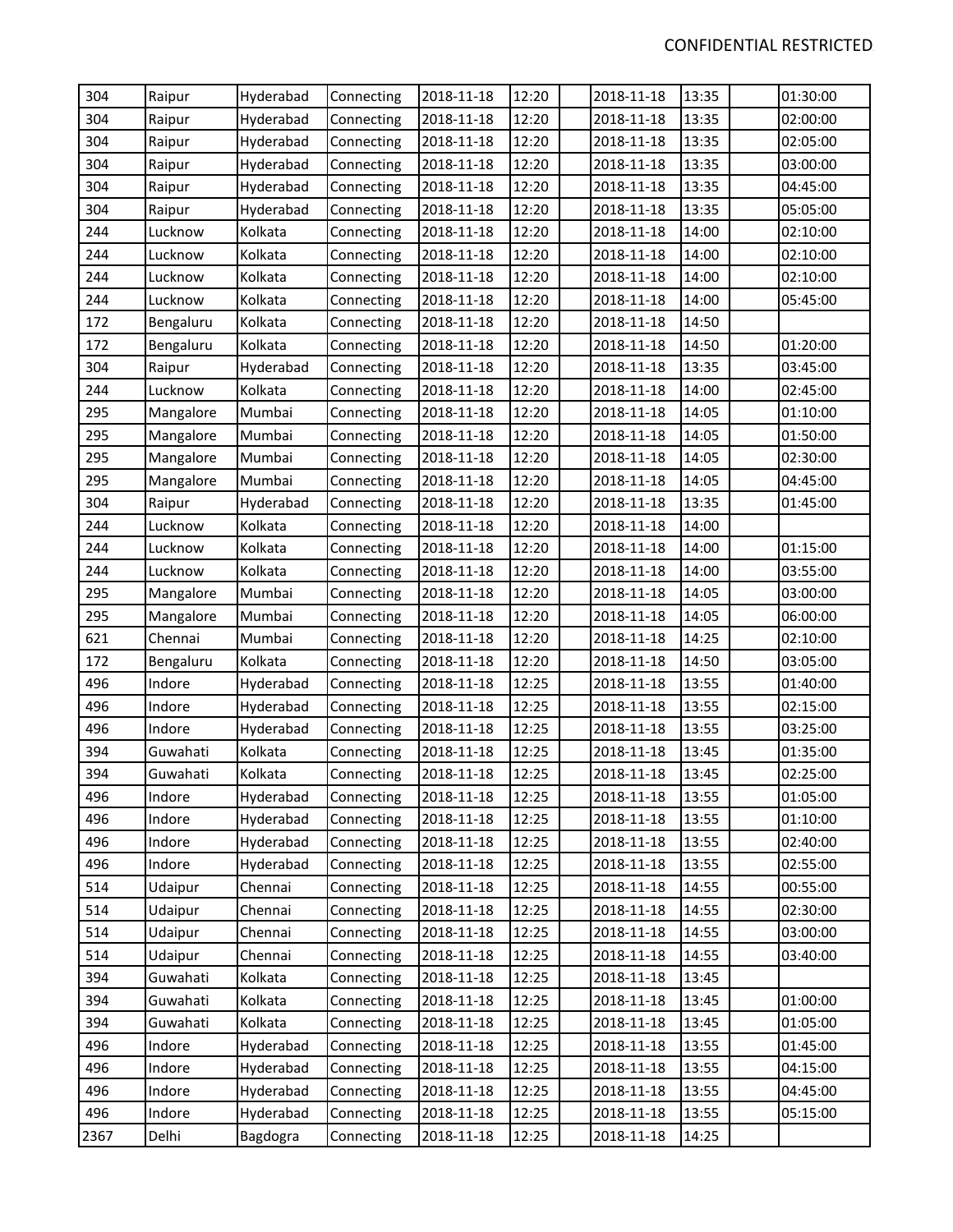| 304 | Raipur | Hyderabad | Connecting | 2018-11-18 | 12:20 | | 2018-11-18 | 13:35 | | 01:30:00 |
|---|---|---|---|---|---|---|---|---|---|---|
| 304 | Raipur | Hyderabad | Connecting | 2018-11-18 | 12:20 | | 2018-11-18 | 13:35 | | 02:00:00 |
| 304 | Raipur | Hyderabad | Connecting | 2018-11-18 | 12:20 | | 2018-11-18 | 13:35 | | 02:05:00 |
| 304 | Raipur | Hyderabad | Connecting | 2018-11-18 | 12:20 | | 2018-11-18 | 13:35 | | 03:00:00 |
| 304 | Raipur | Hyderabad | Connecting | 2018-11-18 | 12:20 | | 2018-11-18 | 13:35 | | 04:45:00 |
| 304 | Raipur | Hyderabad | Connecting | 2018-11-18 | 12:20 | | 2018-11-18 | 13:35 | | 05:05:00 |
| 244 | Lucknow | Kolkata | Connecting | 2018-11-18 | 12:20 | | 2018-11-18 | 14:00 | | 02:10:00 |
| 244 | Lucknow | Kolkata | Connecting | 2018-11-18 | 12:20 | | 2018-11-18 | 14:00 | | 02:10:00 |
| 244 | Lucknow | Kolkata | Connecting | 2018-11-18 | 12:20 | | 2018-11-18 | 14:00 | | 02:10:00 |
| 244 | Lucknow | Kolkata | Connecting | 2018-11-18 | 12:20 | | 2018-11-18 | 14:00 | | 05:45:00 |
| 172 | Bengaluru | Kolkata | Connecting | 2018-11-18 | 12:20 | | 2018-11-18 | 14:50 | | |
| 172 | Bengaluru | Kolkata | Connecting | 2018-11-18 | 12:20 | | 2018-11-18 | 14:50 | | 01:20:00 |
| 304 | Raipur | Hyderabad | Connecting | 2018-11-18 | 12:20 | | 2018-11-18 | 13:35 | | 03:45:00 |
| 244 | Lucknow | Kolkata | Connecting | 2018-11-18 | 12:20 | | 2018-11-18 | 14:00 | | 02:45:00 |
| 295 | Mangalore | Mumbai | Connecting | 2018-11-18 | 12:20 | | 2018-11-18 | 14:05 | | 01:10:00 |
| 295 | Mangalore | Mumbai | Connecting | 2018-11-18 | 12:20 | | 2018-11-18 | 14:05 | | 01:50:00 |
| 295 | Mangalore | Mumbai | Connecting | 2018-11-18 | 12:20 | | 2018-11-18 | 14:05 | | 02:30:00 |
| 295 | Mangalore | Mumbai | Connecting | 2018-11-18 | 12:20 | | 2018-11-18 | 14:05 | | 04:45:00 |
| 304 | Raipur | Hyderabad | Connecting | 2018-11-18 | 12:20 | | 2018-11-18 | 13:35 | | 01:45:00 |
| 244 | Lucknow | Kolkata | Connecting | 2018-11-18 | 12:20 | | 2018-11-18 | 14:00 | | |
| 244 | Lucknow | Kolkata | Connecting | 2018-11-18 | 12:20 | | 2018-11-18 | 14:00 | | 01:15:00 |
| 244 | Lucknow | Kolkata | Connecting | 2018-11-18 | 12:20 | | 2018-11-18 | 14:00 | | 03:55:00 |
| 295 | Mangalore | Mumbai | Connecting | 2018-11-18 | 12:20 | | 2018-11-18 | 14:05 | | 03:00:00 |
| 295 | Mangalore | Mumbai | Connecting | 2018-11-18 | 12:20 | | 2018-11-18 | 14:05 | | 06:00:00 |
| 621 | Chennai | Mumbai | Connecting | 2018-11-18 | 12:20 | | 2018-11-18 | 14:25 | | 02:10:00 |
| 172 | Bengaluru | Kolkata | Connecting | 2018-11-18 | 12:20 | | 2018-11-18 | 14:50 | | 03:05:00 |
| 496 | Indore | Hyderabad | Connecting | 2018-11-18 | 12:25 | | 2018-11-18 | 13:55 | | 01:40:00 |
| 496 | Indore | Hyderabad | Connecting | 2018-11-18 | 12:25 | | 2018-11-18 | 13:55 | | 02:15:00 |
| 496 | Indore | Hyderabad | Connecting | 2018-11-18 | 12:25 | | 2018-11-18 | 13:55 | | 03:25:00 |
| 394 | Guwahati | Kolkata | Connecting | 2018-11-18 | 12:25 | | 2018-11-18 | 13:45 | | 01:35:00 |
| 394 | Guwahati | Kolkata | Connecting | 2018-11-18 | 12:25 | | 2018-11-18 | 13:45 | | 02:25:00 |
| 496 | Indore | Hyderabad | Connecting | 2018-11-18 | 12:25 | | 2018-11-18 | 13:55 | | 01:05:00 |
| 496 | Indore | Hyderabad | Connecting | 2018-11-18 | 12:25 | | 2018-11-18 | 13:55 | | 01:10:00 |
| 496 | Indore | Hyderabad | Connecting | 2018-11-18 | 12:25 | | 2018-11-18 | 13:55 | | 02:40:00 |
| 496 | Indore | Hyderabad | Connecting | 2018-11-18 | 12:25 | | 2018-11-18 | 13:55 | | 02:55:00 |
| 514 | Udaipur | Chennai | Connecting | 2018-11-18 | 12:25 | | 2018-11-18 | 14:55 | | 00:55:00 |
| 514 | Udaipur | Chennai | Connecting | 2018-11-18 | 12:25 | | 2018-11-18 | 14:55 | | 02:30:00 |
| 514 | Udaipur | Chennai | Connecting | 2018-11-18 | 12:25 | | 2018-11-18 | 14:55 | | 03:00:00 |
| 514 | Udaipur | Chennai | Connecting | 2018-11-18 | 12:25 | | 2018-11-18 | 14:55 | | 03:40:00 |
| 394 | Guwahati | Kolkata | Connecting | 2018-11-18 | 12:25 | | 2018-11-18 | 13:45 | | |
| 394 | Guwahati | Kolkata | Connecting | 2018-11-18 | 12:25 | | 2018-11-18 | 13:45 | | 01:00:00 |
| 394 | Guwahati | Kolkata | Connecting | 2018-11-18 | 12:25 | | 2018-11-18 | 13:45 | | 01:05:00 |
| 496 | Indore | Hyderabad | Connecting | 2018-11-18 | 12:25 | | 2018-11-18 | 13:55 | | 01:45:00 |
| 496 | Indore | Hyderabad | Connecting | 2018-11-18 | 12:25 | | 2018-11-18 | 13:55 | | 04:15:00 |
| 496 | Indore | Hyderabad | Connecting | 2018-11-18 | 12:25 | | 2018-11-18 | 13:55 | | 04:45:00 |
| 496 | Indore | Hyderabad | Connecting | 2018-11-18 | 12:25 | | 2018-11-18 | 13:55 | | 05:15:00 |
| 2367 | Delhi | Bagdogra | Connecting | 2018-11-18 | 12:25 | | 2018-11-18 | 14:25 | | |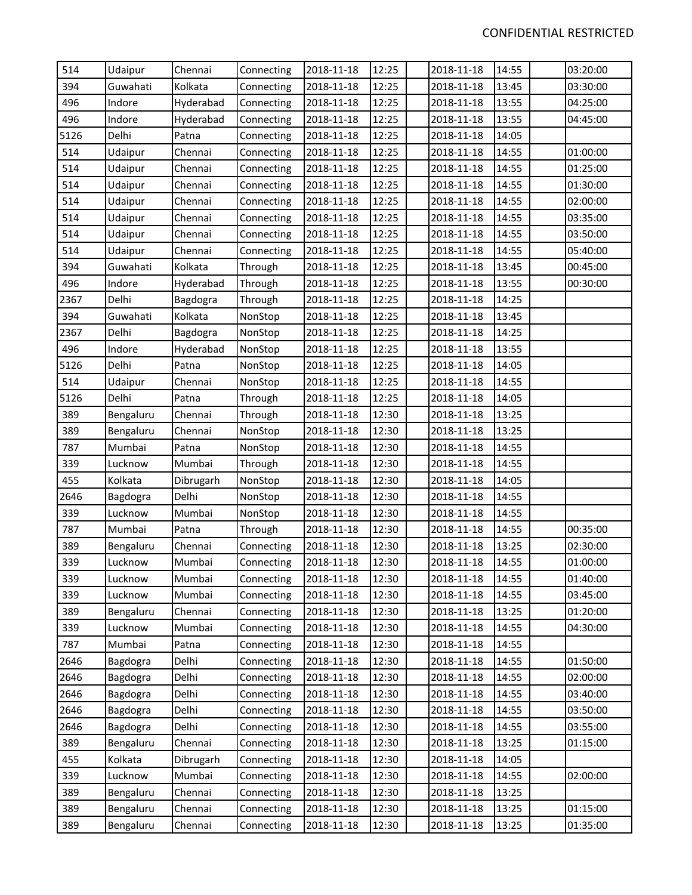| | | | | | | | | | |
|---|---|---|---|---|---|---|---|---|---|
| 514 | Udaipur | Chennai | Connecting | 2018-11-18 | 12:25 | | 2018-11-18 | 14:55 | | 03:20:00 |
| 394 | Guwahati | Kolkata | Connecting | 2018-11-18 | 12:25 | | 2018-11-18 | 13:45 | | 03:30:00 |
| 496 | Indore | Hyderabad | Connecting | 2018-11-18 | 12:25 | | 2018-11-18 | 13:55 | | 04:25:00 |
| 496 | Indore | Hyderabad | Connecting | 2018-11-18 | 12:25 | | 2018-11-18 | 13:55 | | 04:45:00 |
| 5126 | Delhi | Patna | Connecting | 2018-11-18 | 12:25 | | 2018-11-18 | 14:05 | | |
| 514 | Udaipur | Chennai | Connecting | 2018-11-18 | 12:25 | | 2018-11-18 | 14:55 | | 01:00:00 |
| 514 | Udaipur | Chennai | Connecting | 2018-11-18 | 12:25 | | 2018-11-18 | 14:55 | | 01:25:00 |
| 514 | Udaipur | Chennai | Connecting | 2018-11-18 | 12:25 | | 2018-11-18 | 14:55 | | 01:30:00 |
| 514 | Udaipur | Chennai | Connecting | 2018-11-18 | 12:25 | | 2018-11-18 | 14:55 | | 02:00:00 |
| 514 | Udaipur | Chennai | Connecting | 2018-11-18 | 12:25 | | 2018-11-18 | 14:55 | | 03:35:00 |
| 514 | Udaipur | Chennai | Connecting | 2018-11-18 | 12:25 | | 2018-11-18 | 14:55 | | 03:50:00 |
| 514 | Udaipur | Chennai | Connecting | 2018-11-18 | 12:25 | | 2018-11-18 | 14:55 | | 05:40:00 |
| 394 | Guwahati | Kolkata | Through | 2018-11-18 | 12:25 | | 2018-11-18 | 13:45 | | 00:45:00 |
| 496 | Indore | Hyderabad | Through | 2018-11-18 | 12:25 | | 2018-11-18 | 13:55 | | 00:30:00 |
| 2367 | Delhi | Bagdogra | Through | 2018-11-18 | 12:25 | | 2018-11-18 | 14:25 | | |
| 394 | Guwahati | Kolkata | NonStop | 2018-11-18 | 12:25 | | 2018-11-18 | 13:45 | | |
| 2367 | Delhi | Bagdogra | NonStop | 2018-11-18 | 12:25 | | 2018-11-18 | 14:25 | | |
| 496 | Indore | Hyderabad | NonStop | 2018-11-18 | 12:25 | | 2018-11-18 | 13:55 | | |
| 5126 | Delhi | Patna | NonStop | 2018-11-18 | 12:25 | | 2018-11-18 | 14:05 | | |
| 514 | Udaipur | Chennai | NonStop | 2018-11-18 | 12:25 | | 2018-11-18 | 14:55 | | |
| 5126 | Delhi | Patna | Through | 2018-11-18 | 12:25 | | 2018-11-18 | 14:05 | | |
| 389 | Bengaluru | Chennai | Through | 2018-11-18 | 12:30 | | 2018-11-18 | 13:25 | | |
| 389 | Bengaluru | Chennai | NonStop | 2018-11-18 | 12:30 | | 2018-11-18 | 13:25 | | |
| 787 | Mumbai | Patna | NonStop | 2018-11-18 | 12:30 | | 2018-11-18 | 14:55 | | |
| 339 | Lucknow | Mumbai | Through | 2018-11-18 | 12:30 | | 2018-11-18 | 14:55 | | |
| 455 | Kolkata | Dibrugarh | NonStop | 2018-11-18 | 12:30 | | 2018-11-18 | 14:05 | | |
| 2646 | Bagdogra | Delhi | NonStop | 2018-11-18 | 12:30 | | 2018-11-18 | 14:55 | | |
| 339 | Lucknow | Mumbai | NonStop | 2018-11-18 | 12:30 | | 2018-11-18 | 14:55 | | |
| 787 | Mumbai | Patna | Through | 2018-11-18 | 12:30 | | 2018-11-18 | 14:55 | | 00:35:00 |
| 389 | Bengaluru | Chennai | Connecting | 2018-11-18 | 12:30 | | 2018-11-18 | 13:25 | | 02:30:00 |
| 339 | Lucknow | Mumbai | Connecting | 2018-11-18 | 12:30 | | 2018-11-18 | 14:55 | | 01:00:00 |
| 339 | Lucknow | Mumbai | Connecting | 2018-11-18 | 12:30 | | 2018-11-18 | 14:55 | | 01:40:00 |
| 339 | Lucknow | Mumbai | Connecting | 2018-11-18 | 12:30 | | 2018-11-18 | 14:55 | | 03:45:00 |
| 389 | Bengaluru | Chennai | Connecting | 2018-11-18 | 12:30 | | 2018-11-18 | 13:25 | | 01:20:00 |
| 339 | Lucknow | Mumbai | Connecting | 2018-11-18 | 12:30 | | 2018-11-18 | 14:55 | | 04:30:00 |
| 787 | Mumbai | Patna | Connecting | 2018-11-18 | 12:30 | | 2018-11-18 | 14:55 | | |
| 2646 | Bagdogra | Delhi | Connecting | 2018-11-18 | 12:30 | | 2018-11-18 | 14:55 | | 01:50:00 |
| 2646 | Bagdogra | Delhi | Connecting | 2018-11-18 | 12:30 | | 2018-11-18 | 14:55 | | 02:00:00 |
| 2646 | Bagdogra | Delhi | Connecting | 2018-11-18 | 12:30 | | 2018-11-18 | 14:55 | | 03:40:00 |
| 2646 | Bagdogra | Delhi | Connecting | 2018-11-18 | 12:30 | | 2018-11-18 | 14:55 | | 03:50:00 |
| 2646 | Bagdogra | Delhi | Connecting | 2018-11-18 | 12:30 | | 2018-11-18 | 14:55 | | 03:55:00 |
| 389 | Bengaluru | Chennai | Connecting | 2018-11-18 | 12:30 | | 2018-11-18 | 13:25 | | 01:15:00 |
| 455 | Kolkata | Dibrugarh | Connecting | 2018-11-18 | 12:30 | | 2018-11-18 | 14:05 | | |
| 339 | Lucknow | Mumbai | Connecting | 2018-11-18 | 12:30 | | 2018-11-18 | 14:55 | | 02:00:00 |
| 389 | Bengaluru | Chennai | Connecting | 2018-11-18 | 12:30 | | 2018-11-18 | 13:25 | | |
| 389 | Bengaluru | Chennai | Connecting | 2018-11-18 | 12:30 | | 2018-11-18 | 13:25 | | 01:15:00 |
| 389 | Bengaluru | Chennai | Connecting | 2018-11-18 | 12:30 | | 2018-11-18 | 13:25 | | 01:35:00 |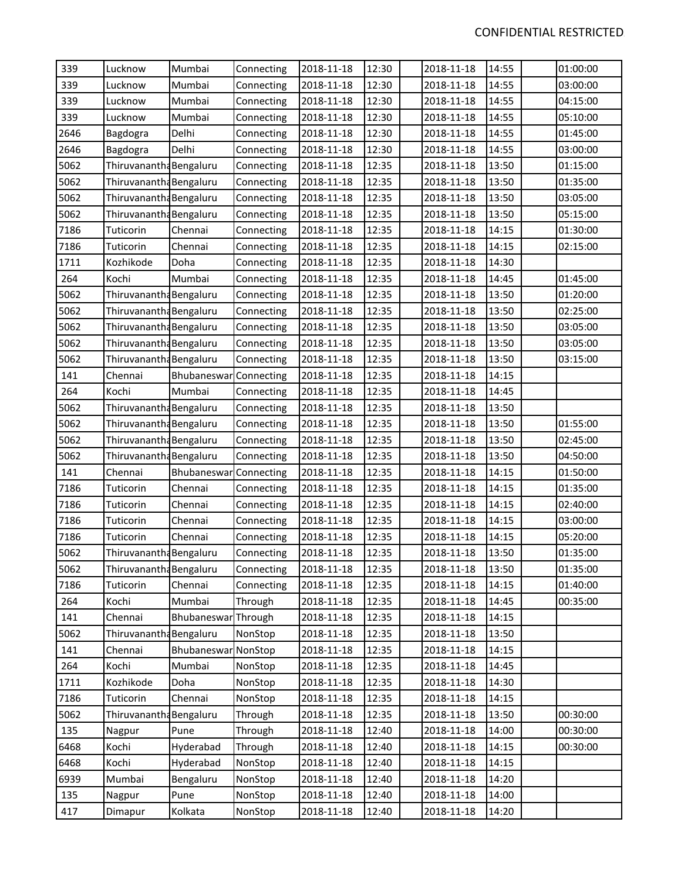| 339 | Lucknow | Mumbai | Connecting | 2018-11-18 | 12:30 | | 2018-11-18 | 14:55 | | 01:00:00 |
|---|---|---|---|---|---|---|---|---|---|---|
| 339 | Lucknow | Mumbai | Connecting | 2018-11-18 | 12:30 | | 2018-11-18 | 14:55 | | 03:00:00 |
| 339 | Lucknow | Mumbai | Connecting | 2018-11-18 | 12:30 | | 2018-11-18 | 14:55 | | 04:15:00 |
| 339 | Lucknow | Mumbai | Connecting | 2018-11-18 | 12:30 | | 2018-11-18 | 14:55 | | 05:10:00 |
| 2646 | Bagdogra | Delhi | Connecting | 2018-11-18 | 12:30 | | 2018-11-18 | 14:55 | | 01:45:00 |
| 2646 | Bagdogra | Delhi | Connecting | 2018-11-18 | 12:30 | | 2018-11-18 | 14:55 | | 03:00:00 |
| 5062 | Thiruvanantha | Bengaluru | Connecting | 2018-11-18 | 12:35 | | 2018-11-18 | 13:50 | | 01:15:00 |
| 5062 | Thiruvanantha | Bengaluru | Connecting | 2018-11-18 | 12:35 | | 2018-11-18 | 13:50 | | 01:35:00 |
| 5062 | Thiruvanantha | Bengaluru | Connecting | 2018-11-18 | 12:35 | | 2018-11-18 | 13:50 | | 03:05:00 |
| 5062 | Thiruvanantha | Bengaluru | Connecting | 2018-11-18 | 12:35 | | 2018-11-18 | 13:50 | | 05:15:00 |
| 7186 | Tuticorin | Chennai | Connecting | 2018-11-18 | 12:35 | | 2018-11-18 | 14:15 | | 01:30:00 |
| 7186 | Tuticorin | Chennai | Connecting | 2018-11-18 | 12:35 | | 2018-11-18 | 14:15 | | 02:15:00 |
| 1711 | Kozhikode | Doha | Connecting | 2018-11-18 | 12:35 | | 2018-11-18 | 14:30 | | |
| 264 | Kochi | Mumbai | Connecting | 2018-11-18 | 12:35 | | 2018-11-18 | 14:45 | | 01:45:00 |
| 5062 | Thiruvanantha | Bengaluru | Connecting | 2018-11-18 | 12:35 | | 2018-11-18 | 13:50 | | 01:20:00 |
| 5062 | Thiruvanantha | Bengaluru | Connecting | 2018-11-18 | 12:35 | | 2018-11-18 | 13:50 | | 02:25:00 |
| 5062 | Thiruvanantha | Bengaluru | Connecting | 2018-11-18 | 12:35 | | 2018-11-18 | 13:50 | | 03:05:00 |
| 5062 | Thiruvanantha | Bengaluru | Connecting | 2018-11-18 | 12:35 | | 2018-11-18 | 13:50 | | 03:05:00 |
| 5062 | Thiruvanantha | Bengaluru | Connecting | 2018-11-18 | 12:35 | | 2018-11-18 | 13:50 | | 03:15:00 |
| 141 | Chennai | Bhubaneswar | Connecting | 2018-11-18 | 12:35 | | 2018-11-18 | 14:15 | | |
| 264 | Kochi | Mumbai | Connecting | 2018-11-18 | 12:35 | | 2018-11-18 | 14:45 | | |
| 5062 | Thiruvanantha | Bengaluru | Connecting | 2018-11-18 | 12:35 | | 2018-11-18 | 13:50 | | |
| 5062 | Thiruvanantha | Bengaluru | Connecting | 2018-11-18 | 12:35 | | 2018-11-18 | 13:50 | | 01:55:00 |
| 5062 | Thiruvanantha | Bengaluru | Connecting | 2018-11-18 | 12:35 | | 2018-11-18 | 13:50 | | 02:45:00 |
| 5062 | Thiruvanantha | Bengaluru | Connecting | 2018-11-18 | 12:35 | | 2018-11-18 | 13:50 | | 04:50:00 |
| 141 | Chennai | Bhubaneswar | Connecting | 2018-11-18 | 12:35 | | 2018-11-18 | 14:15 | | 01:50:00 |
| 7186 | Tuticorin | Chennai | Connecting | 2018-11-18 | 12:35 | | 2018-11-18 | 14:15 | | 01:35:00 |
| 7186 | Tuticorin | Chennai | Connecting | 2018-11-18 | 12:35 | | 2018-11-18 | 14:15 | | 02:40:00 |
| 7186 | Tuticorin | Chennai | Connecting | 2018-11-18 | 12:35 | | 2018-11-18 | 14:15 | | 03:00:00 |
| 7186 | Tuticorin | Chennai | Connecting | 2018-11-18 | 12:35 | | 2018-11-18 | 14:15 | | 05:20:00 |
| 5062 | Thiruvanantha | Bengaluru | Connecting | 2018-11-18 | 12:35 | | 2018-11-18 | 13:50 | | 01:35:00 |
| 5062 | Thiruvanantha | Bengaluru | Connecting | 2018-11-18 | 12:35 | | 2018-11-18 | 13:50 | | 01:35:00 |
| 7186 | Tuticorin | Chennai | Connecting | 2018-11-18 | 12:35 | | 2018-11-18 | 14:15 | | 01:40:00 |
| 264 | Kochi | Mumbai | Through | 2018-11-18 | 12:35 | | 2018-11-18 | 14:45 | | 00:35:00 |
| 141 | Chennai | Bhubaneswar | Through | 2018-11-18 | 12:35 | | 2018-11-18 | 14:15 | | |
| 5062 | Thiruvanantha | Bengaluru | NonStop | 2018-11-18 | 12:35 | | 2018-11-18 | 13:50 | | |
| 141 | Chennai | Bhubaneswar | NonStop | 2018-11-18 | 12:35 | | 2018-11-18 | 14:15 | | |
| 264 | Kochi | Mumbai | NonStop | 2018-11-18 | 12:35 | | 2018-11-18 | 14:45 | | |
| 1711 | Kozhikode | Doha | NonStop | 2018-11-18 | 12:35 | | 2018-11-18 | 14:30 | | |
| 7186 | Tuticorin | Chennai | NonStop | 2018-11-18 | 12:35 | | 2018-11-18 | 14:15 | | |
| 5062 | Thiruvanantha | Bengaluru | Through | 2018-11-18 | 12:35 | | 2018-11-18 | 13:50 | | 00:30:00 |
| 135 | Nagpur | Pune | Through | 2018-11-18 | 12:40 | | 2018-11-18 | 14:00 | | 00:30:00 |
| 6468 | Kochi | Hyderabad | Through | 2018-11-18 | 12:40 | | 2018-11-18 | 14:15 | | 00:30:00 |
| 6468 | Kochi | Hyderabad | NonStop | 2018-11-18 | 12:40 | | 2018-11-18 | 14:15 | | |
| 6939 | Mumbai | Bengaluru | NonStop | 2018-11-18 | 12:40 | | 2018-11-18 | 14:20 | | |
| 135 | Nagpur | Pune | NonStop | 2018-11-18 | 12:40 | | 2018-11-18 | 14:00 | | |
| 417 | Dimapur | Kolkata | NonStop | 2018-11-18 | 12:40 | | 2018-11-18 | 14:20 | | |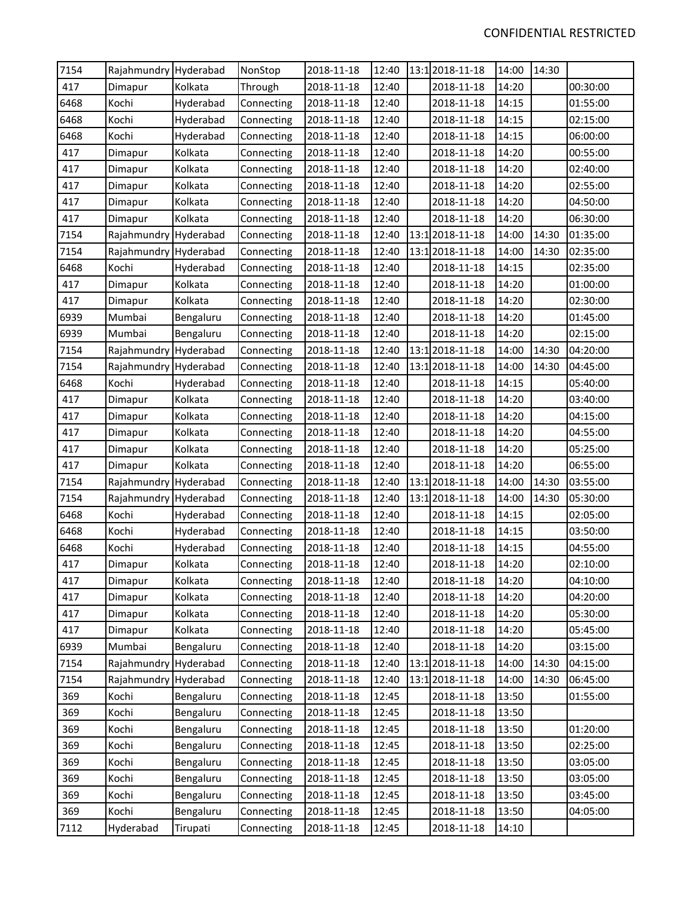| | | | | | | | | | | |
|---|---|---|---|---|---|---|---|---|---|---|
| 7154 | Rajahmundry | Hyderabad | NonStop | 2018-11-18 | 12:40 | 13:1 | 2018-11-18 | 14:00 | 14:30 | |
| 417 | Dimapur | Kolkata | Through | 2018-11-18 | 12:40 | | 2018-11-18 | 14:20 | | 00:30:00 |
| 6468 | Kochi | Hyderabad | Connecting | 2018-11-18 | 12:40 | | 2018-11-18 | 14:15 | | 01:55:00 |
| 6468 | Kochi | Hyderabad | Connecting | 2018-11-18 | 12:40 | | 2018-11-18 | 14:15 | | 02:15:00 |
| 6468 | Kochi | Hyderabad | Connecting | 2018-11-18 | 12:40 | | 2018-11-18 | 14:15 | | 06:00:00 |
| 417 | Dimapur | Kolkata | Connecting | 2018-11-18 | 12:40 | | 2018-11-18 | 14:20 | | 00:55:00 |
| 417 | Dimapur | Kolkata | Connecting | 2018-11-18 | 12:40 | | 2018-11-18 | 14:20 | | 02:40:00 |
| 417 | Dimapur | Kolkata | Connecting | 2018-11-18 | 12:40 | | 2018-11-18 | 14:20 | | 02:55:00 |
| 417 | Dimapur | Kolkata | Connecting | 2018-11-18 | 12:40 | | 2018-11-18 | 14:20 | | 04:50:00 |
| 417 | Dimapur | Kolkata | Connecting | 2018-11-18 | 12:40 | | 2018-11-18 | 14:20 | | 06:30:00 |
| 7154 | Rajahmundry | Hyderabad | Connecting | 2018-11-18 | 12:40 | 13:1 | 2018-11-18 | 14:00 | 14:30 | 01:35:00 |
| 7154 | Rajahmundry | Hyderabad | Connecting | 2018-11-18 | 12:40 | 13:1 | 2018-11-18 | 14:00 | 14:30 | 02:35:00 |
| 6468 | Kochi | Hyderabad | Connecting | 2018-11-18 | 12:40 | | 2018-11-18 | 14:15 | | 02:35:00 |
| 417 | Dimapur | Kolkata | Connecting | 2018-11-18 | 12:40 | | 2018-11-18 | 14:20 | | 01:00:00 |
| 417 | Dimapur | Kolkata | Connecting | 2018-11-18 | 12:40 | | 2018-11-18 | 14:20 | | 02:30:00 |
| 6939 | Mumbai | Bengaluru | Connecting | 2018-11-18 | 12:40 | | 2018-11-18 | 14:20 | | 01:45:00 |
| 6939 | Mumbai | Bengaluru | Connecting | 2018-11-18 | 12:40 | | 2018-11-18 | 14:20 | | 02:15:00 |
| 7154 | Rajahmundry | Hyderabad | Connecting | 2018-11-18 | 12:40 | 13:1 | 2018-11-18 | 14:00 | 14:30 | 04:20:00 |
| 7154 | Rajahmundry | Hyderabad | Connecting | 2018-11-18 | 12:40 | 13:1 | 2018-11-18 | 14:00 | 14:30 | 04:45:00 |
| 6468 | Kochi | Hyderabad | Connecting | 2018-11-18 | 12:40 | | 2018-11-18 | 14:15 | | 05:40:00 |
| 417 | Dimapur | Kolkata | Connecting | 2018-11-18 | 12:40 | | 2018-11-18 | 14:20 | | 03:40:00 |
| 417 | Dimapur | Kolkata | Connecting | 2018-11-18 | 12:40 | | 2018-11-18 | 14:20 | | 04:15:00 |
| 417 | Dimapur | Kolkata | Connecting | 2018-11-18 | 12:40 | | 2018-11-18 | 14:20 | | 04:55:00 |
| 417 | Dimapur | Kolkata | Connecting | 2018-11-18 | 12:40 | | 2018-11-18 | 14:20 | | 05:25:00 |
| 417 | Dimapur | Kolkata | Connecting | 2018-11-18 | 12:40 | | 2018-11-18 | 14:20 | | 06:55:00 |
| 7154 | Rajahmundry | Hyderabad | Connecting | 2018-11-18 | 12:40 | 13:1 | 2018-11-18 | 14:00 | 14:30 | 03:55:00 |
| 7154 | Rajahmundry | Hyderabad | Connecting | 2018-11-18 | 12:40 | 13:1 | 2018-11-18 | 14:00 | 14:30 | 05:30:00 |
| 6468 | Kochi | Hyderabad | Connecting | 2018-11-18 | 12:40 | | 2018-11-18 | 14:15 | | 02:05:00 |
| 6468 | Kochi | Hyderabad | Connecting | 2018-11-18 | 12:40 | | 2018-11-18 | 14:15 | | 03:50:00 |
| 6468 | Kochi | Hyderabad | Connecting | 2018-11-18 | 12:40 | | 2018-11-18 | 14:15 | | 04:55:00 |
| 417 | Dimapur | Kolkata | Connecting | 2018-11-18 | 12:40 | | 2018-11-18 | 14:20 | | 02:10:00 |
| 417 | Dimapur | Kolkata | Connecting | 2018-11-18 | 12:40 | | 2018-11-18 | 14:20 | | 04:10:00 |
| 417 | Dimapur | Kolkata | Connecting | 2018-11-18 | 12:40 | | 2018-11-18 | 14:20 | | 04:20:00 |
| 417 | Dimapur | Kolkata | Connecting | 2018-11-18 | 12:40 | | 2018-11-18 | 14:20 | | 05:30:00 |
| 417 | Dimapur | Kolkata | Connecting | 2018-11-18 | 12:40 | | 2018-11-18 | 14:20 | | 05:45:00 |
| 6939 | Mumbai | Bengaluru | Connecting | 2018-11-18 | 12:40 | | 2018-11-18 | 14:20 | | 03:15:00 |
| 7154 | Rajahmundry | Hyderabad | Connecting | 2018-11-18 | 12:40 | 13:1 | 2018-11-18 | 14:00 | 14:30 | 04:15:00 |
| 7154 | Rajahmundry | Hyderabad | Connecting | 2018-11-18 | 12:40 | 13:1 | 2018-11-18 | 14:00 | 14:30 | 06:45:00 |
| 369 | Kochi | Bengaluru | Connecting | 2018-11-18 | 12:45 | | 2018-11-18 | 13:50 | | 01:55:00 |
| 369 | Kochi | Bengaluru | Connecting | 2018-11-18 | 12:45 | | 2018-11-18 | 13:50 | | |
| 369 | Kochi | Bengaluru | Connecting | 2018-11-18 | 12:45 | | 2018-11-18 | 13:50 | | 01:20:00 |
| 369 | Kochi | Bengaluru | Connecting | 2018-11-18 | 12:45 | | 2018-11-18 | 13:50 | | 02:25:00 |
| 369 | Kochi | Bengaluru | Connecting | 2018-11-18 | 12:45 | | 2018-11-18 | 13:50 | | 03:05:00 |
| 369 | Kochi | Bengaluru | Connecting | 2018-11-18 | 12:45 | | 2018-11-18 | 13:50 | | 03:05:00 |
| 369 | Kochi | Bengaluru | Connecting | 2018-11-18 | 12:45 | | 2018-11-18 | 13:50 | | 03:45:00 |
| 369 | Kochi | Bengaluru | Connecting | 2018-11-18 | 12:45 | | 2018-11-18 | 13:50 | | 04:05:00 |
| 7112 | Hyderabad | Tirupati | Connecting | 2018-11-18 | 12:45 | | 2018-11-18 | 14:10 | | |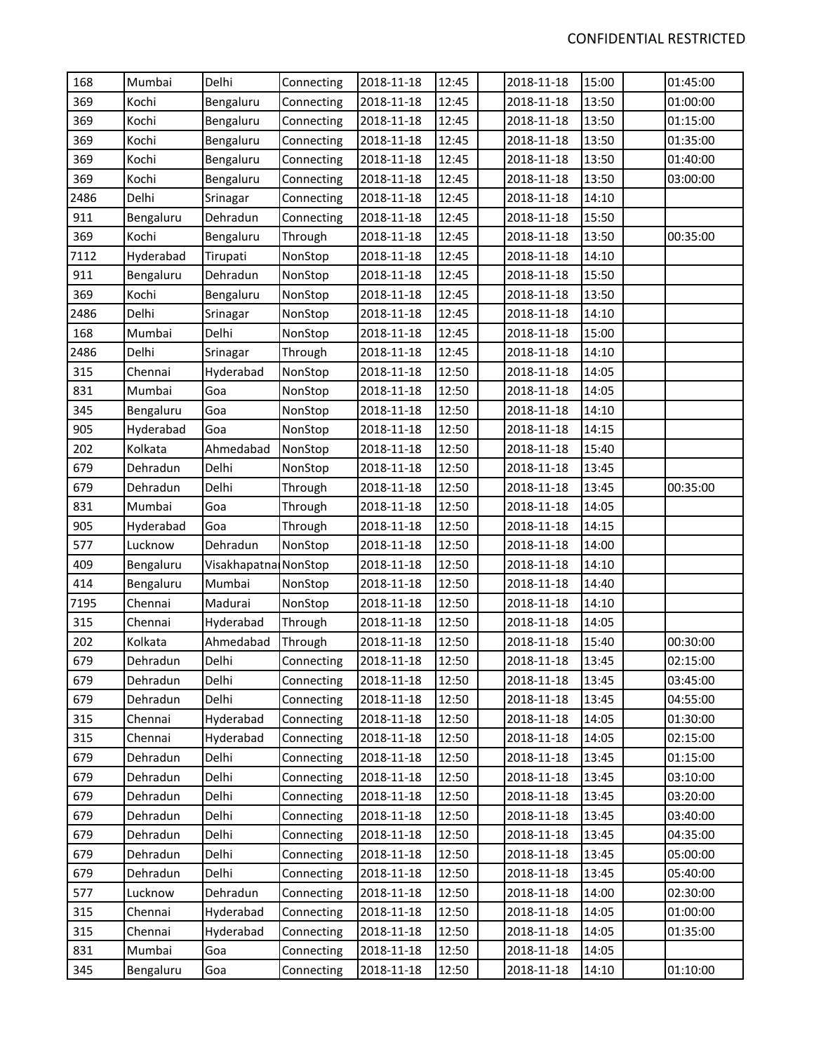| | | | | | | | | | |
|---|---|---|---|---|---|---|---|---|---|
| 168 | Mumbai | Delhi | Connecting | 2018-11-18 | 12:45 | | 2018-11-18 | 15:00 | | 01:45:00 |
| 369 | Kochi | Bengaluru | Connecting | 2018-11-18 | 12:45 | | 2018-11-18 | 13:50 | | 01:00:00 |
| 369 | Kochi | Bengaluru | Connecting | 2018-11-18 | 12:45 | | 2018-11-18 | 13:50 | | 01:15:00 |
| 369 | Kochi | Bengaluru | Connecting | 2018-11-18 | 12:45 | | 2018-11-18 | 13:50 | | 01:35:00 |
| 369 | Kochi | Bengaluru | Connecting | 2018-11-18 | 12:45 | | 2018-11-18 | 13:50 | | 01:40:00 |
| 369 | Kochi | Bengaluru | Connecting | 2018-11-18 | 12:45 | | 2018-11-18 | 13:50 | | 03:00:00 |
| 2486 | Delhi | Srinagar | Connecting | 2018-11-18 | 12:45 | | 2018-11-18 | 14:10 | | |
| 911 | Bengaluru | Dehradun | Connecting | 2018-11-18 | 12:45 | | 2018-11-18 | 15:50 | | |
| 369 | Kochi | Bengaluru | Through | 2018-11-18 | 12:45 | | 2018-11-18 | 13:50 | | 00:35:00 |
| 7112 | Hyderabad | Tirupati | NonStop | 2018-11-18 | 12:45 | | 2018-11-18 | 14:10 | | |
| 911 | Bengaluru | Dehradun | NonStop | 2018-11-18 | 12:45 | | 2018-11-18 | 15:50 | | |
| 369 | Kochi | Bengaluru | NonStop | 2018-11-18 | 12:45 | | 2018-11-18 | 13:50 | | |
| 2486 | Delhi | Srinagar | NonStop | 2018-11-18 | 12:45 | | 2018-11-18 | 14:10 | | |
| 168 | Mumbai | Delhi | NonStop | 2018-11-18 | 12:45 | | 2018-11-18 | 15:00 | | |
| 2486 | Delhi | Srinagar | Through | 2018-11-18 | 12:45 | | 2018-11-18 | 14:10 | | |
| 315 | Chennai | Hyderabad | NonStop | 2018-11-18 | 12:50 | | 2018-11-18 | 14:05 | | |
| 831 | Mumbai | Goa | NonStop | 2018-11-18 | 12:50 | | 2018-11-18 | 14:05 | | |
| 345 | Bengaluru | Goa | NonStop | 2018-11-18 | 12:50 | | 2018-11-18 | 14:10 | | |
| 905 | Hyderabad | Goa | NonStop | 2018-11-18 | 12:50 | | 2018-11-18 | 14:15 | | |
| 202 | Kolkata | Ahmedabad | NonStop | 2018-11-18 | 12:50 | | 2018-11-18 | 15:40 | | |
| 679 | Dehradun | Delhi | NonStop | 2018-11-18 | 12:50 | | 2018-11-18 | 13:45 | | |
| 679 | Dehradun | Delhi | Through | 2018-11-18 | 12:50 | | 2018-11-18 | 13:45 | | 00:35:00 |
| 831 | Mumbai | Goa | Through | 2018-11-18 | 12:50 | | 2018-11-18 | 14:05 | | |
| 905 | Hyderabad | Goa | Through | 2018-11-18 | 12:50 | | 2018-11-18 | 14:15 | | |
| 577 | Lucknow | Dehradun | NonStop | 2018-11-18 | 12:50 | | 2018-11-18 | 14:00 | | |
| 409 | Bengaluru | Visakhapatnam | NonStop | 2018-11-18 | 12:50 | | 2018-11-18 | 14:10 | | |
| 414 | Bengaluru | Mumbai | NonStop | 2018-11-18 | 12:50 | | 2018-11-18 | 14:40 | | |
| 7195 | Chennai | Madurai | NonStop | 2018-11-18 | 12:50 | | 2018-11-18 | 14:10 | | |
| 315 | Chennai | Hyderabad | Through | 2018-11-18 | 12:50 | | 2018-11-18 | 14:05 | | |
| 202 | Kolkata | Ahmedabad | Through | 2018-11-18 | 12:50 | | 2018-11-18 | 15:40 | | 00:30:00 |
| 679 | Dehradun | Delhi | Connecting | 2018-11-18 | 12:50 | | 2018-11-18 | 13:45 | | 02:15:00 |
| 679 | Dehradun | Delhi | Connecting | 2018-11-18 | 12:50 | | 2018-11-18 | 13:45 | | 03:45:00 |
| 679 | Dehradun | Delhi | Connecting | 2018-11-18 | 12:50 | | 2018-11-18 | 13:45 | | 04:55:00 |
| 315 | Chennai | Hyderabad | Connecting | 2018-11-18 | 12:50 | | 2018-11-18 | 14:05 | | 01:30:00 |
| 315 | Chennai | Hyderabad | Connecting | 2018-11-18 | 12:50 | | 2018-11-18 | 14:05 | | 02:15:00 |
| 679 | Dehradun | Delhi | Connecting | 2018-11-18 | 12:50 | | 2018-11-18 | 13:45 | | 01:15:00 |
| 679 | Dehradun | Delhi | Connecting | 2018-11-18 | 12:50 | | 2018-11-18 | 13:45 | | 03:10:00 |
| 679 | Dehradun | Delhi | Connecting | 2018-11-18 | 12:50 | | 2018-11-18 | 13:45 | | 03:20:00 |
| 679 | Dehradun | Delhi | Connecting | 2018-11-18 | 12:50 | | 2018-11-18 | 13:45 | | 03:40:00 |
| 679 | Dehradun | Delhi | Connecting | 2018-11-18 | 12:50 | | 2018-11-18 | 13:45 | | 04:35:00 |
| 679 | Dehradun | Delhi | Connecting | 2018-11-18 | 12:50 | | 2018-11-18 | 13:45 | | 05:00:00 |
| 679 | Dehradun | Delhi | Connecting | 2018-11-18 | 12:50 | | 2018-11-18 | 13:45 | | 05:40:00 |
| 577 | Lucknow | Dehradun | Connecting | 2018-11-18 | 12:50 | | 2018-11-18 | 14:00 | | 02:30:00 |
| 315 | Chennai | Hyderabad | Connecting | 2018-11-18 | 12:50 | | 2018-11-18 | 14:05 | | 01:00:00 |
| 315 | Chennai | Hyderabad | Connecting | 2018-11-18 | 12:50 | | 2018-11-18 | 14:05 | | 01:35:00 |
| 831 | Mumbai | Goa | Connecting | 2018-11-18 | 12:50 | | 2018-11-18 | 14:05 | | |
| 345 | Bengaluru | Goa | Connecting | 2018-11-18 | 12:50 | | 2018-11-18 | 14:10 | | 01:10:00 |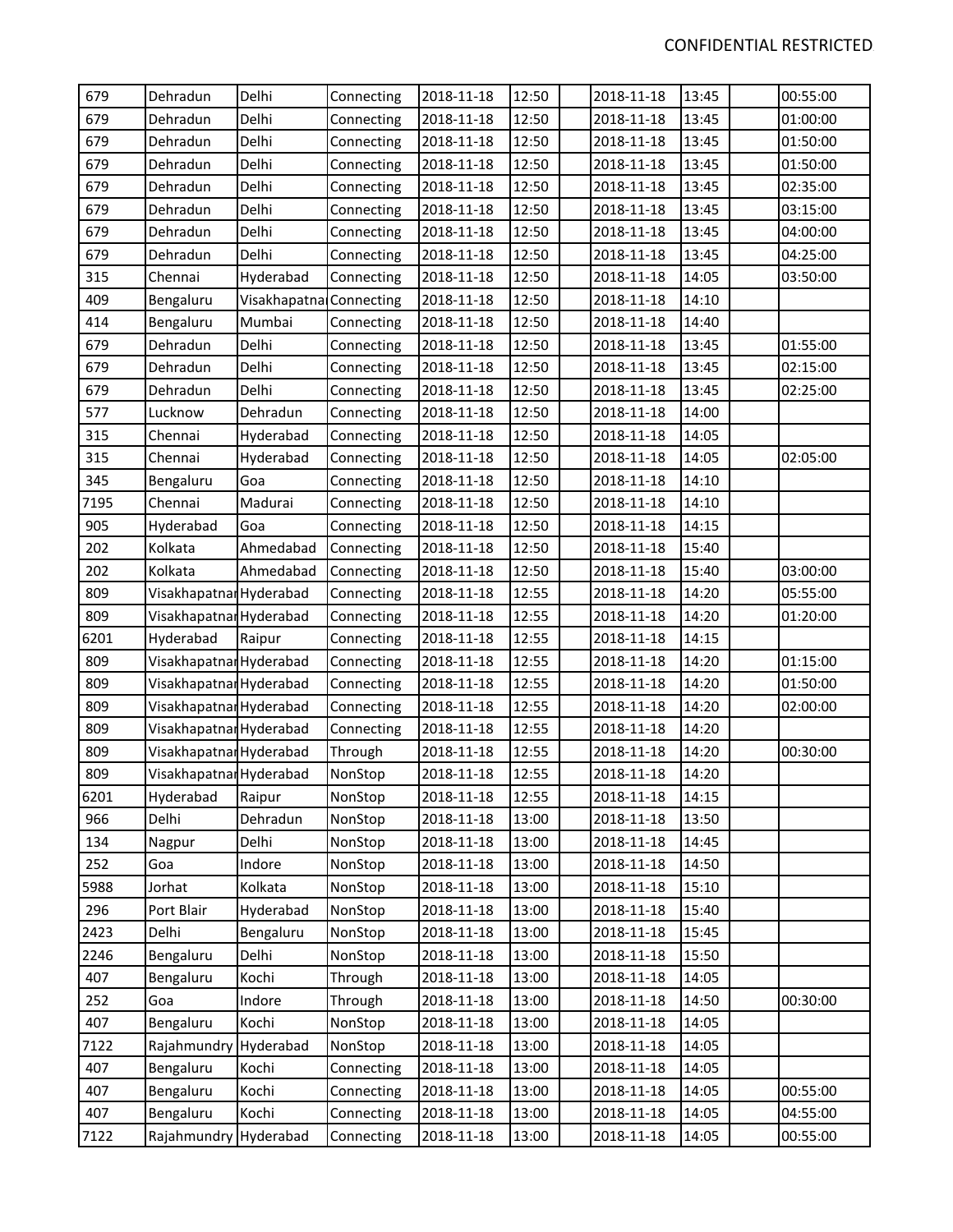| 679 | Dehradun | Delhi | Connecting | 2018-11-18 | 12:50 | | 2018-11-18 | 13:45 | | 00:55:00 |
|---|---|---|---|---|---|---|---|---|---|---|
| 679 | Dehradun | Delhi | Connecting | 2018-11-18 | 12:50 | | 2018-11-18 | 13:45 | | 01:00:00 |
| 679 | Dehradun | Delhi | Connecting | 2018-11-18 | 12:50 | | 2018-11-18 | 13:45 | | 01:50:00 |
| 679 | Dehradun | Delhi | Connecting | 2018-11-18 | 12:50 | | 2018-11-18 | 13:45 | | 01:50:00 |
| 679 | Dehradun | Delhi | Connecting | 2018-11-18 | 12:50 | | 2018-11-18 | 13:45 | | 02:35:00 |
| 679 | Dehradun | Delhi | Connecting | 2018-11-18 | 12:50 | | 2018-11-18 | 13:45 | | 03:15:00 |
| 679 | Dehradun | Delhi | Connecting | 2018-11-18 | 12:50 | | 2018-11-18 | 13:45 | | 04:00:00 |
| 679 | Dehradun | Delhi | Connecting | 2018-11-18 | 12:50 | | 2018-11-18 | 13:45 | | 04:25:00 |
| 315 | Chennai | Hyderabad | Connecting | 2018-11-18 | 12:50 | | 2018-11-18 | 14:05 | | 03:50:00 |
| 409 | Bengaluru | Visakhapatnam | Connecting | 2018-11-18 | 12:50 | | 2018-11-18 | 14:10 | | |
| 414 | Bengaluru | Mumbai | Connecting | 2018-11-18 | 12:50 | | 2018-11-18 | 14:40 | | |
| 679 | Dehradun | Delhi | Connecting | 2018-11-18 | 12:50 | | 2018-11-18 | 13:45 | | 01:55:00 |
| 679 | Dehradun | Delhi | Connecting | 2018-11-18 | 12:50 | | 2018-11-18 | 13:45 | | 02:15:00 |
| 679 | Dehradun | Delhi | Connecting | 2018-11-18 | 12:50 | | 2018-11-18 | 13:45 | | 02:25:00 |
| 577 | Lucknow | Dehradun | Connecting | 2018-11-18 | 12:50 | | 2018-11-18 | 14:00 | | |
| 315 | Chennai | Hyderabad | Connecting | 2018-11-18 | 12:50 | | 2018-11-18 | 14:05 | | |
| 315 | Chennai | Hyderabad | Connecting | 2018-11-18 | 12:50 | | 2018-11-18 | 14:05 | | 02:05:00 |
| 345 | Bengaluru | Goa | Connecting | 2018-11-18 | 12:50 | | 2018-11-18 | 14:10 | | |
| 7195 | Chennai | Madurai | Connecting | 2018-11-18 | 12:50 | | 2018-11-18 | 14:10 | | |
| 905 | Hyderabad | Goa | Connecting | 2018-11-18 | 12:50 | | 2018-11-18 | 14:15 | | |
| 202 | Kolkata | Ahmedabad | Connecting | 2018-11-18 | 12:50 | | 2018-11-18 | 15:40 | | |
| 202 | Kolkata | Ahmedabad | Connecting | 2018-11-18 | 12:50 | | 2018-11-18 | 15:40 | | 03:00:00 |
| 809 | Visakhapatnam | Hyderabad | Connecting | 2018-11-18 | 12:55 | | 2018-11-18 | 14:20 | | 05:55:00 |
| 809 | Visakhapatnam | Hyderabad | Connecting | 2018-11-18 | 12:55 | | 2018-11-18 | 14:20 | | 01:20:00 |
| 6201 | Hyderabad | Raipur | Connecting | 2018-11-18 | 12:55 | | 2018-11-18 | 14:15 | | |
| 809 | Visakhapatnam | Hyderabad | Connecting | 2018-11-18 | 12:55 | | 2018-11-18 | 14:20 | | 01:15:00 |
| 809 | Visakhapatnam | Hyderabad | Connecting | 2018-11-18 | 12:55 | | 2018-11-18 | 14:20 | | 01:50:00 |
| 809 | Visakhapatnam | Hyderabad | Connecting | 2018-11-18 | 12:55 | | 2018-11-18 | 14:20 | | 02:00:00 |
| 809 | Visakhapatnam | Hyderabad | Connecting | 2018-11-18 | 12:55 | | 2018-11-18 | 14:20 | | |
| 809 | Visakhapatnam | Hyderabad | Through | 2018-11-18 | 12:55 | | 2018-11-18 | 14:20 | | 00:30:00 |
| 809 | Visakhapatnam | Hyderabad | NonStop | 2018-11-18 | 12:55 | | 2018-11-18 | 14:20 | | |
| 6201 | Hyderabad | Raipur | NonStop | 2018-11-18 | 12:55 | | 2018-11-18 | 14:15 | | |
| 966 | Delhi | Dehradun | NonStop | 2018-11-18 | 13:00 | | 2018-11-18 | 13:50 | | |
| 134 | Nagpur | Delhi | NonStop | 2018-11-18 | 13:00 | | 2018-11-18 | 14:45 | | |
| 252 | Goa | Indore | NonStop | 2018-11-18 | 13:00 | | 2018-11-18 | 14:50 | | |
| 5988 | Jorhat | Kolkata | NonStop | 2018-11-18 | 13:00 | | 2018-11-18 | 15:10 | | |
| 296 | Port Blair | Hyderabad | NonStop | 2018-11-18 | 13:00 | | 2018-11-18 | 15:40 | | |
| 2423 | Delhi | Bengaluru | NonStop | 2018-11-18 | 13:00 | | 2018-11-18 | 15:45 | | |
| 2246 | Bengaluru | Delhi | NonStop | 2018-11-18 | 13:00 | | 2018-11-18 | 15:50 | | |
| 407 | Bengaluru | Kochi | Through | 2018-11-18 | 13:00 | | 2018-11-18 | 14:05 | | |
| 252 | Goa | Indore | Through | 2018-11-18 | 13:00 | | 2018-11-18 | 14:50 | | 00:30:00 |
| 407 | Bengaluru | Kochi | NonStop | 2018-11-18 | 13:00 | | 2018-11-18 | 14:05 | | |
| 7122 | Rajahmundry | Hyderabad | NonStop | 2018-11-18 | 13:00 | | 2018-11-18 | 14:05 | | |
| 407 | Bengaluru | Kochi | Connecting | 2018-11-18 | 13:00 | | 2018-11-18 | 14:05 | | |
| 407 | Bengaluru | Kochi | Connecting | 2018-11-18 | 13:00 | | 2018-11-18 | 14:05 | | 00:55:00 |
| 407 | Bengaluru | Kochi | Connecting | 2018-11-18 | 13:00 | | 2018-11-18 | 14:05 | | 04:55:00 |
| 7122 | Rajahmundry | Hyderabad | Connecting | 2018-11-18 | 13:00 | | 2018-11-18 | 14:05 | | 00:55:00 |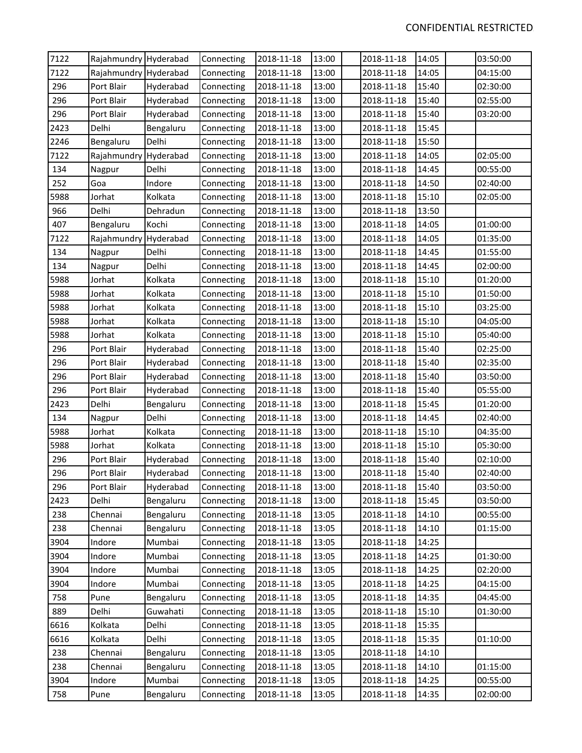| | | | | | | | | | | |
|---|---|---|---|---|---|---|---|---|---|---|
| 7122 | Rajahmundry | Hyderabad | Connecting | 2018-11-18 | 13:00 | | 2018-11-18 | 14:05 | | 03:50:00 |
| 7122 | Rajahmundry | Hyderabad | Connecting | 2018-11-18 | 13:00 | | 2018-11-18 | 14:05 | | 04:15:00 |
| 296 | Port Blair | Hyderabad | Connecting | 2018-11-18 | 13:00 | | 2018-11-18 | 15:40 | | 02:30:00 |
| 296 | Port Blair | Hyderabad | Connecting | 2018-11-18 | 13:00 | | 2018-11-18 | 15:40 | | 02:55:00 |
| 296 | Port Blair | Hyderabad | Connecting | 2018-11-18 | 13:00 | | 2018-11-18 | 15:40 | | 03:20:00 |
| 2423 | Delhi | Bengaluru | Connecting | 2018-11-18 | 13:00 | | 2018-11-18 | 15:45 | | |
| 2246 | Bengaluru | Delhi | Connecting | 2018-11-18 | 13:00 | | 2018-11-18 | 15:50 | | |
| 7122 | Rajahmundry | Hyderabad | Connecting | 2018-11-18 | 13:00 | | 2018-11-18 | 14:05 | | 02:05:00 |
| 134 | Nagpur | Delhi | Connecting | 2018-11-18 | 13:00 | | 2018-11-18 | 14:45 | | 00:55:00 |
| 252 | Goa | Indore | Connecting | 2018-11-18 | 13:00 | | 2018-11-18 | 14:50 | | 02:40:00 |
| 5988 | Jorhat | Kolkata | Connecting | 2018-11-18 | 13:00 | | 2018-11-18 | 15:10 | | 02:05:00 |
| 966 | Delhi | Dehradun | Connecting | 2018-11-18 | 13:00 | | 2018-11-18 | 13:50 | | |
| 407 | Bengaluru | Kochi | Connecting | 2018-11-18 | 13:00 | | 2018-11-18 | 14:05 | | 01:00:00 |
| 7122 | Rajahmundry | Hyderabad | Connecting | 2018-11-18 | 13:00 | | 2018-11-18 | 14:05 | | 01:35:00 |
| 134 | Nagpur | Delhi | Connecting | 2018-11-18 | 13:00 | | 2018-11-18 | 14:45 | | 01:55:00 |
| 134 | Nagpur | Delhi | Connecting | 2018-11-18 | 13:00 | | 2018-11-18 | 14:45 | | 02:00:00 |
| 5988 | Jorhat | Kolkata | Connecting | 2018-11-18 | 13:00 | | 2018-11-18 | 15:10 | | 01:20:00 |
| 5988 | Jorhat | Kolkata | Connecting | 2018-11-18 | 13:00 | | 2018-11-18 | 15:10 | | 01:50:00 |
| 5988 | Jorhat | Kolkata | Connecting | 2018-11-18 | 13:00 | | 2018-11-18 | 15:10 | | 03:25:00 |
| 5988 | Jorhat | Kolkata | Connecting | 2018-11-18 | 13:00 | | 2018-11-18 | 15:10 | | 04:05:00 |
| 5988 | Jorhat | Kolkata | Connecting | 2018-11-18 | 13:00 | | 2018-11-18 | 15:10 | | 05:40:00 |
| 296 | Port Blair | Hyderabad | Connecting | 2018-11-18 | 13:00 | | 2018-11-18 | 15:40 | | 02:25:00 |
| 296 | Port Blair | Hyderabad | Connecting | 2018-11-18 | 13:00 | | 2018-11-18 | 15:40 | | 02:35:00 |
| 296 | Port Blair | Hyderabad | Connecting | 2018-11-18 | 13:00 | | 2018-11-18 | 15:40 | | 03:50:00 |
| 296 | Port Blair | Hyderabad | Connecting | 2018-11-18 | 13:00 | | 2018-11-18 | 15:40 | | 05:55:00 |
| 2423 | Delhi | Bengaluru | Connecting | 2018-11-18 | 13:00 | | 2018-11-18 | 15:45 | | 01:20:00 |
| 134 | Nagpur | Delhi | Connecting | 2018-11-18 | 13:00 | | 2018-11-18 | 14:45 | | 02:40:00 |
| 5988 | Jorhat | Kolkata | Connecting | 2018-11-18 | 13:00 | | 2018-11-18 | 15:10 | | 04:35:00 |
| 5988 | Jorhat | Kolkata | Connecting | 2018-11-18 | 13:00 | | 2018-11-18 | 15:10 | | 05:30:00 |
| 296 | Port Blair | Hyderabad | Connecting | 2018-11-18 | 13:00 | | 2018-11-18 | 15:40 | | 02:10:00 |
| 296 | Port Blair | Hyderabad | Connecting | 2018-11-18 | 13:00 | | 2018-11-18 | 15:40 | | 02:40:00 |
| 296 | Port Blair | Hyderabad | Connecting | 2018-11-18 | 13:00 | | 2018-11-18 | 15:40 | | 03:50:00 |
| 2423 | Delhi | Bengaluru | Connecting | 2018-11-18 | 13:00 | | 2018-11-18 | 15:45 | | 03:50:00 |
| 238 | Chennai | Bengaluru | Connecting | 2018-11-18 | 13:05 | | 2018-11-18 | 14:10 | | 00:55:00 |
| 238 | Chennai | Bengaluru | Connecting | 2018-11-18 | 13:05 | | 2018-11-18 | 14:10 | | 01:15:00 |
| 3904 | Indore | Mumbai | Connecting | 2018-11-18 | 13:05 | | 2018-11-18 | 14:25 | | |
| 3904 | Indore | Mumbai | Connecting | 2018-11-18 | 13:05 | | 2018-11-18 | 14:25 | | 01:30:00 |
| 3904 | Indore | Mumbai | Connecting | 2018-11-18 | 13:05 | | 2018-11-18 | 14:25 | | 02:20:00 |
| 3904 | Indore | Mumbai | Connecting | 2018-11-18 | 13:05 | | 2018-11-18 | 14:25 | | 04:15:00 |
| 758 | Pune | Bengaluru | Connecting | 2018-11-18 | 13:05 | | 2018-11-18 | 14:35 | | 04:45:00 |
| 889 | Delhi | Guwahati | Connecting | 2018-11-18 | 13:05 | | 2018-11-18 | 15:10 | | 01:30:00 |
| 6616 | Kolkata | Delhi | Connecting | 2018-11-18 | 13:05 | | 2018-11-18 | 15:35 | | |
| 6616 | Kolkata | Delhi | Connecting | 2018-11-18 | 13:05 | | 2018-11-18 | 15:35 | | 01:10:00 |
| 238 | Chennai | Bengaluru | Connecting | 2018-11-18 | 13:05 | | 2018-11-18 | 14:10 | | |
| 238 | Chennai | Bengaluru | Connecting | 2018-11-18 | 13:05 | | 2018-11-18 | 14:10 | | 01:15:00 |
| 3904 | Indore | Mumbai | Connecting | 2018-11-18 | 13:05 | | 2018-11-18 | 14:25 | | 00:55:00 |
| 758 | Pune | Bengaluru | Connecting | 2018-11-18 | 13:05 | | 2018-11-18 | 14:35 | | 02:00:00 |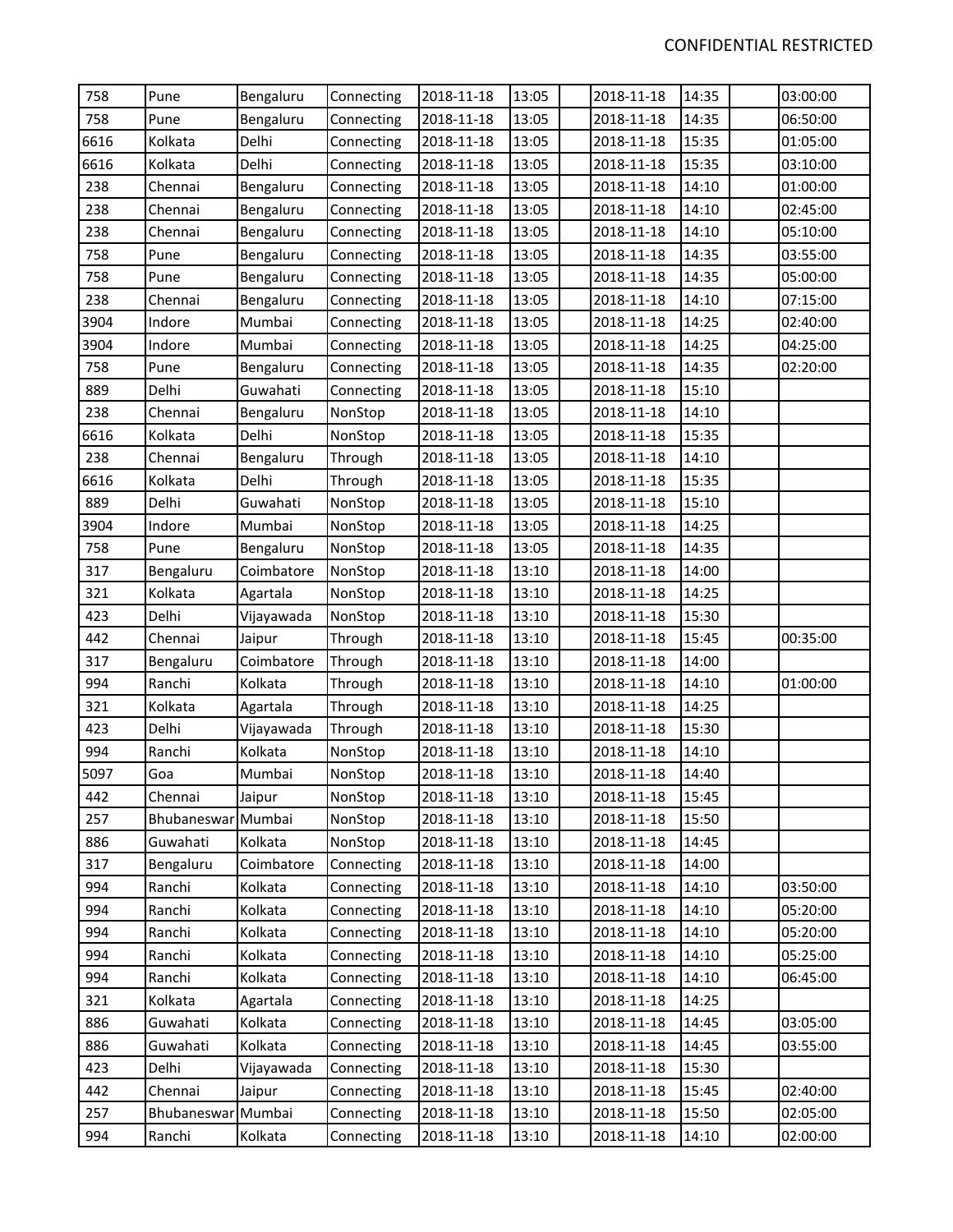| | | | | | | | | | |
|---|---|---|---|---|---|---|---|---|---|
| 758 | Pune | Bengaluru | Connecting | 2018-11-18 | 13:05 | | 2018-11-18 | 14:35 | | 03:00:00 |
| 758 | Pune | Bengaluru | Connecting | 2018-11-18 | 13:05 | | 2018-11-18 | 14:35 | | 06:50:00 |
| 6616 | Kolkata | Delhi | Connecting | 2018-11-18 | 13:05 | | 2018-11-18 | 15:35 | | 01:05:00 |
| 6616 | Kolkata | Delhi | Connecting | 2018-11-18 | 13:05 | | 2018-11-18 | 15:35 | | 03:10:00 |
| 238 | Chennai | Bengaluru | Connecting | 2018-11-18 | 13:05 | | 2018-11-18 | 14:10 | | 01:00:00 |
| 238 | Chennai | Bengaluru | Connecting | 2018-11-18 | 13:05 | | 2018-11-18 | 14:10 | | 02:45:00 |
| 238 | Chennai | Bengaluru | Connecting | 2018-11-18 | 13:05 | | 2018-11-18 | 14:10 | | 05:10:00 |
| 758 | Pune | Bengaluru | Connecting | 2018-11-18 | 13:05 | | 2018-11-18 | 14:35 | | 03:55:00 |
| 758 | Pune | Bengaluru | Connecting | 2018-11-18 | 13:05 | | 2018-11-18 | 14:35 | | 05:00:00 |
| 238 | Chennai | Bengaluru | Connecting | 2018-11-18 | 13:05 | | 2018-11-18 | 14:10 | | 07:15:00 |
| 3904 | Indore | Mumbai | Connecting | 2018-11-18 | 13:05 | | 2018-11-18 | 14:25 | | 02:40:00 |
| 3904 | Indore | Mumbai | Connecting | 2018-11-18 | 13:05 | | 2018-11-18 | 14:25 | | 04:25:00 |
| 758 | Pune | Bengaluru | Connecting | 2018-11-18 | 13:05 | | 2018-11-18 | 14:35 | | 02:20:00 |
| 889 | Delhi | Guwahati | Connecting | 2018-11-18 | 13:05 | | 2018-11-18 | 15:10 | | |
| 238 | Chennai | Bengaluru | NonStop | 2018-11-18 | 13:05 | | 2018-11-18 | 14:10 | | |
| 6616 | Kolkata | Delhi | NonStop | 2018-11-18 | 13:05 | | 2018-11-18 | 15:35 | | |
| 238 | Chennai | Bengaluru | Through | 2018-11-18 | 13:05 | | 2018-11-18 | 14:10 | | |
| 6616 | Kolkata | Delhi | Through | 2018-11-18 | 13:05 | | 2018-11-18 | 15:35 | | |
| 889 | Delhi | Guwahati | NonStop | 2018-11-18 | 13:05 | | 2018-11-18 | 15:10 | | |
| 3904 | Indore | Mumbai | NonStop | 2018-11-18 | 13:05 | | 2018-11-18 | 14:25 | | |
| 758 | Pune | Bengaluru | NonStop | 2018-11-18 | 13:05 | | 2018-11-18 | 14:35 | | |
| 317 | Bengaluru | Coimbatore | NonStop | 2018-11-18 | 13:10 | | 2018-11-18 | 14:00 | | |
| 321 | Kolkata | Agartala | NonStop | 2018-11-18 | 13:10 | | 2018-11-18 | 14:25 | | |
| 423 | Delhi | Vijayawada | NonStop | 2018-11-18 | 13:10 | | 2018-11-18 | 15:30 | | |
| 442 | Chennai | Jaipur | Through | 2018-11-18 | 13:10 | | 2018-11-18 | 15:45 | | 00:35:00 |
| 317 | Bengaluru | Coimbatore | Through | 2018-11-18 | 13:10 | | 2018-11-18 | 14:00 | | |
| 994 | Ranchi | Kolkata | Through | 2018-11-18 | 13:10 | | 2018-11-18 | 14:10 | | 01:00:00 |
| 321 | Kolkata | Agartala | Through | 2018-11-18 | 13:10 | | 2018-11-18 | 14:25 | | |
| 423 | Delhi | Vijayawada | Through | 2018-11-18 | 13:10 | | 2018-11-18 | 15:30 | | |
| 994 | Ranchi | Kolkata | NonStop | 2018-11-18 | 13:10 | | 2018-11-18 | 14:10 | | |
| 5097 | Goa | Mumbai | NonStop | 2018-11-18 | 13:10 | | 2018-11-18 | 14:40 | | |
| 442 | Chennai | Jaipur | NonStop | 2018-11-18 | 13:10 | | 2018-11-18 | 15:45 | | |
| 257 | Bhubaneswar | Mumbai | NonStop | 2018-11-18 | 13:10 | | 2018-11-18 | 15:50 | | |
| 886 | Guwahati | Kolkata | NonStop | 2018-11-18 | 13:10 | | 2018-11-18 | 14:45 | | |
| 317 | Bengaluru | Coimbatore | Connecting | 2018-11-18 | 13:10 | | 2018-11-18 | 14:00 | | |
| 994 | Ranchi | Kolkata | Connecting | 2018-11-18 | 13:10 | | 2018-11-18 | 14:10 | | 03:50:00 |
| 994 | Ranchi | Kolkata | Connecting | 2018-11-18 | 13:10 | | 2018-11-18 | 14:10 | | 05:20:00 |
| 994 | Ranchi | Kolkata | Connecting | 2018-11-18 | 13:10 | | 2018-11-18 | 14:10 | | 05:20:00 |
| 994 | Ranchi | Kolkata | Connecting | 2018-11-18 | 13:10 | | 2018-11-18 | 14:10 | | 05:25:00 |
| 994 | Ranchi | Kolkata | Connecting | 2018-11-18 | 13:10 | | 2018-11-18 | 14:10 | | 06:45:00 |
| 321 | Kolkata | Agartala | Connecting | 2018-11-18 | 13:10 | | 2018-11-18 | 14:25 | | |
| 886 | Guwahati | Kolkata | Connecting | 2018-11-18 | 13:10 | | 2018-11-18 | 14:45 | | 03:05:00 |
| 886 | Guwahati | Kolkata | Connecting | 2018-11-18 | 13:10 | | 2018-11-18 | 14:45 | | 03:55:00 |
| 423 | Delhi | Vijayawada | Connecting | 2018-11-18 | 13:10 | | 2018-11-18 | 15:30 | | |
| 442 | Chennai | Jaipur | Connecting | 2018-11-18 | 13:10 | | 2018-11-18 | 15:45 | | 02:40:00 |
| 257 | Bhubaneswar | Mumbai | Connecting | 2018-11-18 | 13:10 | | 2018-11-18 | 15:50 | | 02:05:00 |
| 994 | Ranchi | Kolkata | Connecting | 2018-11-18 | 13:10 | | 2018-11-18 | 14:10 | | 02:00:00 |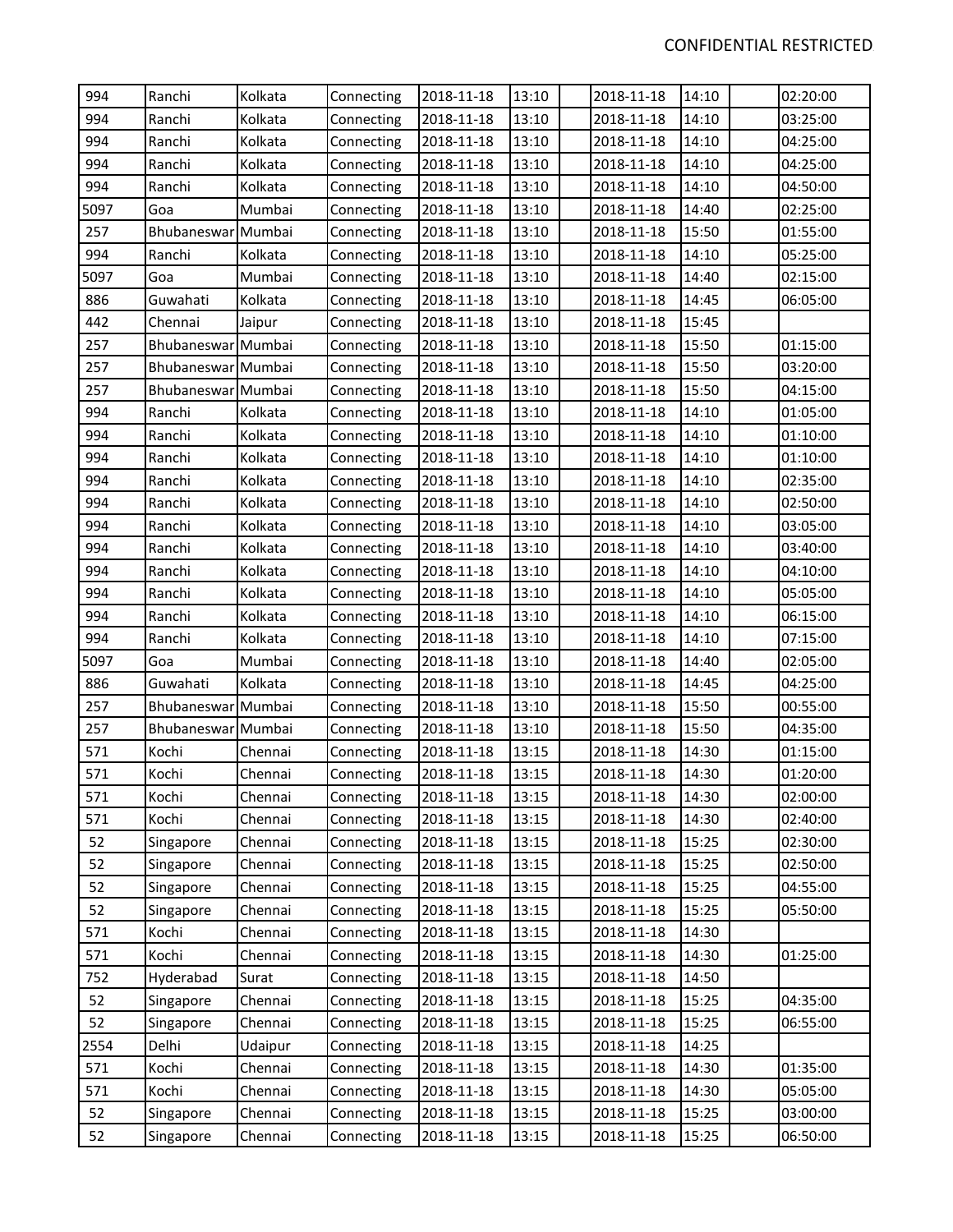CONFIDENTIAL RESTRICTED

| | | | | | | | | | |
|---|---|---|---|---|---|---|---|---|---|
| 994 | Ranchi | Kolkata | Connecting | 2018-11-18 | 13:10 | | 2018-11-18 | 14:10 | | 02:20:00 |
| 994 | Ranchi | Kolkata | Connecting | 2018-11-18 | 13:10 | | 2018-11-18 | 14:10 | | 03:25:00 |
| 994 | Ranchi | Kolkata | Connecting | 2018-11-18 | 13:10 | | 2018-11-18 | 14:10 | | 04:25:00 |
| 994 | Ranchi | Kolkata | Connecting | 2018-11-18 | 13:10 | | 2018-11-18 | 14:10 | | 04:25:00 |
| 994 | Ranchi | Kolkata | Connecting | 2018-11-18 | 13:10 | | 2018-11-18 | 14:10 | | 04:50:00 |
| 5097 | Goa | Mumbai | Connecting | 2018-11-18 | 13:10 | | 2018-11-18 | 14:40 | | 02:25:00 |
| 257 | Bhubaneswar | Mumbai | Connecting | 2018-11-18 | 13:10 | | 2018-11-18 | 15:50 | | 01:55:00 |
| 994 | Ranchi | Kolkata | Connecting | 2018-11-18 | 13:10 | | 2018-11-18 | 14:10 | | 05:25:00 |
| 5097 | Goa | Mumbai | Connecting | 2018-11-18 | 13:10 | | 2018-11-18 | 14:40 | | 02:15:00 |
| 886 | Guwahati | Kolkata | Connecting | 2018-11-18 | 13:10 | | 2018-11-18 | 14:45 | | 06:05:00 |
| 442 | Chennai | Jaipur | Connecting | 2018-11-18 | 13:10 | | 2018-11-18 | 15:45 | | |
| 257 | Bhubaneswar | Mumbai | Connecting | 2018-11-18 | 13:10 | | 2018-11-18 | 15:50 | | 01:15:00 |
| 257 | Bhubaneswar | Mumbai | Connecting | 2018-11-18 | 13:10 | | 2018-11-18 | 15:50 | | 03:20:00 |
| 257 | Bhubaneswar | Mumbai | Connecting | 2018-11-18 | 13:10 | | 2018-11-18 | 15:50 | | 04:15:00 |
| 994 | Ranchi | Kolkata | Connecting | 2018-11-18 | 13:10 | | 2018-11-18 | 14:10 | | 01:05:00 |
| 994 | Ranchi | Kolkata | Connecting | 2018-11-18 | 13:10 | | 2018-11-18 | 14:10 | | 01:10:00 |
| 994 | Ranchi | Kolkata | Connecting | 2018-11-18 | 13:10 | | 2018-11-18 | 14:10 | | 01:10:00 |
| 994 | Ranchi | Kolkata | Connecting | 2018-11-18 | 13:10 | | 2018-11-18 | 14:10 | | 02:35:00 |
| 994 | Ranchi | Kolkata | Connecting | 2018-11-18 | 13:10 | | 2018-11-18 | 14:10 | | 02:50:00 |
| 994 | Ranchi | Kolkata | Connecting | 2018-11-18 | 13:10 | | 2018-11-18 | 14:10 | | 03:05:00 |
| 994 | Ranchi | Kolkata | Connecting | 2018-11-18 | 13:10 | | 2018-11-18 | 14:10 | | 03:40:00 |
| 994 | Ranchi | Kolkata | Connecting | 2018-11-18 | 13:10 | | 2018-11-18 | 14:10 | | 04:10:00 |
| 994 | Ranchi | Kolkata | Connecting | 2018-11-18 | 13:10 | | 2018-11-18 | 14:10 | | 05:05:00 |
| 994 | Ranchi | Kolkata | Connecting | 2018-11-18 | 13:10 | | 2018-11-18 | 14:10 | | 06:15:00 |
| 994 | Ranchi | Kolkata | Connecting | 2018-11-18 | 13:10 | | 2018-11-18 | 14:10 | | 07:15:00 |
| 5097 | Goa | Mumbai | Connecting | 2018-11-18 | 13:10 | | 2018-11-18 | 14:40 | | 02:05:00 |
| 886 | Guwahati | Kolkata | Connecting | 2018-11-18 | 13:10 | | 2018-11-18 | 14:45 | | 04:25:00 |
| 257 | Bhubaneswar | Mumbai | Connecting | 2018-11-18 | 13:10 | | 2018-11-18 | 15:50 | | 00:55:00 |
| 257 | Bhubaneswar | Mumbai | Connecting | 2018-11-18 | 13:10 | | 2018-11-18 | 15:50 | | 04:35:00 |
| 571 | Kochi | Chennai | Connecting | 2018-11-18 | 13:15 | | 2018-11-18 | 14:30 | | 01:15:00 |
| 571 | Kochi | Chennai | Connecting | 2018-11-18 | 13:15 | | 2018-11-18 | 14:30 | | 01:20:00 |
| 571 | Kochi | Chennai | Connecting | 2018-11-18 | 13:15 | | 2018-11-18 | 14:30 | | 02:00:00 |
| 571 | Kochi | Chennai | Connecting | 2018-11-18 | 13:15 | | 2018-11-18 | 14:30 | | 02:40:00 |
| 52 | Singapore | Chennai | Connecting | 2018-11-18 | 13:15 | | 2018-11-18 | 15:25 | | 02:30:00 |
| 52 | Singapore | Chennai | Connecting | 2018-11-18 | 13:15 | | 2018-11-18 | 15:25 | | 02:50:00 |
| 52 | Singapore | Chennai | Connecting | 2018-11-18 | 13:15 | | 2018-11-18 | 15:25 | | 04:55:00 |
| 52 | Singapore | Chennai | Connecting | 2018-11-18 | 13:15 | | 2018-11-18 | 15:25 | | 05:50:00 |
| 571 | Kochi | Chennai | Connecting | 2018-11-18 | 13:15 | | 2018-11-18 | 14:30 | | |
| 571 | Kochi | Chennai | Connecting | 2018-11-18 | 13:15 | | 2018-11-18 | 14:30 | | 01:25:00 |
| 752 | Hyderabad | Surat | Connecting | 2018-11-18 | 13:15 | | 2018-11-18 | 14:50 | | |
| 52 | Singapore | Chennai | Connecting | 2018-11-18 | 13:15 | | 2018-11-18 | 15:25 | | 04:35:00 |
| 52 | Singapore | Chennai | Connecting | 2018-11-18 | 13:15 | | 2018-11-18 | 15:25 | | 06:55:00 |
| 2554 | Delhi | Udaipur | Connecting | 2018-11-18 | 13:15 | | 2018-11-18 | 14:25 | | |
| 571 | Kochi | Chennai | Connecting | 2018-11-18 | 13:15 | | 2018-11-18 | 14:30 | | 01:35:00 |
| 571 | Kochi | Chennai | Connecting | 2018-11-18 | 13:15 | | 2018-11-18 | 14:30 | | 05:05:00 |
| 52 | Singapore | Chennai | Connecting | 2018-11-18 | 13:15 | | 2018-11-18 | 15:25 | | 03:00:00 |
| 52 | Singapore | Chennai | Connecting | 2018-11-18 | 13:15 | | 2018-11-18 | 15:25 | | 06:50:00 |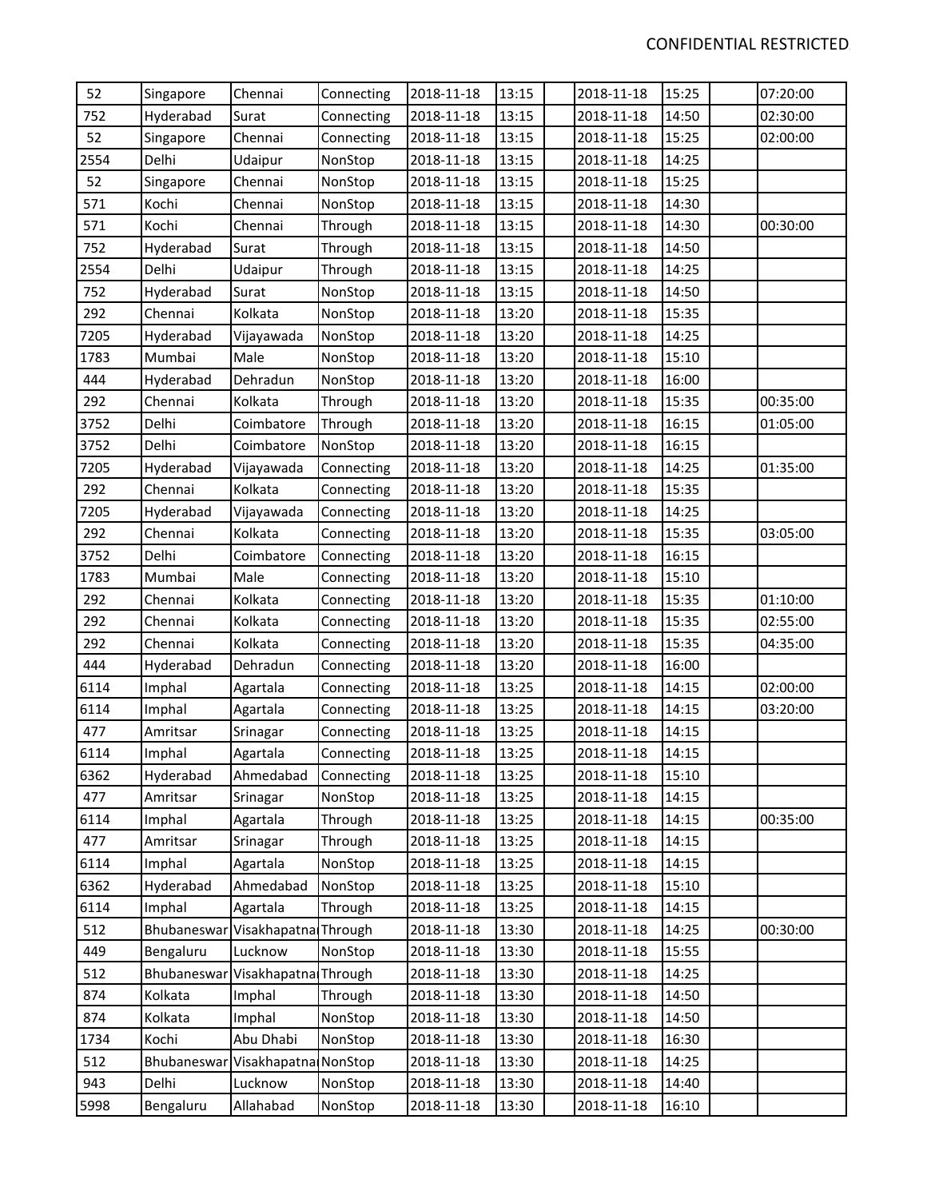| | | | | | | | | | | |
|---|---|---|---|---|---|---|---|---|---|---|
| 52 | Singapore | Chennai | Connecting | 2018-11-18 | 13:15 | | 2018-11-18 | 15:25 | | 07:20:00 |
| 752 | Hyderabad | Surat | Connecting | 2018-11-18 | 13:15 | | 2018-11-18 | 14:50 | | 02:30:00 |
| 52 | Singapore | Chennai | Connecting | 2018-11-18 | 13:15 | | 2018-11-18 | 15:25 | | 02:00:00 |
| 2554 | Delhi | Udaipur | NonStop | 2018-11-18 | 13:15 | | 2018-11-18 | 14:25 | | |
| 52 | Singapore | Chennai | NonStop | 2018-11-18 | 13:15 | | 2018-11-18 | 15:25 | | |
| 571 | Kochi | Chennai | NonStop | 2018-11-18 | 13:15 | | 2018-11-18 | 14:30 | | |
| 571 | Kochi | Chennai | Through | 2018-11-18 | 13:15 | | 2018-11-18 | 14:30 | | 00:30:00 |
| 752 | Hyderabad | Surat | Through | 2018-11-18 | 13:15 | | 2018-11-18 | 14:50 | | |
| 2554 | Delhi | Udaipur | Through | 2018-11-18 | 13:15 | | 2018-11-18 | 14:25 | | |
| 752 | Hyderabad | Surat | NonStop | 2018-11-18 | 13:15 | | 2018-11-18 | 14:50 | | |
| 292 | Chennai | Kolkata | NonStop | 2018-11-18 | 13:20 | | 2018-11-18 | 15:35 | | |
| 7205 | Hyderabad | Vijayawada | NonStop | 2018-11-18 | 13:20 | | 2018-11-18 | 14:25 | | |
| 1783 | Mumbai | Male | NonStop | 2018-11-18 | 13:20 | | 2018-11-18 | 15:10 | | |
| 444 | Hyderabad | Dehradun | NonStop | 2018-11-18 | 13:20 | | 2018-11-18 | 16:00 | | |
| 292 | Chennai | Kolkata | Through | 2018-11-18 | 13:20 | | 2018-11-18 | 15:35 | | 00:35:00 |
| 3752 | Delhi | Coimbatore | Through | 2018-11-18 | 13:20 | | 2018-11-18 | 16:15 | | 01:05:00 |
| 3752 | Delhi | Coimbatore | NonStop | 2018-11-18 | 13:20 | | 2018-11-18 | 16:15 | | |
| 7205 | Hyderabad | Vijayawada | Connecting | 2018-11-18 | 13:20 | | 2018-11-18 | 14:25 | | 01:35:00 |
| 292 | Chennai | Kolkata | Connecting | 2018-11-18 | 13:20 | | 2018-11-18 | 15:35 | | |
| 7205 | Hyderabad | Vijayawada | Connecting | 2018-11-18 | 13:20 | | 2018-11-18 | 14:25 | | |
| 292 | Chennai | Kolkata | Connecting | 2018-11-18 | 13:20 | | 2018-11-18 | 15:35 | | 03:05:00 |
| 3752 | Delhi | Coimbatore | Connecting | 2018-11-18 | 13:20 | | 2018-11-18 | 16:15 | | |
| 1783 | Mumbai | Male | Connecting | 2018-11-18 | 13:20 | | 2018-11-18 | 15:10 | | |
| 292 | Chennai | Kolkata | Connecting | 2018-11-18 | 13:20 | | 2018-11-18 | 15:35 | | 01:10:00 |
| 292 | Chennai | Kolkata | Connecting | 2018-11-18 | 13:20 | | 2018-11-18 | 15:35 | | 02:55:00 |
| 292 | Chennai | Kolkata | Connecting | 2018-11-18 | 13:20 | | 2018-11-18 | 15:35 | | 04:35:00 |
| 444 | Hyderabad | Dehradun | Connecting | 2018-11-18 | 13:20 | | 2018-11-18 | 16:00 | | |
| 6114 | Imphal | Agartala | Connecting | 2018-11-18 | 13:25 | | 2018-11-18 | 14:15 | | 02:00:00 |
| 6114 | Imphal | Agartala | Connecting | 2018-11-18 | 13:25 | | 2018-11-18 | 14:15 | | 03:20:00 |
| 477 | Amritsar | Srinagar | Connecting | 2018-11-18 | 13:25 | | 2018-11-18 | 14:15 | | |
| 6114 | Imphal | Agartala | Connecting | 2018-11-18 | 13:25 | | 2018-11-18 | 14:15 | | |
| 6362 | Hyderabad | Ahmedabad | Connecting | 2018-11-18 | 13:25 | | 2018-11-18 | 15:10 | | |
| 477 | Amritsar | Srinagar | NonStop | 2018-11-18 | 13:25 | | 2018-11-18 | 14:15 | | |
| 6114 | Imphal | Agartala | Through | 2018-11-18 | 13:25 | | 2018-11-18 | 14:15 | | 00:35:00 |
| 477 | Amritsar | Srinagar | Through | 2018-11-18 | 13:25 | | 2018-11-18 | 14:15 | | |
| 6114 | Imphal | Agartala | NonStop | 2018-11-18 | 13:25 | | 2018-11-18 | 14:15 | | |
| 6362 | Hyderabad | Ahmedabad | NonStop | 2018-11-18 | 13:25 | | 2018-11-18 | 15:10 | | |
| 6114 | Imphal | Agartala | Through | 2018-11-18 | 13:25 | | 2018-11-18 | 14:15 | | |
| 512 | Bhubaneswar | Visakhapatna | Through | 2018-11-18 | 13:30 | | 2018-11-18 | 14:25 | | 00:30:00 |
| 449 | Bengaluru | Lucknow | NonStop | 2018-11-18 | 13:30 | | 2018-11-18 | 15:55 | | |
| 512 | Bhubaneswar | Visakhapatna | Through | 2018-11-18 | 13:30 | | 2018-11-18 | 14:25 | | |
| 874 | Kolkata | Imphal | Through | 2018-11-18 | 13:30 | | 2018-11-18 | 14:50 | | |
| 874 | Kolkata | Imphal | NonStop | 2018-11-18 | 13:30 | | 2018-11-18 | 14:50 | | |
| 1734 | Kochi | Abu Dhabi | NonStop | 2018-11-18 | 13:30 | | 2018-11-18 | 16:30 | | |
| 512 | Bhubaneswar | Visakhapatna | NonStop | 2018-11-18 | 13:30 | | 2018-11-18 | 14:25 | | |
| 943 | Delhi | Lucknow | NonStop | 2018-11-18 | 13:30 | | 2018-11-18 | 14:40 | | |
| 5998 | Bengaluru | Allahabad | NonStop | 2018-11-18 | 13:30 | | 2018-11-18 | 16:10 | | |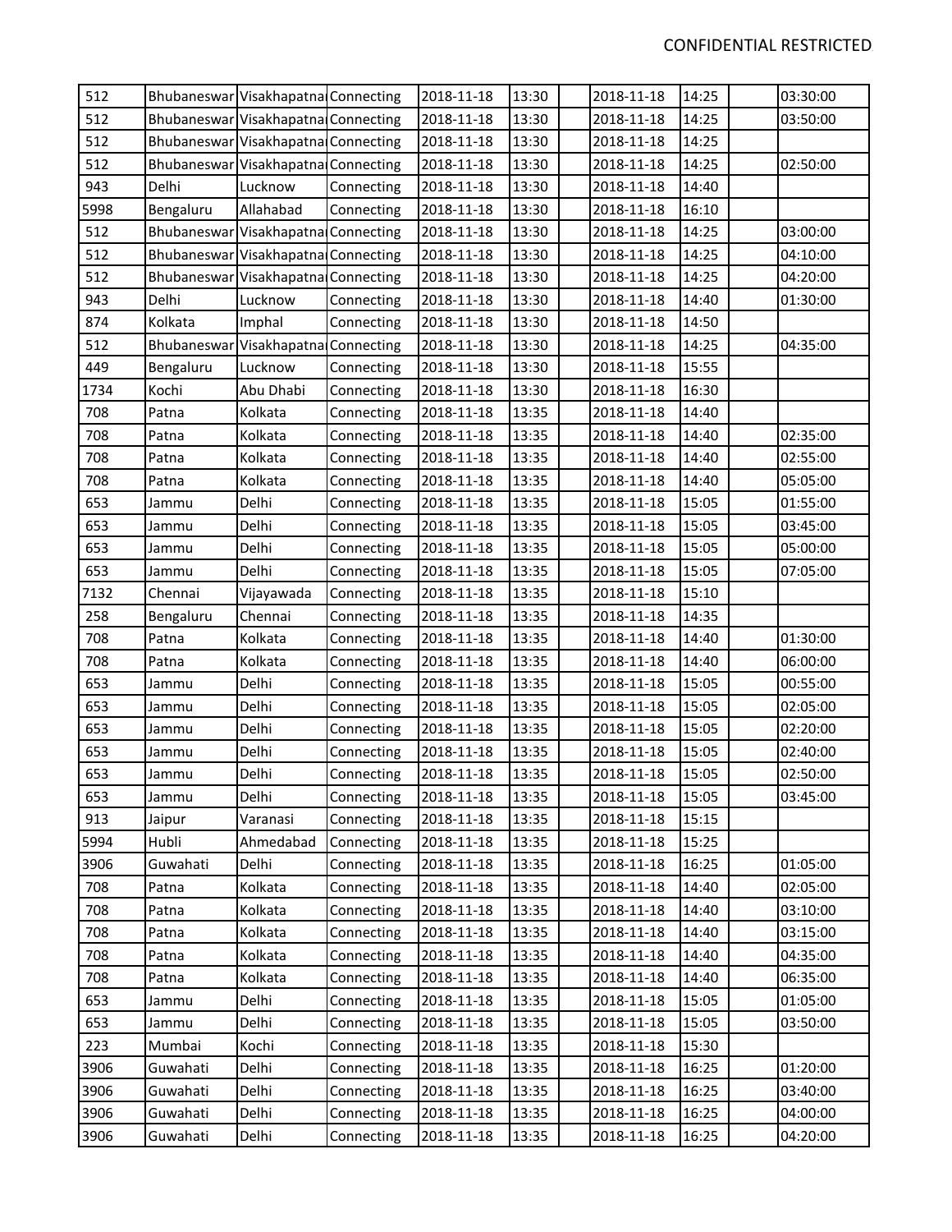CONFIDENTIAL RESTRICTED

| | | | | | | | | | |
|---|---|---|---|---|---|---|---|---|---|
| 512 | Bhubaneswar | Visakhapatna | Connecting | 2018-11-18 | 13:30 | | 2018-11-18 | 14:25 | | 03:30:00 |
| 512 | Bhubaneswar | Visakhapatna | Connecting | 2018-11-18 | 13:30 | | 2018-11-18 | 14:25 | | 03:50:00 |
| 512 | Bhubaneswar | Visakhapatna | Connecting | 2018-11-18 | 13:30 | | 2018-11-18 | 14:25 | | |
| 512 | Bhubaneswar | Visakhapatna | Connecting | 2018-11-18 | 13:30 | | 2018-11-18 | 14:25 | | 02:50:00 |
| 943 | Delhi | Lucknow | Connecting | 2018-11-18 | 13:30 | | 2018-11-18 | 14:40 | | |
| 5998 | Bengaluru | Allahabad | Connecting | 2018-11-18 | 13:30 | | 2018-11-18 | 16:10 | | |
| 512 | Bhubaneswar | Visakhapatna | Connecting | 2018-11-18 | 13:30 | | 2018-11-18 | 14:25 | | 03:00:00 |
| 512 | Bhubaneswar | Visakhapatna | Connecting | 2018-11-18 | 13:30 | | 2018-11-18 | 14:25 | | 04:10:00 |
| 512 | Bhubaneswar | Visakhapatna | Connecting | 2018-11-18 | 13:30 | | 2018-11-18 | 14:25 | | 04:20:00 |
| 943 | Delhi | Lucknow | Connecting | 2018-11-18 | 13:30 | | 2018-11-18 | 14:40 | | 01:30:00 |
| 874 | Kolkata | Imphal | Connecting | 2018-11-18 | 13:30 | | 2018-11-18 | 14:50 | | |
| 512 | Bhubaneswar | Visakhapatna | Connecting | 2018-11-18 | 13:30 | | 2018-11-18 | 14:25 | | 04:35:00 |
| 449 | Bengaluru | Lucknow | Connecting | 2018-11-18 | 13:30 | | 2018-11-18 | 15:55 | | |
| 1734 | Kochi | Abu Dhabi | Connecting | 2018-11-18 | 13:30 | | 2018-11-18 | 16:30 | | |
| 708 | Patna | Kolkata | Connecting | 2018-11-18 | 13:35 | | 2018-11-18 | 14:40 | | |
| 708 | Patna | Kolkata | Connecting | 2018-11-18 | 13:35 | | 2018-11-18 | 14:40 | | 02:35:00 |
| 708 | Patna | Kolkata | Connecting | 2018-11-18 | 13:35 | | 2018-11-18 | 14:40 | | 02:55:00 |
| 708 | Patna | Kolkata | Connecting | 2018-11-18 | 13:35 | | 2018-11-18 | 14:40 | | 05:05:00 |
| 653 | Jammu | Delhi | Connecting | 2018-11-18 | 13:35 | | 2018-11-18 | 15:05 | | 01:55:00 |
| 653 | Jammu | Delhi | Connecting | 2018-11-18 | 13:35 | | 2018-11-18 | 15:05 | | 03:45:00 |
| 653 | Jammu | Delhi | Connecting | 2018-11-18 | 13:35 | | 2018-11-18 | 15:05 | | 05:00:00 |
| 653 | Jammu | Delhi | Connecting | 2018-11-18 | 13:35 | | 2018-11-18 | 15:05 | | 07:05:00 |
| 7132 | Chennai | Vijayawada | Connecting | 2018-11-18 | 13:35 | | 2018-11-18 | 15:10 | | |
| 258 | Bengaluru | Chennai | Connecting | 2018-11-18 | 13:35 | | 2018-11-18 | 14:35 | | |
| 708 | Patna | Kolkata | Connecting | 2018-11-18 | 13:35 | | 2018-11-18 | 14:40 | | 01:30:00 |
| 708 | Patna | Kolkata | Connecting | 2018-11-18 | 13:35 | | 2018-11-18 | 14:40 | | 06:00:00 |
| 653 | Jammu | Delhi | Connecting | 2018-11-18 | 13:35 | | 2018-11-18 | 15:05 | | 00:55:00 |
| 653 | Jammu | Delhi | Connecting | 2018-11-18 | 13:35 | | 2018-11-18 | 15:05 | | 02:05:00 |
| 653 | Jammu | Delhi | Connecting | 2018-11-18 | 13:35 | | 2018-11-18 | 15:05 | | 02:20:00 |
| 653 | Jammu | Delhi | Connecting | 2018-11-18 | 13:35 | | 2018-11-18 | 15:05 | | 02:40:00 |
| 653 | Jammu | Delhi | Connecting | 2018-11-18 | 13:35 | | 2018-11-18 | 15:05 | | 02:50:00 |
| 653 | Jammu | Delhi | Connecting | 2018-11-18 | 13:35 | | 2018-11-18 | 15:05 | | 03:45:00 |
| 913 | Jaipur | Varanasi | Connecting | 2018-11-18 | 13:35 | | 2018-11-18 | 15:15 | | |
| 5994 | Hubli | Ahmedabad | Connecting | 2018-11-18 | 13:35 | | 2018-11-18 | 15:25 | | |
| 3906 | Guwahati | Delhi | Connecting | 2018-11-18 | 13:35 | | 2018-11-18 | 16:25 | | 01:05:00 |
| 708 | Patna | Kolkata | Connecting | 2018-11-18 | 13:35 | | 2018-11-18 | 14:40 | | 02:05:00 |
| 708 | Patna | Kolkata | Connecting | 2018-11-18 | 13:35 | | 2018-11-18 | 14:40 | | 03:10:00 |
| 708 | Patna | Kolkata | Connecting | 2018-11-18 | 13:35 | | 2018-11-18 | 14:40 | | 03:15:00 |
| 708 | Patna | Kolkata | Connecting | 2018-11-18 | 13:35 | | 2018-11-18 | 14:40 | | 04:35:00 |
| 708 | Patna | Kolkata | Connecting | 2018-11-18 | 13:35 | | 2018-11-18 | 14:40 | | 06:35:00 |
| 653 | Jammu | Delhi | Connecting | 2018-11-18 | 13:35 | | 2018-11-18 | 15:05 | | 01:05:00 |
| 653 | Jammu | Delhi | Connecting | 2018-11-18 | 13:35 | | 2018-11-18 | 15:05 | | 03:50:00 |
| 223 | Mumbai | Kochi | Connecting | 2018-11-18 | 13:35 | | 2018-11-18 | 15:30 | | |
| 3906 | Guwahati | Delhi | Connecting | 2018-11-18 | 13:35 | | 2018-11-18 | 16:25 | | 01:20:00 |
| 3906 | Guwahati | Delhi | Connecting | 2018-11-18 | 13:35 | | 2018-11-18 | 16:25 | | 03:40:00 |
| 3906 | Guwahati | Delhi | Connecting | 2018-11-18 | 13:35 | | 2018-11-18 | 16:25 | | 04:00:00 |
| 3906 | Guwahati | Delhi | Connecting | 2018-11-18 | 13:35 | | 2018-11-18 | 16:25 | | 04:20:00 |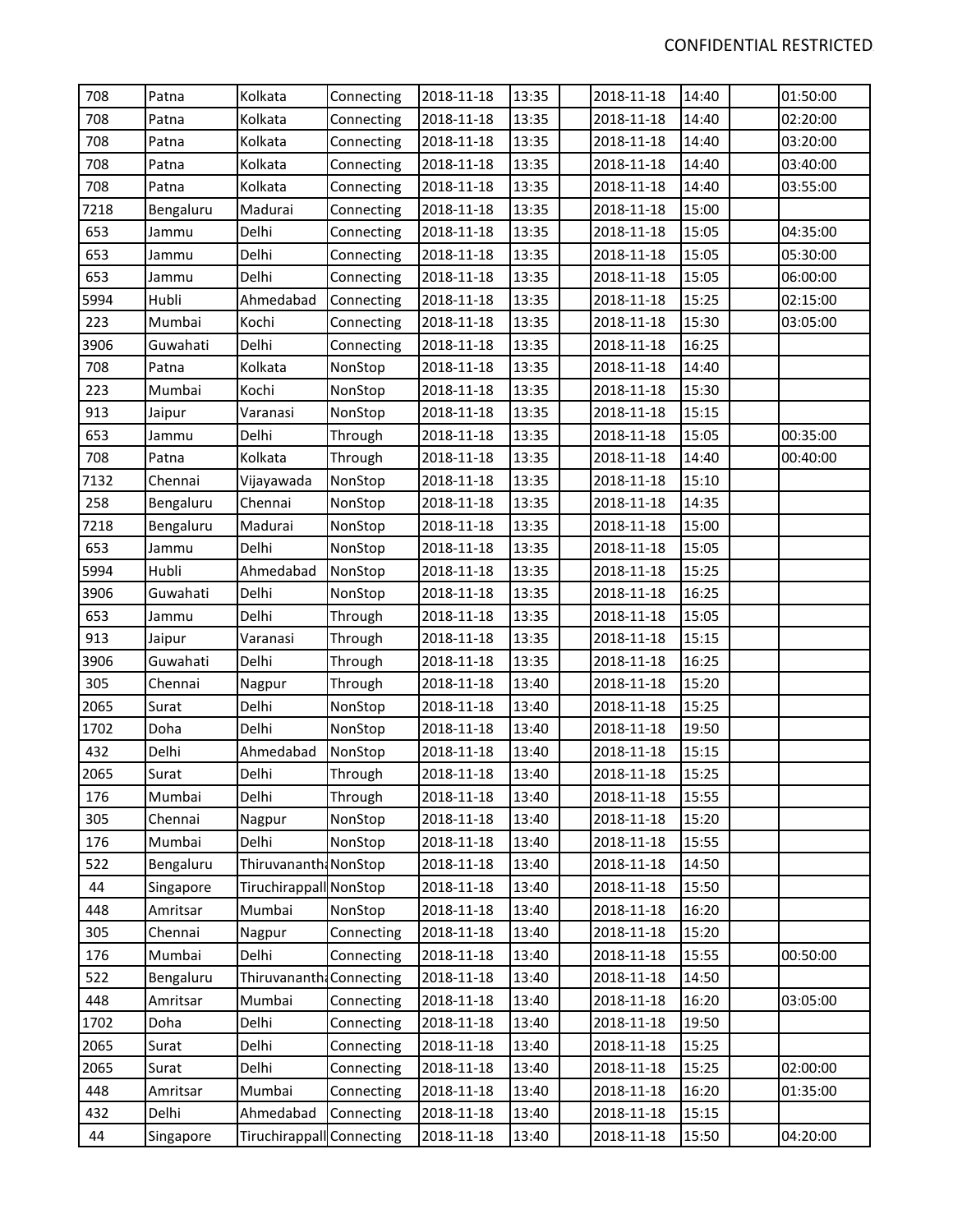| | | | | | | | | | | |
|---|---|---|---|---|---|---|---|---|---|---|
| 708 | Patna | Kolkata | Connecting | 2018-11-18 | 13:35 | | 2018-11-18 | 14:40 | | 01:50:00 |
| 708 | Patna | Kolkata | Connecting | 2018-11-18 | 13:35 | | 2018-11-18 | 14:40 | | 02:20:00 |
| 708 | Patna | Kolkata | Connecting | 2018-11-18 | 13:35 | | 2018-11-18 | 14:40 | | 03:20:00 |
| 708 | Patna | Kolkata | Connecting | 2018-11-18 | 13:35 | | 2018-11-18 | 14:40 | | 03:40:00 |
| 708 | Patna | Kolkata | Connecting | 2018-11-18 | 13:35 | | 2018-11-18 | 14:40 | | 03:55:00 |
| 7218 | Bengaluru | Madurai | Connecting | 2018-11-18 | 13:35 | | 2018-11-18 | 15:00 | | |
| 653 | Jammu | Delhi | Connecting | 2018-11-18 | 13:35 | | 2018-11-18 | 15:05 | | 04:35:00 |
| 653 | Jammu | Delhi | Connecting | 2018-11-18 | 13:35 | | 2018-11-18 | 15:05 | | 05:30:00 |
| 653 | Jammu | Delhi | Connecting | 2018-11-18 | 13:35 | | 2018-11-18 | 15:05 | | 06:00:00 |
| 5994 | Hubli | Ahmedabad | Connecting | 2018-11-18 | 13:35 | | 2018-11-18 | 15:25 | | 02:15:00 |
| 223 | Mumbai | Kochi | Connecting | 2018-11-18 | 13:35 | | 2018-11-18 | 15:30 | | 03:05:00 |
| 3906 | Guwahati | Delhi | Connecting | 2018-11-18 | 13:35 | | 2018-11-18 | 16:25 | | |
| 708 | Patna | Kolkata | NonStop | 2018-11-18 | 13:35 | | 2018-11-18 | 14:40 | | |
| 223 | Mumbai | Kochi | NonStop | 2018-11-18 | 13:35 | | 2018-11-18 | 15:30 | | |
| 913 | Jaipur | Varanasi | NonStop | 2018-11-18 | 13:35 | | 2018-11-18 | 15:15 | | |
| 653 | Jammu | Delhi | Through | 2018-11-18 | 13:35 | | 2018-11-18 | 15:05 | | 00:35:00 |
| 708 | Patna | Kolkata | Through | 2018-11-18 | 13:35 | | 2018-11-18 | 14:40 | | 00:40:00 |
| 7132 | Chennai | Vijayawada | NonStop | 2018-11-18 | 13:35 | | 2018-11-18 | 15:10 | | |
| 258 | Bengaluru | Chennai | NonStop | 2018-11-18 | 13:35 | | 2018-11-18 | 14:35 | | |
| 7218 | Bengaluru | Madurai | NonStop | 2018-11-18 | 13:35 | | 2018-11-18 | 15:00 | | |
| 653 | Jammu | Delhi | NonStop | 2018-11-18 | 13:35 | | 2018-11-18 | 15:05 | | |
| 5994 | Hubli | Ahmedabad | NonStop | 2018-11-18 | 13:35 | | 2018-11-18 | 15:25 | | |
| 3906 | Guwahati | Delhi | NonStop | 2018-11-18 | 13:35 | | 2018-11-18 | 16:25 | | |
| 653 | Jammu | Delhi | Through | 2018-11-18 | 13:35 | | 2018-11-18 | 15:05 | | |
| 913 | Jaipur | Varanasi | Through | 2018-11-18 | 13:35 | | 2018-11-18 | 15:15 | | |
| 3906 | Guwahati | Delhi | Through | 2018-11-18 | 13:35 | | 2018-11-18 | 16:25 | | |
| 305 | Chennai | Nagpur | Through | 2018-11-18 | 13:40 | | 2018-11-18 | 15:20 | | |
| 2065 | Surat | Delhi | NonStop | 2018-11-18 | 13:40 | | 2018-11-18 | 15:25 | | |
| 1702 | Doha | Delhi | NonStop | 2018-11-18 | 13:40 | | 2018-11-18 | 19:50 | | |
| 432 | Delhi | Ahmedabad | NonStop | 2018-11-18 | 13:40 | | 2018-11-18 | 15:15 | | |
| 2065 | Surat | Delhi | Through | 2018-11-18 | 13:40 | | 2018-11-18 | 15:25 | | |
| 176 | Mumbai | Delhi | Through | 2018-11-18 | 13:40 | | 2018-11-18 | 15:55 | | |
| 305 | Chennai | Nagpur | NonStop | 2018-11-18 | 13:40 | | 2018-11-18 | 15:20 | | |
| 176 | Mumbai | Delhi | NonStop | 2018-11-18 | 13:40 | | 2018-11-18 | 15:55 | | |
| 522 | Bengaluru | Thiruvananth | NonStop | 2018-11-18 | 13:40 | | 2018-11-18 | 14:50 | | |
| 44 | Singapore | Tiruchirappall | NonStop | 2018-11-18 | 13:40 | | 2018-11-18 | 15:50 | | |
| 448 | Amritsar | Mumbai | NonStop | 2018-11-18 | 13:40 | | 2018-11-18 | 16:20 | | |
| 305 | Chennai | Nagpur | Connecting | 2018-11-18 | 13:40 | | 2018-11-18 | 15:20 | | |
| 176 | Mumbai | Delhi | Connecting | 2018-11-18 | 13:40 | | 2018-11-18 | 15:55 | | 00:50:00 |
| 522 | Bengaluru | Thiruvananth | Connecting | 2018-11-18 | 13:40 | | 2018-11-18 | 14:50 | | |
| 448 | Amritsar | Mumbai | Connecting | 2018-11-18 | 13:40 | | 2018-11-18 | 16:20 | | 03:05:00 |
| 1702 | Doha | Delhi | Connecting | 2018-11-18 | 13:40 | | 2018-11-18 | 19:50 | | |
| 2065 | Surat | Delhi | Connecting | 2018-11-18 | 13:40 | | 2018-11-18 | 15:25 | | |
| 2065 | Surat | Delhi | Connecting | 2018-11-18 | 13:40 | | 2018-11-18 | 15:25 | | 02:00:00 |
| 448 | Amritsar | Mumbai | Connecting | 2018-11-18 | 13:40 | | 2018-11-18 | 16:20 | | 01:35:00 |
| 432 | Delhi | Ahmedabad | Connecting | 2018-11-18 | 13:40 | | 2018-11-18 | 15:15 | | |
| 44 | Singapore | Tiruchirappall | Connecting | 2018-11-18 | 13:40 | | 2018-11-18 | 15:50 | | 04:20:00 |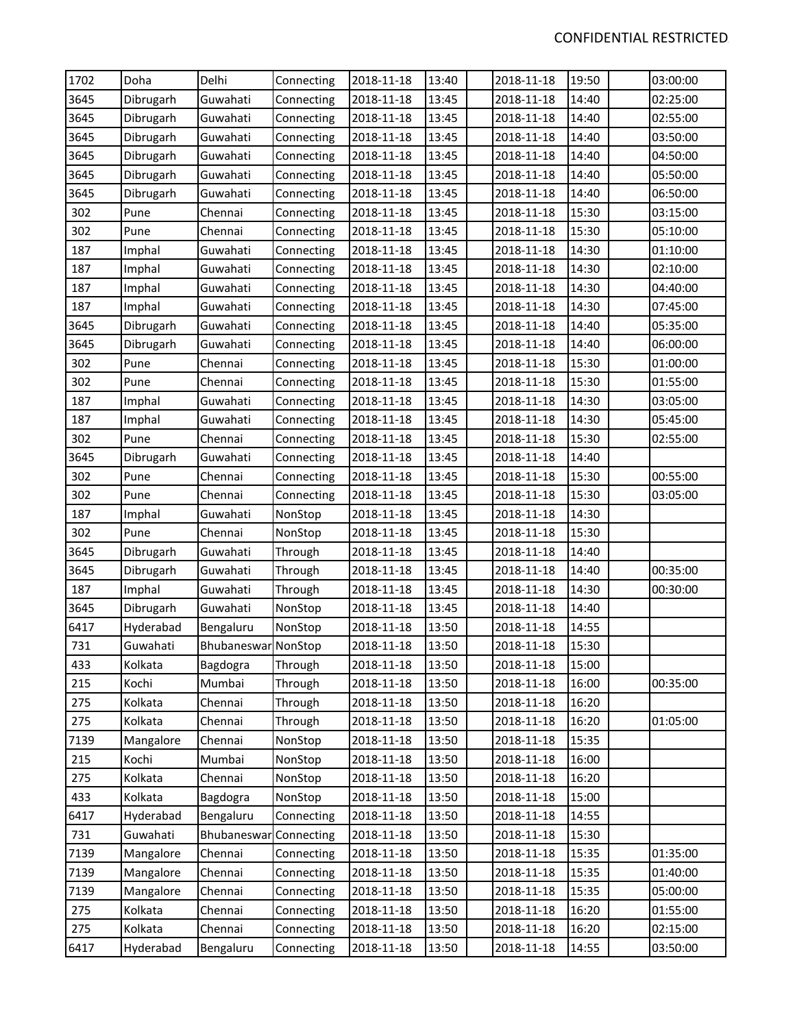| | | | | | | | | | | |
|---|---|---|---|---|---|---|---|---|---|---|
| 1702 | Doha | Delhi | Connecting | 2018-11-18 | 13:40 | | 2018-11-18 | 19:50 | | 03:00:00 |
| 3645 | Dibrugarh | Guwahati | Connecting | 2018-11-18 | 13:45 | | 2018-11-18 | 14:40 | | 02:25:00 |
| 3645 | Dibrugarh | Guwahati | Connecting | 2018-11-18 | 13:45 | | 2018-11-18 | 14:40 | | 02:55:00 |
| 3645 | Dibrugarh | Guwahati | Connecting | 2018-11-18 | 13:45 | | 2018-11-18 | 14:40 | | 03:50:00 |
| 3645 | Dibrugarh | Guwahati | Connecting | 2018-11-18 | 13:45 | | 2018-11-18 | 14:40 | | 04:50:00 |
| 3645 | Dibrugarh | Guwahati | Connecting | 2018-11-18 | 13:45 | | 2018-11-18 | 14:40 | | 05:50:00 |
| 3645 | Dibrugarh | Guwahati | Connecting | 2018-11-18 | 13:45 | | 2018-11-18 | 14:40 | | 06:50:00 |
| 302 | Pune | Chennai | Connecting | 2018-11-18 | 13:45 | | 2018-11-18 | 15:30 | | 03:15:00 |
| 302 | Pune | Chennai | Connecting | 2018-11-18 | 13:45 | | 2018-11-18 | 15:30 | | 05:10:00 |
| 187 | Imphal | Guwahati | Connecting | 2018-11-18 | 13:45 | | 2018-11-18 | 14:30 | | 01:10:00 |
| 187 | Imphal | Guwahati | Connecting | 2018-11-18 | 13:45 | | 2018-11-18 | 14:30 | | 02:10:00 |
| 187 | Imphal | Guwahati | Connecting | 2018-11-18 | 13:45 | | 2018-11-18 | 14:30 | | 04:40:00 |
| 187 | Imphal | Guwahati | Connecting | 2018-11-18 | 13:45 | | 2018-11-18 | 14:30 | | 07:45:00 |
| 3645 | Dibrugarh | Guwahati | Connecting | 2018-11-18 | 13:45 | | 2018-11-18 | 14:40 | | 05:35:00 |
| 3645 | Dibrugarh | Guwahati | Connecting | 2018-11-18 | 13:45 | | 2018-11-18 | 14:40 | | 06:00:00 |
| 302 | Pune | Chennai | Connecting | 2018-11-18 | 13:45 | | 2018-11-18 | 15:30 | | 01:00:00 |
| 302 | Pune | Chennai | Connecting | 2018-11-18 | 13:45 | | 2018-11-18 | 15:30 | | 01:55:00 |
| 187 | Imphal | Guwahati | Connecting | 2018-11-18 | 13:45 | | 2018-11-18 | 14:30 | | 03:05:00 |
| 187 | Imphal | Guwahati | Connecting | 2018-11-18 | 13:45 | | 2018-11-18 | 14:30 | | 05:45:00 |
| 302 | Pune | Chennai | Connecting | 2018-11-18 | 13:45 | | 2018-11-18 | 15:30 | | 02:55:00 |
| 3645 | Dibrugarh | Guwahati | Connecting | 2018-11-18 | 13:45 | | 2018-11-18 | 14:40 | | |
| 302 | Pune | Chennai | Connecting | 2018-11-18 | 13:45 | | 2018-11-18 | 15:30 | | 00:55:00 |
| 302 | Pune | Chennai | Connecting | 2018-11-18 | 13:45 | | 2018-11-18 | 15:30 | | 03:05:00 |
| 187 | Imphal | Guwahati | NonStop | 2018-11-18 | 13:45 | | 2018-11-18 | 14:30 | | |
| 302 | Pune | Chennai | NonStop | 2018-11-18 | 13:45 | | 2018-11-18 | 15:30 | | |
| 3645 | Dibrugarh | Guwahati | Through | 2018-11-18 | 13:45 | | 2018-11-18 | 14:40 | | |
| 3645 | Dibrugarh | Guwahati | Through | 2018-11-18 | 13:45 | | 2018-11-18 | 14:40 | | 00:35:00 |
| 187 | Imphal | Guwahati | Through | 2018-11-18 | 13:45 | | 2018-11-18 | 14:30 | | 00:30:00 |
| 3645 | Dibrugarh | Guwahati | NonStop | 2018-11-18 | 13:45 | | 2018-11-18 | 14:40 | | |
| 6417 | Hyderabad | Bengaluru | NonStop | 2018-11-18 | 13:50 | | 2018-11-18 | 14:55 | | |
| 731 | Guwahati | Bhubaneswar | NonStop | 2018-11-18 | 13:50 | | 2018-11-18 | 15:30 | | |
| 433 | Kolkata | Bagdogra | Through | 2018-11-18 | 13:50 | | 2018-11-18 | 15:00 | | |
| 215 | Kochi | Mumbai | Through | 2018-11-18 | 13:50 | | 2018-11-18 | 16:00 | | 00:35:00 |
| 275 | Kolkata | Chennai | Through | 2018-11-18 | 13:50 | | 2018-11-18 | 16:20 | | |
| 275 | Kolkata | Chennai | Through | 2018-11-18 | 13:50 | | 2018-11-18 | 16:20 | | 01:05:00 |
| 7139 | Mangalore | Chennai | NonStop | 2018-11-18 | 13:50 | | 2018-11-18 | 15:35 | | |
| 215 | Kochi | Mumbai | NonStop | 2018-11-18 | 13:50 | | 2018-11-18 | 16:00 | | |
| 275 | Kolkata | Chennai | NonStop | 2018-11-18 | 13:50 | | 2018-11-18 | 16:20 | | |
| 433 | Kolkata | Bagdogra | NonStop | 2018-11-18 | 13:50 | | 2018-11-18 | 15:00 | | |
| 6417 | Hyderabad | Bengaluru | Connecting | 2018-11-18 | 13:50 | | 2018-11-18 | 14:55 | | |
| 731 | Guwahati | Bhubaneswar | Connecting | 2018-11-18 | 13:50 | | 2018-11-18 | 15:30 | | |
| 7139 | Mangalore | Chennai | Connecting | 2018-11-18 | 13:50 | | 2018-11-18 | 15:35 | | 01:35:00 |
| 7139 | Mangalore | Chennai | Connecting | 2018-11-18 | 13:50 | | 2018-11-18 | 15:35 | | 01:40:00 |
| 7139 | Mangalore | Chennai | Connecting | 2018-11-18 | 13:50 | | 2018-11-18 | 15:35 | | 05:00:00 |
| 275 | Kolkata | Chennai | Connecting | 2018-11-18 | 13:50 | | 2018-11-18 | 16:20 | | 01:55:00 |
| 275 | Kolkata | Chennai | Connecting | 2018-11-18 | 13:50 | | 2018-11-18 | 16:20 | | 02:15:00 |
| 6417 | Hyderabad | Bengaluru | Connecting | 2018-11-18 | 13:50 | | 2018-11-18 | 14:55 | | 03:50:00 |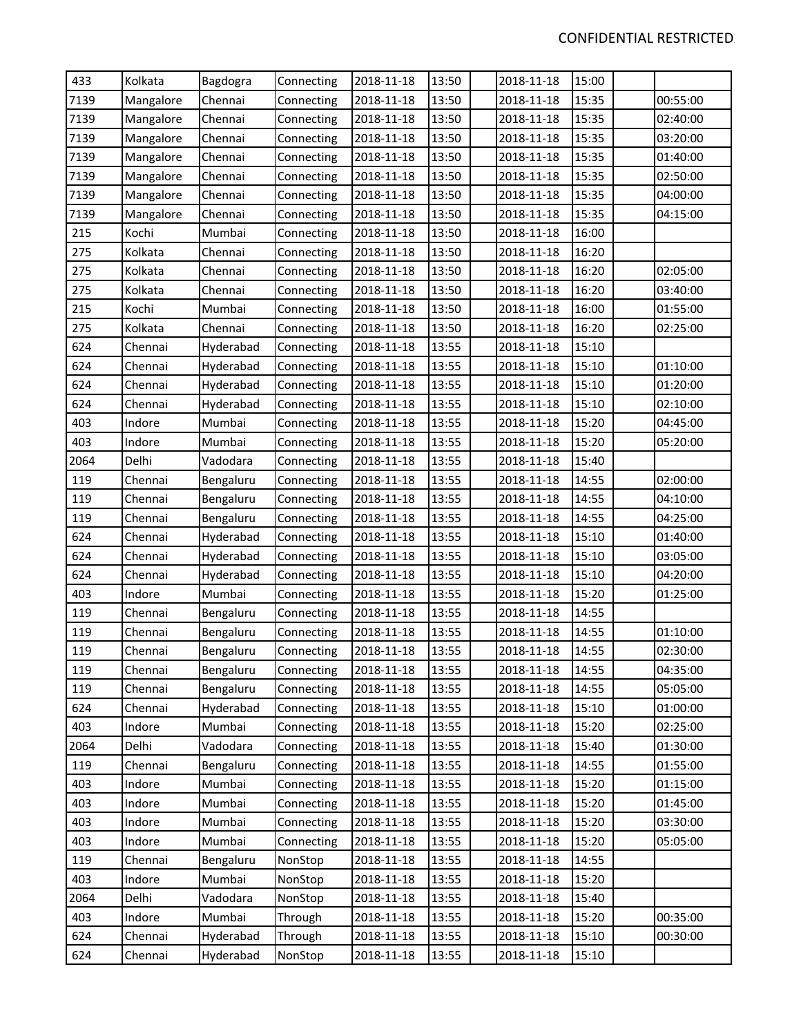| | | | | | | | | | | |
|---|---|---|---|---|---|---|---|---|---|---|
| 433 | Kolkata | Bagdogra | Connecting | 2018-11-18 | 13:50 | | 2018-11-18 | 15:00 | | |
| 7139 | Mangalore | Chennai | Connecting | 2018-11-18 | 13:50 | | 2018-11-18 | 15:35 | | 00:55:00 |
| 7139 | Mangalore | Chennai | Connecting | 2018-11-18 | 13:50 | | 2018-11-18 | 15:35 | | 02:40:00 |
| 7139 | Mangalore | Chennai | Connecting | 2018-11-18 | 13:50 | | 2018-11-18 | 15:35 | | 03:20:00 |
| 7139 | Mangalore | Chennai | Connecting | 2018-11-18 | 13:50 | | 2018-11-18 | 15:35 | | 01:40:00 |
| 7139 | Mangalore | Chennai | Connecting | 2018-11-18 | 13:50 | | 2018-11-18 | 15:35 | | 02:50:00 |
| 7139 | Mangalore | Chennai | Connecting | 2018-11-18 | 13:50 | | 2018-11-18 | 15:35 | | 04:00:00 |
| 7139 | Mangalore | Chennai | Connecting | 2018-11-18 | 13:50 | | 2018-11-18 | 15:35 | | 04:15:00 |
| 215 | Kochi | Mumbai | Connecting | 2018-11-18 | 13:50 | | 2018-11-18 | 16:00 | | |
| 275 | Kolkata | Chennai | Connecting | 2018-11-18 | 13:50 | | 2018-11-18 | 16:20 | | |
| 275 | Kolkata | Chennai | Connecting | 2018-11-18 | 13:50 | | 2018-11-18 | 16:20 | | 02:05:00 |
| 275 | Kolkata | Chennai | Connecting | 2018-11-18 | 13:50 | | 2018-11-18 | 16:20 | | 03:40:00 |
| 215 | Kochi | Mumbai | Connecting | 2018-11-18 | 13:50 | | 2018-11-18 | 16:00 | | 01:55:00 |
| 275 | Kolkata | Chennai | Connecting | 2018-11-18 | 13:50 | | 2018-11-18 | 16:20 | | 02:25:00 |
| 624 | Chennai | Hyderabad | Connecting | 2018-11-18 | 13:55 | | 2018-11-18 | 15:10 | | |
| 624 | Chennai | Hyderabad | Connecting | 2018-11-18 | 13:55 | | 2018-11-18 | 15:10 | | 01:10:00 |
| 624 | Chennai | Hyderabad | Connecting | 2018-11-18 | 13:55 | | 2018-11-18 | 15:10 | | 01:20:00 |
| 624 | Chennai | Hyderabad | Connecting | 2018-11-18 | 13:55 | | 2018-11-18 | 15:10 | | 02:10:00 |
| 403 | Indore | Mumbai | Connecting | 2018-11-18 | 13:55 | | 2018-11-18 | 15:20 | | 04:45:00 |
| 403 | Indore | Mumbai | Connecting | 2018-11-18 | 13:55 | | 2018-11-18 | 15:20 | | 05:20:00 |
| 2064 | Delhi | Vadodara | Connecting | 2018-11-18 | 13:55 | | 2018-11-18 | 15:40 | | |
| 119 | Chennai | Bengaluru | Connecting | 2018-11-18 | 13:55 | | 2018-11-18 | 14:55 | | 02:00:00 |
| 119 | Chennai | Bengaluru | Connecting | 2018-11-18 | 13:55 | | 2018-11-18 | 14:55 | | 04:10:00 |
| 119 | Chennai | Bengaluru | Connecting | 2018-11-18 | 13:55 | | 2018-11-18 | 14:55 | | 04:25:00 |
| 624 | Chennai | Hyderabad | Connecting | 2018-11-18 | 13:55 | | 2018-11-18 | 15:10 | | 01:40:00 |
| 624 | Chennai | Hyderabad | Connecting | 2018-11-18 | 13:55 | | 2018-11-18 | 15:10 | | 03:05:00 |
| 624 | Chennai | Hyderabad | Connecting | 2018-11-18 | 13:55 | | 2018-11-18 | 15:10 | | 04:20:00 |
| 403 | Indore | Mumbai | Connecting | 2018-11-18 | 13:55 | | 2018-11-18 | 15:20 | | 01:25:00 |
| 119 | Chennai | Bengaluru | Connecting | 2018-11-18 | 13:55 | | 2018-11-18 | 14:55 | | |
| 119 | Chennai | Bengaluru | Connecting | 2018-11-18 | 13:55 | | 2018-11-18 | 14:55 | | 01:10:00 |
| 119 | Chennai | Bengaluru | Connecting | 2018-11-18 | 13:55 | | 2018-11-18 | 14:55 | | 02:30:00 |
| 119 | Chennai | Bengaluru | Connecting | 2018-11-18 | 13:55 | | 2018-11-18 | 14:55 | | 04:35:00 |
| 119 | Chennai | Bengaluru | Connecting | 2018-11-18 | 13:55 | | 2018-11-18 | 14:55 | | 05:05:00 |
| 624 | Chennai | Hyderabad | Connecting | 2018-11-18 | 13:55 | | 2018-11-18 | 15:10 | | 01:00:00 |
| 403 | Indore | Mumbai | Connecting | 2018-11-18 | 13:55 | | 2018-11-18 | 15:20 | | 02:25:00 |
| 2064 | Delhi | Vadodara | Connecting | 2018-11-18 | 13:55 | | 2018-11-18 | 15:40 | | 01:30:00 |
| 119 | Chennai | Bengaluru | Connecting | 2018-11-18 | 13:55 | | 2018-11-18 | 14:55 | | 01:55:00 |
| 403 | Indore | Mumbai | Connecting | 2018-11-18 | 13:55 | | 2018-11-18 | 15:20 | | 01:15:00 |
| 403 | Indore | Mumbai | Connecting | 2018-11-18 | 13:55 | | 2018-11-18 | 15:20 | | 01:45:00 |
| 403 | Indore | Mumbai | Connecting | 2018-11-18 | 13:55 | | 2018-11-18 | 15:20 | | 03:30:00 |
| 403 | Indore | Mumbai | Connecting | 2018-11-18 | 13:55 | | 2018-11-18 | 15:20 | | 05:05:00 |
| 119 | Chennai | Bengaluru | NonStop | 2018-11-18 | 13:55 | | 2018-11-18 | 14:55 | | |
| 403 | Indore | Mumbai | NonStop | 2018-11-18 | 13:55 | | 2018-11-18 | 15:20 | | |
| 2064 | Delhi | Vadodara | NonStop | 2018-11-18 | 13:55 | | 2018-11-18 | 15:40 | | |
| 403 | Indore | Mumbai | Through | 2018-11-18 | 13:55 | | 2018-11-18 | 15:20 | | 00:35:00 |
| 624 | Chennai | Hyderabad | Through | 2018-11-18 | 13:55 | | 2018-11-18 | 15:10 | | 00:30:00 |
| 624 | Chennai | Hyderabad | NonStop | 2018-11-18 | 13:55 | | 2018-11-18 | 15:10 | | |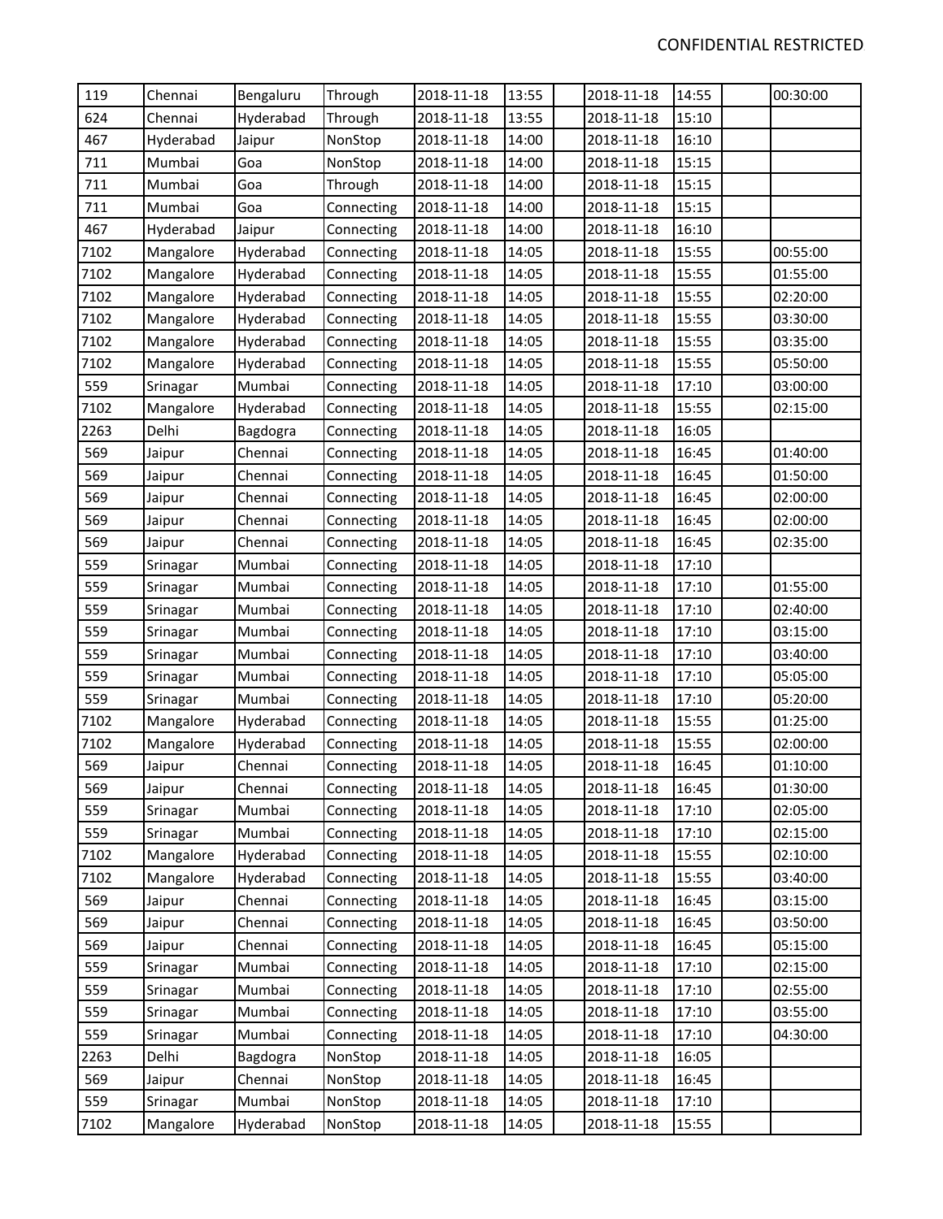| | | | | | | | | | | |
|---|---|---|---|---|---|---|---|---|---|---|
| 119 | Chennai | Bengaluru | Through | 2018-11-18 | 13:55 | | 2018-11-18 | 14:55 | | 00:30:00 |
| 624 | Chennai | Hyderabad | Through | 2018-11-18 | 13:55 | | 2018-11-18 | 15:10 | | |
| 467 | Hyderabad | Jaipur | NonStop | 2018-11-18 | 14:00 | | 2018-11-18 | 16:10 | | |
| 711 | Mumbai | Goa | NonStop | 2018-11-18 | 14:00 | | 2018-11-18 | 15:15 | | |
| 711 | Mumbai | Goa | Through | 2018-11-18 | 14:00 | | 2018-11-18 | 15:15 | | |
| 711 | Mumbai | Goa | Connecting | 2018-11-18 | 14:00 | | 2018-11-18 | 15:15 | | |
| 467 | Hyderabad | Jaipur | Connecting | 2018-11-18 | 14:00 | | 2018-11-18 | 16:10 | | |
| 7102 | Mangalore | Hyderabad | Connecting | 2018-11-18 | 14:05 | | 2018-11-18 | 15:55 | | 00:55:00 |
| 7102 | Mangalore | Hyderabad | Connecting | 2018-11-18 | 14:05 | | 2018-11-18 | 15:55 | | 01:55:00 |
| 7102 | Mangalore | Hyderabad | Connecting | 2018-11-18 | 14:05 | | 2018-11-18 | 15:55 | | 02:20:00 |
| 7102 | Mangalore | Hyderabad | Connecting | 2018-11-18 | 14:05 | | 2018-11-18 | 15:55 | | 03:30:00 |
| 7102 | Mangalore | Hyderabad | Connecting | 2018-11-18 | 14:05 | | 2018-11-18 | 15:55 | | 03:35:00 |
| 7102 | Mangalore | Hyderabad | Connecting | 2018-11-18 | 14:05 | | 2018-11-18 | 15:55 | | 05:50:00 |
| 559 | Srinagar | Mumbai | Connecting | 2018-11-18 | 14:05 | | 2018-11-18 | 17:10 | | 03:00:00 |
| 7102 | Mangalore | Hyderabad | Connecting | 2018-11-18 | 14:05 | | 2018-11-18 | 15:55 | | 02:15:00 |
| 2263 | Delhi | Bagdogra | Connecting | 2018-11-18 | 14:05 | | 2018-11-18 | 16:05 | | |
| 569 | Jaipur | Chennai | Connecting | 2018-11-18 | 14:05 | | 2018-11-18 | 16:45 | | 01:40:00 |
| 569 | Jaipur | Chennai | Connecting | 2018-11-18 | 14:05 | | 2018-11-18 | 16:45 | | 01:50:00 |
| 569 | Jaipur | Chennai | Connecting | 2018-11-18 | 14:05 | | 2018-11-18 | 16:45 | | 02:00:00 |
| 569 | Jaipur | Chennai | Connecting | 2018-11-18 | 14:05 | | 2018-11-18 | 16:45 | | 02:00:00 |
| 569 | Jaipur | Chennai | Connecting | 2018-11-18 | 14:05 | | 2018-11-18 | 16:45 | | 02:35:00 |
| 559 | Srinagar | Mumbai | Connecting | 2018-11-18 | 14:05 | | 2018-11-18 | 17:10 | | |
| 559 | Srinagar | Mumbai | Connecting | 2018-11-18 | 14:05 | | 2018-11-18 | 17:10 | | 01:55:00 |
| 559 | Srinagar | Mumbai | Connecting | 2018-11-18 | 14:05 | | 2018-11-18 | 17:10 | | 02:40:00 |
| 559 | Srinagar | Mumbai | Connecting | 2018-11-18 | 14:05 | | 2018-11-18 | 17:10 | | 03:15:00 |
| 559 | Srinagar | Mumbai | Connecting | 2018-11-18 | 14:05 | | 2018-11-18 | 17:10 | | 03:40:00 |
| 559 | Srinagar | Mumbai | Connecting | 2018-11-18 | 14:05 | | 2018-11-18 | 17:10 | | 05:05:00 |
| 559 | Srinagar | Mumbai | Connecting | 2018-11-18 | 14:05 | | 2018-11-18 | 17:10 | | 05:20:00 |
| 7102 | Mangalore | Hyderabad | Connecting | 2018-11-18 | 14:05 | | 2018-11-18 | 15:55 | | 01:25:00 |
| 7102 | Mangalore | Hyderabad | Connecting | 2018-11-18 | 14:05 | | 2018-11-18 | 15:55 | | 02:00:00 |
| 569 | Jaipur | Chennai | Connecting | 2018-11-18 | 14:05 | | 2018-11-18 | 16:45 | | 01:10:00 |
| 569 | Jaipur | Chennai | Connecting | 2018-11-18 | 14:05 | | 2018-11-18 | 16:45 | | 01:30:00 |
| 559 | Srinagar | Mumbai | Connecting | 2018-11-18 | 14:05 | | 2018-11-18 | 17:10 | | 02:05:00 |
| 559 | Srinagar | Mumbai | Connecting | 2018-11-18 | 14:05 | | 2018-11-18 | 17:10 | | 02:15:00 |
| 7102 | Mangalore | Hyderabad | Connecting | 2018-11-18 | 14:05 | | 2018-11-18 | 15:55 | | 02:10:00 |
| 7102 | Mangalore | Hyderabad | Connecting | 2018-11-18 | 14:05 | | 2018-11-18 | 15:55 | | 03:40:00 |
| 569 | Jaipur | Chennai | Connecting | 2018-11-18 | 14:05 | | 2018-11-18 | 16:45 | | 03:15:00 |
| 569 | Jaipur | Chennai | Connecting | 2018-11-18 | 14:05 | | 2018-11-18 | 16:45 | | 03:50:00 |
| 569 | Jaipur | Chennai | Connecting | 2018-11-18 | 14:05 | | 2018-11-18 | 16:45 | | 05:15:00 |
| 559 | Srinagar | Mumbai | Connecting | 2018-11-18 | 14:05 | | 2018-11-18 | 17:10 | | 02:15:00 |
| 559 | Srinagar | Mumbai | Connecting | 2018-11-18 | 14:05 | | 2018-11-18 | 17:10 | | 02:55:00 |
| 559 | Srinagar | Mumbai | Connecting | 2018-11-18 | 14:05 | | 2018-11-18 | 17:10 | | 03:55:00 |
| 559 | Srinagar | Mumbai | Connecting | 2018-11-18 | 14:05 | | 2018-11-18 | 17:10 | | 04:30:00 |
| 2263 | Delhi | Bagdogra | NonStop | 2018-11-18 | 14:05 | | 2018-11-18 | 16:05 | | |
| 569 | Jaipur | Chennai | NonStop | 2018-11-18 | 14:05 | | 2018-11-18 | 16:45 | | |
| 559 | Srinagar | Mumbai | NonStop | 2018-11-18 | 14:05 | | 2018-11-18 | 17:10 | | |
| 7102 | Mangalore | Hyderabad | NonStop | 2018-11-18 | 14:05 | | 2018-11-18 | 15:55 | | |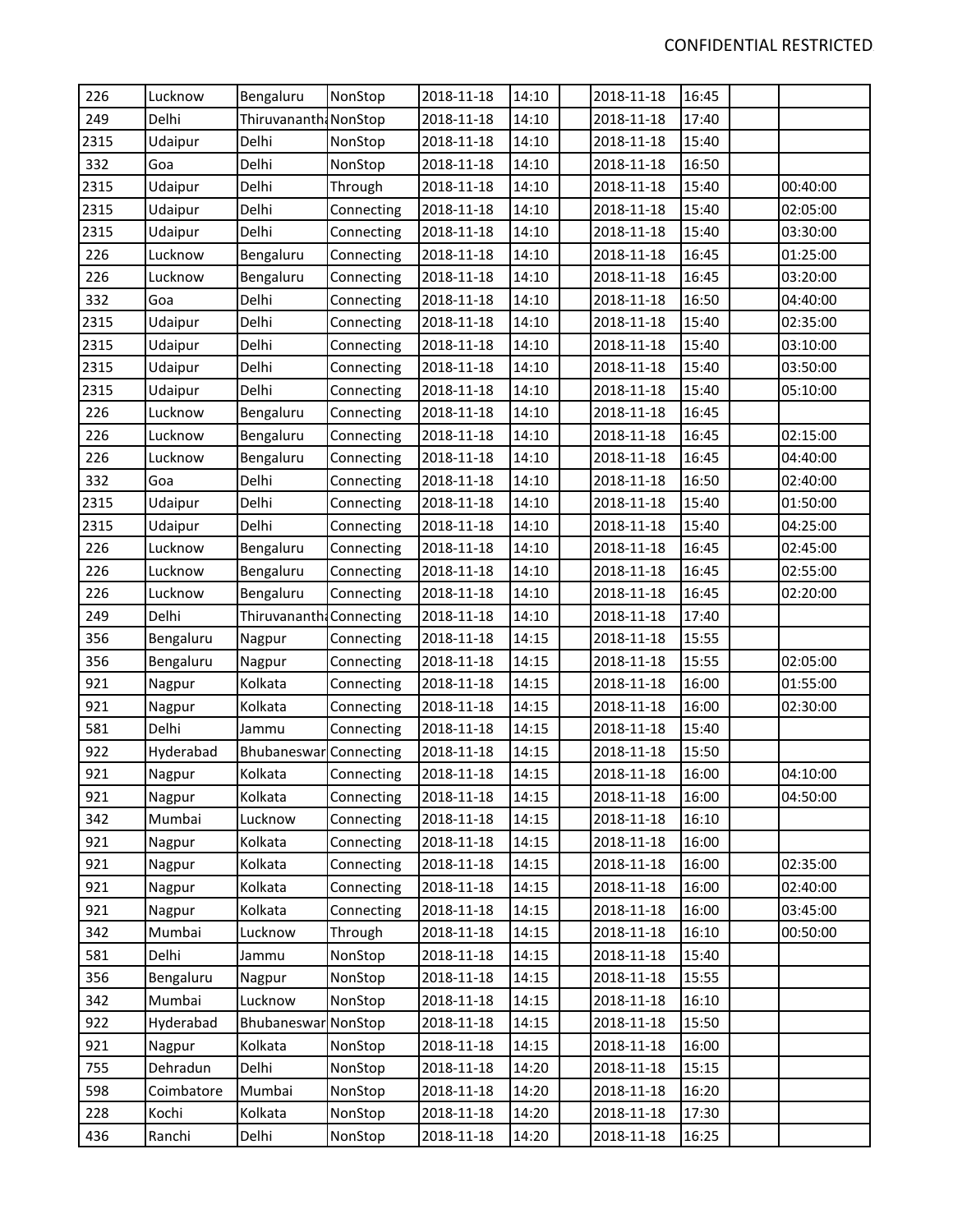| 226 | Lucknow | Bengaluru | NonStop | 2018-11-18 | 14:10 | | 2018-11-18 | 16:45 | | |
|---|---|---|---|---|---|---|---|---|---|---|
| 249 | Delhi | Thiruvanantha | NonStop | 2018-11-18 | 14:10 | | 2018-11-18 | 17:40 | | |
| 2315 | Udaipur | Delhi | NonStop | 2018-11-18 | 14:10 | | 2018-11-18 | 15:40 | | |
| 332 | Goa | Delhi | NonStop | 2018-11-18 | 14:10 | | 2018-11-18 | 16:50 | | |
| 2315 | Udaipur | Delhi | Through | 2018-11-18 | 14:10 | | 2018-11-18 | 15:40 | | 00:40:00 |
| 2315 | Udaipur | Delhi | Connecting | 2018-11-18 | 14:10 | | 2018-11-18 | 15:40 | | 02:05:00 |
| 2315 | Udaipur | Delhi | Connecting | 2018-11-18 | 14:10 | | 2018-11-18 | 15:40 | | 03:30:00 |
| 226 | Lucknow | Bengaluru | Connecting | 2018-11-18 | 14:10 | | 2018-11-18 | 16:45 | | 01:25:00 |
| 226 | Lucknow | Bengaluru | Connecting | 2018-11-18 | 14:10 | | 2018-11-18 | 16:45 | | 03:20:00 |
| 332 | Goa | Delhi | Connecting | 2018-11-18 | 14:10 | | 2018-11-18 | 16:50 | | 04:40:00 |
| 2315 | Udaipur | Delhi | Connecting | 2018-11-18 | 14:10 | | 2018-11-18 | 15:40 | | 02:35:00 |
| 2315 | Udaipur | Delhi | Connecting | 2018-11-18 | 14:10 | | 2018-11-18 | 15:40 | | 03:10:00 |
| 2315 | Udaipur | Delhi | Connecting | 2018-11-18 | 14:10 | | 2018-11-18 | 15:40 | | 03:50:00 |
| 2315 | Udaipur | Delhi | Connecting | 2018-11-18 | 14:10 | | 2018-11-18 | 15:40 | | 05:10:00 |
| 226 | Lucknow | Bengaluru | Connecting | 2018-11-18 | 14:10 | | 2018-11-18 | 16:45 | | |
| 226 | Lucknow | Bengaluru | Connecting | 2018-11-18 | 14:10 | | 2018-11-18 | 16:45 | | 02:15:00 |
| 226 | Lucknow | Bengaluru | Connecting | 2018-11-18 | 14:10 | | 2018-11-18 | 16:45 | | 04:40:00 |
| 332 | Goa | Delhi | Connecting | 2018-11-18 | 14:10 | | 2018-11-18 | 16:50 | | 02:40:00 |
| 2315 | Udaipur | Delhi | Connecting | 2018-11-18 | 14:10 | | 2018-11-18 | 15:40 | | 01:50:00 |
| 2315 | Udaipur | Delhi | Connecting | 2018-11-18 | 14:10 | | 2018-11-18 | 15:40 | | 04:25:00 |
| 226 | Lucknow | Bengaluru | Connecting | 2018-11-18 | 14:10 | | 2018-11-18 | 16:45 | | 02:45:00 |
| 226 | Lucknow | Bengaluru | Connecting | 2018-11-18 | 14:10 | | 2018-11-18 | 16:45 | | 02:55:00 |
| 226 | Lucknow | Bengaluru | Connecting | 2018-11-18 | 14:10 | | 2018-11-18 | 16:45 | | 02:20:00 |
| 249 | Delhi | Thiruvanantha | Connecting | 2018-11-18 | 14:10 | | 2018-11-18 | 17:40 | | |
| 356 | Bengaluru | Nagpur | Connecting | 2018-11-18 | 14:15 | | 2018-11-18 | 15:55 | | |
| 356 | Bengaluru | Nagpur | Connecting | 2018-11-18 | 14:15 | | 2018-11-18 | 15:55 | | 02:05:00 |
| 921 | Nagpur | Kolkata | Connecting | 2018-11-18 | 14:15 | | 2018-11-18 | 16:00 | | 01:55:00 |
| 921 | Nagpur | Kolkata | Connecting | 2018-11-18 | 14:15 | | 2018-11-18 | 16:00 | | 02:30:00 |
| 581 | Delhi | Jammu | Connecting | 2018-11-18 | 14:15 | | 2018-11-18 | 15:40 | | |
| 922 | Hyderabad | Bhubaneswar | Connecting | 2018-11-18 | 14:15 | | 2018-11-18 | 15:50 | | |
| 921 | Nagpur | Kolkata | Connecting | 2018-11-18 | 14:15 | | 2018-11-18 | 16:00 | | 04:10:00 |
| 921 | Nagpur | Kolkata | Connecting | 2018-11-18 | 14:15 | | 2018-11-18 | 16:00 | | 04:50:00 |
| 342 | Mumbai | Lucknow | Connecting | 2018-11-18 | 14:15 | | 2018-11-18 | 16:10 | | |
| 921 | Nagpur | Kolkata | Connecting | 2018-11-18 | 14:15 | | 2018-11-18 | 16:00 | | |
| 921 | Nagpur | Kolkata | Connecting | 2018-11-18 | 14:15 | | 2018-11-18 | 16:00 | | 02:35:00 |
| 921 | Nagpur | Kolkata | Connecting | 2018-11-18 | 14:15 | | 2018-11-18 | 16:00 | | 02:40:00 |
| 921 | Nagpur | Kolkata | Connecting | 2018-11-18 | 14:15 | | 2018-11-18 | 16:00 | | 03:45:00 |
| 342 | Mumbai | Lucknow | Through | 2018-11-18 | 14:15 | | 2018-11-18 | 16:10 | | 00:50:00 |
| 581 | Delhi | Jammu | NonStop | 2018-11-18 | 14:15 | | 2018-11-18 | 15:40 | | |
| 356 | Bengaluru | Nagpur | NonStop | 2018-11-18 | 14:15 | | 2018-11-18 | 15:55 | | |
| 342 | Mumbai | Lucknow | NonStop | 2018-11-18 | 14:15 | | 2018-11-18 | 16:10 | | |
| 922 | Hyderabad | Bhubaneswar | NonStop | 2018-11-18 | 14:15 | | 2018-11-18 | 15:50 | | |
| 921 | Nagpur | Kolkata | NonStop | 2018-11-18 | 14:15 | | 2018-11-18 | 16:00 | | |
| 755 | Dehradun | Delhi | NonStop | 2018-11-18 | 14:20 | | 2018-11-18 | 15:15 | | |
| 598 | Coimbatore | Mumbai | NonStop | 2018-11-18 | 14:20 | | 2018-11-18 | 16:20 | | |
| 228 | Kochi | Kolkata | NonStop | 2018-11-18 | 14:20 | | 2018-11-18 | 17:30 | | |
| 436 | Ranchi | Delhi | NonStop | 2018-11-18 | 14:20 | | 2018-11-18 | 16:25 | | |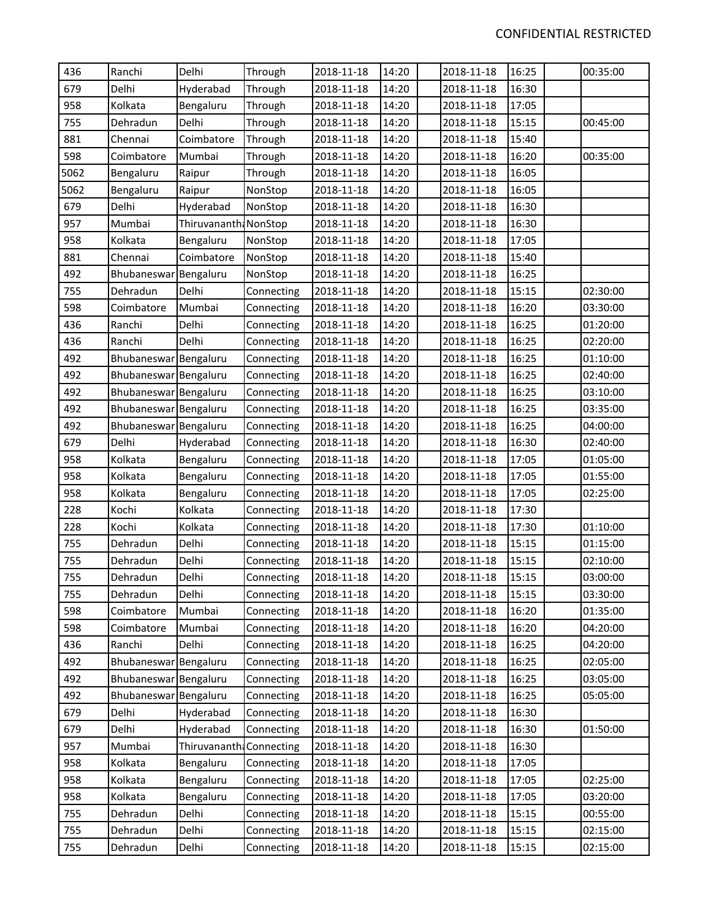| | | | | | | | | | | |
|---|---|---|---|---|---|---|---|---|---|---|
| 436 | Ranchi | Delhi | Through | 2018-11-18 | 14:20 | | 2018-11-18 | 16:25 | | 00:35:00 |
| 679 | Delhi | Hyderabad | Through | 2018-11-18 | 14:20 | | 2018-11-18 | 16:30 | | |
| 958 | Kolkata | Bengaluru | Through | 2018-11-18 | 14:20 | | 2018-11-18 | 17:05 | | |
| 755 | Dehradun | Delhi | Through | 2018-11-18 | 14:20 | | 2018-11-18 | 15:15 | | 00:45:00 |
| 881 | Chennai | Coimbatore | Through | 2018-11-18 | 14:20 | | 2018-11-18 | 15:40 | | |
| 598 | Coimbatore | Mumbai | Through | 2018-11-18 | 14:20 | | 2018-11-18 | 16:20 | | 00:35:00 |
| 5062 | Bengaluru | Raipur | Through | 2018-11-18 | 14:20 | | 2018-11-18 | 16:05 | | |
| 5062 | Bengaluru | Raipur | NonStop | 2018-11-18 | 14:20 | | 2018-11-18 | 16:05 | | |
| 679 | Delhi | Hyderabad | NonStop | 2018-11-18 | 14:20 | | 2018-11-18 | 16:30 | | |
| 957 | Mumbai | Thiruvananth | NonStop | 2018-11-18 | 14:20 | | 2018-11-18 | 16:30 | | |
| 958 | Kolkata | Bengaluru | NonStop | 2018-11-18 | 14:20 | | 2018-11-18 | 17:05 | | |
| 881 | Chennai | Coimbatore | NonStop | 2018-11-18 | 14:20 | | 2018-11-18 | 15:40 | | |
| 492 | Bhubaneswar | Bengaluru | NonStop | 2018-11-18 | 14:20 | | 2018-11-18 | 16:25 | | |
| 755 | Dehradun | Delhi | Connecting | 2018-11-18 | 14:20 | | 2018-11-18 | 15:15 | | 02:30:00 |
| 598 | Coimbatore | Mumbai | Connecting | 2018-11-18 | 14:20 | | 2018-11-18 | 16:20 | | 03:30:00 |
| 436 | Ranchi | Delhi | Connecting | 2018-11-18 | 14:20 | | 2018-11-18 | 16:25 | | 01:20:00 |
| 436 | Ranchi | Delhi | Connecting | 2018-11-18 | 14:20 | | 2018-11-18 | 16:25 | | 02:20:00 |
| 492 | Bhubaneswar | Bengaluru | Connecting | 2018-11-18 | 14:20 | | 2018-11-18 | 16:25 | | 01:10:00 |
| 492 | Bhubaneswar | Bengaluru | Connecting | 2018-11-18 | 14:20 | | 2018-11-18 | 16:25 | | 02:40:00 |
| 492 | Bhubaneswar | Bengaluru | Connecting | 2018-11-18 | 14:20 | | 2018-11-18 | 16:25 | | 03:10:00 |
| 492 | Bhubaneswar | Bengaluru | Connecting | 2018-11-18 | 14:20 | | 2018-11-18 | 16:25 | | 03:35:00 |
| 492 | Bhubaneswar | Bengaluru | Connecting | 2018-11-18 | 14:20 | | 2018-11-18 | 16:25 | | 04:00:00 |
| 679 | Delhi | Hyderabad | Connecting | 2018-11-18 | 14:20 | | 2018-11-18 | 16:30 | | 02:40:00 |
| 958 | Kolkata | Bengaluru | Connecting | 2018-11-18 | 14:20 | | 2018-11-18 | 17:05 | | 01:05:00 |
| 958 | Kolkata | Bengaluru | Connecting | 2018-11-18 | 14:20 | | 2018-11-18 | 17:05 | | 01:55:00 |
| 958 | Kolkata | Bengaluru | Connecting | 2018-11-18 | 14:20 | | 2018-11-18 | 17:05 | | 02:25:00 |
| 228 | Kochi | Kolkata | Connecting | 2018-11-18 | 14:20 | | 2018-11-18 | 17:30 | | |
| 228 | Kochi | Kolkata | Connecting | 2018-11-18 | 14:20 | | 2018-11-18 | 17:30 | | 01:10:00 |
| 755 | Dehradun | Delhi | Connecting | 2018-11-18 | 14:20 | | 2018-11-18 | 15:15 | | 01:15:00 |
| 755 | Dehradun | Delhi | Connecting | 2018-11-18 | 14:20 | | 2018-11-18 | 15:15 | | 02:10:00 |
| 755 | Dehradun | Delhi | Connecting | 2018-11-18 | 14:20 | | 2018-11-18 | 15:15 | | 03:00:00 |
| 755 | Dehradun | Delhi | Connecting | 2018-11-18 | 14:20 | | 2018-11-18 | 15:15 | | 03:30:00 |
| 598 | Coimbatore | Mumbai | Connecting | 2018-11-18 | 14:20 | | 2018-11-18 | 16:20 | | 01:35:00 |
| 598 | Coimbatore | Mumbai | Connecting | 2018-11-18 | 14:20 | | 2018-11-18 | 16:20 | | 04:20:00 |
| 436 | Ranchi | Delhi | Connecting | 2018-11-18 | 14:20 | | 2018-11-18 | 16:25 | | 04:20:00 |
| 492 | Bhubaneswar | Bengaluru | Connecting | 2018-11-18 | 14:20 | | 2018-11-18 | 16:25 | | 02:05:00 |
| 492 | Bhubaneswar | Bengaluru | Connecting | 2018-11-18 | 14:20 | | 2018-11-18 | 16:25 | | 03:05:00 |
| 492 | Bhubaneswar | Bengaluru | Connecting | 2018-11-18 | 14:20 | | 2018-11-18 | 16:25 | | 05:05:00 |
| 679 | Delhi | Hyderabad | Connecting | 2018-11-18 | 14:20 | | 2018-11-18 | 16:30 | | |
| 679 | Delhi | Hyderabad | Connecting | 2018-11-18 | 14:20 | | 2018-11-18 | 16:30 | | 01:50:00 |
| 957 | Mumbai | Thiruvananth | Connecting | 2018-11-18 | 14:20 | | 2018-11-18 | 16:30 | | |
| 958 | Kolkata | Bengaluru | Connecting | 2018-11-18 | 14:20 | | 2018-11-18 | 17:05 | | |
| 958 | Kolkata | Bengaluru | Connecting | 2018-11-18 | 14:20 | | 2018-11-18 | 17:05 | | 02:25:00 |
| 958 | Kolkata | Bengaluru | Connecting | 2018-11-18 | 14:20 | | 2018-11-18 | 17:05 | | 03:20:00 |
| 755 | Dehradun | Delhi | Connecting | 2018-11-18 | 14:20 | | 2018-11-18 | 15:15 | | 00:55:00 |
| 755 | Dehradun | Delhi | Connecting | 2018-11-18 | 14:20 | | 2018-11-18 | 15:15 | | 02:15:00 |
| 755 | Dehradun | Delhi | Connecting | 2018-11-18 | 14:20 | | 2018-11-18 | 15:15 | | 02:15:00 |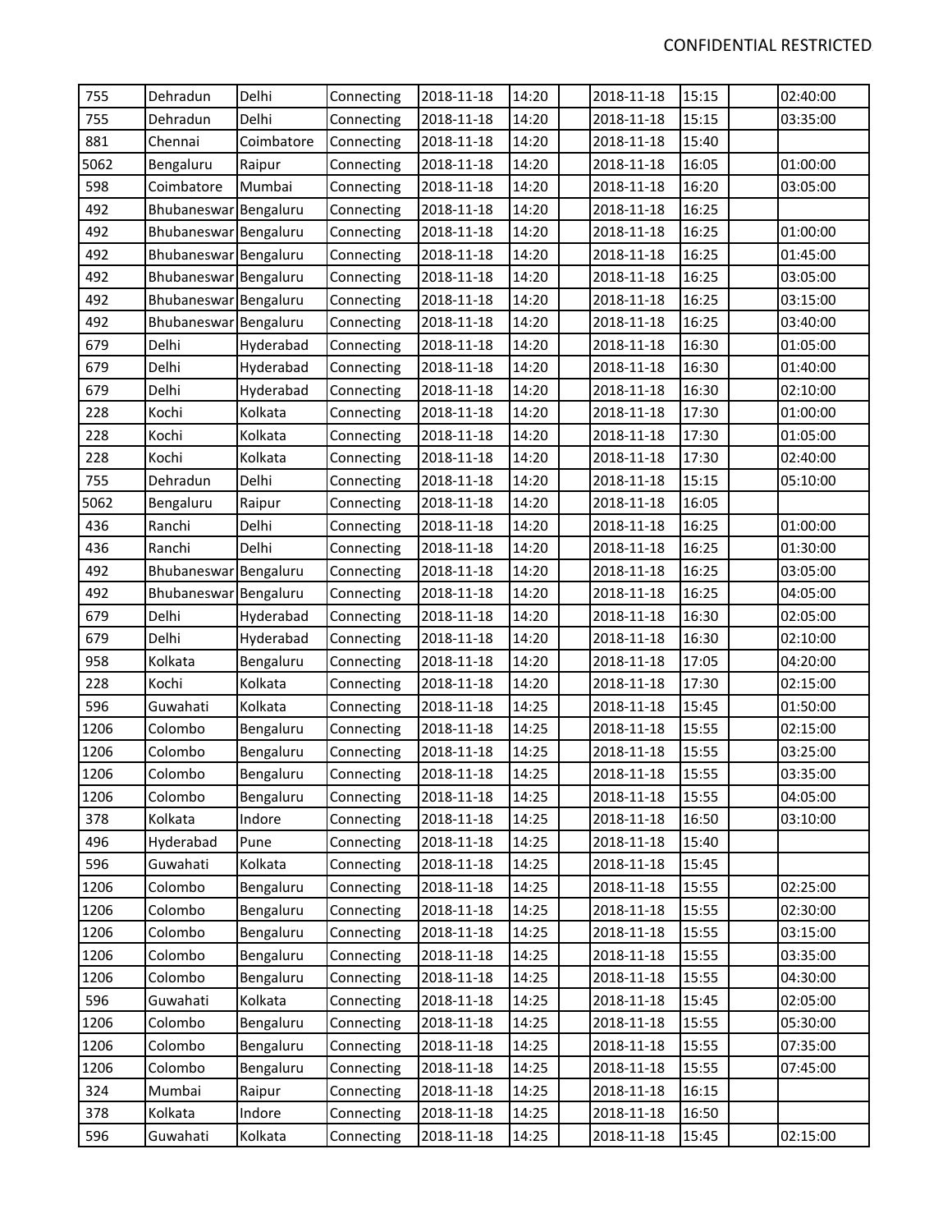| | | | | | | | | | | |
|---|---|---|---|---|---|---|---|---|---|---|
| 755 | Dehradun | Delhi | Connecting | 2018-11-18 | 14:20 | | 2018-11-18 | 15:15 | | 02:40:00 |
| 755 | Dehradun | Delhi | Connecting | 2018-11-18 | 14:20 | | 2018-11-18 | 15:15 | | 03:35:00 |
| 881 | Chennai | Coimbatore | Connecting | 2018-11-18 | 14:20 | | 2018-11-18 | 15:40 | | |
| 5062 | Bengaluru | Raipur | Connecting | 2018-11-18 | 14:20 | | 2018-11-18 | 16:05 | | 01:00:00 |
| 598 | Coimbatore | Mumbai | Connecting | 2018-11-18 | 14:20 | | 2018-11-18 | 16:20 | | 03:05:00 |
| 492 | Bhubaneswar | Bengaluru | Connecting | 2018-11-18 | 14:20 | | 2018-11-18 | 16:25 | | |
| 492 | Bhubaneswar | Bengaluru | Connecting | 2018-11-18 | 14:20 | | 2018-11-18 | 16:25 | | 01:00:00 |
| 492 | Bhubaneswar | Bengaluru | Connecting | 2018-11-18 | 14:20 | | 2018-11-18 | 16:25 | | 01:45:00 |
| 492 | Bhubaneswar | Bengaluru | Connecting | 2018-11-18 | 14:20 | | 2018-11-18 | 16:25 | | 03:05:00 |
| 492 | Bhubaneswar | Bengaluru | Connecting | 2018-11-18 | 14:20 | | 2018-11-18 | 16:25 | | 03:15:00 |
| 492 | Bhubaneswar | Bengaluru | Connecting | 2018-11-18 | 14:20 | | 2018-11-18 | 16:25 | | 03:40:00 |
| 679 | Delhi | Hyderabad | Connecting | 2018-11-18 | 14:20 | | 2018-11-18 | 16:30 | | 01:05:00 |
| 679 | Delhi | Hyderabad | Connecting | 2018-11-18 | 14:20 | | 2018-11-18 | 16:30 | | 01:40:00 |
| 679 | Delhi | Hyderabad | Connecting | 2018-11-18 | 14:20 | | 2018-11-18 | 16:30 | | 02:10:00 |
| 228 | Kochi | Kolkata | Connecting | 2018-11-18 | 14:20 | | 2018-11-18 | 17:30 | | 01:00:00 |
| 228 | Kochi | Kolkata | Connecting | 2018-11-18 | 14:20 | | 2018-11-18 | 17:30 | | 01:05:00 |
| 228 | Kochi | Kolkata | Connecting | 2018-11-18 | 14:20 | | 2018-11-18 | 17:30 | | 02:40:00 |
| 755 | Dehradun | Delhi | Connecting | 2018-11-18 | 14:20 | | 2018-11-18 | 15:15 | | 05:10:00 |
| 5062 | Bengaluru | Raipur | Connecting | 2018-11-18 | 14:20 | | 2018-11-18 | 16:05 | | |
| 436 | Ranchi | Delhi | Connecting | 2018-11-18 | 14:20 | | 2018-11-18 | 16:25 | | 01:00:00 |
| 436 | Ranchi | Delhi | Connecting | 2018-11-18 | 14:20 | | 2018-11-18 | 16:25 | | 01:30:00 |
| 492 | Bhubaneswar | Bengaluru | Connecting | 2018-11-18 | 14:20 | | 2018-11-18 | 16:25 | | 03:05:00 |
| 492 | Bhubaneswar | Bengaluru | Connecting | 2018-11-18 | 14:20 | | 2018-11-18 | 16:25 | | 04:05:00 |
| 679 | Delhi | Hyderabad | Connecting | 2018-11-18 | 14:20 | | 2018-11-18 | 16:30 | | 02:05:00 |
| 679 | Delhi | Hyderabad | Connecting | 2018-11-18 | 14:20 | | 2018-11-18 | 16:30 | | 02:10:00 |
| 958 | Kolkata | Bengaluru | Connecting | 2018-11-18 | 14:20 | | 2018-11-18 | 17:05 | | 04:20:00 |
| 228 | Kochi | Kolkata | Connecting | 2018-11-18 | 14:20 | | 2018-11-18 | 17:30 | | 02:15:00 |
| 596 | Guwahati | Kolkata | Connecting | 2018-11-18 | 14:25 | | 2018-11-18 | 15:45 | | 01:50:00 |
| 1206 | Colombo | Bengaluru | Connecting | 2018-11-18 | 14:25 | | 2018-11-18 | 15:55 | | 02:15:00 |
| 1206 | Colombo | Bengaluru | Connecting | 2018-11-18 | 14:25 | | 2018-11-18 | 15:55 | | 03:25:00 |
| 1206 | Colombo | Bengaluru | Connecting | 2018-11-18 | 14:25 | | 2018-11-18 | 15:55 | | 03:35:00 |
| 1206 | Colombo | Bengaluru | Connecting | 2018-11-18 | 14:25 | | 2018-11-18 | 15:55 | | 04:05:00 |
| 378 | Kolkata | Indore | Connecting | 2018-11-18 | 14:25 | | 2018-11-18 | 16:50 | | 03:10:00 |
| 496 | Hyderabad | Pune | Connecting | 2018-11-18 | 14:25 | | 2018-11-18 | 15:40 | | |
| 596 | Guwahati | Kolkata | Connecting | 2018-11-18 | 14:25 | | 2018-11-18 | 15:45 | | |
| 1206 | Colombo | Bengaluru | Connecting | 2018-11-18 | 14:25 | | 2018-11-18 | 15:55 | | 02:25:00 |
| 1206 | Colombo | Bengaluru | Connecting | 2018-11-18 | 14:25 | | 2018-11-18 | 15:55 | | 02:30:00 |
| 1206 | Colombo | Bengaluru | Connecting | 2018-11-18 | 14:25 | | 2018-11-18 | 15:55 | | 03:15:00 |
| 1206 | Colombo | Bengaluru | Connecting | 2018-11-18 | 14:25 | | 2018-11-18 | 15:55 | | 03:35:00 |
| 1206 | Colombo | Bengaluru | Connecting | 2018-11-18 | 14:25 | | 2018-11-18 | 15:55 | | 04:30:00 |
| 596 | Guwahati | Kolkata | Connecting | 2018-11-18 | 14:25 | | 2018-11-18 | 15:45 | | 02:05:00 |
| 1206 | Colombo | Bengaluru | Connecting | 2018-11-18 | 14:25 | | 2018-11-18 | 15:55 | | 05:30:00 |
| 1206 | Colombo | Bengaluru | Connecting | 2018-11-18 | 14:25 | | 2018-11-18 | 15:55 | | 07:35:00 |
| 1206 | Colombo | Bengaluru | Connecting | 2018-11-18 | 14:25 | | 2018-11-18 | 15:55 | | 07:45:00 |
| 324 | Mumbai | Raipur | Connecting | 2018-11-18 | 14:25 | | 2018-11-18 | 16:15 | | |
| 378 | Kolkata | Indore | Connecting | 2018-11-18 | 14:25 | | 2018-11-18 | 16:50 | | |
| 596 | Guwahati | Kolkata | Connecting | 2018-11-18 | 14:25 | | 2018-11-18 | 15:45 | | 02:15:00 |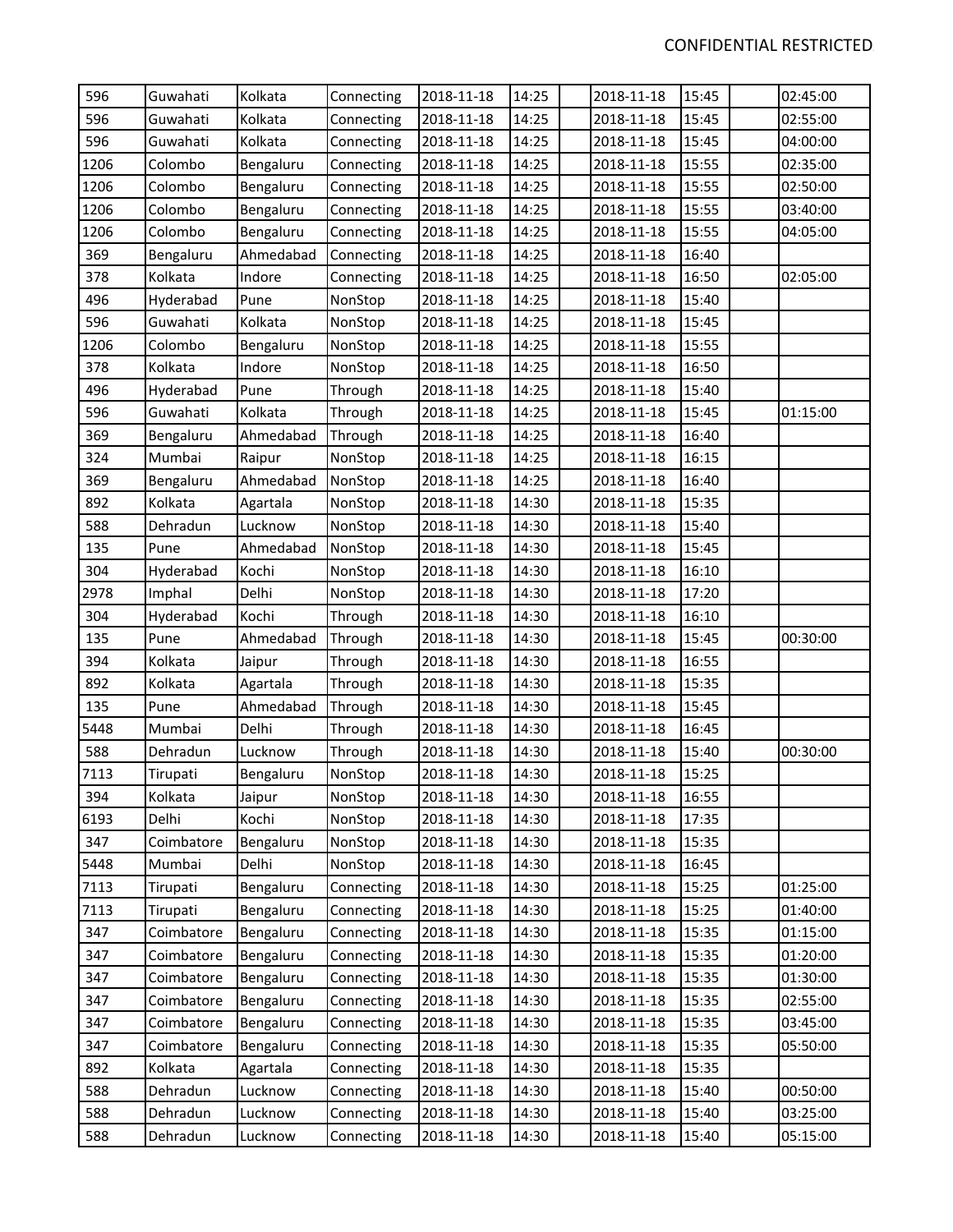| | | | | | | | | | | |
|---|---|---|---|---|---|---|---|---|---|---|
| 596 | Guwahati | Kolkata | Connecting | 2018-11-18 | 14:25 | | 2018-11-18 | 15:45 | | 02:45:00 |
| 596 | Guwahati | Kolkata | Connecting | 2018-11-18 | 14:25 | | 2018-11-18 | 15:45 | | 02:55:00 |
| 596 | Guwahati | Kolkata | Connecting | 2018-11-18 | 14:25 | | 2018-11-18 | 15:45 | | 04:00:00 |
| 1206 | Colombo | Bengaluru | Connecting | 2018-11-18 | 14:25 | | 2018-11-18 | 15:55 | | 02:35:00 |
| 1206 | Colombo | Bengaluru | Connecting | 2018-11-18 | 14:25 | | 2018-11-18 | 15:55 | | 02:50:00 |
| 1206 | Colombo | Bengaluru | Connecting | 2018-11-18 | 14:25 | | 2018-11-18 | 15:55 | | 03:40:00 |
| 1206 | Colombo | Bengaluru | Connecting | 2018-11-18 | 14:25 | | 2018-11-18 | 15:55 | | 04:05:00 |
| 369 | Bengaluru | Ahmedabad | Connecting | 2018-11-18 | 14:25 | | 2018-11-18 | 16:40 | | |
| 378 | Kolkata | Indore | Connecting | 2018-11-18 | 14:25 | | 2018-11-18 | 16:50 | | 02:05:00 |
| 496 | Hyderabad | Pune | NonStop | 2018-11-18 | 14:25 | | 2018-11-18 | 15:40 | | |
| 596 | Guwahati | Kolkata | NonStop | 2018-11-18 | 14:25 | | 2018-11-18 | 15:45 | | |
| 1206 | Colombo | Bengaluru | NonStop | 2018-11-18 | 14:25 | | 2018-11-18 | 15:55 | | |
| 378 | Kolkata | Indore | NonStop | 2018-11-18 | 14:25 | | 2018-11-18 | 16:50 | | |
| 496 | Hyderabad | Pune | Through | 2018-11-18 | 14:25 | | 2018-11-18 | 15:40 | | |
| 596 | Guwahati | Kolkata | Through | 2018-11-18 | 14:25 | | 2018-11-18 | 15:45 | | 01:15:00 |
| 369 | Bengaluru | Ahmedabad | Through | 2018-11-18 | 14:25 | | 2018-11-18 | 16:40 | | |
| 324 | Mumbai | Raipur | NonStop | 2018-11-18 | 14:25 | | 2018-11-18 | 16:15 | | |
| 369 | Bengaluru | Ahmedabad | NonStop | 2018-11-18 | 14:25 | | 2018-11-18 | 16:40 | | |
| 892 | Kolkata | Agartala | NonStop | 2018-11-18 | 14:30 | | 2018-11-18 | 15:35 | | |
| 588 | Dehradun | Lucknow | NonStop | 2018-11-18 | 14:30 | | 2018-11-18 | 15:40 | | |
| 135 | Pune | Ahmedabad | NonStop | 2018-11-18 | 14:30 | | 2018-11-18 | 15:45 | | |
| 304 | Hyderabad | Kochi | NonStop | 2018-11-18 | 14:30 | | 2018-11-18 | 16:10 | | |
| 2978 | Imphal | Delhi | NonStop | 2018-11-18 | 14:30 | | 2018-11-18 | 17:20 | | |
| 304 | Hyderabad | Kochi | Through | 2018-11-18 | 14:30 | | 2018-11-18 | 16:10 | | |
| 135 | Pune | Ahmedabad | Through | 2018-11-18 | 14:30 | | 2018-11-18 | 15:45 | | 00:30:00 |
| 394 | Kolkata | Jaipur | Through | 2018-11-18 | 14:30 | | 2018-11-18 | 16:55 | | |
| 892 | Kolkata | Agartala | Through | 2018-11-18 | 14:30 | | 2018-11-18 | 15:35 | | |
| 135 | Pune | Ahmedabad | Through | 2018-11-18 | 14:30 | | 2018-11-18 | 15:45 | | |
| 5448 | Mumbai | Delhi | Through | 2018-11-18 | 14:30 | | 2018-11-18 | 16:45 | | |
| 588 | Dehradun | Lucknow | Through | 2018-11-18 | 14:30 | | 2018-11-18 | 15:40 | | 00:30:00 |
| 7113 | Tirupati | Bengaluru | NonStop | 2018-11-18 | 14:30 | | 2018-11-18 | 15:25 | | |
| 394 | Kolkata | Jaipur | NonStop | 2018-11-18 | 14:30 | | 2018-11-18 | 16:55 | | |
| 6193 | Delhi | Kochi | NonStop | 2018-11-18 | 14:30 | | 2018-11-18 | 17:35 | | |
| 347 | Coimbatore | Bengaluru | NonStop | 2018-11-18 | 14:30 | | 2018-11-18 | 15:35 | | |
| 5448 | Mumbai | Delhi | NonStop | 2018-11-18 | 14:30 | | 2018-11-18 | 16:45 | | |
| 7113 | Tirupati | Bengaluru | Connecting | 2018-11-18 | 14:30 | | 2018-11-18 | 15:25 | | 01:25:00 |
| 7113 | Tirupati | Bengaluru | Connecting | 2018-11-18 | 14:30 | | 2018-11-18 | 15:25 | | 01:40:00 |
| 347 | Coimbatore | Bengaluru | Connecting | 2018-11-18 | 14:30 | | 2018-11-18 | 15:35 | | 01:15:00 |
| 347 | Coimbatore | Bengaluru | Connecting | 2018-11-18 | 14:30 | | 2018-11-18 | 15:35 | | 01:20:00 |
| 347 | Coimbatore | Bengaluru | Connecting | 2018-11-18 | 14:30 | | 2018-11-18 | 15:35 | | 01:30:00 |
| 347 | Coimbatore | Bengaluru | Connecting | 2018-11-18 | 14:30 | | 2018-11-18 | 15:35 | | 02:55:00 |
| 347 | Coimbatore | Bengaluru | Connecting | 2018-11-18 | 14:30 | | 2018-11-18 | 15:35 | | 03:45:00 |
| 347 | Coimbatore | Bengaluru | Connecting | 2018-11-18 | 14:30 | | 2018-11-18 | 15:35 | | 05:50:00 |
| 892 | Kolkata | Agartala | Connecting | 2018-11-18 | 14:30 | | 2018-11-18 | 15:35 | | |
| 588 | Dehradun | Lucknow | Connecting | 2018-11-18 | 14:30 | | 2018-11-18 | 15:40 | | 00:50:00 |
| 588 | Dehradun | Lucknow | Connecting | 2018-11-18 | 14:30 | | 2018-11-18 | 15:40 | | 03:25:00 |
| 588 | Dehradun | Lucknow | Connecting | 2018-11-18 | 14:30 | | 2018-11-18 | 15:40 | | 05:15:00 |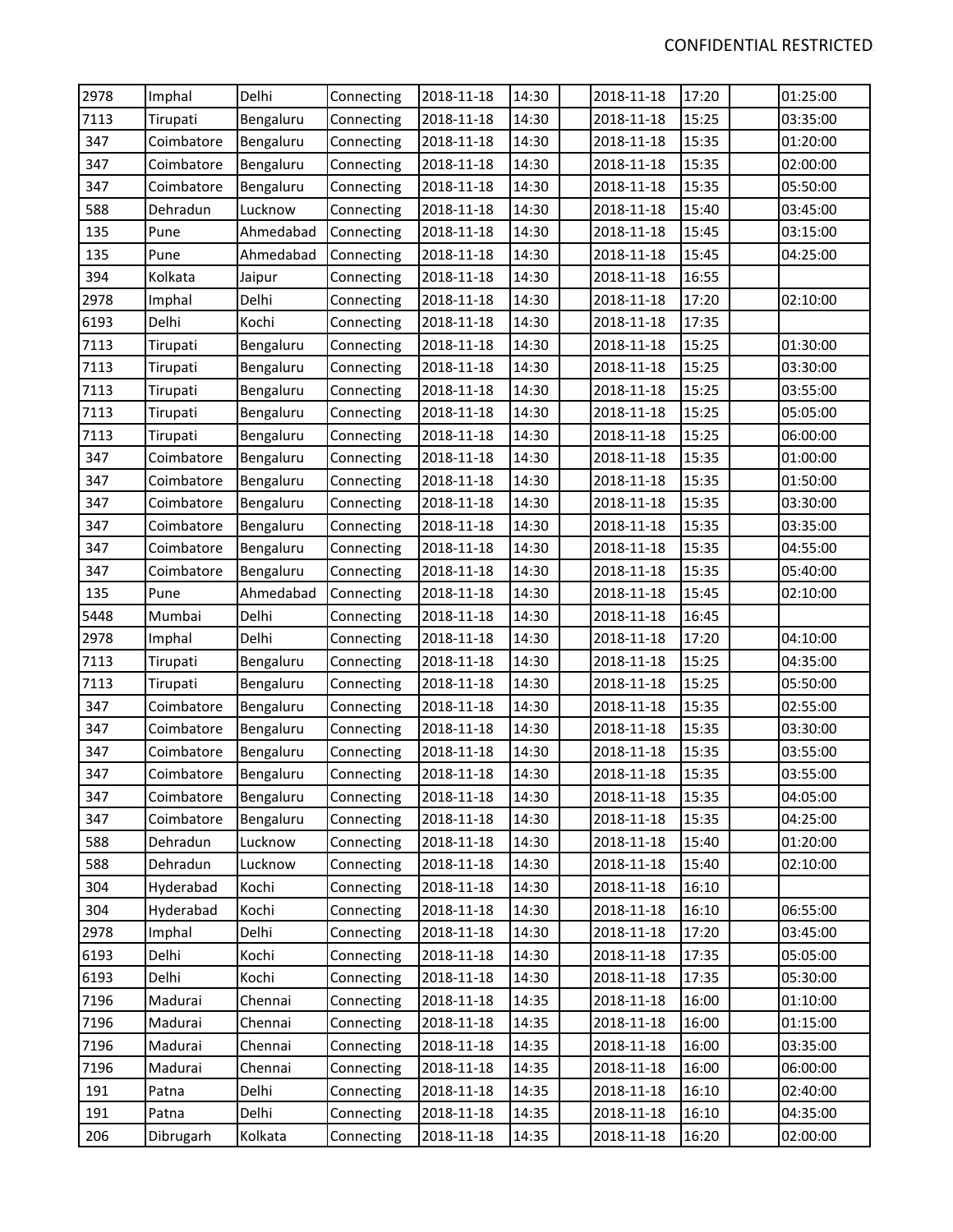| | | | | | | | | | | |
|---|---|---|---|---|---|---|---|---|---|---|
| 2978 | Imphal | Delhi | Connecting | 2018-11-18 | 14:30 | | 2018-11-18 | 17:20 | | 01:25:00 |
| 7113 | Tirupati | Bengaluru | Connecting | 2018-11-18 | 14:30 | | 2018-11-18 | 15:25 | | 03:35:00 |
| 347 | Coimbatore | Bengaluru | Connecting | 2018-11-18 | 14:30 | | 2018-11-18 | 15:35 | | 01:20:00 |
| 347 | Coimbatore | Bengaluru | Connecting | 2018-11-18 | 14:30 | | 2018-11-18 | 15:35 | | 02:00:00 |
| 347 | Coimbatore | Bengaluru | Connecting | 2018-11-18 | 14:30 | | 2018-11-18 | 15:35 | | 05:50:00 |
| 588 | Dehradun | Lucknow | Connecting | 2018-11-18 | 14:30 | | 2018-11-18 | 15:40 | | 03:45:00 |
| 135 | Pune | Ahmedabad | Connecting | 2018-11-18 | 14:30 | | 2018-11-18 | 15:45 | | 03:15:00 |
| 135 | Pune | Ahmedabad | Connecting | 2018-11-18 | 14:30 | | 2018-11-18 | 15:45 | | 04:25:00 |
| 394 | Kolkata | Jaipur | Connecting | 2018-11-18 | 14:30 | | 2018-11-18 | 16:55 | | |
| 2978 | Imphal | Delhi | Connecting | 2018-11-18 | 14:30 | | 2018-11-18 | 17:20 | | 02:10:00 |
| 6193 | Delhi | Kochi | Connecting | 2018-11-18 | 14:30 | | 2018-11-18 | 17:35 | | |
| 7113 | Tirupati | Bengaluru | Connecting | 2018-11-18 | 14:30 | | 2018-11-18 | 15:25 | | 01:30:00 |
| 7113 | Tirupati | Bengaluru | Connecting | 2018-11-18 | 14:30 | | 2018-11-18 | 15:25 | | 03:30:00 |
| 7113 | Tirupati | Bengaluru | Connecting | 2018-11-18 | 14:30 | | 2018-11-18 | 15:25 | | 03:55:00 |
| 7113 | Tirupati | Bengaluru | Connecting | 2018-11-18 | 14:30 | | 2018-11-18 | 15:25 | | 05:05:00 |
| 7113 | Tirupati | Bengaluru | Connecting | 2018-11-18 | 14:30 | | 2018-11-18 | 15:25 | | 06:00:00 |
| 347 | Coimbatore | Bengaluru | Connecting | 2018-11-18 | 14:30 | | 2018-11-18 | 15:35 | | 01:00:00 |
| 347 | Coimbatore | Bengaluru | Connecting | 2018-11-18 | 14:30 | | 2018-11-18 | 15:35 | | 01:50:00 |
| 347 | Coimbatore | Bengaluru | Connecting | 2018-11-18 | 14:30 | | 2018-11-18 | 15:35 | | 03:30:00 |
| 347 | Coimbatore | Bengaluru | Connecting | 2018-11-18 | 14:30 | | 2018-11-18 | 15:35 | | 03:35:00 |
| 347 | Coimbatore | Bengaluru | Connecting | 2018-11-18 | 14:30 | | 2018-11-18 | 15:35 | | 04:55:00 |
| 347 | Coimbatore | Bengaluru | Connecting | 2018-11-18 | 14:30 | | 2018-11-18 | 15:35 | | 05:40:00 |
| 135 | Pune | Ahmedabad | Connecting | 2018-11-18 | 14:30 | | 2018-11-18 | 15:45 | | 02:10:00 |
| 5448 | Mumbai | Delhi | Connecting | 2018-11-18 | 14:30 | | 2018-11-18 | 16:45 | | |
| 2978 | Imphal | Delhi | Connecting | 2018-11-18 | 14:30 | | 2018-11-18 | 17:20 | | 04:10:00 |
| 7113 | Tirupati | Bengaluru | Connecting | 2018-11-18 | 14:30 | | 2018-11-18 | 15:25 | | 04:35:00 |
| 7113 | Tirupati | Bengaluru | Connecting | 2018-11-18 | 14:30 | | 2018-11-18 | 15:25 | | 05:50:00 |
| 347 | Coimbatore | Bengaluru | Connecting | 2018-11-18 | 14:30 | | 2018-11-18 | 15:35 | | 02:55:00 |
| 347 | Coimbatore | Bengaluru | Connecting | 2018-11-18 | 14:30 | | 2018-11-18 | 15:35 | | 03:30:00 |
| 347 | Coimbatore | Bengaluru | Connecting | 2018-11-18 | 14:30 | | 2018-11-18 | 15:35 | | 03:55:00 |
| 347 | Coimbatore | Bengaluru | Connecting | 2018-11-18 | 14:30 | | 2018-11-18 | 15:35 | | 03:55:00 |
| 347 | Coimbatore | Bengaluru | Connecting | 2018-11-18 | 14:30 | | 2018-11-18 | 15:35 | | 04:05:00 |
| 347 | Coimbatore | Bengaluru | Connecting | 2018-11-18 | 14:30 | | 2018-11-18 | 15:35 | | 04:25:00 |
| 588 | Dehradun | Lucknow | Connecting | 2018-11-18 | 14:30 | | 2018-11-18 | 15:40 | | 01:20:00 |
| 588 | Dehradun | Lucknow | Connecting | 2018-11-18 | 14:30 | | 2018-11-18 | 15:40 | | 02:10:00 |
| 304 | Hyderabad | Kochi | Connecting | 2018-11-18 | 14:30 | | 2018-11-18 | 16:10 | | |
| 304 | Hyderabad | Kochi | Connecting | 2018-11-18 | 14:30 | | 2018-11-18 | 16:10 | | 06:55:00 |
| 2978 | Imphal | Delhi | Connecting | 2018-11-18 | 14:30 | | 2018-11-18 | 17:20 | | 03:45:00 |
| 6193 | Delhi | Kochi | Connecting | 2018-11-18 | 14:30 | | 2018-11-18 | 17:35 | | 05:05:00 |
| 6193 | Delhi | Kochi | Connecting | 2018-11-18 | 14:30 | | 2018-11-18 | 17:35 | | 05:30:00 |
| 7196 | Madurai | Chennai | Connecting | 2018-11-18 | 14:35 | | 2018-11-18 | 16:00 | | 01:10:00 |
| 7196 | Madurai | Chennai | Connecting | 2018-11-18 | 14:35 | | 2018-11-18 | 16:00 | | 01:15:00 |
| 7196 | Madurai | Chennai | Connecting | 2018-11-18 | 14:35 | | 2018-11-18 | 16:00 | | 03:35:00 |
| 7196 | Madurai | Chennai | Connecting | 2018-11-18 | 14:35 | | 2018-11-18 | 16:00 | | 06:00:00 |
| 191 | Patna | Delhi | Connecting | 2018-11-18 | 14:35 | | 2018-11-18 | 16:10 | | 02:40:00 |
| 191 | Patna | Delhi | Connecting | 2018-11-18 | 14:35 | | 2018-11-18 | 16:10 | | 04:35:00 |
| 206 | Dibrugarh | Kolkata | Connecting | 2018-11-18 | 14:35 | | 2018-11-18 | 16:20 | | 02:00:00 |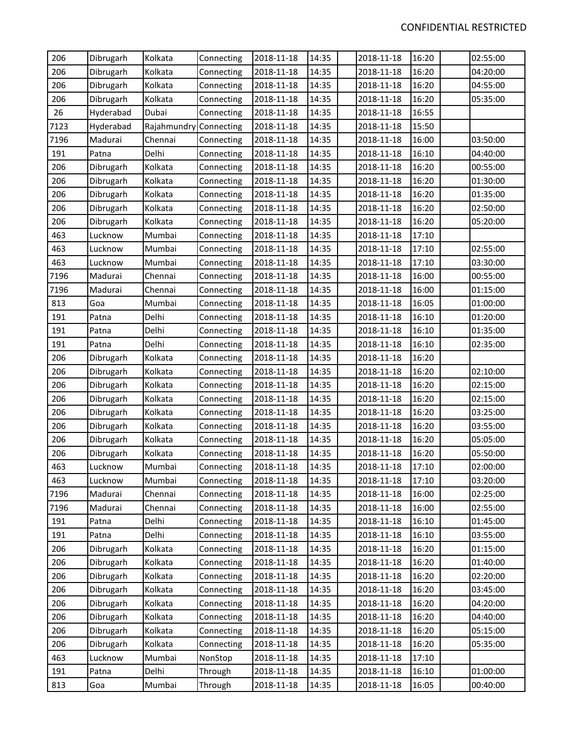CONFIDENTIAL RESTRICTED

| | | | | | | | | | |
|---|---|---|---|---|---|---|---|---|---|
| 206 | Dibrugarh | Kolkata | Connecting | 2018-11-18 | 14:35 | | 2018-11-18 | 16:20 | | 02:55:00 |
| 206 | Dibrugarh | Kolkata | Connecting | 2018-11-18 | 14:35 | | 2018-11-18 | 16:20 | | 04:20:00 |
| 206 | Dibrugarh | Kolkata | Connecting | 2018-11-18 | 14:35 | | 2018-11-18 | 16:20 | | 04:55:00 |
| 206 | Dibrugarh | Kolkata | Connecting | 2018-11-18 | 14:35 | | 2018-11-18 | 16:20 | | 05:35:00 |
| 26 | Hyderabad | Dubai | Connecting | 2018-11-18 | 14:35 | | 2018-11-18 | 16:55 | | |
| 7123 | Hyderabad | Rajahmundry | Connecting | 2018-11-18 | 14:35 | | 2018-11-18 | 15:50 | | |
| 7196 | Madurai | Chennai | Connecting | 2018-11-18 | 14:35 | | 2018-11-18 | 16:00 | | 03:50:00 |
| 191 | Patna | Delhi | Connecting | 2018-11-18 | 14:35 | | 2018-11-18 | 16:10 | | 04:40:00 |
| 206 | Dibrugarh | Kolkata | Connecting | 2018-11-18 | 14:35 | | 2018-11-18 | 16:20 | | 00:55:00 |
| 206 | Dibrugarh | Kolkata | Connecting | 2018-11-18 | 14:35 | | 2018-11-18 | 16:20 | | 01:30:00 |
| 206 | Dibrugarh | Kolkata | Connecting | 2018-11-18 | 14:35 | | 2018-11-18 | 16:20 | | 01:35:00 |
| 206 | Dibrugarh | Kolkata | Connecting | 2018-11-18 | 14:35 | | 2018-11-18 | 16:20 | | 02:50:00 |
| 206 | Dibrugarh | Kolkata | Connecting | 2018-11-18 | 14:35 | | 2018-11-18 | 16:20 | | 05:20:00 |
| 463 | Lucknow | Mumbai | Connecting | 2018-11-18 | 14:35 | | 2018-11-18 | 17:10 | | |
| 463 | Lucknow | Mumbai | Connecting | 2018-11-18 | 14:35 | | 2018-11-18 | 17:10 | | 02:55:00 |
| 463 | Lucknow | Mumbai | Connecting | 2018-11-18 | 14:35 | | 2018-11-18 | 17:10 | | 03:30:00 |
| 7196 | Madurai | Chennai | Connecting | 2018-11-18 | 14:35 | | 2018-11-18 | 16:00 | | 00:55:00 |
| 7196 | Madurai | Chennai | Connecting | 2018-11-18 | 14:35 | | 2018-11-18 | 16:00 | | 01:15:00 |
| 813 | Goa | Mumbai | Connecting | 2018-11-18 | 14:35 | | 2018-11-18 | 16:05 | | 01:00:00 |
| 191 | Patna | Delhi | Connecting | 2018-11-18 | 14:35 | | 2018-11-18 | 16:10 | | 01:20:00 |
| 191 | Patna | Delhi | Connecting | 2018-11-18 | 14:35 | | 2018-11-18 | 16:10 | | 01:35:00 |
| 191 | Patna | Delhi | Connecting | 2018-11-18 | 14:35 | | 2018-11-18 | 16:10 | | 02:35:00 |
| 206 | Dibrugarh | Kolkata | Connecting | 2018-11-18 | 14:35 | | 2018-11-18 | 16:20 | | |
| 206 | Dibrugarh | Kolkata | Connecting | 2018-11-18 | 14:35 | | 2018-11-18 | 16:20 | | 02:10:00 |
| 206 | Dibrugarh | Kolkata | Connecting | 2018-11-18 | 14:35 | | 2018-11-18 | 16:20 | | 02:15:00 |
| 206 | Dibrugarh | Kolkata | Connecting | 2018-11-18 | 14:35 | | 2018-11-18 | 16:20 | | 02:15:00 |
| 206 | Dibrugarh | Kolkata | Connecting | 2018-11-18 | 14:35 | | 2018-11-18 | 16:20 | | 03:25:00 |
| 206 | Dibrugarh | Kolkata | Connecting | 2018-11-18 | 14:35 | | 2018-11-18 | 16:20 | | 03:55:00 |
| 206 | Dibrugarh | Kolkata | Connecting | 2018-11-18 | 14:35 | | 2018-11-18 | 16:20 | | 05:05:00 |
| 206 | Dibrugarh | Kolkata | Connecting | 2018-11-18 | 14:35 | | 2018-11-18 | 16:20 | | 05:50:00 |
| 463 | Lucknow | Mumbai | Connecting | 2018-11-18 | 14:35 | | 2018-11-18 | 17:10 | | 02:00:00 |
| 463 | Lucknow | Mumbai | Connecting | 2018-11-18 | 14:35 | | 2018-11-18 | 17:10 | | 03:20:00 |
| 7196 | Madurai | Chennai | Connecting | 2018-11-18 | 14:35 | | 2018-11-18 | 16:00 | | 02:25:00 |
| 7196 | Madurai | Chennai | Connecting | 2018-11-18 | 14:35 | | 2018-11-18 | 16:00 | | 02:55:00 |
| 191 | Patna | Delhi | Connecting | 2018-11-18 | 14:35 | | 2018-11-18 | 16:10 | | 01:45:00 |
| 191 | Patna | Delhi | Connecting | 2018-11-18 | 14:35 | | 2018-11-18 | 16:10 | | 03:55:00 |
| 206 | Dibrugarh | Kolkata | Connecting | 2018-11-18 | 14:35 | | 2018-11-18 | 16:20 | | 01:15:00 |
| 206 | Dibrugarh | Kolkata | Connecting | 2018-11-18 | 14:35 | | 2018-11-18 | 16:20 | | 01:40:00 |
| 206 | Dibrugarh | Kolkata | Connecting | 2018-11-18 | 14:35 | | 2018-11-18 | 16:20 | | 02:20:00 |
| 206 | Dibrugarh | Kolkata | Connecting | 2018-11-18 | 14:35 | | 2018-11-18 | 16:20 | | 03:45:00 |
| 206 | Dibrugarh | Kolkata | Connecting | 2018-11-18 | 14:35 | | 2018-11-18 | 16:20 | | 04:20:00 |
| 206 | Dibrugarh | Kolkata | Connecting | 2018-11-18 | 14:35 | | 2018-11-18 | 16:20 | | 04:40:00 |
| 206 | Dibrugarh | Kolkata | Connecting | 2018-11-18 | 14:35 | | 2018-11-18 | 16:20 | | 05:15:00 |
| 206 | Dibrugarh | Kolkata | Connecting | 2018-11-18 | 14:35 | | 2018-11-18 | 16:20 | | 05:35:00 |
| 463 | Lucknow | Mumbai | NonStop | 2018-11-18 | 14:35 | | 2018-11-18 | 17:10 | | |
| 191 | Patna | Delhi | Through | 2018-11-18 | 14:35 | | 2018-11-18 | 16:10 | | 01:00:00 |
| 813 | Goa | Mumbai | Through | 2018-11-18 | 14:35 | | 2018-11-18 | 16:05 | | 00:40:00 |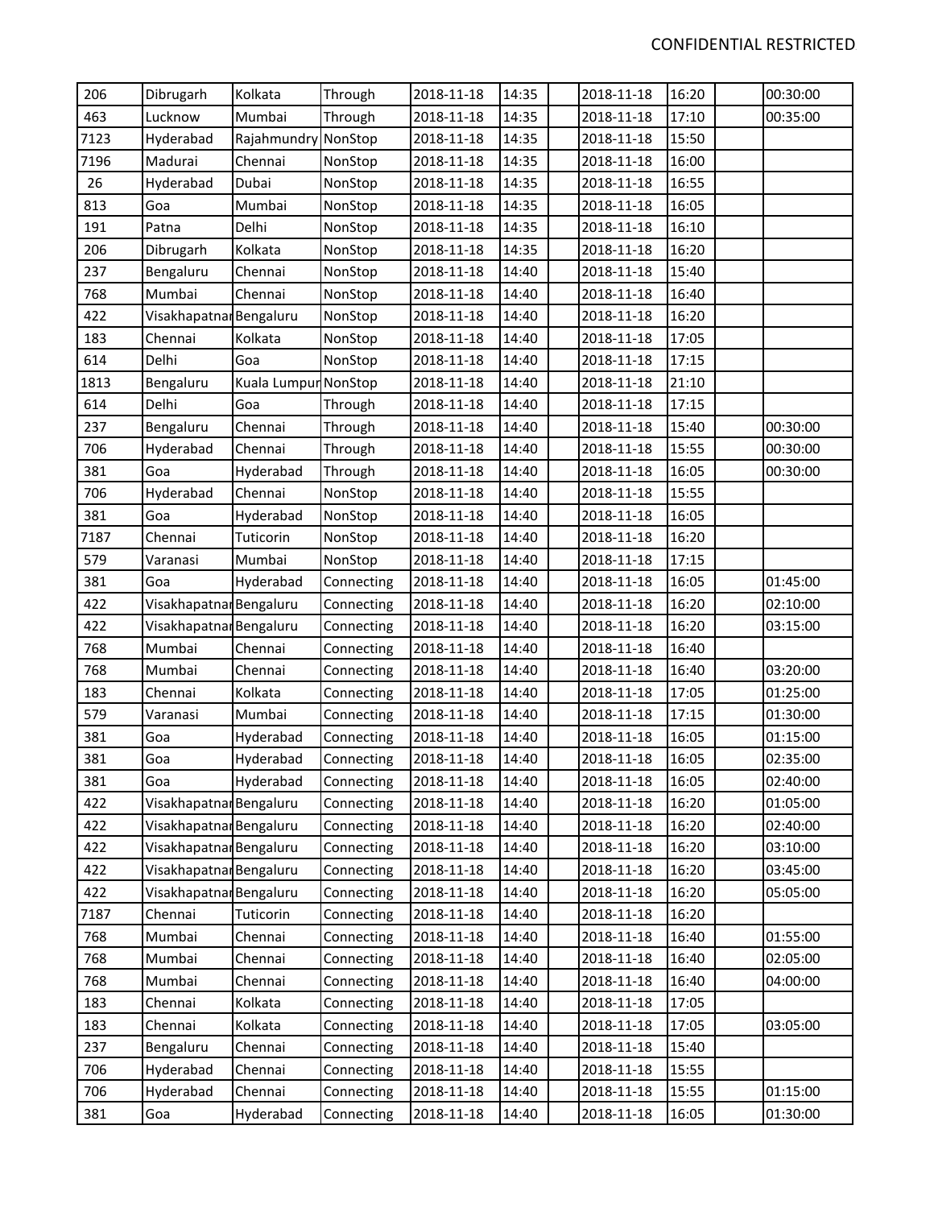| 206 | Dibrugarh | Kolkata | Through | 2018-11-18 | 14:35 | | 2018-11-18 | 16:20 | | 00:30:00 |
|---|---|---|---|---|---|---|---|---|---|---|
| 463 | Lucknow | Mumbai | Through | 2018-11-18 | 14:35 | | 2018-11-18 | 17:10 | | 00:35:00 |
| 7123 | Hyderabad | Rajahmundry | NonStop | 2018-11-18 | 14:35 | | 2018-11-18 | 15:50 | | |
| 7196 | Madurai | Chennai | NonStop | 2018-11-18 | 14:35 | | 2018-11-18 | 16:00 | | |
| 26 | Hyderabad | Dubai | NonStop | 2018-11-18 | 14:35 | | 2018-11-18 | 16:55 | | |
| 813 | Goa | Mumbai | NonStop | 2018-11-18 | 14:35 | | 2018-11-18 | 16:05 | | |
| 191 | Patna | Delhi | NonStop | 2018-11-18 | 14:35 | | 2018-11-18 | 16:10 | | |
| 206 | Dibrugarh | Kolkata | NonStop | 2018-11-18 | 14:35 | | 2018-11-18 | 16:20 | | |
| 237 | Bengaluru | Chennai | NonStop | 2018-11-18 | 14:40 | | 2018-11-18 | 15:40 | | |
| 768 | Mumbai | Chennai | NonStop | 2018-11-18 | 14:40 | | 2018-11-18 | 16:40 | | |
| 422 | Visakhapatnam | Bengaluru | NonStop | 2018-11-18 | 14:40 | | 2018-11-18 | 16:20 | | |
| 183 | Chennai | Kolkata | NonStop | 2018-11-18 | 14:40 | | 2018-11-18 | 17:05 | | |
| 614 | Delhi | Goa | NonStop | 2018-11-18 | 14:40 | | 2018-11-18 | 17:15 | | |
| 1813 | Bengaluru | Kuala Lumpur | NonStop | 2018-11-18 | 14:40 | | 2018-11-18 | 21:10 | | |
| 614 | Delhi | Goa | Through | 2018-11-18 | 14:40 | | 2018-11-18 | 17:15 | | |
| 237 | Bengaluru | Chennai | Through | 2018-11-18 | 14:40 | | 2018-11-18 | 15:40 | | 00:30:00 |
| 706 | Hyderabad | Chennai | Through | 2018-11-18 | 14:40 | | 2018-11-18 | 15:55 | | 00:30:00 |
| 381 | Goa | Hyderabad | Through | 2018-11-18 | 14:40 | | 2018-11-18 | 16:05 | | 00:30:00 |
| 706 | Hyderabad | Chennai | NonStop | 2018-11-18 | 14:40 | | 2018-11-18 | 15:55 | | |
| 381 | Goa | Hyderabad | NonStop | 2018-11-18 | 14:40 | | 2018-11-18 | 16:05 | | |
| 7187 | Chennai | Tuticorin | NonStop | 2018-11-18 | 14:40 | | 2018-11-18 | 16:20 | | |
| 579 | Varanasi | Mumbai | NonStop | 2018-11-18 | 14:40 | | 2018-11-18 | 17:15 | | |
| 381 | Goa | Hyderabad | Connecting | 2018-11-18 | 14:40 | | 2018-11-18 | 16:05 | | 01:45:00 |
| 422 | Visakhapatnam | Bengaluru | Connecting | 2018-11-18 | 14:40 | | 2018-11-18 | 16:20 | | 02:10:00 |
| 422 | Visakhapatnam | Bengaluru | Connecting | 2018-11-18 | 14:40 | | 2018-11-18 | 16:20 | | 03:15:00 |
| 768 | Mumbai | Chennai | Connecting | 2018-11-18 | 14:40 | | 2018-11-18 | 16:40 | | |
| 768 | Mumbai | Chennai | Connecting | 2018-11-18 | 14:40 | | 2018-11-18 | 16:40 | | 03:20:00 |
| 183 | Chennai | Kolkata | Connecting | 2018-11-18 | 14:40 | | 2018-11-18 | 17:05 | | 01:25:00 |
| 579 | Varanasi | Mumbai | Connecting | 2018-11-18 | 14:40 | | 2018-11-18 | 17:15 | | 01:30:00 |
| 381 | Goa | Hyderabad | Connecting | 2018-11-18 | 14:40 | | 2018-11-18 | 16:05 | | 01:15:00 |
| 381 | Goa | Hyderabad | Connecting | 2018-11-18 | 14:40 | | 2018-11-18 | 16:05 | | 02:35:00 |
| 381 | Goa | Hyderabad | Connecting | 2018-11-18 | 14:40 | | 2018-11-18 | 16:05 | | 02:40:00 |
| 422 | Visakhapatnam | Bengaluru | Connecting | 2018-11-18 | 14:40 | | 2018-11-18 | 16:20 | | 01:05:00 |
| 422 | Visakhapatnam | Bengaluru | Connecting | 2018-11-18 | 14:40 | | 2018-11-18 | 16:20 | | 02:40:00 |
| 422 | Visakhapatnam | Bengaluru | Connecting | 2018-11-18 | 14:40 | | 2018-11-18 | 16:20 | | 03:10:00 |
| 422 | Visakhapatnam | Bengaluru | Connecting | 2018-11-18 | 14:40 | | 2018-11-18 | 16:20 | | 03:45:00 |
| 422 | Visakhapatnam | Bengaluru | Connecting | 2018-11-18 | 14:40 | | 2018-11-18 | 16:20 | | 05:05:00 |
| 7187 | Chennai | Tuticorin | Connecting | 2018-11-18 | 14:40 | | 2018-11-18 | 16:20 | | |
| 768 | Mumbai | Chennai | Connecting | 2018-11-18 | 14:40 | | 2018-11-18 | 16:40 | | 01:55:00 |
| 768 | Mumbai | Chennai | Connecting | 2018-11-18 | 14:40 | | 2018-11-18 | 16:40 | | 02:05:00 |
| 768 | Mumbai | Chennai | Connecting | 2018-11-18 | 14:40 | | 2018-11-18 | 16:40 | | 04:00:00 |
| 183 | Chennai | Kolkata | Connecting | 2018-11-18 | 14:40 | | 2018-11-18 | 17:05 | | |
| 183 | Chennai | Kolkata | Connecting | 2018-11-18 | 14:40 | | 2018-11-18 | 17:05 | | 03:05:00 |
| 237 | Bengaluru | Chennai | Connecting | 2018-11-18 | 14:40 | | 2018-11-18 | 15:40 | | |
| 706 | Hyderabad | Chennai | Connecting | 2018-11-18 | 14:40 | | 2018-11-18 | 15:55 | | |
| 706 | Hyderabad | Chennai | Connecting | 2018-11-18 | 14:40 | | 2018-11-18 | 15:55 | | 01:15:00 |
| 381 | Goa | Hyderabad | Connecting | 2018-11-18 | 14:40 | | 2018-11-18 | 16:05 | | 01:30:00 |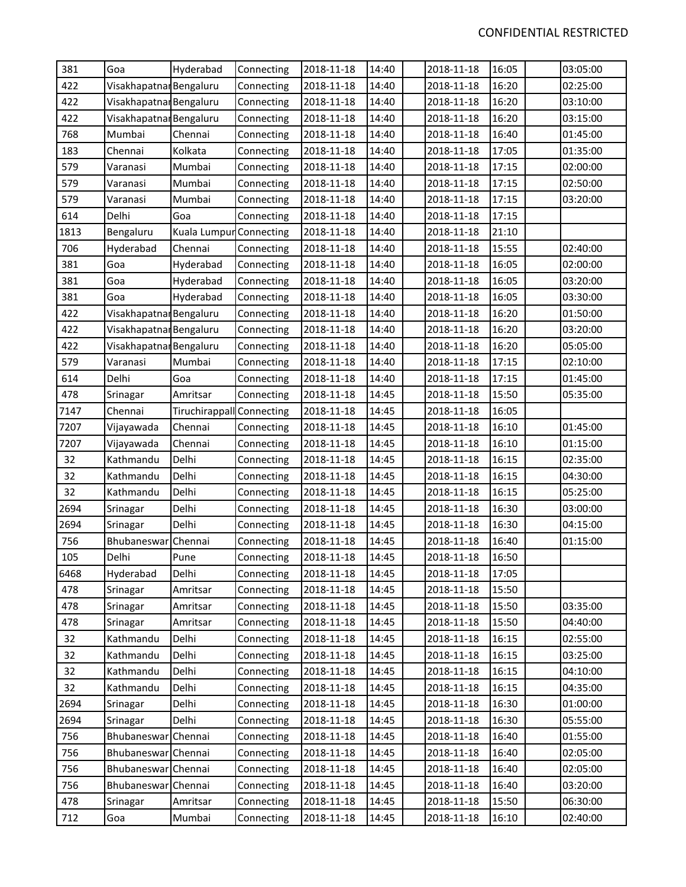CONFIDENTIAL RESTRICTED

| | | | | | | | | | | |
|---|---|---|---|---|---|---|---|---|---|---|
| 381 | Goa | Hyderabad | Connecting | 2018-11-18 | 14:40 | | 2018-11-18 | 16:05 | | 03:05:00 |
| 422 | Visakhapatnam | Bengaluru | Connecting | 2018-11-18 | 14:40 | | 2018-11-18 | 16:20 | | 02:25:00 |
| 422 | Visakhapatnam | Bengaluru | Connecting | 2018-11-18 | 14:40 | | 2018-11-18 | 16:20 | | 03:10:00 |
| 422 | Visakhapatnam | Bengaluru | Connecting | 2018-11-18 | 14:40 | | 2018-11-18 | 16:20 | | 03:15:00 |
| 768 | Mumbai | Chennai | Connecting | 2018-11-18 | 14:40 | | 2018-11-18 | 16:40 | | 01:45:00 |
| 183 | Chennai | Kolkata | Connecting | 2018-11-18 | 14:40 | | 2018-11-18 | 17:05 | | 01:35:00 |
| 579 | Varanasi | Mumbai | Connecting | 2018-11-18 | 14:40 | | 2018-11-18 | 17:15 | | 02:00:00 |
| 579 | Varanasi | Mumbai | Connecting | 2018-11-18 | 14:40 | | 2018-11-18 | 17:15 | | 02:50:00 |
| 579 | Varanasi | Mumbai | Connecting | 2018-11-18 | 14:40 | | 2018-11-18 | 17:15 | | 03:20:00 |
| 614 | Delhi | Goa | Connecting | 2018-11-18 | 14:40 | | 2018-11-18 | 17:15 | | |
| 1813 | Bengaluru | Kuala Lumpur | Connecting | 2018-11-18 | 14:40 | | 2018-11-18 | 21:10 | | |
| 706 | Hyderabad | Chennai | Connecting | 2018-11-18 | 14:40 | | 2018-11-18 | 15:55 | | 02:40:00 |
| 381 | Goa | Hyderabad | Connecting | 2018-11-18 | 14:40 | | 2018-11-18 | 16:05 | | 02:00:00 |
| 381 | Goa | Hyderabad | Connecting | 2018-11-18 | 14:40 | | 2018-11-18 | 16:05 | | 03:20:00 |
| 381 | Goa | Hyderabad | Connecting | 2018-11-18 | 14:40 | | 2018-11-18 | 16:05 | | 03:30:00 |
| 422 | Visakhapatnam | Bengaluru | Connecting | 2018-11-18 | 14:40 | | 2018-11-18 | 16:20 | | 01:50:00 |
| 422 | Visakhapatnam | Bengaluru | Connecting | 2018-11-18 | 14:40 | | 2018-11-18 | 16:20 | | 03:20:00 |
| 422 | Visakhapatnam | Bengaluru | Connecting | 2018-11-18 | 14:40 | | 2018-11-18 | 16:20 | | 05:05:00 |
| 579 | Varanasi | Mumbai | Connecting | 2018-11-18 | 14:40 | | 2018-11-18 | 17:15 | | 02:10:00 |
| 614 | Delhi | Goa | Connecting | 2018-11-18 | 14:40 | | 2018-11-18 | 17:15 | | 01:45:00 |
| 478 | Srinagar | Amritsar | Connecting | 2018-11-18 | 14:45 | | 2018-11-18 | 15:50 | | 05:35:00 |
| 7147 | Chennai | Tiruchirappalli | Connecting | 2018-11-18 | 14:45 | | 2018-11-18 | 16:05 | | |
| 7207 | Vijayawada | Chennai | Connecting | 2018-11-18 | 14:45 | | 2018-11-18 | 16:10 | | 01:45:00 |
| 7207 | Vijayawada | Chennai | Connecting | 2018-11-18 | 14:45 | | 2018-11-18 | 16:10 | | 01:15:00 |
| 32 | Kathmandu | Delhi | Connecting | 2018-11-18 | 14:45 | | 2018-11-18 | 16:15 | | 02:35:00 |
| 32 | Kathmandu | Delhi | Connecting | 2018-11-18 | 14:45 | | 2018-11-18 | 16:15 | | 04:30:00 |
| 32 | Kathmandu | Delhi | Connecting | 2018-11-18 | 14:45 | | 2018-11-18 | 16:15 | | 05:25:00 |
| 2694 | Srinagar | Delhi | Connecting | 2018-11-18 | 14:45 | | 2018-11-18 | 16:30 | | 03:00:00 |
| 2694 | Srinagar | Delhi | Connecting | 2018-11-18 | 14:45 | | 2018-11-18 | 16:30 | | 04:15:00 |
| 756 | Bhubaneswar | Chennai | Connecting | 2018-11-18 | 14:45 | | 2018-11-18 | 16:40 | | 01:15:00 |
| 105 | Delhi | Pune | Connecting | 2018-11-18 | 14:45 | | 2018-11-18 | 16:50 | | |
| 6468 | Hyderabad | Delhi | Connecting | 2018-11-18 | 14:45 | | 2018-11-18 | 17:05 | | |
| 478 | Srinagar | Amritsar | Connecting | 2018-11-18 | 14:45 | | 2018-11-18 | 15:50 | | |
| 478 | Srinagar | Amritsar | Connecting | 2018-11-18 | 14:45 | | 2018-11-18 | 15:50 | | 03:35:00 |
| 478 | Srinagar | Amritsar | Connecting | 2018-11-18 | 14:45 | | 2018-11-18 | 15:50 | | 04:40:00 |
| 32 | Kathmandu | Delhi | Connecting | 2018-11-18 | 14:45 | | 2018-11-18 | 16:15 | | 02:55:00 |
| 32 | Kathmandu | Delhi | Connecting | 2018-11-18 | 14:45 | | 2018-11-18 | 16:15 | | 03:25:00 |
| 32 | Kathmandu | Delhi | Connecting | 2018-11-18 | 14:45 | | 2018-11-18 | 16:15 | | 04:10:00 |
| 32 | Kathmandu | Delhi | Connecting | 2018-11-18 | 14:45 | | 2018-11-18 | 16:15 | | 04:35:00 |
| 2694 | Srinagar | Delhi | Connecting | 2018-11-18 | 14:45 | | 2018-11-18 | 16:30 | | 01:00:00 |
| 2694 | Srinagar | Delhi | Connecting | 2018-11-18 | 14:45 | | 2018-11-18 | 16:30 | | 05:55:00 |
| 756 | Bhubaneswar | Chennai | Connecting | 2018-11-18 | 14:45 | | 2018-11-18 | 16:40 | | 01:55:00 |
| 756 | Bhubaneswar | Chennai | Connecting | 2018-11-18 | 14:45 | | 2018-11-18 | 16:40 | | 02:05:00 |
| 756 | Bhubaneswar | Chennai | Connecting | 2018-11-18 | 14:45 | | 2018-11-18 | 16:40 | | 02:05:00 |
| 756 | Bhubaneswar | Chennai | Connecting | 2018-11-18 | 14:45 | | 2018-11-18 | 16:40 | | 03:20:00 |
| 478 | Srinagar | Amritsar | Connecting | 2018-11-18 | 14:45 | | 2018-11-18 | 15:50 | | 06:30:00 |
| 712 | Goa | Mumbai | Connecting | 2018-11-18 | 14:45 | | 2018-11-18 | 16:10 | | 02:40:00 |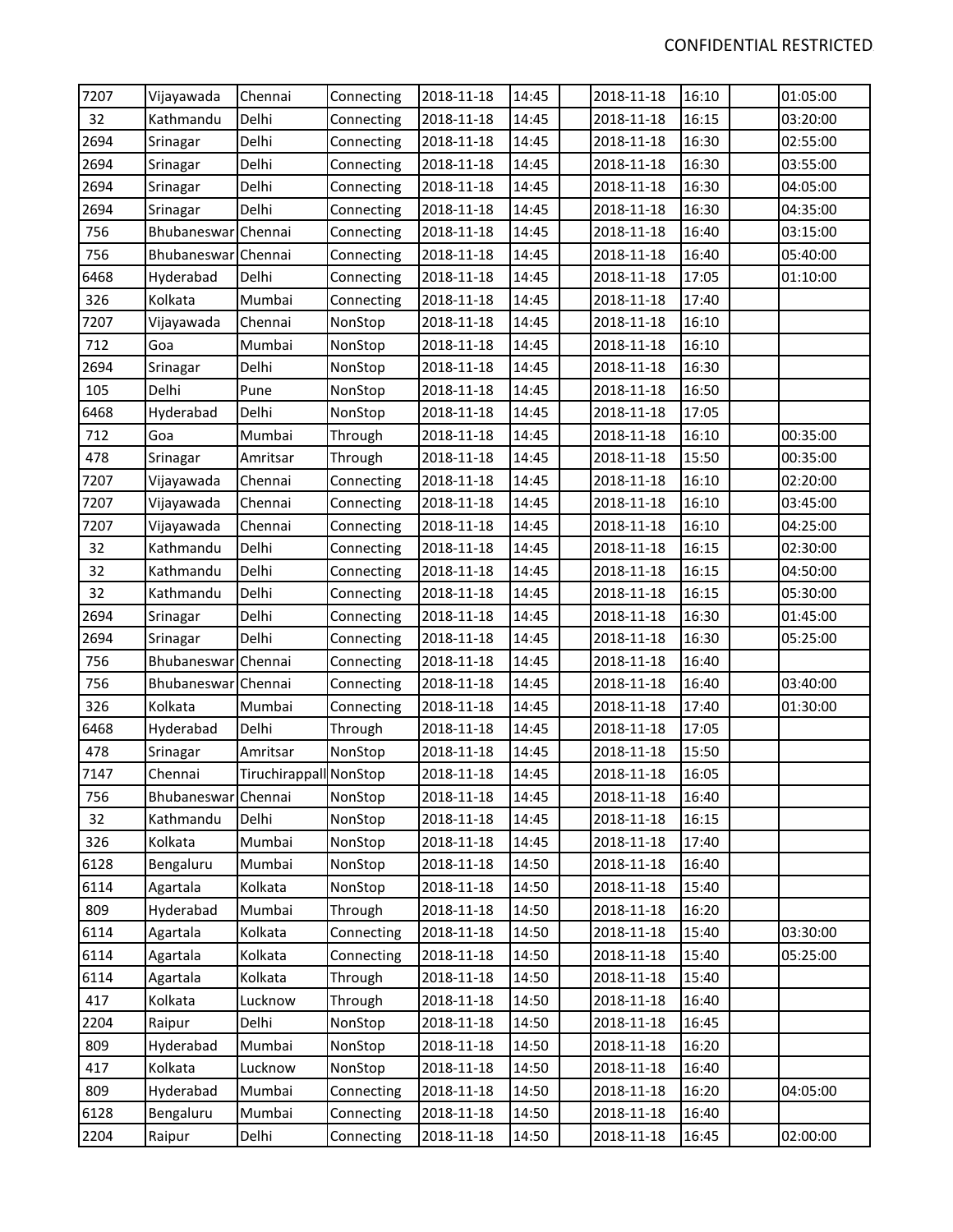| | | | | | | | | | | |
|---|---|---|---|---|---|---|---|---|---|---|
| 7207 | Vijayawada | Chennai | Connecting | 2018-11-18 | 14:45 | | 2018-11-18 | 16:10 | | 01:05:00 |
| 32 | Kathmandu | Delhi | Connecting | 2018-11-18 | 14:45 | | 2018-11-18 | 16:15 | | 03:20:00 |
| 2694 | Srinagar | Delhi | Connecting | 2018-11-18 | 14:45 | | 2018-11-18 | 16:30 | | 02:55:00 |
| 2694 | Srinagar | Delhi | Connecting | 2018-11-18 | 14:45 | | 2018-11-18 | 16:30 | | 03:55:00 |
| 2694 | Srinagar | Delhi | Connecting | 2018-11-18 | 14:45 | | 2018-11-18 | 16:30 | | 04:05:00 |
| 2694 | Srinagar | Delhi | Connecting | 2018-11-18 | 14:45 | | 2018-11-18 | 16:30 | | 04:35:00 |
| 756 | Bhubaneswar | Chennai | Connecting | 2018-11-18 | 14:45 | | 2018-11-18 | 16:40 | | 03:15:00 |
| 756 | Bhubaneswar | Chennai | Connecting | 2018-11-18 | 14:45 | | 2018-11-18 | 16:40 | | 05:40:00 |
| 6468 | Hyderabad | Delhi | Connecting | 2018-11-18 | 14:45 | | 2018-11-18 | 17:05 | | 01:10:00 |
| 326 | Kolkata | Mumbai | Connecting | 2018-11-18 | 14:45 | | 2018-11-18 | 17:40 | | |
| 7207 | Vijayawada | Chennai | NonStop | 2018-11-18 | 14:45 | | 2018-11-18 | 16:10 | | |
| 712 | Goa | Mumbai | NonStop | 2018-11-18 | 14:45 | | 2018-11-18 | 16:10 | | |
| 2694 | Srinagar | Delhi | NonStop | 2018-11-18 | 14:45 | | 2018-11-18 | 16:30 | | |
| 105 | Delhi | Pune | NonStop | 2018-11-18 | 14:45 | | 2018-11-18 | 16:50 | | |
| 6468 | Hyderabad | Delhi | NonStop | 2018-11-18 | 14:45 | | 2018-11-18 | 17:05 | | |
| 712 | Goa | Mumbai | Through | 2018-11-18 | 14:45 | | 2018-11-18 | 16:10 | | 00:35:00 |
| 478 | Srinagar | Amritsar | Through | 2018-11-18 | 14:45 | | 2018-11-18 | 15:50 | | 00:35:00 |
| 7207 | Vijayawada | Chennai | Connecting | 2018-11-18 | 14:45 | | 2018-11-18 | 16:10 | | 02:20:00 |
| 7207 | Vijayawada | Chennai | Connecting | 2018-11-18 | 14:45 | | 2018-11-18 | 16:10 | | 03:45:00 |
| 7207 | Vijayawada | Chennai | Connecting | 2018-11-18 | 14:45 | | 2018-11-18 | 16:10 | | 04:25:00 |
| 32 | Kathmandu | Delhi | Connecting | 2018-11-18 | 14:45 | | 2018-11-18 | 16:15 | | 02:30:00 |
| 32 | Kathmandu | Delhi | Connecting | 2018-11-18 | 14:45 | | 2018-11-18 | 16:15 | | 04:50:00 |
| 32 | Kathmandu | Delhi | Connecting | 2018-11-18 | 14:45 | | 2018-11-18 | 16:15 | | 05:30:00 |
| 2694 | Srinagar | Delhi | Connecting | 2018-11-18 | 14:45 | | 2018-11-18 | 16:30 | | 01:45:00 |
| 2694 | Srinagar | Delhi | Connecting | 2018-11-18 | 14:45 | | 2018-11-18 | 16:30 | | 05:25:00 |
| 756 | Bhubaneswar | Chennai | Connecting | 2018-11-18 | 14:45 | | 2018-11-18 | 16:40 | | |
| 756 | Bhubaneswar | Chennai | Connecting | 2018-11-18 | 14:45 | | 2018-11-18 | 16:40 | | 03:40:00 |
| 326 | Kolkata | Mumbai | Connecting | 2018-11-18 | 14:45 | | 2018-11-18 | 17:40 | | 01:30:00 |
| 6468 | Hyderabad | Delhi | Through | 2018-11-18 | 14:45 | | 2018-11-18 | 17:05 | | |
| 478 | Srinagar | Amritsar | NonStop | 2018-11-18 | 14:45 | | 2018-11-18 | 15:50 | | |
| 7147 | Chennai | Tiruchirappalli | NonStop | 2018-11-18 | 14:45 | | 2018-11-18 | 16:05 | | |
| 756 | Bhubaneswar | Chennai | NonStop | 2018-11-18 | 14:45 | | 2018-11-18 | 16:40 | | |
| 32 | Kathmandu | Delhi | NonStop | 2018-11-18 | 14:45 | | 2018-11-18 | 16:15 | | |
| 326 | Kolkata | Mumbai | NonStop | 2018-11-18 | 14:45 | | 2018-11-18 | 17:40 | | |
| 6128 | Bengaluru | Mumbai | NonStop | 2018-11-18 | 14:50 | | 2018-11-18 | 16:40 | | |
| 6114 | Agartala | Kolkata | NonStop | 2018-11-18 | 14:50 | | 2018-11-18 | 15:40 | | |
| 809 | Hyderabad | Mumbai | Through | 2018-11-18 | 14:50 | | 2018-11-18 | 16:20 | | |
| 6114 | Agartala | Kolkata | Connecting | 2018-11-18 | 14:50 | | 2018-11-18 | 15:40 | | 03:30:00 |
| 6114 | Agartala | Kolkata | Connecting | 2018-11-18 | 14:50 | | 2018-11-18 | 15:40 | | 05:25:00 |
| 6114 | Agartala | Kolkata | Through | 2018-11-18 | 14:50 | | 2018-11-18 | 15:40 | | |
| 417 | Kolkata | Lucknow | Through | 2018-11-18 | 14:50 | | 2018-11-18 | 16:40 | | |
| 2204 | Raipur | Delhi | NonStop | 2018-11-18 | 14:50 | | 2018-11-18 | 16:45 | | |
| 809 | Hyderabad | Mumbai | NonStop | 2018-11-18 | 14:50 | | 2018-11-18 | 16:20 | | |
| 417 | Kolkata | Lucknow | NonStop | 2018-11-18 | 14:50 | | 2018-11-18 | 16:40 | | |
| 809 | Hyderabad | Mumbai | Connecting | 2018-11-18 | 14:50 | | 2018-11-18 | 16:20 | | 04:05:00 |
| 6128 | Bengaluru | Mumbai | Connecting | 2018-11-18 | 14:50 | | 2018-11-18 | 16:40 | | |
| 2204 | Raipur | Delhi | Connecting | 2018-11-18 | 14:50 | | 2018-11-18 | 16:45 | | 02:00:00 |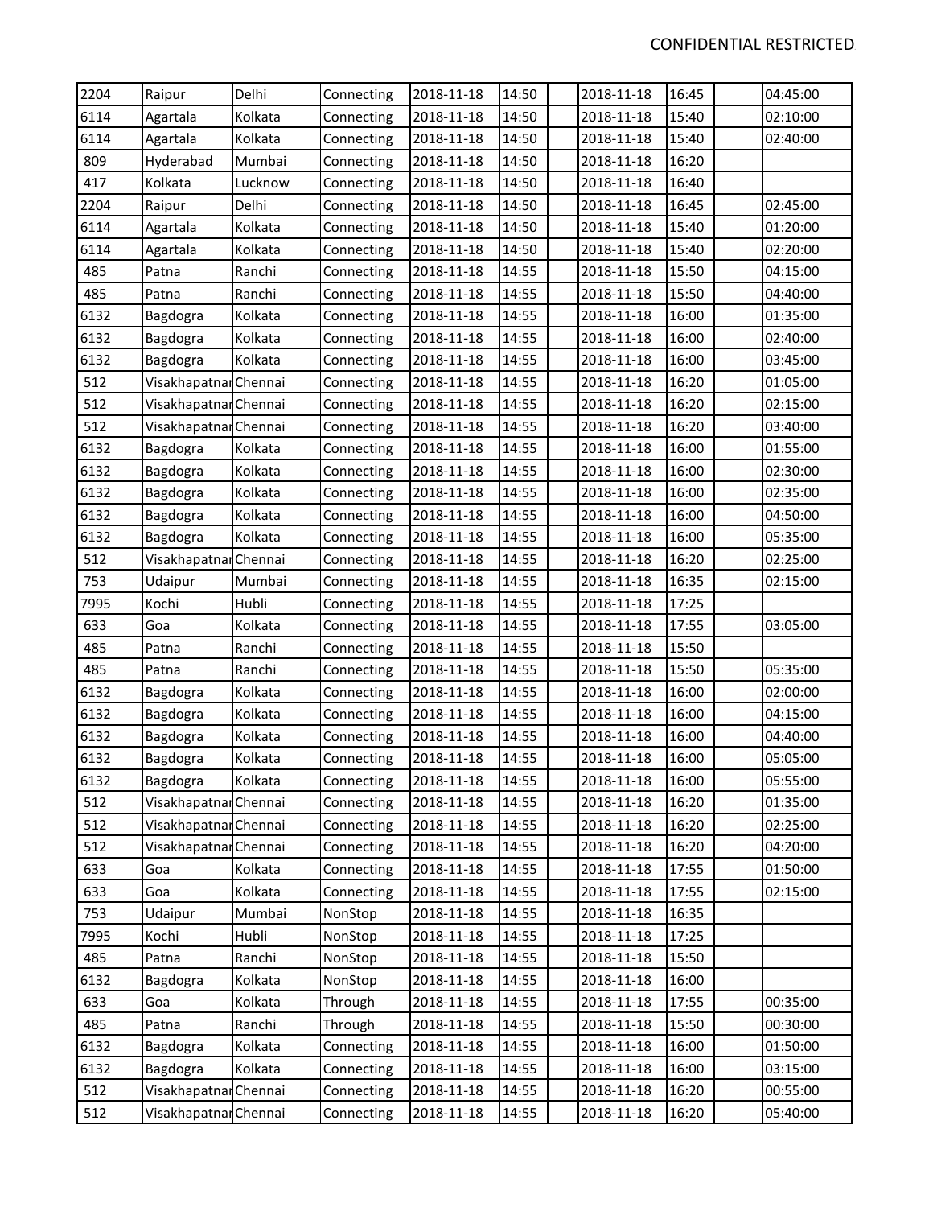| | | | | | | | | | | |
|---|---|---|---|---|---|---|---|---|---|---|
| 2204 | Raipur | Delhi | Connecting | 2018-11-18 | 14:50 | | 2018-11-18 | 16:45 | | 04:45:00 |
| 6114 | Agartala | Kolkata | Connecting | 2018-11-18 | 14:50 | | 2018-11-18 | 15:40 | | 02:10:00 |
| 6114 | Agartala | Kolkata | Connecting | 2018-11-18 | 14:50 | | 2018-11-18 | 15:40 | | 02:40:00 |
| 809 | Hyderabad | Mumbai | Connecting | 2018-11-18 | 14:50 | | 2018-11-18 | 16:20 | | |
| 417 | Kolkata | Lucknow | Connecting | 2018-11-18 | 14:50 | | 2018-11-18 | 16:40 | | |
| 2204 | Raipur | Delhi | Connecting | 2018-11-18 | 14:50 | | 2018-11-18 | 16:45 | | 02:45:00 |
| 6114 | Agartala | Kolkata | Connecting | 2018-11-18 | 14:50 | | 2018-11-18 | 15:40 | | 01:20:00 |
| 6114 | Agartala | Kolkata | Connecting | 2018-11-18 | 14:50 | | 2018-11-18 | 15:40 | | 02:20:00 |
| 485 | Patna | Ranchi | Connecting | 2018-11-18 | 14:55 | | 2018-11-18 | 15:50 | | 04:15:00 |
| 485 | Patna | Ranchi | Connecting | 2018-11-18 | 14:55 | | 2018-11-18 | 15:50 | | 04:40:00 |
| 6132 | Bagdogra | Kolkata | Connecting | 2018-11-18 | 14:55 | | 2018-11-18 | 16:00 | | 01:35:00 |
| 6132 | Bagdogra | Kolkata | Connecting | 2018-11-18 | 14:55 | | 2018-11-18 | 16:00 | | 02:40:00 |
| 6132 | Bagdogra | Kolkata | Connecting | 2018-11-18 | 14:55 | | 2018-11-18 | 16:00 | | 03:45:00 |
| 512 | Visakhapatnam | Chennai | Connecting | 2018-11-18 | 14:55 | | 2018-11-18 | 16:20 | | 01:05:00 |
| 512 | Visakhapatnam | Chennai | Connecting | 2018-11-18 | 14:55 | | 2018-11-18 | 16:20 | | 02:15:00 |
| 512 | Visakhapatnam | Chennai | Connecting | 2018-11-18 | 14:55 | | 2018-11-18 | 16:20 | | 03:40:00 |
| 6132 | Bagdogra | Kolkata | Connecting | 2018-11-18 | 14:55 | | 2018-11-18 | 16:00 | | 01:55:00 |
| 6132 | Bagdogra | Kolkata | Connecting | 2018-11-18 | 14:55 | | 2018-11-18 | 16:00 | | 02:30:00 |
| 6132 | Bagdogra | Kolkata | Connecting | 2018-11-18 | 14:55 | | 2018-11-18 | 16:00 | | 02:35:00 |
| 6132 | Bagdogra | Kolkata | Connecting | 2018-11-18 | 14:55 | | 2018-11-18 | 16:00 | | 04:50:00 |
| 6132 | Bagdogra | Kolkata | Connecting | 2018-11-18 | 14:55 | | 2018-11-18 | 16:00 | | 05:35:00 |
| 512 | Visakhapatnam | Chennai | Connecting | 2018-11-18 | 14:55 | | 2018-11-18 | 16:20 | | 02:25:00 |
| 753 | Udaipur | Mumbai | Connecting | 2018-11-18 | 14:55 | | 2018-11-18 | 16:35 | | 02:15:00 |
| 7995 | Kochi | Hubli | Connecting | 2018-11-18 | 14:55 | | 2018-11-18 | 17:25 | | |
| 633 | Goa | Kolkata | Connecting | 2018-11-18 | 14:55 | | 2018-11-18 | 17:55 | | 03:05:00 |
| 485 | Patna | Ranchi | Connecting | 2018-11-18 | 14:55 | | 2018-11-18 | 15:50 | | |
| 485 | Patna | Ranchi | Connecting | 2018-11-18 | 14:55 | | 2018-11-18 | 15:50 | | 05:35:00 |
| 6132 | Bagdogra | Kolkata | Connecting | 2018-11-18 | 14:55 | | 2018-11-18 | 16:00 | | 02:00:00 |
| 6132 | Bagdogra | Kolkata | Connecting | 2018-11-18 | 14:55 | | 2018-11-18 | 16:00 | | 04:15:00 |
| 6132 | Bagdogra | Kolkata | Connecting | 2018-11-18 | 14:55 | | 2018-11-18 | 16:00 | | 04:40:00 |
| 6132 | Bagdogra | Kolkata | Connecting | 2018-11-18 | 14:55 | | 2018-11-18 | 16:00 | | 05:05:00 |
| 6132 | Bagdogra | Kolkata | Connecting | 2018-11-18 | 14:55 | | 2018-11-18 | 16:00 | | 05:55:00 |
| 512 | Visakhapatnam | Chennai | Connecting | 2018-11-18 | 14:55 | | 2018-11-18 | 16:20 | | 01:35:00 |
| 512 | Visakhapatnam | Chennai | Connecting | 2018-11-18 | 14:55 | | 2018-11-18 | 16:20 | | 02:25:00 |
| 512 | Visakhapatnam | Chennai | Connecting | 2018-11-18 | 14:55 | | 2018-11-18 | 16:20 | | 04:20:00 |
| 633 | Goa | Kolkata | Connecting | 2018-11-18 | 14:55 | | 2018-11-18 | 17:55 | | 01:50:00 |
| 633 | Goa | Kolkata | Connecting | 2018-11-18 | 14:55 | | 2018-11-18 | 17:55 | | 02:15:00 |
| 753 | Udaipur | Mumbai | NonStop | 2018-11-18 | 14:55 | | 2018-11-18 | 16:35 | | |
| 7995 | Kochi | Hubli | NonStop | 2018-11-18 | 14:55 | | 2018-11-18 | 17:25 | | |
| 485 | Patna | Ranchi | NonStop | 2018-11-18 | 14:55 | | 2018-11-18 | 15:50 | | |
| 6132 | Bagdogra | Kolkata | NonStop | 2018-11-18 | 14:55 | | 2018-11-18 | 16:00 | | |
| 633 | Goa | Kolkata | Through | 2018-11-18 | 14:55 | | 2018-11-18 | 17:55 | | 00:35:00 |
| 485 | Patna | Ranchi | Through | 2018-11-18 | 14:55 | | 2018-11-18 | 15:50 | | 00:30:00 |
| 6132 | Bagdogra | Kolkata | Connecting | 2018-11-18 | 14:55 | | 2018-11-18 | 16:00 | | 01:50:00 |
| 6132 | Bagdogra | Kolkata | Connecting | 2018-11-18 | 14:55 | | 2018-11-18 | 16:00 | | 03:15:00 |
| 512 | Visakhapatnam | Chennai | Connecting | 2018-11-18 | 14:55 | | 2018-11-18 | 16:20 | | 00:55:00 |
| 512 | Visakhapatnam | Chennai | Connecting | 2018-11-18 | 14:55 | | 2018-11-18 | 16:20 | | 05:40:00 |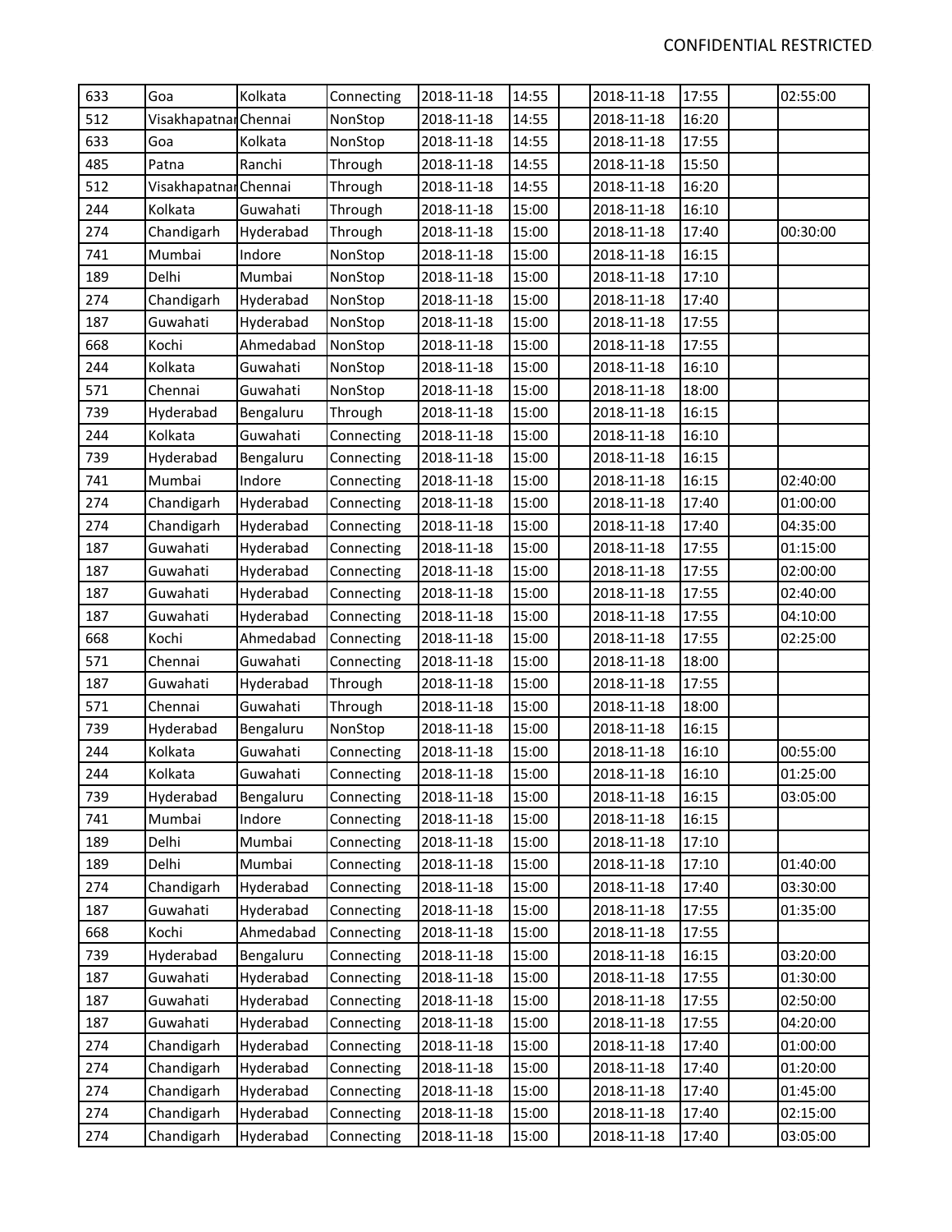CONFIDENTIAL RESTRICTED

| | | | | | | | | | |
|---|---|---|---|---|---|---|---|---|---|
| 633 | Goa | Kolkata | Connecting | 2018-11-18 | 14:55 | | 2018-11-18 | 17:55 | | 02:55:00 |
| 512 | Visakhapatnam | Chennai | NonStop | 2018-11-18 | 14:55 | | 2018-11-18 | 16:20 | | |
| 633 | Goa | Kolkata | NonStop | 2018-11-18 | 14:55 | | 2018-11-18 | 17:55 | | |
| 485 | Patna | Ranchi | Through | 2018-11-18 | 14:55 | | 2018-11-18 | 15:50 | | |
| 512 | Visakhapatnam | Chennai | Through | 2018-11-18 | 14:55 | | 2018-11-18 | 16:20 | | |
| 244 | Kolkata | Guwahati | Through | 2018-11-18 | 15:00 | | 2018-11-18 | 16:10 | | |
| 274 | Chandigarh | Hyderabad | Through | 2018-11-18 | 15:00 | | 2018-11-18 | 17:40 | | 00:30:00 |
| 741 | Mumbai | Indore | NonStop | 2018-11-18 | 15:00 | | 2018-11-18 | 16:15 | | |
| 189 | Delhi | Mumbai | NonStop | 2018-11-18 | 15:00 | | 2018-11-18 | 17:10 | | |
| 274 | Chandigarh | Hyderabad | NonStop | 2018-11-18 | 15:00 | | 2018-11-18 | 17:40 | | |
| 187 | Guwahati | Hyderabad | NonStop | 2018-11-18 | 15:00 | | 2018-11-18 | 17:55 | | |
| 668 | Kochi | Ahmedabad | NonStop | 2018-11-18 | 15:00 | | 2018-11-18 | 17:55 | | |
| 244 | Kolkata | Guwahati | NonStop | 2018-11-18 | 15:00 | | 2018-11-18 | 16:10 | | |
| 571 | Chennai | Guwahati | NonStop | 2018-11-18 | 15:00 | | 2018-11-18 | 18:00 | | |
| 739 | Hyderabad | Bengaluru | Through | 2018-11-18 | 15:00 | | 2018-11-18 | 16:15 | | |
| 244 | Kolkata | Guwahati | Connecting | 2018-11-18 | 15:00 | | 2018-11-18 | 16:10 | | |
| 739 | Hyderabad | Bengaluru | Connecting | 2018-11-18 | 15:00 | | 2018-11-18 | 16:15 | | |
| 741 | Mumbai | Indore | Connecting | 2018-11-18 | 15:00 | | 2018-11-18 | 16:15 | | 02:40:00 |
| 274 | Chandigarh | Hyderabad | Connecting | 2018-11-18 | 15:00 | | 2018-11-18 | 17:40 | | 01:00:00 |
| 274 | Chandigarh | Hyderabad | Connecting | 2018-11-18 | 15:00 | | 2018-11-18 | 17:40 | | 04:35:00 |
| 187 | Guwahati | Hyderabad | Connecting | 2018-11-18 | 15:00 | | 2018-11-18 | 17:55 | | 01:15:00 |
| 187 | Guwahati | Hyderabad | Connecting | 2018-11-18 | 15:00 | | 2018-11-18 | 17:55 | | 02:00:00 |
| 187 | Guwahati | Hyderabad | Connecting | 2018-11-18 | 15:00 | | 2018-11-18 | 17:55 | | 02:40:00 |
| 187 | Guwahati | Hyderabad | Connecting | 2018-11-18 | 15:00 | | 2018-11-18 | 17:55 | | 04:10:00 |
| 668 | Kochi | Ahmedabad | Connecting | 2018-11-18 | 15:00 | | 2018-11-18 | 17:55 | | 02:25:00 |
| 571 | Chennai | Guwahati | Connecting | 2018-11-18 | 15:00 | | 2018-11-18 | 18:00 | | |
| 187 | Guwahati | Hyderabad | Through | 2018-11-18 | 15:00 | | 2018-11-18 | 17:55 | | |
| 571 | Chennai | Guwahati | Through | 2018-11-18 | 15:00 | | 2018-11-18 | 18:00 | | |
| 739 | Hyderabad | Bengaluru | NonStop | 2018-11-18 | 15:00 | | 2018-11-18 | 16:15 | | |
| 244 | Kolkata | Guwahati | Connecting | 2018-11-18 | 15:00 | | 2018-11-18 | 16:10 | | 00:55:00 |
| 244 | Kolkata | Guwahati | Connecting | 2018-11-18 | 15:00 | | 2018-11-18 | 16:10 | | 01:25:00 |
| 739 | Hyderabad | Bengaluru | Connecting | 2018-11-18 | 15:00 | | 2018-11-18 | 16:15 | | 03:05:00 |
| 741 | Mumbai | Indore | Connecting | 2018-11-18 | 15:00 | | 2018-11-18 | 16:15 | | |
| 189 | Delhi | Mumbai | Connecting | 2018-11-18 | 15:00 | | 2018-11-18 | 17:10 | | |
| 189 | Delhi | Mumbai | Connecting | 2018-11-18 | 15:00 | | 2018-11-18 | 17:10 | | 01:40:00 |
| 274 | Chandigarh | Hyderabad | Connecting | 2018-11-18 | 15:00 | | 2018-11-18 | 17:40 | | 03:30:00 |
| 187 | Guwahati | Hyderabad | Connecting | 2018-11-18 | 15:00 | | 2018-11-18 | 17:55 | | 01:35:00 |
| 668 | Kochi | Ahmedabad | Connecting | 2018-11-18 | 15:00 | | 2018-11-18 | 17:55 | | |
| 739 | Hyderabad | Bengaluru | Connecting | 2018-11-18 | 15:00 | | 2018-11-18 | 16:15 | | 03:20:00 |
| 187 | Guwahati | Hyderabad | Connecting | 2018-11-18 | 15:00 | | 2018-11-18 | 17:55 | | 01:30:00 |
| 187 | Guwahati | Hyderabad | Connecting | 2018-11-18 | 15:00 | | 2018-11-18 | 17:55 | | 02:50:00 |
| 187 | Guwahati | Hyderabad | Connecting | 2018-11-18 | 15:00 | | 2018-11-18 | 17:55 | | 04:20:00 |
| 274 | Chandigarh | Hyderabad | Connecting | 2018-11-18 | 15:00 | | 2018-11-18 | 17:40 | | 01:00:00 |
| 274 | Chandigarh | Hyderabad | Connecting | 2018-11-18 | 15:00 | | 2018-11-18 | 17:40 | | 01:20:00 |
| 274 | Chandigarh | Hyderabad | Connecting | 2018-11-18 | 15:00 | | 2018-11-18 | 17:40 | | 01:45:00 |
| 274 | Chandigarh | Hyderabad | Connecting | 2018-11-18 | 15:00 | | 2018-11-18 | 17:40 | | 02:15:00 |
| 274 | Chandigarh | Hyderabad | Connecting | 2018-11-18 | 15:00 | | 2018-11-18 | 17:40 | | 03:05:00 |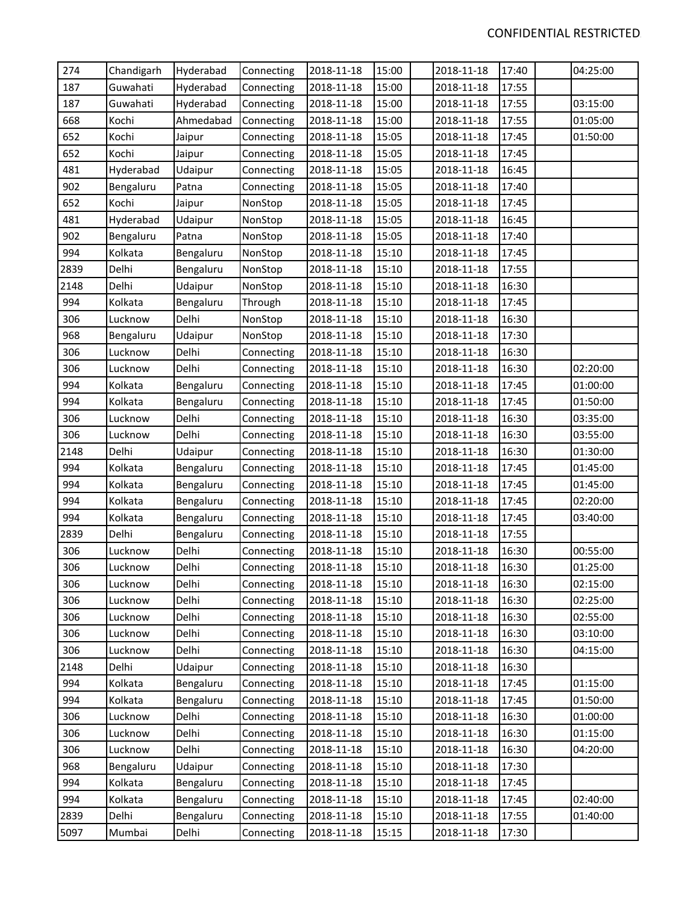| 274 | Chandigarh | Hyderabad | Connecting | 2018-11-18 | 15:00 | | 2018-11-18 | 17:40 | | 04:25:00 |
|---|---|---|---|---|---|---|---|---|---|---|
| 187 | Guwahati | Hyderabad | Connecting | 2018-11-18 | 15:00 | | 2018-11-18 | 17:55 | | |
| 187 | Guwahati | Hyderabad | Connecting | 2018-11-18 | 15:00 | | 2018-11-18 | 17:55 | | 03:15:00 |
| 668 | Kochi | Ahmedabad | Connecting | 2018-11-18 | 15:00 | | 2018-11-18 | 17:55 | | 01:05:00 |
| 652 | Kochi | Jaipur | Connecting | 2018-11-18 | 15:05 | | 2018-11-18 | 17:45 | | 01:50:00 |
| 652 | Kochi | Jaipur | Connecting | 2018-11-18 | 15:05 | | 2018-11-18 | 17:45 | | |
| 481 | Hyderabad | Udaipur | Connecting | 2018-11-18 | 15:05 | | 2018-11-18 | 16:45 | | |
| 902 | Bengaluru | Patna | Connecting | 2018-11-18 | 15:05 | | 2018-11-18 | 17:40 | | |
| 652 | Kochi | Jaipur | NonStop | 2018-11-18 | 15:05 | | 2018-11-18 | 17:45 | | |
| 481 | Hyderabad | Udaipur | NonStop | 2018-11-18 | 15:05 | | 2018-11-18 | 16:45 | | |
| 902 | Bengaluru | Patna | NonStop | 2018-11-18 | 15:05 | | 2018-11-18 | 17:40 | | |
| 994 | Kolkata | Bengaluru | NonStop | 2018-11-18 | 15:10 | | 2018-11-18 | 17:45 | | |
| 2839 | Delhi | Bengaluru | NonStop | 2018-11-18 | 15:10 | | 2018-11-18 | 17:55 | | |
| 2148 | Delhi | Udaipur | NonStop | 2018-11-18 | 15:10 | | 2018-11-18 | 16:30 | | |
| 994 | Kolkata | Bengaluru | Through | 2018-11-18 | 15:10 | | 2018-11-18 | 17:45 | | |
| 306 | Lucknow | Delhi | NonStop | 2018-11-18 | 15:10 | | 2018-11-18 | 16:30 | | |
| 968 | Bengaluru | Udaipur | NonStop | 2018-11-18 | 15:10 | | 2018-11-18 | 17:30 | | |
| 306 | Lucknow | Delhi | Connecting | 2018-11-18 | 15:10 | | 2018-11-18 | 16:30 | | |
| 306 | Lucknow | Delhi | Connecting | 2018-11-18 | 15:10 | | 2018-11-18 | 16:30 | | 02:20:00 |
| 994 | Kolkata | Bengaluru | Connecting | 2018-11-18 | 15:10 | | 2018-11-18 | 17:45 | | 01:00:00 |
| 994 | Kolkata | Bengaluru | Connecting | 2018-11-18 | 15:10 | | 2018-11-18 | 17:45 | | 01:50:00 |
| 306 | Lucknow | Delhi | Connecting | 2018-11-18 | 15:10 | | 2018-11-18 | 16:30 | | 03:35:00 |
| 306 | Lucknow | Delhi | Connecting | 2018-11-18 | 15:10 | | 2018-11-18 | 16:30 | | 03:55:00 |
| 2148 | Delhi | Udaipur | Connecting | 2018-11-18 | 15:10 | | 2018-11-18 | 16:30 | | 01:30:00 |
| 994 | Kolkata | Bengaluru | Connecting | 2018-11-18 | 15:10 | | 2018-11-18 | 17:45 | | 01:45:00 |
| 994 | Kolkata | Bengaluru | Connecting | 2018-11-18 | 15:10 | | 2018-11-18 | 17:45 | | 01:45:00 |
| 994 | Kolkata | Bengaluru | Connecting | 2018-11-18 | 15:10 | | 2018-11-18 | 17:45 | | 02:20:00 |
| 994 | Kolkata | Bengaluru | Connecting | 2018-11-18 | 15:10 | | 2018-11-18 | 17:45 | | 03:40:00 |
| 2839 | Delhi | Bengaluru | Connecting | 2018-11-18 | 15:10 | | 2018-11-18 | 17:55 | | |
| 306 | Lucknow | Delhi | Connecting | 2018-11-18 | 15:10 | | 2018-11-18 | 16:30 | | 00:55:00 |
| 306 | Lucknow | Delhi | Connecting | 2018-11-18 | 15:10 | | 2018-11-18 | 16:30 | | 01:25:00 |
| 306 | Lucknow | Delhi | Connecting | 2018-11-18 | 15:10 | | 2018-11-18 | 16:30 | | 02:15:00 |
| 306 | Lucknow | Delhi | Connecting | 2018-11-18 | 15:10 | | 2018-11-18 | 16:30 | | 02:25:00 |
| 306 | Lucknow | Delhi | Connecting | 2018-11-18 | 15:10 | | 2018-11-18 | 16:30 | | 02:55:00 |
| 306 | Lucknow | Delhi | Connecting | 2018-11-18 | 15:10 | | 2018-11-18 | 16:30 | | 03:10:00 |
| 306 | Lucknow | Delhi | Connecting | 2018-11-18 | 15:10 | | 2018-11-18 | 16:30 | | 04:15:00 |
| 2148 | Delhi | Udaipur | Connecting | 2018-11-18 | 15:10 | | 2018-11-18 | 16:30 | | |
| 994 | Kolkata | Bengaluru | Connecting | 2018-11-18 | 15:10 | | 2018-11-18 | 17:45 | | 01:15:00 |
| 994 | Kolkata | Bengaluru | Connecting | 2018-11-18 | 15:10 | | 2018-11-18 | 17:45 | | 01:50:00 |
| 306 | Lucknow | Delhi | Connecting | 2018-11-18 | 15:10 | | 2018-11-18 | 16:30 | | 01:00:00 |
| 306 | Lucknow | Delhi | Connecting | 2018-11-18 | 15:10 | | 2018-11-18 | 16:30 | | 01:15:00 |
| 306 | Lucknow | Delhi | Connecting | 2018-11-18 | 15:10 | | 2018-11-18 | 16:30 | | 04:20:00 |
| 968 | Bengaluru | Udaipur | Connecting | 2018-11-18 | 15:10 | | 2018-11-18 | 17:30 | | |
| 994 | Kolkata | Bengaluru | Connecting | 2018-11-18 | 15:10 | | 2018-11-18 | 17:45 | | |
| 994 | Kolkata | Bengaluru | Connecting | 2018-11-18 | 15:10 | | 2018-11-18 | 17:45 | | 02:40:00 |
| 2839 | Delhi | Bengaluru | Connecting | 2018-11-18 | 15:10 | | 2018-11-18 | 17:55 | | 01:40:00 |
| 5097 | Mumbai | Delhi | Connecting | 2018-11-18 | 15:15 | | 2018-11-18 | 17:30 | | |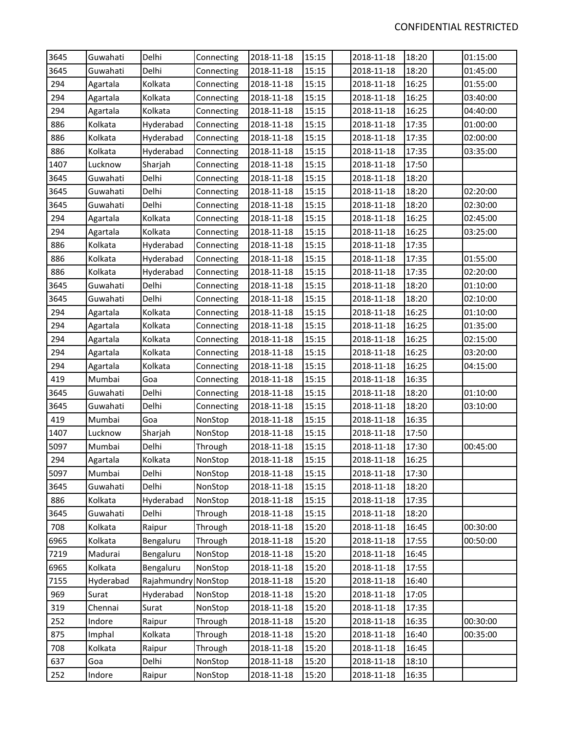CONFIDENTIAL RESTRICTED

| | | | | | | | | | | |
|---|---|---|---|---|---|---|---|---|---|---|
| 3645 | Guwahati | Delhi | Connecting | 2018-11-18 | 15:15 | | 2018-11-18 | 18:20 | | 01:15:00 |
| 3645 | Guwahati | Delhi | Connecting | 2018-11-18 | 15:15 | | 2018-11-18 | 18:20 | | 01:45:00 |
| 294 | Agartala | Kolkata | Connecting | 2018-11-18 | 15:15 | | 2018-11-18 | 16:25 | | 01:55:00 |
| 294 | Agartala | Kolkata | Connecting | 2018-11-18 | 15:15 | | 2018-11-18 | 16:25 | | 03:40:00 |
| 294 | Agartala | Kolkata | Connecting | 2018-11-18 | 15:15 | | 2018-11-18 | 16:25 | | 04:40:00 |
| 886 | Kolkata | Hyderabad | Connecting | 2018-11-18 | 15:15 | | 2018-11-18 | 17:35 | | 01:00:00 |
| 886 | Kolkata | Hyderabad | Connecting | 2018-11-18 | 15:15 | | 2018-11-18 | 17:35 | | 02:00:00 |
| 886 | Kolkata | Hyderabad | Connecting | 2018-11-18 | 15:15 | | 2018-11-18 | 17:35 | | 03:35:00 |
| 1407 | Lucknow | Sharjah | Connecting | 2018-11-18 | 15:15 | | 2018-11-18 | 17:50 | | |
| 3645 | Guwahati | Delhi | Connecting | 2018-11-18 | 15:15 | | 2018-11-18 | 18:20 | | |
| 3645 | Guwahati | Delhi | Connecting | 2018-11-18 | 15:15 | | 2018-11-18 | 18:20 | | 02:20:00 |
| 3645 | Guwahati | Delhi | Connecting | 2018-11-18 | 15:15 | | 2018-11-18 | 18:20 | | 02:30:00 |
| 294 | Agartala | Kolkata | Connecting | 2018-11-18 | 15:15 | | 2018-11-18 | 16:25 | | 02:45:00 |
| 294 | Agartala | Kolkata | Connecting | 2018-11-18 | 15:15 | | 2018-11-18 | 16:25 | | 03:25:00 |
| 886 | Kolkata | Hyderabad | Connecting | 2018-11-18 | 15:15 | | 2018-11-18 | 17:35 | | |
| 886 | Kolkata | Hyderabad | Connecting | 2018-11-18 | 15:15 | | 2018-11-18 | 17:35 | | 01:55:00 |
| 886 | Kolkata | Hyderabad | Connecting | 2018-11-18 | 15:15 | | 2018-11-18 | 17:35 | | 02:20:00 |
| 3645 | Guwahati | Delhi | Connecting | 2018-11-18 | 15:15 | | 2018-11-18 | 18:20 | | 01:10:00 |
| 3645 | Guwahati | Delhi | Connecting | 2018-11-18 | 15:15 | | 2018-11-18 | 18:20 | | 02:10:00 |
| 294 | Agartala | Kolkata | Connecting | 2018-11-18 | 15:15 | | 2018-11-18 | 16:25 | | 01:10:00 |
| 294 | Agartala | Kolkata | Connecting | 2018-11-18 | 15:15 | | 2018-11-18 | 16:25 | | 01:35:00 |
| 294 | Agartala | Kolkata | Connecting | 2018-11-18 | 15:15 | | 2018-11-18 | 16:25 | | 02:15:00 |
| 294 | Agartala | Kolkata | Connecting | 2018-11-18 | 15:15 | | 2018-11-18 | 16:25 | | 03:20:00 |
| 294 | Agartala | Kolkata | Connecting | 2018-11-18 | 15:15 | | 2018-11-18 | 16:25 | | 04:15:00 |
| 419 | Mumbai | Goa | Connecting | 2018-11-18 | 15:15 | | 2018-11-18 | 16:35 | | |
| 3645 | Guwahati | Delhi | Connecting | 2018-11-18 | 15:15 | | 2018-11-18 | 18:20 | | 01:10:00 |
| 3645 | Guwahati | Delhi | Connecting | 2018-11-18 | 15:15 | | 2018-11-18 | 18:20 | | 03:10:00 |
| 419 | Mumbai | Goa | NonStop | 2018-11-18 | 15:15 | | 2018-11-18 | 16:35 | | |
| 1407 | Lucknow | Sharjah | NonStop | 2018-11-18 | 15:15 | | 2018-11-18 | 17:50 | | |
| 5097 | Mumbai | Delhi | Through | 2018-11-18 | 15:15 | | 2018-11-18 | 17:30 | | 00:45:00 |
| 294 | Agartala | Kolkata | NonStop | 2018-11-18 | 15:15 | | 2018-11-18 | 16:25 | | |
| 5097 | Mumbai | Delhi | NonStop | 2018-11-18 | 15:15 | | 2018-11-18 | 17:30 | | |
| 3645 | Guwahati | Delhi | NonStop | 2018-11-18 | 15:15 | | 2018-11-18 | 18:20 | | |
| 886 | Kolkata | Hyderabad | NonStop | 2018-11-18 | 15:15 | | 2018-11-18 | 17:35 | | |
| 3645 | Guwahati | Delhi | Through | 2018-11-18 | 15:15 | | 2018-11-18 | 18:20 | | |
| 708 | Kolkata | Raipur | Through | 2018-11-18 | 15:20 | | 2018-11-18 | 16:45 | | 00:30:00 |
| 6965 | Kolkata | Bengaluru | Through | 2018-11-18 | 15:20 | | 2018-11-18 | 17:55 | | 00:50:00 |
| 7219 | Madurai | Bengaluru | NonStop | 2018-11-18 | 15:20 | | 2018-11-18 | 16:45 | | |
| 6965 | Kolkata | Bengaluru | NonStop | 2018-11-18 | 15:20 | | 2018-11-18 | 17:55 | | |
| 7155 | Hyderabad | Rajahmundry | NonStop | 2018-11-18 | 15:20 | | 2018-11-18 | 16:40 | | |
| 969 | Surat | Hyderabad | NonStop | 2018-11-18 | 15:20 | | 2018-11-18 | 17:05 | | |
| 319 | Chennai | Surat | NonStop | 2018-11-18 | 15:20 | | 2018-11-18 | 17:35 | | |
| 252 | Indore | Raipur | Through | 2018-11-18 | 15:20 | | 2018-11-18 | 16:35 | | 00:30:00 |
| 875 | Imphal | Kolkata | Through | 2018-11-18 | 15:20 | | 2018-11-18 | 16:40 | | 00:35:00 |
| 708 | Kolkata | Raipur | Through | 2018-11-18 | 15:20 | | 2018-11-18 | 16:45 | | |
| 637 | Goa | Delhi | NonStop | 2018-11-18 | 15:20 | | 2018-11-18 | 18:10 | | |
| 252 | Indore | Raipur | NonStop | 2018-11-18 | 15:20 | | 2018-11-18 | 16:35 | | |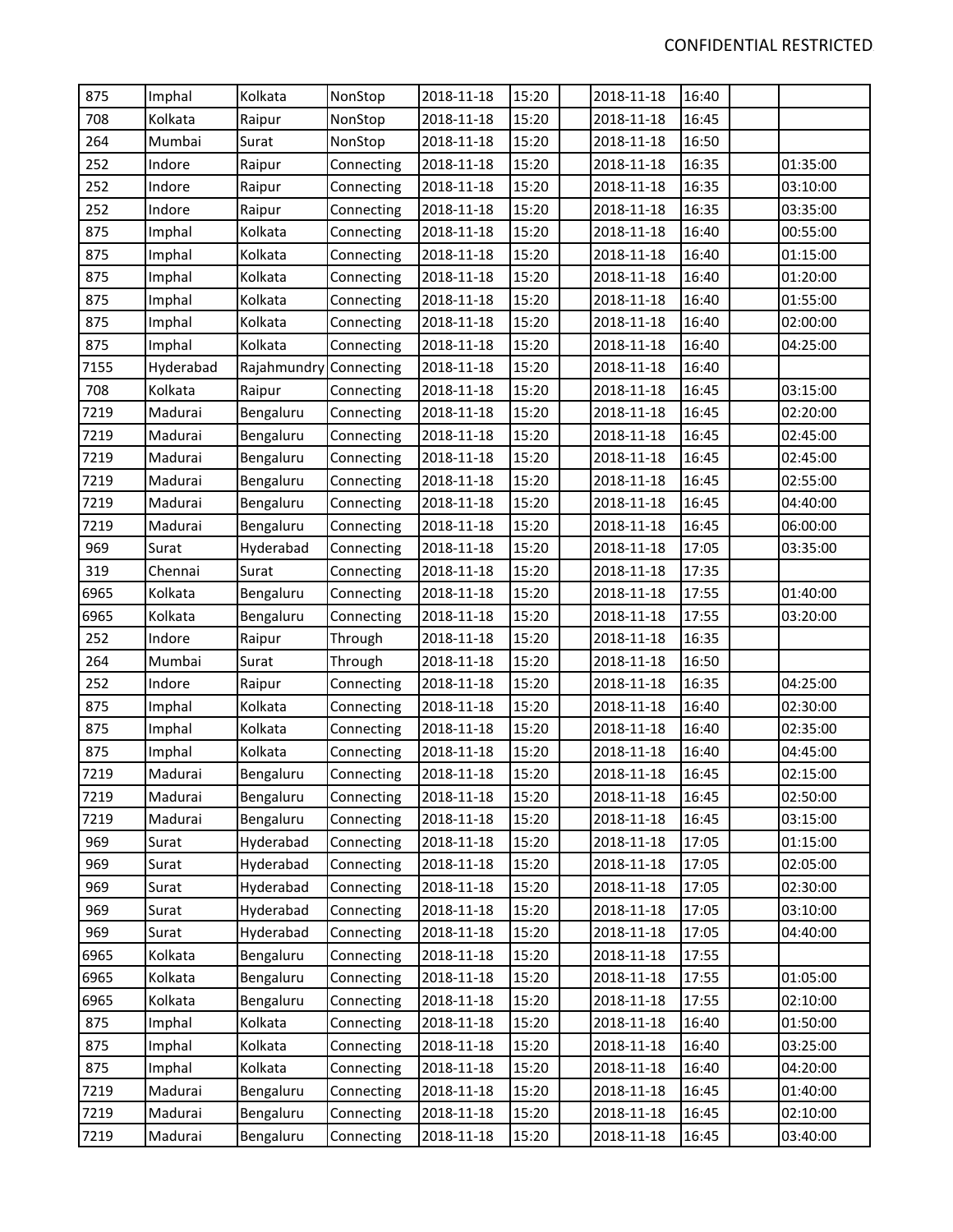CONFIDENTIAL RESTRICTED

| | | | | | | | | | | |
|---|---|---|---|---|---|---|---|---|---|---|
| 875 | Imphal | Kolkata | NonStop | 2018-11-18 | 15:20 | | 2018-11-18 | 16:40 | | |
| 708 | Kolkata | Raipur | NonStop | 2018-11-18 | 15:20 | | 2018-11-18 | 16:45 | | |
| 264 | Mumbai | Surat | NonStop | 2018-11-18 | 15:20 | | 2018-11-18 | 16:50 | | |
| 252 | Indore | Raipur | Connecting | 2018-11-18 | 15:20 | | 2018-11-18 | 16:35 | | 01:35:00 |
| 252 | Indore | Raipur | Connecting | 2018-11-18 | 15:20 | | 2018-11-18 | 16:35 | | 03:10:00 |
| 252 | Indore | Raipur | Connecting | 2018-11-18 | 15:20 | | 2018-11-18 | 16:35 | | 03:35:00 |
| 875 | Imphal | Kolkata | Connecting | 2018-11-18 | 15:20 | | 2018-11-18 | 16:40 | | 00:55:00 |
| 875 | Imphal | Kolkata | Connecting | 2018-11-18 | 15:20 | | 2018-11-18 | 16:40 | | 01:15:00 |
| 875 | Imphal | Kolkata | Connecting | 2018-11-18 | 15:20 | | 2018-11-18 | 16:40 | | 01:20:00 |
| 875 | Imphal | Kolkata | Connecting | 2018-11-18 | 15:20 | | 2018-11-18 | 16:40 | | 01:55:00 |
| 875 | Imphal | Kolkata | Connecting | 2018-11-18 | 15:20 | | 2018-11-18 | 16:40 | | 02:00:00 |
| 875 | Imphal | Kolkata | Connecting | 2018-11-18 | 15:20 | | 2018-11-18 | 16:40 | | 04:25:00 |
| 7155 | Hyderabad | Rajahmundry | Connecting | 2018-11-18 | 15:20 | | 2018-11-18 | 16:40 | | |
| 708 | Kolkata | Raipur | Connecting | 2018-11-18 | 15:20 | | 2018-11-18 | 16:45 | | 03:15:00 |
| 7219 | Madurai | Bengaluru | Connecting | 2018-11-18 | 15:20 | | 2018-11-18 | 16:45 | | 02:20:00 |
| 7219 | Madurai | Bengaluru | Connecting | 2018-11-18 | 15:20 | | 2018-11-18 | 16:45 | | 02:45:00 |
| 7219 | Madurai | Bengaluru | Connecting | 2018-11-18 | 15:20 | | 2018-11-18 | 16:45 | | 02:45:00 |
| 7219 | Madurai | Bengaluru | Connecting | 2018-11-18 | 15:20 | | 2018-11-18 | 16:45 | | 02:55:00 |
| 7219 | Madurai | Bengaluru | Connecting | 2018-11-18 | 15:20 | | 2018-11-18 | 16:45 | | 04:40:00 |
| 7219 | Madurai | Bengaluru | Connecting | 2018-11-18 | 15:20 | | 2018-11-18 | 16:45 | | 06:00:00 |
| 969 | Surat | Hyderabad | Connecting | 2018-11-18 | 15:20 | | 2018-11-18 | 17:05 | | 03:35:00 |
| 319 | Chennai | Surat | Connecting | 2018-11-18 | 15:20 | | 2018-11-18 | 17:35 | | |
| 6965 | Kolkata | Bengaluru | Connecting | 2018-11-18 | 15:20 | | 2018-11-18 | 17:55 | | 01:40:00 |
| 6965 | Kolkata | Bengaluru | Connecting | 2018-11-18 | 15:20 | | 2018-11-18 | 17:55 | | 03:20:00 |
| 252 | Indore | Raipur | Through | 2018-11-18 | 15:20 | | 2018-11-18 | 16:35 | | |
| 264 | Mumbai | Surat | Through | 2018-11-18 | 15:20 | | 2018-11-18 | 16:50 | | |
| 252 | Indore | Raipur | Connecting | 2018-11-18 | 15:20 | | 2018-11-18 | 16:35 | | 04:25:00 |
| 875 | Imphal | Kolkata | Connecting | 2018-11-18 | 15:20 | | 2018-11-18 | 16:40 | | 02:30:00 |
| 875 | Imphal | Kolkata | Connecting | 2018-11-18 | 15:20 | | 2018-11-18 | 16:40 | | 02:35:00 |
| 875 | Imphal | Kolkata | Connecting | 2018-11-18 | 15:20 | | 2018-11-18 | 16:40 | | 04:45:00 |
| 7219 | Madurai | Bengaluru | Connecting | 2018-11-18 | 15:20 | | 2018-11-18 | 16:45 | | 02:15:00 |
| 7219 | Madurai | Bengaluru | Connecting | 2018-11-18 | 15:20 | | 2018-11-18 | 16:45 | | 02:50:00 |
| 7219 | Madurai | Bengaluru | Connecting | 2018-11-18 | 15:20 | | 2018-11-18 | 16:45 | | 03:15:00 |
| 969 | Surat | Hyderabad | Connecting | 2018-11-18 | 15:20 | | 2018-11-18 | 17:05 | | 01:15:00 |
| 969 | Surat | Hyderabad | Connecting | 2018-11-18 | 15:20 | | 2018-11-18 | 17:05 | | 02:05:00 |
| 969 | Surat | Hyderabad | Connecting | 2018-11-18 | 15:20 | | 2018-11-18 | 17:05 | | 02:30:00 |
| 969 | Surat | Hyderabad | Connecting | 2018-11-18 | 15:20 | | 2018-11-18 | 17:05 | | 03:10:00 |
| 969 | Surat | Hyderabad | Connecting | 2018-11-18 | 15:20 | | 2018-11-18 | 17:05 | | 04:40:00 |
| 6965 | Kolkata | Bengaluru | Connecting | 2018-11-18 | 15:20 | | 2018-11-18 | 17:55 | | |
| 6965 | Kolkata | Bengaluru | Connecting | 2018-11-18 | 15:20 | | 2018-11-18 | 17:55 | | 01:05:00 |
| 6965 | Kolkata | Bengaluru | Connecting | 2018-11-18 | 15:20 | | 2018-11-18 | 17:55 | | 02:10:00 |
| 875 | Imphal | Kolkata | Connecting | 2018-11-18 | 15:20 | | 2018-11-18 | 16:40 | | 01:50:00 |
| 875 | Imphal | Kolkata | Connecting | 2018-11-18 | 15:20 | | 2018-11-18 | 16:40 | | 03:25:00 |
| 875 | Imphal | Kolkata | Connecting | 2018-11-18 | 15:20 | | 2018-11-18 | 16:40 | | 04:20:00 |
| 7219 | Madurai | Bengaluru | Connecting | 2018-11-18 | 15:20 | | 2018-11-18 | 16:45 | | 01:40:00 |
| 7219 | Madurai | Bengaluru | Connecting | 2018-11-18 | 15:20 | | 2018-11-18 | 16:45 | | 02:10:00 |
| 7219 | Madurai | Bengaluru | Connecting | 2018-11-18 | 15:20 | | 2018-11-18 | 16:45 | | 03:40:00 |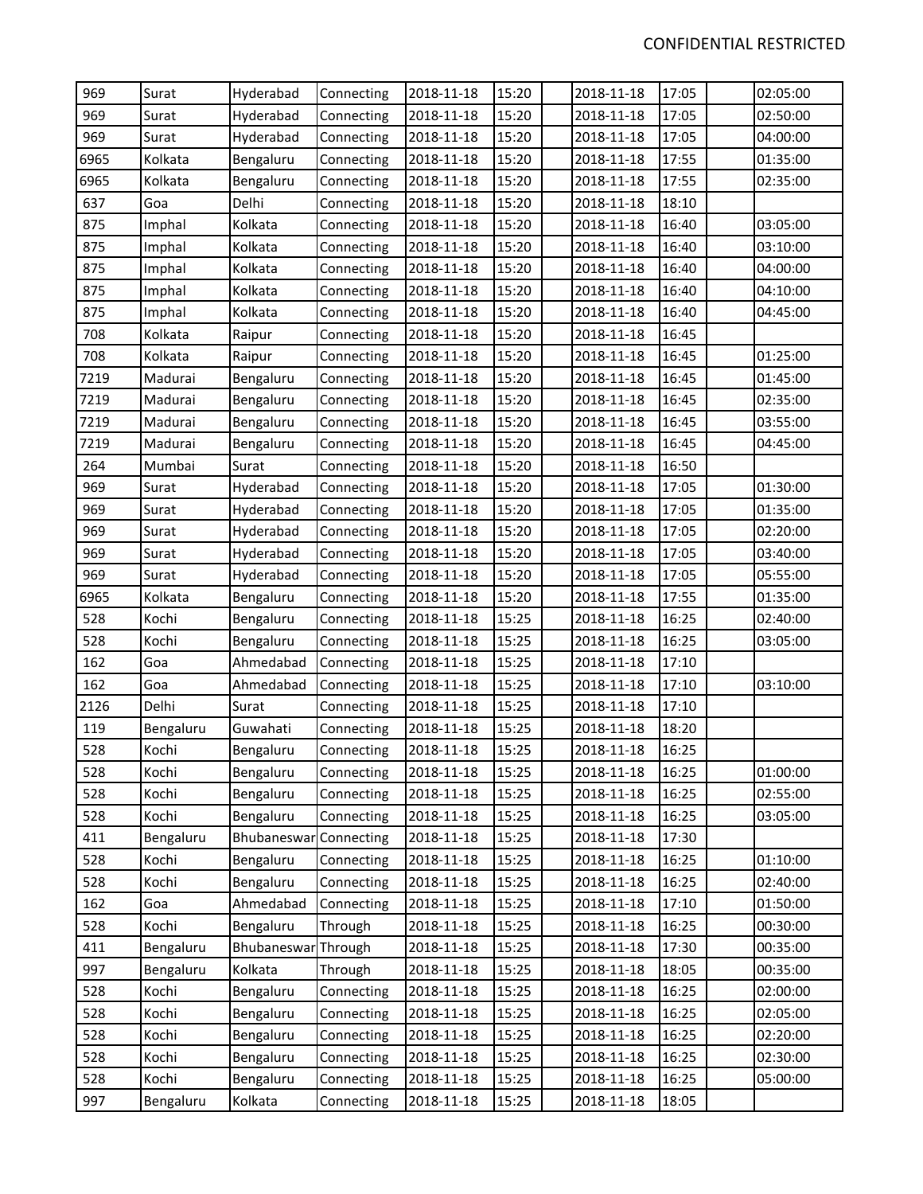| | | | | | | | | | | |
|---|---|---|---|---|---|---|---|---|---|---|
| 969 | Surat | Hyderabad | Connecting | 2018-11-18 | 15:20 | | 2018-11-18 | 17:05 | | 02:05:00 |
| 969 | Surat | Hyderabad | Connecting | 2018-11-18 | 15:20 | | 2018-11-18 | 17:05 | | 02:50:00 |
| 969 | Surat | Hyderabad | Connecting | 2018-11-18 | 15:20 | | 2018-11-18 | 17:05 | | 04:00:00 |
| 6965 | Kolkata | Bengaluru | Connecting | 2018-11-18 | 15:20 | | 2018-11-18 | 17:55 | | 01:35:00 |
| 6965 | Kolkata | Bengaluru | Connecting | 2018-11-18 | 15:20 | | 2018-11-18 | 17:55 | | 02:35:00 |
| 637 | Goa | Delhi | Connecting | 2018-11-18 | 15:20 | | 2018-11-18 | 18:10 | | |
| 875 | Imphal | Kolkata | Connecting | 2018-11-18 | 15:20 | | 2018-11-18 | 16:40 | | 03:05:00 |
| 875 | Imphal | Kolkata | Connecting | 2018-11-18 | 15:20 | | 2018-11-18 | 16:40 | | 03:10:00 |
| 875 | Imphal | Kolkata | Connecting | 2018-11-18 | 15:20 | | 2018-11-18 | 16:40 | | 04:00:00 |
| 875 | Imphal | Kolkata | Connecting | 2018-11-18 | 15:20 | | 2018-11-18 | 16:40 | | 04:10:00 |
| 875 | Imphal | Kolkata | Connecting | 2018-11-18 | 15:20 | | 2018-11-18 | 16:40 | | 04:45:00 |
| 708 | Kolkata | Raipur | Connecting | 2018-11-18 | 15:20 | | 2018-11-18 | 16:45 | | |
| 708 | Kolkata | Raipur | Connecting | 2018-11-18 | 15:20 | | 2018-11-18 | 16:45 | | 01:25:00 |
| 7219 | Madurai | Bengaluru | Connecting | 2018-11-18 | 15:20 | | 2018-11-18 | 16:45 | | 01:45:00 |
| 7219 | Madurai | Bengaluru | Connecting | 2018-11-18 | 15:20 | | 2018-11-18 | 16:45 | | 02:35:00 |
| 7219 | Madurai | Bengaluru | Connecting | 2018-11-18 | 15:20 | | 2018-11-18 | 16:45 | | 03:55:00 |
| 7219 | Madurai | Bengaluru | Connecting | 2018-11-18 | 15:20 | | 2018-11-18 | 16:45 | | 04:45:00 |
| 264 | Mumbai | Surat | Connecting | 2018-11-18 | 15:20 | | 2018-11-18 | 16:50 | | |
| 969 | Surat | Hyderabad | Connecting | 2018-11-18 | 15:20 | | 2018-11-18 | 17:05 | | 01:30:00 |
| 969 | Surat | Hyderabad | Connecting | 2018-11-18 | 15:20 | | 2018-11-18 | 17:05 | | 01:35:00 |
| 969 | Surat | Hyderabad | Connecting | 2018-11-18 | 15:20 | | 2018-11-18 | 17:05 | | 02:20:00 |
| 969 | Surat | Hyderabad | Connecting | 2018-11-18 | 15:20 | | 2018-11-18 | 17:05 | | 03:40:00 |
| 969 | Surat | Hyderabad | Connecting | 2018-11-18 | 15:20 | | 2018-11-18 | 17:05 | | 05:55:00 |
| 6965 | Kolkata | Bengaluru | Connecting | 2018-11-18 | 15:20 | | 2018-11-18 | 17:55 | | 01:35:00 |
| 528 | Kochi | Bengaluru | Connecting | 2018-11-18 | 15:25 | | 2018-11-18 | 16:25 | | 02:40:00 |
| 528 | Kochi | Bengaluru | Connecting | 2018-11-18 | 15:25 | | 2018-11-18 | 16:25 | | 03:05:00 |
| 162 | Goa | Ahmedabad | Connecting | 2018-11-18 | 15:25 | | 2018-11-18 | 17:10 | | |
| 162 | Goa | Ahmedabad | Connecting | 2018-11-18 | 15:25 | | 2018-11-18 | 17:10 | | 03:10:00 |
| 2126 | Delhi | Surat | Connecting | 2018-11-18 | 15:25 | | 2018-11-18 | 17:10 | | |
| 119 | Bengaluru | Guwahati | Connecting | 2018-11-18 | 15:25 | | 2018-11-18 | 18:20 | | |
| 528 | Kochi | Bengaluru | Connecting | 2018-11-18 | 15:25 | | 2018-11-18 | 16:25 | | |
| 528 | Kochi | Bengaluru | Connecting | 2018-11-18 | 15:25 | | 2018-11-18 | 16:25 | | 01:00:00 |
| 528 | Kochi | Bengaluru | Connecting | 2018-11-18 | 15:25 | | 2018-11-18 | 16:25 | | 02:55:00 |
| 528 | Kochi | Bengaluru | Connecting | 2018-11-18 | 15:25 | | 2018-11-18 | 16:25 | | 03:05:00 |
| 411 | Bengaluru | Bhubaneswar | Connecting | 2018-11-18 | 15:25 | | 2018-11-18 | 17:30 | | |
| 528 | Kochi | Bengaluru | Connecting | 2018-11-18 | 15:25 | | 2018-11-18 | 16:25 | | 01:10:00 |
| 528 | Kochi | Bengaluru | Connecting | 2018-11-18 | 15:25 | | 2018-11-18 | 16:25 | | 02:40:00 |
| 162 | Goa | Ahmedabad | Connecting | 2018-11-18 | 15:25 | | 2018-11-18 | 17:10 | | 01:50:00 |
| 528 | Kochi | Bengaluru | Through | 2018-11-18 | 15:25 | | 2018-11-18 | 16:25 | | 00:30:00 |
| 411 | Bengaluru | Bhubaneswar | Through | 2018-11-18 | 15:25 | | 2018-11-18 | 17:30 | | 00:35:00 |
| 997 | Bengaluru | Kolkata | Through | 2018-11-18 | 15:25 | | 2018-11-18 | 18:05 | | 00:35:00 |
| 528 | Kochi | Bengaluru | Connecting | 2018-11-18 | 15:25 | | 2018-11-18 | 16:25 | | 02:00:00 |
| 528 | Kochi | Bengaluru | Connecting | 2018-11-18 | 15:25 | | 2018-11-18 | 16:25 | | 02:05:00 |
| 528 | Kochi | Bengaluru | Connecting | 2018-11-18 | 15:25 | | 2018-11-18 | 16:25 | | 02:20:00 |
| 528 | Kochi | Bengaluru | Connecting | 2018-11-18 | 15:25 | | 2018-11-18 | 16:25 | | 02:30:00 |
| 528 | Kochi | Bengaluru | Connecting | 2018-11-18 | 15:25 | | 2018-11-18 | 16:25 | | 05:00:00 |
| 997 | Bengaluru | Kolkata | Connecting | 2018-11-18 | 15:25 | | 2018-11-18 | 18:05 | | |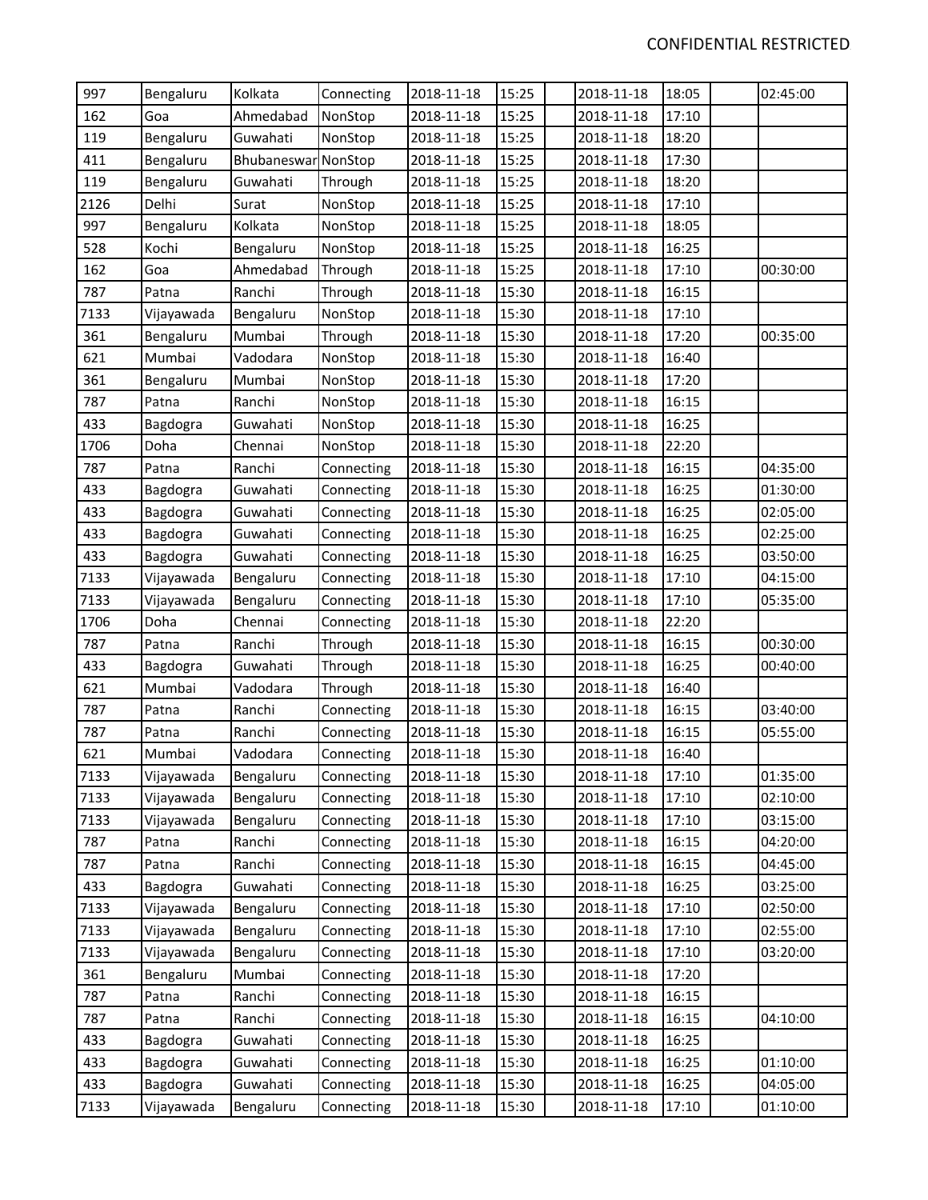| 997 | Bengaluru | Kolkata | Connecting | 2018-11-18 | 15:25 | | 2018-11-18 | 18:05 | | 02:45:00 |
|---|---|---|---|---|---|---|---|---|---|---|
| 162 | Goa | Ahmedabad | NonStop | 2018-11-18 | 15:25 | | 2018-11-18 | 17:10 | | |
| 119 | Bengaluru | Guwahati | NonStop | 2018-11-18 | 15:25 | | 2018-11-18 | 18:20 | | |
| 411 | Bengaluru | Bhubaneswar | NonStop | 2018-11-18 | 15:25 | | 2018-11-18 | 17:30 | | |
| 119 | Bengaluru | Guwahati | Through | 2018-11-18 | 15:25 | | 2018-11-18 | 18:20 | | |
| 2126 | Delhi | Surat | NonStop | 2018-11-18 | 15:25 | | 2018-11-18 | 17:10 | | |
| 997 | Bengaluru | Kolkata | NonStop | 2018-11-18 | 15:25 | | 2018-11-18 | 18:05 | | |
| 528 | Kochi | Bengaluru | NonStop | 2018-11-18 | 15:25 | | 2018-11-18 | 16:25 | | |
| 162 | Goa | Ahmedabad | Through | 2018-11-18 | 15:25 | | 2018-11-18 | 17:10 | | 00:30:00 |
| 787 | Patna | Ranchi | Through | 2018-11-18 | 15:30 | | 2018-11-18 | 16:15 | | |
| 7133 | Vijayawada | Bengaluru | NonStop | 2018-11-18 | 15:30 | | 2018-11-18 | 17:10 | | |
| 361 | Bengaluru | Mumbai | Through | 2018-11-18 | 15:30 | | 2018-11-18 | 17:20 | | 00:35:00 |
| 621 | Mumbai | Vadodara | NonStop | 2018-11-18 | 15:30 | | 2018-11-18 | 16:40 | | |
| 361 | Bengaluru | Mumbai | NonStop | 2018-11-18 | 15:30 | | 2018-11-18 | 17:20 | | |
| 787 | Patna | Ranchi | NonStop | 2018-11-18 | 15:30 | | 2018-11-18 | 16:15 | | |
| 433 | Bagdogra | Guwahati | NonStop | 2018-11-18 | 15:30 | | 2018-11-18 | 16:25 | | |
| 1706 | Doha | Chennai | NonStop | 2018-11-18 | 15:30 | | 2018-11-18 | 22:20 | | |
| 787 | Patna | Ranchi | Connecting | 2018-11-18 | 15:30 | | 2018-11-18 | 16:15 | | 04:35:00 |
| 433 | Bagdogra | Guwahati | Connecting | 2018-11-18 | 15:30 | | 2018-11-18 | 16:25 | | 01:30:00 |
| 433 | Bagdogra | Guwahati | Connecting | 2018-11-18 | 15:30 | | 2018-11-18 | 16:25 | | 02:05:00 |
| 433 | Bagdogra | Guwahati | Connecting | 2018-11-18 | 15:30 | | 2018-11-18 | 16:25 | | 02:25:00 |
| 433 | Bagdogra | Guwahati | Connecting | 2018-11-18 | 15:30 | | 2018-11-18 | 16:25 | | 03:50:00 |
| 7133 | Vijayawada | Bengaluru | Connecting | 2018-11-18 | 15:30 | | 2018-11-18 | 17:10 | | 04:15:00 |
| 7133 | Vijayawada | Bengaluru | Connecting | 2018-11-18 | 15:30 | | 2018-11-18 | 17:10 | | 05:35:00 |
| 1706 | Doha | Chennai | Connecting | 2018-11-18 | 15:30 | | 2018-11-18 | 22:20 | | |
| 787 | Patna | Ranchi | Through | 2018-11-18 | 15:30 | | 2018-11-18 | 16:15 | | 00:30:00 |
| 433 | Bagdogra | Guwahati | Through | 2018-11-18 | 15:30 | | 2018-11-18 | 16:25 | | 00:40:00 |
| 621 | Mumbai | Vadodara | Through | 2018-11-18 | 15:30 | | 2018-11-18 | 16:40 | | |
| 787 | Patna | Ranchi | Connecting | 2018-11-18 | 15:30 | | 2018-11-18 | 16:15 | | 03:40:00 |
| 787 | Patna | Ranchi | Connecting | 2018-11-18 | 15:30 | | 2018-11-18 | 16:15 | | 05:55:00 |
| 621 | Mumbai | Vadodara | Connecting | 2018-11-18 | 15:30 | | 2018-11-18 | 16:40 | | |
| 7133 | Vijayawada | Bengaluru | Connecting | 2018-11-18 | 15:30 | | 2018-11-18 | 17:10 | | 01:35:00 |
| 7133 | Vijayawada | Bengaluru | Connecting | 2018-11-18 | 15:30 | | 2018-11-18 | 17:10 | | 02:10:00 |
| 7133 | Vijayawada | Bengaluru | Connecting | 2018-11-18 | 15:30 | | 2018-11-18 | 17:10 | | 03:15:00 |
| 787 | Patna | Ranchi | Connecting | 2018-11-18 | 15:30 | | 2018-11-18 | 16:15 | | 04:20:00 |
| 787 | Patna | Ranchi | Connecting | 2018-11-18 | 15:30 | | 2018-11-18 | 16:15 | | 04:45:00 |
| 433 | Bagdogra | Guwahati | Connecting | 2018-11-18 | 15:30 | | 2018-11-18 | 16:25 | | 03:25:00 |
| 7133 | Vijayawada | Bengaluru | Connecting | 2018-11-18 | 15:30 | | 2018-11-18 | 17:10 | | 02:50:00 |
| 7133 | Vijayawada | Bengaluru | Connecting | 2018-11-18 | 15:30 | | 2018-11-18 | 17:10 | | 02:55:00 |
| 7133 | Vijayawada | Bengaluru | Connecting | 2018-11-18 | 15:30 | | 2018-11-18 | 17:10 | | 03:20:00 |
| 361 | Bengaluru | Mumbai | Connecting | 2018-11-18 | 15:30 | | 2018-11-18 | 17:20 | | |
| 787 | Patna | Ranchi | Connecting | 2018-11-18 | 15:30 | | 2018-11-18 | 16:15 | | |
| 787 | Patna | Ranchi | Connecting | 2018-11-18 | 15:30 | | 2018-11-18 | 16:15 | | 04:10:00 |
| 433 | Bagdogra | Guwahati | Connecting | 2018-11-18 | 15:30 | | 2018-11-18 | 16:25 | | |
| 433 | Bagdogra | Guwahati | Connecting | 2018-11-18 | 15:30 | | 2018-11-18 | 16:25 | | 01:10:00 |
| 433 | Bagdogra | Guwahati | Connecting | 2018-11-18 | 15:30 | | 2018-11-18 | 16:25 | | 04:05:00 |
| 7133 | Vijayawada | Bengaluru | Connecting | 2018-11-18 | 15:30 | | 2018-11-18 | 17:10 | | 01:10:00 |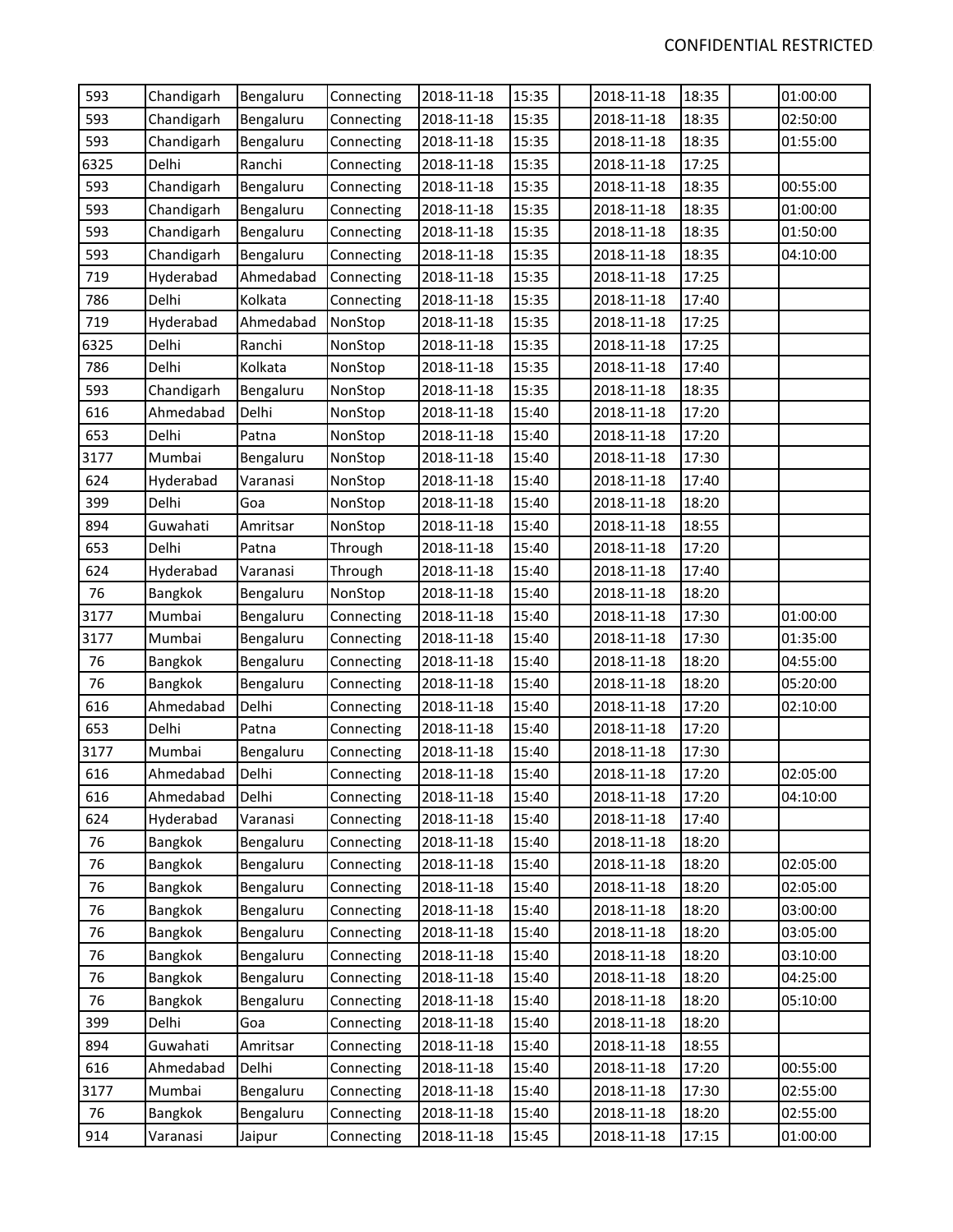| | | | | | | | | | | |
|---|---|---|---|---|---|---|---|---|---|---|
| 593 | Chandigarh | Bengaluru | Connecting | 2018-11-18 | 15:35 | | 2018-11-18 | 18:35 | | 01:00:00 |
| 593 | Chandigarh | Bengaluru | Connecting | 2018-11-18 | 15:35 | | 2018-11-18 | 18:35 | | 02:50:00 |
| 593 | Chandigarh | Bengaluru | Connecting | 2018-11-18 | 15:35 | | 2018-11-18 | 18:35 | | 01:55:00 |
| 6325 | Delhi | Ranchi | Connecting | 2018-11-18 | 15:35 | | 2018-11-18 | 17:25 | | |
| 593 | Chandigarh | Bengaluru | Connecting | 2018-11-18 | 15:35 | | 2018-11-18 | 18:35 | | 00:55:00 |
| 593 | Chandigarh | Bengaluru | Connecting | 2018-11-18 | 15:35 | | 2018-11-18 | 18:35 | | 01:00:00 |
| 593 | Chandigarh | Bengaluru | Connecting | 2018-11-18 | 15:35 | | 2018-11-18 | 18:35 | | 01:50:00 |
| 593 | Chandigarh | Bengaluru | Connecting | 2018-11-18 | 15:35 | | 2018-11-18 | 18:35 | | 04:10:00 |
| 719 | Hyderabad | Ahmedabad | Connecting | 2018-11-18 | 15:35 | | 2018-11-18 | 17:25 | | |
| 786 | Delhi | Kolkata | Connecting | 2018-11-18 | 15:35 | | 2018-11-18 | 17:40 | | |
| 719 | Hyderabad | Ahmedabad | NonStop | 2018-11-18 | 15:35 | | 2018-11-18 | 17:25 | | |
| 6325 | Delhi | Ranchi | NonStop | 2018-11-18 | 15:35 | | 2018-11-18 | 17:25 | | |
| 786 | Delhi | Kolkata | NonStop | 2018-11-18 | 15:35 | | 2018-11-18 | 17:40 | | |
| 593 | Chandigarh | Bengaluru | NonStop | 2018-11-18 | 15:35 | | 2018-11-18 | 18:35 | | |
| 616 | Ahmedabad | Delhi | NonStop | 2018-11-18 | 15:40 | | 2018-11-18 | 17:20 | | |
| 653 | Delhi | Patna | NonStop | 2018-11-18 | 15:40 | | 2018-11-18 | 17:20 | | |
| 3177 | Mumbai | Bengaluru | NonStop | 2018-11-18 | 15:40 | | 2018-11-18 | 17:30 | | |
| 624 | Hyderabad | Varanasi | NonStop | 2018-11-18 | 15:40 | | 2018-11-18 | 17:40 | | |
| 399 | Delhi | Goa | NonStop | 2018-11-18 | 15:40 | | 2018-11-18 | 18:20 | | |
| 894 | Guwahati | Amritsar | NonStop | 2018-11-18 | 15:40 | | 2018-11-18 | 18:55 | | |
| 653 | Delhi | Patna | Through | 2018-11-18 | 15:40 | | 2018-11-18 | 17:20 | | |
| 624 | Hyderabad | Varanasi | Through | 2018-11-18 | 15:40 | | 2018-11-18 | 17:40 | | |
| 76 | Bangkok | Bengaluru | NonStop | 2018-11-18 | 15:40 | | 2018-11-18 | 18:20 | | |
| 3177 | Mumbai | Bengaluru | Connecting | 2018-11-18 | 15:40 | | 2018-11-18 | 17:30 | | 01:00:00 |
| 3177 | Mumbai | Bengaluru | Connecting | 2018-11-18 | 15:40 | | 2018-11-18 | 17:30 | | 01:35:00 |
| 76 | Bangkok | Bengaluru | Connecting | 2018-11-18 | 15:40 | | 2018-11-18 | 18:20 | | 04:55:00 |
| 76 | Bangkok | Bengaluru | Connecting | 2018-11-18 | 15:40 | | 2018-11-18 | 18:20 | | 05:20:00 |
| 616 | Ahmedabad | Delhi | Connecting | 2018-11-18 | 15:40 | | 2018-11-18 | 17:20 | | 02:10:00 |
| 653 | Delhi | Patna | Connecting | 2018-11-18 | 15:40 | | 2018-11-18 | 17:20 | | |
| 3177 | Mumbai | Bengaluru | Connecting | 2018-11-18 | 15:40 | | 2018-11-18 | 17:30 | | |
| 616 | Ahmedabad | Delhi | Connecting | 2018-11-18 | 15:40 | | 2018-11-18 | 17:20 | | 02:05:00 |
| 616 | Ahmedabad | Delhi | Connecting | 2018-11-18 | 15:40 | | 2018-11-18 | 17:20 | | 04:10:00 |
| 624 | Hyderabad | Varanasi | Connecting | 2018-11-18 | 15:40 | | 2018-11-18 | 17:40 | | |
| 76 | Bangkok | Bengaluru | Connecting | 2018-11-18 | 15:40 | | 2018-11-18 | 18:20 | | |
| 76 | Bangkok | Bengaluru | Connecting | 2018-11-18 | 15:40 | | 2018-11-18 | 18:20 | | 02:05:00 |
| 76 | Bangkok | Bengaluru | Connecting | 2018-11-18 | 15:40 | | 2018-11-18 | 18:20 | | 02:05:00 |
| 76 | Bangkok | Bengaluru | Connecting | 2018-11-18 | 15:40 | | 2018-11-18 | 18:20 | | 03:00:00 |
| 76 | Bangkok | Bengaluru | Connecting | 2018-11-18 | 15:40 | | 2018-11-18 | 18:20 | | 03:05:00 |
| 76 | Bangkok | Bengaluru | Connecting | 2018-11-18 | 15:40 | | 2018-11-18 | 18:20 | | 03:10:00 |
| 76 | Bangkok | Bengaluru | Connecting | 2018-11-18 | 15:40 | | 2018-11-18 | 18:20 | | 04:25:00 |
| 76 | Bangkok | Bengaluru | Connecting | 2018-11-18 | 15:40 | | 2018-11-18 | 18:20 | | 05:10:00 |
| 399 | Delhi | Goa | Connecting | 2018-11-18 | 15:40 | | 2018-11-18 | 18:20 | | |
| 894 | Guwahati | Amritsar | Connecting | 2018-11-18 | 15:40 | | 2018-11-18 | 18:55 | | |
| 616 | Ahmedabad | Delhi | Connecting | 2018-11-18 | 15:40 | | 2018-11-18 | 17:20 | | 00:55:00 |
| 3177 | Mumbai | Bengaluru | Connecting | 2018-11-18 | 15:40 | | 2018-11-18 | 17:30 | | 02:55:00 |
| 76 | Bangkok | Bengaluru | Connecting | 2018-11-18 | 15:40 | | 2018-11-18 | 18:20 | | 02:55:00 |
| 914 | Varanasi | Jaipur | Connecting | 2018-11-18 | 15:45 | | 2018-11-18 | 17:15 | | 01:00:00 |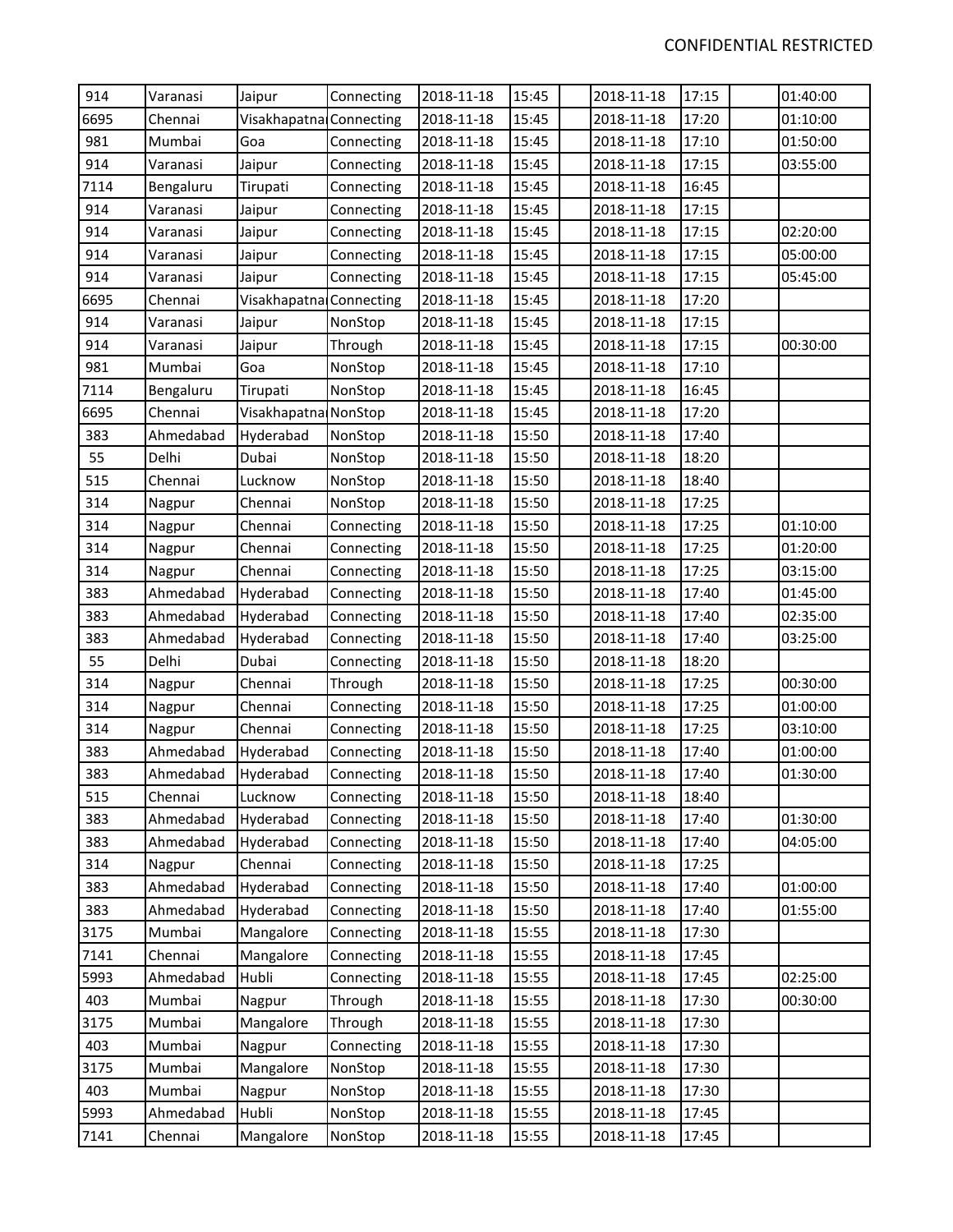| 914 | Varanasi | Jaipur | Connecting | 2018-11-18 | 15:45 | | 2018-11-18 | 17:15 | | 01:40:00 |
|---|---|---|---|---|---|---|---|---|---|---|
| 6695 | Chennai | Visakhapatna | Connecting | 2018-11-18 | 15:45 | | 2018-11-18 | 17:20 | | 01:10:00 |
| 981 | Mumbai | Goa | Connecting | 2018-11-18 | 15:45 | | 2018-11-18 | 17:10 | | 01:50:00 |
| 914 | Varanasi | Jaipur | Connecting | 2018-11-18 | 15:45 | | 2018-11-18 | 17:15 | | 03:55:00 |
| 7114 | Bengaluru | Tirupati | Connecting | 2018-11-18 | 15:45 | | 2018-11-18 | 16:45 | | |
| 914 | Varanasi | Jaipur | Connecting | 2018-11-18 | 15:45 | | 2018-11-18 | 17:15 | | |
| 914 | Varanasi | Jaipur | Connecting | 2018-11-18 | 15:45 | | 2018-11-18 | 17:15 | | 02:20:00 |
| 914 | Varanasi | Jaipur | Connecting | 2018-11-18 | 15:45 | | 2018-11-18 | 17:15 | | 05:00:00 |
| 914 | Varanasi | Jaipur | Connecting | 2018-11-18 | 15:45 | | 2018-11-18 | 17:15 | | 05:45:00 |
| 6695 | Chennai | Visakhapatna | Connecting | 2018-11-18 | 15:45 | | 2018-11-18 | 17:20 | | |
| 914 | Varanasi | Jaipur | NonStop | 2018-11-18 | 15:45 | | 2018-11-18 | 17:15 | | |
| 914 | Varanasi | Jaipur | Through | 2018-11-18 | 15:45 | | 2018-11-18 | 17:15 | | 00:30:00 |
| 981 | Mumbai | Goa | NonStop | 2018-11-18 | 15:45 | | 2018-11-18 | 17:10 | | |
| 7114 | Bengaluru | Tirupati | NonStop | 2018-11-18 | 15:45 | | 2018-11-18 | 16:45 | | |
| 6695 | Chennai | Visakhapatna | NonStop | 2018-11-18 | 15:45 | | 2018-11-18 | 17:20 | | |
| 383 | Ahmedabad | Hyderabad | NonStop | 2018-11-18 | 15:50 | | 2018-11-18 | 17:40 | | |
| 55 | Delhi | Dubai | NonStop | 2018-11-18 | 15:50 | | 2018-11-18 | 18:20 | | |
| 515 | Chennai | Lucknow | NonStop | 2018-11-18 | 15:50 | | 2018-11-18 | 18:40 | | |
| 314 | Nagpur | Chennai | NonStop | 2018-11-18 | 15:50 | | 2018-11-18 | 17:25 | | |
| 314 | Nagpur | Chennai | Connecting | 2018-11-18 | 15:50 | | 2018-11-18 | 17:25 | | 01:10:00 |
| 314 | Nagpur | Chennai | Connecting | 2018-11-18 | 15:50 | | 2018-11-18 | 17:25 | | 01:20:00 |
| 314 | Nagpur | Chennai | Connecting | 2018-11-18 | 15:50 | | 2018-11-18 | 17:25 | | 03:15:00 |
| 383 | Ahmedabad | Hyderabad | Connecting | 2018-11-18 | 15:50 | | 2018-11-18 | 17:40 | | 01:45:00 |
| 383 | Ahmedabad | Hyderabad | Connecting | 2018-11-18 | 15:50 | | 2018-11-18 | 17:40 | | 02:35:00 |
| 383 | Ahmedabad | Hyderabad | Connecting | 2018-11-18 | 15:50 | | 2018-11-18 | 17:40 | | 03:25:00 |
| 55 | Delhi | Dubai | Connecting | 2018-11-18 | 15:50 | | 2018-11-18 | 18:20 | | |
| 314 | Nagpur | Chennai | Through | 2018-11-18 | 15:50 | | 2018-11-18 | 17:25 | | 00:30:00 |
| 314 | Nagpur | Chennai | Connecting | 2018-11-18 | 15:50 | | 2018-11-18 | 17:25 | | 01:00:00 |
| 314 | Nagpur | Chennai | Connecting | 2018-11-18 | 15:50 | | 2018-11-18 | 17:25 | | 03:10:00 |
| 383 | Ahmedabad | Hyderabad | Connecting | 2018-11-18 | 15:50 | | 2018-11-18 | 17:40 | | 01:00:00 |
| 383 | Ahmedabad | Hyderabad | Connecting | 2018-11-18 | 15:50 | | 2018-11-18 | 17:40 | | 01:30:00 |
| 515 | Chennai | Lucknow | Connecting | 2018-11-18 | 15:50 | | 2018-11-18 | 18:40 | | |
| 383 | Ahmedabad | Hyderabad | Connecting | 2018-11-18 | 15:50 | | 2018-11-18 | 17:40 | | 01:30:00 |
| 383 | Ahmedabad | Hyderabad | Connecting | 2018-11-18 | 15:50 | | 2018-11-18 | 17:40 | | 04:05:00 |
| 314 | Nagpur | Chennai | Connecting | 2018-11-18 | 15:50 | | 2018-11-18 | 17:25 | | |
| 383 | Ahmedabad | Hyderabad | Connecting | 2018-11-18 | 15:50 | | 2018-11-18 | 17:40 | | 01:00:00 |
| 383 | Ahmedabad | Hyderabad | Connecting | 2018-11-18 | 15:50 | | 2018-11-18 | 17:40 | | 01:55:00 |
| 3175 | Mumbai | Mangalore | Connecting | 2018-11-18 | 15:55 | | 2018-11-18 | 17:30 | | |
| 7141 | Chennai | Mangalore | Connecting | 2018-11-18 | 15:55 | | 2018-11-18 | 17:45 | | |
| 5993 | Ahmedabad | Hubli | Connecting | 2018-11-18 | 15:55 | | 2018-11-18 | 17:45 | | 02:25:00 |
| 403 | Mumbai | Nagpur | Through | 2018-11-18 | 15:55 | | 2018-11-18 | 17:30 | | 00:30:00 |
| 3175 | Mumbai | Mangalore | Through | 2018-11-18 | 15:55 | | 2018-11-18 | 17:30 | | |
| 403 | Mumbai | Nagpur | Connecting | 2018-11-18 | 15:55 | | 2018-11-18 | 17:30 | | |
| 3175 | Mumbai | Mangalore | NonStop | 2018-11-18 | 15:55 | | 2018-11-18 | 17:30 | | |
| 403 | Mumbai | Nagpur | NonStop | 2018-11-18 | 15:55 | | 2018-11-18 | 17:30 | | |
| 5993 | Ahmedabad | Hubli | NonStop | 2018-11-18 | 15:55 | | 2018-11-18 | 17:45 | | |
| 7141 | Chennai | Mangalore | NonStop | 2018-11-18 | 15:55 | | 2018-11-18 | 17:45 | | |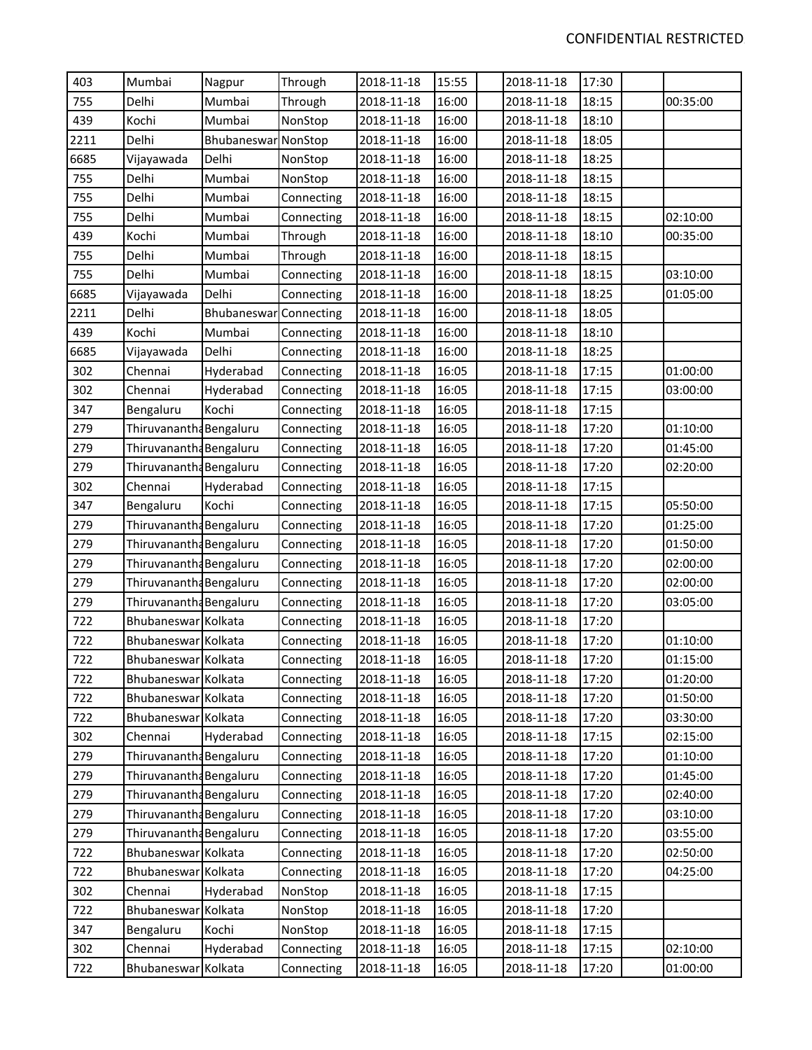| 403 | Mumbai | Nagpur | Through | 2018-11-18 | 15:55 | | 2018-11-18 | 17:30 | | |
|---|---|---|---|---|---|---|---|---|---|---|
| 755 | Delhi | Mumbai | Through | 2018-11-18 | 16:00 | | 2018-11-18 | 18:15 | | 00:35:00 |
| 439 | Kochi | Mumbai | NonStop | 2018-11-18 | 16:00 | | 2018-11-18 | 18:10 | | |
| 2211 | Delhi | Bhubaneswar | NonStop | 2018-11-18 | 16:00 | | 2018-11-18 | 18:05 | | |
| 6685 | Vijayawada | Delhi | NonStop | 2018-11-18 | 16:00 | | 2018-11-18 | 18:25 | | |
| 755 | Delhi | Mumbai | NonStop | 2018-11-18 | 16:00 | | 2018-11-18 | 18:15 | | |
| 755 | Delhi | Mumbai | Connecting | 2018-11-18 | 16:00 | | 2018-11-18 | 18:15 | | |
| 755 | Delhi | Mumbai | Connecting | 2018-11-18 | 16:00 | | 2018-11-18 | 18:15 | | 02:10:00 |
| 439 | Kochi | Mumbai | Through | 2018-11-18 | 16:00 | | 2018-11-18 | 18:10 | | 00:35:00 |
| 755 | Delhi | Mumbai | Through | 2018-11-18 | 16:00 | | 2018-11-18 | 18:15 | | |
| 755 | Delhi | Mumbai | Connecting | 2018-11-18 | 16:00 | | 2018-11-18 | 18:15 | | 03:10:00 |
| 6685 | Vijayawada | Delhi | Connecting | 2018-11-18 | 16:00 | | 2018-11-18 | 18:25 | | 01:05:00 |
| 2211 | Delhi | Bhubaneswar | Connecting | 2018-11-18 | 16:00 | | 2018-11-18 | 18:05 | | |
| 439 | Kochi | Mumbai | Connecting | 2018-11-18 | 16:00 | | 2018-11-18 | 18:10 | | |
| 6685 | Vijayawada | Delhi | Connecting | 2018-11-18 | 16:00 | | 2018-11-18 | 18:25 | | |
| 302 | Chennai | Hyderabad | Connecting | 2018-11-18 | 16:05 | | 2018-11-18 | 17:15 | | 01:00:00 |
| 302 | Chennai | Hyderabad | Connecting | 2018-11-18 | 16:05 | | 2018-11-18 | 17:15 | | 03:00:00 |
| 347 | Bengaluru | Kochi | Connecting | 2018-11-18 | 16:05 | | 2018-11-18 | 17:15 | | |
| 279 | Thiruvanantha | Bengaluru | Connecting | 2018-11-18 | 16:05 | | 2018-11-18 | 17:20 | | 01:10:00 |
| 279 | Thiruvanantha | Bengaluru | Connecting | 2018-11-18 | 16:05 | | 2018-11-18 | 17:20 | | 01:45:00 |
| 279 | Thiruvanantha | Bengaluru | Connecting | 2018-11-18 | 16:05 | | 2018-11-18 | 17:20 | | 02:20:00 |
| 302 | Chennai | Hyderabad | Connecting | 2018-11-18 | 16:05 | | 2018-11-18 | 17:15 | | |
| 347 | Bengaluru | Kochi | Connecting | 2018-11-18 | 16:05 | | 2018-11-18 | 17:15 | | 05:50:00 |
| 279 | Thiruvanantha | Bengaluru | Connecting | 2018-11-18 | 16:05 | | 2018-11-18 | 17:20 | | 01:25:00 |
| 279 | Thiruvanantha | Bengaluru | Connecting | 2018-11-18 | 16:05 | | 2018-11-18 | 17:20 | | 01:50:00 |
| 279 | Thiruvanantha | Bengaluru | Connecting | 2018-11-18 | 16:05 | | 2018-11-18 | 17:20 | | 02:00:00 |
| 279 | Thiruvanantha | Bengaluru | Connecting | 2018-11-18 | 16:05 | | 2018-11-18 | 17:20 | | 02:00:00 |
| 279 | Thiruvanantha | Bengaluru | Connecting | 2018-11-18 | 16:05 | | 2018-11-18 | 17:20 | | 03:05:00 |
| 722 | Bhubaneswar | Kolkata | Connecting | 2018-11-18 | 16:05 | | 2018-11-18 | 17:20 | | |
| 722 | Bhubaneswar | Kolkata | Connecting | 2018-11-18 | 16:05 | | 2018-11-18 | 17:20 | | 01:10:00 |
| 722 | Bhubaneswar | Kolkata | Connecting | 2018-11-18 | 16:05 | | 2018-11-18 | 17:20 | | 01:15:00 |
| 722 | Bhubaneswar | Kolkata | Connecting | 2018-11-18 | 16:05 | | 2018-11-18 | 17:20 | | 01:20:00 |
| 722 | Bhubaneswar | Kolkata | Connecting | 2018-11-18 | 16:05 | | 2018-11-18 | 17:20 | | 01:50:00 |
| 722 | Bhubaneswar | Kolkata | Connecting | 2018-11-18 | 16:05 | | 2018-11-18 | 17:20 | | 03:30:00 |
| 302 | Chennai | Hyderabad | Connecting | 2018-11-18 | 16:05 | | 2018-11-18 | 17:15 | | 02:15:00 |
| 279 | Thiruvanantha | Bengaluru | Connecting | 2018-11-18 | 16:05 | | 2018-11-18 | 17:20 | | 01:10:00 |
| 279 | Thiruvanantha | Bengaluru | Connecting | 2018-11-18 | 16:05 | | 2018-11-18 | 17:20 | | 01:45:00 |
| 279 | Thiruvanantha | Bengaluru | Connecting | 2018-11-18 | 16:05 | | 2018-11-18 | 17:20 | | 02:40:00 |
| 279 | Thiruvanantha | Bengaluru | Connecting | 2018-11-18 | 16:05 | | 2018-11-18 | 17:20 | | 03:10:00 |
| 279 | Thiruvanantha | Bengaluru | Connecting | 2018-11-18 | 16:05 | | 2018-11-18 | 17:20 | | 03:55:00 |
| 722 | Bhubaneswar | Kolkata | Connecting | 2018-11-18 | 16:05 | | 2018-11-18 | 17:20 | | 02:50:00 |
| 722 | Bhubaneswar | Kolkata | Connecting | 2018-11-18 | 16:05 | | 2018-11-18 | 17:20 | | 04:25:00 |
| 302 | Chennai | Hyderabad | NonStop | 2018-11-18 | 16:05 | | 2018-11-18 | 17:15 | | |
| 722 | Bhubaneswar | Kolkata | NonStop | 2018-11-18 | 16:05 | | 2018-11-18 | 17:20 | | |
| 347 | Bengaluru | Kochi | NonStop | 2018-11-18 | 16:05 | | 2018-11-18 | 17:15 | | |
| 302 | Chennai | Hyderabad | Connecting | 2018-11-18 | 16:05 | | 2018-11-18 | 17:15 | | 02:10:00 |
| 722 | Bhubaneswar | Kolkata | Connecting | 2018-11-18 | 16:05 | | 2018-11-18 | 17:20 | | 01:00:00 |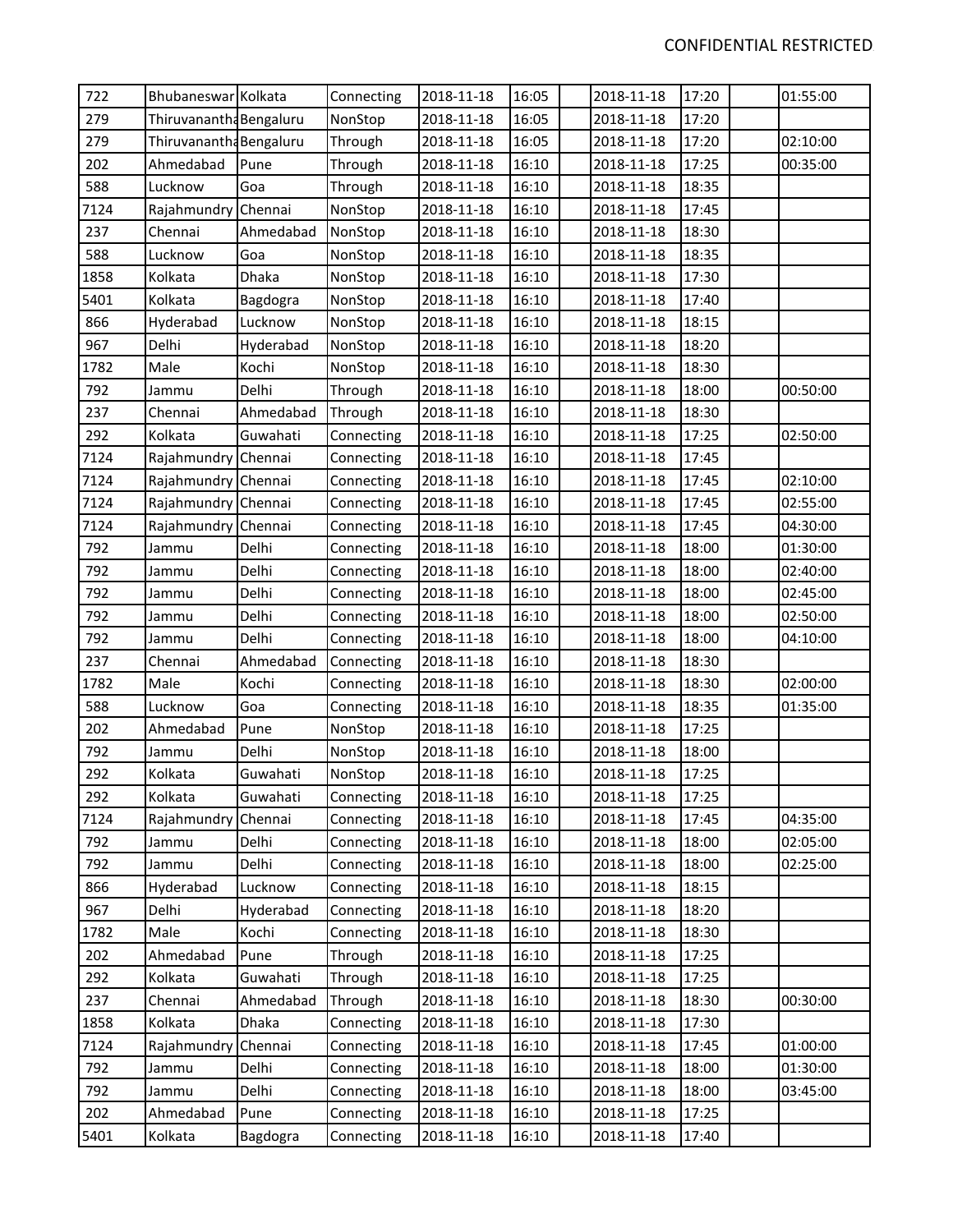CONFIDENTIAL RESTRICTED

| | | | | | | | | | |
|---|---|---|---|---|---|---|---|---|---|
| 722 | Bhubaneswar | Kolkata | Connecting | 2018-11-18 | 16:05 | | 2018-11-18 | 17:20 | | 01:55:00 |
| 279 | Thiruvanantha | Bengaluru | NonStop | 2018-11-18 | 16:05 | | 2018-11-18 | 17:20 | | |
| 279 | Thiruvanantha | Bengaluru | Through | 2018-11-18 | 16:05 | | 2018-11-18 | 17:20 | | 02:10:00 |
| 202 | Ahmedabad | Pune | Through | 2018-11-18 | 16:10 | | 2018-11-18 | 17:25 | | 00:35:00 |
| 588 | Lucknow | Goa | Through | 2018-11-18 | 16:10 | | 2018-11-18 | 18:35 | | |
| 7124 | Rajahmundry | Chennai | NonStop | 2018-11-18 | 16:10 | | 2018-11-18 | 17:45 | | |
| 237 | Chennai | Ahmedabad | NonStop | 2018-11-18 | 16:10 | | 2018-11-18 | 18:30 | | |
| 588 | Lucknow | Goa | NonStop | 2018-11-18 | 16:10 | | 2018-11-18 | 18:35 | | |
| 1858 | Kolkata | Dhaka | NonStop | 2018-11-18 | 16:10 | | 2018-11-18 | 17:30 | | |
| 5401 | Kolkata | Bagdogra | NonStop | 2018-11-18 | 16:10 | | 2018-11-18 | 17:40 | | |
| 866 | Hyderabad | Lucknow | NonStop | 2018-11-18 | 16:10 | | 2018-11-18 | 18:15 | | |
| 967 | Delhi | Hyderabad | NonStop | 2018-11-18 | 16:10 | | 2018-11-18 | 18:20 | | |
| 1782 | Male | Kochi | NonStop | 2018-11-18 | 16:10 | | 2018-11-18 | 18:30 | | |
| 792 | Jammu | Delhi | Through | 2018-11-18 | 16:10 | | 2018-11-18 | 18:00 | | 00:50:00 |
| 237 | Chennai | Ahmedabad | Through | 2018-11-18 | 16:10 | | 2018-11-18 | 18:30 | | |
| 292 | Kolkata | Guwahati | Connecting | 2018-11-18 | 16:10 | | 2018-11-18 | 17:25 | | 02:50:00 |
| 7124 | Rajahmundry | Chennai | Connecting | 2018-11-18 | 16:10 | | 2018-11-18 | 17:45 | | |
| 7124 | Rajahmundry | Chennai | Connecting | 2018-11-18 | 16:10 | | 2018-11-18 | 17:45 | | 02:10:00 |
| 7124 | Rajahmundry | Chennai | Connecting | 2018-11-18 | 16:10 | | 2018-11-18 | 17:45 | | 02:55:00 |
| 7124 | Rajahmundry | Chennai | Connecting | 2018-11-18 | 16:10 | | 2018-11-18 | 17:45 | | 04:30:00 |
| 792 | Jammu | Delhi | Connecting | 2018-11-18 | 16:10 | | 2018-11-18 | 18:00 | | 01:30:00 |
| 792 | Jammu | Delhi | Connecting | 2018-11-18 | 16:10 | | 2018-11-18 | 18:00 | | 02:40:00 |
| 792 | Jammu | Delhi | Connecting | 2018-11-18 | 16:10 | | 2018-11-18 | 18:00 | | 02:45:00 |
| 792 | Jammu | Delhi | Connecting | 2018-11-18 | 16:10 | | 2018-11-18 | 18:00 | | 02:50:00 |
| 792 | Jammu | Delhi | Connecting | 2018-11-18 | 16:10 | | 2018-11-18 | 18:00 | | 04:10:00 |
| 237 | Chennai | Ahmedabad | Connecting | 2018-11-18 | 16:10 | | 2018-11-18 | 18:30 | | |
| 1782 | Male | Kochi | Connecting | 2018-11-18 | 16:10 | | 2018-11-18 | 18:30 | | 02:00:00 |
| 588 | Lucknow | Goa | Connecting | 2018-11-18 | 16:10 | | 2018-11-18 | 18:35 | | 01:35:00 |
| 202 | Ahmedabad | Pune | NonStop | 2018-11-18 | 16:10 | | 2018-11-18 | 17:25 | | |
| 792 | Jammu | Delhi | NonStop | 2018-11-18 | 16:10 | | 2018-11-18 | 18:00 | | |
| 292 | Kolkata | Guwahati | NonStop | 2018-11-18 | 16:10 | | 2018-11-18 | 17:25 | | |
| 292 | Kolkata | Guwahati | Connecting | 2018-11-18 | 16:10 | | 2018-11-18 | 17:25 | | |
| 7124 | Rajahmundry | Chennai | Connecting | 2018-11-18 | 16:10 | | 2018-11-18 | 17:45 | | 04:35:00 |
| 792 | Jammu | Delhi | Connecting | 2018-11-18 | 16:10 | | 2018-11-18 | 18:00 | | 02:05:00 |
| 792 | Jammu | Delhi | Connecting | 2018-11-18 | 16:10 | | 2018-11-18 | 18:00 | | 02:25:00 |
| 866 | Hyderabad | Lucknow | Connecting | 2018-11-18 | 16:10 | | 2018-11-18 | 18:15 | | |
| 967 | Delhi | Hyderabad | Connecting | 2018-11-18 | 16:10 | | 2018-11-18 | 18:20 | | |
| 1782 | Male | Kochi | Connecting | 2018-11-18 | 16:10 | | 2018-11-18 | 18:30 | | |
| 202 | Ahmedabad | Pune | Through | 2018-11-18 | 16:10 | | 2018-11-18 | 17:25 | | |
| 292 | Kolkata | Guwahati | Through | 2018-11-18 | 16:10 | | 2018-11-18 | 17:25 | | |
| 237 | Chennai | Ahmedabad | Through | 2018-11-18 | 16:10 | | 2018-11-18 | 18:30 | | 00:30:00 |
| 1858 | Kolkata | Dhaka | Connecting | 2018-11-18 | 16:10 | | 2018-11-18 | 17:30 | | |
| 7124 | Rajahmundry | Chennai | Connecting | 2018-11-18 | 16:10 | | 2018-11-18 | 17:45 | | 01:00:00 |
| 792 | Jammu | Delhi | Connecting | 2018-11-18 | 16:10 | | 2018-11-18 | 18:00 | | 01:30:00 |
| 792 | Jammu | Delhi | Connecting | 2018-11-18 | 16:10 | | 2018-11-18 | 18:00 | | 03:45:00 |
| 202 | Ahmedabad | Pune | Connecting | 2018-11-18 | 16:10 | | 2018-11-18 | 17:25 | | |
| 5401 | Kolkata | Bagdogra | Connecting | 2018-11-18 | 16:10 | | 2018-11-18 | 17:40 | | |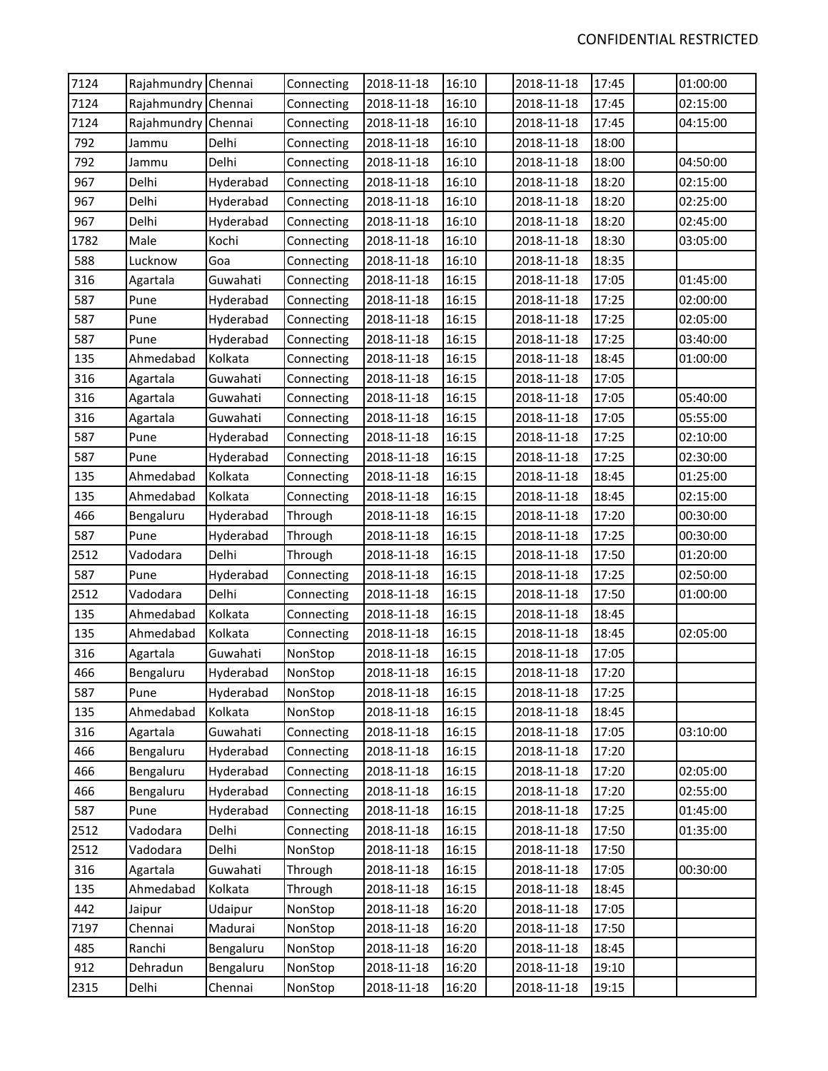| 7124 | Rajahmundry | Chennai | Connecting | 2018-11-18 | 16:10 | | 2018-11-18 | 17:45 | | 01:00:00 |
|---|---|---|---|---|---|---|---|---|---|---|
| 7124 | Rajahmundry | Chennai | Connecting | 2018-11-18 | 16:10 | | 2018-11-18 | 17:45 | | 02:15:00 |
| 7124 | Rajahmundry | Chennai | Connecting | 2018-11-18 | 16:10 | | 2018-11-18 | 17:45 | | 04:15:00 |
| 792 | Jammu | Delhi | Connecting | 2018-11-18 | 16:10 | | 2018-11-18 | 18:00 | | |
| 792 | Jammu | Delhi | Connecting | 2018-11-18 | 16:10 | | 2018-11-18 | 18:00 | | 04:50:00 |
| 967 | Delhi | Hyderabad | Connecting | 2018-11-18 | 16:10 | | 2018-11-18 | 18:20 | | 02:15:00 |
| 967 | Delhi | Hyderabad | Connecting | 2018-11-18 | 16:10 | | 2018-11-18 | 18:20 | | 02:25:00 |
| 967 | Delhi | Hyderabad | Connecting | 2018-11-18 | 16:10 | | 2018-11-18 | 18:20 | | 02:45:00 |
| 1782 | Male | Kochi | Connecting | 2018-11-18 | 16:10 | | 2018-11-18 | 18:30 | | 03:05:00 |
| 588 | Lucknow | Goa | Connecting | 2018-11-18 | 16:10 | | 2018-11-18 | 18:35 | | |
| 316 | Agartala | Guwahati | Connecting | 2018-11-18 | 16:15 | | 2018-11-18 | 17:05 | | 01:45:00 |
| 587 | Pune | Hyderabad | Connecting | 2018-11-18 | 16:15 | | 2018-11-18 | 17:25 | | 02:00:00 |
| 587 | Pune | Hyderabad | Connecting | 2018-11-18 | 16:15 | | 2018-11-18 | 17:25 | | 02:05:00 |
| 587 | Pune | Hyderabad | Connecting | 2018-11-18 | 16:15 | | 2018-11-18 | 17:25 | | 03:40:00 |
| 135 | Ahmedabad | Kolkata | Connecting | 2018-11-18 | 16:15 | | 2018-11-18 | 18:45 | | 01:00:00 |
| 316 | Agartala | Guwahati | Connecting | 2018-11-18 | 16:15 | | 2018-11-18 | 17:05 | | |
| 316 | Agartala | Guwahati | Connecting | 2018-11-18 | 16:15 | | 2018-11-18 | 17:05 | | 05:40:00 |
| 316 | Agartala | Guwahati | Connecting | 2018-11-18 | 16:15 | | 2018-11-18 | 17:05 | | 05:55:00 |
| 587 | Pune | Hyderabad | Connecting | 2018-11-18 | 16:15 | | 2018-11-18 | 17:25 | | 02:10:00 |
| 587 | Pune | Hyderabad | Connecting | 2018-11-18 | 16:15 | | 2018-11-18 | 17:25 | | 02:30:00 |
| 135 | Ahmedabad | Kolkata | Connecting | 2018-11-18 | 16:15 | | 2018-11-18 | 18:45 | | 01:25:00 |
| 135 | Ahmedabad | Kolkata | Connecting | 2018-11-18 | 16:15 | | 2018-11-18 | 18:45 | | 02:15:00 |
| 466 | Bengaluru | Hyderabad | Through | 2018-11-18 | 16:15 | | 2018-11-18 | 17:20 | | 00:30:00 |
| 587 | Pune | Hyderabad | Through | 2018-11-18 | 16:15 | | 2018-11-18 | 17:25 | | 00:30:00 |
| 2512 | Vadodara | Delhi | Through | 2018-11-18 | 16:15 | | 2018-11-18 | 17:50 | | 01:20:00 |
| 587 | Pune | Hyderabad | Connecting | 2018-11-18 | 16:15 | | 2018-11-18 | 17:25 | | 02:50:00 |
| 2512 | Vadodara | Delhi | Connecting | 2018-11-18 | 16:15 | | 2018-11-18 | 17:50 | | 01:00:00 |
| 135 | Ahmedabad | Kolkata | Connecting | 2018-11-18 | 16:15 | | 2018-11-18 | 18:45 | | |
| 135 | Ahmedabad | Kolkata | Connecting | 2018-11-18 | 16:15 | | 2018-11-18 | 18:45 | | 02:05:00 |
| 316 | Agartala | Guwahati | NonStop | 2018-11-18 | 16:15 | | 2018-11-18 | 17:05 | | |
| 466 | Bengaluru | Hyderabad | NonStop | 2018-11-18 | 16:15 | | 2018-11-18 | 17:20 | | |
| 587 | Pune | Hyderabad | NonStop | 2018-11-18 | 16:15 | | 2018-11-18 | 17:25 | | |
| 135 | Ahmedabad | Kolkata | NonStop | 2018-11-18 | 16:15 | | 2018-11-18 | 18:45 | | |
| 316 | Agartala | Guwahati | Connecting | 2018-11-18 | 16:15 | | 2018-11-18 | 17:05 | | 03:10:00 |
| 466 | Bengaluru | Hyderabad | Connecting | 2018-11-18 | 16:15 | | 2018-11-18 | 17:20 | | |
| 466 | Bengaluru | Hyderabad | Connecting | 2018-11-18 | 16:15 | | 2018-11-18 | 17:20 | | 02:05:00 |
| 466 | Bengaluru | Hyderabad | Connecting | 2018-11-18 | 16:15 | | 2018-11-18 | 17:20 | | 02:55:00 |
| 587 | Pune | Hyderabad | Connecting | 2018-11-18 | 16:15 | | 2018-11-18 | 17:25 | | 01:45:00 |
| 2512 | Vadodara | Delhi | Connecting | 2018-11-18 | 16:15 | | 2018-11-18 | 17:50 | | 01:35:00 |
| 2512 | Vadodara | Delhi | NonStop | 2018-11-18 | 16:15 | | 2018-11-18 | 17:50 | | |
| 316 | Agartala | Guwahati | Through | 2018-11-18 | 16:15 | | 2018-11-18 | 17:05 | | 00:30:00 |
| 135 | Ahmedabad | Kolkata | Through | 2018-11-18 | 16:15 | | 2018-11-18 | 18:45 | | |
| 442 | Jaipur | Udaipur | NonStop | 2018-11-18 | 16:20 | | 2018-11-18 | 17:05 | | |
| 7197 | Chennai | Madurai | NonStop | 2018-11-18 | 16:20 | | 2018-11-18 | 17:50 | | |
| 485 | Ranchi | Bengaluru | NonStop | 2018-11-18 | 16:20 | | 2018-11-18 | 18:45 | | |
| 912 | Dehradun | Bengaluru | NonStop | 2018-11-18 | 16:20 | | 2018-11-18 | 19:10 | | |
| 2315 | Delhi | Chennai | NonStop | 2018-11-18 | 16:20 | | 2018-11-18 | 19:15 | | |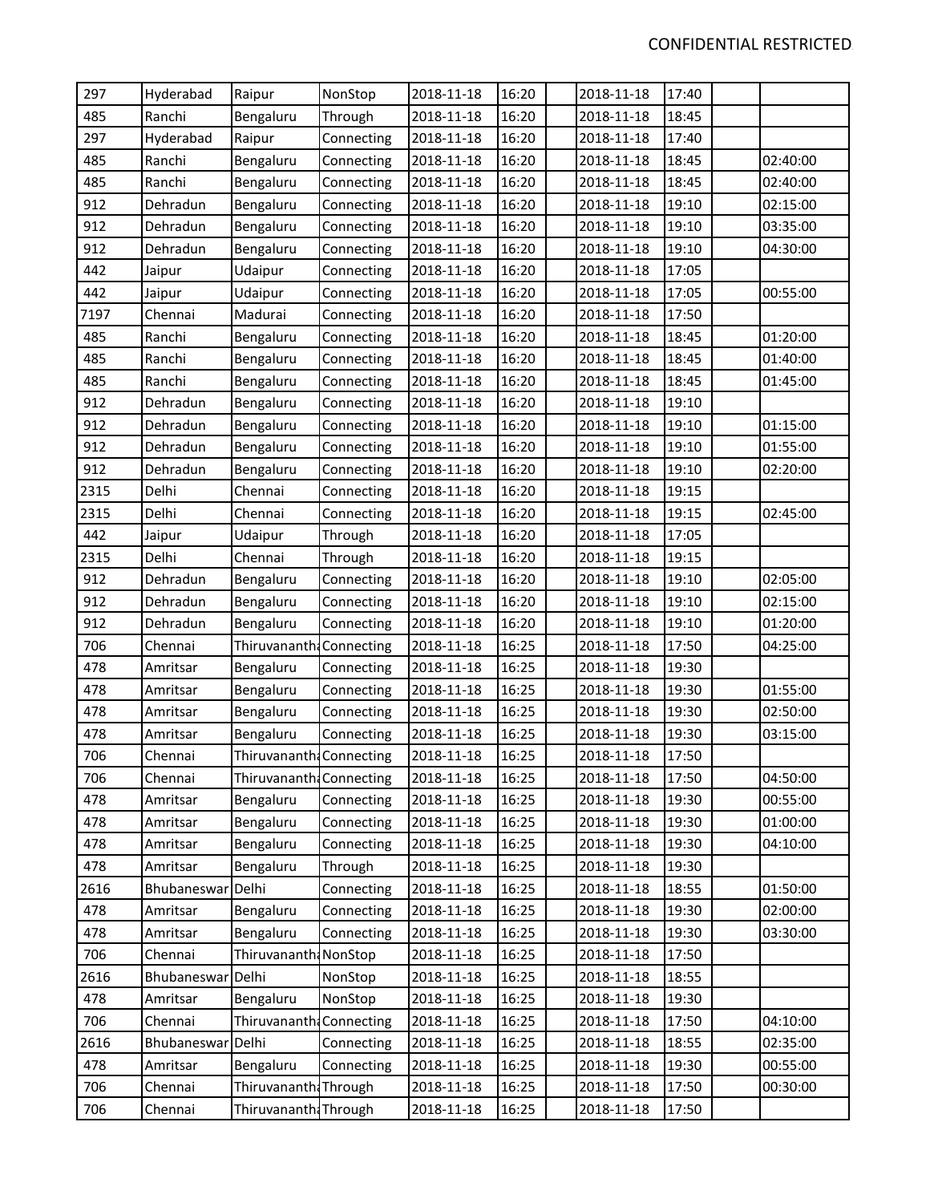CONFIDENTIAL RESTRICTED

| | | | | | | | | | | |
|---|---|---|---|---|---|---|---|---|---|---|
| 297 | Hyderabad | Raipur | NonStop | 2018-11-18 | 16:20 | | 2018-11-18 | 17:40 | | |
| 485 | Ranchi | Bengaluru | Through | 2018-11-18 | 16:20 | | 2018-11-18 | 18:45 | | |
| 297 | Hyderabad | Raipur | Connecting | 2018-11-18 | 16:20 | | 2018-11-18 | 17:40 | | |
| 485 | Ranchi | Bengaluru | Connecting | 2018-11-18 | 16:20 | | 2018-11-18 | 18:45 | | 02:40:00 |
| 485 | Ranchi | Bengaluru | Connecting | 2018-11-18 | 16:20 | | 2018-11-18 | 18:45 | | 02:40:00 |
| 912 | Dehradun | Bengaluru | Connecting | 2018-11-18 | 16:20 | | 2018-11-18 | 19:10 | | 02:15:00 |
| 912 | Dehradun | Bengaluru | Connecting | 2018-11-18 | 16:20 | | 2018-11-18 | 19:10 | | 03:35:00 |
| 912 | Dehradun | Bengaluru | Connecting | 2018-11-18 | 16:20 | | 2018-11-18 | 19:10 | | 04:30:00 |
| 442 | Jaipur | Udaipur | Connecting | 2018-11-18 | 16:20 | | 2018-11-18 | 17:05 | | |
| 442 | Jaipur | Udaipur | Connecting | 2018-11-18 | 16:20 | | 2018-11-18 | 17:05 | | 00:55:00 |
| 7197 | Chennai | Madurai | Connecting | 2018-11-18 | 16:20 | | 2018-11-18 | 17:50 | | |
| 485 | Ranchi | Bengaluru | Connecting | 2018-11-18 | 16:20 | | 2018-11-18 | 18:45 | | 01:20:00 |
| 485 | Ranchi | Bengaluru | Connecting | 2018-11-18 | 16:20 | | 2018-11-18 | 18:45 | | 01:40:00 |
| 485 | Ranchi | Bengaluru | Connecting | 2018-11-18 | 16:20 | | 2018-11-18 | 18:45 | | 01:45:00 |
| 912 | Dehradun | Bengaluru | Connecting | 2018-11-18 | 16:20 | | 2018-11-18 | 19:10 | | |
| 912 | Dehradun | Bengaluru | Connecting | 2018-11-18 | 16:20 | | 2018-11-18 | 19:10 | | 01:15:00 |
| 912 | Dehradun | Bengaluru | Connecting | 2018-11-18 | 16:20 | | 2018-11-18 | 19:10 | | 01:55:00 |
| 912 | Dehradun | Bengaluru | Connecting | 2018-11-18 | 16:20 | | 2018-11-18 | 19:10 | | 02:20:00 |
| 2315 | Delhi | Chennai | Connecting | 2018-11-18 | 16:20 | | 2018-11-18 | 19:15 | | |
| 2315 | Delhi | Chennai | Connecting | 2018-11-18 | 16:20 | | 2018-11-18 | 19:15 | | 02:45:00 |
| 442 | Jaipur | Udaipur | Through | 2018-11-18 | 16:20 | | 2018-11-18 | 17:05 | | |
| 2315 | Delhi | Chennai | Through | 2018-11-18 | 16:20 | | 2018-11-18 | 19:15 | | |
| 912 | Dehradun | Bengaluru | Connecting | 2018-11-18 | 16:20 | | 2018-11-18 | 19:10 | | 02:05:00 |
| 912 | Dehradun | Bengaluru | Connecting | 2018-11-18 | 16:20 | | 2018-11-18 | 19:10 | | 02:15:00 |
| 912 | Dehradun | Bengaluru | Connecting | 2018-11-18 | 16:20 | | 2018-11-18 | 19:10 | | 01:20:00 |
| 706 | Chennai | Thiruvananth | Connecting | 2018-11-18 | 16:25 | | 2018-11-18 | 17:50 | | 04:25:00 |
| 478 | Amritsar | Bengaluru | Connecting | 2018-11-18 | 16:25 | | 2018-11-18 | 19:30 | | |
| 478 | Amritsar | Bengaluru | Connecting | 2018-11-18 | 16:25 | | 2018-11-18 | 19:30 | | 01:55:00 |
| 478 | Amritsar | Bengaluru | Connecting | 2018-11-18 | 16:25 | | 2018-11-18 | 19:30 | | 02:50:00 |
| 478 | Amritsar | Bengaluru | Connecting | 2018-11-18 | 16:25 | | 2018-11-18 | 19:30 | | 03:15:00 |
| 706 | Chennai | Thiruvananth | Connecting | 2018-11-18 | 16:25 | | 2018-11-18 | 17:50 | | |
| 706 | Chennai | Thiruvananth | Connecting | 2018-11-18 | 16:25 | | 2018-11-18 | 17:50 | | 04:50:00 |
| 478 | Amritsar | Bengaluru | Connecting | 2018-11-18 | 16:25 | | 2018-11-18 | 19:30 | | 00:55:00 |
| 478 | Amritsar | Bengaluru | Connecting | 2018-11-18 | 16:25 | | 2018-11-18 | 19:30 | | 01:00:00 |
| 478 | Amritsar | Bengaluru | Connecting | 2018-11-18 | 16:25 | | 2018-11-18 | 19:30 | | 04:10:00 |
| 478 | Amritsar | Bengaluru | Through | 2018-11-18 | 16:25 | | 2018-11-18 | 19:30 | | |
| 2616 | Bhubaneswar | Delhi | Connecting | 2018-11-18 | 16:25 | | 2018-11-18 | 18:55 | | 01:50:00 |
| 478 | Amritsar | Bengaluru | Connecting | 2018-11-18 | 16:25 | | 2018-11-18 | 19:30 | | 02:00:00 |
| 478 | Amritsar | Bengaluru | Connecting | 2018-11-18 | 16:25 | | 2018-11-18 | 19:30 | | 03:30:00 |
| 706 | Chennai | Thiruvananth | NonStop | 2018-11-18 | 16:25 | | 2018-11-18 | 17:50 | | |
| 2616 | Bhubaneswar | Delhi | NonStop | 2018-11-18 | 16:25 | | 2018-11-18 | 18:55 | | |
| 478 | Amritsar | Bengaluru | NonStop | 2018-11-18 | 16:25 | | 2018-11-18 | 19:30 | | |
| 706 | Chennai | Thiruvananth | Connecting | 2018-11-18 | 16:25 | | 2018-11-18 | 17:50 | | 04:10:00 |
| 2616 | Bhubaneswar | Delhi | Connecting | 2018-11-18 | 16:25 | | 2018-11-18 | 18:55 | | 02:35:00 |
| 478 | Amritsar | Bengaluru | Connecting | 2018-11-18 | 16:25 | | 2018-11-18 | 19:30 | | 00:55:00 |
| 706 | Chennai | Thiruvananth | Through | 2018-11-18 | 16:25 | | 2018-11-18 | 17:50 | | 00:30:00 |
| 706 | Chennai | Thiruvananth | Through | 2018-11-18 | 16:25 | | 2018-11-18 | 17:50 | | |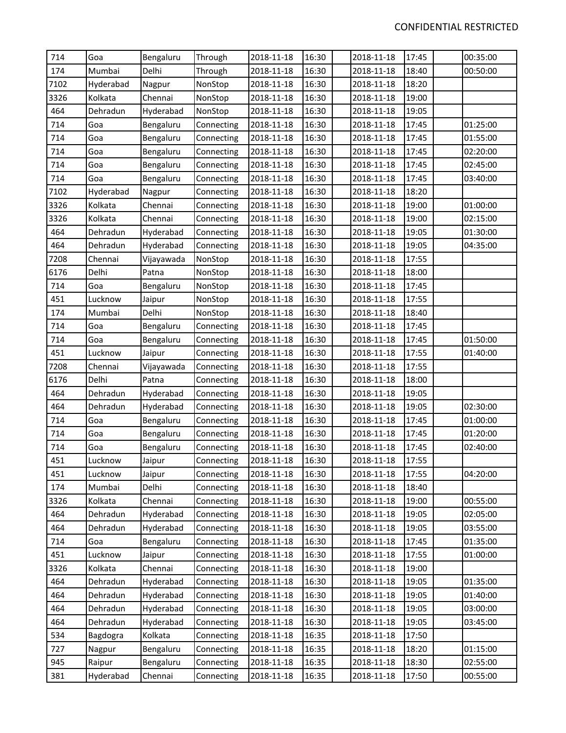| | | | | | | | | | | |
|---|---|---|---|---|---|---|---|---|---|---|
| 714 | Goa | Bengaluru | Through | 2018-11-18 | 16:30 | | 2018-11-18 | 17:45 | | 00:35:00 |
| 174 | Mumbai | Delhi | Through | 2018-11-18 | 16:30 | | 2018-11-18 | 18:40 | | 00:50:00 |
| 7102 | Hyderabad | Nagpur | NonStop | 2018-11-18 | 16:30 | | 2018-11-18 | 18:20 | | |
| 3326 | Kolkata | Chennai | NonStop | 2018-11-18 | 16:30 | | 2018-11-18 | 19:00 | | |
| 464 | Dehradun | Hyderabad | NonStop | 2018-11-18 | 16:30 | | 2018-11-18 | 19:05 | | |
| 714 | Goa | Bengaluru | Connecting | 2018-11-18 | 16:30 | | 2018-11-18 | 17:45 | | 01:25:00 |
| 714 | Goa | Bengaluru | Connecting | 2018-11-18 | 16:30 | | 2018-11-18 | 17:45 | | 01:55:00 |
| 714 | Goa | Bengaluru | Connecting | 2018-11-18 | 16:30 | | 2018-11-18 | 17:45 | | 02:20:00 |
| 714 | Goa | Bengaluru | Connecting | 2018-11-18 | 16:30 | | 2018-11-18 | 17:45 | | 02:45:00 |
| 714 | Goa | Bengaluru | Connecting | 2018-11-18 | 16:30 | | 2018-11-18 | 17:45 | | 03:40:00 |
| 7102 | Hyderabad | Nagpur | Connecting | 2018-11-18 | 16:30 | | 2018-11-18 | 18:20 | | |
| 3326 | Kolkata | Chennai | Connecting | 2018-11-18 | 16:30 | | 2018-11-18 | 19:00 | | 01:00:00 |
| 3326 | Kolkata | Chennai | Connecting | 2018-11-18 | 16:30 | | 2018-11-18 | 19:00 | | 02:15:00 |
| 464 | Dehradun | Hyderabad | Connecting | 2018-11-18 | 16:30 | | 2018-11-18 | 19:05 | | 01:30:00 |
| 464 | Dehradun | Hyderabad | Connecting | 2018-11-18 | 16:30 | | 2018-11-18 | 19:05 | | 04:35:00 |
| 7208 | Chennai | Vijayawada | NonStop | 2018-11-18 | 16:30 | | 2018-11-18 | 17:55 | | |
| 6176 | Delhi | Patna | NonStop | 2018-11-18 | 16:30 | | 2018-11-18 | 18:00 | | |
| 714 | Goa | Bengaluru | NonStop | 2018-11-18 | 16:30 | | 2018-11-18 | 17:45 | | |
| 451 | Lucknow | Jaipur | NonStop | 2018-11-18 | 16:30 | | 2018-11-18 | 17:55 | | |
| 174 | Mumbai | Delhi | NonStop | 2018-11-18 | 16:30 | | 2018-11-18 | 18:40 | | |
| 714 | Goa | Bengaluru | Connecting | 2018-11-18 | 16:30 | | 2018-11-18 | 17:45 | | |
| 714 | Goa | Bengaluru | Connecting | 2018-11-18 | 16:30 | | 2018-11-18 | 17:45 | | 01:50:00 |
| 451 | Lucknow | Jaipur | Connecting | 2018-11-18 | 16:30 | | 2018-11-18 | 17:55 | | 01:40:00 |
| 7208 | Chennai | Vijayawada | Connecting | 2018-11-18 | 16:30 | | 2018-11-18 | 17:55 | | |
| 6176 | Delhi | Patna | Connecting | 2018-11-18 | 16:30 | | 2018-11-18 | 18:00 | | |
| 464 | Dehradun | Hyderabad | Connecting | 2018-11-18 | 16:30 | | 2018-11-18 | 19:05 | | |
| 464 | Dehradun | Hyderabad | Connecting | 2018-11-18 | 16:30 | | 2018-11-18 | 19:05 | | 02:30:00 |
| 714 | Goa | Bengaluru | Connecting | 2018-11-18 | 16:30 | | 2018-11-18 | 17:45 | | 01:00:00 |
| 714 | Goa | Bengaluru | Connecting | 2018-11-18 | 16:30 | | 2018-11-18 | 17:45 | | 01:20:00 |
| 714 | Goa | Bengaluru | Connecting | 2018-11-18 | 16:30 | | 2018-11-18 | 17:45 | | 02:40:00 |
| 451 | Lucknow | Jaipur | Connecting | 2018-11-18 | 16:30 | | 2018-11-18 | 17:55 | | |
| 451 | Lucknow | Jaipur | Connecting | 2018-11-18 | 16:30 | | 2018-11-18 | 17:55 | | 04:20:00 |
| 174 | Mumbai | Delhi | Connecting | 2018-11-18 | 16:30 | | 2018-11-18 | 18:40 | | |
| 3326 | Kolkata | Chennai | Connecting | 2018-11-18 | 16:30 | | 2018-11-18 | 19:00 | | 00:55:00 |
| 464 | Dehradun | Hyderabad | Connecting | 2018-11-18 | 16:30 | | 2018-11-18 | 19:05 | | 02:05:00 |
| 464 | Dehradun | Hyderabad | Connecting | 2018-11-18 | 16:30 | | 2018-11-18 | 19:05 | | 03:55:00 |
| 714 | Goa | Bengaluru | Connecting | 2018-11-18 | 16:30 | | 2018-11-18 | 17:45 | | 01:35:00 |
| 451 | Lucknow | Jaipur | Connecting | 2018-11-18 | 16:30 | | 2018-11-18 | 17:55 | | 01:00:00 |
| 3326 | Kolkata | Chennai | Connecting | 2018-11-18 | 16:30 | | 2018-11-18 | 19:00 | | |
| 464 | Dehradun | Hyderabad | Connecting | 2018-11-18 | 16:30 | | 2018-11-18 | 19:05 | | 01:35:00 |
| 464 | Dehradun | Hyderabad | Connecting | 2018-11-18 | 16:30 | | 2018-11-18 | 19:05 | | 01:40:00 |
| 464 | Dehradun | Hyderabad | Connecting | 2018-11-18 | 16:30 | | 2018-11-18 | 19:05 | | 03:00:00 |
| 464 | Dehradun | Hyderabad | Connecting | 2018-11-18 | 16:30 | | 2018-11-18 | 19:05 | | 03:45:00 |
| 534 | Bagdogra | Kolkata | Connecting | 2018-11-18 | 16:35 | | 2018-11-18 | 17:50 | | |
| 727 | Nagpur | Bengaluru | Connecting | 2018-11-18 | 16:35 | | 2018-11-18 | 18:20 | | 01:15:00 |
| 945 | Raipur | Bengaluru | Connecting | 2018-11-18 | 16:35 | | 2018-11-18 | 18:30 | | 02:55:00 |
| 381 | Hyderabad | Chennai | Connecting | 2018-11-18 | 16:35 | | 2018-11-18 | 17:50 | | 00:55:00 |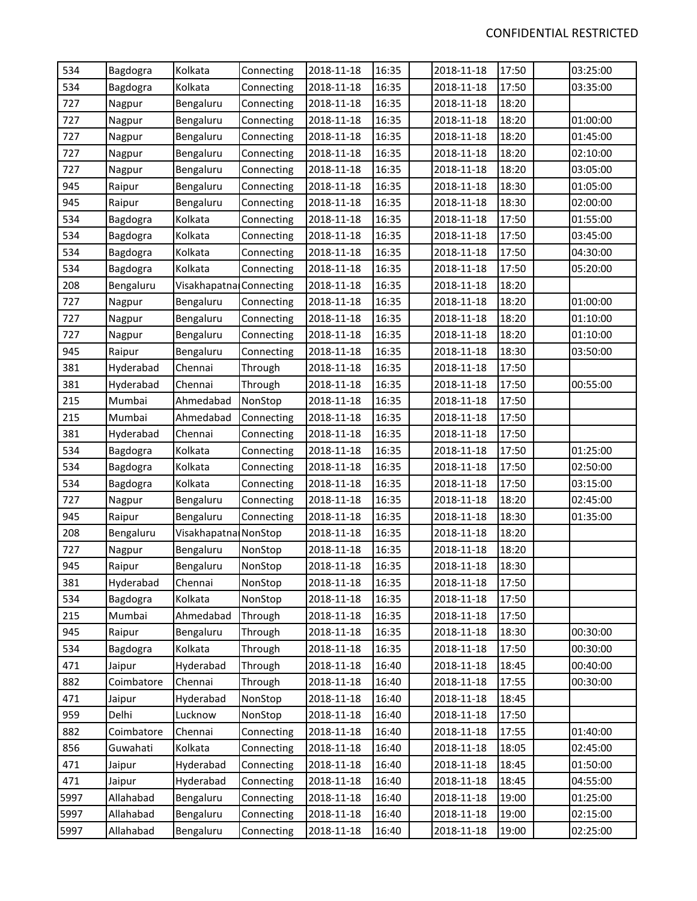| 534 | Bagdogra | Kolkata | Connecting | 2018-11-18 | 16:35 | | 2018-11-18 | 17:50 | | 03:25:00 |
|---|---|---|---|---|---|---|---|---|---|---|
| 534 | Bagdogra | Kolkata | Connecting | 2018-11-18 | 16:35 | | 2018-11-18 | 17:50 | | 03:35:00 |
| 727 | Nagpur | Bengaluru | Connecting | 2018-11-18 | 16:35 | | 2018-11-18 | 18:20 | | |
| 727 | Nagpur | Bengaluru | Connecting | 2018-11-18 | 16:35 | | 2018-11-18 | 18:20 | | 01:00:00 |
| 727 | Nagpur | Bengaluru | Connecting | 2018-11-18 | 16:35 | | 2018-11-18 | 18:20 | | 01:45:00 |
| 727 | Nagpur | Bengaluru | Connecting | 2018-11-18 | 16:35 | | 2018-11-18 | 18:20 | | 02:10:00 |
| 727 | Nagpur | Bengaluru | Connecting | 2018-11-18 | 16:35 | | 2018-11-18 | 18:20 | | 03:05:00 |
| 945 | Raipur | Bengaluru | Connecting | 2018-11-18 | 16:35 | | 2018-11-18 | 18:30 | | 01:05:00 |
| 945 | Raipur | Bengaluru | Connecting | 2018-11-18 | 16:35 | | 2018-11-18 | 18:30 | | 02:00:00 |
| 534 | Bagdogra | Kolkata | Connecting | 2018-11-18 | 16:35 | | 2018-11-18 | 17:50 | | 01:55:00 |
| 534 | Bagdogra | Kolkata | Connecting | 2018-11-18 | 16:35 | | 2018-11-18 | 17:50 | | 03:45:00 |
| 534 | Bagdogra | Kolkata | Connecting | 2018-11-18 | 16:35 | | 2018-11-18 | 17:50 | | 04:30:00 |
| 534 | Bagdogra | Kolkata | Connecting | 2018-11-18 | 16:35 | | 2018-11-18 | 17:50 | | 05:20:00 |
| 208 | Bengaluru | Visakhapatnam | Connecting | 2018-11-18 | 16:35 | | 2018-11-18 | 18:20 | | |
| 727 | Nagpur | Bengaluru | Connecting | 2018-11-18 | 16:35 | | 2018-11-18 | 18:20 | | 01:00:00 |
| 727 | Nagpur | Bengaluru | Connecting | 2018-11-18 | 16:35 | | 2018-11-18 | 18:20 | | 01:10:00 |
| 727 | Nagpur | Bengaluru | Connecting | 2018-11-18 | 16:35 | | 2018-11-18 | 18:20 | | 01:10:00 |
| 945 | Raipur | Bengaluru | Connecting | 2018-11-18 | 16:35 | | 2018-11-18 | 18:30 | | 03:50:00 |
| 381 | Hyderabad | Chennai | Through | 2018-11-18 | 16:35 | | 2018-11-18 | 17:50 | | |
| 381 | Hyderabad | Chennai | Through | 2018-11-18 | 16:35 | | 2018-11-18 | 17:50 | | 00:55:00 |
| 215 | Mumbai | Ahmedabad | NonStop | 2018-11-18 | 16:35 | | 2018-11-18 | 17:50 | | |
| 215 | Mumbai | Ahmedabad | Connecting | 2018-11-18 | 16:35 | | 2018-11-18 | 17:50 | | |
| 381 | Hyderabad | Chennai | Connecting | 2018-11-18 | 16:35 | | 2018-11-18 | 17:50 | | |
| 534 | Bagdogra | Kolkata | Connecting | 2018-11-18 | 16:35 | | 2018-11-18 | 17:50 | | 01:25:00 |
| 534 | Bagdogra | Kolkata | Connecting | 2018-11-18 | 16:35 | | 2018-11-18 | 17:50 | | 02:50:00 |
| 534 | Bagdogra | Kolkata | Connecting | 2018-11-18 | 16:35 | | 2018-11-18 | 17:50 | | 03:15:00 |
| 727 | Nagpur | Bengaluru | Connecting | 2018-11-18 | 16:35 | | 2018-11-18 | 18:20 | | 02:45:00 |
| 945 | Raipur | Bengaluru | Connecting | 2018-11-18 | 16:35 | | 2018-11-18 | 18:30 | | 01:35:00 |
| 208 | Bengaluru | Visakhapatnam | NonStop | 2018-11-18 | 16:35 | | 2018-11-18 | 18:20 | | |
| 727 | Nagpur | Bengaluru | NonStop | 2018-11-18 | 16:35 | | 2018-11-18 | 18:20 | | |
| 945 | Raipur | Bengaluru | NonStop | 2018-11-18 | 16:35 | | 2018-11-18 | 18:30 | | |
| 381 | Hyderabad | Chennai | NonStop | 2018-11-18 | 16:35 | | 2018-11-18 | 17:50 | | |
| 534 | Bagdogra | Kolkata | NonStop | 2018-11-18 | 16:35 | | 2018-11-18 | 17:50 | | |
| 215 | Mumbai | Ahmedabad | Through | 2018-11-18 | 16:35 | | 2018-11-18 | 17:50 | | |
| 945 | Raipur | Bengaluru | Through | 2018-11-18 | 16:35 | | 2018-11-18 | 18:30 | | 00:30:00 |
| 534 | Bagdogra | Kolkata | Through | 2018-11-18 | 16:35 | | 2018-11-18 | 17:50 | | 00:30:00 |
| 471 | Jaipur | Hyderabad | Through | 2018-11-18 | 16:40 | | 2018-11-18 | 18:45 | | 00:40:00 |
| 882 | Coimbatore | Chennai | Through | 2018-11-18 | 16:40 | | 2018-11-18 | 17:55 | | 00:30:00 |
| 471 | Jaipur | Hyderabad | NonStop | 2018-11-18 | 16:40 | | 2018-11-18 | 18:45 | | |
| 959 | Delhi | Lucknow | NonStop | 2018-11-18 | 16:40 | | 2018-11-18 | 17:50 | | |
| 882 | Coimbatore | Chennai | Connecting | 2018-11-18 | 16:40 | | 2018-11-18 | 17:55 | | 01:40:00 |
| 856 | Guwahati | Kolkata | Connecting | 2018-11-18 | 16:40 | | 2018-11-18 | 18:05 | | 02:45:00 |
| 471 | Jaipur | Hyderabad | Connecting | 2018-11-18 | 16:40 | | 2018-11-18 | 18:45 | | 01:50:00 |
| 471 | Jaipur | Hyderabad | Connecting | 2018-11-18 | 16:40 | | 2018-11-18 | 18:45 | | 04:55:00 |
| 5997 | Allahabad | Bengaluru | Connecting | 2018-11-18 | 16:40 | | 2018-11-18 | 19:00 | | 01:25:00 |
| 5997 | Allahabad | Bengaluru | Connecting | 2018-11-18 | 16:40 | | 2018-11-18 | 19:00 | | 02:15:00 |
| 5997 | Allahabad | Bengaluru | Connecting | 2018-11-18 | 16:40 | | 2018-11-18 | 19:00 | | 02:25:00 |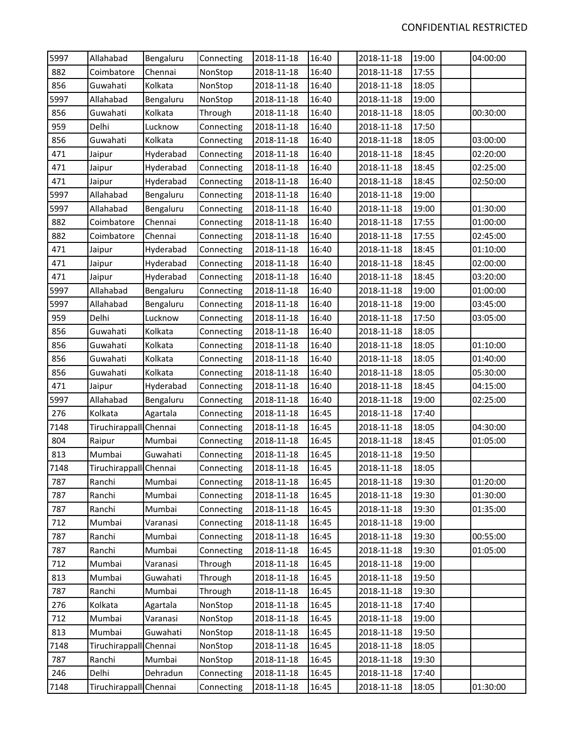| | | | | | | | | | | |
|---|---|---|---|---|---|---|---|---|---|---|
| 5997 | Allahabad | Bengaluru | Connecting | 2018-11-18 | 16:40 | | 2018-11-18 | 19:00 | | 04:00:00 |
| 882 | Coimbatore | Chennai | NonStop | 2018-11-18 | 16:40 | | 2018-11-18 | 17:55 | | |
| 856 | Guwahati | Kolkata | NonStop | 2018-11-18 | 16:40 | | 2018-11-18 | 18:05 | | |
| 5997 | Allahabad | Bengaluru | NonStop | 2018-11-18 | 16:40 | | 2018-11-18 | 19:00 | | |
| 856 | Guwahati | Kolkata | Through | 2018-11-18 | 16:40 | | 2018-11-18 | 18:05 | | 00:30:00 |
| 959 | Delhi | Lucknow | Connecting | 2018-11-18 | 16:40 | | 2018-11-18 | 17:50 | | |
| 856 | Guwahati | Kolkata | Connecting | 2018-11-18 | 16:40 | | 2018-11-18 | 18:05 | | 03:00:00 |
| 471 | Jaipur | Hyderabad | Connecting | 2018-11-18 | 16:40 | | 2018-11-18 | 18:45 | | 02:20:00 |
| 471 | Jaipur | Hyderabad | Connecting | 2018-11-18 | 16:40 | | 2018-11-18 | 18:45 | | 02:25:00 |
| 471 | Jaipur | Hyderabad | Connecting | 2018-11-18 | 16:40 | | 2018-11-18 | 18:45 | | 02:50:00 |
| 5997 | Allahabad | Bengaluru | Connecting | 2018-11-18 | 16:40 | | 2018-11-18 | 19:00 | | |
| 5997 | Allahabad | Bengaluru | Connecting | 2018-11-18 | 16:40 | | 2018-11-18 | 19:00 | | 01:30:00 |
| 882 | Coimbatore | Chennai | Connecting | 2018-11-18 | 16:40 | | 2018-11-18 | 17:55 | | 01:00:00 |
| 882 | Coimbatore | Chennai | Connecting | 2018-11-18 | 16:40 | | 2018-11-18 | 17:55 | | 02:45:00 |
| 471 | Jaipur | Hyderabad | Connecting | 2018-11-18 | 16:40 | | 2018-11-18 | 18:45 | | 01:10:00 |
| 471 | Jaipur | Hyderabad | Connecting | 2018-11-18 | 16:40 | | 2018-11-18 | 18:45 | | 02:00:00 |
| 471 | Jaipur | Hyderabad | Connecting | 2018-11-18 | 16:40 | | 2018-11-18 | 18:45 | | 03:20:00 |
| 5997 | Allahabad | Bengaluru | Connecting | 2018-11-18 | 16:40 | | 2018-11-18 | 19:00 | | 01:00:00 |
| 5997 | Allahabad | Bengaluru | Connecting | 2018-11-18 | 16:40 | | 2018-11-18 | 19:00 | | 03:45:00 |
| 959 | Delhi | Lucknow | Connecting | 2018-11-18 | 16:40 | | 2018-11-18 | 17:50 | | 03:05:00 |
| 856 | Guwahati | Kolkata | Connecting | 2018-11-18 | 16:40 | | 2018-11-18 | 18:05 | | |
| 856 | Guwahati | Kolkata | Connecting | 2018-11-18 | 16:40 | | 2018-11-18 | 18:05 | | 01:10:00 |
| 856 | Guwahati | Kolkata | Connecting | 2018-11-18 | 16:40 | | 2018-11-18 | 18:05 | | 01:40:00 |
| 856 | Guwahati | Kolkata | Connecting | 2018-11-18 | 16:40 | | 2018-11-18 | 18:05 | | 05:30:00 |
| 471 | Jaipur | Hyderabad | Connecting | 2018-11-18 | 16:40 | | 2018-11-18 | 18:45 | | 04:15:00 |
| 5997 | Allahabad | Bengaluru | Connecting | 2018-11-18 | 16:40 | | 2018-11-18 | 19:00 | | 02:25:00 |
| 276 | Kolkata | Agartala | Connecting | 2018-11-18 | 16:45 | | 2018-11-18 | 17:40 | | |
| 7148 | Tiruchirappalli | Chennai | Connecting | 2018-11-18 | 16:45 | | 2018-11-18 | 18:05 | | 04:30:00 |
| 804 | Raipur | Mumbai | Connecting | 2018-11-18 | 16:45 | | 2018-11-18 | 18:45 | | 01:05:00 |
| 813 | Mumbai | Guwahati | Connecting | 2018-11-18 | 16:45 | | 2018-11-18 | 19:50 | | |
| 7148 | Tiruchirappalli | Chennai | Connecting | 2018-11-18 | 16:45 | | 2018-11-18 | 18:05 | | |
| 787 | Ranchi | Mumbai | Connecting | 2018-11-18 | 16:45 | | 2018-11-18 | 19:30 | | 01:20:00 |
| 787 | Ranchi | Mumbai | Connecting | 2018-11-18 | 16:45 | | 2018-11-18 | 19:30 | | 01:30:00 |
| 787 | Ranchi | Mumbai | Connecting | 2018-11-18 | 16:45 | | 2018-11-18 | 19:30 | | 01:35:00 |
| 712 | Mumbai | Varanasi | Connecting | 2018-11-18 | 16:45 | | 2018-11-18 | 19:00 | | |
| 787 | Ranchi | Mumbai | Connecting | 2018-11-18 | 16:45 | | 2018-11-18 | 19:30 | | 00:55:00 |
| 787 | Ranchi | Mumbai | Connecting | 2018-11-18 | 16:45 | | 2018-11-18 | 19:30 | | 01:05:00 |
| 712 | Mumbai | Varanasi | Through | 2018-11-18 | 16:45 | | 2018-11-18 | 19:00 | | |
| 813 | Mumbai | Guwahati | Through | 2018-11-18 | 16:45 | | 2018-11-18 | 19:50 | | |
| 787 | Ranchi | Mumbai | Through | 2018-11-18 | 16:45 | | 2018-11-18 | 19:30 | | |
| 276 | Kolkata | Agartala | NonStop | 2018-11-18 | 16:45 | | 2018-11-18 | 17:40 | | |
| 712 | Mumbai | Varanasi | NonStop | 2018-11-18 | 16:45 | | 2018-11-18 | 19:00 | | |
| 813 | Mumbai | Guwahati | NonStop | 2018-11-18 | 16:45 | | 2018-11-18 | 19:50 | | |
| 7148 | Tiruchirappalli | Chennai | NonStop | 2018-11-18 | 16:45 | | 2018-11-18 | 18:05 | | |
| 787 | Ranchi | Mumbai | NonStop | 2018-11-18 | 16:45 | | 2018-11-18 | 19:30 | | |
| 246 | Delhi | Dehradun | Connecting | 2018-11-18 | 16:45 | | 2018-11-18 | 17:40 | | |
| 7148 | Tiruchirappalli | Chennai | Connecting | 2018-11-18 | 16:45 | | 2018-11-18 | 18:05 | | 01:30:00 |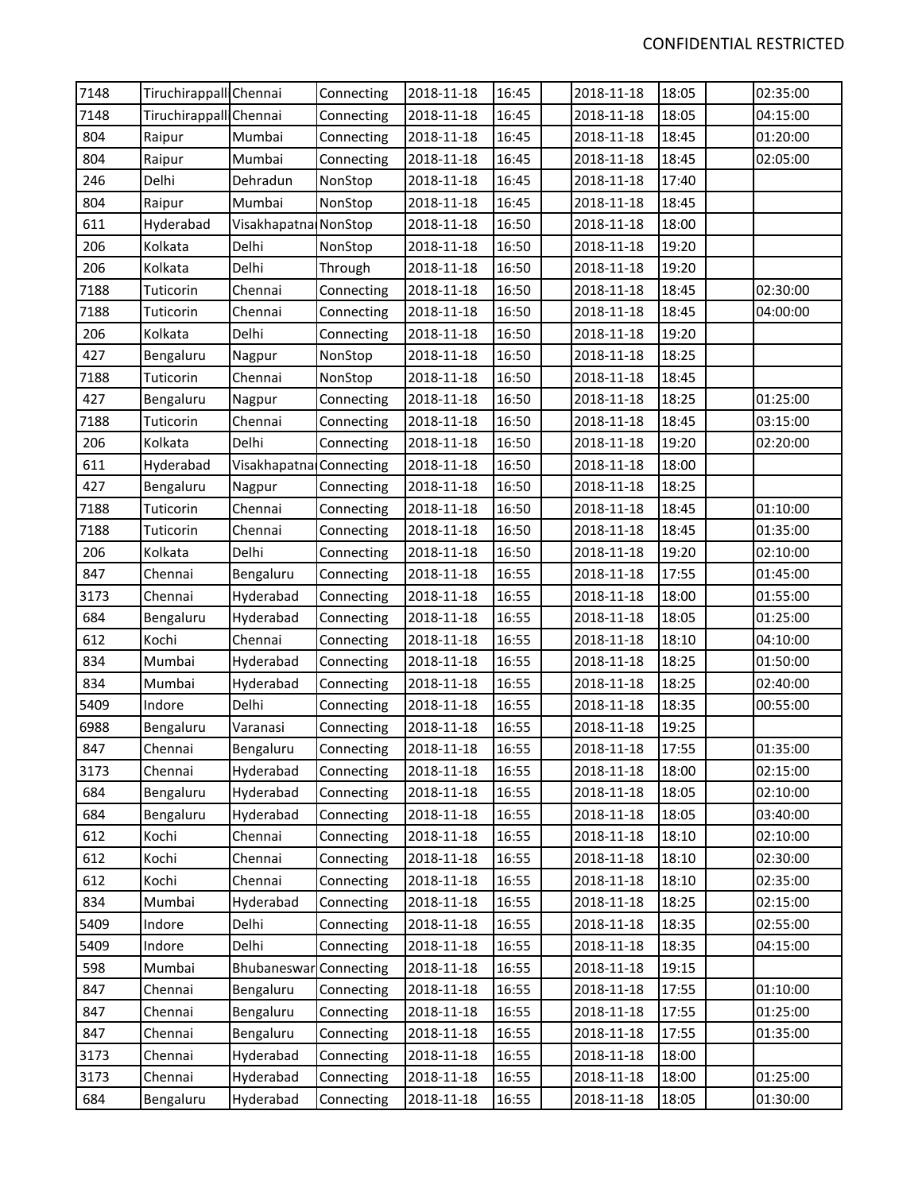CONFIDENTIAL RESTRICTED

| | | | | | | | | | |
|---|---|---|---|---|---|---|---|---|---|
| 7148 | Tiruchirappall | Chennai | Connecting | 2018-11-18 | 16:45 | | 2018-11-18 | 18:05 | | 02:35:00 |
| 7148 | Tiruchirappall | Chennai | Connecting | 2018-11-18 | 16:45 | | 2018-11-18 | 18:05 | | 04:15:00 |
| 804 | Raipur | Mumbai | Connecting | 2018-11-18 | 16:45 | | 2018-11-18 | 18:45 | | 01:20:00 |
| 804 | Raipur | Mumbai | Connecting | 2018-11-18 | 16:45 | | 2018-11-18 | 18:45 | | 02:05:00 |
| 246 | Delhi | Dehradun | NonStop | 2018-11-18 | 16:45 | | 2018-11-18 | 17:40 | | |
| 804 | Raipur | Mumbai | NonStop | 2018-11-18 | 16:45 | | 2018-11-18 | 18:45 | | |
| 611 | Hyderabad | Visakhapatna | NonStop | 2018-11-18 | 16:50 | | 2018-11-18 | 18:00 | | |
| 206 | Kolkata | Delhi | NonStop | 2018-11-18 | 16:50 | | 2018-11-18 | 19:20 | | |
| 206 | Kolkata | Delhi | Through | 2018-11-18 | 16:50 | | 2018-11-18 | 19:20 | | |
| 7188 | Tuticorin | Chennai | Connecting | 2018-11-18 | 16:50 | | 2018-11-18 | 18:45 | | 02:30:00 |
| 7188 | Tuticorin | Chennai | Connecting | 2018-11-18 | 16:50 | | 2018-11-18 | 18:45 | | 04:00:00 |
| 206 | Kolkata | Delhi | Connecting | 2018-11-18 | 16:50 | | 2018-11-18 | 19:20 | | |
| 427 | Bengaluru | Nagpur | NonStop | 2018-11-18 | 16:50 | | 2018-11-18 | 18:25 | | |
| 7188 | Tuticorin | Chennai | NonStop | 2018-11-18 | 16:50 | | 2018-11-18 | 18:45 | | |
| 427 | Bengaluru | Nagpur | Connecting | 2018-11-18 | 16:50 | | 2018-11-18 | 18:25 | | 01:25:00 |
| 7188 | Tuticorin | Chennai | Connecting | 2018-11-18 | 16:50 | | 2018-11-18 | 18:45 | | 03:15:00 |
| 206 | Kolkata | Delhi | Connecting | 2018-11-18 | 16:50 | | 2018-11-18 | 19:20 | | 02:20:00 |
| 611 | Hyderabad | Visakhapatna | Connecting | 2018-11-18 | 16:50 | | 2018-11-18 | 18:00 | | |
| 427 | Bengaluru | Nagpur | Connecting | 2018-11-18 | 16:50 | | 2018-11-18 | 18:25 | | |
| 7188 | Tuticorin | Chennai | Connecting | 2018-11-18 | 16:50 | | 2018-11-18 | 18:45 | | 01:10:00 |
| 7188 | Tuticorin | Chennai | Connecting | 2018-11-18 | 16:50 | | 2018-11-18 | 18:45 | | 01:35:00 |
| 206 | Kolkata | Delhi | Connecting | 2018-11-18 | 16:50 | | 2018-11-18 | 19:20 | | 02:10:00 |
| 847 | Chennai | Bengaluru | Connecting | 2018-11-18 | 16:55 | | 2018-11-18 | 17:55 | | 01:45:00 |
| 3173 | Chennai | Hyderabad | Connecting | 2018-11-18 | 16:55 | | 2018-11-18 | 18:00 | | 01:55:00 |
| 684 | Bengaluru | Hyderabad | Connecting | 2018-11-18 | 16:55 | | 2018-11-18 | 18:05 | | 01:25:00 |
| 612 | Kochi | Chennai | Connecting | 2018-11-18 | 16:55 | | 2018-11-18 | 18:10 | | 04:10:00 |
| 834 | Mumbai | Hyderabad | Connecting | 2018-11-18 | 16:55 | | 2018-11-18 | 18:25 | | 01:50:00 |
| 834 | Mumbai | Hyderabad | Connecting | 2018-11-18 | 16:55 | | 2018-11-18 | 18:25 | | 02:40:00 |
| 5409 | Indore | Delhi | Connecting | 2018-11-18 | 16:55 | | 2018-11-18 | 18:35 | | 00:55:00 |
| 6988 | Bengaluru | Varanasi | Connecting | 2018-11-18 | 16:55 | | 2018-11-18 | 19:25 | | |
| 847 | Chennai | Bengaluru | Connecting | 2018-11-18 | 16:55 | | 2018-11-18 | 17:55 | | 01:35:00 |
| 3173 | Chennai | Hyderabad | Connecting | 2018-11-18 | 16:55 | | 2018-11-18 | 18:00 | | 02:15:00 |
| 684 | Bengaluru | Hyderabad | Connecting | 2018-11-18 | 16:55 | | 2018-11-18 | 18:05 | | 02:10:00 |
| 684 | Bengaluru | Hyderabad | Connecting | 2018-11-18 | 16:55 | | 2018-11-18 | 18:05 | | 03:40:00 |
| 612 | Kochi | Chennai | Connecting | 2018-11-18 | 16:55 | | 2018-11-18 | 18:10 | | 02:10:00 |
| 612 | Kochi | Chennai | Connecting | 2018-11-18 | 16:55 | | 2018-11-18 | 18:10 | | 02:30:00 |
| 612 | Kochi | Chennai | Connecting | 2018-11-18 | 16:55 | | 2018-11-18 | 18:10 | | 02:35:00 |
| 834 | Mumbai | Hyderabad | Connecting | 2018-11-18 | 16:55 | | 2018-11-18 | 18:25 | | 02:15:00 |
| 5409 | Indore | Delhi | Connecting | 2018-11-18 | 16:55 | | 2018-11-18 | 18:35 | | 02:55:00 |
| 5409 | Indore | Delhi | Connecting | 2018-11-18 | 16:55 | | 2018-11-18 | 18:35 | | 04:15:00 |
| 598 | Mumbai | Bhubaneswar | Connecting | 2018-11-18 | 16:55 | | 2018-11-18 | 19:15 | | |
| 847 | Chennai | Bengaluru | Connecting | 2018-11-18 | 16:55 | | 2018-11-18 | 17:55 | | 01:10:00 |
| 847 | Chennai | Bengaluru | Connecting | 2018-11-18 | 16:55 | | 2018-11-18 | 17:55 | | 01:25:00 |
| 847 | Chennai | Bengaluru | Connecting | 2018-11-18 | 16:55 | | 2018-11-18 | 17:55 | | 01:35:00 |
| 3173 | Chennai | Hyderabad | Connecting | 2018-11-18 | 16:55 | | 2018-11-18 | 18:00 | | |
| 3173 | Chennai | Hyderabad | Connecting | 2018-11-18 | 16:55 | | 2018-11-18 | 18:00 | | 01:25:00 |
| 684 | Bengaluru | Hyderabad | Connecting | 2018-11-18 | 16:55 | | 2018-11-18 | 18:05 | | 01:30:00 |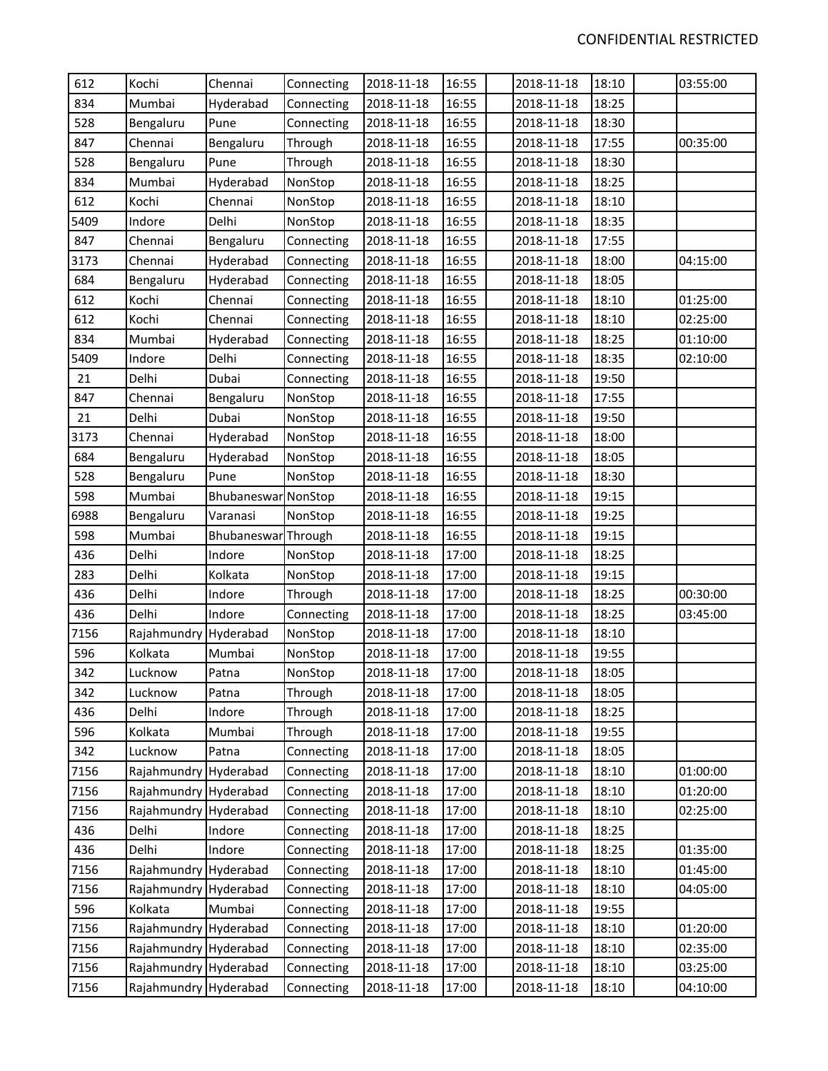| | | | | | | | | | | |
|---|---|---|---|---|---|---|---|---|---|---|
| 612 | Kochi | Chennai | Connecting | 2018-11-18 | 16:55 | | 2018-11-18 | 18:10 | | 03:55:00 |
| 834 | Mumbai | Hyderabad | Connecting | 2018-11-18 | 16:55 | | 2018-11-18 | 18:25 | | |
| 528 | Bengaluru | Pune | Connecting | 2018-11-18 | 16:55 | | 2018-11-18 | 18:30 | | |
| 847 | Chennai | Bengaluru | Through | 2018-11-18 | 16:55 | | 2018-11-18 | 17:55 | | 00:35:00 |
| 528 | Bengaluru | Pune | Through | 2018-11-18 | 16:55 | | 2018-11-18 | 18:30 | | |
| 834 | Mumbai | Hyderabad | NonStop | 2018-11-18 | 16:55 | | 2018-11-18 | 18:25 | | |
| 612 | Kochi | Chennai | NonStop | 2018-11-18 | 16:55 | | 2018-11-18 | 18:10 | | |
| 5409 | Indore | Delhi | NonStop | 2018-11-18 | 16:55 | | 2018-11-18 | 18:35 | | |
| 847 | Chennai | Bengaluru | Connecting | 2018-11-18 | 16:55 | | 2018-11-18 | 17:55 | | |
| 3173 | Chennai | Hyderabad | Connecting | 2018-11-18 | 16:55 | | 2018-11-18 | 18:00 | | 04:15:00 |
| 684 | Bengaluru | Hyderabad | Connecting | 2018-11-18 | 16:55 | | 2018-11-18 | 18:05 | | |
| 612 | Kochi | Chennai | Connecting | 2018-11-18 | 16:55 | | 2018-11-18 | 18:10 | | 01:25:00 |
| 612 | Kochi | Chennai | Connecting | 2018-11-18 | 16:55 | | 2018-11-18 | 18:10 | | 02:25:00 |
| 834 | Mumbai | Hyderabad | Connecting | 2018-11-18 | 16:55 | | 2018-11-18 | 18:25 | | 01:10:00 |
| 5409 | Indore | Delhi | Connecting | 2018-11-18 | 16:55 | | 2018-11-18 | 18:35 | | 02:10:00 |
| 21 | Delhi | Dubai | Connecting | 2018-11-18 | 16:55 | | 2018-11-18 | 19:50 | | |
| 847 | Chennai | Bengaluru | NonStop | 2018-11-18 | 16:55 | | 2018-11-18 | 17:55 | | |
| 21 | Delhi | Dubai | NonStop | 2018-11-18 | 16:55 | | 2018-11-18 | 19:50 | | |
| 3173 | Chennai | Hyderabad | NonStop | 2018-11-18 | 16:55 | | 2018-11-18 | 18:00 | | |
| 684 | Bengaluru | Hyderabad | NonStop | 2018-11-18 | 16:55 | | 2018-11-18 | 18:05 | | |
| 528 | Bengaluru | Pune | NonStop | 2018-11-18 | 16:55 | | 2018-11-18 | 18:30 | | |
| 598 | Mumbai | Bhubaneswar | NonStop | 2018-11-18 | 16:55 | | 2018-11-18 | 19:15 | | |
| 6988 | Bengaluru | Varanasi | NonStop | 2018-11-18 | 16:55 | | 2018-11-18 | 19:25 | | |
| 598 | Mumbai | Bhubaneswar | Through | 2018-11-18 | 16:55 | | 2018-11-18 | 19:15 | | |
| 436 | Delhi | Indore | NonStop | 2018-11-18 | 17:00 | | 2018-11-18 | 18:25 | | |
| 283 | Delhi | Kolkata | NonStop | 2018-11-18 | 17:00 | | 2018-11-18 | 19:15 | | |
| 436 | Delhi | Indore | Through | 2018-11-18 | 17:00 | | 2018-11-18 | 18:25 | | 00:30:00 |
| 436 | Delhi | Indore | Connecting | 2018-11-18 | 17:00 | | 2018-11-18 | 18:25 | | 03:45:00 |
| 7156 | Rajahmundry | Hyderabad | NonStop | 2018-11-18 | 17:00 | | 2018-11-18 | 18:10 | | |
| 596 | Kolkata | Mumbai | NonStop | 2018-11-18 | 17:00 | | 2018-11-18 | 19:55 | | |
| 342 | Lucknow | Patna | NonStop | 2018-11-18 | 17:00 | | 2018-11-18 | 18:05 | | |
| 342 | Lucknow | Patna | Through | 2018-11-18 | 17:00 | | 2018-11-18 | 18:05 | | |
| 436 | Delhi | Indore | Through | 2018-11-18 | 17:00 | | 2018-11-18 | 18:25 | | |
| 596 | Kolkata | Mumbai | Through | 2018-11-18 | 17:00 | | 2018-11-18 | 19:55 | | |
| 342 | Lucknow | Patna | Connecting | 2018-11-18 | 17:00 | | 2018-11-18 | 18:05 | | |
| 7156 | Rajahmundry | Hyderabad | Connecting | 2018-11-18 | 17:00 | | 2018-11-18 | 18:10 | | 01:00:00 |
| 7156 | Rajahmundry | Hyderabad | Connecting | 2018-11-18 | 17:00 | | 2018-11-18 | 18:10 | | 01:20:00 |
| 7156 | Rajahmundry | Hyderabad | Connecting | 2018-11-18 | 17:00 | | 2018-11-18 | 18:10 | | 02:25:00 |
| 436 | Delhi | Indore | Connecting | 2018-11-18 | 17:00 | | 2018-11-18 | 18:25 | | |
| 436 | Delhi | Indore | Connecting | 2018-11-18 | 17:00 | | 2018-11-18 | 18:25 | | 01:35:00 |
| 7156 | Rajahmundry | Hyderabad | Connecting | 2018-11-18 | 17:00 | | 2018-11-18 | 18:10 | | 01:45:00 |
| 7156 | Rajahmundry | Hyderabad | Connecting | 2018-11-18 | 17:00 | | 2018-11-18 | 18:10 | | 04:05:00 |
| 596 | Kolkata | Mumbai | Connecting | 2018-11-18 | 17:00 | | 2018-11-18 | 19:55 | | |
| 7156 | Rajahmundry | Hyderabad | Connecting | 2018-11-18 | 17:00 | | 2018-11-18 | 18:10 | | 01:20:00 |
| 7156 | Rajahmundry | Hyderabad | Connecting | 2018-11-18 | 17:00 | | 2018-11-18 | 18:10 | | 02:35:00 |
| 7156 | Rajahmundry | Hyderabad | Connecting | 2018-11-18 | 17:00 | | 2018-11-18 | 18:10 | | 03:25:00 |
| 7156 | Rajahmundry | Hyderabad | Connecting | 2018-11-18 | 17:00 | | 2018-11-18 | 18:10 | | 04:10:00 |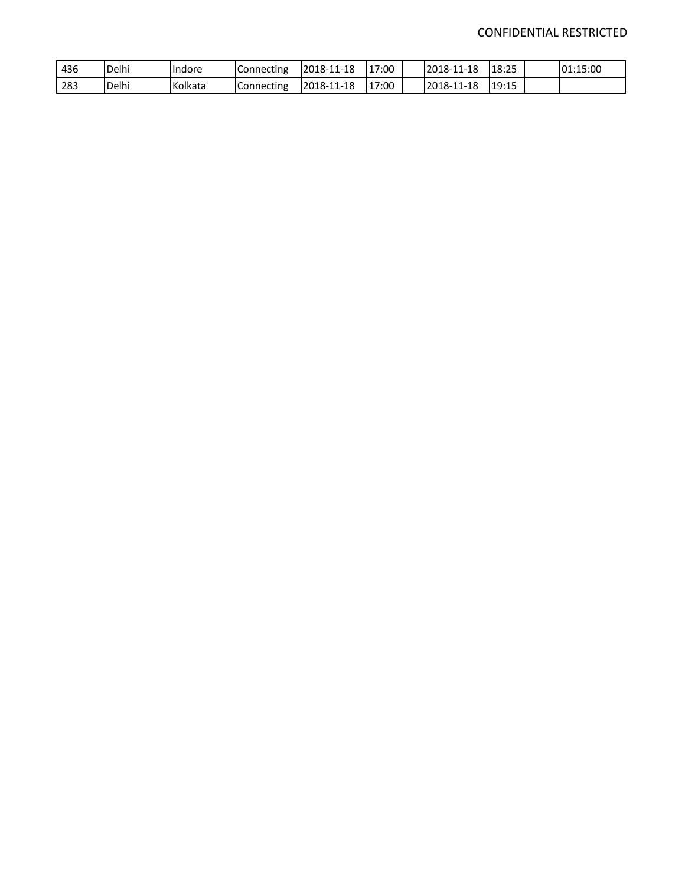| | | | | | | | | | | |
|---|---|---|---|---|---|---|---|---|---|---|
| 436 | Delhi | Indore | Connecting | 2018-11-18 | 17:00 | | 2018-11-18 | 18:25 | | 01:15:00 |
| 283 | Delhi | Kolkata | Connecting | 2018-11-18 | 17:00 | | 2018-11-18 | 19:15 | | |